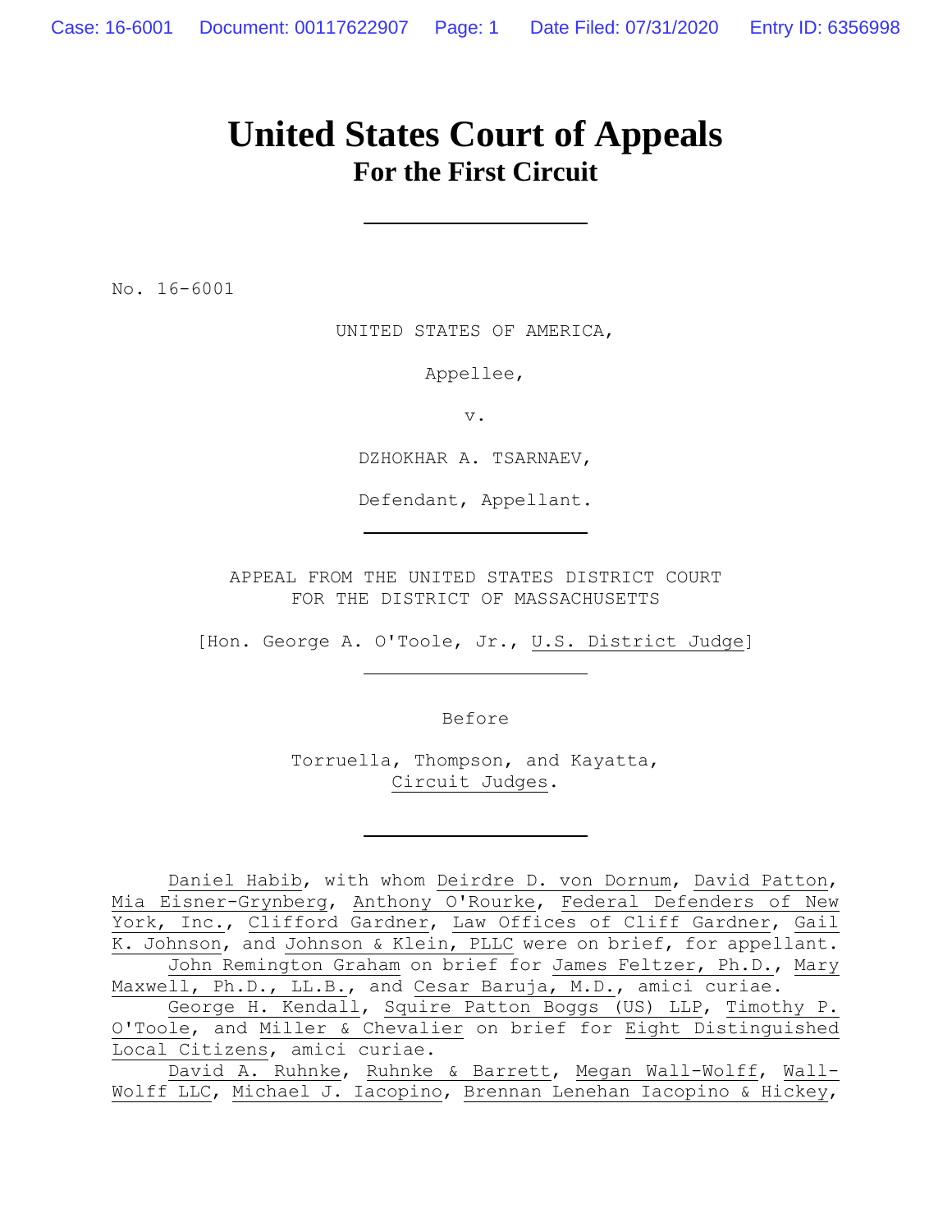# United States Court of Appeals
## For the First Circuit

---

No. 16-6001

UNITED STATES OF AMERICA,

Appellee,

v.

DZHOKHAR A. TSARNAEV,

Defendant, Appellant.

---

APPEAL FROM THE UNITED STATES DISTRICT COURT
FOR THE DISTRICT OF MASSACHUSETTS

[Hon. George A. O'Toole, Jr., U.S. District Judge]

---

Before

Torruella, Thompson, and Kayatta,
Circuit Judges.

---

Daniel Habib, with whom Deirdre D. von Dornum, David Patton, Mia Eisner-Grynberg, Anthony O'Rourke, Federal Defenders of New York, Inc., Clifford Gardner, Law Offices of Cliff Gardner, Gail K. Johnson, and Johnson & Klein, PLLC were on brief, for appellant.

John Remington Graham on brief for James Feltzer, Ph.D., Mary Maxwell, Ph.D., LL.B., and Cesar Baruja, M.D., amici curiae.

George H. Kendall, Squire Patton Boggs (US) LLP, Timothy P. O'Toole, and Miller & Chevalier on brief for Eight Distinguished Local Citizens, amici curiae.

David A. Ruhnke, Ruhnke & Barrett, Megan Wall-Wolff, Wall-Wolff LLC, Michael J. Iacopino, Brennan Lenehan Iacopino & Hickey,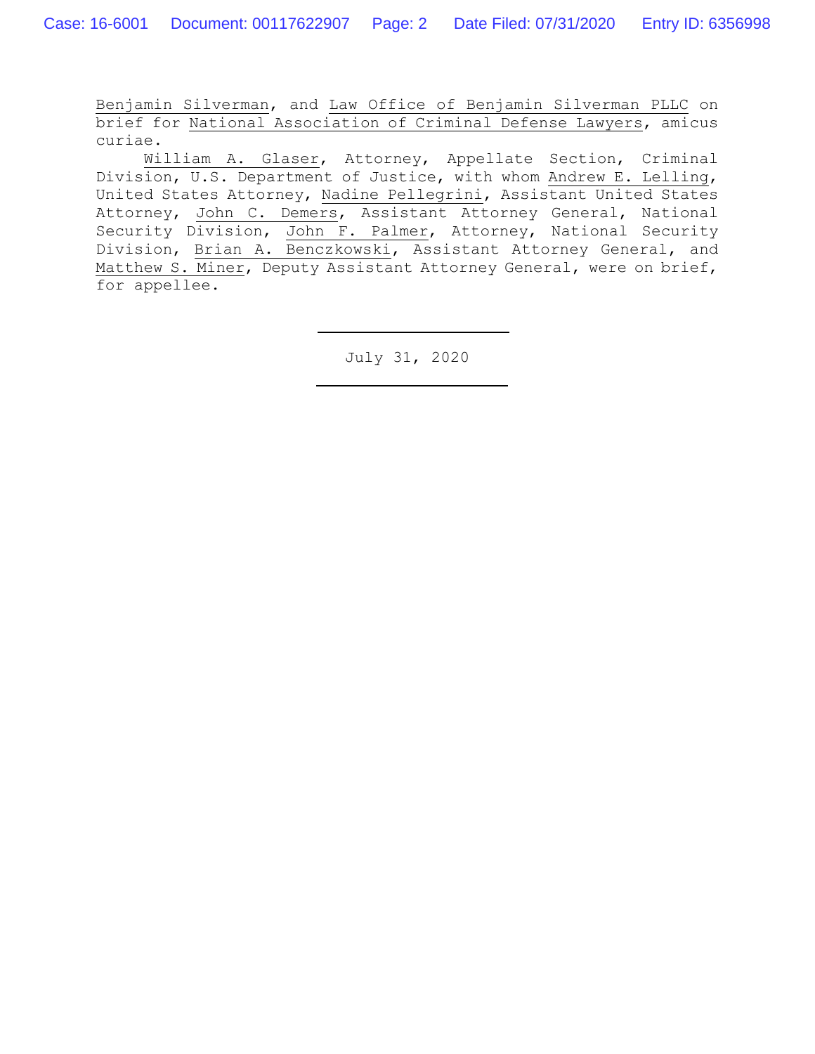Benjamin Silverman, and Law Office of Benjamin Silverman PLLC on brief for National Association of Criminal Defense Lawyers, amicus curiae.

William A. Glaser, Attorney, Appellate Section, Criminal Division, U.S. Department of Justice, with whom Andrew E. Lelling, United States Attorney, Nadine Pellegrini, Assistant United States Attorney, John C. Demers, Assistant Attorney General, National Security Division, John F. Palmer, Attorney, National Security Division, Brian A. Benczkowski, Assistant Attorney General, and Matthew S. Miner, Deputy Assistant Attorney General, were on brief, for appellee.

---

July 31, 2020

---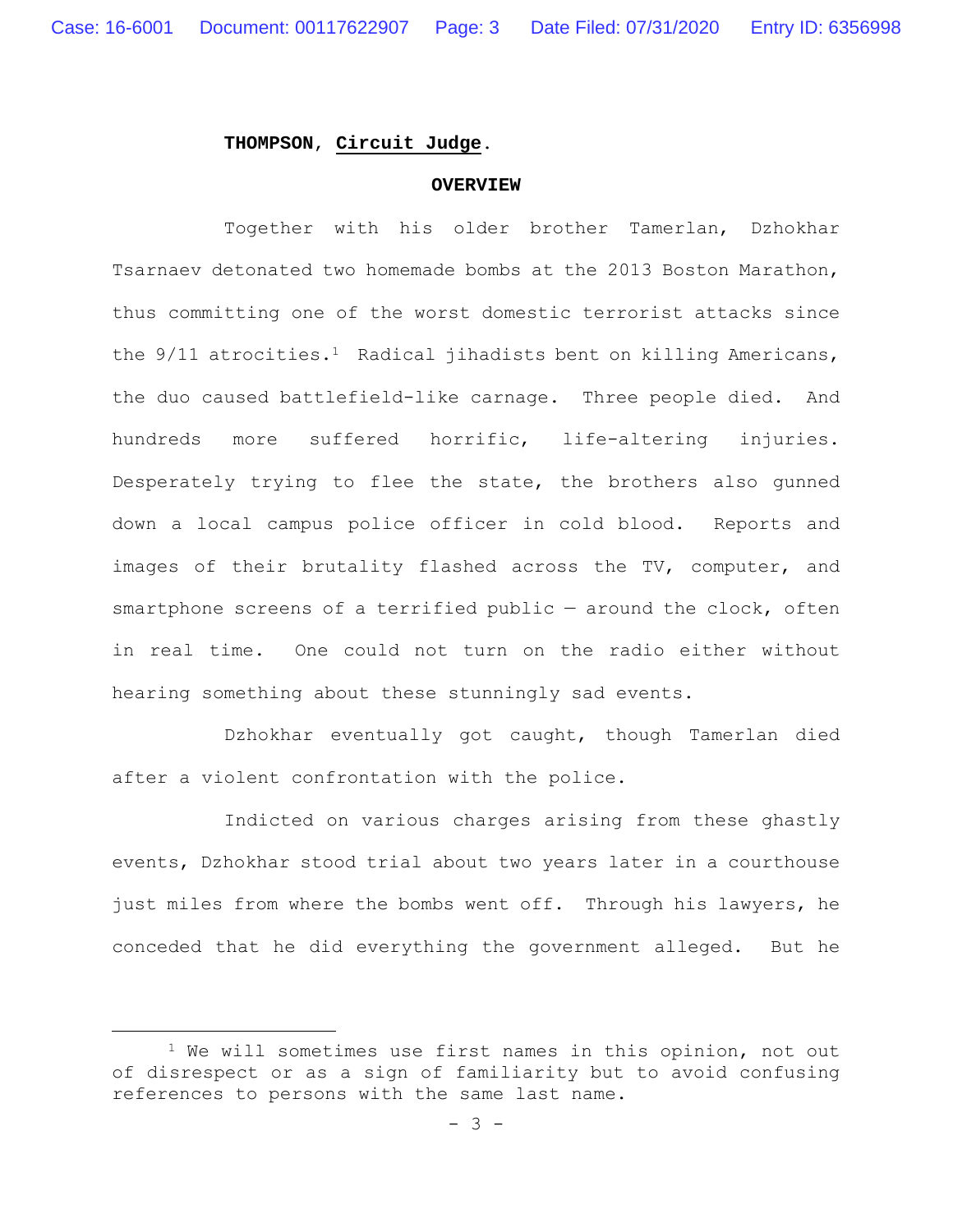**THOMPSON**, Circuit Judge.

## OVERVIEW

Together with his older brother Tamerlan, Dzhokhar Tsarnaev detonated two homemade bombs at the 2013 Boston Marathon, thus committing one of the worst domestic terrorist attacks since the 9/11 atrocities.[1] Radical jihadists bent on killing Americans, the duo caused battlefield-like carnage. Three people died. And hundreds more suffered horrific, life-altering injuries. Desperately trying to flee the state, the brothers also gunned down a local campus police officer in cold blood. Reports and images of their brutality flashed across the TV, computer, and smartphone screens of a terrified public — around the clock, often in real time. One could not turn on the radio either without hearing something about these stunningly sad events.

Dzhokhar eventually got caught, though Tamerlan died after a violent confrontation with the police.

Indicted on various charges arising from these ghastly events, Dzhokhar stood trial about two years later in a courthouse just miles from where the bombs went off. Through his lawyers, he conceded that he did everything the government alleged. But he

[1] We will sometimes use first names in this opinion, not out of disrespect or as a sign of familiarity but to avoid confusing references to persons with the same last name.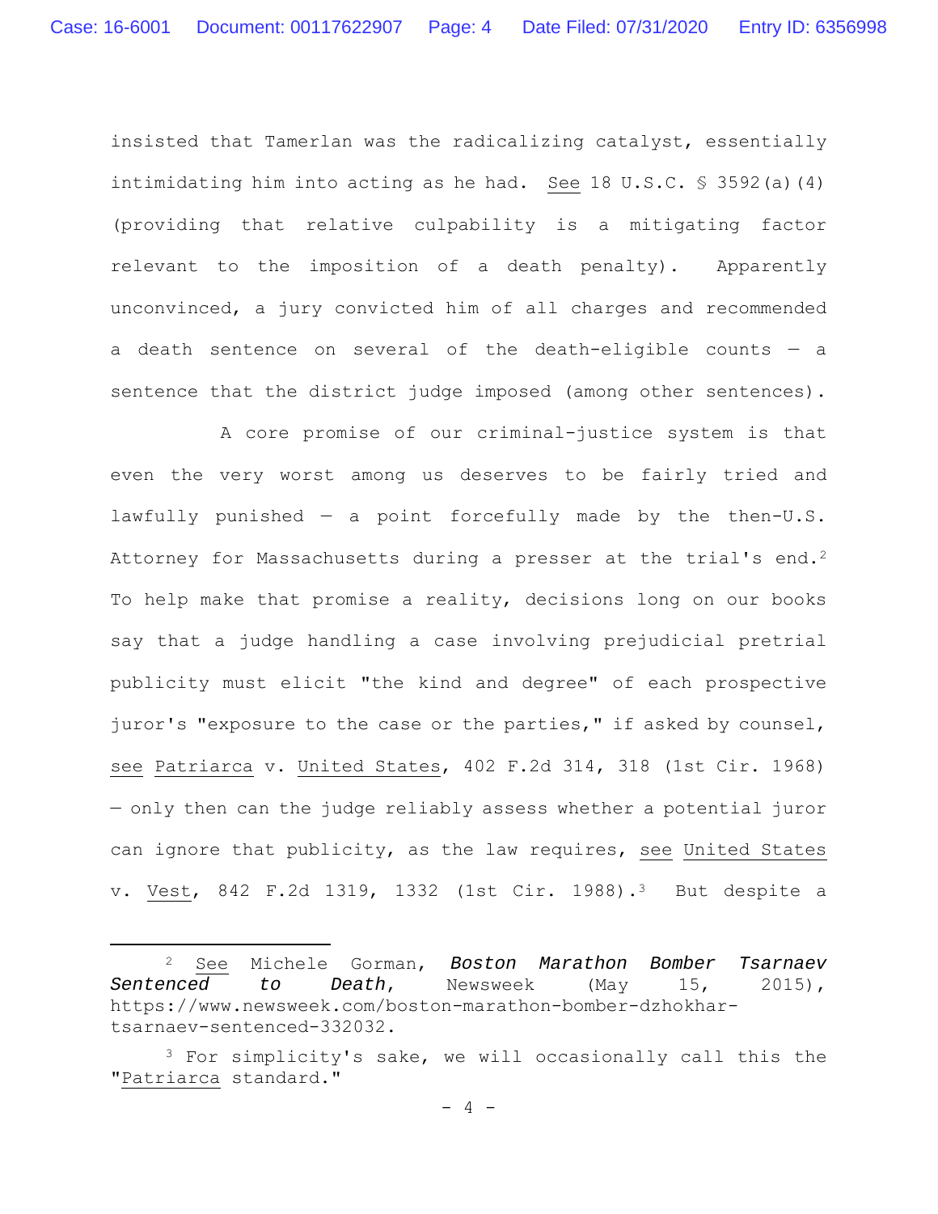insisted that Tamerlan was the radicalizing catalyst, essentially intimidating him into acting as he had. _See_ 18 U.S.C. § 3592(a)(4) (providing that relative culpability is a mitigating factor relevant to the imposition of a death penalty). Apparently unconvinced, a jury convicted him of all charges and recommended a death sentence on several of the death-eligible counts — a sentence that the district judge imposed (among other sentences).

A core promise of our criminal-justice system is that even the very worst among us deserves to be fairly tried and lawfully punished — a point forcefully made by the then-U.S. Attorney for Massachusetts during a presser at the trial's end.[2] To help make that promise a reality, decisions long on our books say that a judge handling a case involving prejudicial pretrial publicity must elicit "the kind and degree" of each prospective juror's "exposure to the case or the parties," if asked by counsel, _see_ _Patriarca_ v. _United States_, 402 F.2d 314, 318 (1st Cir. 1968) — only then can the judge reliably assess whether a potential juror can ignore that publicity, as the law requires, _see_ _United States_ v. _Vest_, 842 F.2d 1319, 1332 (1st Cir. 1988).[3] But despite a

---

[2] _See_ Michele Gorman, ***Boston Marathon Bomber Tsarnaev Sentenced to Death***, Newsweek (May 15, 2015), https://www.newsweek.com/boston-marathon-bomber-dzhokhar-tsarnaev-sentenced-332032.

[3] For simplicity's sake, we will occasionally call this the "_Patriarca_ standard."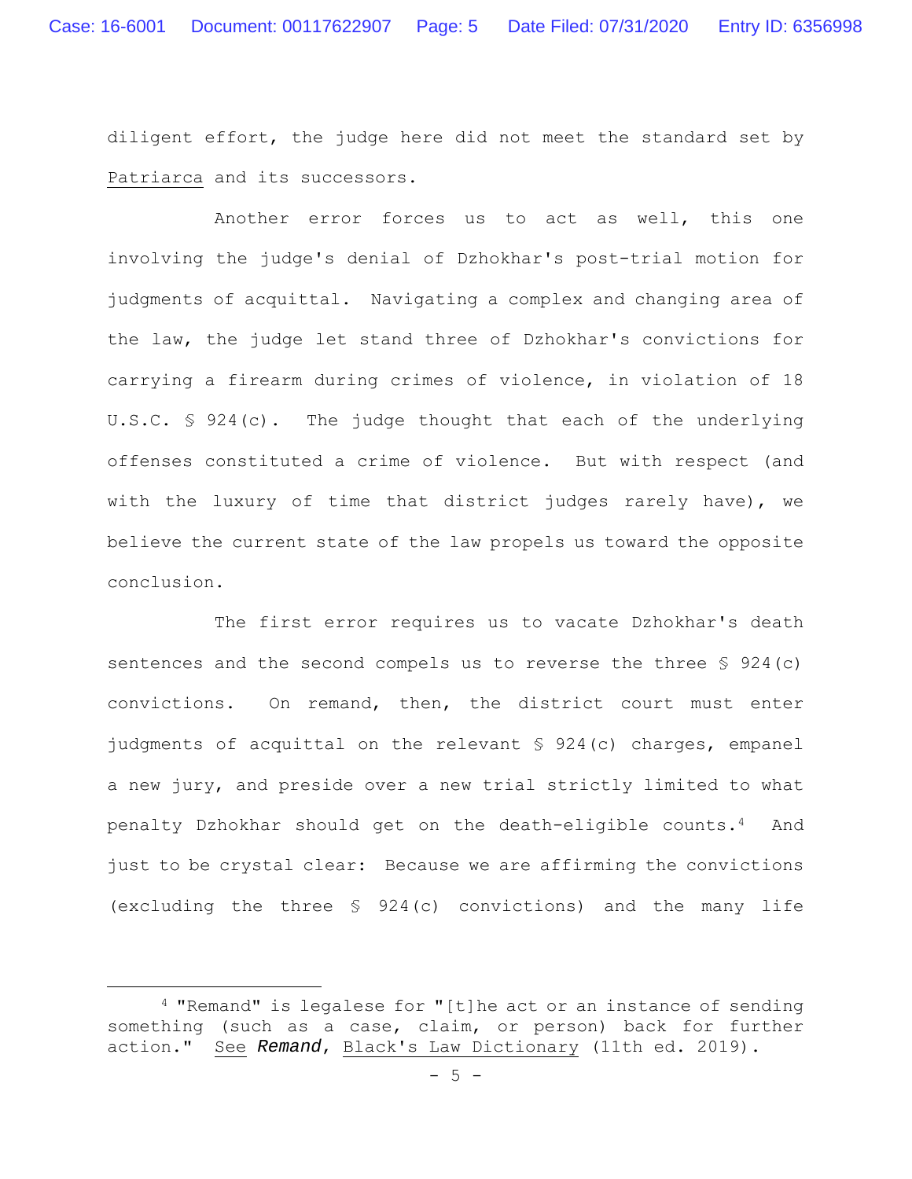diligent effort, the judge here did not meet the standard set by Patriarca and its successors.

Another error forces us to act as well, this one involving the judge's denial of Dzhokhar's post-trial motion for judgments of acquittal. Navigating a complex and changing area of the law, the judge let stand three of Dzhokhar's convictions for carrying a firearm during crimes of violence, in violation of 18 U.S.C. § 924(c). The judge thought that each of the underlying offenses constituted a crime of violence. But with respect (and with the luxury of time that district judges rarely have), we believe the current state of the law propels us toward the opposite conclusion.

The first error requires us to vacate Dzhokhar's death sentences and the second compels us to reverse the three § 924(c) convictions. On remand, then, the district court must enter judgments of acquittal on the relevant § 924(c) charges, empanel a new jury, and preside over a new trial strictly limited to what penalty Dzhokhar should get on the death-eligible counts.[4] And just to be crystal clear: Because we are affirming the convictions (excluding the three § 924(c) convictions) and the many life

---

[4] "Remand" is legalese for "[t]he act or an instance of sending something (such as a case, claim, or person) back for further action." See ***Remand***, Black's Law Dictionary (11th ed. 2019).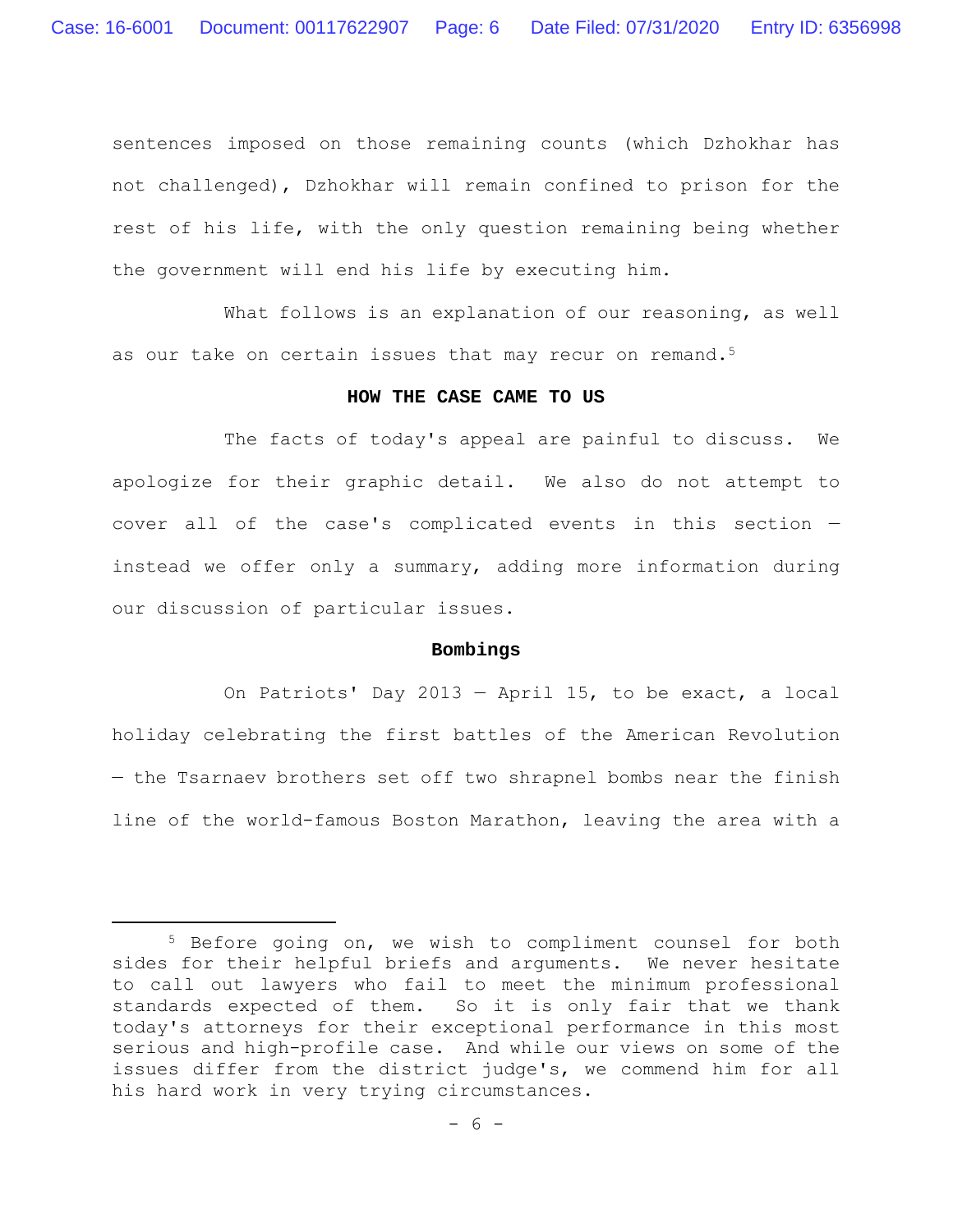sentences imposed on those remaining counts (which Dzhokhar has not challenged), Dzhokhar will remain confined to prison for the rest of his life, with the only question remaining being whether the government will end his life by executing him.

What follows is an explanation of our reasoning, as well as our take on certain issues that may recur on remand.[5]

## HOW THE CASE CAME TO US

The facts of today's appeal are painful to discuss. We apologize for their graphic detail. We also do not attempt to cover all of the case's complicated events in this section — instead we offer only a summary, adding more information during our discussion of particular issues.

### Bombings

On Patriots' Day 2013 — April 15, to be exact, a local holiday celebrating the first battles of the American Revolution — the Tsarnaev brothers set off two shrapnel bombs near the finish line of the world-famous Boston Marathon, leaving the area with a

---

[5] Before going on, we wish to compliment counsel for both sides for their helpful briefs and arguments. We never hesitate to call out lawyers who fail to meet the minimum professional standards expected of them. So it is only fair that we thank today's attorneys for their exceptional performance in this most serious and high-profile case. And while our views on some of the issues differ from the district judge's, we commend him for all his hard work in very trying circumstances.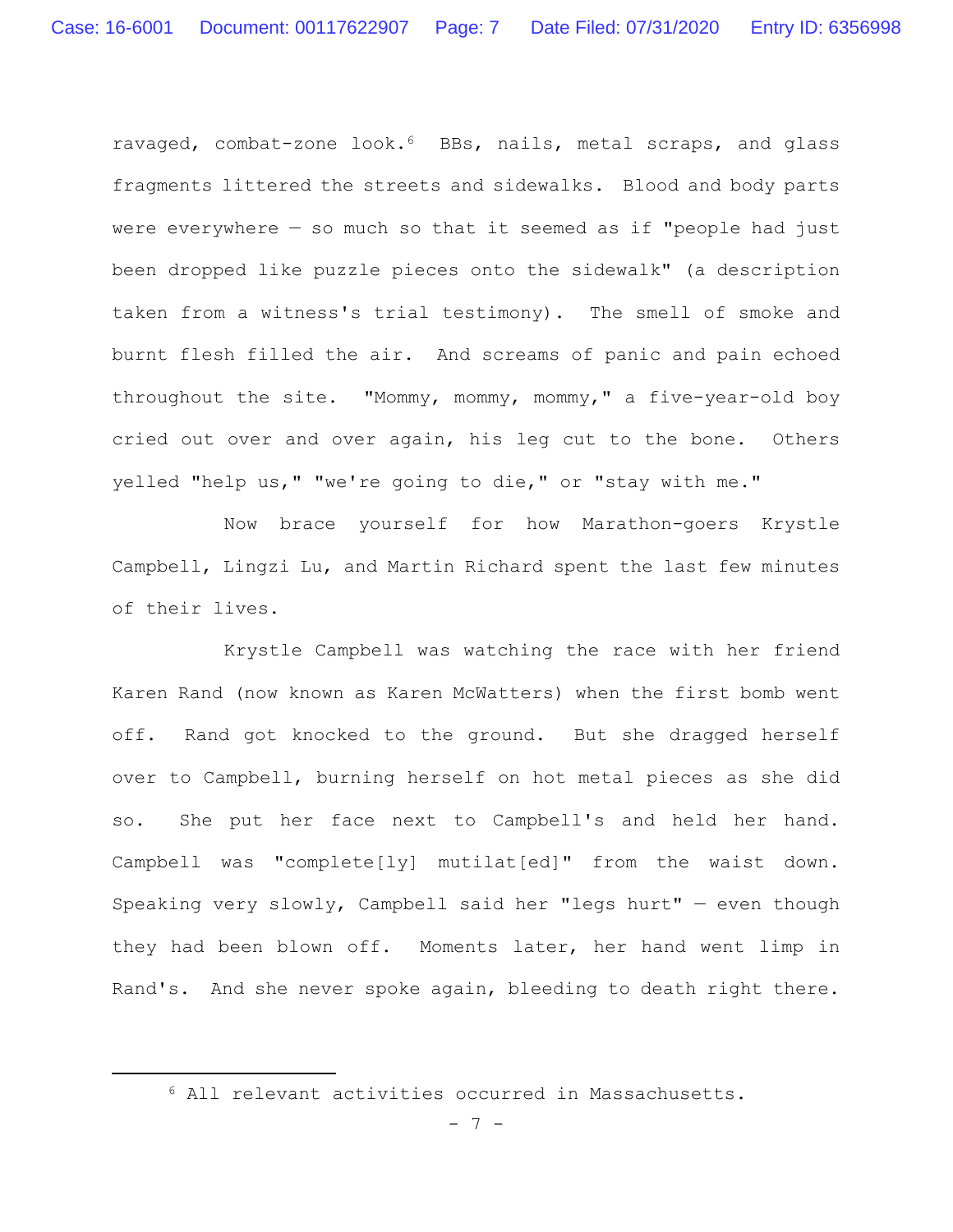ravaged, combat-zone look.[6] BBs, nails, metal scraps, and glass fragments littered the streets and sidewalks. Blood and body parts were everywhere — so much so that it seemed as if "people had just been dropped like puzzle pieces onto the sidewalk" (a description taken from a witness's trial testimony). The smell of smoke and burnt flesh filled the air. And screams of panic and pain echoed throughout the site. "Mommy, mommy, mommy," a five-year-old boy cried out over and over again, his leg cut to the bone. Others yelled "help us," "we're going to die," or "stay with me."

Now brace yourself for how Marathon-goers Krystle Campbell, Lingzi Lu, and Martin Richard spent the last few minutes of their lives.

Krystle Campbell was watching the race with her friend Karen Rand (now known as Karen McWatters) when the first bomb went off. Rand got knocked to the ground. But she dragged herself over to Campbell, burning herself on hot metal pieces as she did so. She put her face next to Campbell's and held her hand. Campbell was "complete[ly] mutilat[ed]" from the waist down. Speaking very slowly, Campbell said her "legs hurt" — even though they had been blown off. Moments later, her hand went limp in Rand's. And she never spoke again, bleeding to death right there.

---

[6] All relevant activities occurred in Massachusetts.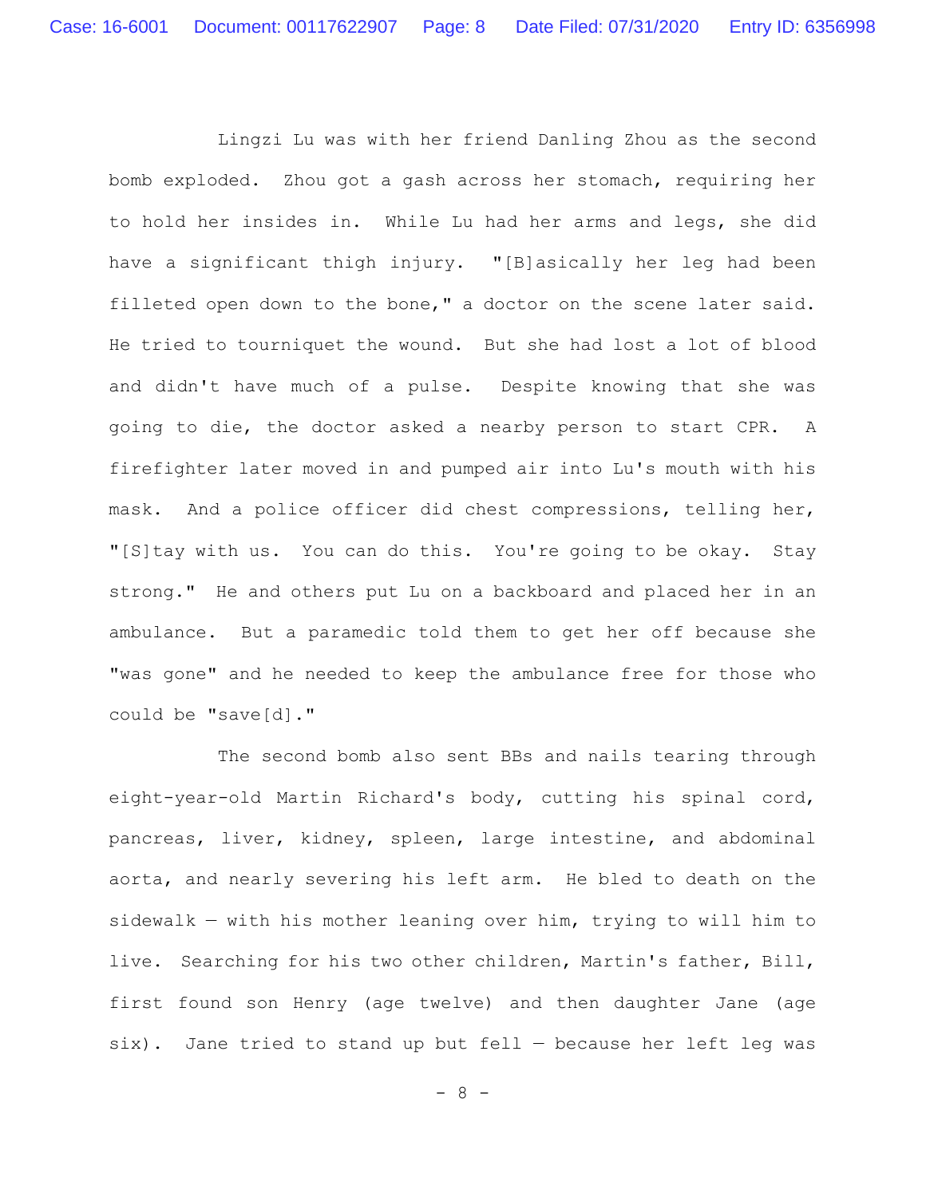Lingzi Lu was with her friend Danling Zhou as the second bomb exploded. Zhou got a gash across her stomach, requiring her to hold her insides in. While Lu had her arms and legs, she did have a significant thigh injury. "[B]asically her leg had been filleted open down to the bone," a doctor on the scene later said. He tried to tourniquet the wound. But she had lost a lot of blood and didn't have much of a pulse. Despite knowing that she was going to die, the doctor asked a nearby person to start CPR. A firefighter later moved in and pumped air into Lu's mouth with his mask. And a police officer did chest compressions, telling her, "[S]tay with us. You can do this. You're going to be okay. Stay strong." He and others put Lu on a backboard and placed her in an ambulance. But a paramedic told them to get her off because she "was gone" and he needed to keep the ambulance free for those who could be "save[d]."

The second bomb also sent BBs and nails tearing through eight-year-old Martin Richard's body, cutting his spinal cord, pancreas, liver, kidney, spleen, large intestine, and abdominal aorta, and nearly severing his left arm. He bled to death on the sidewalk — with his mother leaning over him, trying to will him to live. Searching for his two other children, Martin's father, Bill, first found son Henry (age twelve) and then daughter Jane (age six). Jane tried to stand up but fell — because her left leg was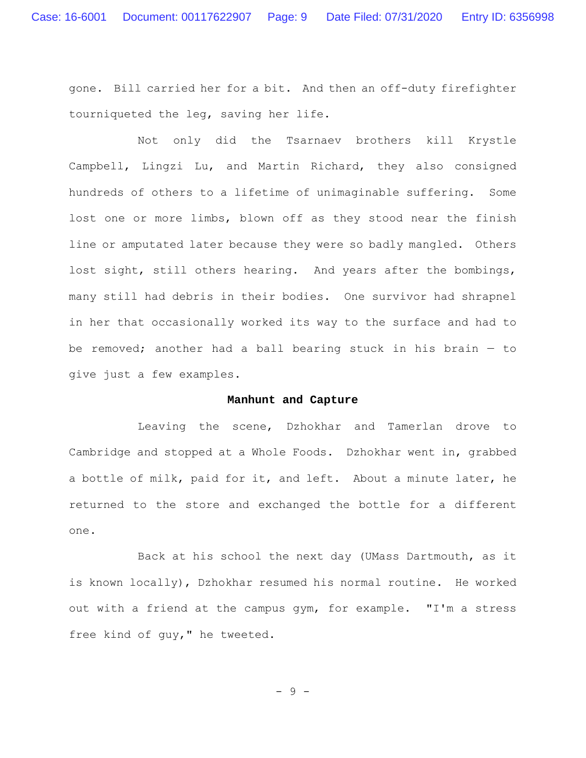gone. Bill carried her for a bit. And then an off-duty firefighter tourniqueted the leg, saving her life.

Not only did the Tsarnaev brothers kill Krystle Campbell, Lingzi Lu, and Martin Richard, they also consigned hundreds of others to a lifetime of unimaginable suffering. Some lost one or more limbs, blown off as they stood near the finish line or amputated later because they were so badly mangled. Others lost sight, still others hearing. And years after the bombings, many still had debris in their bodies. One survivor had shrapnel in her that occasionally worked its way to the surface and had to be removed; another had a ball bearing stuck in his brain — to give just a few examples.

**Manhunt and Capture**

Leaving the scene, Dzhokhar and Tamerlan drove to Cambridge and stopped at a Whole Foods. Dzhokhar went in, grabbed a bottle of milk, paid for it, and left. About a minute later, he returned to the store and exchanged the bottle for a different one.

Back at his school the next day (UMass Dartmouth, as it is known locally), Dzhokhar resumed his normal routine. He worked out with a friend at the campus gym, for example. "I'm a stress free kind of guy," he tweeted.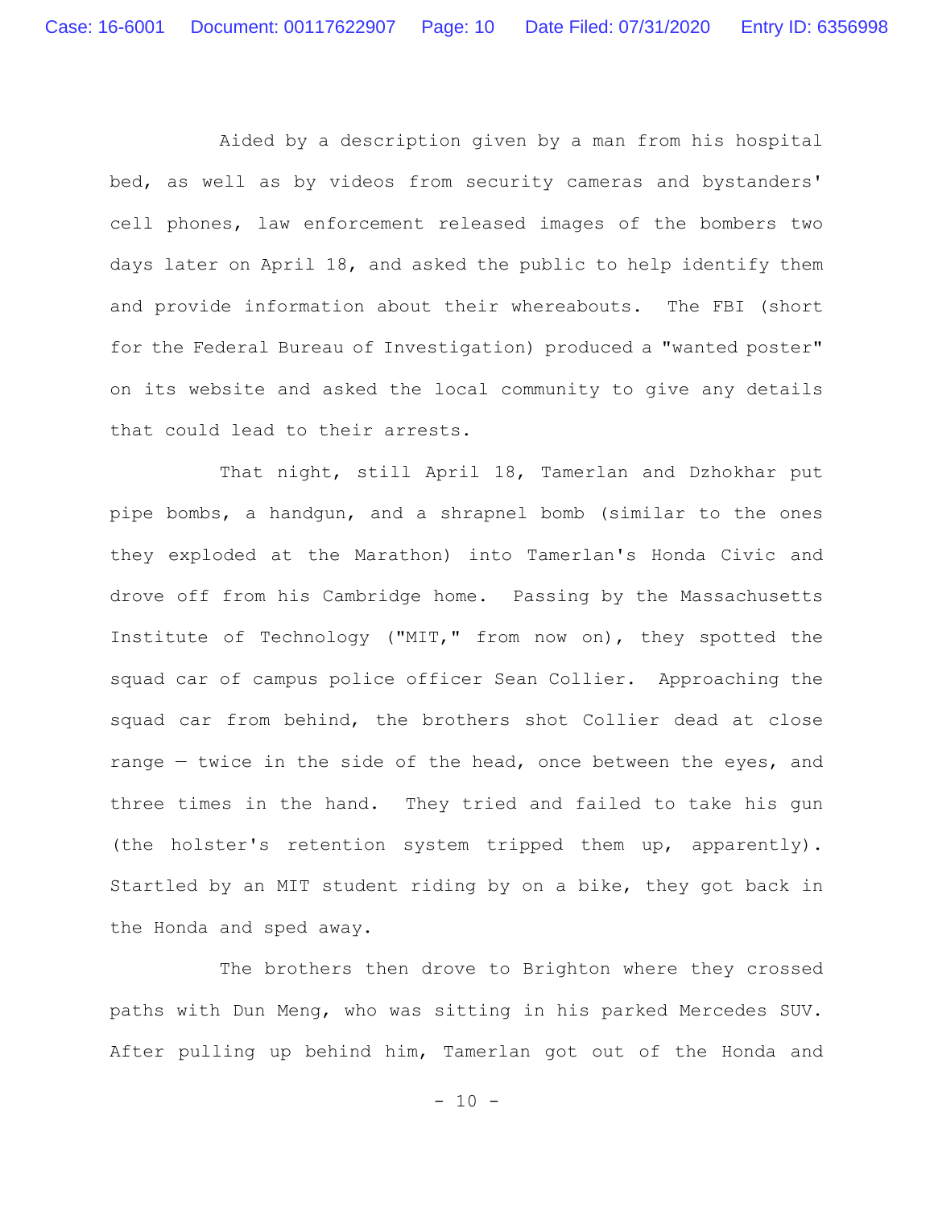Aided by a description given by a man from his hospital bed, as well as by videos from security cameras and bystanders' cell phones, law enforcement released images of the bombers two days later on April 18, and asked the public to help identify them and provide information about their whereabouts. The FBI (short for the Federal Bureau of Investigation) produced a "wanted poster" on its website and asked the local community to give any details that could lead to their arrests.

That night, still April 18, Tamerlan and Dzhokhar put pipe bombs, a handgun, and a shrapnel bomb (similar to the ones they exploded at the Marathon) into Tamerlan's Honda Civic and drove off from his Cambridge home. Passing by the Massachusetts Institute of Technology ("MIT," from now on), they spotted the squad car of campus police officer Sean Collier. Approaching the squad car from behind, the brothers shot Collier dead at close range — twice in the side of the head, once between the eyes, and three times in the hand. They tried and failed to take his gun (the holster's retention system tripped them up, apparently). Startled by an MIT student riding by on a bike, they got back in the Honda and sped away.

The brothers then drove to Brighton where they crossed paths with Dun Meng, who was sitting in his parked Mercedes SUV. After pulling up behind him, Tamerlan got out of the Honda and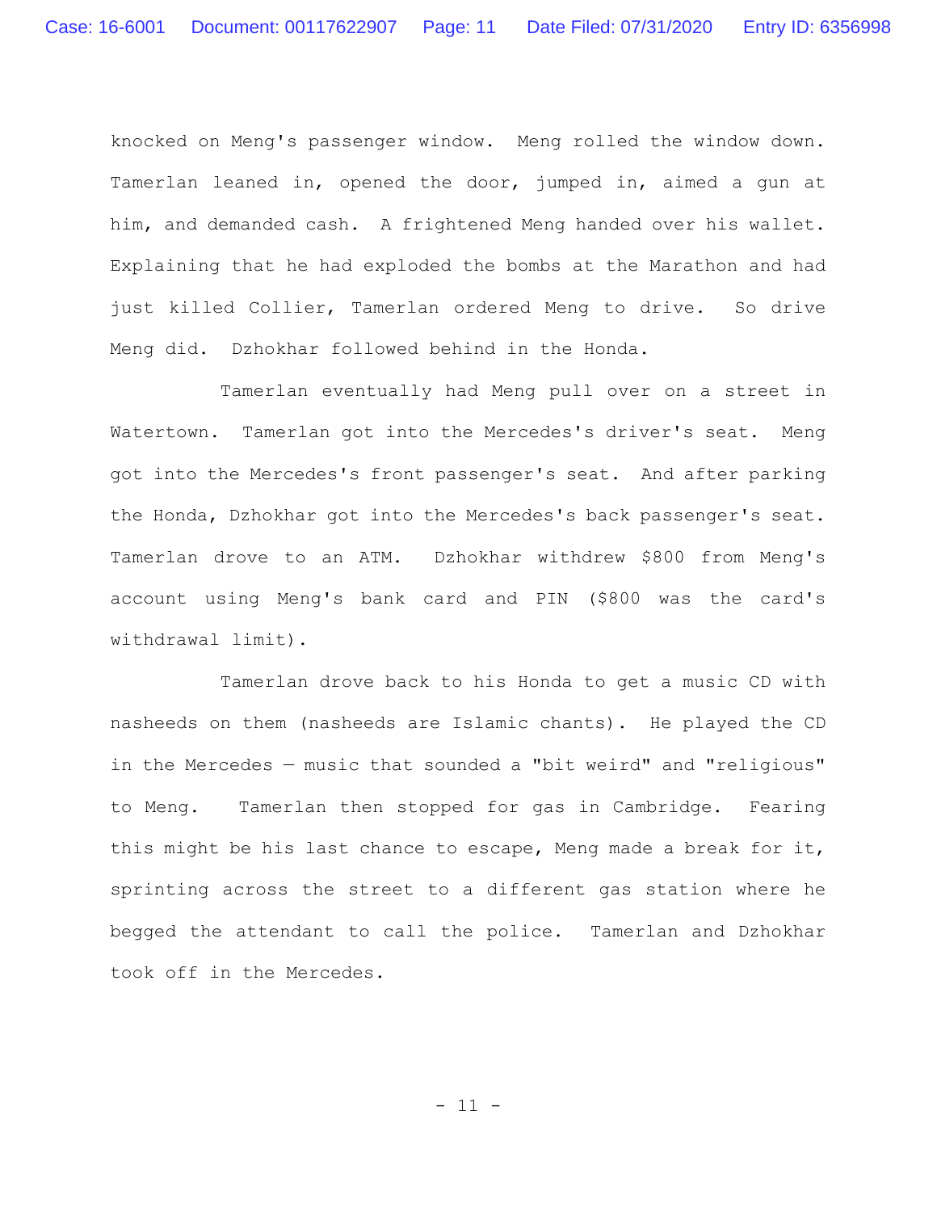knocked on Meng's passenger window. Meng rolled the window down. Tamerlan leaned in, opened the door, jumped in, aimed a gun at him, and demanded cash. A frightened Meng handed over his wallet. Explaining that he had exploded the bombs at the Marathon and had just killed Collier, Tamerlan ordered Meng to drive. So drive Meng did. Dzhokhar followed behind in the Honda.

Tamerlan eventually had Meng pull over on a street in Watertown. Tamerlan got into the Mercedes's driver's seat. Meng got into the Mercedes's front passenger's seat. And after parking the Honda, Dzhokhar got into the Mercedes's back passenger's seat. Tamerlan drove to an ATM. Dzhokhar withdrew $800 from Meng's account using Meng's bank card and PIN ($800 was the card's withdrawal limit).

Tamerlan drove back to his Honda to get a music CD with nasheeds on them (nasheeds are Islamic chants). He played the CD in the Mercedes — music that sounded a "bit weird" and "religious" to Meng. Tamerlan then stopped for gas in Cambridge. Fearing this might be his last chance to escape, Meng made a break for it, sprinting across the street to a different gas station where he begged the attendant to call the police. Tamerlan and Dzhokhar took off in the Mercedes.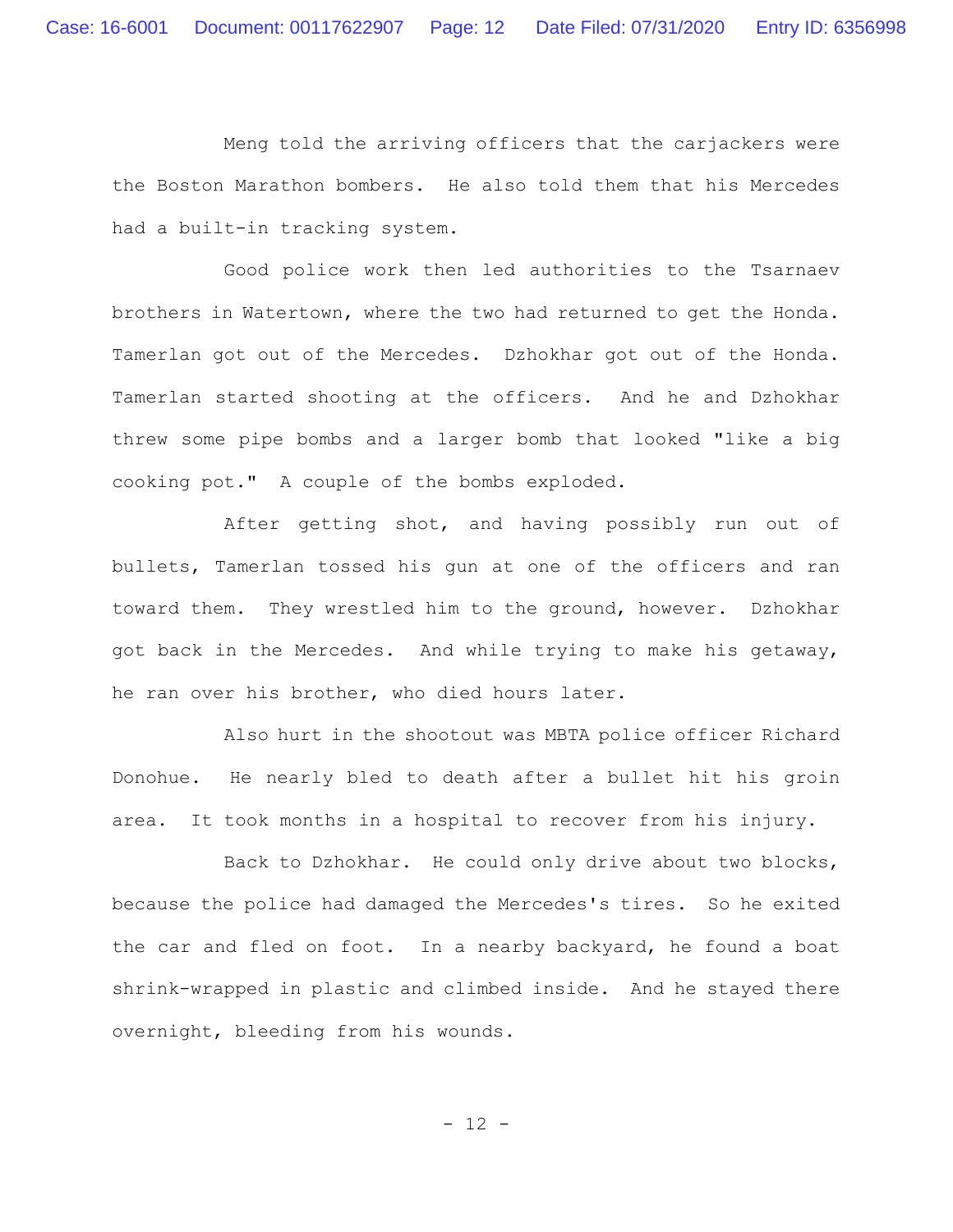Meng told the arriving officers that the carjackers were the Boston Marathon bombers. He also told them that his Mercedes had a built-in tracking system.

Good police work then led authorities to the Tsarnaev brothers in Watertown, where the two had returned to get the Honda. Tamerlan got out of the Mercedes. Dzhokhar got out of the Honda. Tamerlan started shooting at the officers. And he and Dzhokhar threw some pipe bombs and a larger bomb that looked "like a big cooking pot." A couple of the bombs exploded.

After getting shot, and having possibly run out of bullets, Tamerlan tossed his gun at one of the officers and ran toward them. They wrestled him to the ground, however. Dzhokhar got back in the Mercedes. And while trying to make his getaway, he ran over his brother, who died hours later.

Also hurt in the shootout was MBTA police officer Richard Donohue. He nearly bled to death after a bullet hit his groin area. It took months in a hospital to recover from his injury.

Back to Dzhokhar. He could only drive about two blocks, because the police had damaged the Mercedes's tires. So he exited the car and fled on foot. In a nearby backyard, he found a boat shrink-wrapped in plastic and climbed inside. And he stayed there overnight, bleeding from his wounds.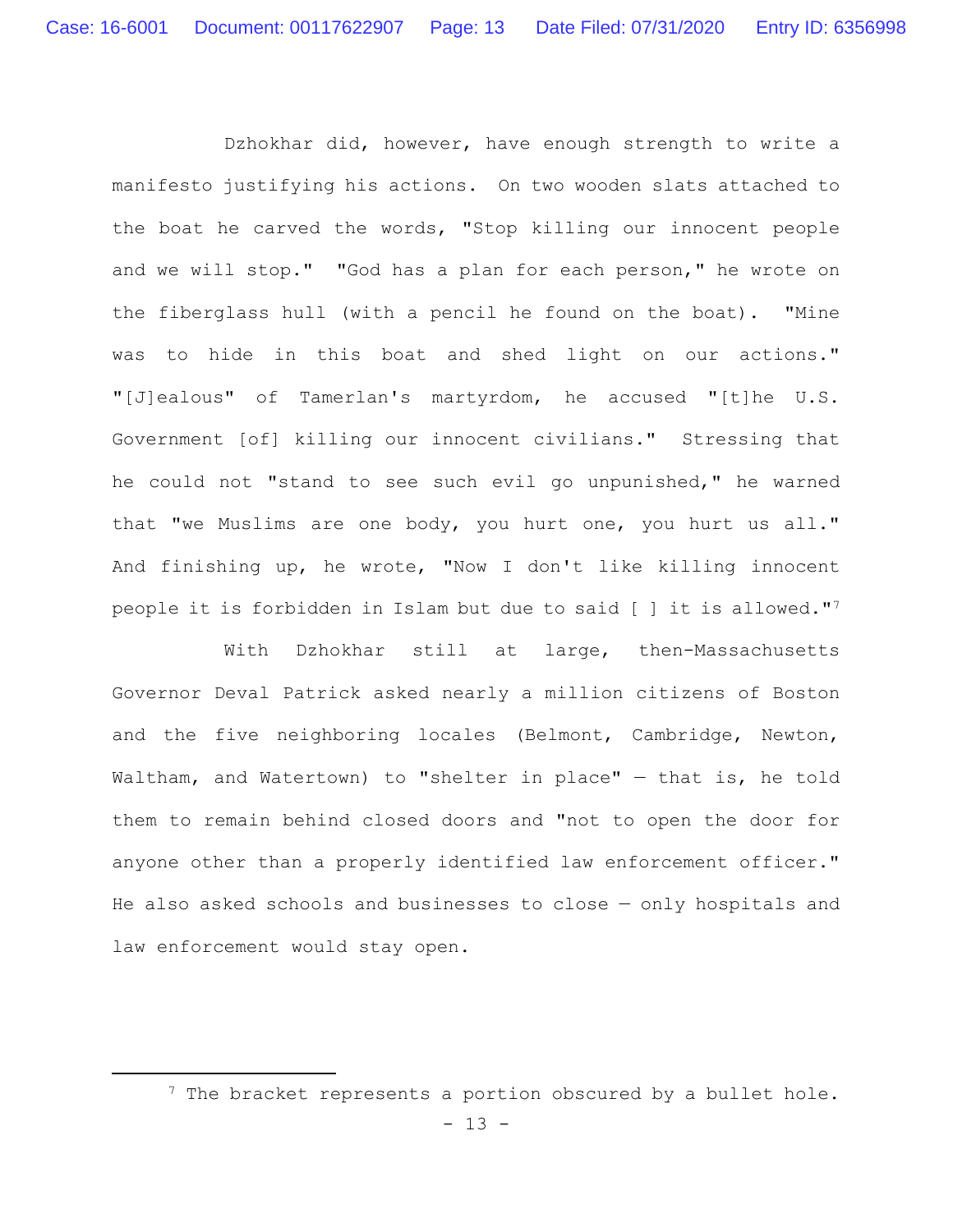Dzhokhar did, however, have enough strength to write a manifesto justifying his actions. On two wooden slats attached to the boat he carved the words, "Stop killing our innocent people and we will stop." "God has a plan for each person," he wrote on the fiberglass hull (with a pencil he found on the boat). "Mine was to hide in this boat and shed light on our actions." "[J]ealous" of Tamerlan's martyrdom, he accused "[t]he U.S. Government [of] killing our innocent civilians." Stressing that he could not "stand to see such evil go unpunished," he warned that "we Muslims are one body, you hurt one, you hurt us all." And finishing up, he wrote, "Now I don't like killing innocent people it is forbidden in Islam but due to said [ ] it is allowed."[7]

With Dzhokhar still at large, then-Massachusetts Governor Deval Patrick asked nearly a million citizens of Boston and the five neighboring locales (Belmont, Cambridge, Newton, Waltham, and Watertown) to "shelter in place" — that is, he told them to remain behind closed doors and "not to open the door for anyone other than a properly identified law enforcement officer." He also asked schools and businesses to close — only hospitals and law enforcement would stay open.

---

[7] The bracket represents a portion obscured by a bullet hole.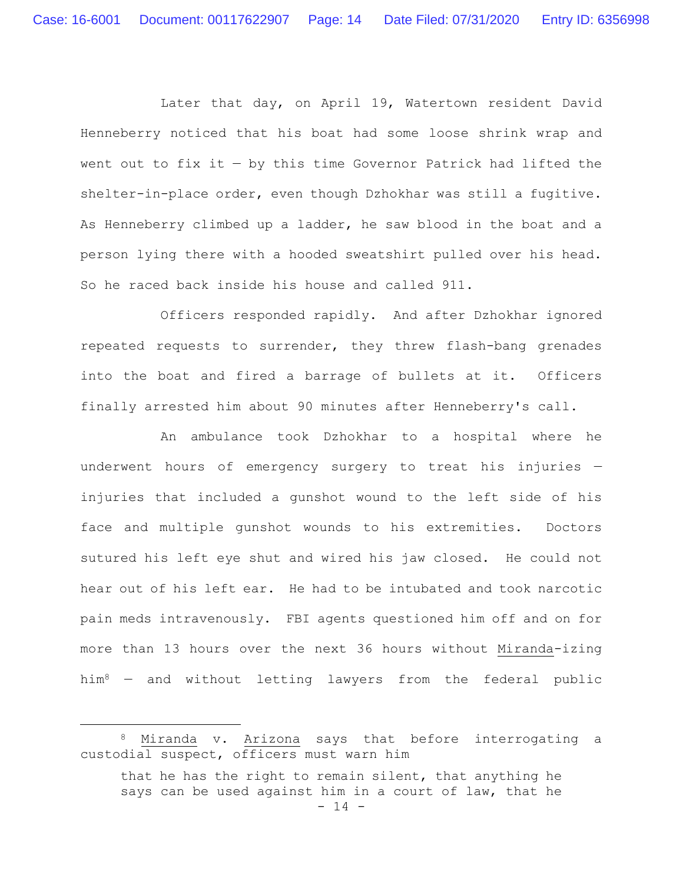Later that day, on April 19, Watertown resident David Henneberry noticed that his boat had some loose shrink wrap and went out to fix it — by this time Governor Patrick had lifted the shelter-in-place order, even though Dzhokhar was still a fugitive. As Henneberry climbed up a ladder, he saw blood in the boat and a person lying there with a hooded sweatshirt pulled over his head. So he raced back inside his house and called 911.

Officers responded rapidly. And after Dzhokhar ignored repeated requests to surrender, they threw flash-bang grenades into the boat and fired a barrage of bullets at it. Officers finally arrested him about 90 minutes after Henneberry's call.

An ambulance took Dzhokhar to a hospital where he underwent hours of emergency surgery to treat his injuries — injuries that included a gunshot wound to the left side of his face and multiple gunshot wounds to his extremities. Doctors sutured his left eye shut and wired his jaw closed. He could not hear out of his left ear. He had to be intubated and took narcotic pain meds intravenously. FBI agents questioned him off and on for more than 13 hours over the next 36 hours without Miranda-izing him[8] — and without letting lawyers from the federal public

---

[8] Miranda v. Arizona says that before interrogating a custodial suspect, officers must warn him

> that he has the right to remain silent, that anything he says can be used against him in a court of law, that he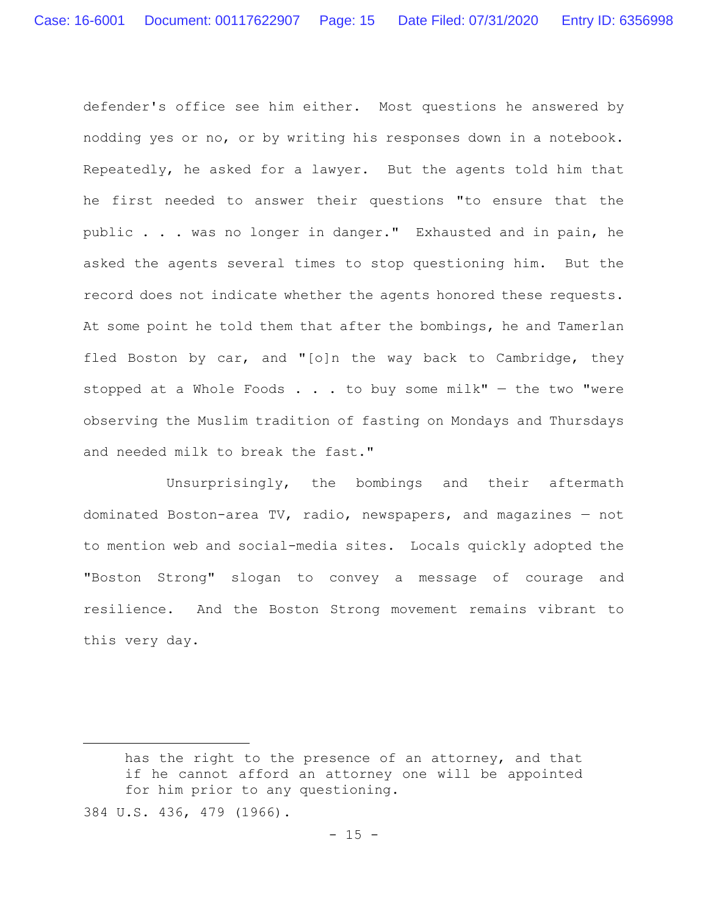defender's office see him either. Most questions he answered by nodding yes or no, or by writing his responses down in a notebook. Repeatedly, he asked for a lawyer. But the agents told him that he first needed to answer their questions "to ensure that the public . . . was no longer in danger." Exhausted and in pain, he asked the agents several times to stop questioning him. But the record does not indicate whether the agents honored these requests. At some point he told them that after the bombings, he and Tamerlan fled Boston by car, and "[o]n the way back to Cambridge, they stopped at a Whole Foods . . . to buy some milk" — the two "were observing the Muslim tradition of fasting on Mondays and Thursdays and needed milk to break the fast."

Unsurprisingly, the bombings and their aftermath dominated Boston-area TV, radio, newspapers, and magazines — not to mention web and social-media sites. Locals quickly adopted the "Boston Strong" slogan to convey a message of courage and resilience. And the Boston Strong movement remains vibrant to this very day.

---

> has the right to the presence of an attorney, and that if he cannot afford an attorney one will be appointed for him prior to any questioning.

384 U.S. 436, 479 (1966).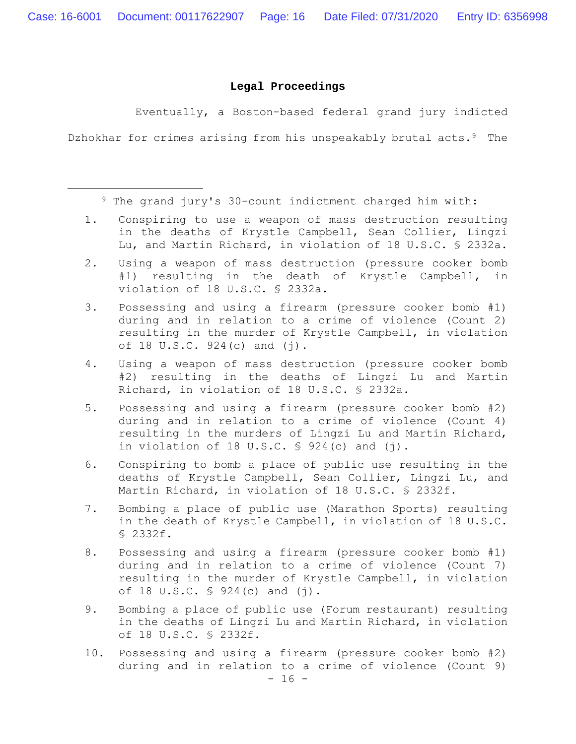**Legal Proceedings**

Eventually, a Boston-based federal grand jury indicted Dzhokhar for crimes arising from his unspeakably brutal acts.[9] The

---

[9] The grand jury's 30-count indictment charged him with:

1. Conspiring to use a weapon of mass destruction resulting in the deaths of Krystle Campbell, Sean Collier, Lingzi Lu, and Martin Richard, in violation of 18 U.S.C. § 2332a.

2. Using a weapon of mass destruction (pressure cooker bomb #1) resulting in the death of Krystle Campbell, in violation of 18 U.S.C. § 2332a.

3. Possessing and using a firearm (pressure cooker bomb #1) during and in relation to a crime of violence (Count 2) resulting in the murder of Krystle Campbell, in violation of 18 U.S.C. 924(c) and (j).

4. Using a weapon of mass destruction (pressure cooker bomb #2) resulting in the deaths of Lingzi Lu and Martin Richard, in violation of 18 U.S.C. § 2332a.

5. Possessing and using a firearm (pressure cooker bomb #2) during and in relation to a crime of violence (Count 4) resulting in the murders of Lingzi Lu and Martin Richard, in violation of 18 U.S.C. § 924(c) and (j).

6. Conspiring to bomb a place of public use resulting in the deaths of Krystle Campbell, Sean Collier, Lingzi Lu, and Martin Richard, in violation of 18 U.S.C. § 2332f.

7. Bombing a place of public use (Marathon Sports) resulting in the death of Krystle Campbell, in violation of 18 U.S.C. § 2332f.

8. Possessing and using a firearm (pressure cooker bomb #1) during and in relation to a crime of violence (Count 7) resulting in the murder of Krystle Campbell, in violation of 18 U.S.C. § 924(c) and (j).

9. Bombing a place of public use (Forum restaurant) resulting in the deaths of Lingzi Lu and Martin Richard, in violation of 18 U.S.C. § 2332f.

10. Possessing and using a firearm (pressure cooker bomb #2) during and in relation to a crime of violence (Count 9)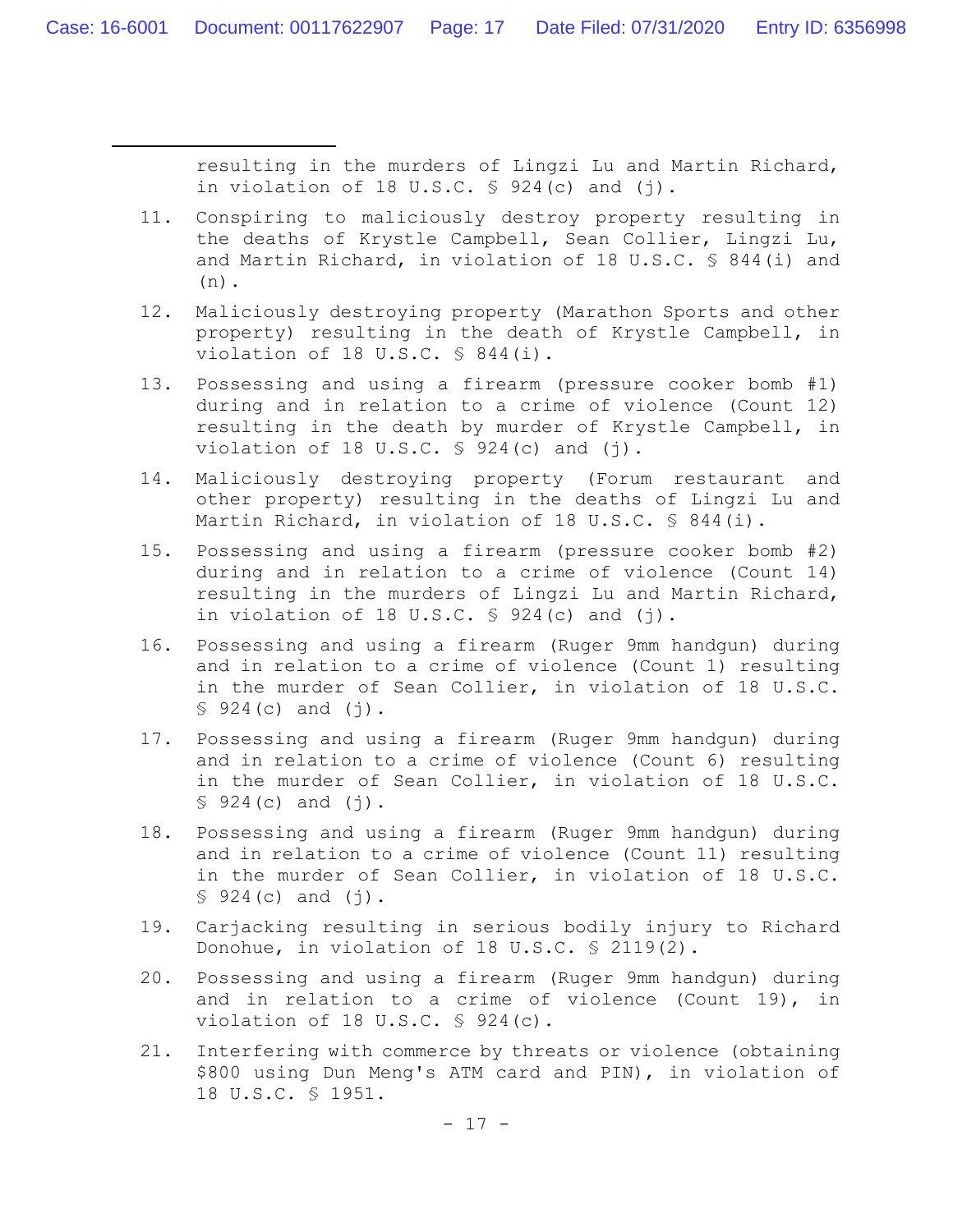resulting in the murders of Lingzi Lu and Martin Richard, in violation of 18 U.S.C. § 924(c) and (j).

11. Conspiring to maliciously destroy property resulting in the deaths of Krystle Campbell, Sean Collier, Lingzi Lu, and Martin Richard, in violation of 18 U.S.C. § 844(i) and (n).

12. Maliciously destroying property (Marathon Sports and other property) resulting in the death of Krystle Campbell, in violation of 18 U.S.C. § 844(i).

13. Possessing and using a firearm (pressure cooker bomb #1) during and in relation to a crime of violence (Count 12) resulting in the death by murder of Krystle Campbell, in violation of 18 U.S.C. § 924(c) and (j).

14. Maliciously destroying property (Forum restaurant and other property) resulting in the deaths of Lingzi Lu and Martin Richard, in violation of 18 U.S.C. § 844(i).

15. Possessing and using a firearm (pressure cooker bomb #2) during and in relation to a crime of violence (Count 14) resulting in the murders of Lingzi Lu and Martin Richard, in violation of 18 U.S.C. § 924(c) and (j).

16. Possessing and using a firearm (Ruger 9mm handgun) during and in relation to a crime of violence (Count 1) resulting in the murder of Sean Collier, in violation of 18 U.S.C. § 924(c) and (j).

17. Possessing and using a firearm (Ruger 9mm handgun) during and in relation to a crime of violence (Count 6) resulting in the murder of Sean Collier, in violation of 18 U.S.C. § 924(c) and (j).

18. Possessing and using a firearm (Ruger 9mm handgun) during and in relation to a crime of violence (Count 11) resulting in the murder of Sean Collier, in violation of 18 U.S.C. § 924(c) and (j).

19. Carjacking resulting in serious bodily injury to Richard Donohue, in violation of 18 U.S.C. § 2119(2).

20. Possessing and using a firearm (Ruger 9mm handgun) during and in relation to a crime of violence (Count 19), in violation of 18 U.S.C. § 924(c).

21. Interfering with commerce by threats or violence (obtaining $800 using Dun Meng's ATM card and PIN), in violation of 18 U.S.C. § 1951.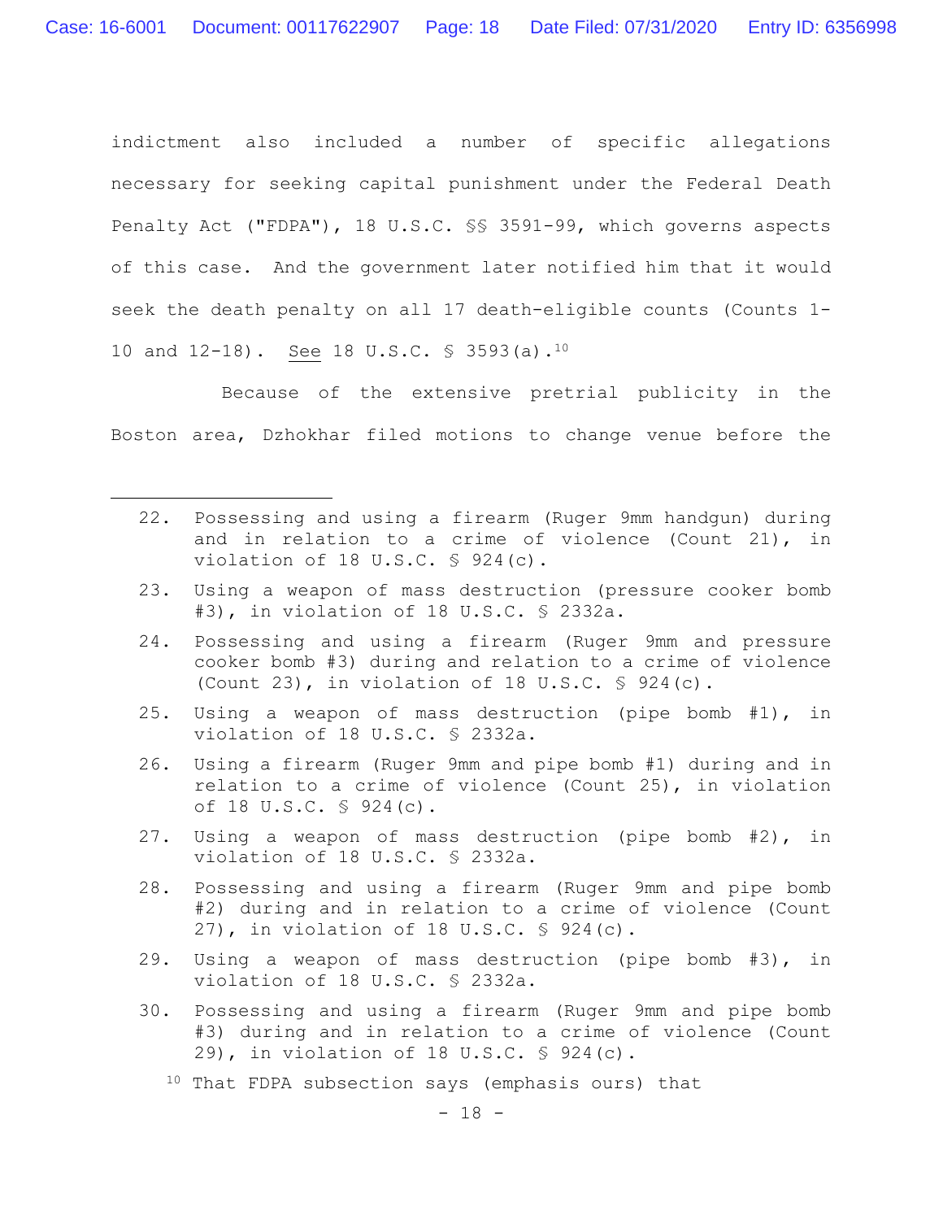indictment also included a number of specific allegations necessary for seeking capital punishment under the Federal Death Penalty Act ("FDPA"), 18 U.S.C. §§ 3591-99, which governs aspects of this case. And the government later notified him that it would seek the death penalty on all 17 death-eligible counts (Counts 1-10 and 12-18). See 18 U.S.C. § 3593(a).[10]

Because of the extensive pretrial publicity in the Boston area, Dzhokhar filed motions to change venue before the

---

22. Possessing and using a firearm (Ruger 9mm handgun) during and in relation to a crime of violence (Count 21), in violation of 18 U.S.C. § 924(c).
23. Using a weapon of mass destruction (pressure cooker bomb #3), in violation of 18 U.S.C. § 2332a.
24. Possessing and using a firearm (Ruger 9mm and pressure cooker bomb #3) during and relation to a crime of violence (Count 23), in violation of 18 U.S.C. § 924(c).
25. Using a weapon of mass destruction (pipe bomb #1), in violation of 18 U.S.C. § 2332a.
26. Using a firearm (Ruger 9mm and pipe bomb #1) during and in relation to a crime of violence (Count 25), in violation of 18 U.S.C. § 924(c).
27. Using a weapon of mass destruction (pipe bomb #2), in violation of 18 U.S.C. § 2332a.
28. Possessing and using a firearm (Ruger 9mm and pipe bomb #2) during and in relation to a crime of violence (Count 27), in violation of 18 U.S.C. § 924(c).
29. Using a weapon of mass destruction (pipe bomb #3), in violation of 18 U.S.C. § 2332a.
30. Possessing and using a firearm (Ruger 9mm and pipe bomb #3) during and in relation to a crime of violence (Count 29), in violation of 18 U.S.C. § 924(c).

[10] That FDPA subsection says (emphasis ours) that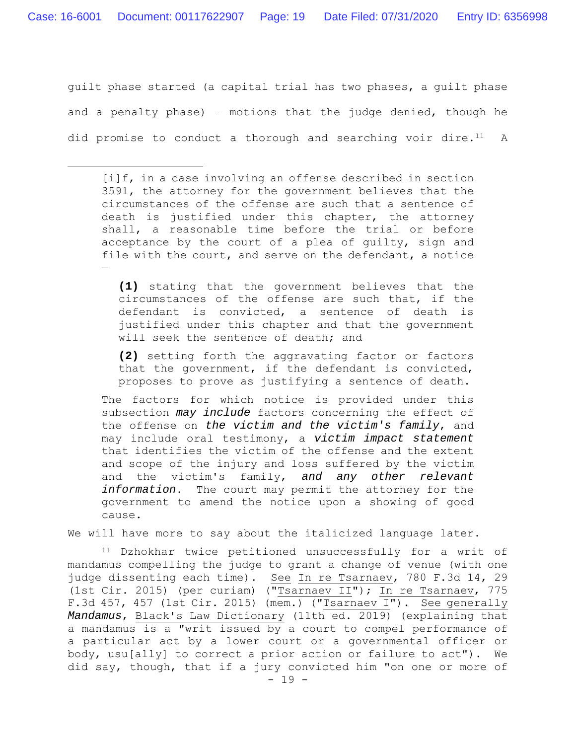guilt phase started (a capital trial has two phases, a guilt phase and a penalty phase) — motions that the judge denied, though he did promise to conduct a thorough and searching voir dire.[11] A

---

> [i]f, in a case involving an offense described in section 3591, the attorney for the government believes that the circumstances of the offense are such that a sentence of death is justified under this chapter, the attorney shall, a reasonable time before the trial or before acceptance by the court of a plea of guilty, sign and file with the court, and serve on the defendant, a notice —
>
> > **(1)** stating that the government believes that the circumstances of the offense are such that, if the defendant is convicted, a sentence of death is justified under this chapter and that the government will seek the sentence of death; and
> >
> > **(2)** setting forth the aggravating factor or factors that the government, if the defendant is convicted, proposes to prove as justifying a sentence of death.
>
> The factors for which notice is provided under this subsection ***may include*** factors concerning the effect of the offense on ***the victim and the victim's family***, and may include oral testimony, a ***victim impact statement*** that identifies the victim of the offense and the extent and scope of the injury and loss suffered by the victim and the victim's family, ***and any other relevant information***. The court may permit the attorney for the government to amend the notice upon a showing of good cause.

We will have more to say about the italicized language later.

[11] Dzhokhar twice petitioned unsuccessfully for a writ of mandamus compelling the judge to grant a change of venue (with one judge dissenting each time). See In re Tsarnaev, 780 F.3d 14, 29 (1st Cir. 2015) (per curiam) ("Tsarnaev II"); In re Tsarnaev, 775 F.3d 457, 457 (1st Cir. 2015) (mem.) ("Tsarnaev I"). See generally ***Mandamus***, Black's Law Dictionary (11th ed. 2019) (explaining that a mandamus is a "writ issued by a court to compel performance of a particular act by a lower court or a governmental officer or body, usu[ally] to correct a prior action or failure to act"). We did say, though, that if a jury convicted him "on one or more of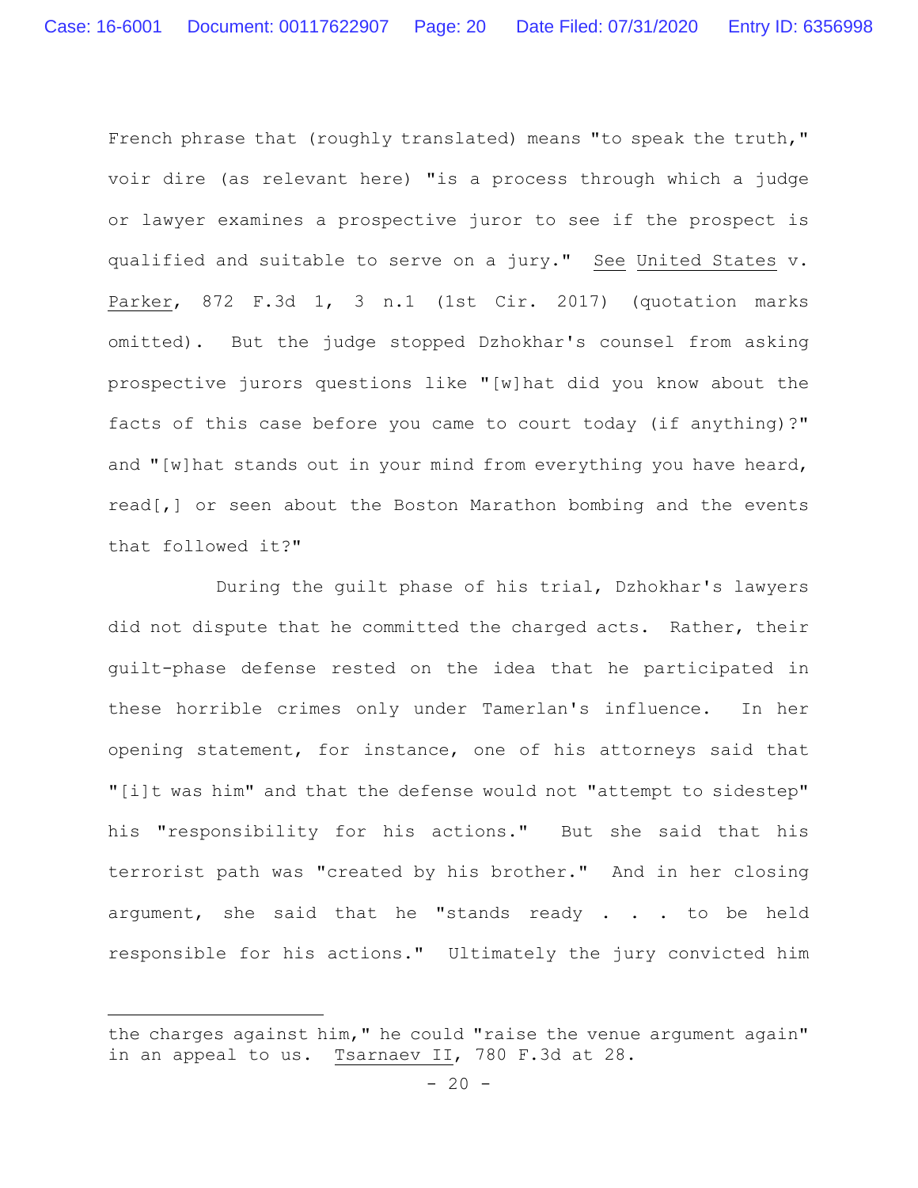French phrase that (roughly translated) means "to speak the truth," voir dire (as relevant here) "is a process through which a judge or lawyer examines a prospective juror to see if the prospect is qualified and suitable to serve on a jury." See United States v. Parker, 872 F.3d 1, 3 n.1 (1st Cir. 2017) (quotation marks omitted). But the judge stopped Dzhokhar's counsel from asking prospective jurors questions like "[w]hat did you know about the facts of this case before you came to court today (if anything)?" and "[w]hat stands out in your mind from everything you have heard, read[,] or seen about the Boston Marathon bombing and the events that followed it?"

During the guilt phase of his trial, Dzhokhar's lawyers did not dispute that he committed the charged acts. Rather, their guilt-phase defense rested on the idea that he participated in these horrible crimes only under Tamerlan's influence. In her opening statement, for instance, one of his attorneys said that "[i]t was him" and that the defense would not "attempt to sidestep" his "responsibility for his actions." But she said that his terrorist path was "created by his brother." And in her closing argument, she said that he "stands ready . . . to be held responsible for his actions." Ultimately the jury convicted him

---

the charges against him," he could "raise the venue argument again" in an appeal to us. Tsarnaev II, 780 F.3d at 28.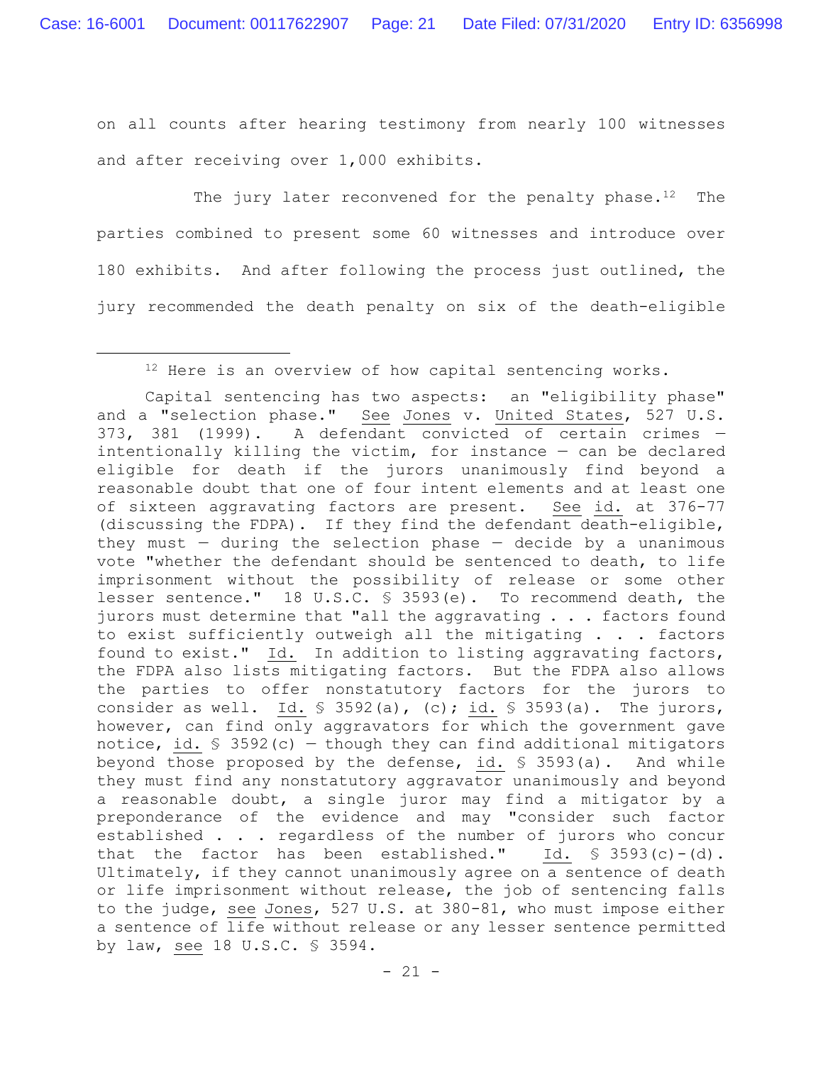on all counts after hearing testimony from nearly 100 witnesses and after receiving over 1,000 exhibits.

The jury later reconvened for the penalty phase.[12] The parties combined to present some 60 witnesses and introduce over 180 exhibits. And after following the process just outlined, the jury recommended the death penalty on six of the death-eligible

---

[12] Here is an overview of how capital sentencing works.

Capital sentencing has two aspects: an "eligibility phase" and a "selection phase." See Jones v. United States, 527 U.S. 373, 381 (1999). A defendant convicted of certain crimes — intentionally killing the victim, for instance — can be declared eligible for death if the jurors unanimously find beyond a reasonable doubt that one of four intent elements and at least one of sixteen aggravating factors are present. See id. at 376-77 (discussing the FDPA). If they find the defendant death-eligible, they must — during the selection phase — decide by a unanimous vote "whether the defendant should be sentenced to death, to life imprisonment without the possibility of release or some other lesser sentence." 18 U.S.C. § 3593(e). To recommend death, the jurors must determine that "all the aggravating . . . factors found to exist sufficiently outweigh all the mitigating . . . factors found to exist." Id. In addition to listing aggravating factors, the FDPA also lists mitigating factors. But the FDPA also allows the parties to offer nonstatutory factors for the jurors to consider as well. Id. § 3592(a), (c); id. § 3593(a). The jurors, however, can find only aggravators for which the government gave notice, id. § 3592(c) — though they can find additional mitigators beyond those proposed by the defense, id. § 3593(a). And while they must find any nonstatutory aggravator unanimously and beyond a reasonable doubt, a single juror may find a mitigator by a preponderance of the evidence and may "consider such factor established . . . regardless of the number of jurors who concur that the factor has been established." Id. § 3593(c)-(d). Ultimately, if they cannot unanimously agree on a sentence of death or life imprisonment without release, the job of sentencing falls to the judge, see Jones, 527 U.S. at 380-81, who must impose either a sentence of life without release or any lesser sentence permitted by law, see 18 U.S.C. § 3594.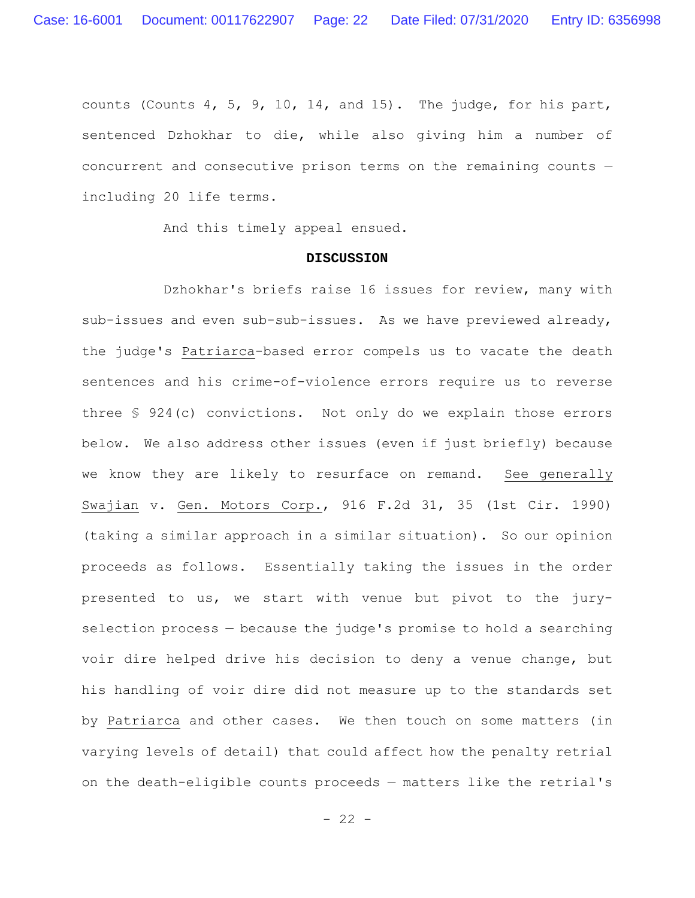counts (Counts 4, 5, 9, 10, 14, and 15). The judge, for his part, sentenced Dzhokhar to die, while also giving him a number of concurrent and consecutive prison terms on the remaining counts — including 20 life terms.

And this timely appeal ensued.

## DISCUSSION

Dzhokhar's briefs raise 16 issues for review, many with sub-issues and even sub-sub-issues. As we have previewed already, the judge's Patriarca-based error compels us to vacate the death sentences and his crime-of-violence errors require us to reverse three § 924(c) convictions. Not only do we explain those errors below. We also address other issues (even if just briefly) because we know they are likely to resurface on remand. See generally Swajian v. Gen. Motors Corp., 916 F.2d 31, 35 (1st Cir. 1990) (taking a similar approach in a similar situation). So our opinion proceeds as follows. Essentially taking the issues in the order presented to us, we start with venue but pivot to the jury-selection process — because the judge's promise to hold a searching voir dire helped drive his decision to deny a venue change, but his handling of voir dire did not measure up to the standards set by Patriarca and other cases. We then touch on some matters (in varying levels of detail) that could affect how the penalty retrial on the death-eligible counts proceeds — matters like the retrial's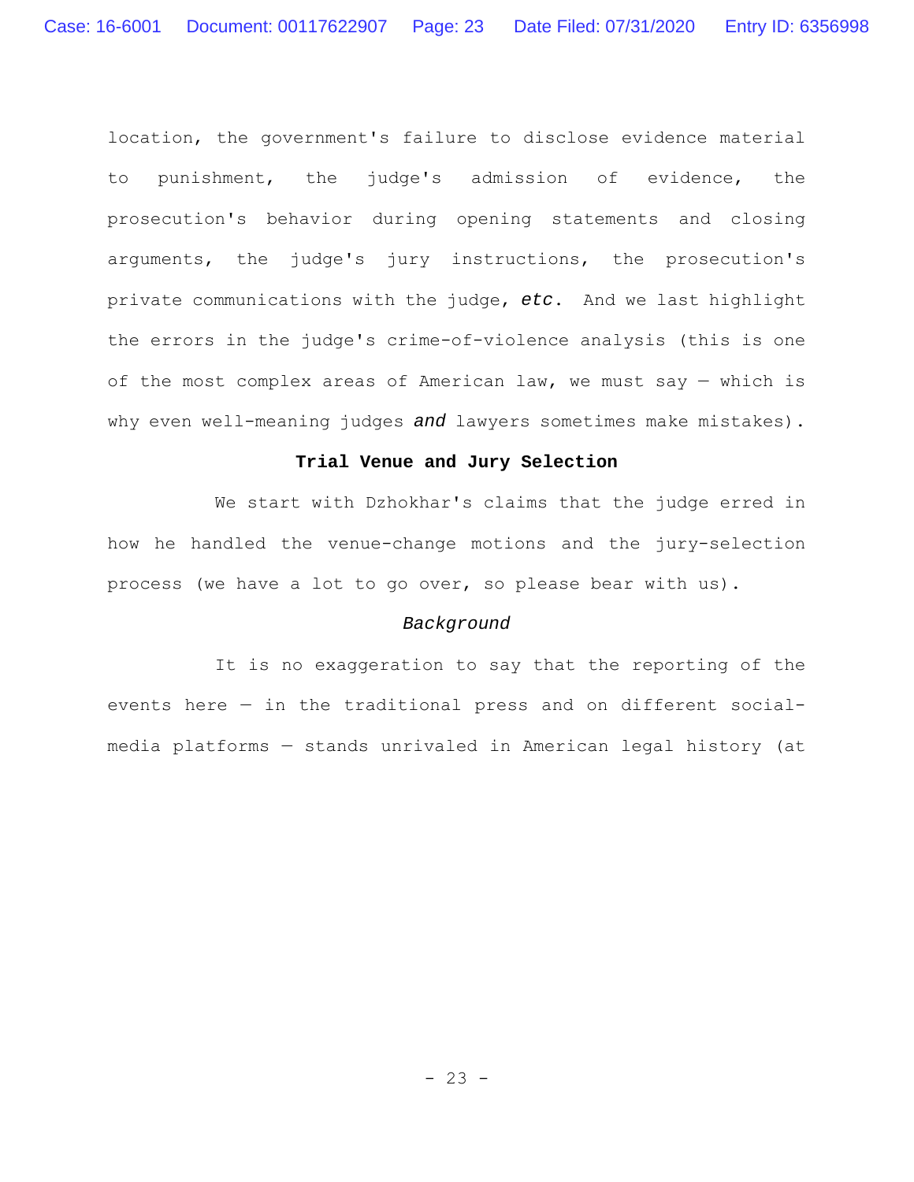location, the government's failure to disclose evidence material to punishment, the judge's admission of evidence, the prosecution's behavior during opening statements and closing arguments, the judge's jury instructions, the prosecution's private communications with the judge, *etc*. And we last highlight the errors in the judge's crime-of-violence analysis (this is one of the most complex areas of American law, we must say — which is why even well-meaning judges *and* lawyers sometimes make mistakes).

**Trial Venue and Jury Selection**

We start with Dzhokhar's claims that the judge erred in how he handled the venue-change motions and the jury-selection process (we have a lot to go over, so please bear with us).

*Background*

It is no exaggeration to say that the reporting of the events here — in the traditional press and on different social-media platforms — stands unrivaled in American legal history (at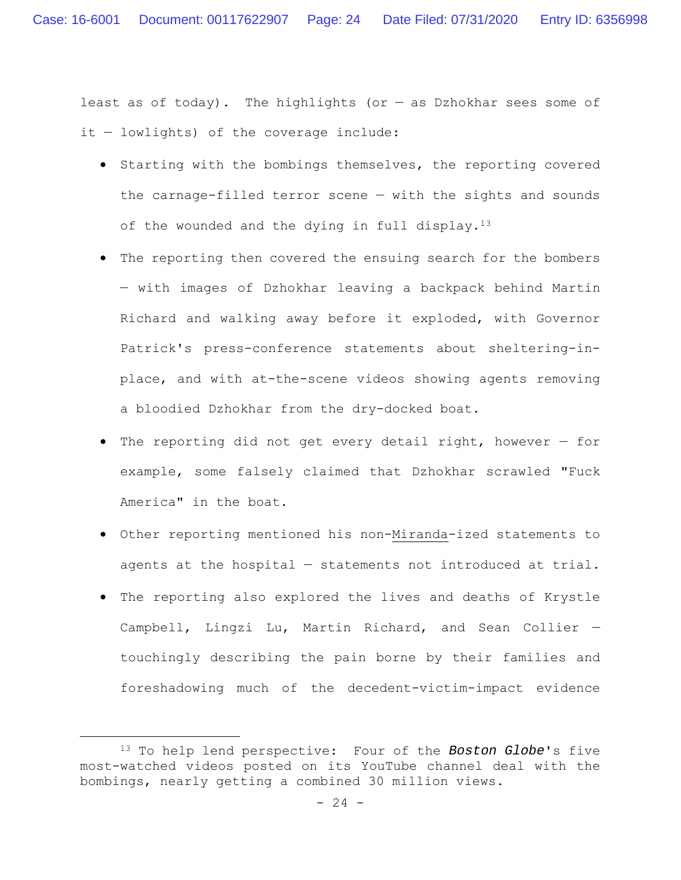least as of today). The highlights (or — as Dzhokhar sees some of it — lowlights) of the coverage include:

- Starting with the bombings themselves, the reporting covered the carnage-filled terror scene — with the sights and sounds of the wounded and the dying in full display.[13]
- The reporting then covered the ensuing search for the bombers — with images of Dzhokhar leaving a backpack behind Martin Richard and walking away before it exploded, with Governor Patrick's press-conference statements about sheltering-in-place, and with at-the-scene videos showing agents removing a bloodied Dzhokhar from the dry-docked boat.
- The reporting did not get every detail right, however — for example, some falsely claimed that Dzhokhar scrawled "Fuck America" in the boat.
- Other reporting mentioned his non-Miranda-ized statements to agents at the hospital — statements not introduced at trial.
- The reporting also explored the lives and deaths of Krystle Campbell, Lingzi Lu, Martin Richard, and Sean Collier — touchingly describing the pain borne by their families and foreshadowing much of the decedent-victim-impact evidence

---

[13] To help lend perspective: Four of the ***Boston Globe***'s five most-watched videos posted on its YouTube channel deal with the bombings, nearly getting a combined 30 million views.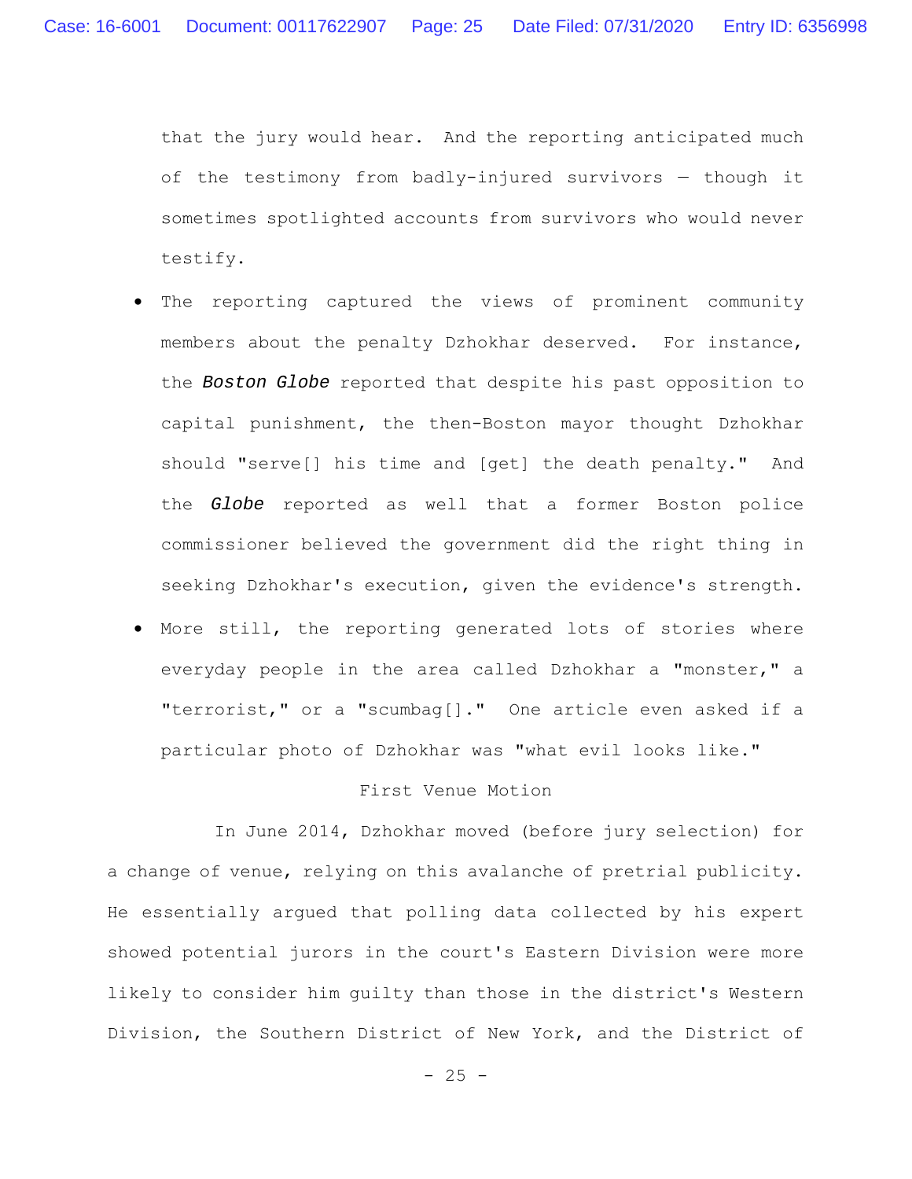that the jury would hear. And the reporting anticipated much of the testimony from badly-injured survivors — though it sometimes spotlighted accounts from survivors who would never testify.

- The reporting captured the views of prominent community members about the penalty Dzhokhar deserved. For instance, the ***Boston Globe*** reported that despite his past opposition to capital punishment, the then-Boston mayor thought Dzhokhar should "serve[] his time and [get] the death penalty." And the ***Globe*** reported as well that a former Boston police commissioner believed the government did the right thing in seeking Dzhokhar's execution, given the evidence's strength.
- More still, the reporting generated lots of stories where everyday people in the area called Dzhokhar a "monster," a "terrorist," or a "scumbag[]." One article even asked if a particular photo of Dzhokhar was "what evil looks like."

First Venue Motion

In June 2014, Dzhokhar moved (before jury selection) for a change of venue, relying on this avalanche of pretrial publicity. He essentially argued that polling data collected by his expert showed potential jurors in the court's Eastern Division were more likely to consider him guilty than those in the district's Western Division, the Southern District of New York, and the District of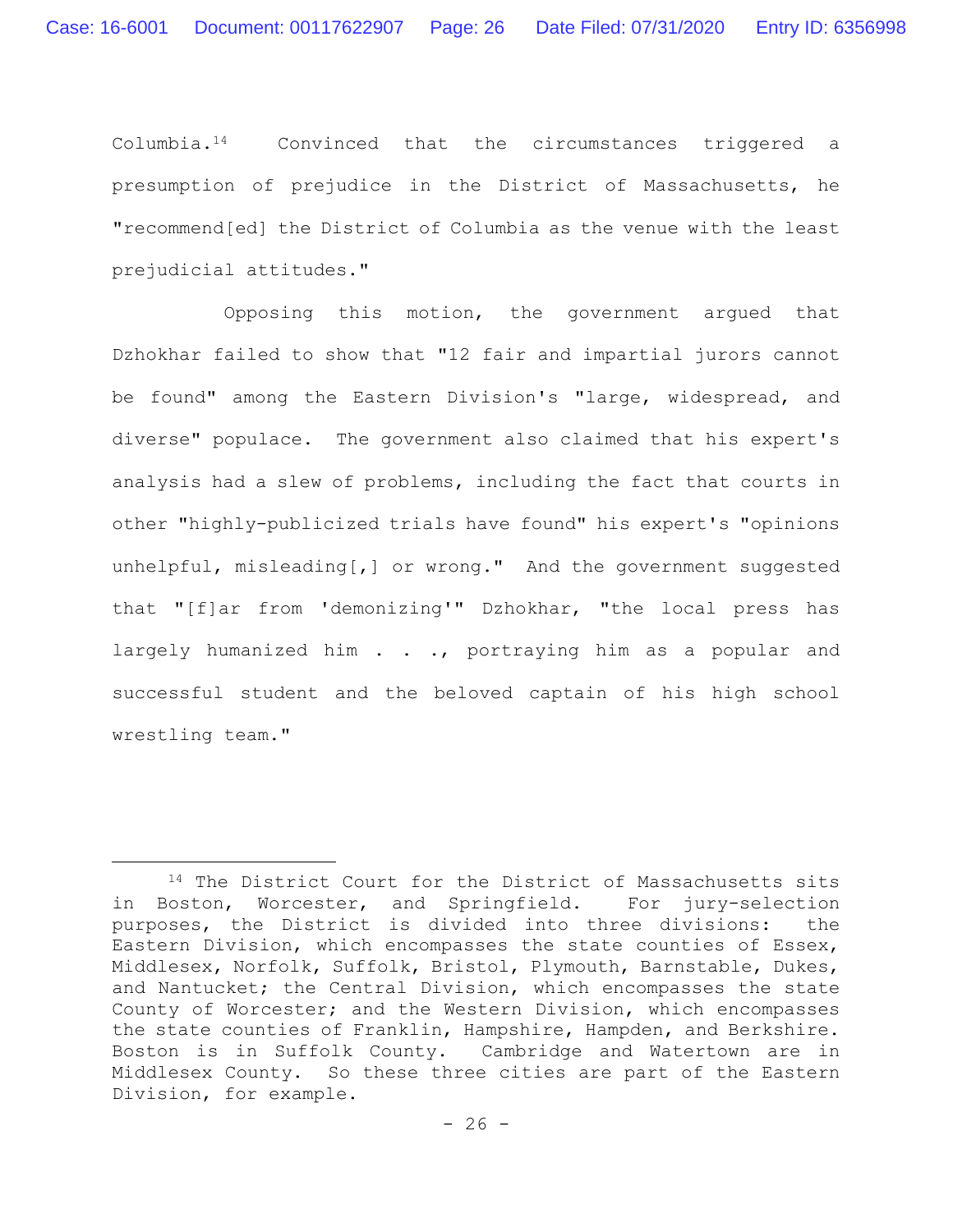Columbia.[14] Convinced that the circumstances triggered a presumption of prejudice in the District of Massachusetts, he "recommend[ed] the District of Columbia as the venue with the least prejudicial attitudes."

Opposing this motion, the government argued that Dzhokhar failed to show that "12 fair and impartial jurors cannot be found" among the Eastern Division's "large, widespread, and diverse" populace. The government also claimed that his expert's analysis had a slew of problems, including the fact that courts in other "highly-publicized trials have found" his expert's "opinions unhelpful, misleading[,] or wrong." And the government suggested that "[f]ar from 'demonizing'" Dzhokhar, "the local press has largely humanized him . . ., portraying him as a popular and successful student and the beloved captain of his high school wrestling team."

---

[14] The District Court for the District of Massachusetts sits in Boston, Worcester, and Springfield. For jury-selection purposes, the District is divided into three divisions: the Eastern Division, which encompasses the state counties of Essex, Middlesex, Norfolk, Suffolk, Bristol, Plymouth, Barnstable, Dukes, and Nantucket; the Central Division, which encompasses the state County of Worcester; and the Western Division, which encompasses the state counties of Franklin, Hampshire, Hampden, and Berkshire. Boston is in Suffolk County. Cambridge and Watertown are in Middlesex County. So these three cities are part of the Eastern Division, for example.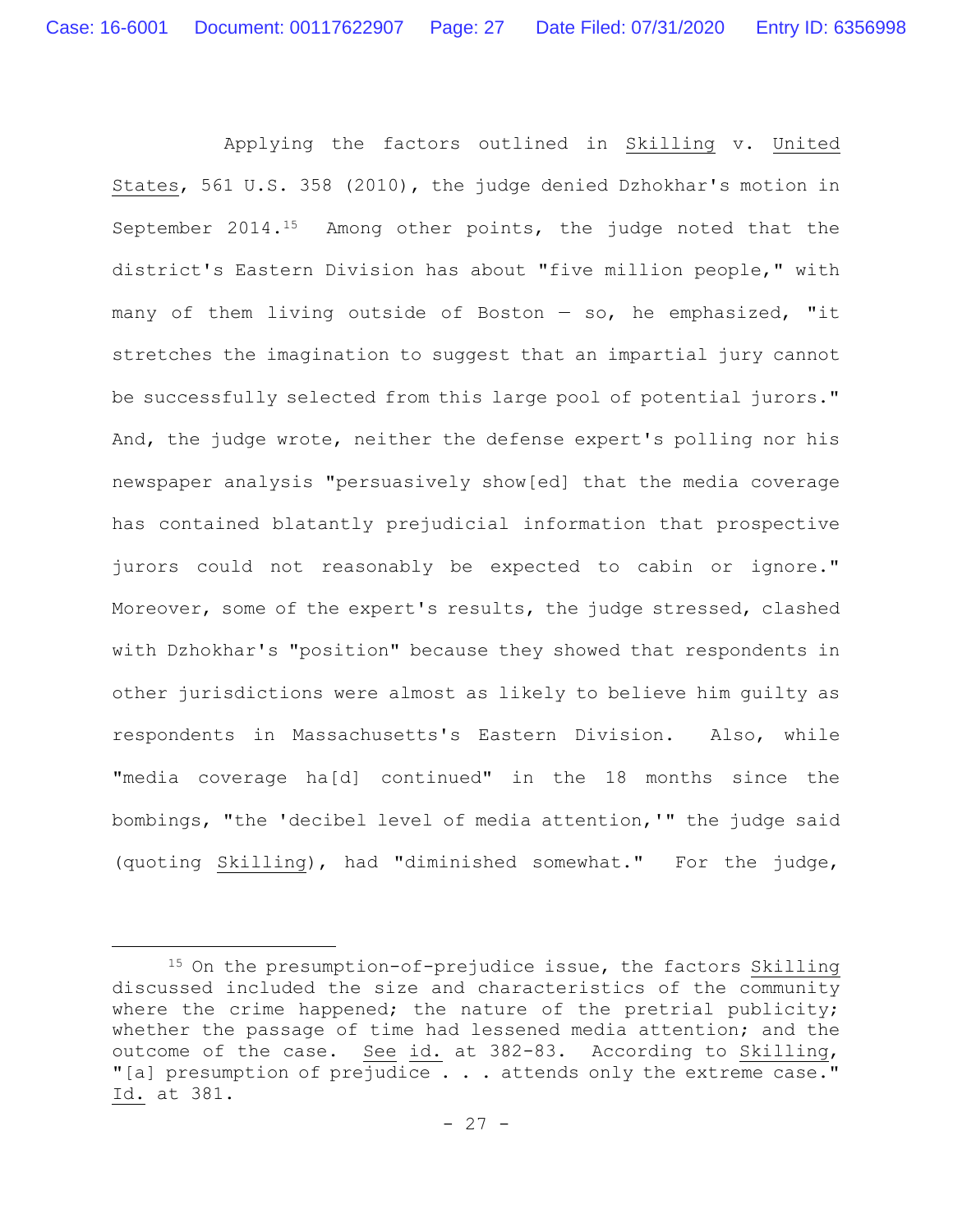Applying the factors outlined in _Skilling_ v. _United States_, 561 U.S. 358 (2010), the judge denied Dzhokhar's motion in September 2014.[15] Among other points, the judge noted that the district's Eastern Division has about "five million people," with many of them living outside of Boston — so, he emphasized, "it stretches the imagination to suggest that an impartial jury cannot be successfully selected from this large pool of potential jurors." And, the judge wrote, neither the defense expert's polling nor his newspaper analysis "persuasively show[ed] that the media coverage has contained blatantly prejudicial information that prospective jurors could not reasonably be expected to cabin or ignore." Moreover, some of the expert's results, the judge stressed, clashed with Dzhokhar's "position" because they showed that respondents in other jurisdictions were almost as likely to believe him guilty as respondents in Massachusetts's Eastern Division. Also, while "media coverage ha[d] continued" in the 18 months since the bombings, "the 'decibel level of media attention,'" the judge said (quoting _Skilling_), had "diminished somewhat." For the judge,

---

[15] On the presumption-of-prejudice issue, the factors _Skilling_ discussed included the size and characteristics of the community where the crime happened; the nature of the pretrial publicity; whether the passage of time had lessened media attention; and the outcome of the case. _See_ _id._ at 382-83. According to _Skilling_, "[a] presumption of prejudice . . . attends only the extreme case." _Id._ at 381.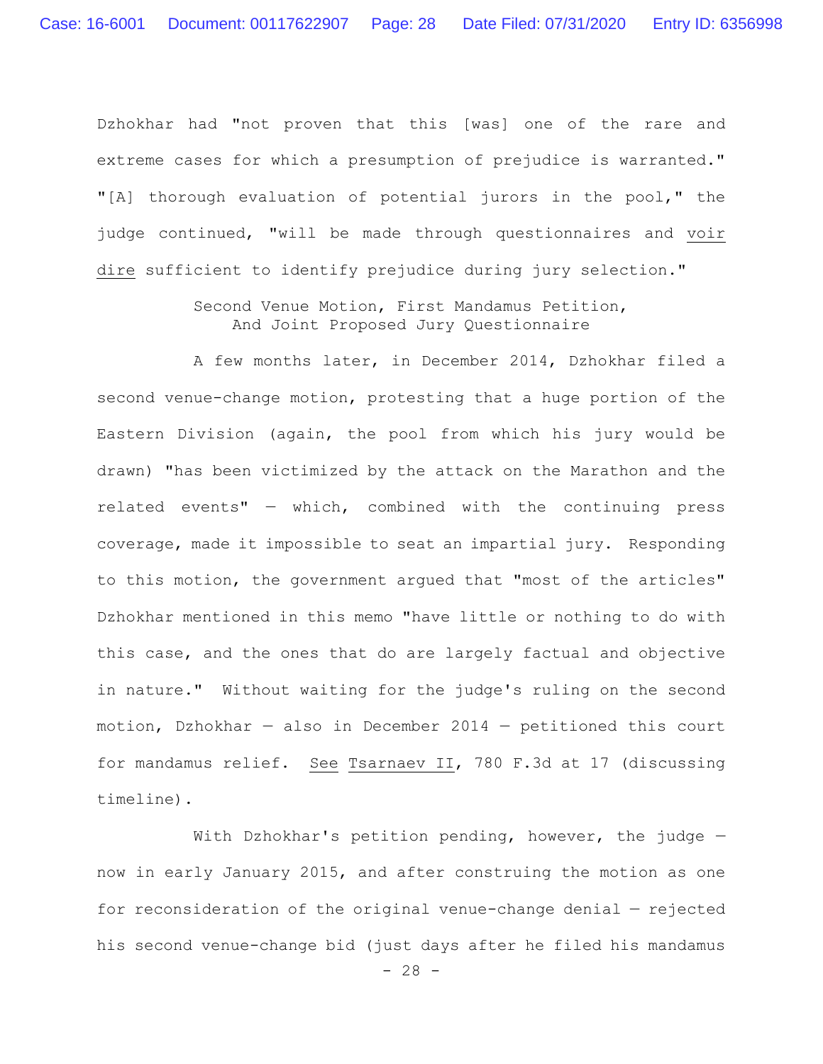Dzhokhar had "not proven that this [was] one of the rare and extreme cases for which a presumption of prejudice is warranted." "[A] thorough evaluation of potential jurors in the pool," the judge continued, "will be made through questionnaires and *voir dire* sufficient to identify prejudice during jury selection."

### Second Venue Motion, First Mandamus Petition, And Joint Proposed Jury Questionnaire

A few months later, in December 2014, Dzhokhar filed a second venue-change motion, protesting that a huge portion of the Eastern Division (again, the pool from which his jury would be drawn) "has been victimized by the attack on the Marathon and the related events" — which, combined with the continuing press coverage, made it impossible to seat an impartial jury. Responding to this motion, the government argued that "most of the articles" Dzhokhar mentioned in this memo "have little or nothing to do with this case, and the ones that do are largely factual and objective in nature." Without waiting for the judge's ruling on the second motion, Dzhokhar — also in December 2014 — petitioned this court for mandamus relief. *See* *Tsarnaev II*, 780 F.3d at 17 (discussing timeline).

With Dzhokhar's petition pending, however, the judge — now in early January 2015, and after construing the motion as one for reconsideration of the original venue-change denial — rejected his second venue-change bid (just days after he filed his mandamus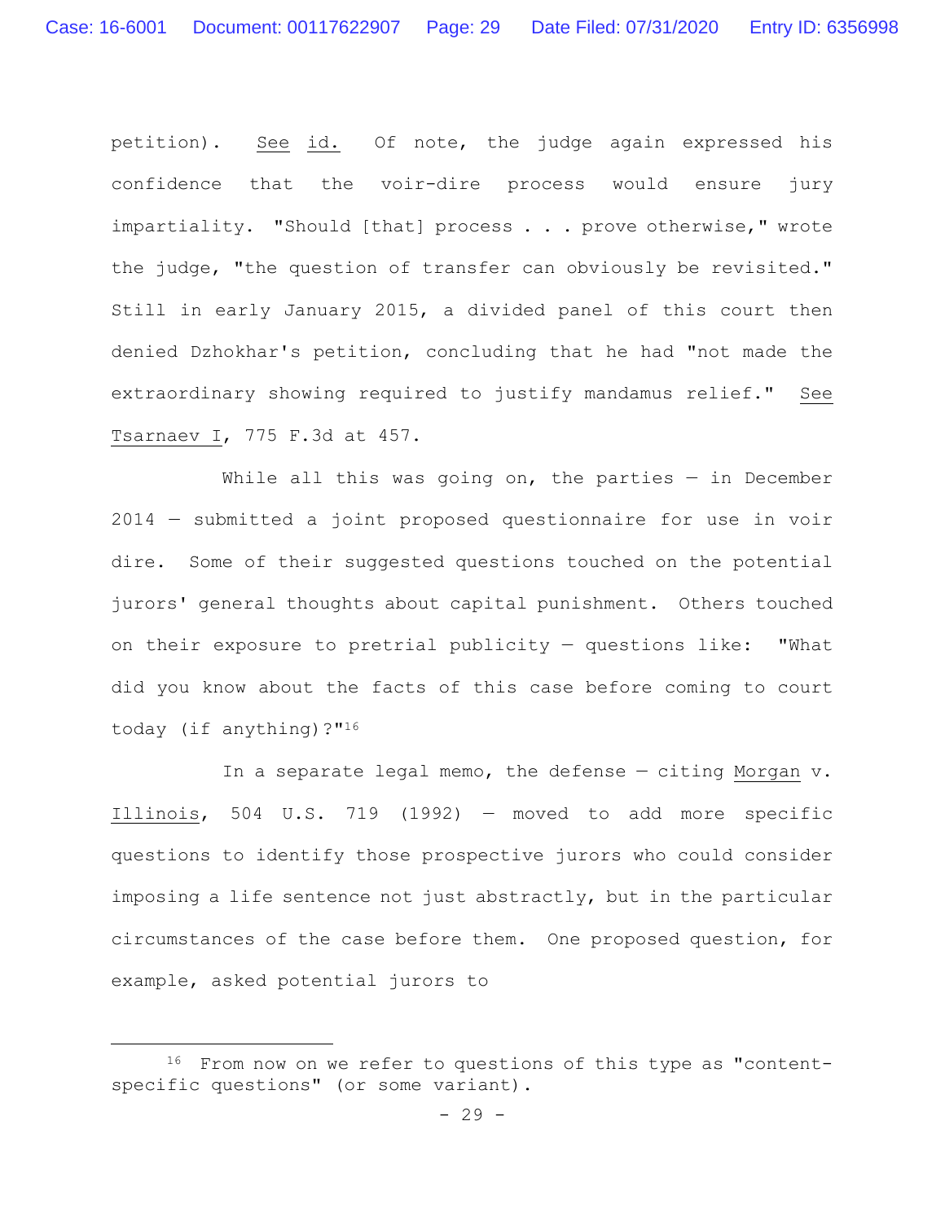petition). See id. Of note, the judge again expressed his confidence that the voir-dire process would ensure jury impartiality. "Should [that] process . . . prove otherwise," wrote the judge, "the question of transfer can obviously be revisited." Still in early January 2015, a divided panel of this court then denied Dzhokhar's petition, concluding that he had "not made the extraordinary showing required to justify mandamus relief." See Tsarnaev I, 775 F.3d at 457.

While all this was going on, the parties — in December 2014 — submitted a joint proposed questionnaire for use in voir dire. Some of their suggested questions touched on the potential jurors' general thoughts about capital punishment. Others touched on their exposure to pretrial publicity — questions like: "What did you know about the facts of this case before coming to court today (if anything)?"[16]

In a separate legal memo, the defense — citing Morgan v. Illinois, 504 U.S. 719 (1992) — moved to add more specific questions to identify those prospective jurors who could consider imposing a life sentence not just abstractly, but in the particular circumstances of the case before them. One proposed question, for example, asked potential jurors to

---

[16] From now on we refer to questions of this type as "content-specific questions" (or some variant).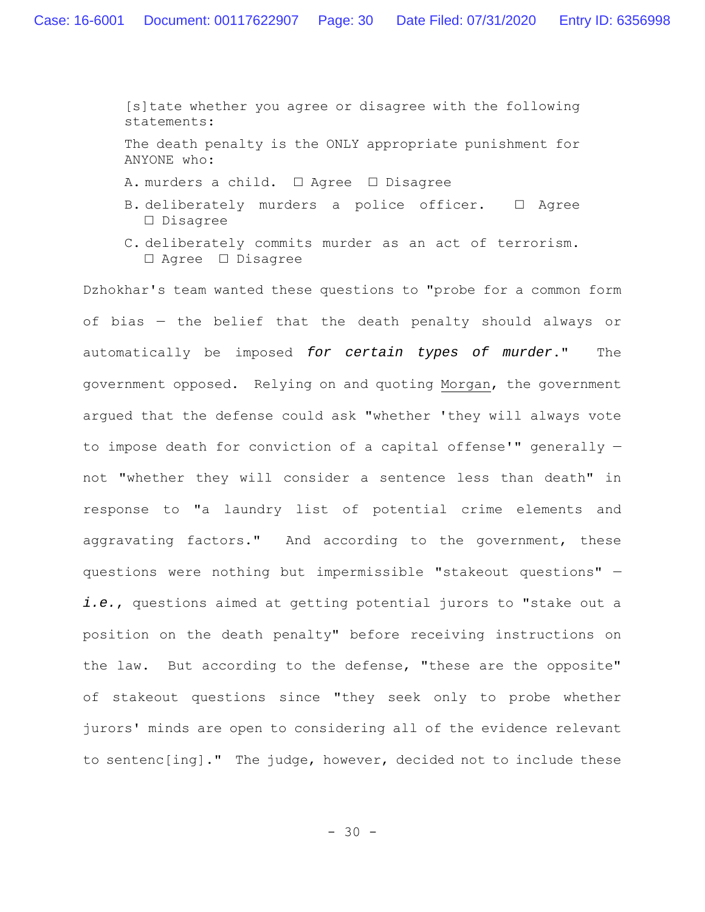> [s]tate whether you agree or disagree with the following statements:
>
> The death penalty is the ONLY appropriate punishment for ANYONE who:
>
> A. murders a child. ☐ Agree ☐ Disagree
>
> B. deliberately murders a police officer. ☐ Agree ☐ Disagree
>
> C. deliberately commits murder as an act of terrorism. ☐ Agree ☐ Disagree

Dzhokhar's team wanted these questions to "probe for a common form of bias — the belief that the death penalty should always or automatically be imposed ***for certain types of murder***." The government opposed. Relying on and quoting Morgan, the government argued that the defense could ask "whether 'they will always vote to impose death for conviction of a capital offense'" generally — not "whether they will consider a sentence less than death" in response to "a laundry list of potential crime elements and aggravating factors." And according to the government, these questions were nothing but impermissible "stakeout questions" — ***i.e.***, questions aimed at getting potential jurors to "stake out a position on the death penalty" before receiving instructions on the law. But according to the defense, "these are the opposite" of stakeout questions since "they seek only to probe whether jurors' minds are open to considering all of the evidence relevant to sentenc[ing]." The judge, however, decided not to include these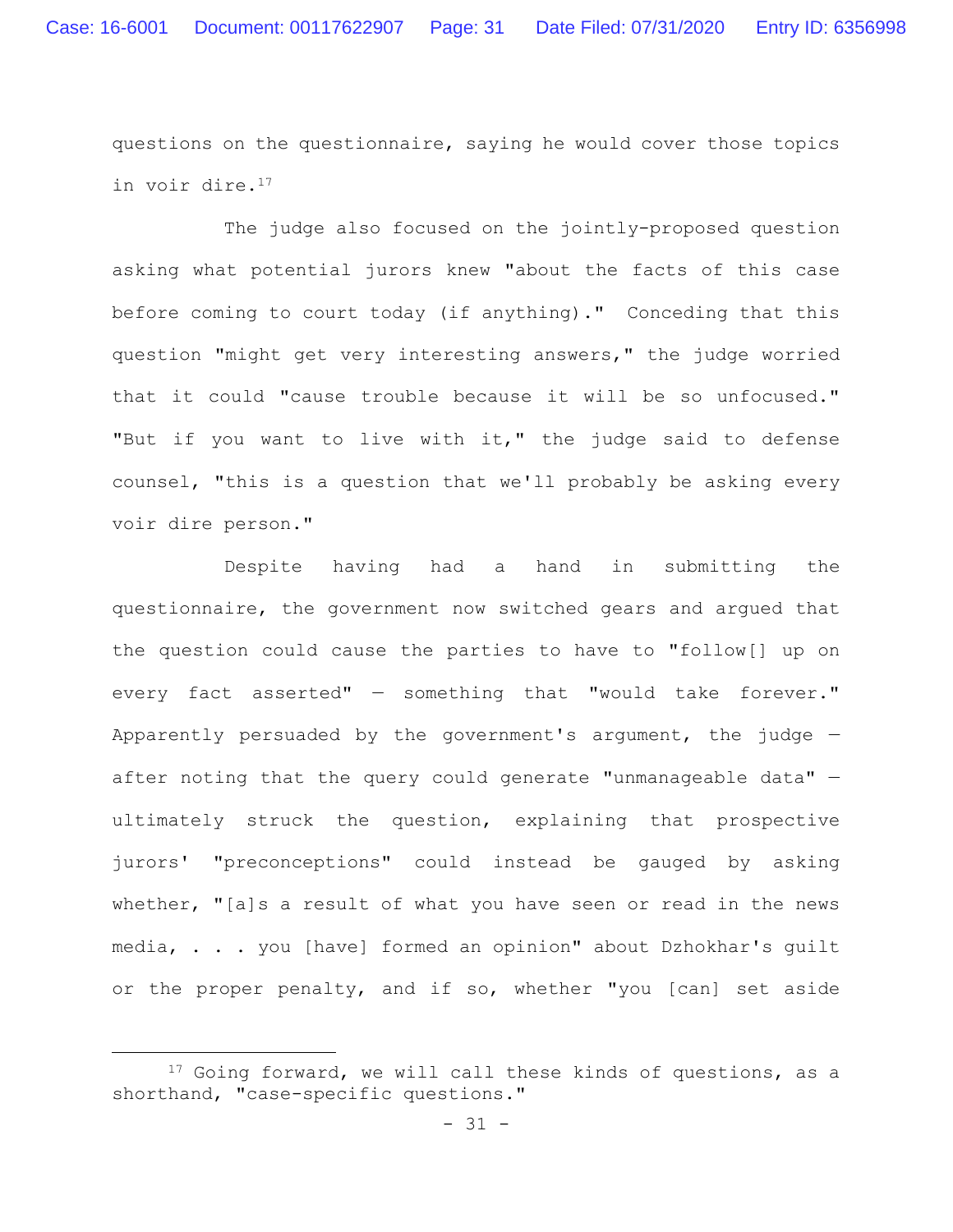questions on the questionnaire, saying he would cover those topics in voir dire.[17]

The judge also focused on the jointly-proposed question asking what potential jurors knew "about the facts of this case before coming to court today (if anything)." Conceding that this question "might get very interesting answers," the judge worried that it could "cause trouble because it will be so unfocused." "But if you want to live with it," the judge said to defense counsel, "this is a question that we'll probably be asking every voir dire person."

Despite having had a hand in submitting the questionnaire, the government now switched gears and argued that the question could cause the parties to have to "follow[] up on every fact asserted" — something that "would take forever." Apparently persuaded by the government's argument, the judge — after noting that the query could generate "unmanageable data" — ultimately struck the question, explaining that prospective jurors' "preconceptions" could instead be gauged by asking whether, "[a]s a result of what you have seen or read in the news media, . . . you [have] formed an opinion" about Dzhokhar's guilt or the proper penalty, and if so, whether "you [can] set aside

---

[17] Going forward, we will call these kinds of questions, as a shorthand, "case-specific questions."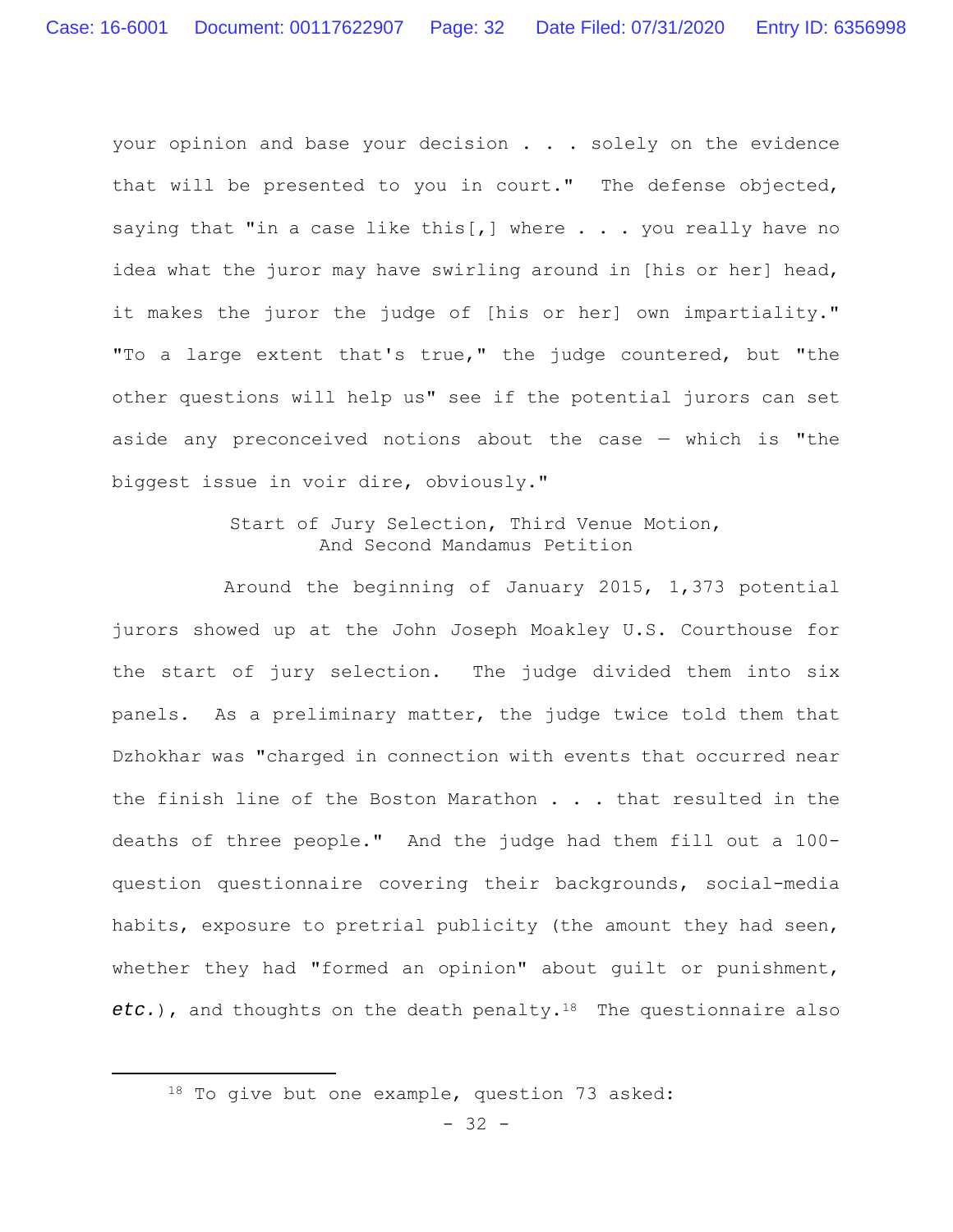your opinion and base your decision . . . solely on the evidence that will be presented to you in court." The defense objected, saying that "in a case like this[,] where . . . you really have no idea what the juror may have swirling around in [his or her] head, it makes the juror the judge of [his or her] own impartiality." "To a large extent that's true," the judge countered, but "the other questions will help us" see if the potential jurors can set aside any preconceived notions about the case — which is "the biggest issue in voir dire, obviously."

### Start of Jury Selection, Third Venue Motion, And Second Mandamus Petition

Around the beginning of January 2015, 1,373 potential jurors showed up at the John Joseph Moakley U.S. Courthouse for the start of jury selection. The judge divided them into six panels. As a preliminary matter, the judge twice told them that Dzhokhar was "charged in connection with events that occurred near the finish line of the Boston Marathon . . . that resulted in the deaths of three people." And the judge had them fill out a 100-question questionnaire covering their backgrounds, social-media habits, exposure to pretrial publicity (the amount they had seen, whether they had "formed an opinion" about guilt or punishment, *etc.*), and thoughts on the death penalty.[18] The questionnaire also

---

[18] To give but one example, question 73 asked: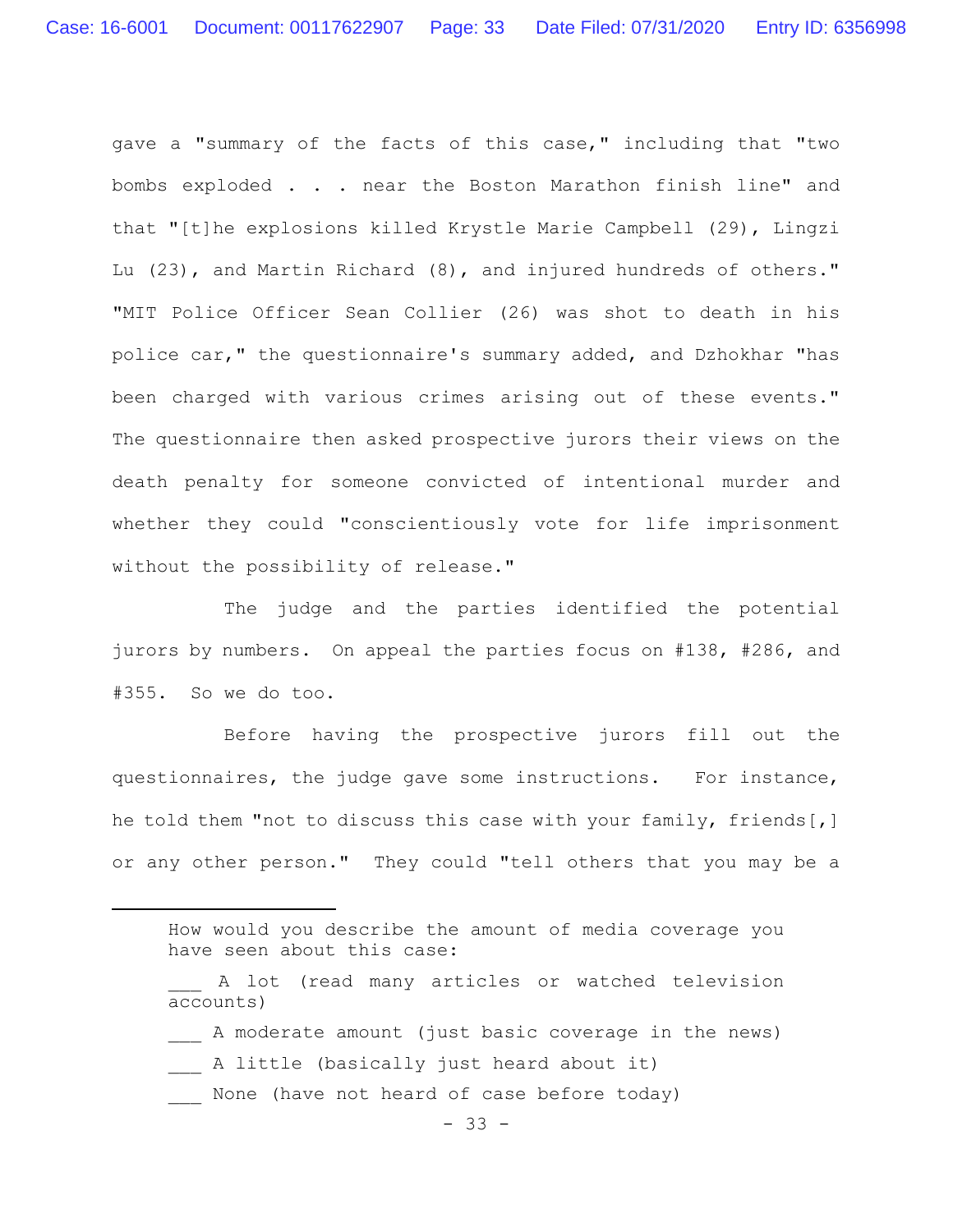gave a "summary of the facts of this case," including that "two bombs exploded . . . near the Boston Marathon finish line" and that "[t]he explosions killed Krystle Marie Campbell (29), Lingzi Lu (23), and Martin Richard (8), and injured hundreds of others." "MIT Police Officer Sean Collier (26) was shot to death in his police car," the questionnaire's summary added, and Dzhokhar "has been charged with various crimes arising out of these events." The questionnaire then asked prospective jurors their views on the death penalty for someone convicted of intentional murder and whether they could "conscientiously vote for life imprisonment without the possibility of release."

The judge and the parties identified the potential jurors by numbers. On appeal the parties focus on #138, #286, and #355. So we do too.

Before having the prospective jurors fill out the questionnaires, the judge gave some instructions. For instance, he told them "not to discuss this case with your family, friends[,] or any other person." They could "tell others that you may be a

---

How would you describe the amount of media coverage you have seen about this case:

___ A lot (read many articles or watched television accounts)

___ A moderate amount (just basic coverage in the news)

___ A little (basically just heard about it)

___ None (have not heard of case before today)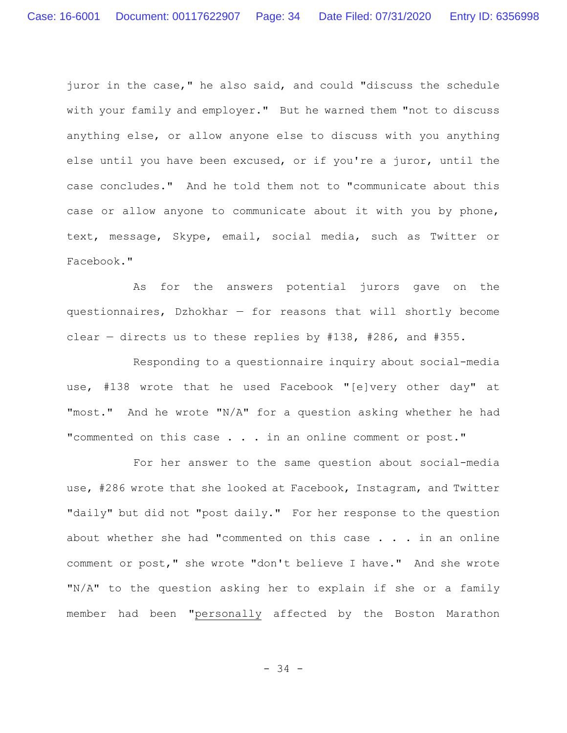juror in the case," he also said, and could "discuss the schedule with your family and employer." But he warned them "not to discuss anything else, or allow anyone else to discuss with you anything else until you have been excused, or if you're a juror, until the case concludes." And he told them not to "communicate about this case or allow anyone to communicate about it with you by phone, text, message, Skype, email, social media, such as Twitter or Facebook."

As for the answers potential jurors gave on the questionnaires, Dzhokhar — for reasons that will shortly become clear — directs us to these replies by #138, #286, and #355.

Responding to a questionnaire inquiry about social-media use, #138 wrote that he used Facebook "[e]very other day" at "most." And he wrote "N/A" for a question asking whether he had "commented on this case . . . in an online comment or post."

For her answer to the same question about social-media use, #286 wrote that she looked at Facebook, Instagram, and Twitter "daily" but did not "post daily." For her response to the question about whether she had "commented on this case . . . in an online comment or post," she wrote "don't believe I have." And she wrote "N/A" to the question asking her to explain if she or a family member had been "<u>personally</u> affected by the Boston Marathon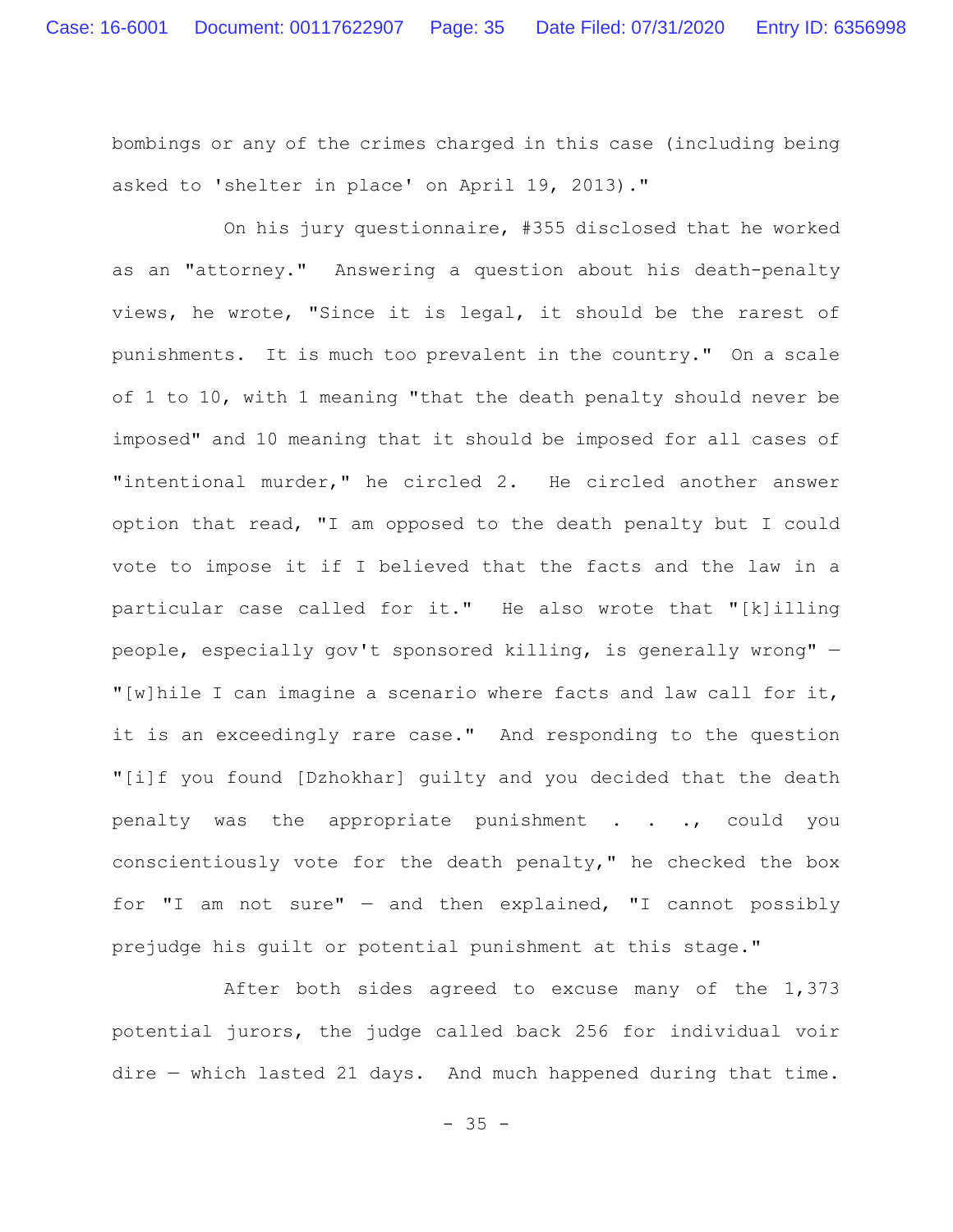bombings or any of the crimes charged in this case (including being asked to 'shelter in place' on April 19, 2013)."

On his jury questionnaire, #355 disclosed that he worked as an "attorney." Answering a question about his death-penalty views, he wrote, "Since it is legal, it should be the rarest of punishments. It is much too prevalent in the country." On a scale of 1 to 10, with 1 meaning "that the death penalty should never be imposed" and 10 meaning that it should be imposed for all cases of "intentional murder," he circled 2. He circled another answer option that read, "I am opposed to the death penalty but I could vote to impose it if I believed that the facts and the law in a particular case called for it." He also wrote that "[k]illing people, especially gov't sponsored killing, is generally wrong" — "[w]hile I can imagine a scenario where facts and law call for it, it is an exceedingly rare case." And responding to the question "[i]f you found [Dzhokhar] guilty and you decided that the death penalty was the appropriate punishment . . ., could you conscientiously vote for the death penalty," he checked the box for "I am not sure" — and then explained, "I cannot possibly prejudge his guilt or potential punishment at this stage."

After both sides agreed to excuse many of the 1,373 potential jurors, the judge called back 256 for individual voir dire — which lasted 21 days. And much happened during that time.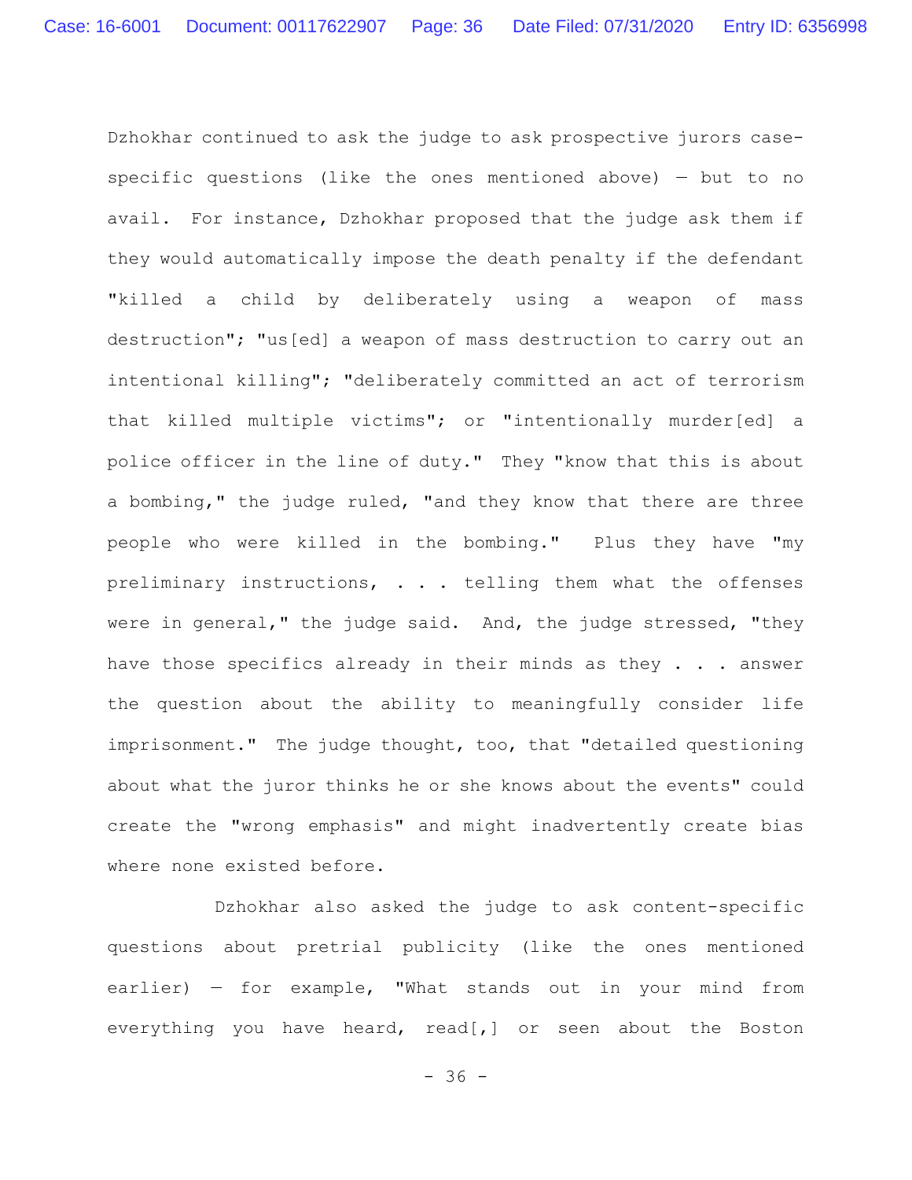Dzhokhar continued to ask the judge to ask prospective jurors case-specific questions (like the ones mentioned above) — but to no avail. For instance, Dzhokhar proposed that the judge ask them if they would automatically impose the death penalty if the defendant "killed a child by deliberately using a weapon of mass destruction"; "us[ed] a weapon of mass destruction to carry out an intentional killing"; "deliberately committed an act of terrorism that killed multiple victims"; or "intentionally murder[ed] a police officer in the line of duty." They "know that this is about a bombing," the judge ruled, "and they know that there are three people who were killed in the bombing." Plus they have "my preliminary instructions, . . . telling them what the offenses were in general," the judge said. And, the judge stressed, "they have those specifics already in their minds as they . . . answer the question about the ability to meaningfully consider life imprisonment." The judge thought, too, that "detailed questioning about what the juror thinks he or she knows about the events" could create the "wrong emphasis" and might inadvertently create bias where none existed before.

Dzhokhar also asked the judge to ask content-specific questions about pretrial publicity (like the ones mentioned earlier) — for example, "What stands out in your mind from everything you have heard, read[,] or seen about the Boston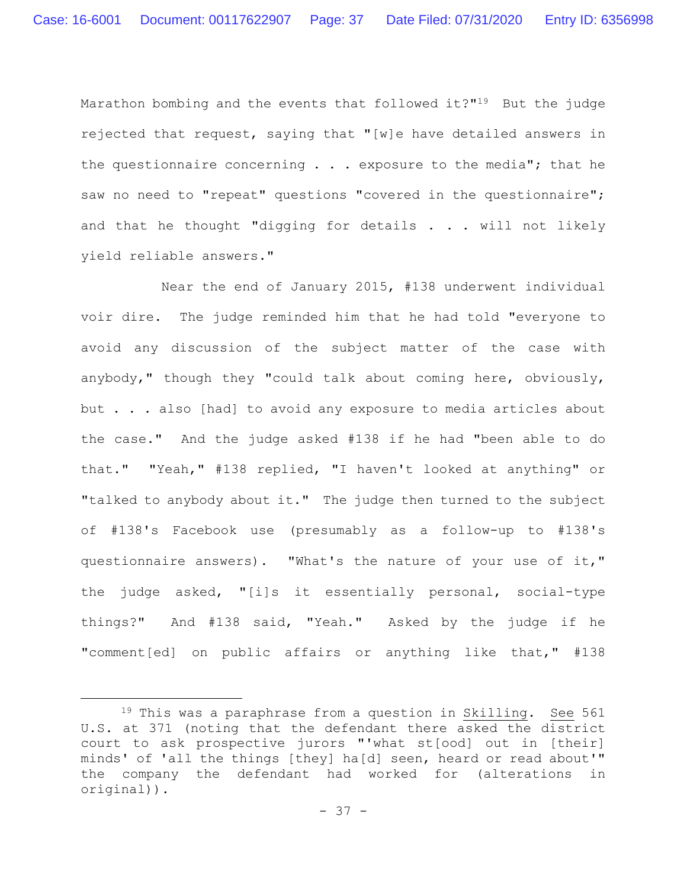Marathon bombing and the events that followed it?"[19] But the judge rejected that request, saying that "[w]e have detailed answers in the questionnaire concerning . . . exposure to the media"; that he saw no need to "repeat" questions "covered in the questionnaire"; and that he thought "digging for details . . . will not likely yield reliable answers."

Near the end of January 2015, #138 underwent individual voir dire. The judge reminded him that he had told "everyone to avoid any discussion of the subject matter of the case with anybody," though they "could talk about coming here, obviously, but . . . also [had] to avoid any exposure to media articles about the case." And the judge asked #138 if he had "been able to do that." "Yeah," #138 replied, "I haven't looked at anything" or "talked to anybody about it." The judge then turned to the subject of #138's Facebook use (presumably as a follow-up to #138's questionnaire answers). "What's the nature of your use of it," the judge asked, "[i]s it essentially personal, social-type things?" And #138 said, "Yeah." Asked by the judge if he "comment[ed] on public affairs or anything like that," #138

---

[19] This was a paraphrase from a question in Skilling. See 561 U.S. at 371 (noting that the defendant there asked the district court to ask prospective jurors "'what st[ood] out in [their] minds' of 'all the things [they] ha[d] seen, heard or read about'" the company the defendant had worked for (alterations in original)).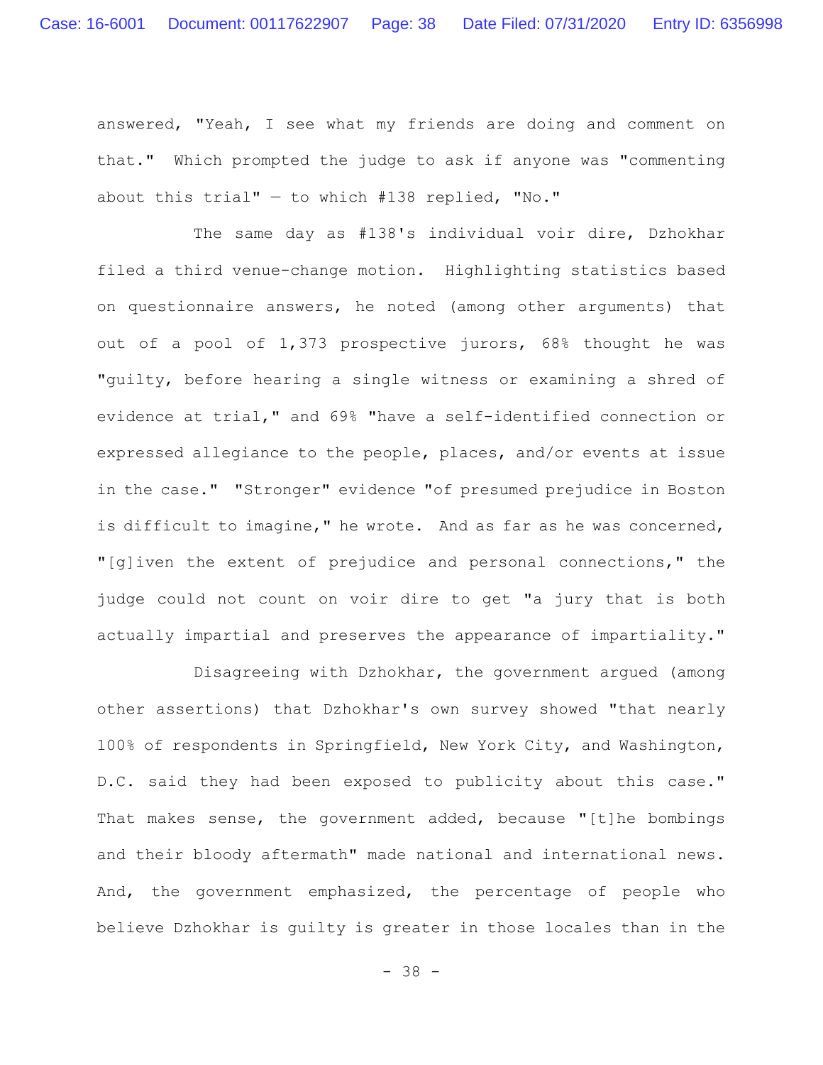answered, "Yeah, I see what my friends are doing and comment on that." Which prompted the judge to ask if anyone was "commenting about this trial" — to which #138 replied, "No."

The same day as #138's individual voir dire, Dzhokhar filed a third venue-change motion. Highlighting statistics based on questionnaire answers, he noted (among other arguments) that out of a pool of 1,373 prospective jurors, 68% thought he was "guilty, before hearing a single witness or examining a shred of evidence at trial," and 69% "have a self-identified connection or expressed allegiance to the people, places, and/or events at issue in the case." "Stronger" evidence "of presumed prejudice in Boston is difficult to imagine," he wrote. And as far as he was concerned, "[g]iven the extent of prejudice and personal connections," the judge could not count on voir dire to get "a jury that is both actually impartial and preserves the appearance of impartiality."

Disagreeing with Dzhokhar, the government argued (among other assertions) that Dzhokhar's own survey showed "that nearly 100% of respondents in Springfield, New York City, and Washington, D.C. said they had been exposed to publicity about this case." That makes sense, the government added, because "[t]he bombings and their bloody aftermath" made national and international news. And, the government emphasized, the percentage of people who believe Dzhokhar is guilty is greater in those locales than in the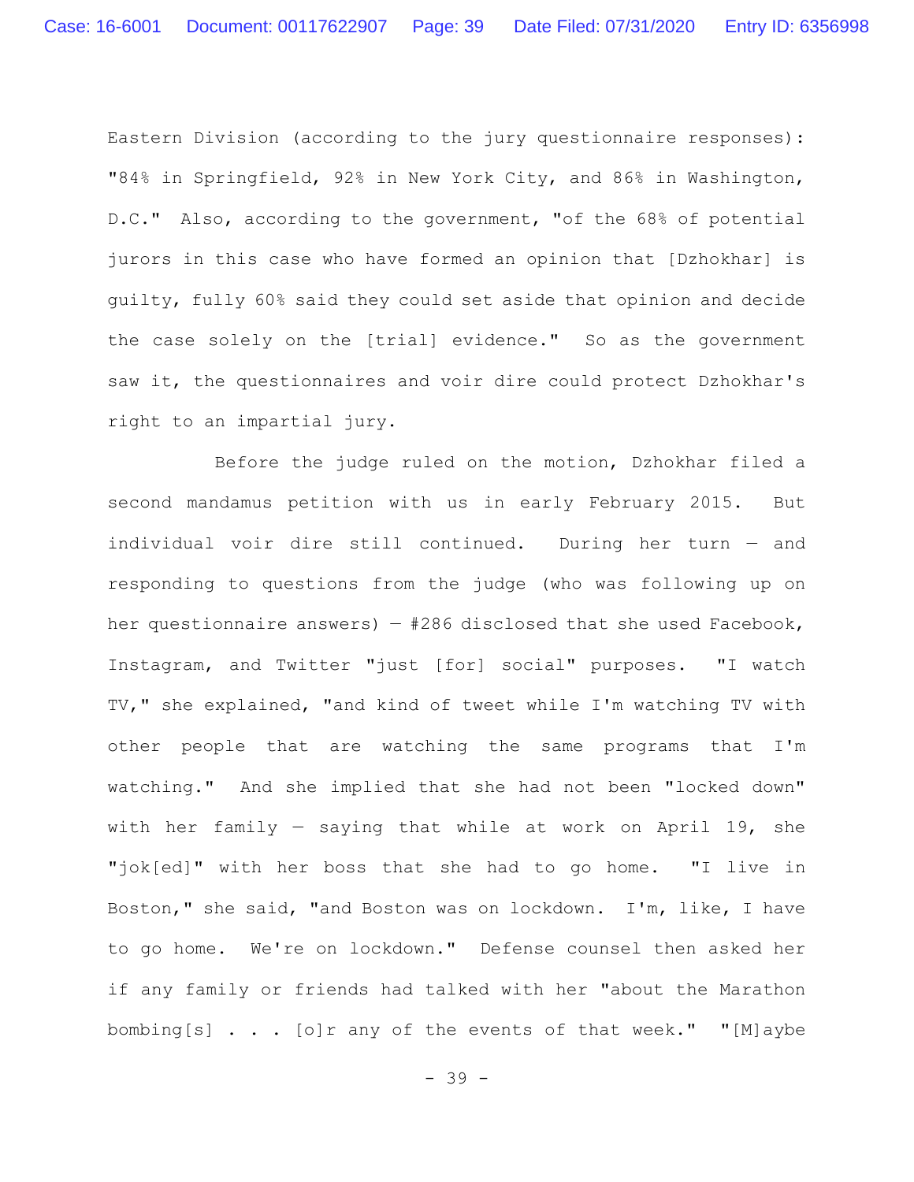Eastern Division (according to the jury questionnaire responses): "84% in Springfield, 92% in New York City, and 86% in Washington, D.C." Also, according to the government, "of the 68% of potential jurors in this case who have formed an opinion that [Dzhokhar] is guilty, fully 60% said they could set aside that opinion and decide the case solely on the [trial] evidence." So as the government saw it, the questionnaires and voir dire could protect Dzhokhar's right to an impartial jury.

Before the judge ruled on the motion, Dzhokhar filed a second mandamus petition with us in early February 2015. But individual voir dire still continued. During her turn — and responding to questions from the judge (who was following up on her questionnaire answers) — #286 disclosed that she used Facebook, Instagram, and Twitter "just [for] social" purposes. "I watch TV," she explained, "and kind of tweet while I'm watching TV with other people that are watching the same programs that I'm watching." And she implied that she had not been "locked down" with her family — saying that while at work on April 19, she "jok[ed]" with her boss that she had to go home. "I live in Boston," she said, "and Boston was on lockdown. I'm, like, I have to go home. We're on lockdown." Defense counsel then asked her if any family or friends had talked with her "about the Marathon bombing[s] . . . [o]r any of the events of that week." "[M]aybe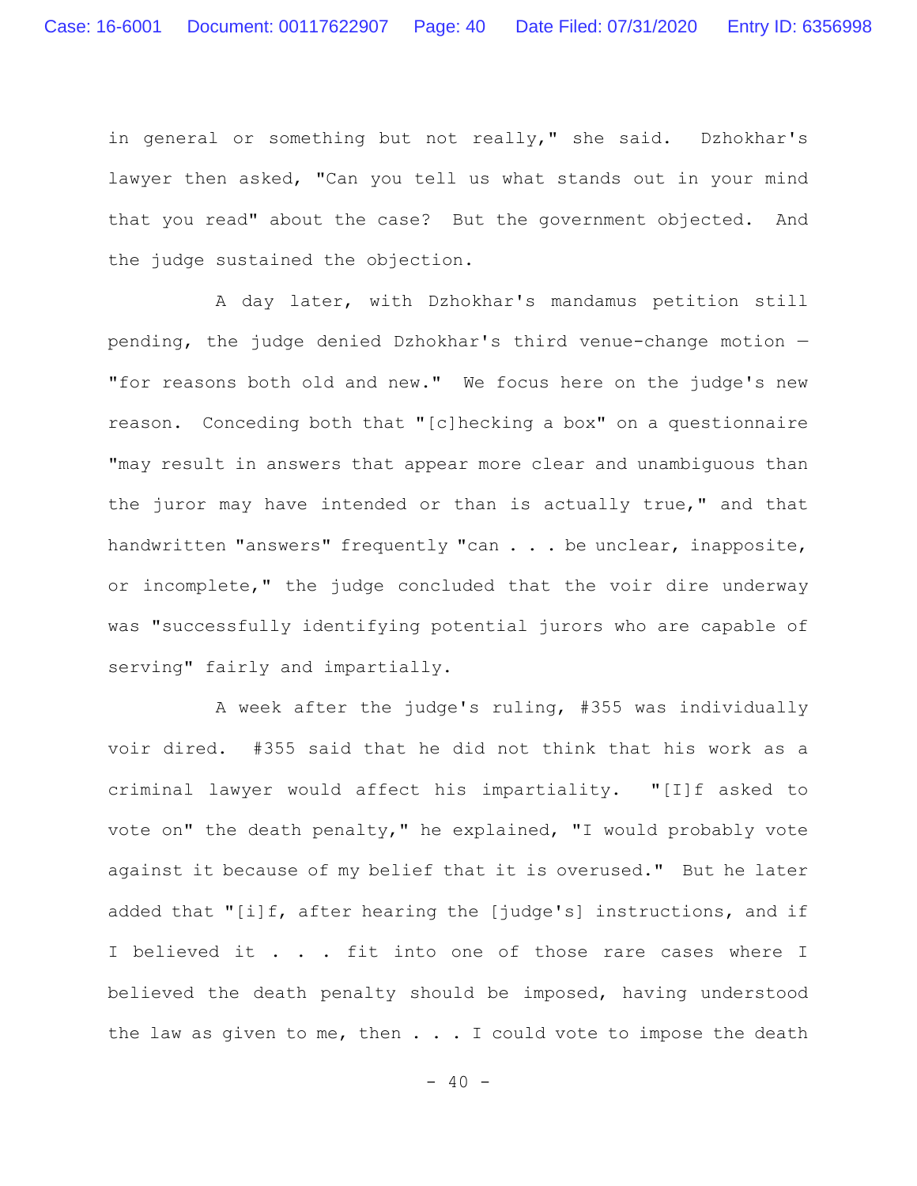in general or something but not really," she said. Dzhokhar's lawyer then asked, "Can you tell us what stands out in your mind that you read" about the case? But the government objected. And the judge sustained the objection.

A day later, with Dzhokhar's mandamus petition still pending, the judge denied Dzhokhar's third venue-change motion — "for reasons both old and new." We focus here on the judge's new reason. Conceding both that "[c]hecking a box" on a questionnaire "may result in answers that appear more clear and unambiguous than the juror may have intended or than is actually true," and that handwritten "answers" frequently "can . . . be unclear, inapposite, or incomplete," the judge concluded that the voir dire underway was "successfully identifying potential jurors who are capable of serving" fairly and impartially.

A week after the judge's ruling, #355 was individually voir dired. #355 said that he did not think that his work as a criminal lawyer would affect his impartiality. "[I]f asked to vote on" the death penalty," he explained, "I would probably vote against it because of my belief that it is overused." But he later added that "[i]f, after hearing the [judge's] instructions, and if I believed it . . . fit into one of those rare cases where I believed the death penalty should be imposed, having understood the law as given to me, then . . . I could vote to impose the death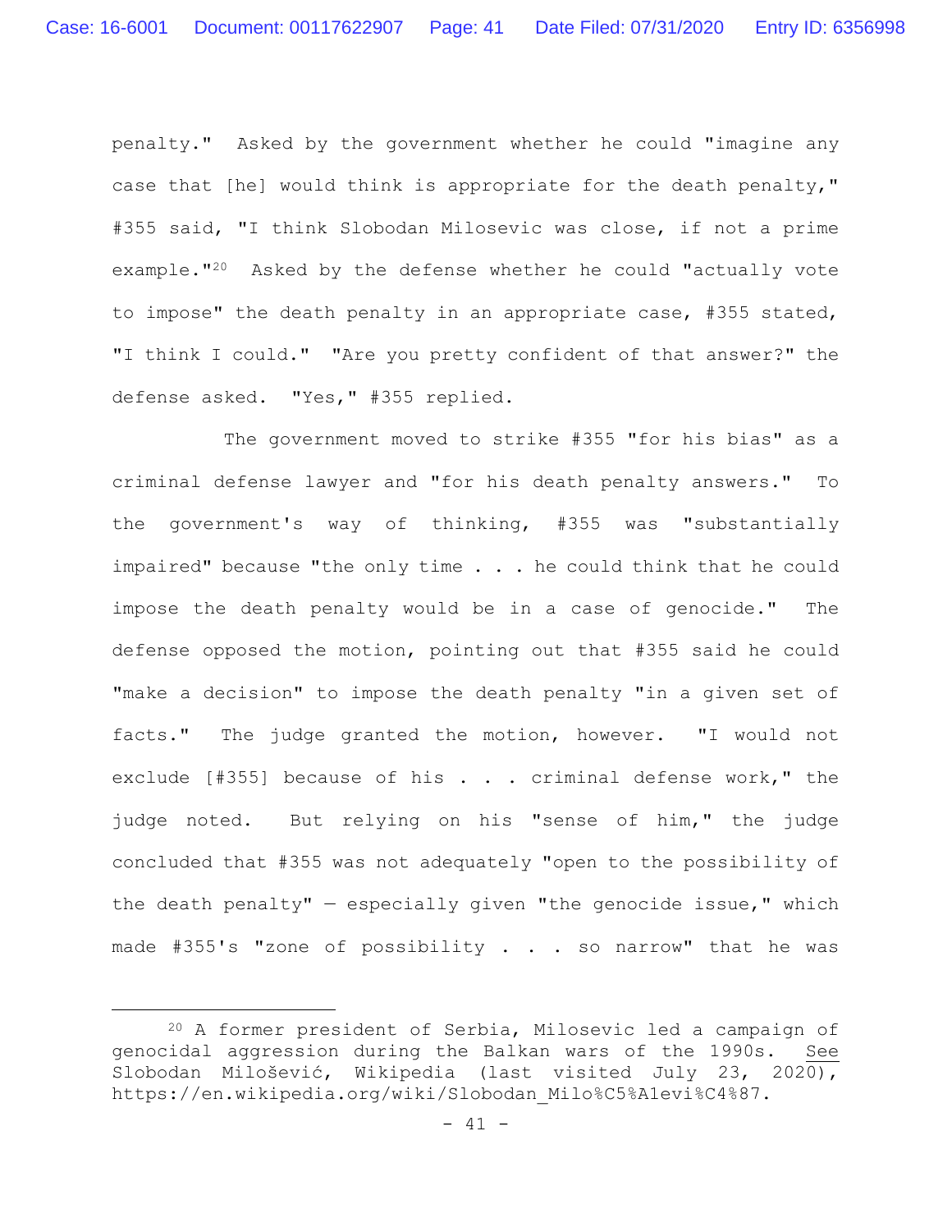penalty." Asked by the government whether he could "imagine any case that [he] would think is appropriate for the death penalty," #355 said, "I think Slobodan Milosevic was close, if not a prime example."[20] Asked by the defense whether he could "actually vote to impose" the death penalty in an appropriate case, #355 stated, "I think I could." "Are you pretty confident of that answer?" the defense asked. "Yes," #355 replied.

The government moved to strike #355 "for his bias" as a criminal defense lawyer and "for his death penalty answers." To the government's way of thinking, #355 was "substantially impaired" because "the only time . . . he could think that he could impose the death penalty would be in a case of genocide." The defense opposed the motion, pointing out that #355 said he could "make a decision" to impose the death penalty "in a given set of facts." The judge granted the motion, however. "I would not exclude [#355] because of his . . . criminal defense work," the judge noted. But relying on his "sense of him," the judge concluded that #355 was not adequately "open to the possibility of the death penalty" — especially given "the genocide issue," which made #355's "zone of possibility . . . so narrow" that he was

---

[20] A former president of Serbia, Milosevic led a campaign of genocidal aggression during the Balkan wars of the 1990s. See Slobodan Milošević, Wikipedia (last visited July 23, 2020), https://en.wikipedia.org/wiki/Slobodan_Milo%C5%A1evi%C4%87.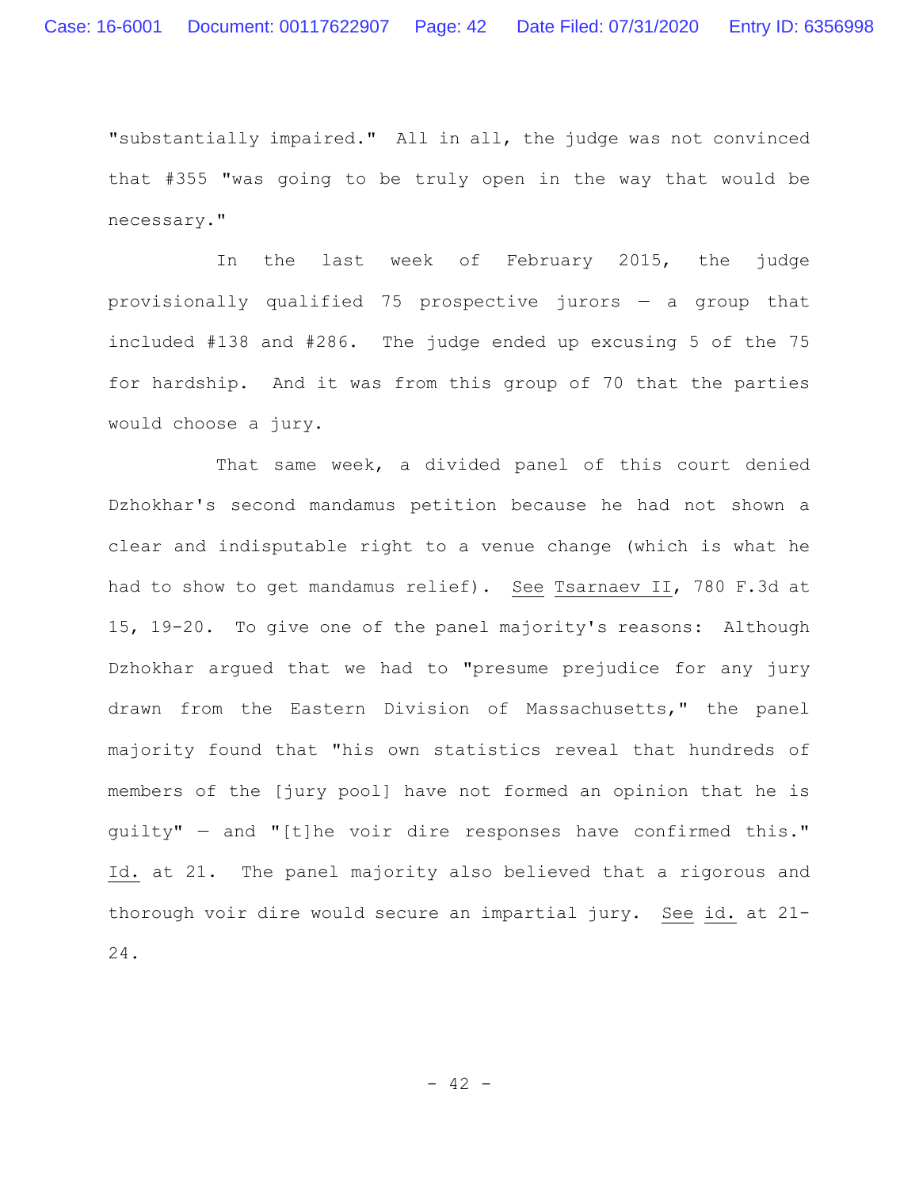"substantially impaired." All in all, the judge was not convinced that #355 "was going to be truly open in the way that would be necessary."

In the last week of February 2015, the judge provisionally qualified 75 prospective jurors — a group that included #138 and #286. The judge ended up excusing 5 of the 75 for hardship. And it was from this group of 70 that the parties would choose a jury.

That same week, a divided panel of this court denied Dzhokhar's second mandamus petition because he had not shown a clear and indisputable right to a venue change (which is what he had to show to get mandamus relief). See Tsarnaev II, 780 F.3d at 15, 19-20. To give one of the panel majority's reasons: Although Dzhokhar argued that we had to "presume prejudice for any jury drawn from the Eastern Division of Massachusetts," the panel majority found that "his own statistics reveal that hundreds of members of the [jury pool] have not formed an opinion that he is guilty" — and "[t]he voir dire responses have confirmed this." Id. at 21. The panel majority also believed that a rigorous and thorough voir dire would secure an impartial jury. See id. at 21-24.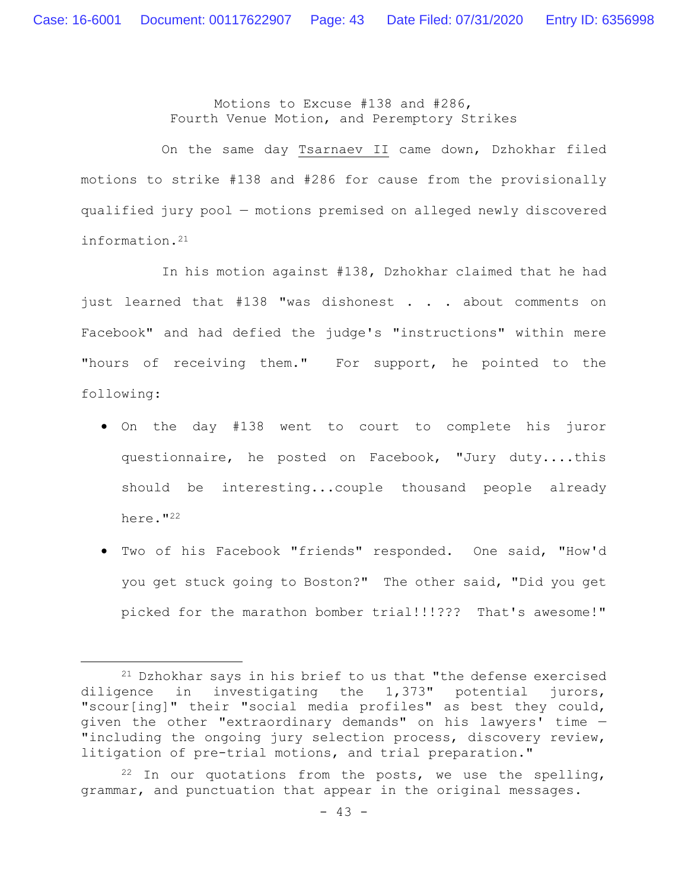### Motions to Excuse #138 and #286, Fourth Venue Motion, and Peremptory Strikes

On the same day Tsarnaev II came down, Dzhokhar filed motions to strike #138 and #286 for cause from the provisionally qualified jury pool — motions premised on alleged newly discovered information.[21]

In his motion against #138, Dzhokhar claimed that he had just learned that #138 "was dishonest . . . about comments on Facebook" and had defied the judge's "instructions" within mere "hours of receiving them." For support, he pointed to the following:

- On the day #138 went to court to complete his juror questionnaire, he posted on Facebook, "Jury duty....this should be interesting...couple thousand people already here."[22]
- Two of his Facebook "friends" responded. One said, "How'd you get stuck going to Boston?" The other said, "Did you get picked for the marathon bomber trial!!!??? That's awesome!"

---

[21] Dzhokhar says in his brief to us that "the defense exercised diligence in investigating the 1,373" potential jurors, "scour[ing]" their "social media profiles" as best they could, given the other "extraordinary demands" on his lawyers' time — "including the ongoing jury selection process, discovery review, litigation of pre-trial motions, and trial preparation."

[22] In our quotations from the posts, we use the spelling, grammar, and punctuation that appear in the original messages.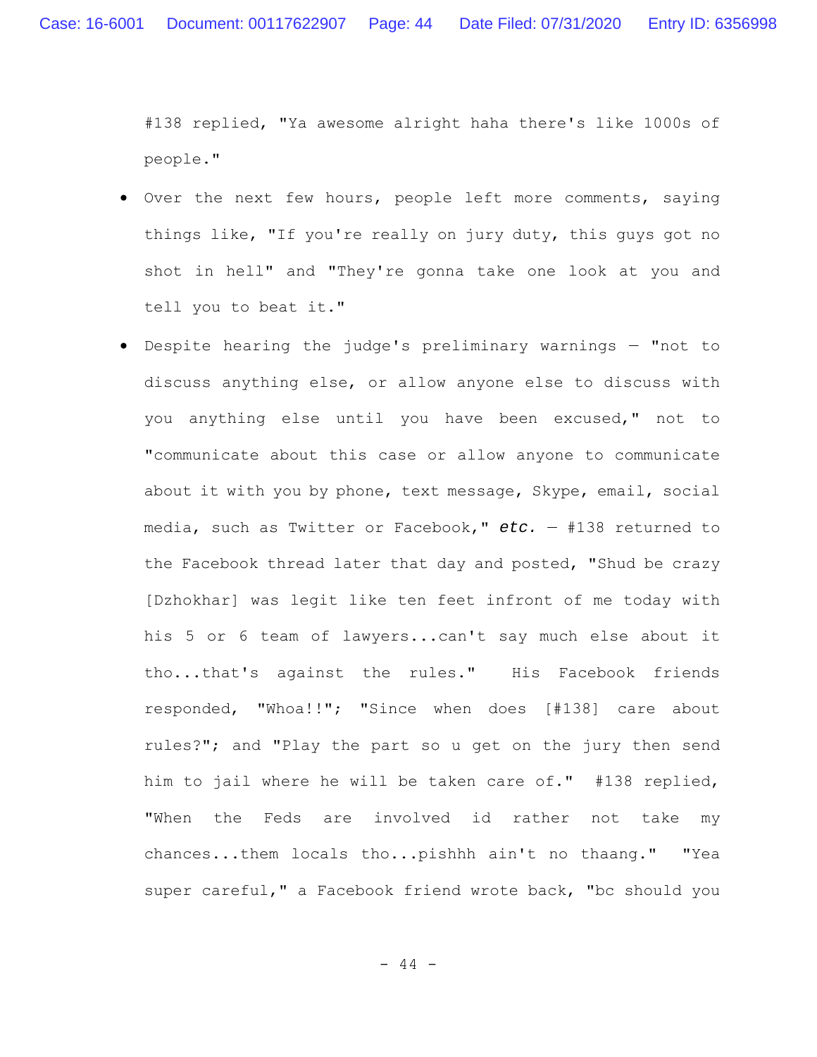#138 replied, "Ya awesome alright haha there's like 1000s of people."

- Over the next few hours, people left more comments, saying things like, "If you're really on jury duty, this guys got no shot in hell" and "They're gonna take one look at you and tell you to beat it."

- Despite hearing the judge's preliminary warnings — "not to discuss anything else, or allow anyone else to discuss with you anything else until you have been excused," not to "communicate about this case or allow anyone to communicate about it with you by phone, text message, Skype, email, social media, such as Twitter or Facebook," ***etc.*** — #138 returned to the Facebook thread later that day and posted, "Shud be crazy [Dzhokhar] was legit like ten feet infront of me today with his 5 or 6 team of lawyers...can't say much else about it tho...that's against the rules." His Facebook friends responded, "Whoa!!"; "Since when does [#138] care about rules?"; and "Play the part so u get on the jury then send him to jail where he will be taken care of." #138 replied, "When the Feds are involved id rather not take my chances...them locals tho...pishhh ain't no thaang." "Yea super careful," a Facebook friend wrote back, "bc should you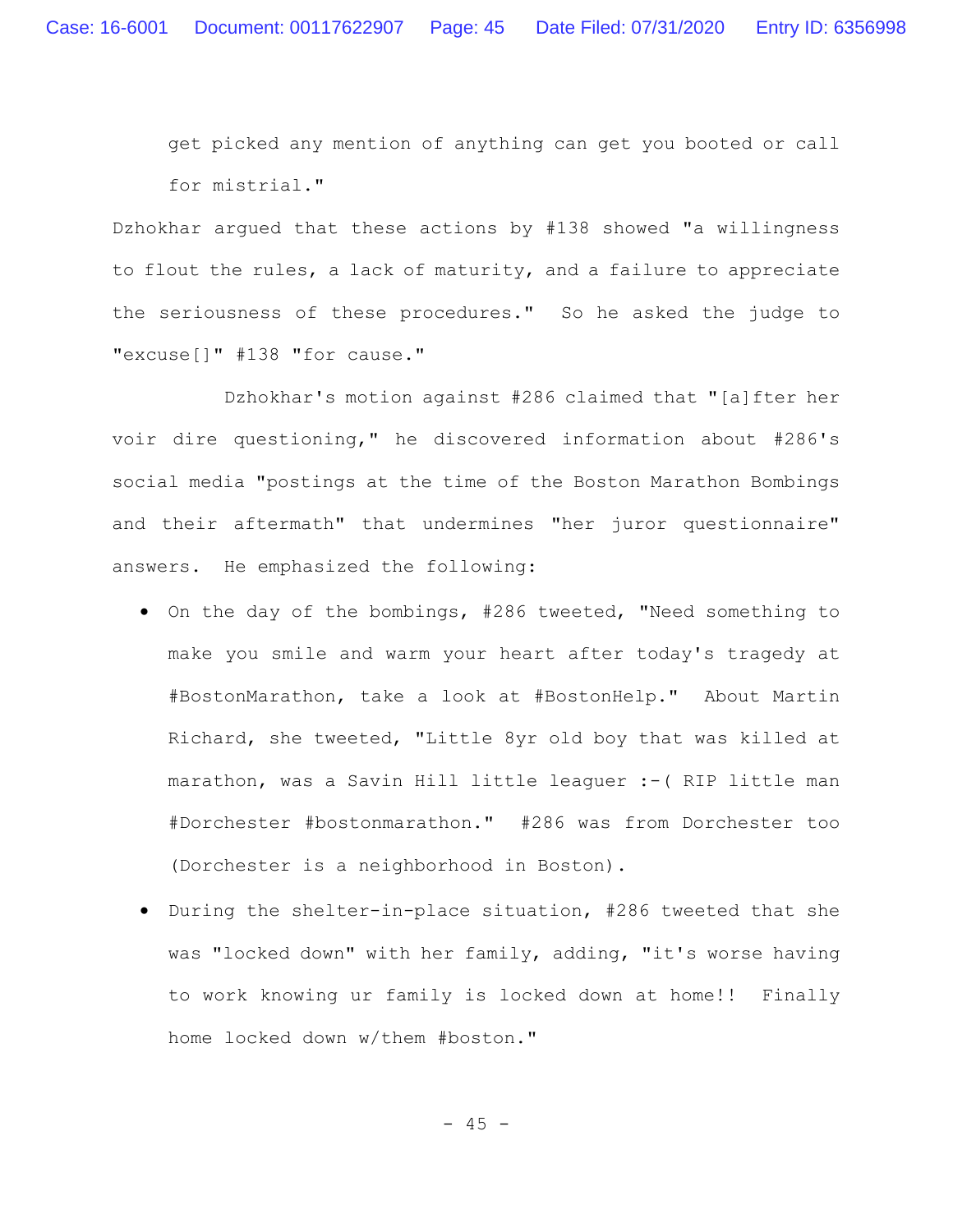get picked any mention of anything can get you booted or call for mistrial."

Dzhokhar argued that these actions by #138 showed "a willingness to flout the rules, a lack of maturity, and a failure to appreciate the seriousness of these procedures." So he asked the judge to "excuse[]" #138 "for cause."

Dzhokhar's motion against #286 claimed that "[a]fter her voir dire questioning," he discovered information about #286's social media "postings at the time of the Boston Marathon Bombings and their aftermath" that undermines "her juror questionnaire" answers. He emphasized the following:

- On the day of the bombings, #286 tweeted, "Need something to make you smile and warm your heart after today's tragedy at #BostonMarathon, take a look at #BostonHelp." About Martin Richard, she tweeted, "Little 8yr old boy that was killed at marathon, was a Savin Hill little leaguer :-( RIP little man #Dorchester #bostonmarathon." #286 was from Dorchester too (Dorchester is a neighborhood in Boston).
- During the shelter-in-place situation, #286 tweeted that she was "locked down" with her family, adding, "it's worse having to work knowing ur family is locked down at home!! Finally home locked down w/them #boston."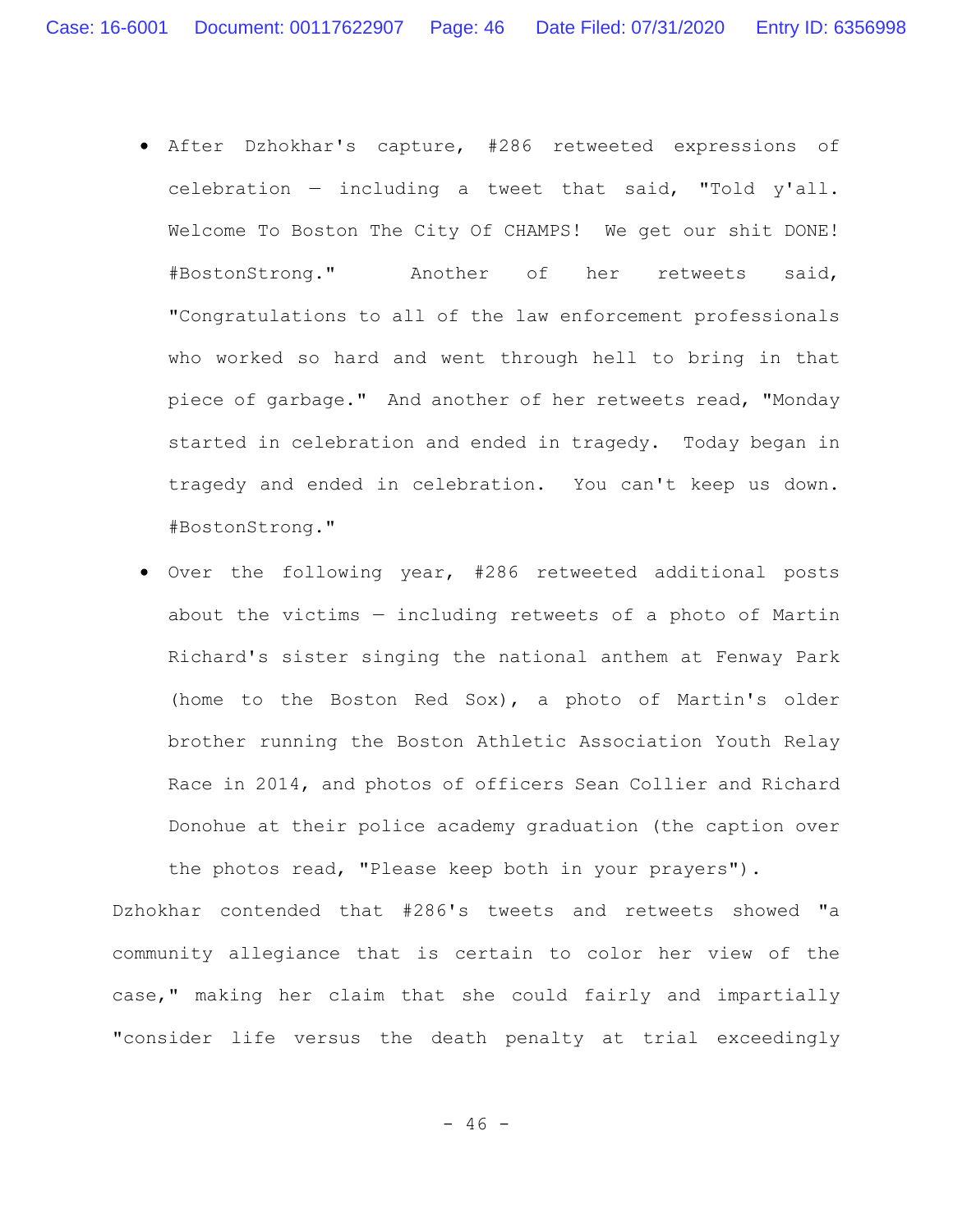- After Dzhokhar's capture, #286 retweeted expressions of celebration — including a tweet that said, "Told y'all. Welcome To Boston The City Of CHAMPS! We get our shit DONE! #BostonStrong." Another of her retweets said, "Congratulations to all of the law enforcement professionals who worked so hard and went through hell to bring in that piece of garbage." And another of her retweets read, "Monday started in celebration and ended in tragedy. Today began in tragedy and ended in celebration. You can't keep us down. #BostonStrong."
- Over the following year, #286 retweeted additional posts about the victims — including retweets of a photo of Martin Richard's sister singing the national anthem at Fenway Park (home to the Boston Red Sox), a photo of Martin's older brother running the Boston Athletic Association Youth Relay Race in 2014, and photos of officers Sean Collier and Richard Donohue at their police academy graduation (the caption over the photos read, "Please keep both in your prayers").

Dzhokhar contended that #286's tweets and retweets showed "a community allegiance that is certain to color her view of the case," making her claim that she could fairly and impartially "consider life versus the death penalty at trial exceedingly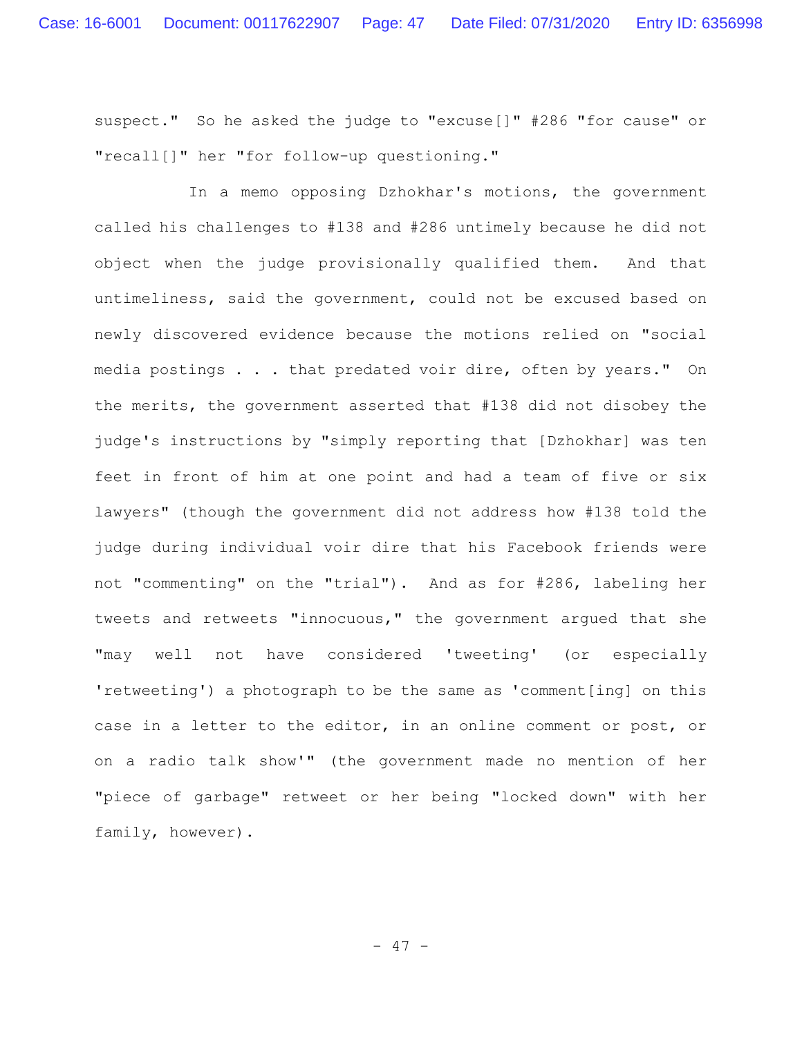suspect." So he asked the judge to "excuse[]" #286 "for cause" or "recall[]" her "for follow-up questioning."

In a memo opposing Dzhokhar's motions, the government called his challenges to #138 and #286 untimely because he did not object when the judge provisionally qualified them. And that untimeliness, said the government, could not be excused based on newly discovered evidence because the motions relied on "social media postings . . . that predated voir dire, often by years." On the merits, the government asserted that #138 did not disobey the judge's instructions by "simply reporting that [Dzhokhar] was ten feet in front of him at one point and had a team of five or six lawyers" (though the government did not address how #138 told the judge during individual voir dire that his Facebook friends were not "commenting" on the "trial"). And as for #286, labeling her tweets and retweets "innocuous," the government argued that she "may well not have considered 'tweeting' (or especially 'retweeting') a photograph to be the same as 'comment[ing] on this case in a letter to the editor, in an online comment or post, or on a radio talk show'" (the government made no mention of her "piece of garbage" retweet or her being "locked down" with her family, however).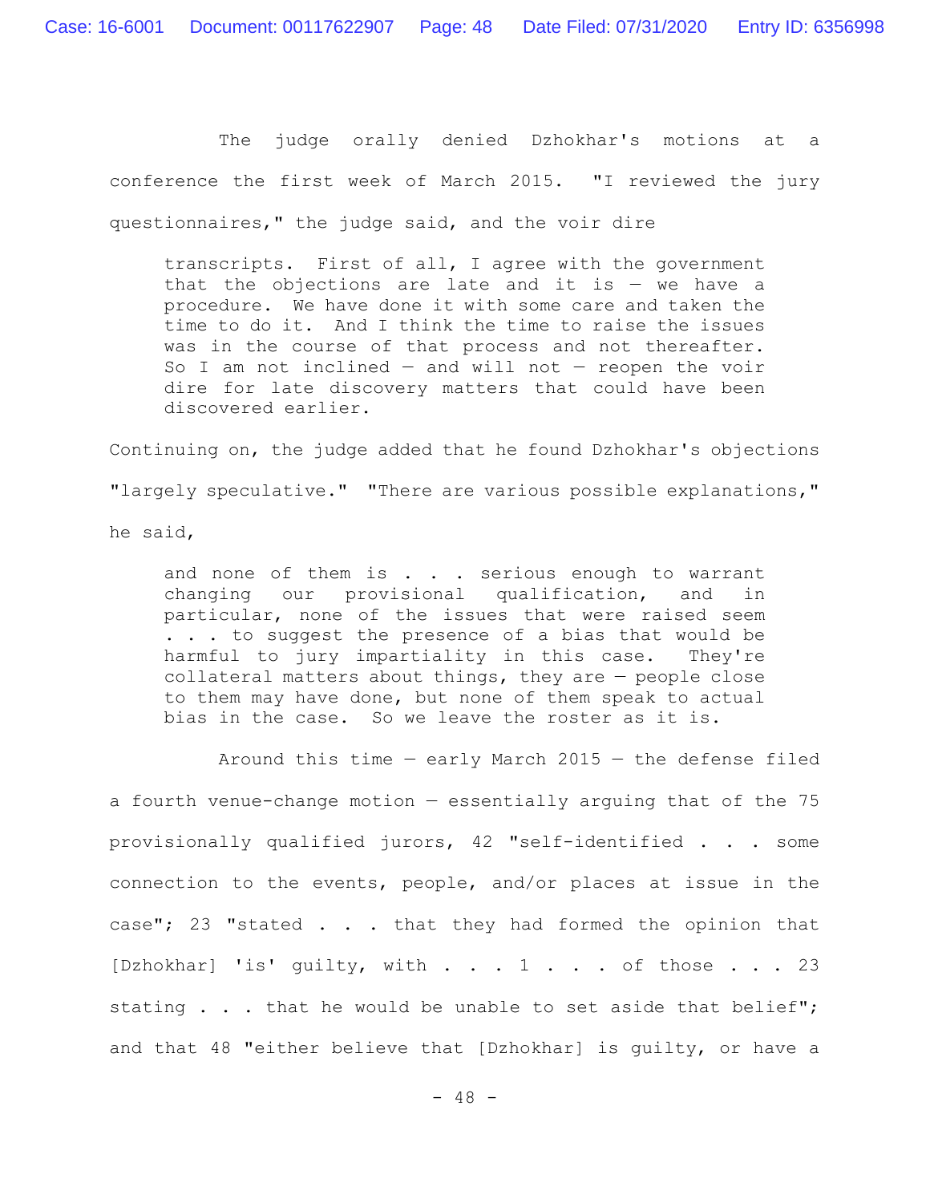The judge orally denied Dzhokhar's motions at a conference the first week of March 2015. "I reviewed the jury questionnaires," the judge said, and the voir dire

> transcripts. First of all, I agree with the government that the objections are late and it is — we have a procedure. We have done it with some care and taken the time to do it. And I think the time to raise the issues was in the course of that process and not thereafter. So I am not inclined — and will not — reopen the voir dire for late discovery matters that could have been discovered earlier.

Continuing on, the judge added that he found Dzhokhar's objections "largely speculative." "There are various possible explanations," he said,

> and none of them is . . . serious enough to warrant changing our provisional qualification, and in particular, none of the issues that were raised seem . . . to suggest the presence of a bias that would be harmful to jury impartiality in this case. They're collateral matters about things, they are — people close to them may have done, but none of them speak to actual bias in the case. So we leave the roster as it is.

Around this time — early March 2015 — the defense filed a fourth venue-change motion — essentially arguing that of the 75 provisionally qualified jurors, 42 "self-identified . . . some connection to the events, people, and/or places at issue in the case"; 23 "stated . . . that they had formed the opinion that [Dzhokhar] 'is' guilty, with . . . 1 . . . of those . . . 23 stating . . . that he would be unable to set aside that belief"; and that 48 "either believe that [Dzhokhar] is guilty, or have a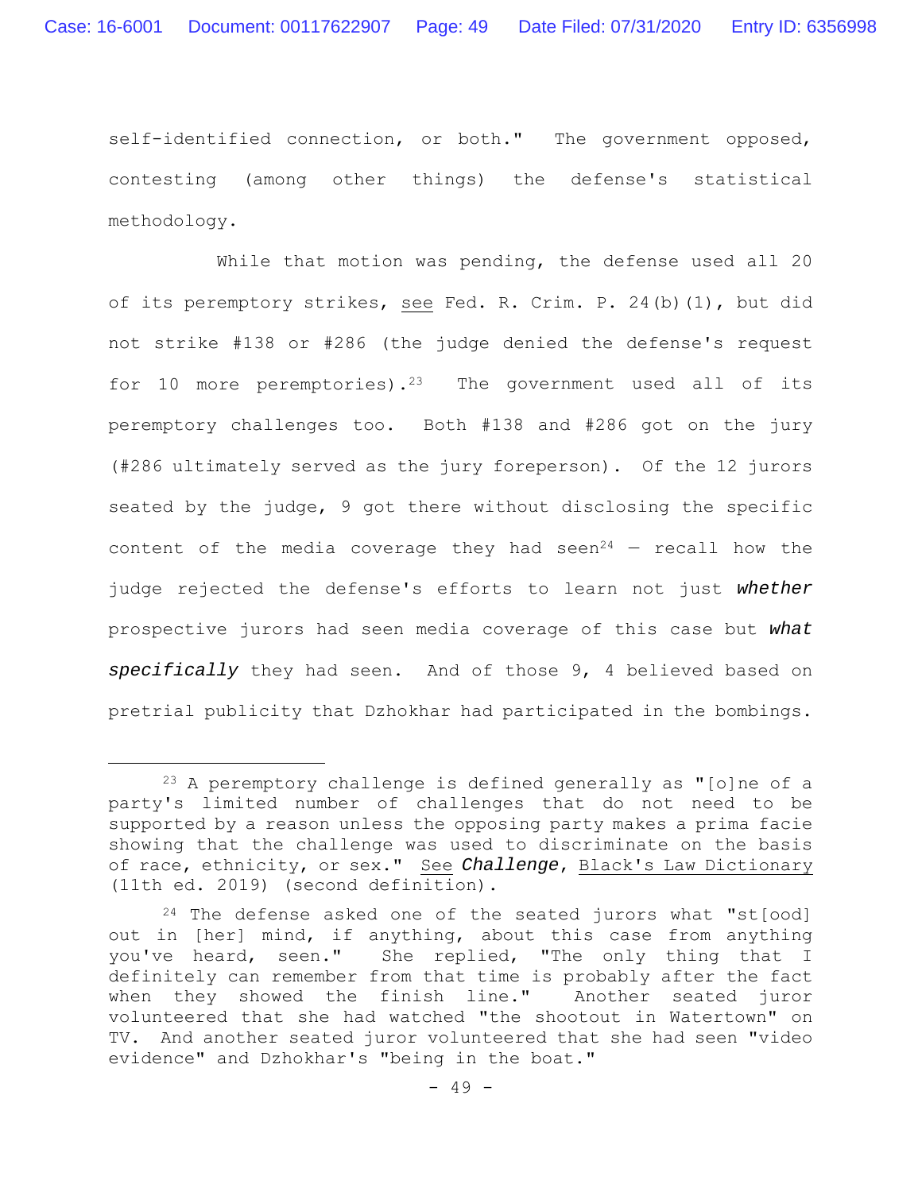self-identified connection, or both." The government opposed, contesting (among other things) the defense's statistical methodology.

While that motion was pending, the defense used all 20 of its peremptory strikes, see Fed. R. Crim. P. 24(b)(1), but did not strike #138 or #286 (the judge denied the defense's request for 10 more peremptories).[23] The government used all of its peremptory challenges too. Both #138 and #286 got on the jury (#286 ultimately served as the jury foreperson). Of the 12 jurors seated by the judge, 9 got there without disclosing the specific content of the media coverage they had seen[24] — recall how the judge rejected the defense's efforts to learn not just ***whether*** prospective jurors had seen media coverage of this case but ***what specifically*** they had seen. And of those 9, 4 believed based on pretrial publicity that Dzhokhar had participated in the bombings.

---

[23] A peremptory challenge is defined generally as "[o]ne of a party's limited number of challenges that do not need to be supported by a reason unless the opposing party makes a prima facie showing that the challenge was used to discriminate on the basis of race, ethnicity, or sex." See ***Challenge***, Black's Law Dictionary (11th ed. 2019) (second definition).

[24] The defense asked one of the seated jurors what "st[ood] out in [her] mind, if anything, about this case from anything you've heard, seen." She replied, "The only thing that I definitely can remember from that time is probably after the fact when they showed the finish line." Another seated juror volunteered that she had watched "the shootout in Watertown" on TV. And another seated juror volunteered that she had seen "video evidence" and Dzhokhar's "being in the boat."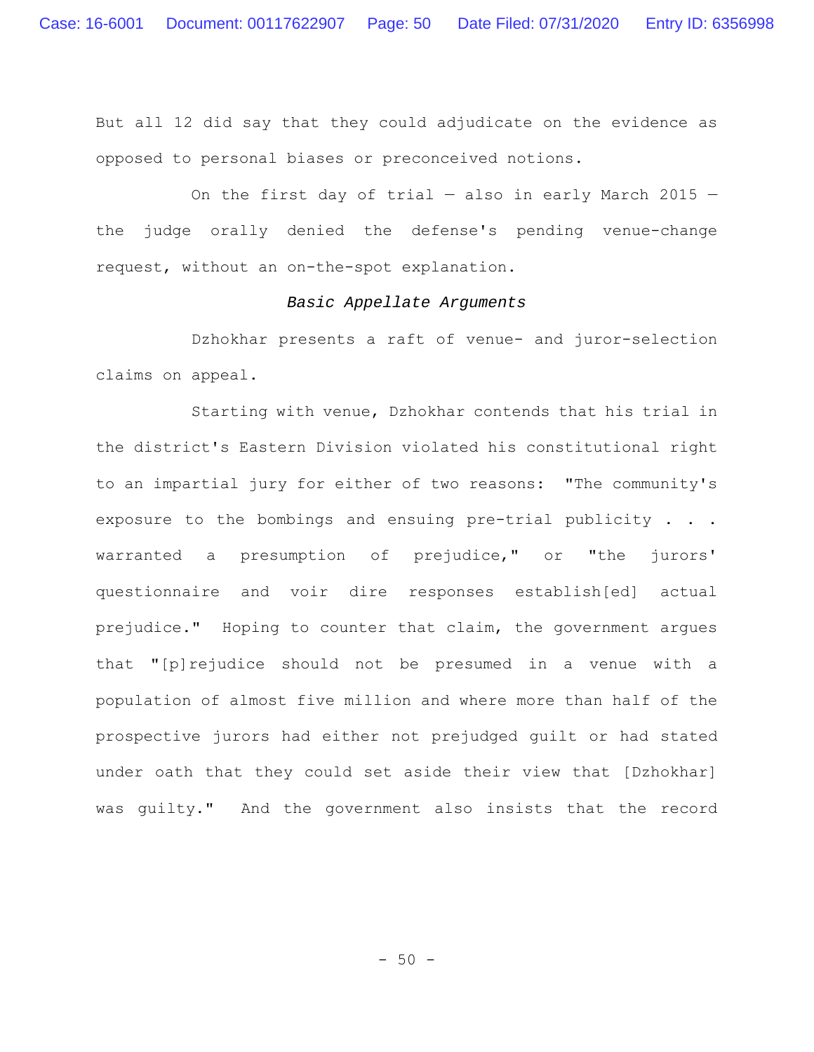But all 12 did say that they could adjudicate on the evidence as opposed to personal biases or preconceived notions.

On the first day of trial — also in early March 2015 — the judge orally denied the defense's pending venue-change request, without an on-the-spot explanation.

*Basic Appellate Arguments*

Dzhokhar presents a raft of venue- and juror-selection claims on appeal.

Starting with venue, Dzhokhar contends that his trial in the district's Eastern Division violated his constitutional right to an impartial jury for either of two reasons: "The community's exposure to the bombings and ensuing pre-trial publicity . . . warranted a presumption of prejudice," or "the jurors' questionnaire and voir dire responses establish[ed] actual prejudice." Hoping to counter that claim, the government argues that "[p]rejudice should not be presumed in a venue with a population of almost five million and where more than half of the prospective jurors had either not prejudged guilt or had stated under oath that they could set aside their view that [Dzhokhar] was guilty." And the government also insists that the record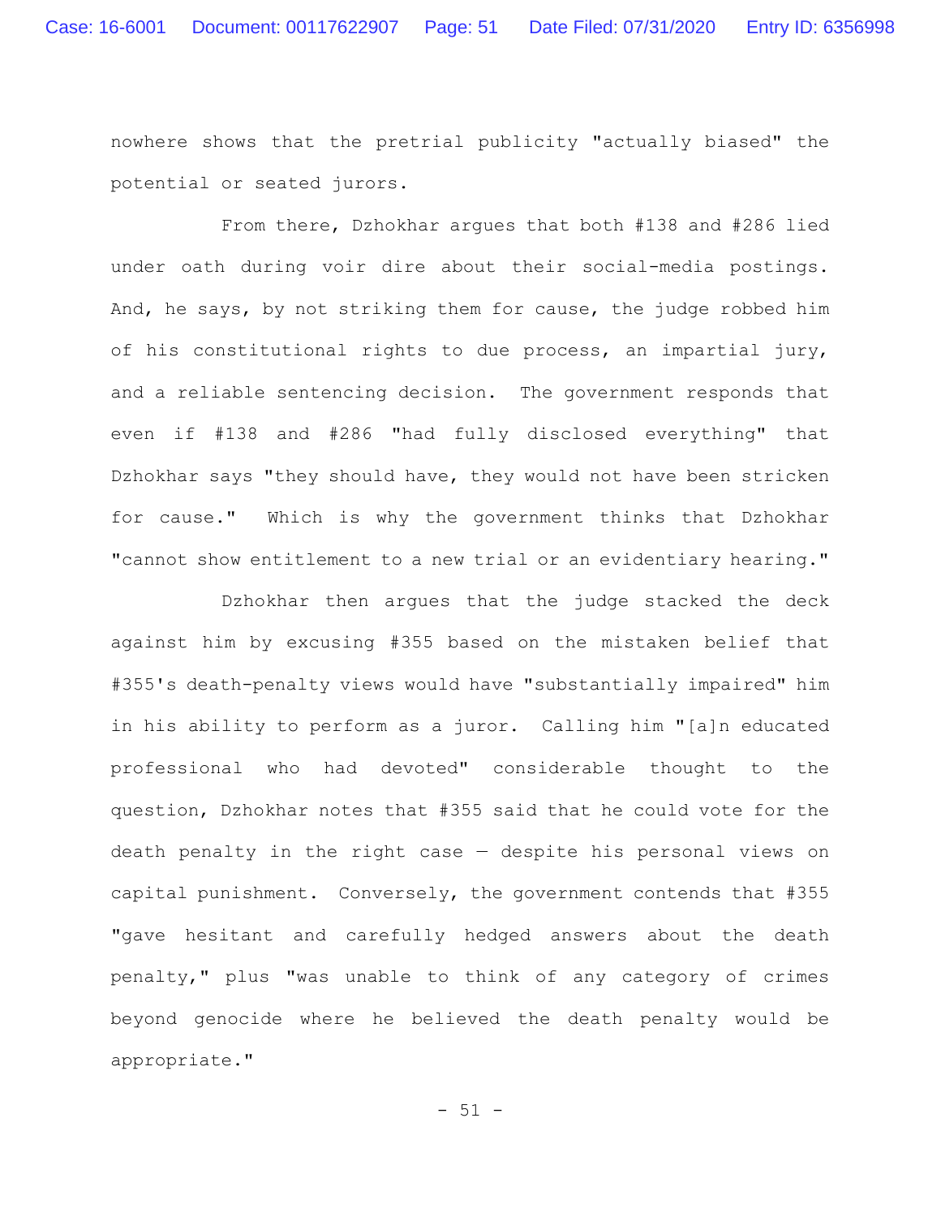nowhere shows that the pretrial publicity "actually biased" the potential or seated jurors.

From there, Dzhokhar argues that both #138 and #286 lied under oath during voir dire about their social-media postings. And, he says, by not striking them for cause, the judge robbed him of his constitutional rights to due process, an impartial jury, and a reliable sentencing decision. The government responds that even if #138 and #286 "had fully disclosed everything" that Dzhokhar says "they should have, they would not have been stricken for cause." Which is why the government thinks that Dzhokhar "cannot show entitlement to a new trial or an evidentiary hearing."

Dzhokhar then argues that the judge stacked the deck against him by excusing #355 based on the mistaken belief that #355's death-penalty views would have "substantially impaired" him in his ability to perform as a juror. Calling him "[a]n educated professional who had devoted" considerable thought to the question, Dzhokhar notes that #355 said that he could vote for the death penalty in the right case — despite his personal views on capital punishment. Conversely, the government contends that #355 "gave hesitant and carefully hedged answers about the death penalty," plus "was unable to think of any category of crimes beyond genocide where he believed the death penalty would be appropriate."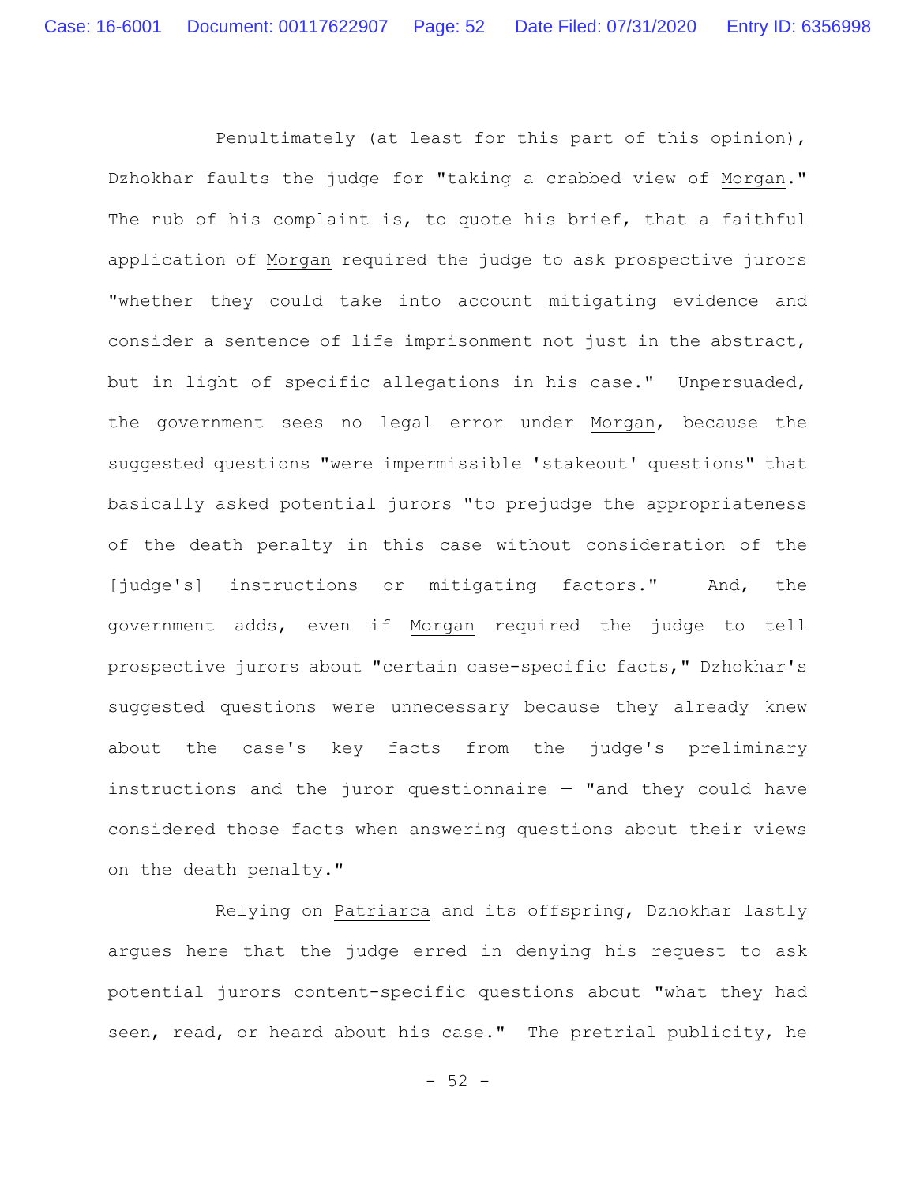Penultimately (at least for this part of this opinion), Dzhokhar faults the judge for "taking a crabbed view of Morgan." The nub of his complaint is, to quote his brief, that a faithful application of Morgan required the judge to ask prospective jurors "whether they could take into account mitigating evidence and consider a sentence of life imprisonment not just in the abstract, but in light of specific allegations in his case." Unpersuaded, the government sees no legal error under Morgan, because the suggested questions "were impermissible 'stakeout' questions" that basically asked potential jurors "to prejudge the appropriateness of the death penalty in this case without consideration of the [judge's] instructions or mitigating factors." And, the government adds, even if Morgan required the judge to tell prospective jurors about "certain case-specific facts," Dzhokhar's suggested questions were unnecessary because they already knew about the case's key facts from the judge's preliminary instructions and the juror questionnaire — "and they could have considered those facts when answering questions about their views on the death penalty."

Relying on Patriarca and its offspring, Dzhokhar lastly argues here that the judge erred in denying his request to ask potential jurors content-specific questions about "what they had seen, read, or heard about his case." The pretrial publicity, he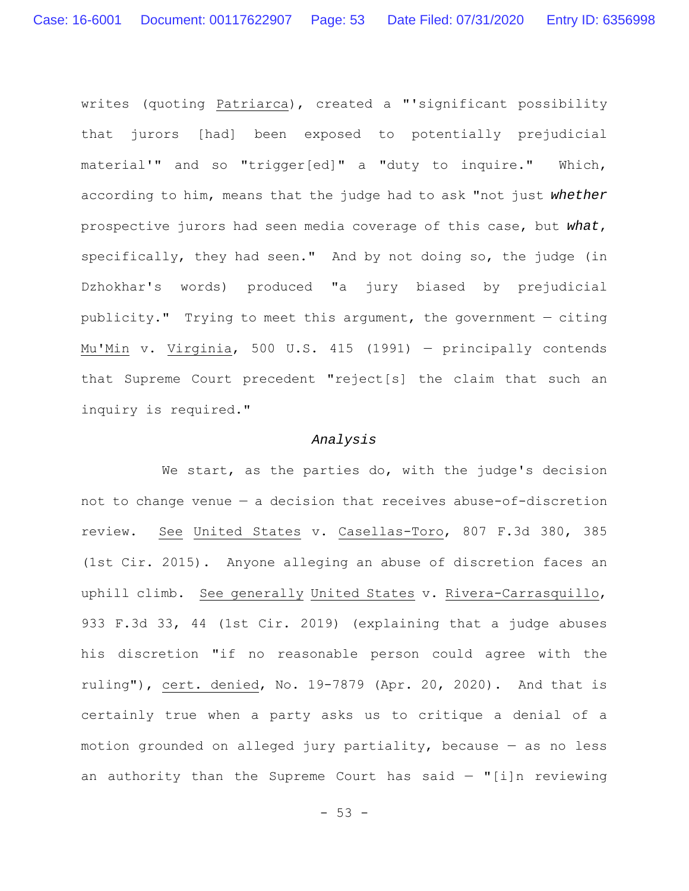writes (quoting Patriarca), created a "'significant possibility that jurors [had] been exposed to potentially prejudicial material'" and so "trigger[ed]" a "duty to inquire." Which, according to him, means that the judge had to ask "not just ***whether*** prospective jurors had seen media coverage of this case, but ***what***, specifically, they had seen." And by not doing so, the judge (in Dzhokhar's words) produced "a jury biased by prejudicial publicity." Trying to meet this argument, the government — citing Mu'Min v. Virginia, 500 U.S. 415 (1991) — principally contends that Supreme Court precedent "reject[s] the claim that such an inquiry is required."

*Analysis*

We start, as the parties do, with the judge's decision not to change venue — a decision that receives abuse-of-discretion review. See United States v. Casellas-Toro, 807 F.3d 380, 385 (1st Cir. 2015). Anyone alleging an abuse of discretion faces an uphill climb. See generally United States v. Rivera-Carrasquillo, 933 F.3d 33, 44 (1st Cir. 2019) (explaining that a judge abuses his discretion "if no reasonable person could agree with the ruling"), cert. denied, No. 19-7879 (Apr. 20, 2020). And that is certainly true when a party asks us to critique a denial of a motion grounded on alleged jury partiality, because — as no less an authority than the Supreme Court has said — "[i]n reviewing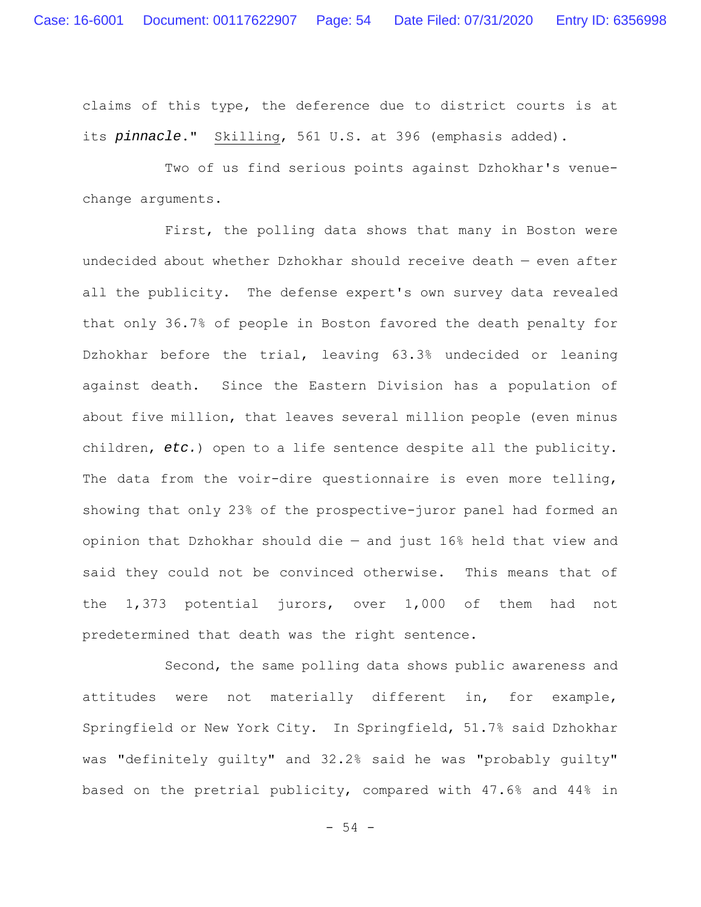claims of this type, the deference due to district courts is at its ***pinnacle***." Skilling, 561 U.S. at 396 (emphasis added).

Two of us find serious points against Dzhokhar's venue-change arguments.

First, the polling data shows that many in Boston were undecided about whether Dzhokhar should receive death — even after all the publicity. The defense expert's own survey data revealed that only 36.7% of people in Boston favored the death penalty for Dzhokhar before the trial, leaving 63.3% undecided or leaning against death. Since the Eastern Division has a population of about five million, that leaves several million people (even minus children, ***etc.***) open to a life sentence despite all the publicity. The data from the voir-dire questionnaire is even more telling, showing that only 23% of the prospective-juror panel had formed an opinion that Dzhokhar should die — and just 16% held that view and said they could not be convinced otherwise. This means that of the 1,373 potential jurors, over 1,000 of them had not predetermined that death was the right sentence.

Second, the same polling data shows public awareness and attitudes were not materially different in, for example, Springfield or New York City. In Springfield, 51.7% said Dzhokhar was "definitely guilty" and 32.2% said he was "probably guilty" based on the pretrial publicity, compared with 47.6% and 44% in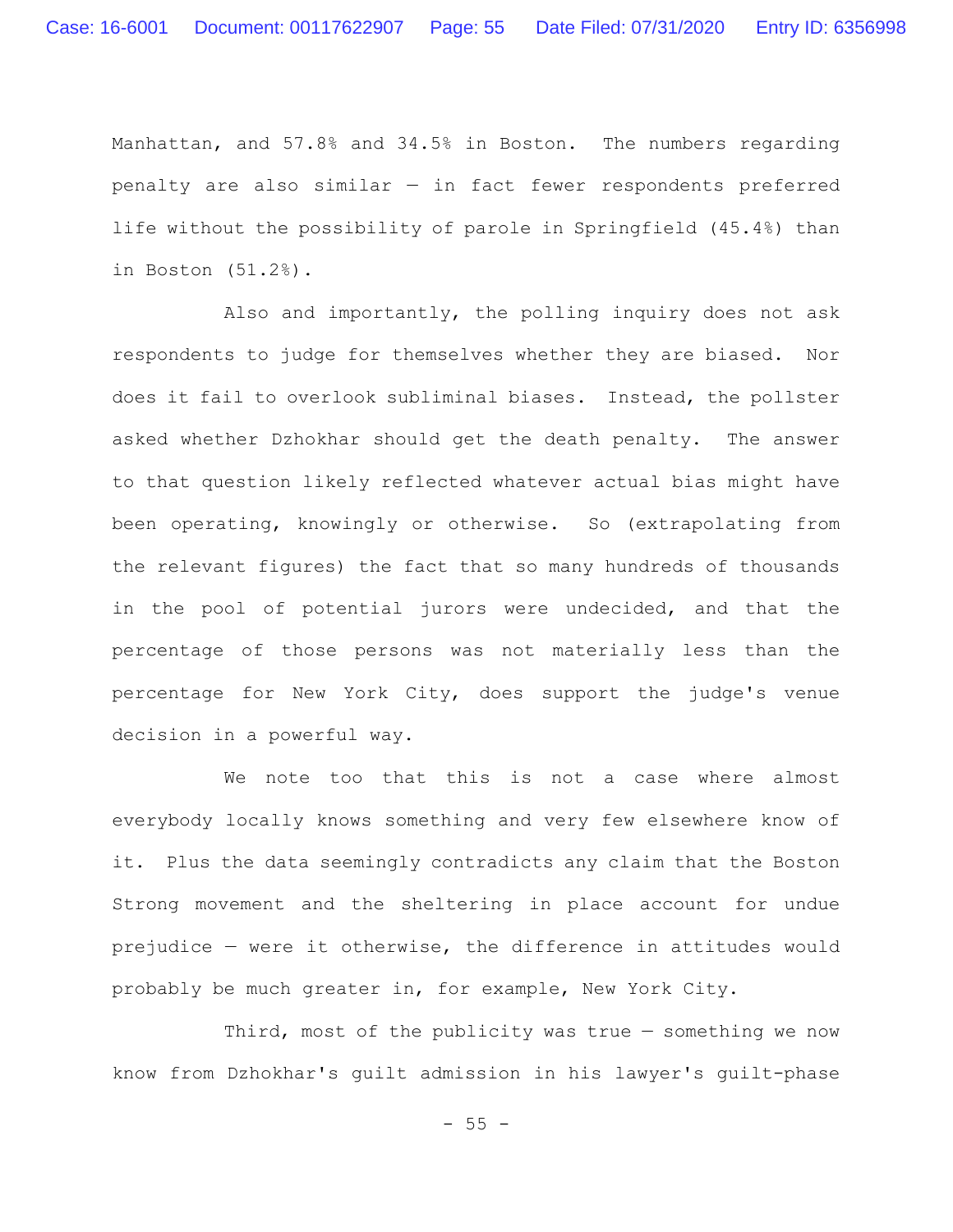Manhattan, and 57.8% and 34.5% in Boston. The numbers regarding penalty are also similar — in fact fewer respondents preferred life without the possibility of parole in Springfield (45.4%) than in Boston (51.2%).

Also and importantly, the polling inquiry does not ask respondents to judge for themselves whether they are biased. Nor does it fail to overlook subliminal biases. Instead, the pollster asked whether Dzhokhar should get the death penalty. The answer to that question likely reflected whatever actual bias might have been operating, knowingly or otherwise. So (extrapolating from the relevant figures) the fact that so many hundreds of thousands in the pool of potential jurors were undecided, and that the percentage of those persons was not materially less than the percentage for New York City, does support the judge's venue decision in a powerful way.

We note too that this is not a case where almost everybody locally knows something and very few elsewhere know of it. Plus the data seemingly contradicts any claim that the Boston Strong movement and the sheltering in place account for undue prejudice — were it otherwise, the difference in attitudes would probably be much greater in, for example, New York City.

Third, most of the publicity was true — something we now know from Dzhokhar's guilt admission in his lawyer's guilt-phase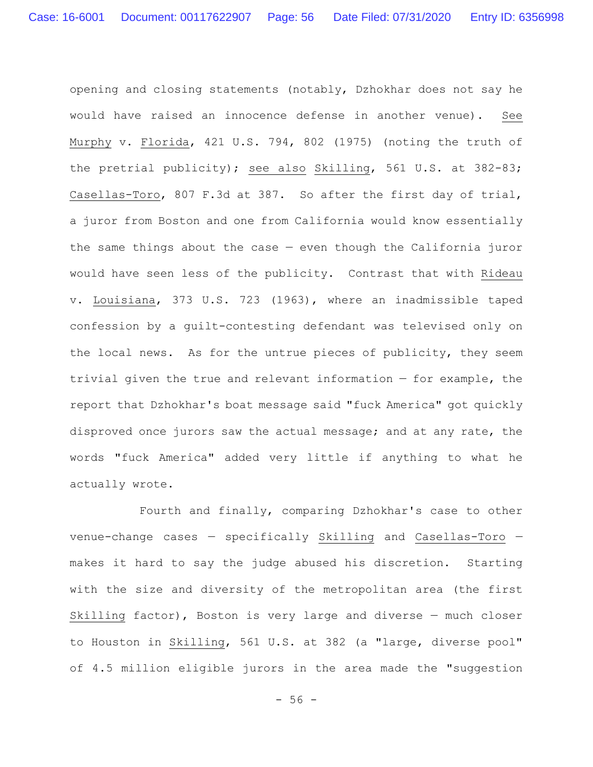opening and closing statements (notably, Dzhokhar does not say he would have raised an innocence defense in another venue). See Murphy v. Florida, 421 U.S. 794, 802 (1975) (noting the truth of the pretrial publicity); see also Skilling, 561 U.S. at 382-83; Casellas-Toro, 807 F.3d at 387. So after the first day of trial, a juror from Boston and one from California would know essentially the same things about the case — even though the California juror would have seen less of the publicity. Contrast that with Rideau v. Louisiana, 373 U.S. 723 (1963), where an inadmissible taped confession by a guilt-contesting defendant was televised only on the local news. As for the untrue pieces of publicity, they seem trivial given the true and relevant information — for example, the report that Dzhokhar's boat message said "fuck America" got quickly disproved once jurors saw the actual message; and at any rate, the words "fuck America" added very little if anything to what he actually wrote.

Fourth and finally, comparing Dzhokhar's case to other venue-change cases — specifically Skilling and Casellas-Toro — makes it hard to say the judge abused his discretion. Starting with the size and diversity of the metropolitan area (the first Skilling factor), Boston is very large and diverse — much closer to Houston in Skilling, 561 U.S. at 382 (a "large, diverse pool" of 4.5 million eligible jurors in the area made the "suggestion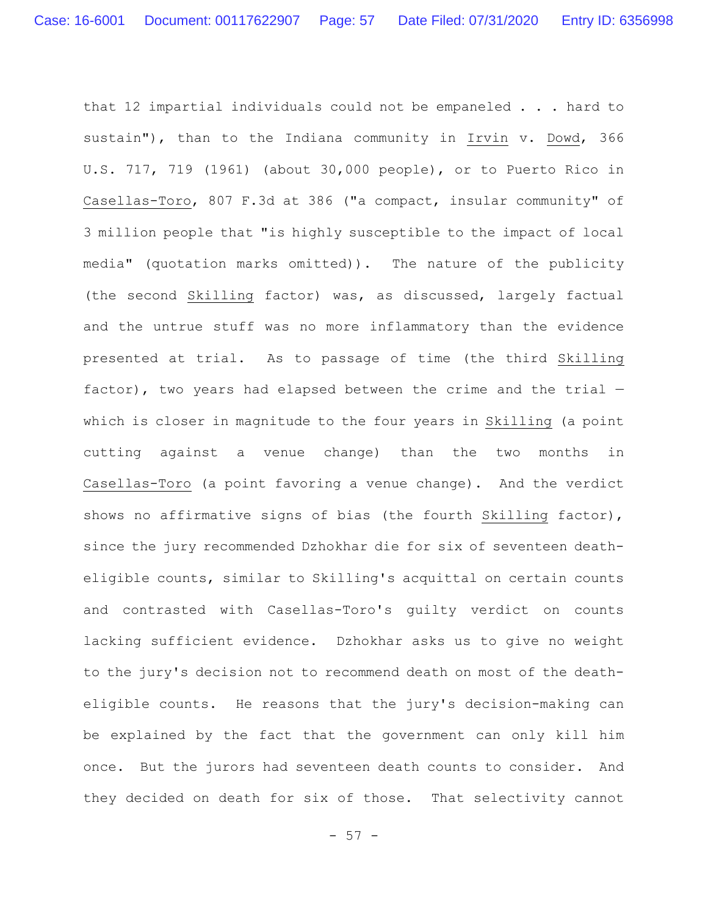that 12 impartial individuals could not be empaneled . . . hard to sustain"), than to the Indiana community in Irvin v. Dowd, 366 U.S. 717, 719 (1961) (about 30,000 people), or to Puerto Rico in Casellas-Toro, 807 F.3d at 386 ("a compact, insular community" of 3 million people that "is highly susceptible to the impact of local media" (quotation marks omitted)). The nature of the publicity (the second Skilling factor) was, as discussed, largely factual and the untrue stuff was no more inflammatory than the evidence presented at trial. As to passage of time (the third Skilling factor), two years had elapsed between the crime and the trial — which is closer in magnitude to the four years in Skilling (a point cutting against a venue change) than the two months in Casellas-Toro (a point favoring a venue change). And the verdict shows no affirmative signs of bias (the fourth Skilling factor), since the jury recommended Dzhokhar die for six of seventeen death-eligible counts, similar to Skilling's acquittal on certain counts and contrasted with Casellas-Toro's guilty verdict on counts lacking sufficient evidence. Dzhokhar asks us to give no weight to the jury's decision not to recommend death on most of the death-eligible counts. He reasons that the jury's decision-making can be explained by the fact that the government can only kill him once. But the jurors had seventeen death counts to consider. And they decided on death for six of those. That selectivity cannot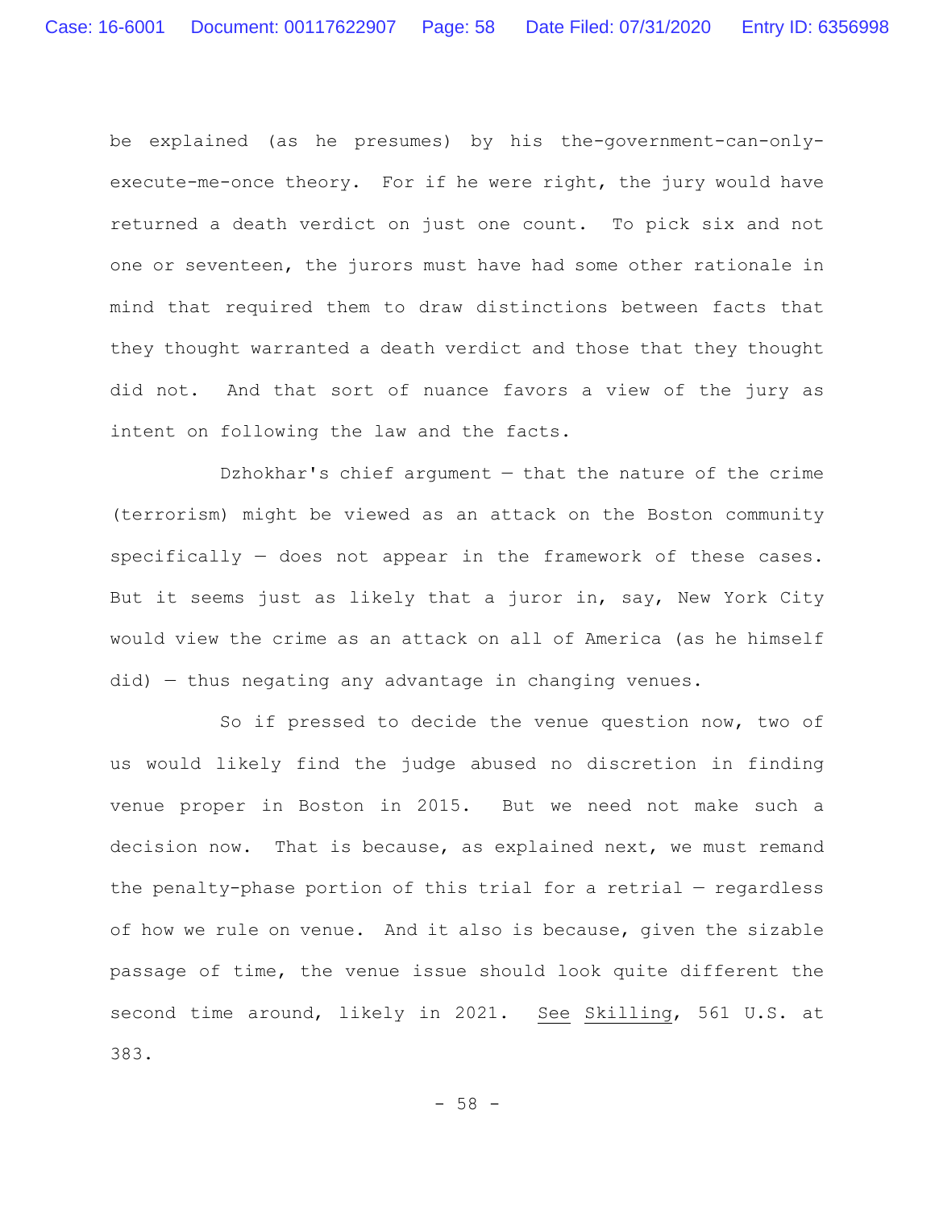be explained (as he presumes) by his the-government-can-only-execute-me-once theory. For if he were right, the jury would have returned a death verdict on just one count. To pick six and not one or seventeen, the jurors must have had some other rationale in mind that required them to draw distinctions between facts that they thought warranted a death verdict and those that they thought did not. And that sort of nuance favors a view of the jury as intent on following the law and the facts.

Dzhokhar's chief argument — that the nature of the crime (terrorism) might be viewed as an attack on the Boston community specifically — does not appear in the framework of these cases. But it seems just as likely that a juror in, say, New York City would view the crime as an attack on all of America (as he himself did) — thus negating any advantage in changing venues.

So if pressed to decide the venue question now, two of us would likely find the judge abused no discretion in finding venue proper in Boston in 2015. But we need not make such a decision now. That is because, as explained next, we must remand the penalty-phase portion of this trial for a retrial — regardless of how we rule on venue. And it also is because, given the sizable passage of time, the venue issue should look quite different the second time around, likely in 2021. _See_ _Skilling_, 561 U.S. at 383.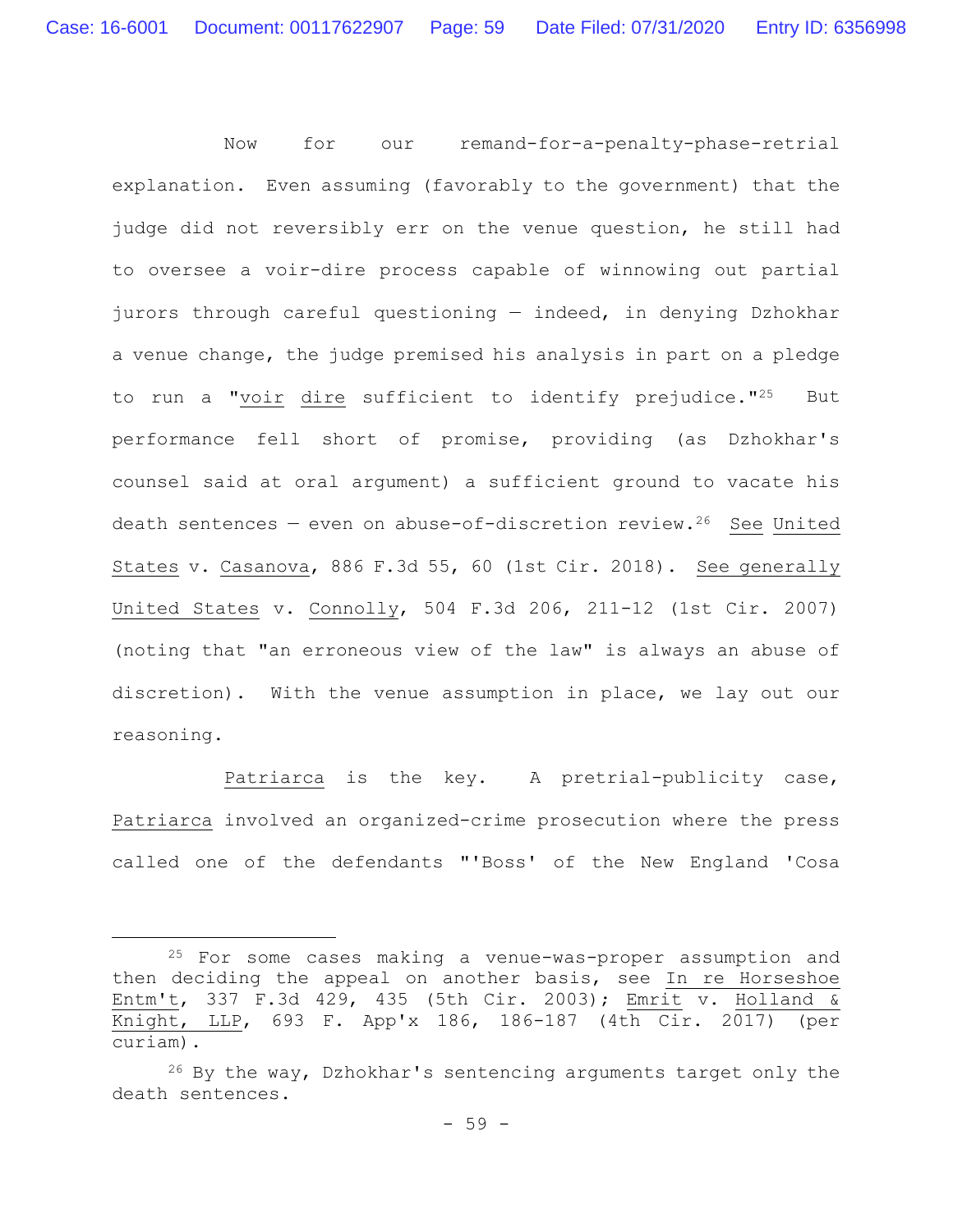Now for our remand-for-a-penalty-phase-retrial explanation. Even assuming (favorably to the government) that the judge did not reversibly err on the venue question, he still had to oversee a voir-dire process capable of winnowing out partial jurors through careful questioning — indeed, in denying Dzhokhar a venue change, the judge premised his analysis in part on a pledge to run a "_voir dire_ sufficient to identify prejudice."[25] But performance fell short of promise, providing (as Dzhokhar's counsel said at oral argument) a sufficient ground to vacate his death sentences — even on abuse-of-discretion review.[26] _See United States_ v. _Casanova_, 886 F.3d 55, 60 (1st Cir. 2018). _See generally United States_ v. _Connolly_, 504 F.3d 206, 211-12 (1st Cir. 2007) (noting that "an erroneous view of the law" is always an abuse of discretion). With the venue assumption in place, we lay out our reasoning.

_Patriarca_ is the key. A pretrial-publicity case, _Patriarca_ involved an organized-crime prosecution where the press called one of the defendants "'Boss' of the New England 'Cosa

---

[25] For some cases making a venue-was-proper assumption and then deciding the appeal on another basis, see _In re Horseshoe Entm't_, 337 F.3d 429, 435 (5th Cir. 2003); _Emrit_ v. _Holland & Knight, LLP_, 693 F. App'x 186, 186-187 (4th Cir. 2017) (per curiam).

[26] By the way, Dzhokhar's sentencing arguments target only the death sentences.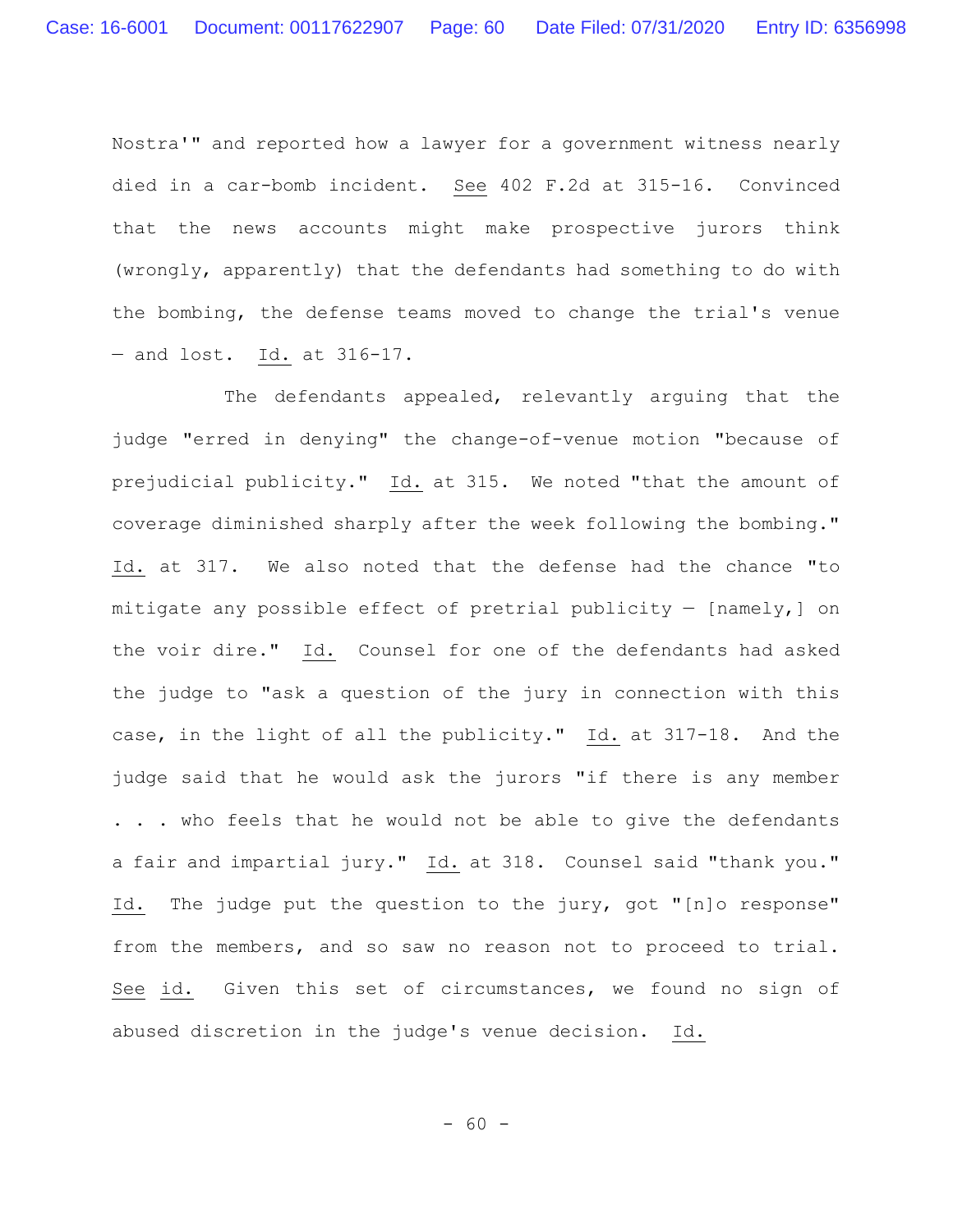Nostra'" and reported how a lawyer for a government witness nearly died in a car-bomb incident. See 402 F.2d at 315-16. Convinced that the news accounts might make prospective jurors think (wrongly, apparently) that the defendants had something to do with the bombing, the defense teams moved to change the trial's venue — and lost. Id. at 316-17.

The defendants appealed, relevantly arguing that the judge "erred in denying" the change-of-venue motion "because of prejudicial publicity." Id. at 315. We noted "that the amount of coverage diminished sharply after the week following the bombing." Id. at 317. We also noted that the defense had the chance "to mitigate any possible effect of pretrial publicity — [namely,] on the voir dire." Id. Counsel for one of the defendants had asked the judge to "ask a question of the jury in connection with this case, in the light of all the publicity." Id. at 317-18. And the judge said that he would ask the jurors "if there is any member . . . who feels that he would not be able to give the defendants a fair and impartial jury." Id. at 318. Counsel said "thank you." Id. The judge put the question to the jury, got "[n]o response" from the members, and so saw no reason not to proceed to trial. See id. Given this set of circumstances, we found no sign of abused discretion in the judge's venue decision. Id.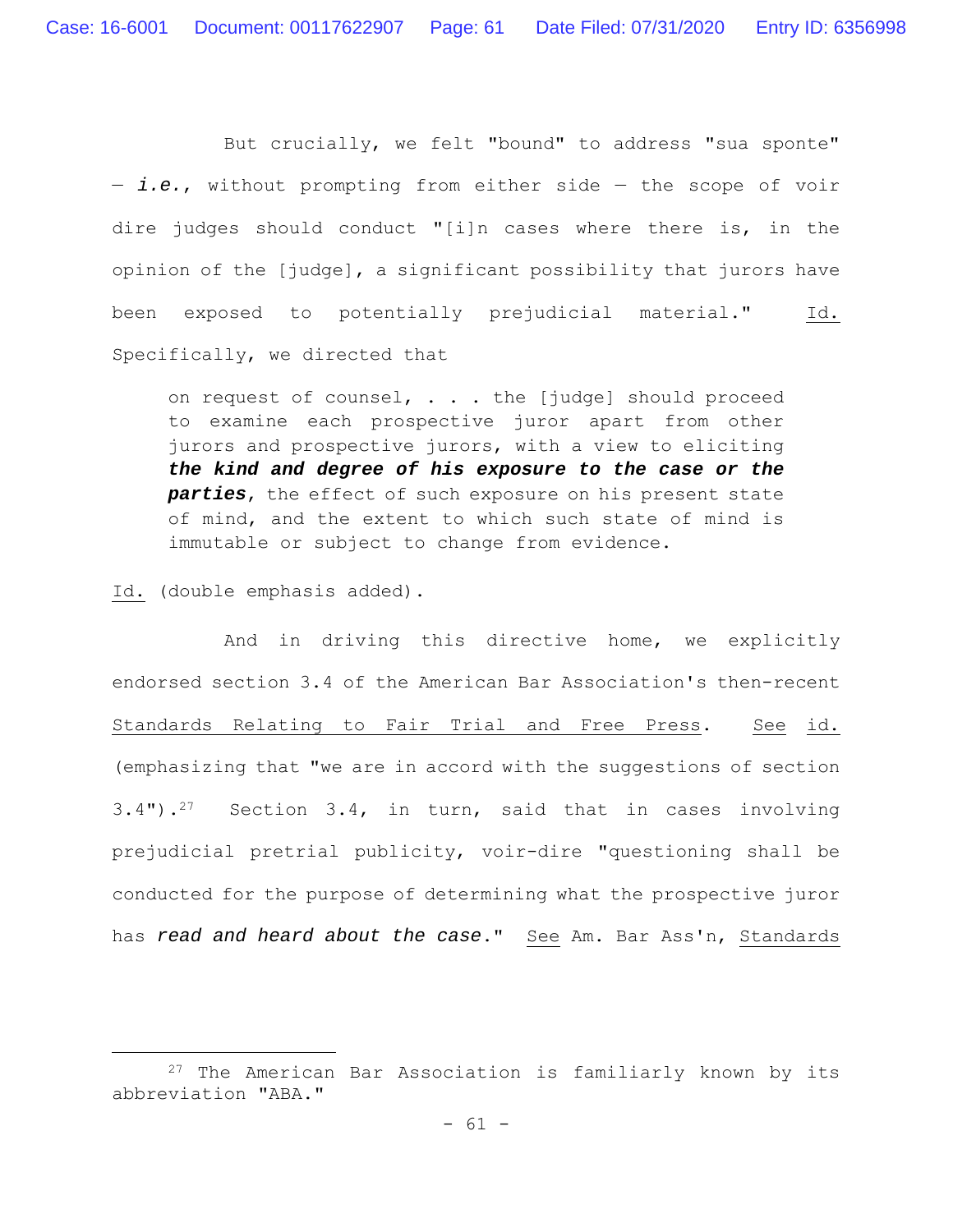But crucially, we felt "bound" to address "sua sponte" — ***i.e.***, without prompting from either side — the scope of voir dire judges should conduct "[i]n cases where there is, in the opinion of the [judge], a significant possibility that jurors have been exposed to potentially prejudicial material." Id. Specifically, we directed that

> on request of counsel, . . . the [judge] should proceed to examine each prospective juror apart from other jurors and prospective jurors, with a view to eliciting ***the kind and degree of his exposure to the case or the parties***, the effect of such exposure on his present state of mind, and the extent to which such state of mind is immutable or subject to change from evidence.

Id. (double emphasis added).

And in driving this directive home, we explicitly endorsed section 3.4 of the American Bar Association's then-recent Standards Relating to Fair Trial and Free Press. See id. (emphasizing that "we are in accord with the suggestions of section 3.4").[27] Section 3.4, in turn, said that in cases involving prejudicial pretrial publicity, voir-dire "questioning shall be conducted for the purpose of determining what the prospective juror has ***read and heard about the case***." See Am. Bar Ass'n, Standards

---

[27] The American Bar Association is familiarly known by its abbreviation "ABA."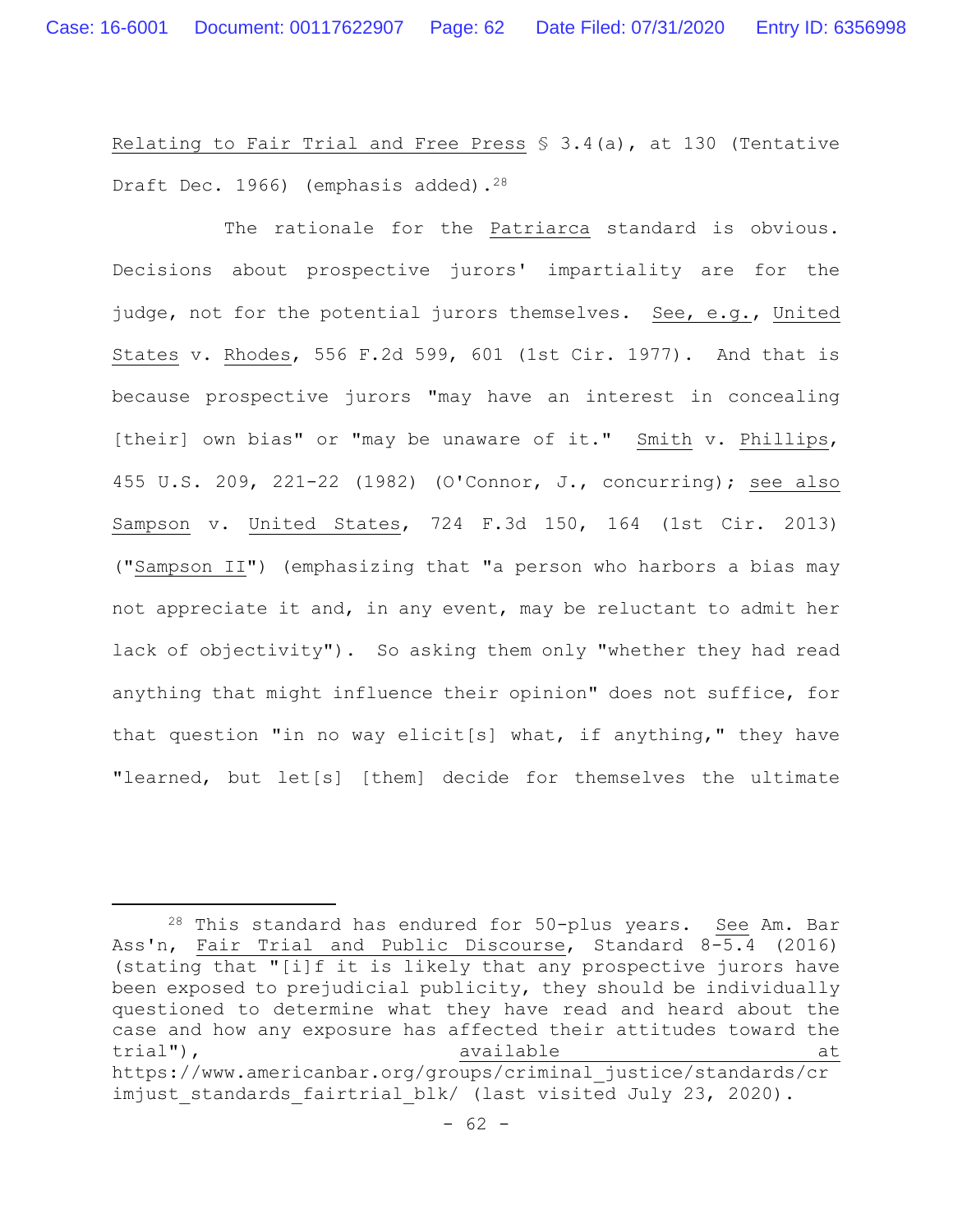Relating to Fair Trial and Free Press § 3.4(a), at 130 (Tentative Draft Dec. 1966) (emphasis added).[28]

The rationale for the Patriarca standard is obvious. Decisions about prospective jurors' impartiality are for the judge, not for the potential jurors themselves. See, e.g., United States v. Rhodes, 556 F.2d 599, 601 (1st Cir. 1977). And that is because prospective jurors "may have an interest in concealing [their] own bias" or "may be unaware of it." Smith v. Phillips, 455 U.S. 209, 221-22 (1982) (O'Connor, J., concurring); see also Sampson v. United States, 724 F.3d 150, 164 (1st Cir. 2013) ("Sampson II") (emphasizing that "a person who harbors a bias may not appreciate it and, in any event, may be reluctant to admit her lack of objectivity"). So asking them only "whether they had read anything that might influence their opinion" does not suffice, for that question "in no way elicit[s] what, if anything," they have "learned, but let[s] [them] decide for themselves the ultimate

---

[28] This standard has endured for 50-plus years. See Am. Bar Ass'n, Fair Trial and Public Discourse, Standard 8-5.4 (2016) (stating that "[i]f it is likely that any prospective jurors have been exposed to prejudicial publicity, they should be individually questioned to determine what they have read and heard about the case and how any exposure has affected their attitudes toward the trial"), available at https://www.americanbar.org/groups/criminal_justice/standards/crimjust_standards_fairtrial_blk/ (last visited July 23, 2020).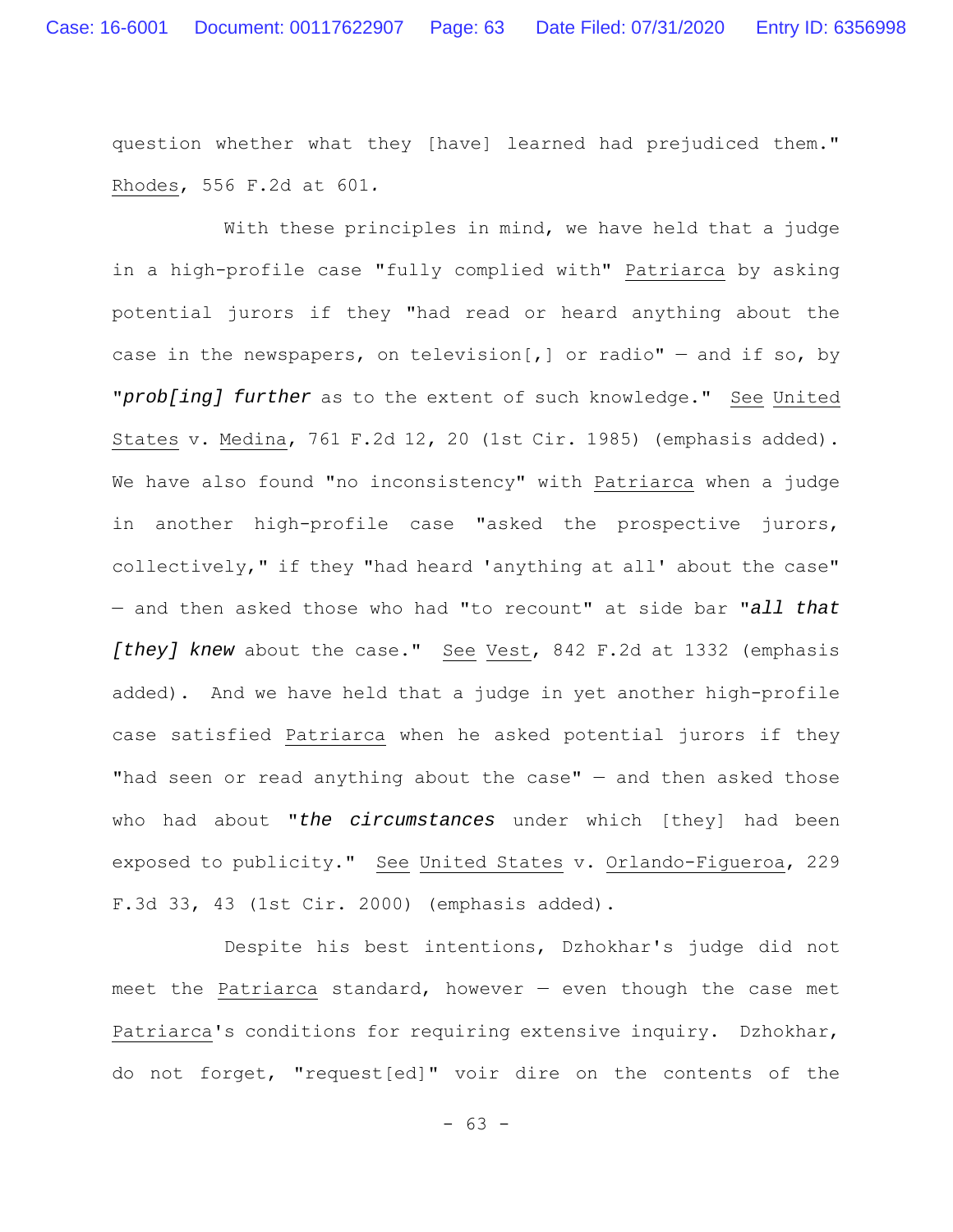question whether what they [have] learned had prejudiced them." Rhodes, 556 F.2d at 601.

With these principles in mind, we have held that a judge in a high-profile case "fully complied with" Patriarca by asking potential jurors if they "had read or heard anything about the case in the newspapers, on television[,] or radio" — and if so, by "*prob[ing] further* as to the extent of such knowledge." See United States v. Medina, 761 F.2d 12, 20 (1st Cir. 1985) (emphasis added). We have also found "no inconsistency" with Patriarca when a judge in another high-profile case "asked the prospective jurors, collectively," if they "had heard 'anything at all' about the case" — and then asked those who had "to recount" at side bar "*all that [they] knew* about the case." See Vest, 842 F.2d at 1332 (emphasis added). And we have held that a judge in yet another high-profile case satisfied Patriarca when he asked potential jurors if they "had seen or read anything about the case" — and then asked those who had about "*the circumstances* under which [they] had been exposed to publicity." See United States v. Orlando-Figueroa, 229 F.3d 33, 43 (1st Cir. 2000) (emphasis added).

Despite his best intentions, Dzhokhar's judge did not meet the Patriarca standard, however — even though the case met Patriarca's conditions for requiring extensive inquiry. Dzhokhar, do not forget, "request[ed]" voir dire on the contents of the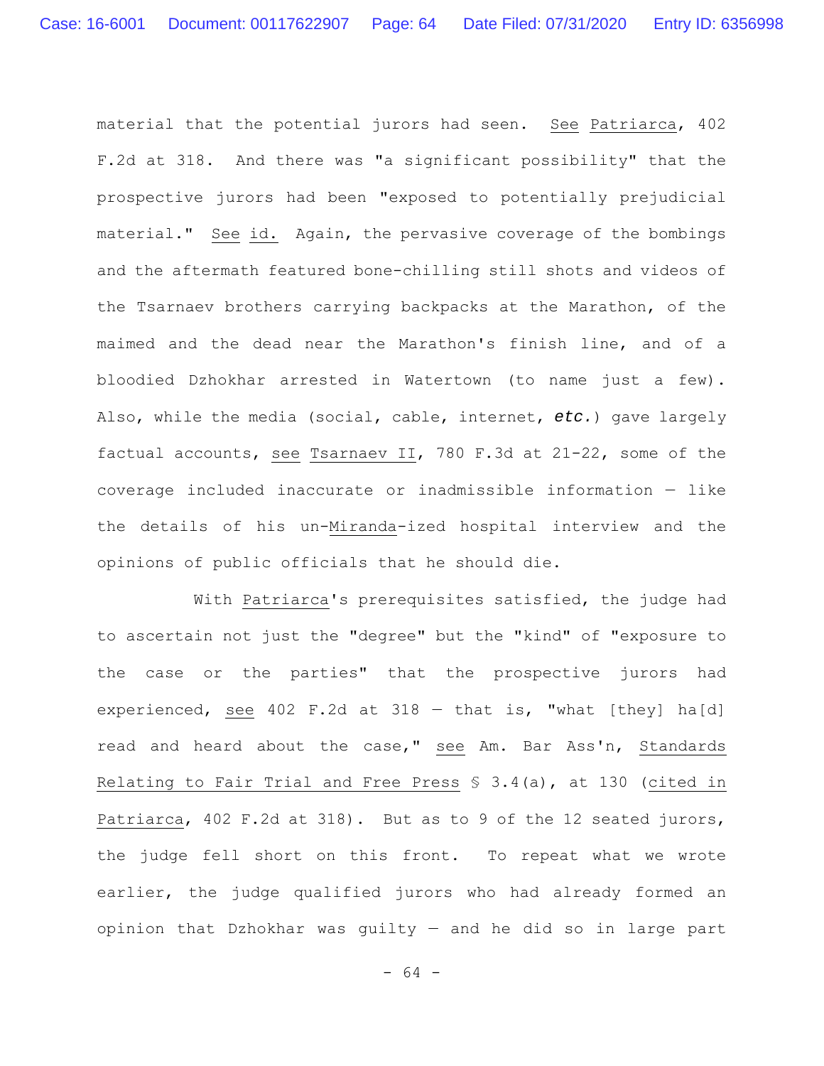material that the potential jurors had seen. See Patriarca, 402 F.2d at 318. And there was "a significant possibility" that the prospective jurors had been "exposed to potentially prejudicial material." See id. Again, the pervasive coverage of the bombings and the aftermath featured bone-chilling still shots and videos of the Tsarnaev brothers carrying backpacks at the Marathon, of the maimed and the dead near the Marathon's finish line, and of a bloodied Dzhokhar arrested in Watertown (to name just a few). Also, while the media (social, cable, internet, *etc.*) gave largely factual accounts, see Tsarnaev II, 780 F.3d at 21-22, some of the coverage included inaccurate or inadmissible information — like the details of his un-Miranda-ized hospital interview and the opinions of public officials that he should die.

With Patriarca's prerequisites satisfied, the judge had to ascertain not just the "degree" but the "kind" of "exposure to the case or the parties" that the prospective jurors had experienced, see 402 F.2d at 318 — that is, "what [they] ha[d] read and heard about the case," see Am. Bar Ass'n, Standards Relating to Fair Trial and Free Press § 3.4(a), at 130 (cited in Patriarca, 402 F.2d at 318). But as to 9 of the 12 seated jurors, the judge fell short on this front. To repeat what we wrote earlier, the judge qualified jurors who had already formed an opinion that Dzhokhar was guilty — and he did so in large part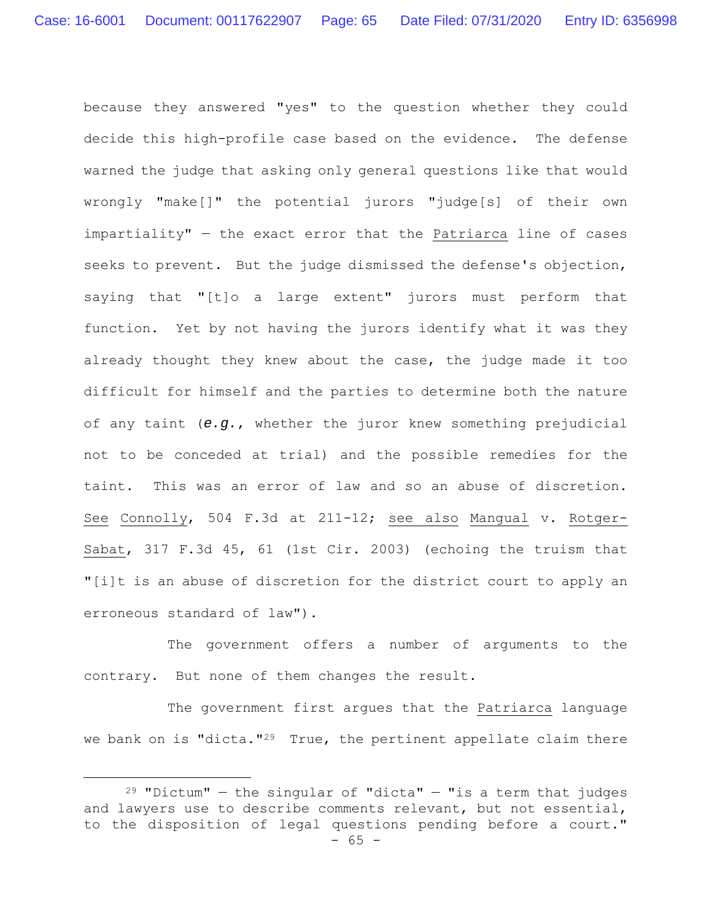because they answered "yes" to the question whether they could decide this high-profile case based on the evidence. The defense warned the judge that asking only general questions like that would wrongly "make[]" the potential jurors "judge[s] of their own impartiality" — the exact error that the Patriarca line of cases seeks to prevent. But the judge dismissed the defense's objection, saying that "[t]o a large extent" jurors must perform that function. Yet by not having the jurors identify what it was they already thought they knew about the case, the judge made it too difficult for himself and the parties to determine both the nature of any taint (*e.g.*, whether the juror knew something prejudicial not to be conceded at trial) and the possible remedies for the taint. This was an error of law and so an abuse of discretion. See Connolly, 504 F.3d at 211-12; see also Mangual v. Rotger-Sabat, 317 F.3d 45, 61 (1st Cir. 2003) (echoing the truism that "[i]t is an abuse of discretion for the district court to apply an erroneous standard of law").

The government offers a number of arguments to the contrary. But none of them changes the result.

The government first argues that the Patriarca language we bank on is "dicta."[29] True, the pertinent appellate claim there

---

[29] "Dictum" — the singular of "dicta" — "is a term that judges and lawyers use to describe comments relevant, but not essential, to the disposition of legal questions pending before a court."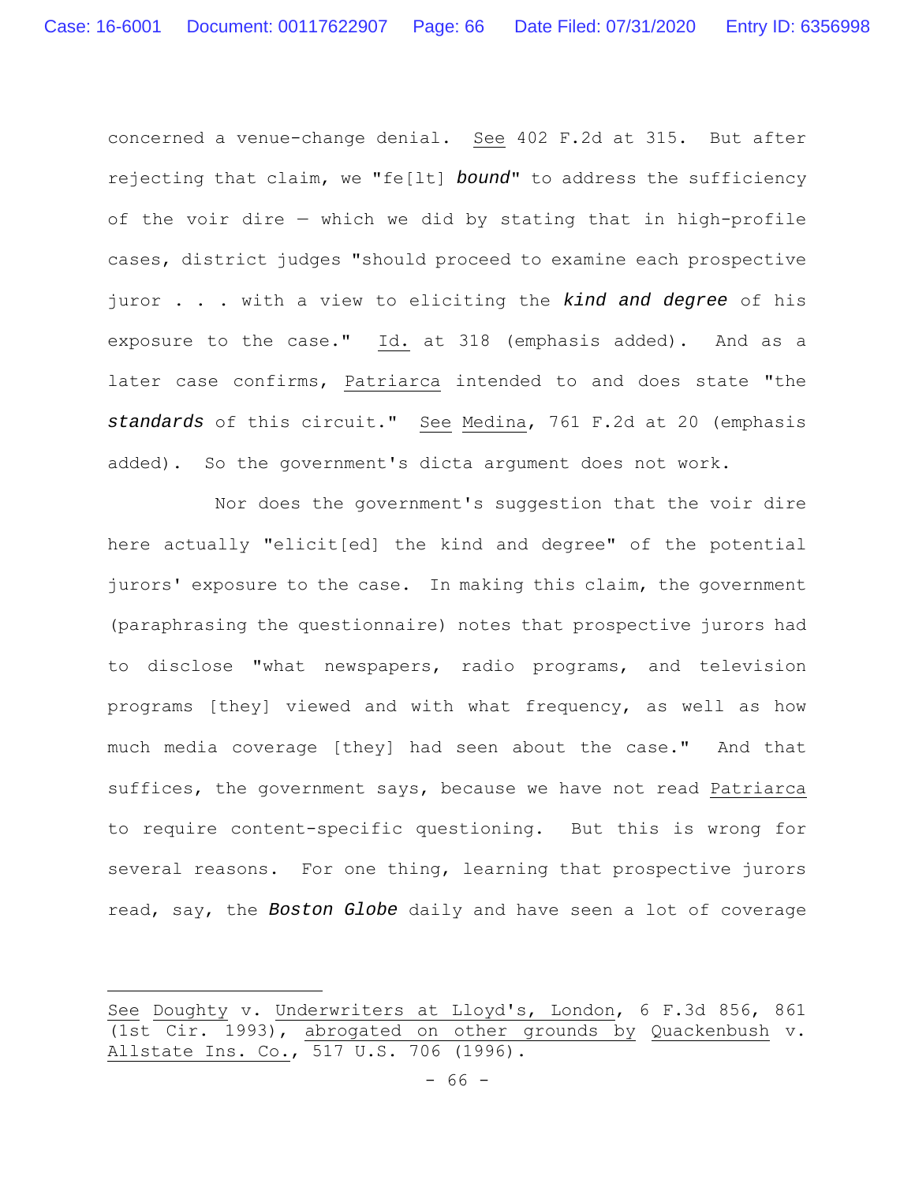concerned a venue-change denial. See 402 F.2d at 315. But after rejecting that claim, we "fe[lt] ***bound***" to address the sufficiency of the voir dire — which we did by stating that in high-profile cases, district judges "should proceed to examine each prospective juror . . . with a view to eliciting the ***kind and degree*** of his exposure to the case." Id. at 318 (emphasis added). And as a later case confirms, Patriarca intended to and does state "the ***standards*** of this circuit." See Medina, 761 F.2d at 20 (emphasis added). So the government's dicta argument does not work.

Nor does the government's suggestion that the voir dire here actually "elicit[ed] the kind and degree" of the potential jurors' exposure to the case. In making this claim, the government (paraphrasing the questionnaire) notes that prospective jurors had to disclose "what newspapers, radio programs, and television programs [they] viewed and with what frequency, as well as how much media coverage [they] had seen about the case." And that suffices, the government says, because we have not read Patriarca to require content-specific questioning. But this is wrong for several reasons. For one thing, learning that prospective jurors read, say, the ***Boston Globe*** daily and have seen a lot of coverage

---

See Doughty v. Underwriters at Lloyd's, London, 6 F.3d 856, 861 (1st Cir. 1993), abrogated on other grounds by Quackenbush v. Allstate Ins. Co., 517 U.S. 706 (1996).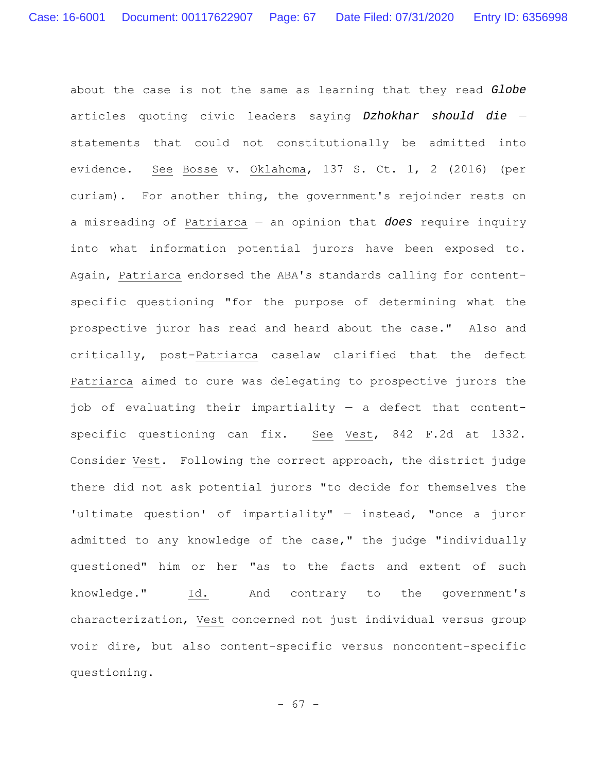about the case is not the same as learning that they read ***Globe*** articles quoting civic leaders saying ***Dzhokhar should die*** — statements that could not constitutionally be admitted into evidence. See Bosse v. Oklahoma, 137 S. Ct. 1, 2 (2016) (per curiam). For another thing, the government's rejoinder rests on a misreading of Patriarca — an opinion that ***does*** require inquiry into what information potential jurors have been exposed to. Again, Patriarca endorsed the ABA's standards calling for content-specific questioning "for the purpose of determining what the prospective juror has read and heard about the case." Also and critically, post-Patriarca caselaw clarified that the defect Patriarca aimed to cure was delegating to prospective jurors the job of evaluating their impartiality — a defect that content-specific questioning can fix. See Vest, 842 F.2d at 1332. Consider Vest. Following the correct approach, the district judge there did not ask potential jurors "to decide for themselves the 'ultimate question' of impartiality" — instead, "once a juror admitted to any knowledge of the case," the judge "individually questioned" him or her "as to the facts and extent of such knowledge." Id. And contrary to the government's characterization, Vest concerned not just individual versus group voir dire, but also content-specific versus noncontent-specific questioning.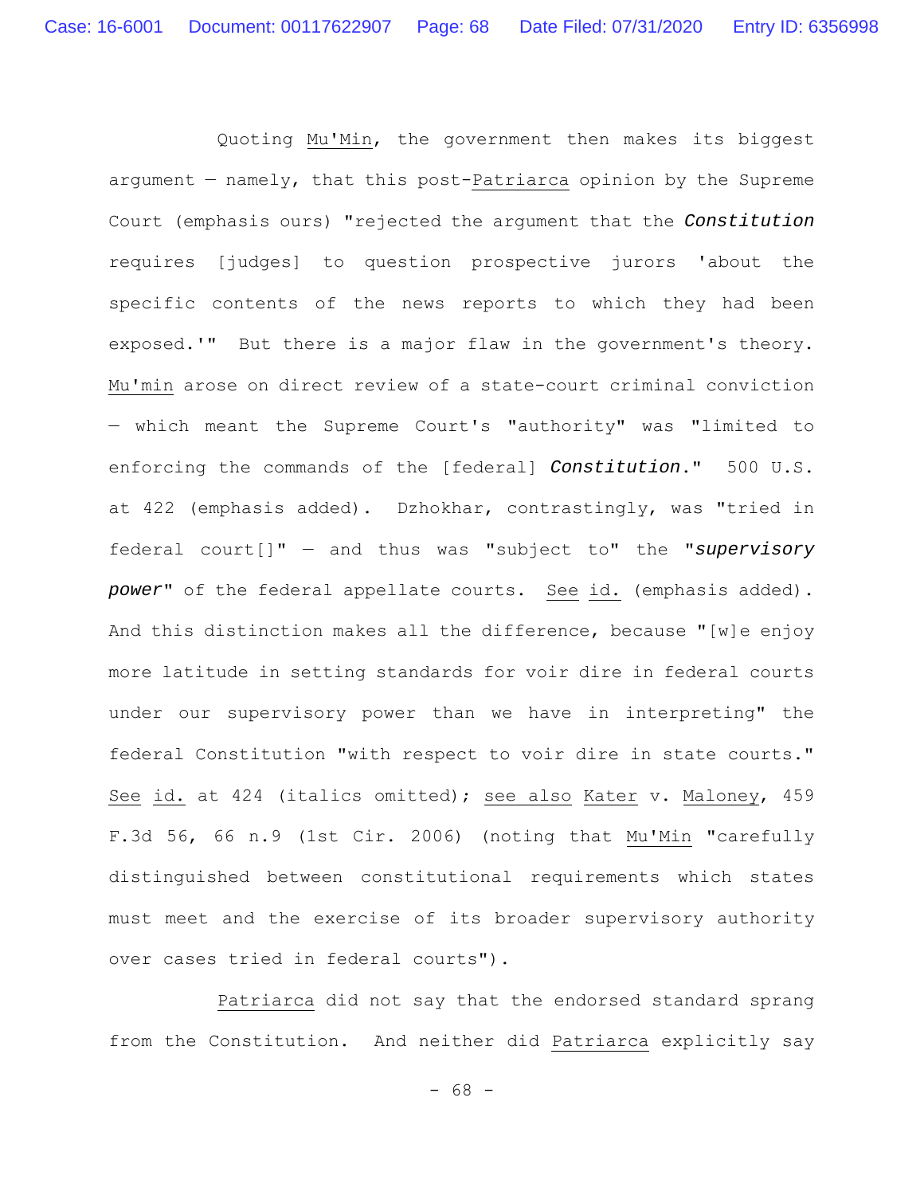Quoting *Mu'Min*, the government then makes its biggest argument — namely, that this post-*Patriarca* opinion by the Supreme Court (emphasis ours) "rejected the argument that the ***Constitution*** requires [judges] to question prospective jurors 'about the specific contents of the news reports to which they had been exposed.'" But there is a major flaw in the government's theory. *Mu'min* arose on direct review of a state-court criminal conviction — which meant the Supreme Court's "authority" was "limited to enforcing the commands of the [federal] ***Constitution***." 500 U.S. at 422 (emphasis added). Dzhokhar, contrastingly, was "tried in federal court[]" — and thus was "subject to" the "***supervisory power***" of the federal appellate courts. *See id.* (emphasis added). And this distinction makes all the difference, because "[w]e enjoy more latitude in setting standards for voir dire in federal courts under our supervisory power than we have in interpreting" the federal Constitution "with respect to voir dire in state courts." *See id.* at 424 (italics omitted); *see also* *Kater* v. *Maloney*, 459 F.3d 56, 66 n.9 (1st Cir. 2006) (noting that *Mu'Min* "carefully distinguished between constitutional requirements which states must meet and the exercise of its broader supervisory authority over cases tried in federal courts").

*Patriarca* did not say that the endorsed standard sprang from the Constitution. And neither did *Patriarca* explicitly say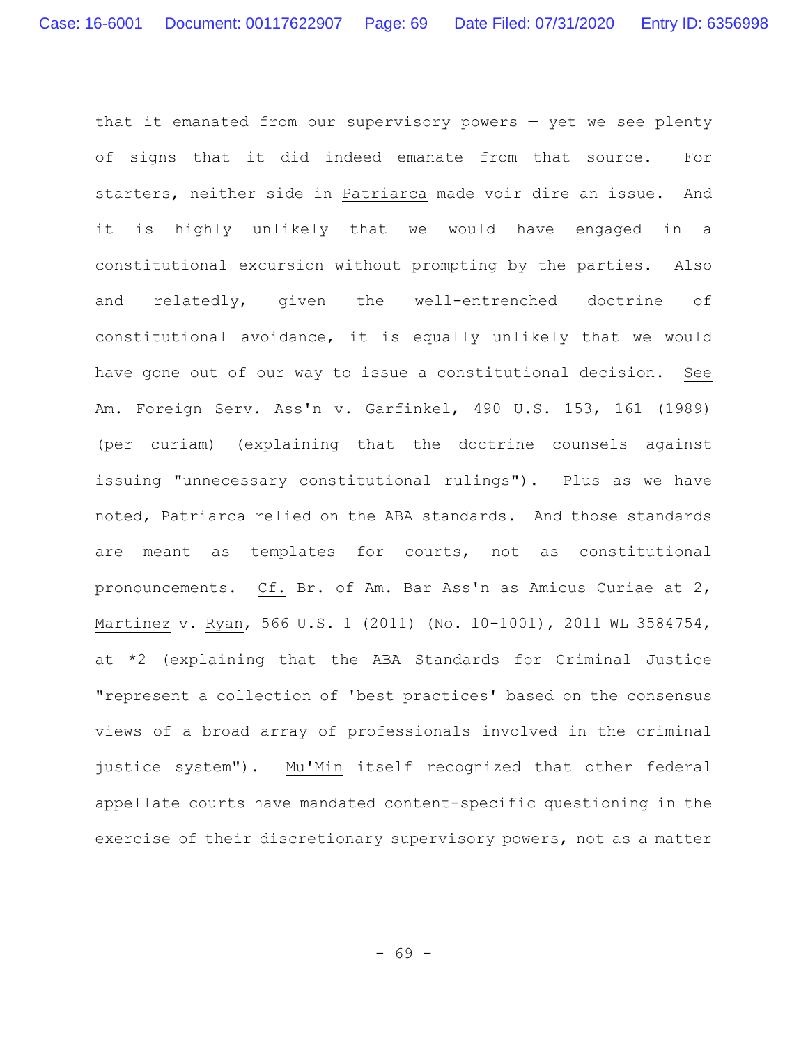that it emanated from our supervisory powers — yet we see plenty of signs that it did indeed emanate from that source. For starters, neither side in Patriarca made voir dire an issue. And it is highly unlikely that we would have engaged in a constitutional excursion without prompting by the parties. Also and relatedly, given the well-entrenched doctrine of constitutional avoidance, it is equally unlikely that we would have gone out of our way to issue a constitutional decision. See Am. Foreign Serv. Ass'n v. Garfinkel, 490 U.S. 153, 161 (1989) (per curiam) (explaining that the doctrine counsels against issuing "unnecessary constitutional rulings"). Plus as we have noted, Patriarca relied on the ABA standards. And those standards are meant as templates for courts, not as constitutional pronouncements. Cf. Br. of Am. Bar Ass'n as Amicus Curiae at 2, Martinez v. Ryan, 566 U.S. 1 (2011) (No. 10-1001), 2011 WL 3584754, at *2 (explaining that the ABA Standards for Criminal Justice "represent a collection of 'best practices' based on the consensus views of a broad array of professionals involved in the criminal justice system"). Mu'Min itself recognized that other federal appellate courts have mandated content-specific questioning in the exercise of their discretionary supervisory powers, not as a matter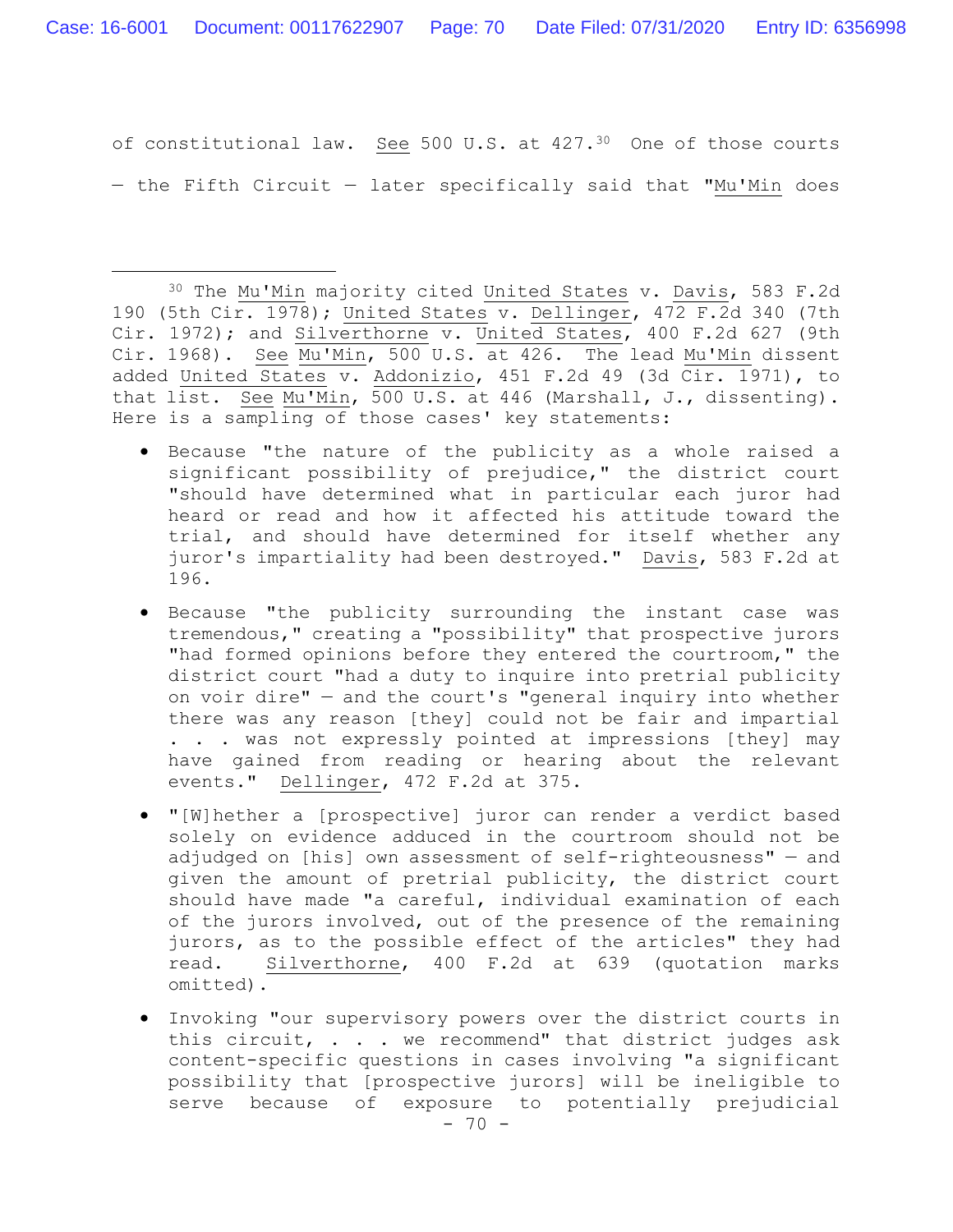of constitutional law. See 500 U.S. at 427.[30] One of those courts — the Fifth Circuit — later specifically said that "Mu'Min does

---

[30] The Mu'Min majority cited United States v. Davis, 583 F.2d 190 (5th Cir. 1978); United States v. Dellinger, 472 F.2d 340 (7th Cir. 1972); and Silverthorne v. United States, 400 F.2d 627 (9th Cir. 1968). See Mu'Min, 500 U.S. at 426. The lead Mu'Min dissent added United States v. Addonizio, 451 F.2d 49 (3d Cir. 1971), to that list. See Mu'Min, 500 U.S. at 446 (Marshall, J., dissenting). Here is a sampling of those cases' key statements:

- Because "the nature of the publicity as a whole raised a significant possibility of prejudice," the district court "should have determined what in particular each juror had heard or read and how it affected his attitude toward the trial, and should have determined for itself whether any juror's impartiality had been destroyed." Davis, 583 F.2d at 196.

- Because "the publicity surrounding the instant case was tremendous," creating a "possibility" that prospective jurors "had formed opinions before they entered the courtroom," the district court "had a duty to inquire into pretrial publicity on voir dire" — and the court's "general inquiry into whether there was any reason [they] could not be fair and impartial . . . was not expressly pointed at impressions [they] may have gained from reading or hearing about the relevant events." Dellinger, 472 F.2d at 375.

- "[W]hether a [prospective] juror can render a verdict based solely on evidence adduced in the courtroom should not be adjudged on [his] own assessment of self-righteousness" — and given the amount of pretrial publicity, the district court should have made "a careful, individual examination of each of the jurors involved, out of the presence of the remaining jurors, as to the possible effect of the articles" they had read. Silverthorne, 400 F.2d at 639 (quotation marks omitted).

- Invoking "our supervisory powers over the district courts in this circuit, . . . we recommend" that district judges ask content-specific questions in cases involving "a significant possibility that [prospective jurors] will be ineligible to serve because of exposure to potentially prejudicial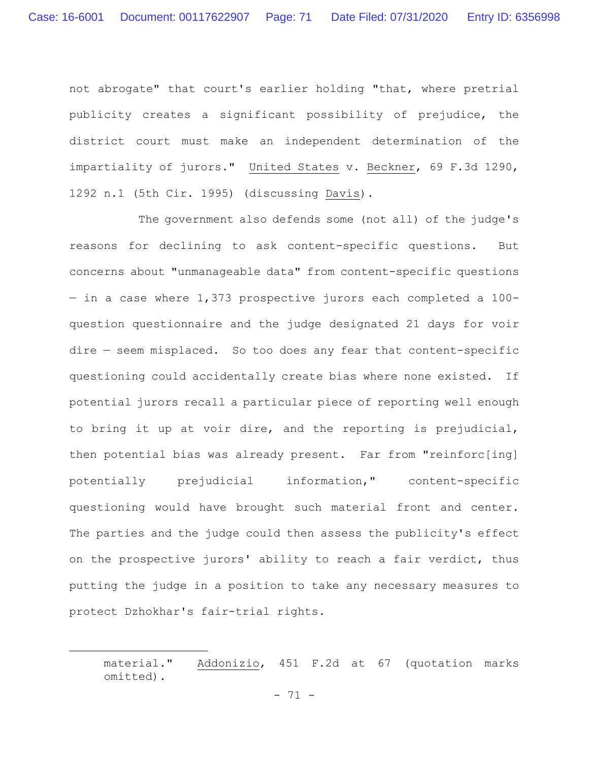not abrogate" that court's earlier holding "that, where pretrial publicity creates a significant possibility of prejudice, the district court must make an independent determination of the impartiality of jurors." United States v. Beckner, 69 F.3d 1290, 1292 n.1 (5th Cir. 1995) (discussing Davis).

The government also defends some (not all) of the judge's reasons for declining to ask content-specific questions. But concerns about "unmanageable data" from content-specific questions — in a case where 1,373 prospective jurors each completed a 100-question questionnaire and the judge designated 21 days for voir dire — seem misplaced. So too does any fear that content-specific questioning could accidentally create bias where none existed. If potential jurors recall a particular piece of reporting well enough to bring it up at voir dire, and the reporting is prejudicial, then potential bias was already present. Far from "reinforc[ing] potentially prejudicial information," content-specific questioning would have brought such material front and center. The parties and the judge could then assess the publicity's effect on the prospective jurors' ability to reach a fair verdict, thus putting the judge in a position to take any necessary measures to protect Dzhokhar's fair-trial rights.

---

material." Addonizio, 451 F.2d at 67 (quotation marks omitted).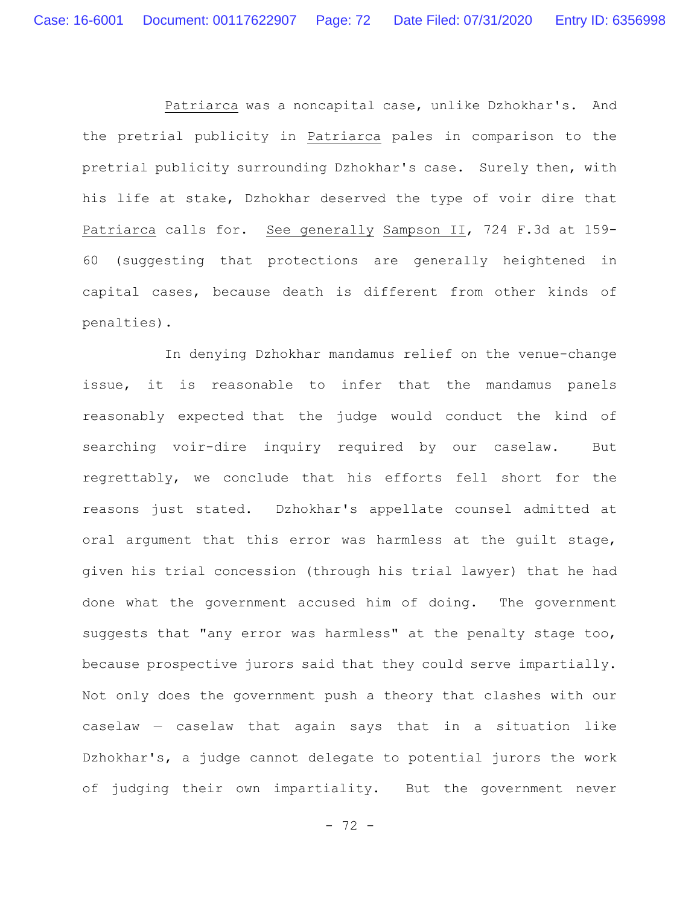Patriarca was a noncapital case, unlike Dzhokhar's. And the pretrial publicity in Patriarca pales in comparison to the pretrial publicity surrounding Dzhokhar's case. Surely then, with his life at stake, Dzhokhar deserved the type of voir dire that Patriarca calls for. See generally Sampson II, 724 F.3d at 159-60 (suggesting that protections are generally heightened in capital cases, because death is different from other kinds of penalties).

In denying Dzhokhar mandamus relief on the venue-change issue, it is reasonable to infer that the mandamus panels reasonably expected that the judge would conduct the kind of searching voir-dire inquiry required by our caselaw. But regrettably, we conclude that his efforts fell short for the reasons just stated. Dzhokhar's appellate counsel admitted at oral argument that this error was harmless at the guilt stage, given his trial concession (through his trial lawyer) that he had done what the government accused him of doing. The government suggests that "any error was harmless" at the penalty stage too, because prospective jurors said that they could serve impartially. Not only does the government push a theory that clashes with our caselaw — caselaw that again says that in a situation like Dzhokhar's, a judge cannot delegate to potential jurors the work of judging their own impartiality. But the government never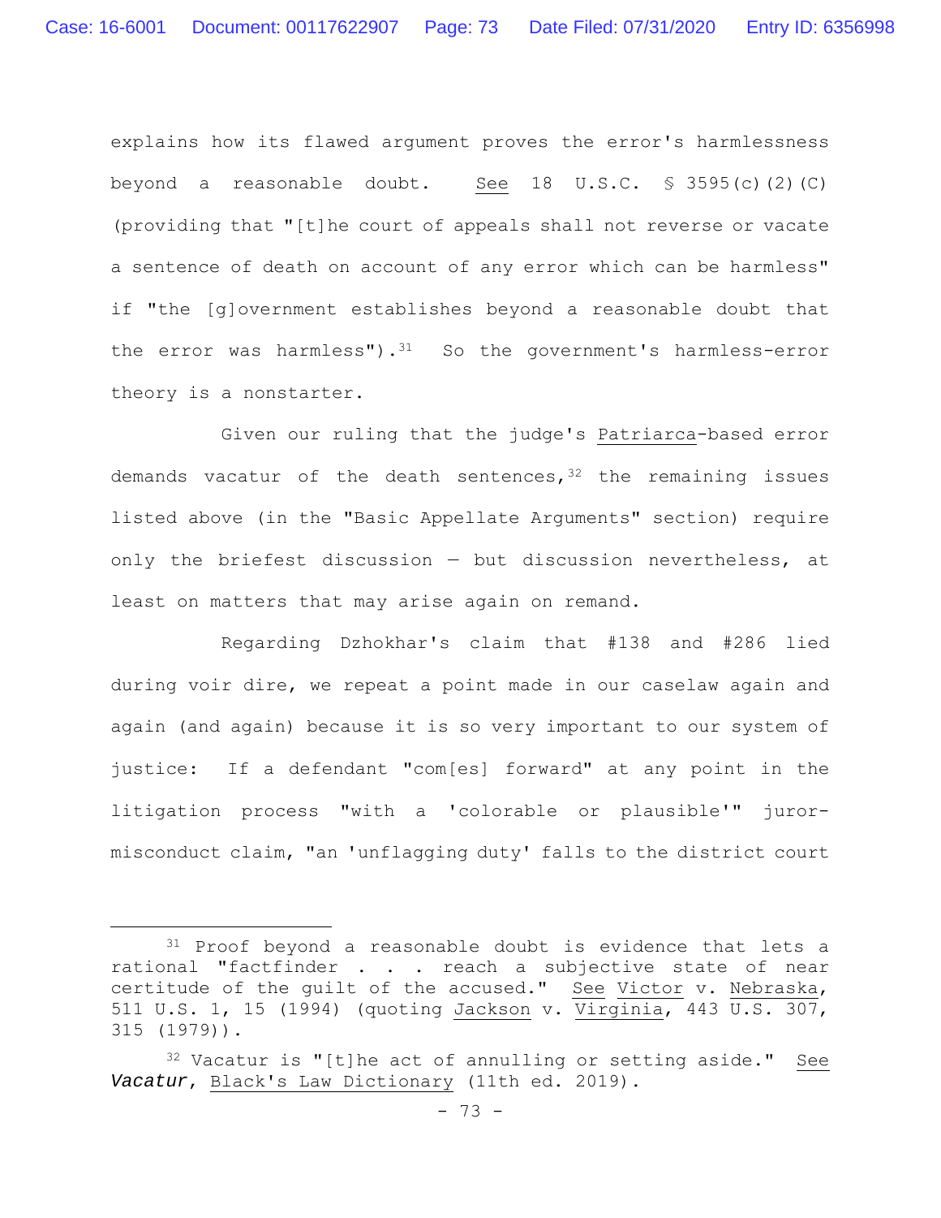explains how its flawed argument proves the error's harmlessness beyond a reasonable doubt. See 18 U.S.C. § 3595(c)(2)(C) (providing that "[t]he court of appeals shall not reverse or vacate a sentence of death on account of any error which can be harmless" if "the [g]overnment establishes beyond a reasonable doubt that the error was harmless").[31] So the government's harmless-error theory is a nonstarter.

Given our ruling that the judge's Patriarca-based error demands vacatur of the death sentences,[32] the remaining issues listed above (in the "Basic Appellate Arguments" section) require only the briefest discussion — but discussion nevertheless, at least on matters that may arise again on remand.

Regarding Dzhokhar's claim that #138 and #286 lied during voir dire, we repeat a point made in our caselaw again and again (and again) because it is so very important to our system of justice: If a defendant "com[es] forward" at any point in the litigation process "with a 'colorable or plausible'" juror-misconduct claim, "an 'unflagging duty' falls to the district court

---

[31] Proof beyond a reasonable doubt is evidence that lets a rational "factfinder . . . reach a subjective state of near certitude of the guilt of the accused." See Victor v. Nebraska, 511 U.S. 1, 15 (1994) (quoting Jackson v. Virginia, 443 U.S. 307, 315 (1979)).

[32] Vacatur is "[t]he act of annulling or setting aside." See ***Vacatur***, Black's Law Dictionary (11th ed. 2019).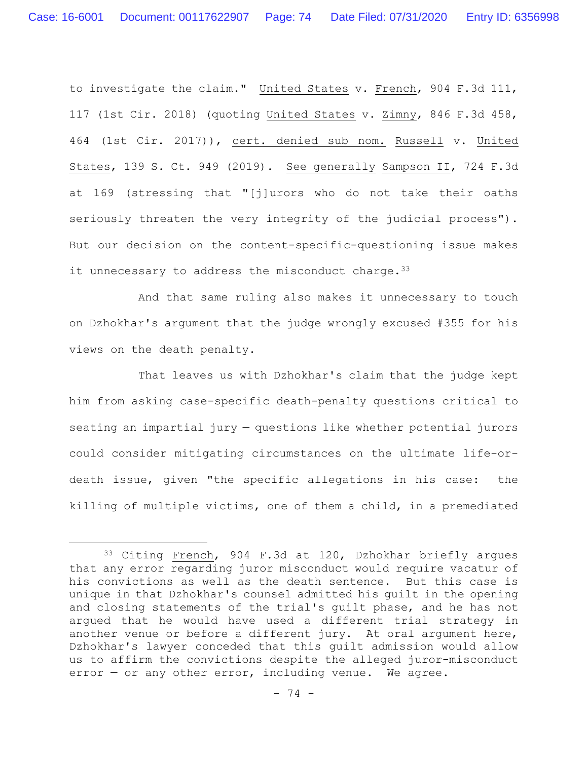to investigate the claim." United States v. French, 904 F.3d 111, 117 (1st Cir. 2018) (quoting United States v. Zimny, 846 F.3d 458, 464 (1st Cir. 2017)), cert. denied sub nom. Russell v. United States, 139 S. Ct. 949 (2019). See generally Sampson II, 724 F.3d at 169 (stressing that "[j]urors who do not take their oaths seriously threaten the very integrity of the judicial process"). But our decision on the content-specific-questioning issue makes it unnecessary to address the misconduct charge.[33]

And that same ruling also makes it unnecessary to touch on Dzhokhar's argument that the judge wrongly excused #355 for his views on the death penalty.

That leaves us with Dzhokhar's claim that the judge kept him from asking case-specific death-penalty questions critical to seating an impartial jury — questions like whether potential jurors could consider mitigating circumstances on the ultimate life-or-death issue, given "the specific allegations in his case: the killing of multiple victims, one of them a child, in a premeditated

---

[33] Citing French, 904 F.3d at 120, Dzhokhar briefly argues that any error regarding juror misconduct would require vacatur of his convictions as well as the death sentence. But this case is unique in that Dzhokhar's counsel admitted his guilt in the opening and closing statements of the trial's guilt phase, and he has not argued that he would have used a different trial strategy in another venue or before a different jury. At oral argument here, Dzhokhar's lawyer conceded that this guilt admission would allow us to affirm the convictions despite the alleged juror-misconduct error — or any other error, including venue. We agree.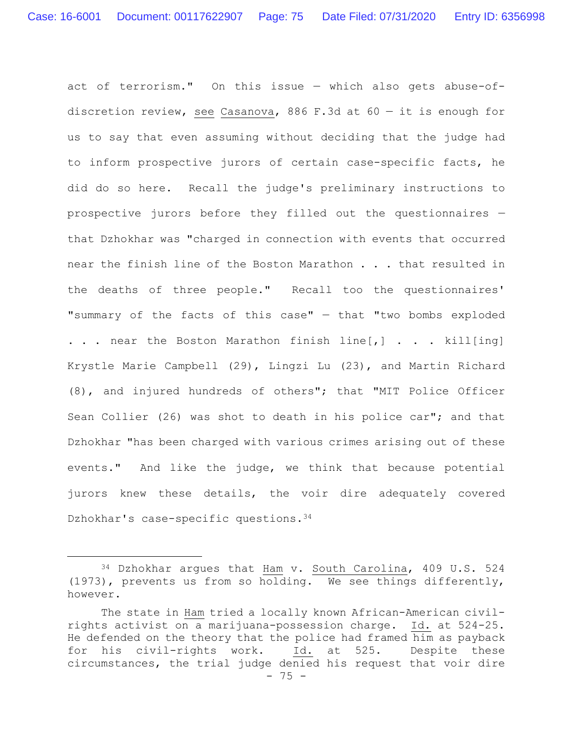act of terrorism." On this issue — which also gets abuse-of-discretion review, see Casanova, 886 F.3d at 60 — it is enough for us to say that even assuming without deciding that the judge had to inform prospective jurors of certain case-specific facts, he did do so here. Recall the judge's preliminary instructions to prospective jurors before they filled out the questionnaires — that Dzhokhar was "charged in connection with events that occurred near the finish line of the Boston Marathon . . . that resulted in the deaths of three people." Recall too the questionnaires' "summary of the facts of this case" — that "two bombs exploded . . . near the Boston Marathon finish line[,] . . . kill[ing] Krystle Marie Campbell (29), Lingzi Lu (23), and Martin Richard (8), and injured hundreds of others"; that "MIT Police Officer Sean Collier (26) was shot to death in his police car"; and that Dzhokhar "has been charged with various crimes arising out of these events." And like the judge, we think that because potential jurors knew these details, the voir dire adequately covered Dzhokhar's case-specific questions.[34]

---

[34] Dzhokhar argues that Ham v. South Carolina, 409 U.S. 524 (1973), prevents us from so holding. We see things differently, however.

The state in Ham tried a locally known African-American civil-rights activist on a marijuana-possession charge. Id. at 524-25. He defended on the theory that the police had framed him as payback for his civil-rights work. Id. at 525. Despite these circumstances, the trial judge denied his request that voir dire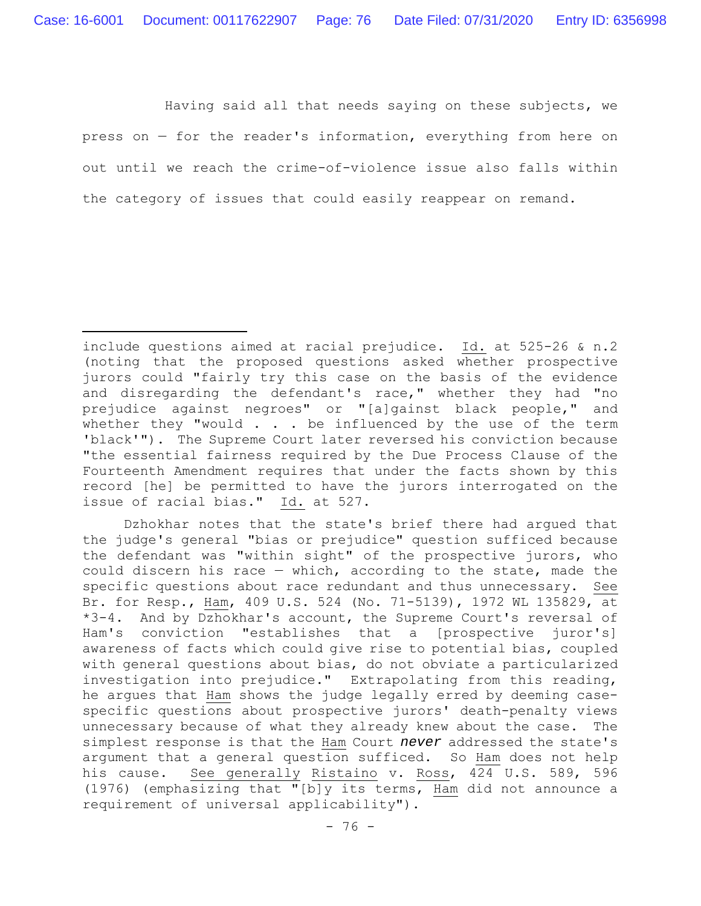Having said all that needs saying on these subjects, we press on — for the reader's information, everything from here on out until we reach the crime-of-violence issue also falls within the category of issues that could easily reappear on remand.

---

include questions aimed at racial prejudice. Id. at 525-26 & n.2 (noting that the proposed questions asked whether prospective jurors could "fairly try this case on the basis of the evidence and disregarding the defendant's race," whether they had "no prejudice against negroes" or "[a]gainst black people," and whether they "would . . . be influenced by the use of the term 'black'"). The Supreme Court later reversed his conviction because "the essential fairness required by the Due Process Clause of the Fourteenth Amendment requires that under the facts shown by this record [he] be permitted to have the jurors interrogated on the issue of racial bias." Id. at 527.

Dzhokhar notes that the state's brief there had argued that the judge's general "bias or prejudice" question sufficed because the defendant was "within sight" of the prospective jurors, who could discern his race — which, according to the state, made the specific questions about race redundant and thus unnecessary. See Br. for Resp., Ham, 409 U.S. 524 (No. 71-5139), 1972 WL 135829, at *3-4. And by Dzhokhar's account, the Supreme Court's reversal of Ham's conviction "establishes that a [prospective juror's] awareness of facts which could give rise to potential bias, coupled with general questions about bias, do not obviate a particularized investigation into prejudice." Extrapolating from this reading, he argues that Ham shows the judge legally erred by deeming case-specific questions about prospective jurors' death-penalty views unnecessary because of what they already knew about the case. The simplest response is that the Ham Court ***never*** addressed the state's argument that a general question sufficed. So Ham does not help his cause. See generally Ristaino v. Ross, 424 U.S. 589, 596 (1976) (emphasizing that "[b]y its terms, Ham did not announce a requirement of universal applicability").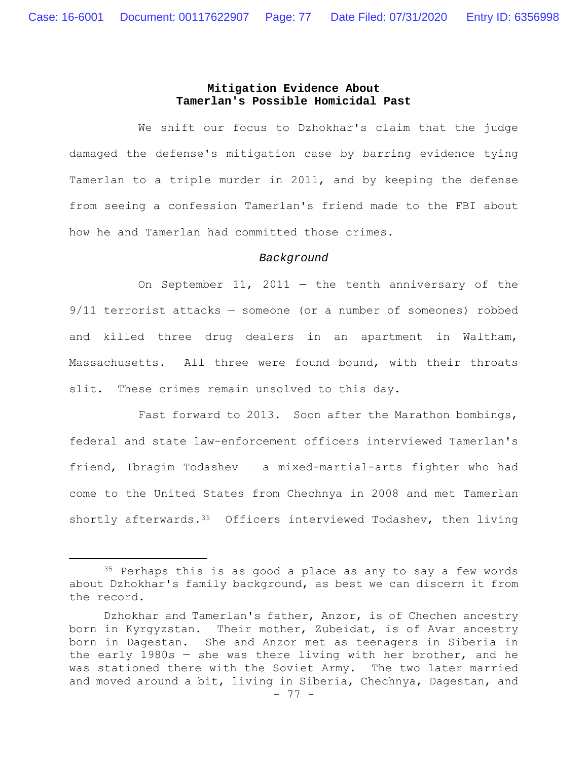**Mitigation Evidence About Tamerlan's Possible Homicidal Past**

We shift our focus to Dzhokhar's claim that the judge damaged the defense's mitigation case by barring evidence tying Tamerlan to a triple murder in 2011, and by keeping the defense from seeing a confession Tamerlan's friend made to the FBI about how he and Tamerlan had committed those crimes.

*Background*

On September 11, 2011 — the tenth anniversary of the 9/11 terrorist attacks — someone (or a number of someones) robbed and killed three drug dealers in an apartment in Waltham, Massachusetts. All three were found bound, with their throats slit. These crimes remain unsolved to this day.

Fast forward to 2013. Soon after the Marathon bombings, federal and state law-enforcement officers interviewed Tamerlan's friend, Ibragim Todashev — a mixed-martial-arts fighter who had come to the United States from Chechnya in 2008 and met Tamerlan shortly afterwards.[35] Officers interviewed Todashev, then living

---

[35] Perhaps this is as good a place as any to say a few words about Dzhokhar's family background, as best we can discern it from the record.

Dzhokhar and Tamerlan's father, Anzor, is of Chechen ancestry born in Kyrgyzstan. Their mother, Zubeidat, is of Avar ancestry born in Dagestan. She and Anzor met as teenagers in Siberia in the early 1980s — she was there living with her brother, and he was stationed there with the Soviet Army. The two later married and moved around a bit, living in Siberia, Chechnya, Dagestan, and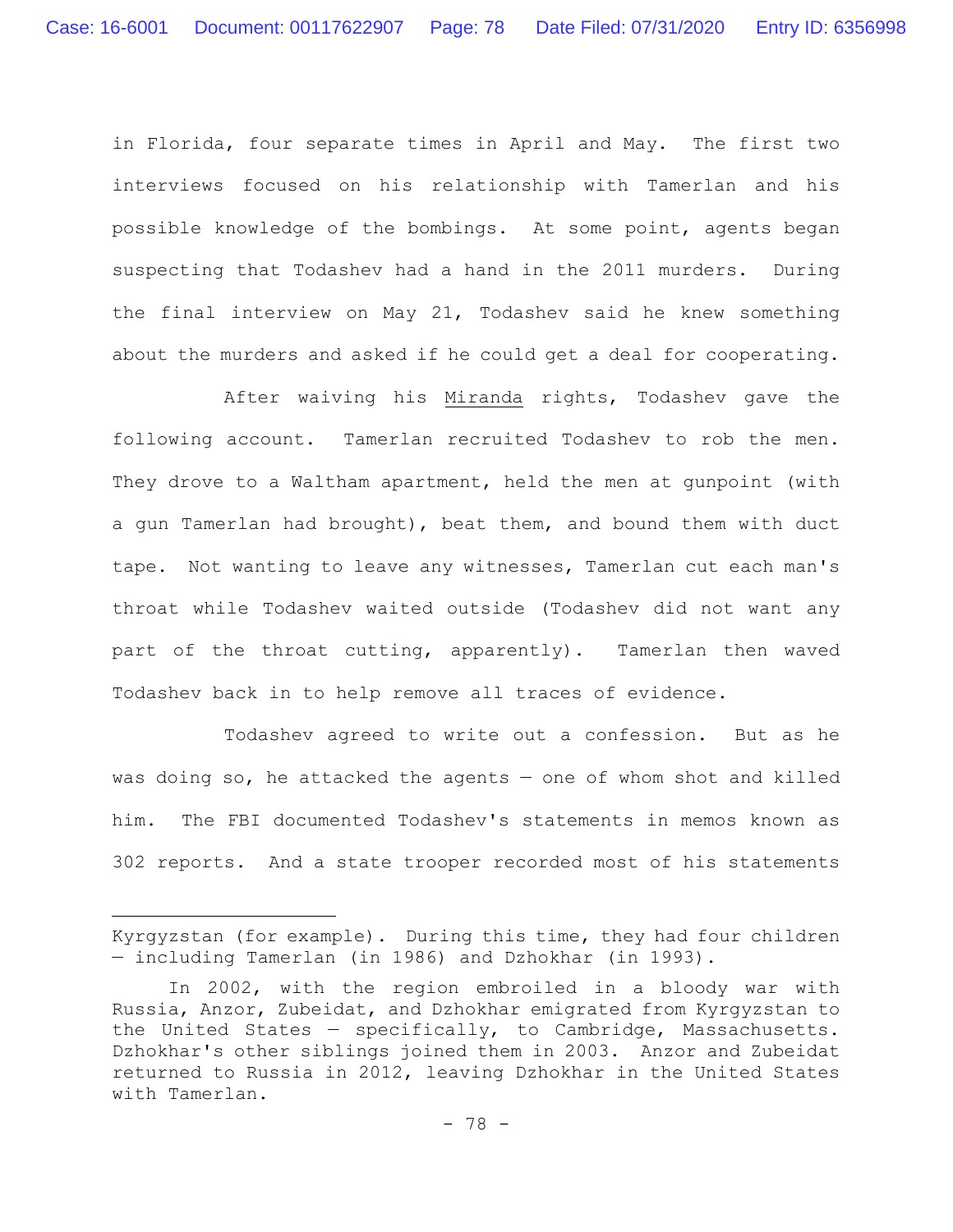in Florida, four separate times in April and May. The first two interviews focused on his relationship with Tamerlan and his possible knowledge of the bombings. At some point, agents began suspecting that Todashev had a hand in the 2011 murders. During the final interview on May 21, Todashev said he knew something about the murders and asked if he could get a deal for cooperating.

After waiving his Miranda rights, Todashev gave the following account. Tamerlan recruited Todashev to rob the men. They drove to a Waltham apartment, held the men at gunpoint (with a gun Tamerlan had brought), beat them, and bound them with duct tape. Not wanting to leave any witnesses, Tamerlan cut each man's throat while Todashev waited outside (Todashev did not want any part of the throat cutting, apparently). Tamerlan then waved Todashev back in to help remove all traces of evidence.

Todashev agreed to write out a confession. But as he was doing so, he attacked the agents — one of whom shot and killed him. The FBI documented Todashev's statements in memos known as 302 reports. And a state trooper recorded most of his statements

---

Kyrgyzstan (for example). During this time, they had four children — including Tamerlan (in 1986) and Dzhokhar (in 1993).

In 2002, with the region embroiled in a bloody war with Russia, Anzor, Zubeidat, and Dzhokhar emigrated from Kyrgyzstan to the United States — specifically, to Cambridge, Massachusetts. Dzhokhar's other siblings joined them in 2003. Anzor and Zubeidat returned to Russia in 2012, leaving Dzhokhar in the United States with Tamerlan.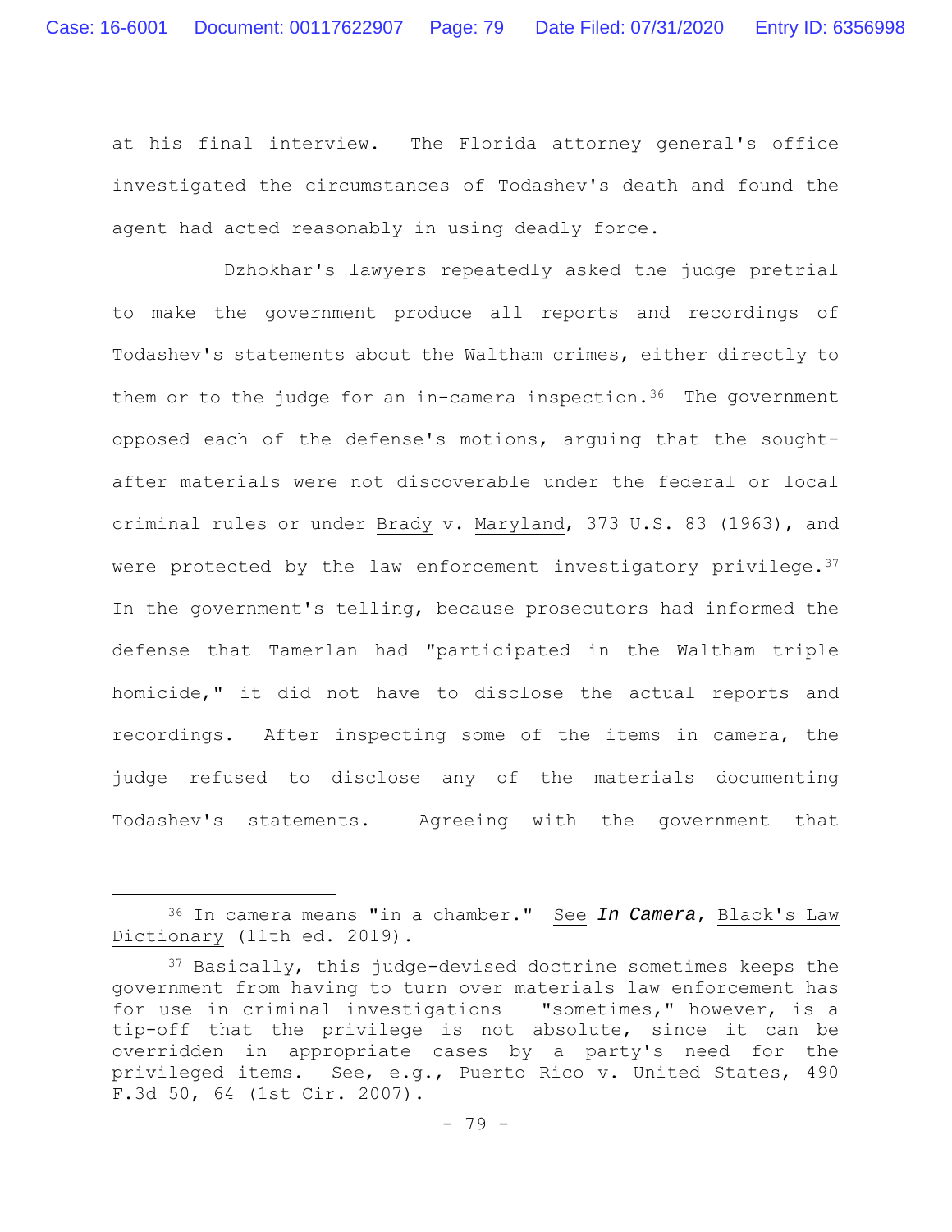at his final interview. The Florida attorney general's office investigated the circumstances of Todashev's death and found the agent had acted reasonably in using deadly force.

Dzhokhar's lawyers repeatedly asked the judge pretrial to make the government produce all reports and recordings of Todashev's statements about the Waltham crimes, either directly to them or to the judge for an in-camera inspection.[36] The government opposed each of the defense's motions, arguing that the sought-after materials were not discoverable under the federal or local criminal rules or under Brady v. Maryland, 373 U.S. 83 (1963), and were protected by the law enforcement investigatory privilege.[37] In the government's telling, because prosecutors had informed the defense that Tamerlan had "participated in the Waltham triple homicide," it did not have to disclose the actual reports and recordings. After inspecting some of the items in camera, the judge refused to disclose any of the materials documenting Todashev's statements. Agreeing with the government that

---

[36] In camera means "in a chamber." See *In Camera*, Black's Law Dictionary (11th ed. 2019).

[37] Basically, this judge-devised doctrine sometimes keeps the government from having to turn over materials law enforcement has for use in criminal investigations — "sometimes," however, is a tip-off that the privilege is not absolute, since it can be overridden in appropriate cases by a party's need for the privileged items. See, e.g., Puerto Rico v. United States, 490 F.3d 50, 64 (1st Cir. 2007).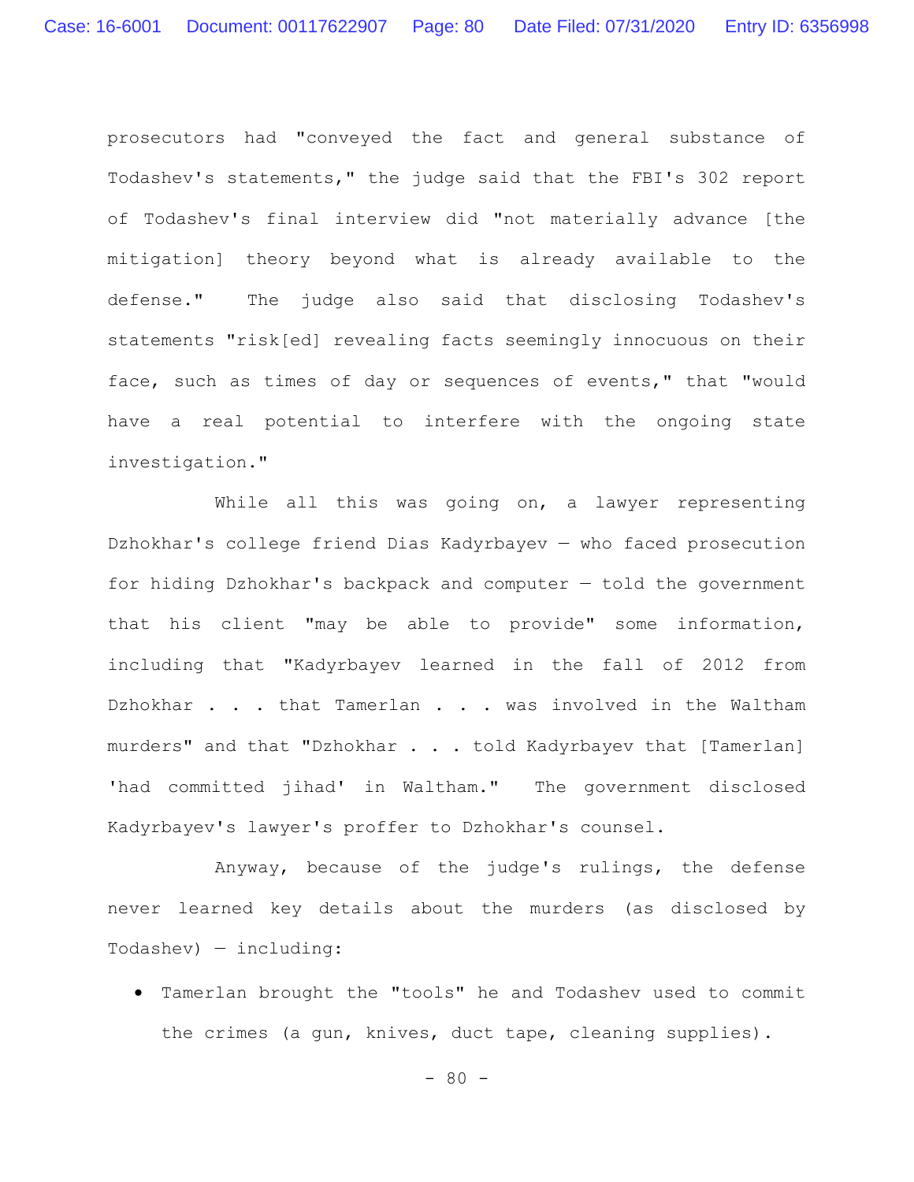prosecutors had "conveyed the fact and general substance of Todashev's statements," the judge said that the FBI's 302 report of Todashev's final interview did "not materially advance [the mitigation] theory beyond what is already available to the defense." The judge also said that disclosing Todashev's statements "risk[ed] revealing facts seemingly innocuous on their face, such as times of day or sequences of events," that "would have a real potential to interfere with the ongoing state investigation."

While all this was going on, a lawyer representing Dzhokhar's college friend Dias Kadyrbayev — who faced prosecution for hiding Dzhokhar's backpack and computer — told the government that his client "may be able to provide" some information, including that "Kadyrbayev learned in the fall of 2012 from Dzhokhar . . . that Tamerlan . . . was involved in the Waltham murders" and that "Dzhokhar . . . told Kadyrbayev that [Tamerlan] 'had committed jihad' in Waltham." The government disclosed Kadyrbayev's lawyer's proffer to Dzhokhar's counsel.

Anyway, because of the judge's rulings, the defense never learned key details about the murders (as disclosed by Todashev) — including:

- Tamerlan brought the "tools" he and Todashev used to commit the crimes (a gun, knives, duct tape, cleaning supplies).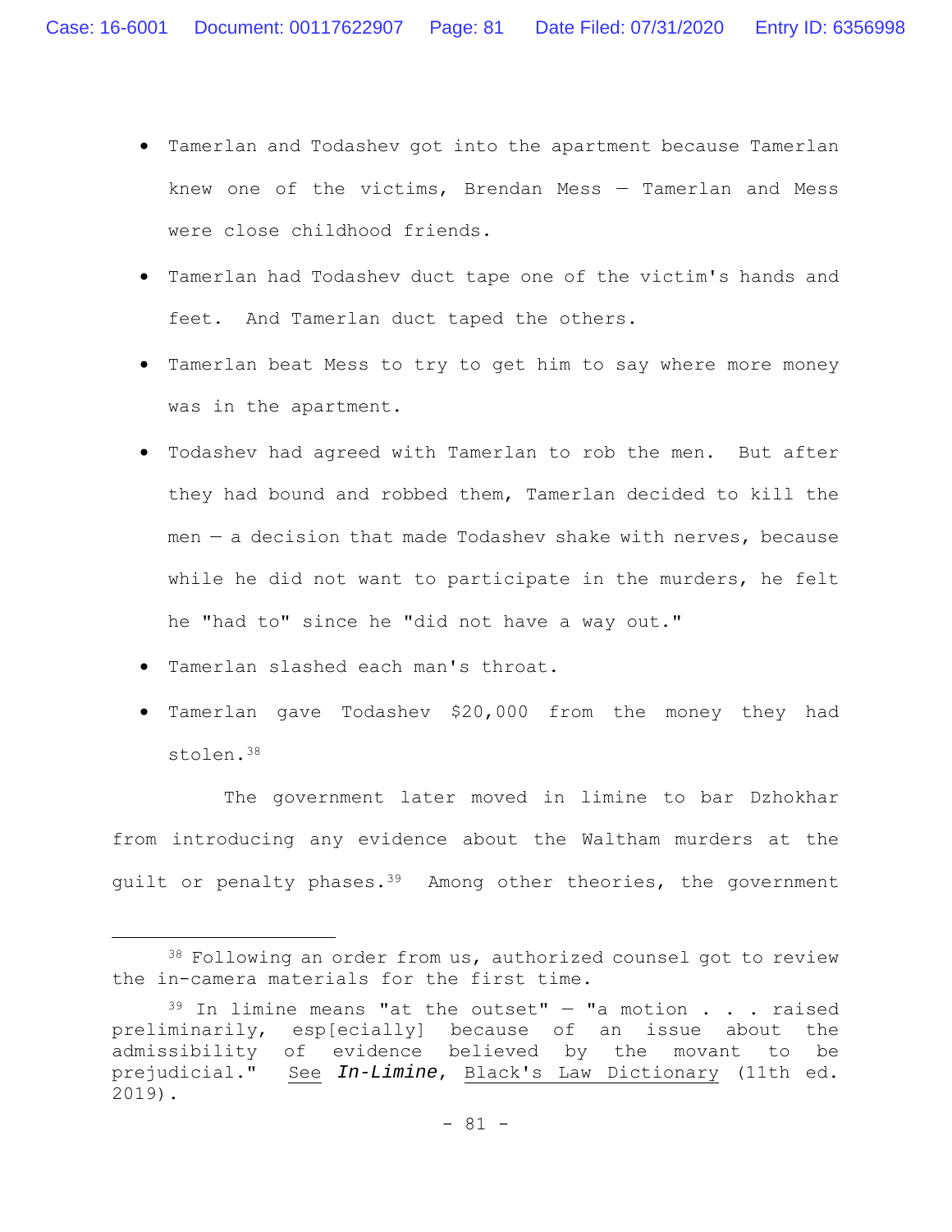- Tamerlan and Todashev got into the apartment because Tamerlan knew one of the victims, Brendan Mess — Tamerlan and Mess were close childhood friends.

- Tamerlan had Todashev duct tape one of the victim's hands and feet. And Tamerlan duct taped the others.

- Tamerlan beat Mess to try to get him to say where more money was in the apartment.

- Todashev had agreed with Tamerlan to rob the men. But after they had bound and robbed them, Tamerlan decided to kill the men — a decision that made Todashev shake with nerves, because while he did not want to participate in the murders, he felt he "had to" since he "did not have a way out."

- Tamerlan slashed each man's throat.

- Tamerlan gave Todashev $20,000 from the money they had stolen.[38]

The government later moved in limine to bar Dzhokhar from introducing any evidence about the Waltham murders at the guilt or penalty phases.[39] Among other theories, the government

---

[38] Following an order from us, authorized counsel got to review the in-camera materials for the first time.

[39] In limine means "at the outset" — "a motion . . . raised preliminarily, esp[ecially] because of an issue about the admissibility of evidence believed by the movant to be prejudicial." See *In-Limine*, Black's Law Dictionary (11th ed. 2019).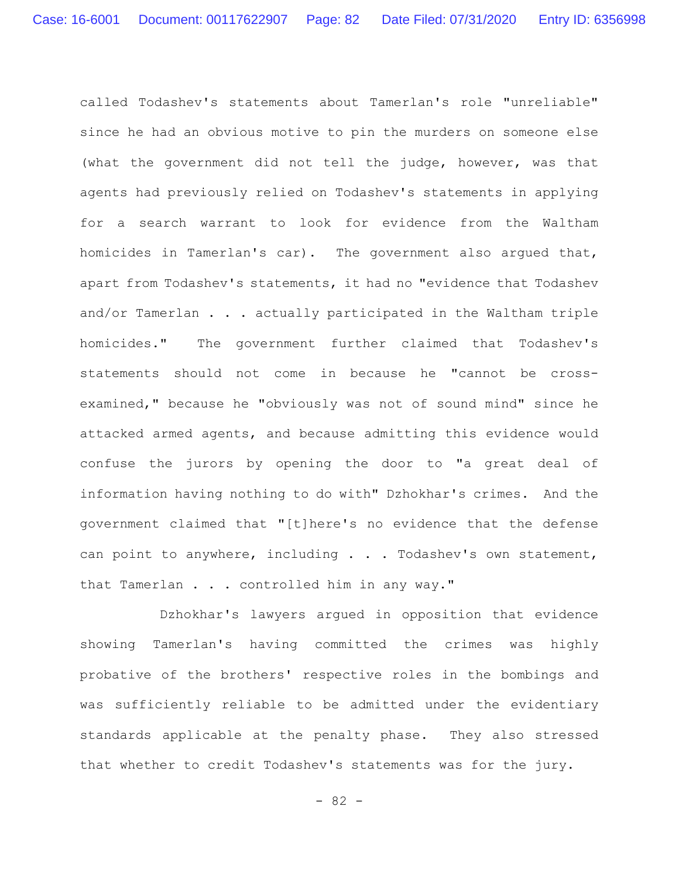called Todashev's statements about Tamerlan's role "unreliable" since he had an obvious motive to pin the murders on someone else (what the government did not tell the judge, however, was that agents had previously relied on Todashev's statements in applying for a search warrant to look for evidence from the Waltham homicides in Tamerlan's car). The government also argued that, apart from Todashev's statements, it had no "evidence that Todashev and/or Tamerlan . . . actually participated in the Waltham triple homicides." The government further claimed that Todashev's statements should not come in because he "cannot be cross-examined," because he "obviously was not of sound mind" since he attacked armed agents, and because admitting this evidence would confuse the jurors by opening the door to "a great deal of information having nothing to do with" Dzhokhar's crimes. And the government claimed that "[t]here's no evidence that the defense can point to anywhere, including . . . Todashev's own statement, that Tamerlan . . . controlled him in any way."

Dzhokhar's lawyers argued in opposition that evidence showing Tamerlan's having committed the crimes was highly probative of the brothers' respective roles in the bombings and was sufficiently reliable to be admitted under the evidentiary standards applicable at the penalty phase. They also stressed that whether to credit Todashev's statements was for the jury.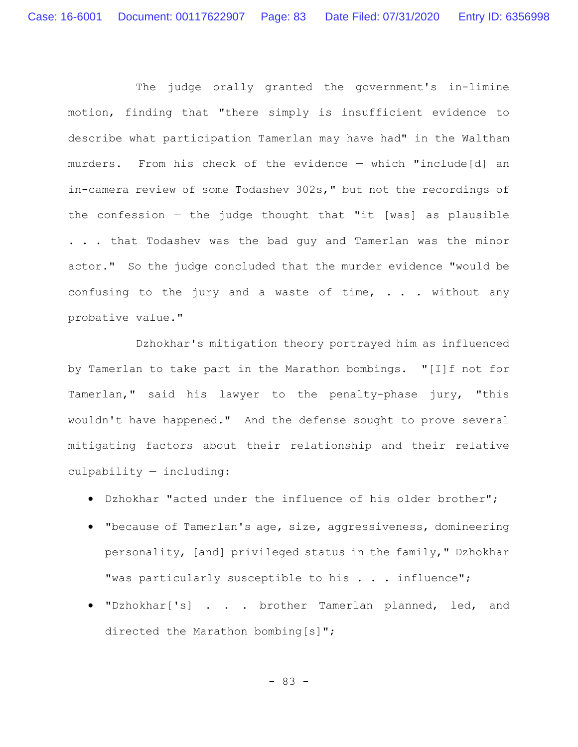The judge orally granted the government's in-limine motion, finding that "there simply is insufficient evidence to describe what participation Tamerlan may have had" in the Waltham murders. From his check of the evidence — which "include[d] an in-camera review of some Todashev 302s," but not the recordings of the confession — the judge thought that "it [was] as plausible . . . that Todashev was the bad guy and Tamerlan was the minor actor." So the judge concluded that the murder evidence "would be confusing to the jury and a waste of time, . . . without any probative value."

Dzhokhar's mitigation theory portrayed him as influenced by Tamerlan to take part in the Marathon bombings. "[I]f not for Tamerlan," said his lawyer to the penalty-phase jury, "this wouldn't have happened." And the defense sought to prove several mitigating factors about their relationship and their relative culpability — including:

- Dzhokhar "acted under the influence of his older brother";
- "because of Tamerlan's age, size, aggressiveness, domineering personality, [and] privileged status in the family," Dzhokhar "was particularly susceptible to his . . . influence";
- "Dzhokhar['s] . . . brother Tamerlan planned, led, and directed the Marathon bombing[s]";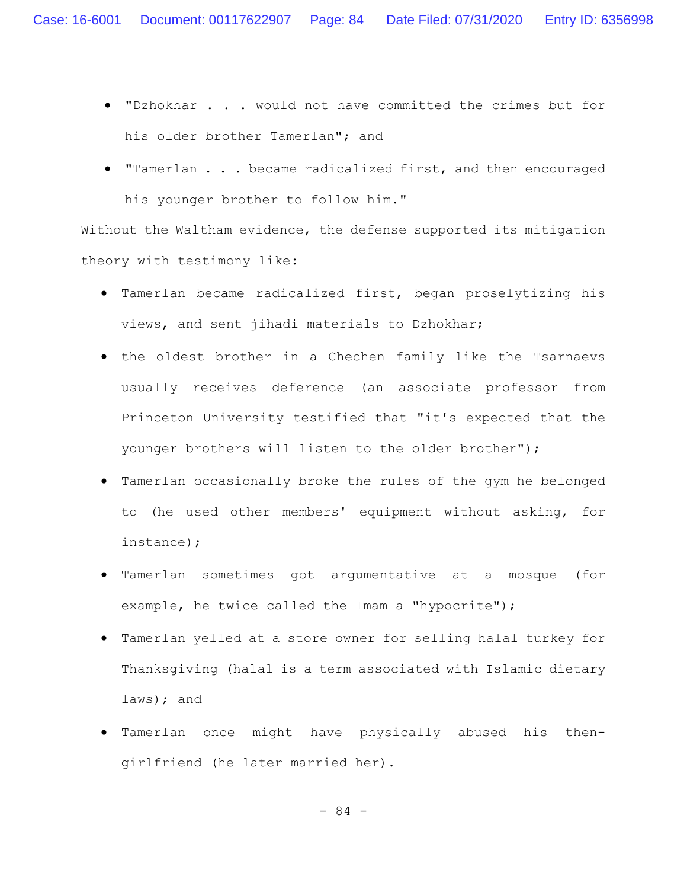- "Dzhokhar . . . would not have committed the crimes but for his older brother Tamerlan"; and
- "Tamerlan . . . became radicalized first, and then encouraged his younger brother to follow him."

Without the Waltham evidence, the defense supported its mitigation theory with testimony like:

- Tamerlan became radicalized first, began proselytizing his views, and sent jihadi materials to Dzhokhar;
- the oldest brother in a Chechen family like the Tsarnaevs usually receives deference (an associate professor from Princeton University testified that "it's expected that the younger brothers will listen to the older brother");
- Tamerlan occasionally broke the rules of the gym he belonged to (he used other members' equipment without asking, for instance);
- Tamerlan sometimes got argumentative at a mosque (for example, he twice called the Imam a "hypocrite");
- Tamerlan yelled at a store owner for selling halal turkey for Thanksgiving (halal is a term associated with Islamic dietary laws); and
- Tamerlan once might have physically abused his then-girlfriend (he later married her).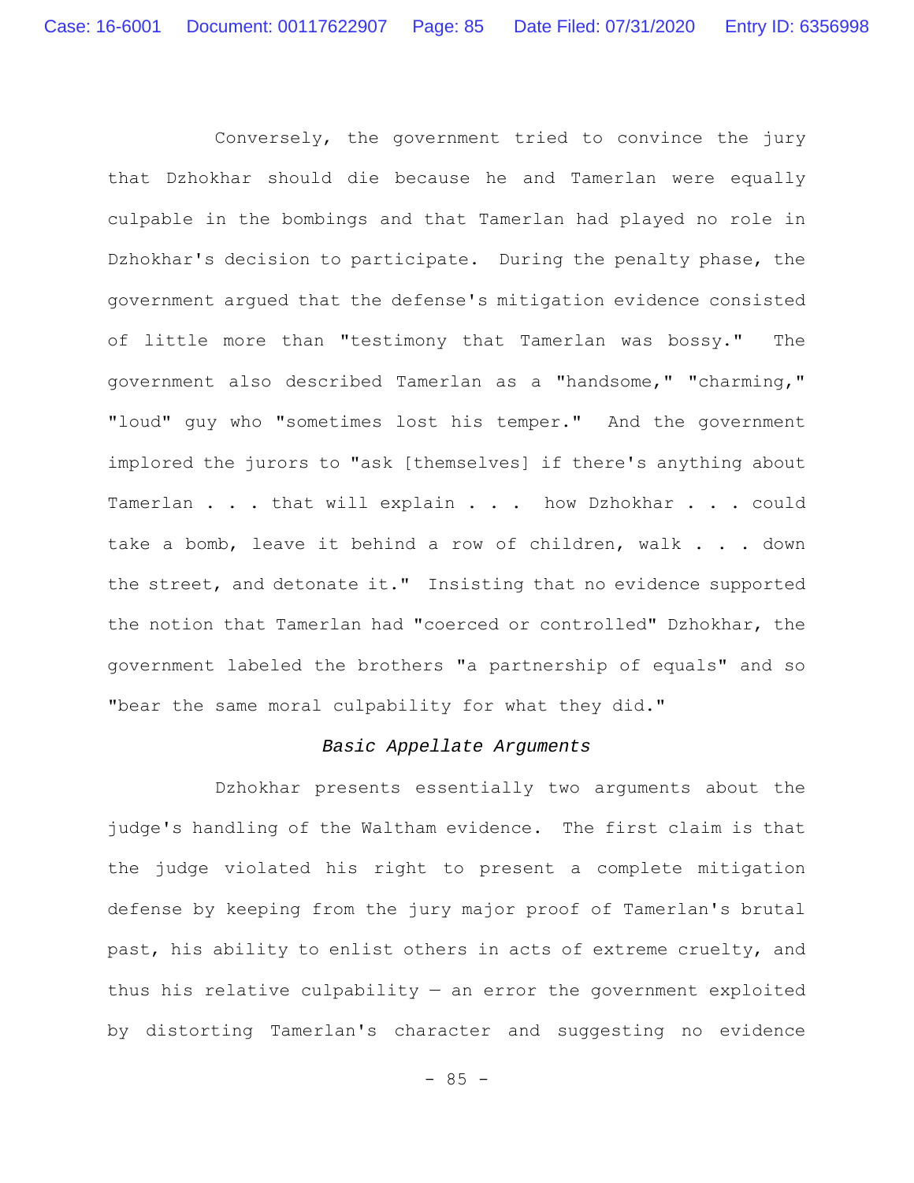Conversely, the government tried to convince the jury that Dzhokhar should die because he and Tamerlan were equally culpable in the bombings and that Tamerlan had played no role in Dzhokhar's decision to participate. During the penalty phase, the government argued that the defense's mitigation evidence consisted of little more than "testimony that Tamerlan was bossy." The government also described Tamerlan as a "handsome," "charming," "loud" guy who "sometimes lost his temper." And the government implored the jurors to "ask [themselves] if there's anything about Tamerlan . . . that will explain . . . how Dzhokhar . . . could take a bomb, leave it behind a row of children, walk . . . down the street, and detonate it." Insisting that no evidence supported the notion that Tamerlan had "coerced or controlled" Dzhokhar, the government labeled the brothers "a partnership of equals" and so "bear the same moral culpability for what they did."

### *Basic Appellate Arguments*

Dzhokhar presents essentially two arguments about the judge's handling of the Waltham evidence. The first claim is that the judge violated his right to present a complete mitigation defense by keeping from the jury major proof of Tamerlan's brutal past, his ability to enlist others in acts of extreme cruelty, and thus his relative culpability — an error the government exploited by distorting Tamerlan's character and suggesting no evidence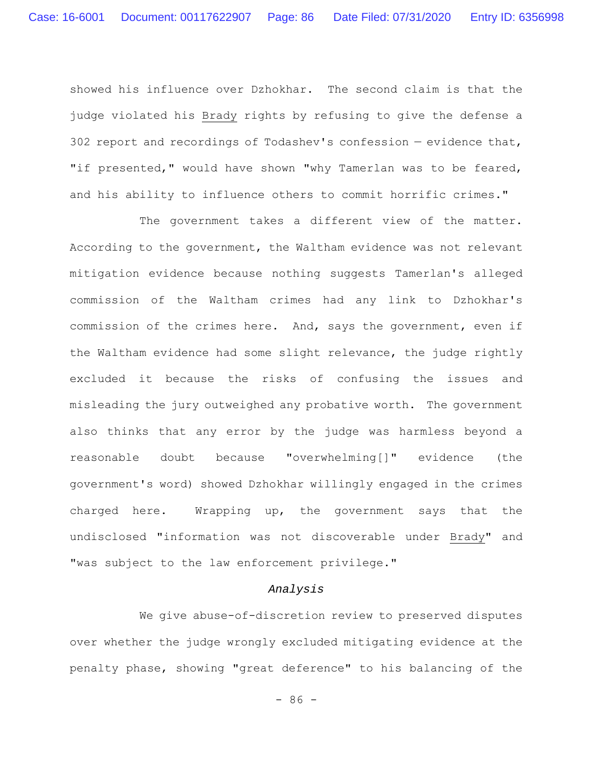showed his influence over Dzhokhar. The second claim is that the judge violated his Brady rights by refusing to give the defense a 302 report and recordings of Todashev's confession — evidence that, "if presented," would have shown "why Tamerlan was to be feared, and his ability to influence others to commit horrific crimes."

The government takes a different view of the matter. According to the government, the Waltham evidence was not relevant mitigation evidence because nothing suggests Tamerlan's alleged commission of the Waltham crimes had any link to Dzhokhar's commission of the crimes here. And, says the government, even if the Waltham evidence had some slight relevance, the judge rightly excluded it because the risks of confusing the issues and misleading the jury outweighed any probative worth. The government also thinks that any error by the judge was harmless beyond a reasonable doubt because "overwhelming[]" evidence (the government's word) showed Dzhokhar willingly engaged in the crimes charged here. Wrapping up, the government says that the undisclosed "information was not discoverable under Brady" and "was subject to the law enforcement privilege."

*Analysis*

We give abuse-of-discretion review to preserved disputes over whether the judge wrongly excluded mitigating evidence at the penalty phase, showing "great deference" to his balancing of the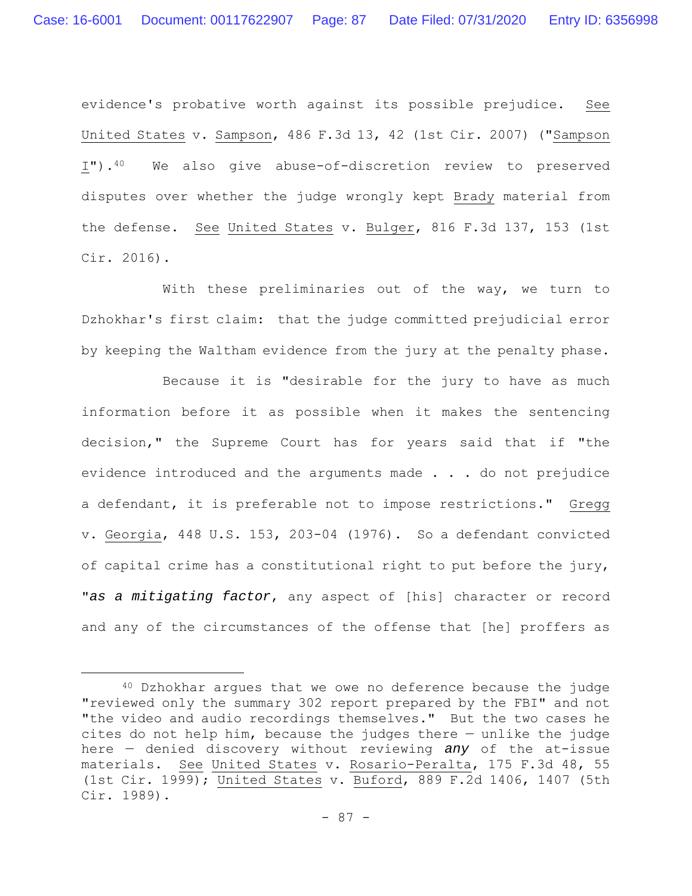evidence's probative worth against its possible prejudice. See United States v. Sampson, 486 F.3d 13, 42 (1st Cir. 2007) ("Sampson I").[40] We also give abuse-of-discretion review to preserved disputes over whether the judge wrongly kept Brady material from the defense. See United States v. Bulger, 816 F.3d 137, 153 (1st Cir. 2016).

With these preliminaries out of the way, we turn to Dzhokhar's first claim: that the judge committed prejudicial error by keeping the Waltham evidence from the jury at the penalty phase.

Because it is "desirable for the jury to have as much information before it as possible when it makes the sentencing decision," the Supreme Court has for years said that if "the evidence introduced and the arguments made . . . do not prejudice a defendant, it is preferable not to impose restrictions." Gregg v. Georgia, 448 U.S. 153, 203-04 (1976). So a defendant convicted of capital crime has a constitutional right to put before the jury, "*as a mitigating factor*, any aspect of [his] character or record and any of the circumstances of the offense that [he] proffers as

---

[40] Dzhokhar argues that we owe no deference because the judge "reviewed only the summary 302 report prepared by the FBI" and not "the video and audio recordings themselves." But the two cases he cites do not help him, because the judges there — unlike the judge here — denied discovery without reviewing ***any*** of the at-issue materials. See United States v. Rosario-Peralta, 175 F.3d 48, 55 (1st Cir. 1999); United States v. Buford, 889 F.2d 1406, 1407 (5th Cir. 1989).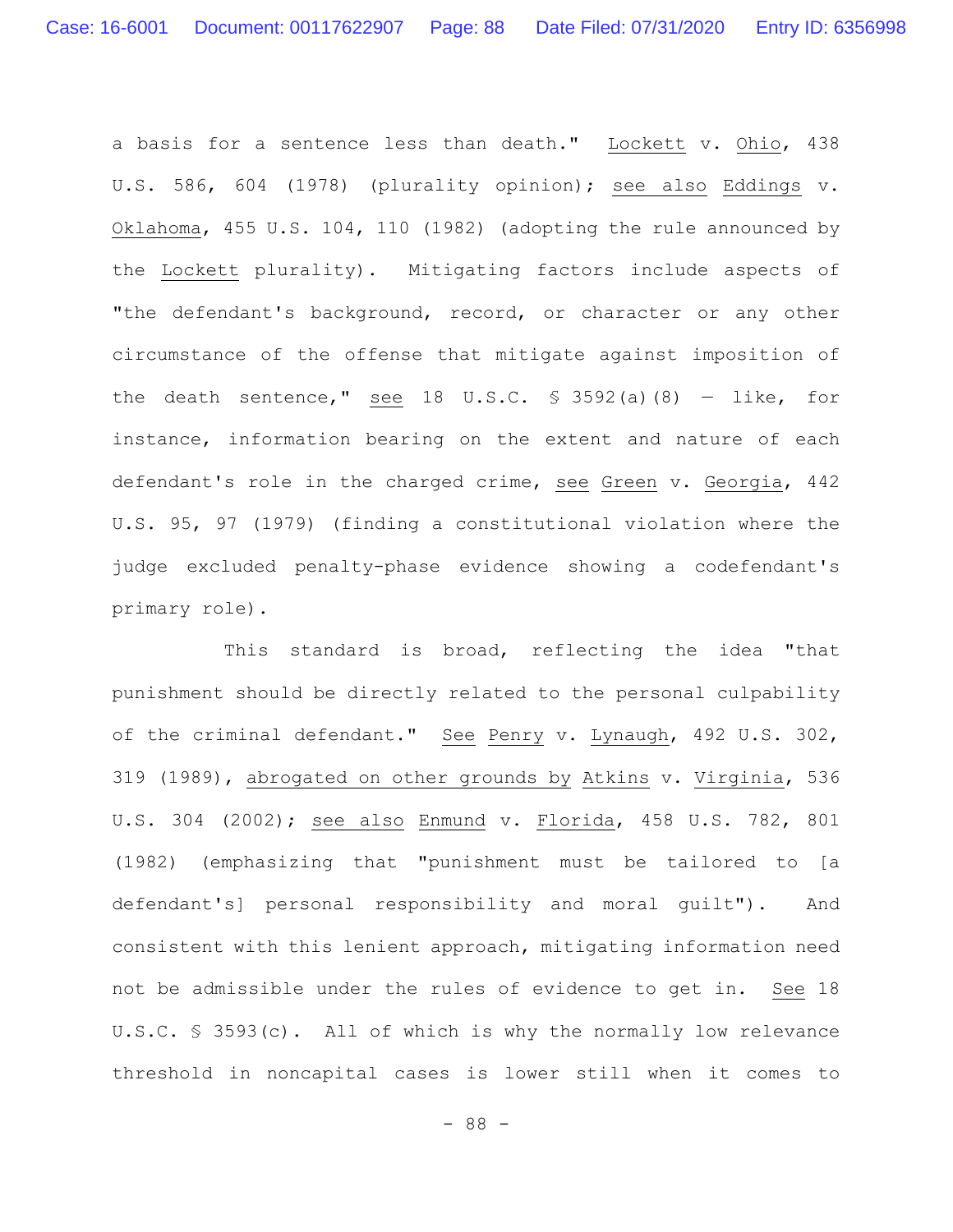a basis for a sentence less than death." Lockett v. Ohio, 438 U.S. 586, 604 (1978) (plurality opinion); see also Eddings v. Oklahoma, 455 U.S. 104, 110 (1982) (adopting the rule announced by the Lockett plurality). Mitigating factors include aspects of "the defendant's background, record, or character or any other circumstance of the offense that mitigate against imposition of the death sentence," see 18 U.S.C. § 3592(a)(8) — like, for instance, information bearing on the extent and nature of each defendant's role in the charged crime, see Green v. Georgia, 442 U.S. 95, 97 (1979) (finding a constitutional violation where the judge excluded penalty-phase evidence showing a codefendant's primary role).

This standard is broad, reflecting the idea "that punishment should be directly related to the personal culpability of the criminal defendant." See Penry v. Lynaugh, 492 U.S. 302, 319 (1989), abrogated on other grounds by Atkins v. Virginia, 536 U.S. 304 (2002); see also Enmund v. Florida, 458 U.S. 782, 801 (1982) (emphasizing that "punishment must be tailored to [a defendant's] personal responsibility and moral guilt"). And consistent with this lenient approach, mitigating information need not be admissible under the rules of evidence to get in. See 18 U.S.C. § 3593(c). All of which is why the normally low relevance threshold in noncapital cases is lower still when it comes to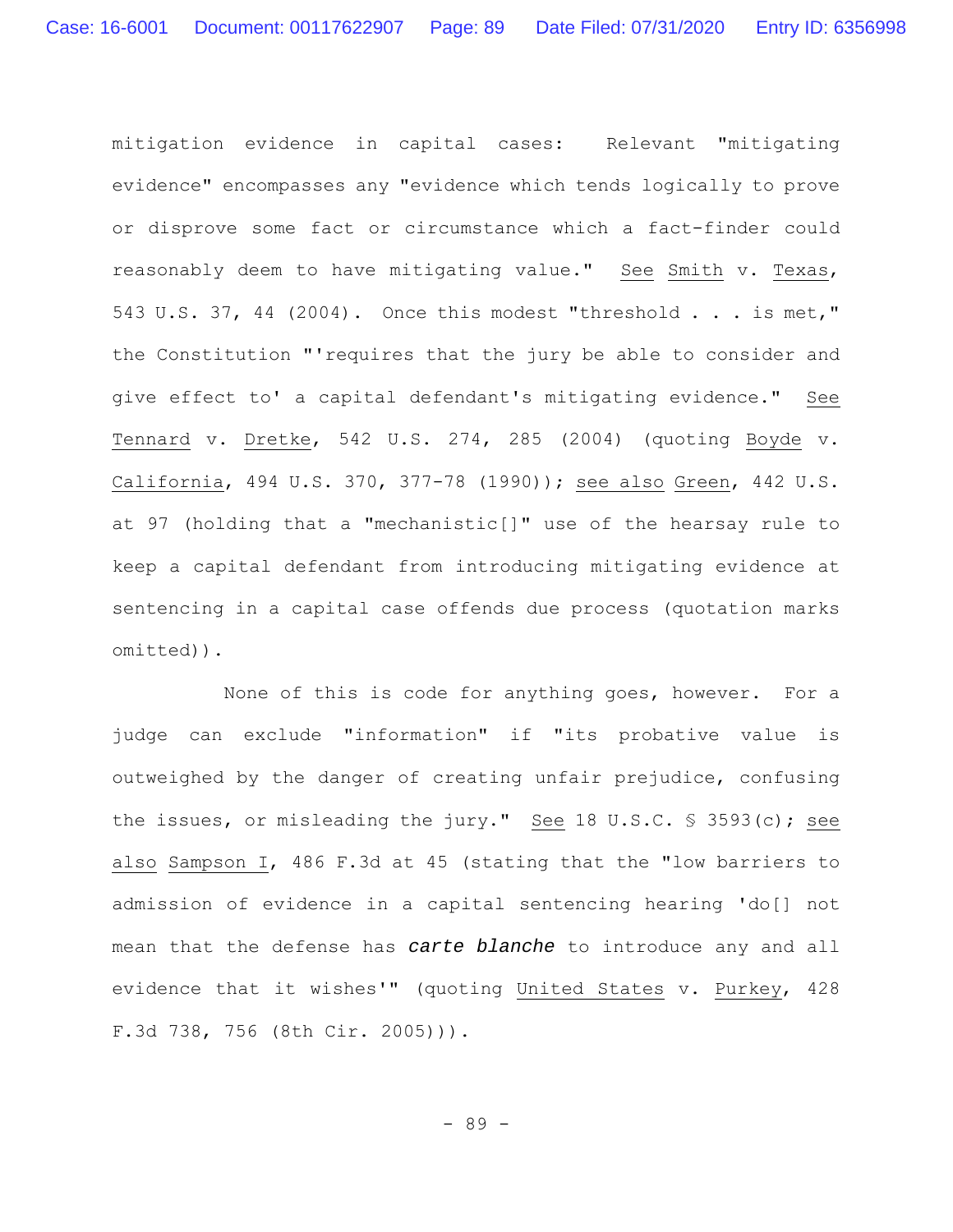mitigation evidence in capital cases: Relevant "mitigating evidence" encompasses any "evidence which tends logically to prove or disprove some fact or circumstance which a fact-finder could reasonably deem to have mitigating value." See Smith v. Texas, 543 U.S. 37, 44 (2004). Once this modest "threshold . . . is met," the Constitution "'requires that the jury be able to consider and give effect to' a capital defendant's mitigating evidence." See Tennard v. Dretke, 542 U.S. 274, 285 (2004) (quoting Boyde v. California, 494 U.S. 370, 377-78 (1990)); see also Green, 442 U.S. at 97 (holding that a "mechanistic[]" use of the hearsay rule to keep a capital defendant from introducing mitigating evidence at sentencing in a capital case offends due process (quotation marks omitted)).

None of this is code for anything goes, however. For a judge can exclude "information" if "its probative value is outweighed by the danger of creating unfair prejudice, confusing the issues, or misleading the jury." See 18 U.S.C. § 3593(c); see also Sampson I, 486 F.3d at 45 (stating that the "low barriers to admission of evidence in a capital sentencing hearing 'do[] not mean that the defense has ***carte blanche*** to introduce any and all evidence that it wishes'" (quoting United States v. Purkey, 428 F.3d 738, 756 (8th Cir. 2005))).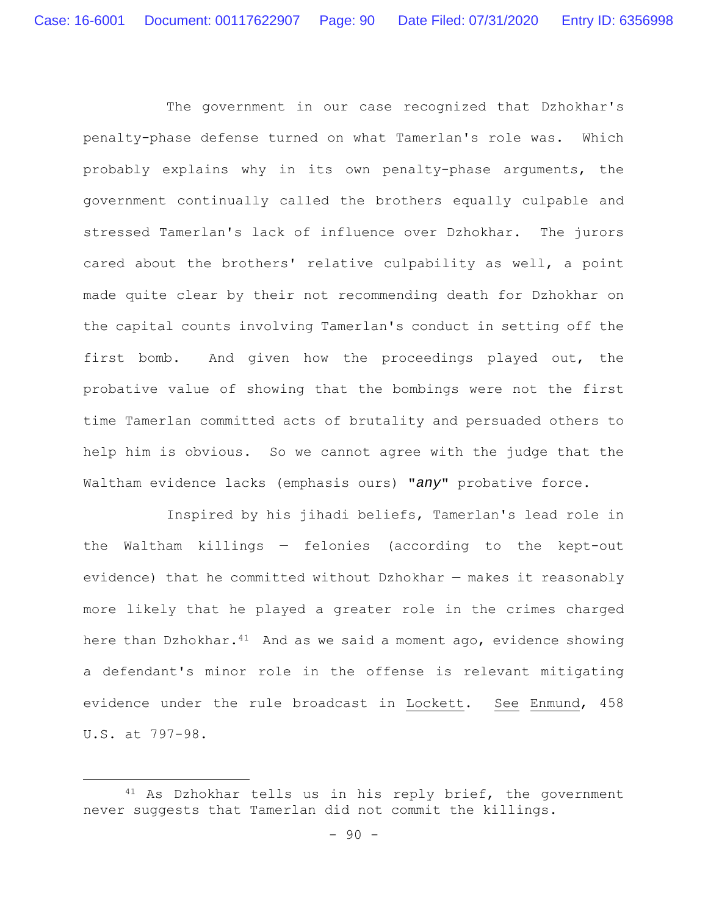The government in our case recognized that Dzhokhar's penalty-phase defense turned on what Tamerlan's role was. Which probably explains why in its own penalty-phase arguments, the government continually called the brothers equally culpable and stressed Tamerlan's lack of influence over Dzhokhar. The jurors cared about the brothers' relative culpability as well, a point made quite clear by their not recommending death for Dzhokhar on the capital counts involving Tamerlan's conduct in setting off the first bomb. And given how the proceedings played out, the probative value of showing that the bombings were not the first time Tamerlan committed acts of brutality and persuaded others to help him is obvious. So we cannot agree with the judge that the Waltham evidence lacks (emphasis ours) "***any***" probative force.

Inspired by his jihadi beliefs, Tamerlan's lead role in the Waltham killings — felonies (according to the kept-out evidence) that he committed without Dzhokhar — makes it reasonably more likely that he played a greater role in the crimes charged here than Dzhokhar.[41] And as we said a moment ago, evidence showing a defendant's minor role in the offense is relevant mitigating evidence under the rule broadcast in Lockett. See Enmund, 458 U.S. at 797-98.

---

[41] As Dzhokhar tells us in his reply brief, the government never suggests that Tamerlan did not commit the killings.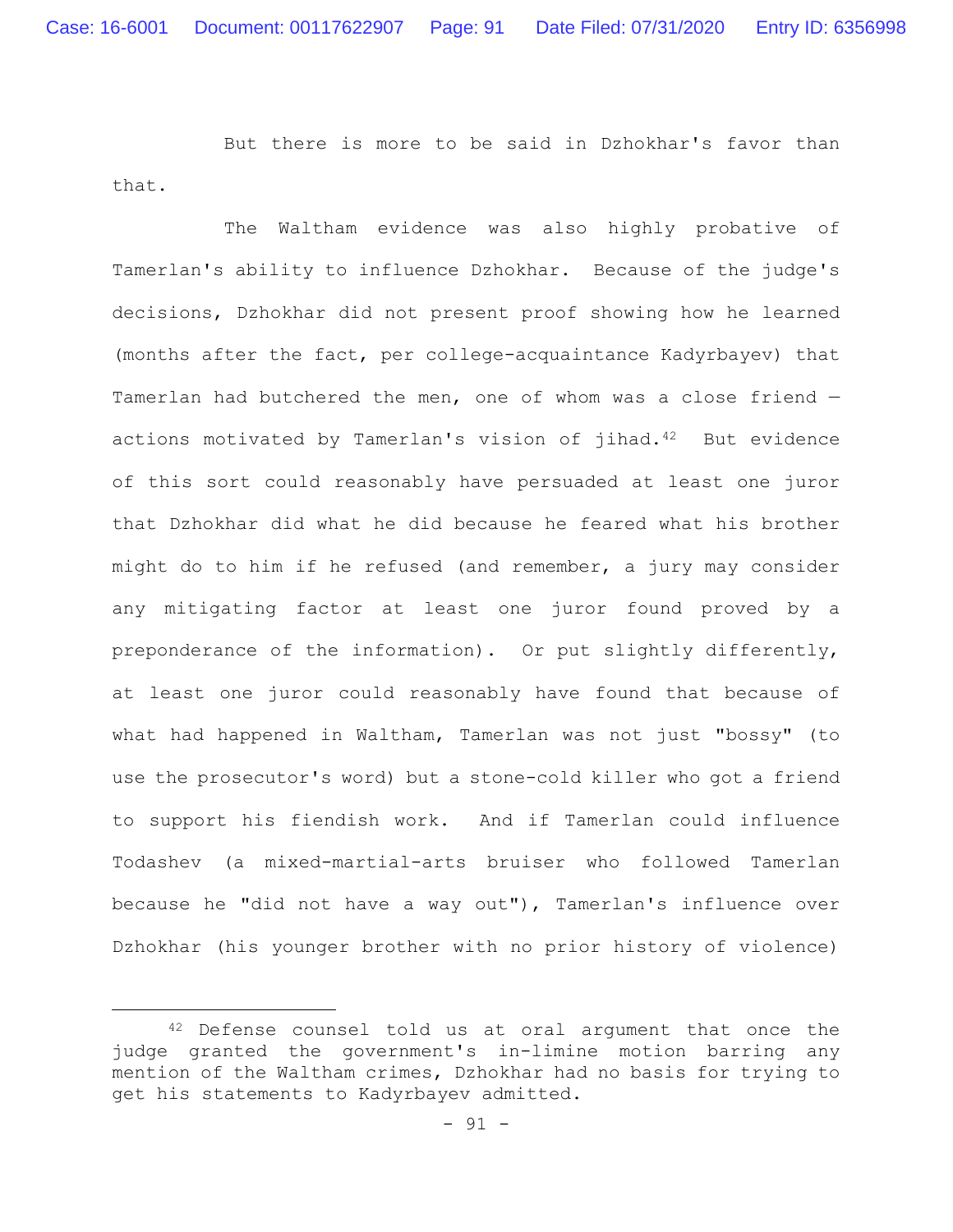But there is more to be said in Dzhokhar's favor than that.

The Waltham evidence was also highly probative of Tamerlan's ability to influence Dzhokhar. Because of the judge's decisions, Dzhokhar did not present proof showing how he learned (months after the fact, per college-acquaintance Kadyrbayev) that Tamerlan had butchered the men, one of whom was a close friend — actions motivated by Tamerlan's vision of jihad.[42] But evidence of this sort could reasonably have persuaded at least one juror that Dzhokhar did what he did because he feared what his brother might do to him if he refused (and remember, a jury may consider any mitigating factor at least one juror found proved by a preponderance of the information). Or put slightly differently, at least one juror could reasonably have found that because of what had happened in Waltham, Tamerlan was not just "bossy" (to use the prosecutor's word) but a stone-cold killer who got a friend to support his fiendish work. And if Tamerlan could influence Todashev (a mixed-martial-arts bruiser who followed Tamerlan because he "did not have a way out"), Tamerlan's influence over Dzhokhar (his younger brother with no prior history of violence)

---

[42] Defense counsel told us at oral argument that once the judge granted the government's in-limine motion barring any mention of the Waltham crimes, Dzhokhar had no basis for trying to get his statements to Kadyrbayev admitted.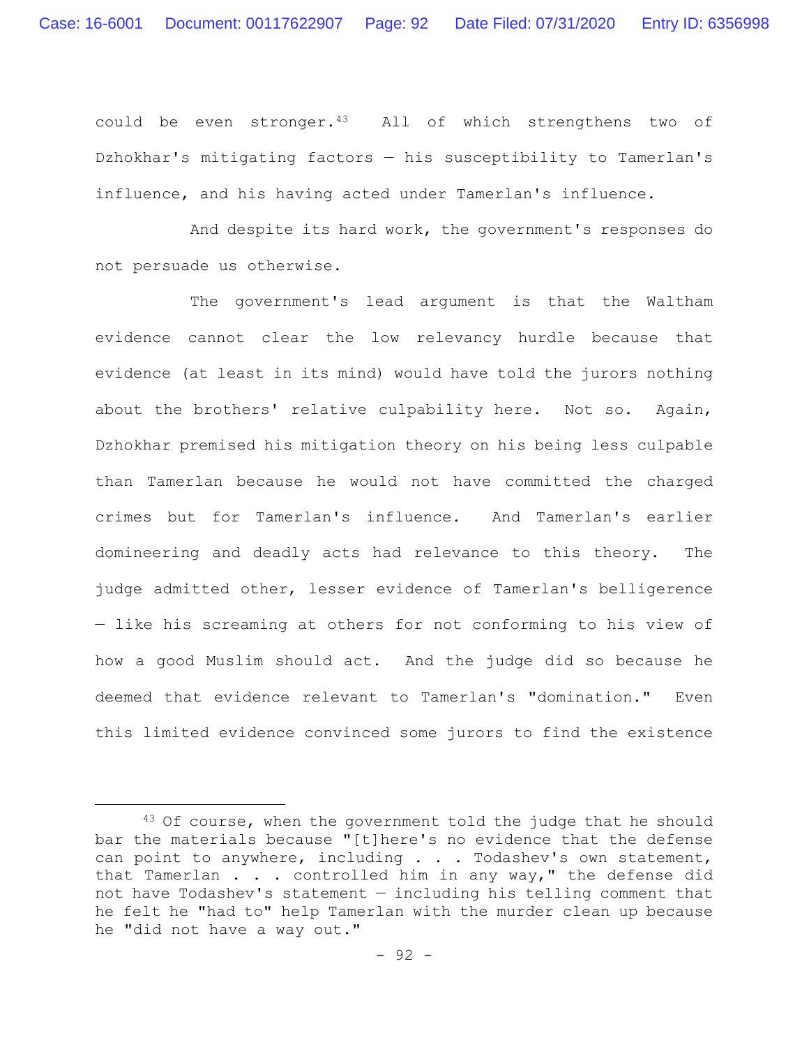could be even stronger.[43] All of which strengthens two of Dzhokhar's mitigating factors — his susceptibility to Tamerlan's influence, and his having acted under Tamerlan's influence.

And despite its hard work, the government's responses do not persuade us otherwise.

The government's lead argument is that the Waltham evidence cannot clear the low relevancy hurdle because that evidence (at least in its mind) would have told the jurors nothing about the brothers' relative culpability here. Not so. Again, Dzhokhar premised his mitigation theory on his being less culpable than Tamerlan because he would not have committed the charged crimes but for Tamerlan's influence. And Tamerlan's earlier domineering and deadly acts had relevance to this theory. The judge admitted other, lesser evidence of Tamerlan's belligerence — like his screaming at others for not conforming to his view of how a good Muslim should act. And the judge did so because he deemed that evidence relevant to Tamerlan's "domination." Even this limited evidence convinced some jurors to find the existence

[43] Of course, when the government told the judge that he should bar the materials because "[t]here's no evidence that the defense can point to anywhere, including . . . Todashev's own statement, that Tamerlan . . . controlled him in any way," the defense did not have Todashev's statement — including his telling comment that he felt he "had to" help Tamerlan with the murder clean up because he "did not have a way out."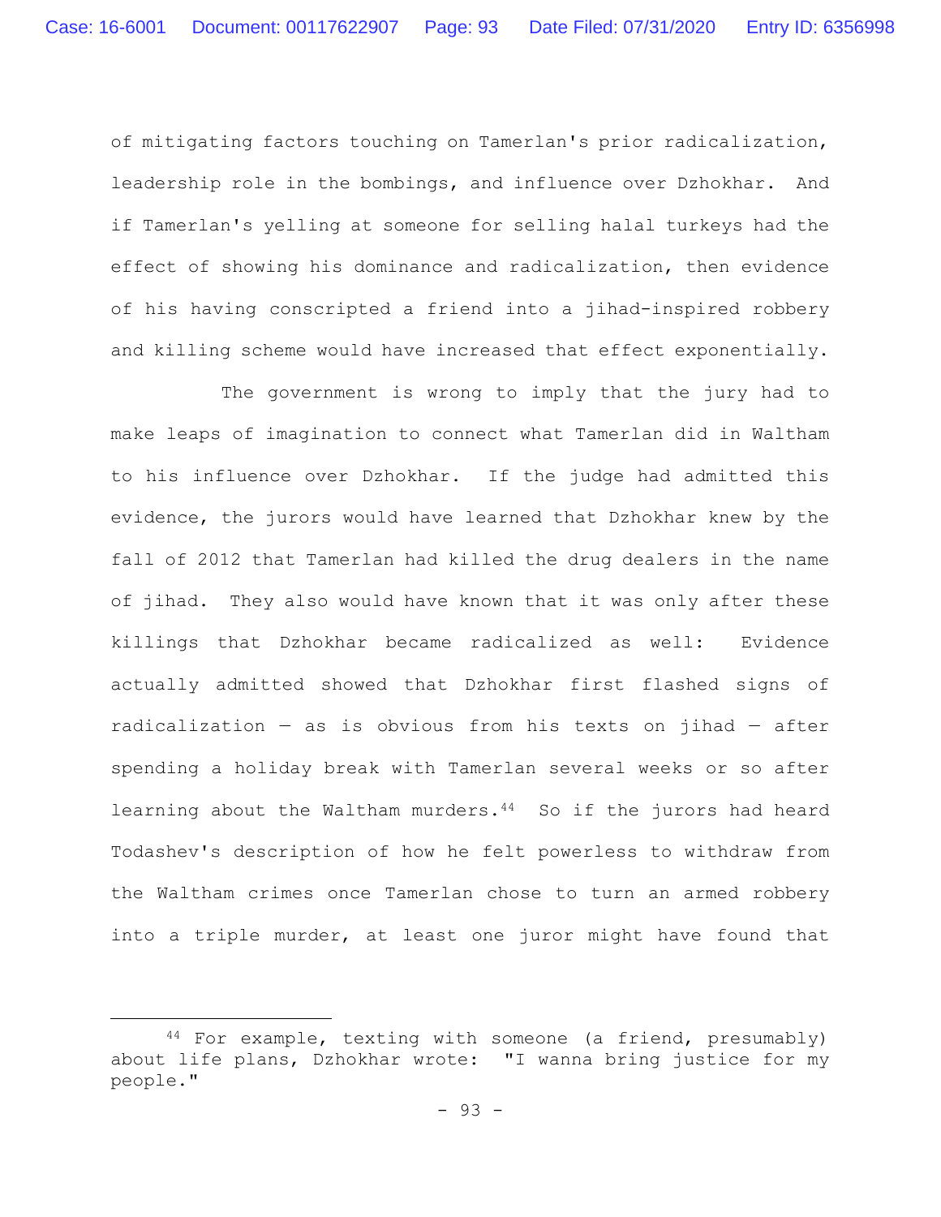of mitigating factors touching on Tamerlan's prior radicalization, leadership role in the bombings, and influence over Dzhokhar. And if Tamerlan's yelling at someone for selling halal turkeys had the effect of showing his dominance and radicalization, then evidence of his having conscripted a friend into a jihad-inspired robbery and killing scheme would have increased that effect exponentially.

The government is wrong to imply that the jury had to make leaps of imagination to connect what Tamerlan did in Waltham to his influence over Dzhokhar. If the judge had admitted this evidence, the jurors would have learned that Dzhokhar knew by the fall of 2012 that Tamerlan had killed the drug dealers in the name of jihad. They also would have known that it was only after these killings that Dzhokhar became radicalized as well: Evidence actually admitted showed that Dzhokhar first flashed signs of radicalization — as is obvious from his texts on jihad — after spending a holiday break with Tamerlan several weeks or so after learning about the Waltham murders.[44] So if the jurors had heard Todashev's description of how he felt powerless to withdraw from the Waltham crimes once Tamerlan chose to turn an armed robbery into a triple murder, at least one juror might have found that

---

[44] For example, texting with someone (a friend, presumably) about life plans, Dzhokhar wrote: "I wanna bring justice for my people."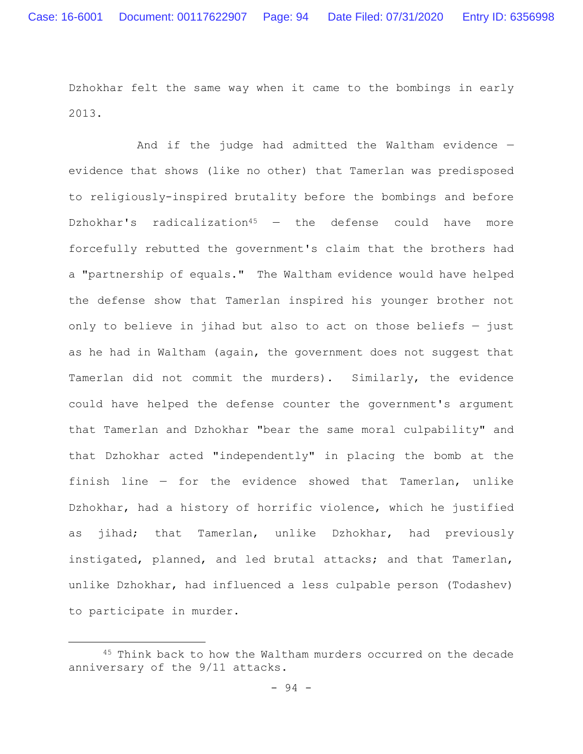Dzhokhar felt the same way when it came to the bombings in early 2013.

And if the judge had admitted the Waltham evidence — evidence that shows (like no other) that Tamerlan was predisposed to religiously-inspired brutality before the bombings and before Dzhokhar's radicalization[45] — the defense could have more forcefully rebutted the government's claim that the brothers had a "partnership of equals." The Waltham evidence would have helped the defense show that Tamerlan inspired his younger brother not only to believe in jihad but also to act on those beliefs — just as he had in Waltham (again, the government does not suggest that Tamerlan did not commit the murders). Similarly, the evidence could have helped the defense counter the government's argument that Tamerlan and Dzhokhar "bear the same moral culpability" and that Dzhokhar acted "independently" in placing the bomb at the finish line — for the evidence showed that Tamerlan, unlike Dzhokhar, had a history of horrific violence, which he justified as jihad; that Tamerlan, unlike Dzhokhar, had previously instigated, planned, and led brutal attacks; and that Tamerlan, unlike Dzhokhar, had influenced a less culpable person (Todashev) to participate in murder.

---

[45] Think back to how the Waltham murders occurred on the decade anniversary of the 9/11 attacks.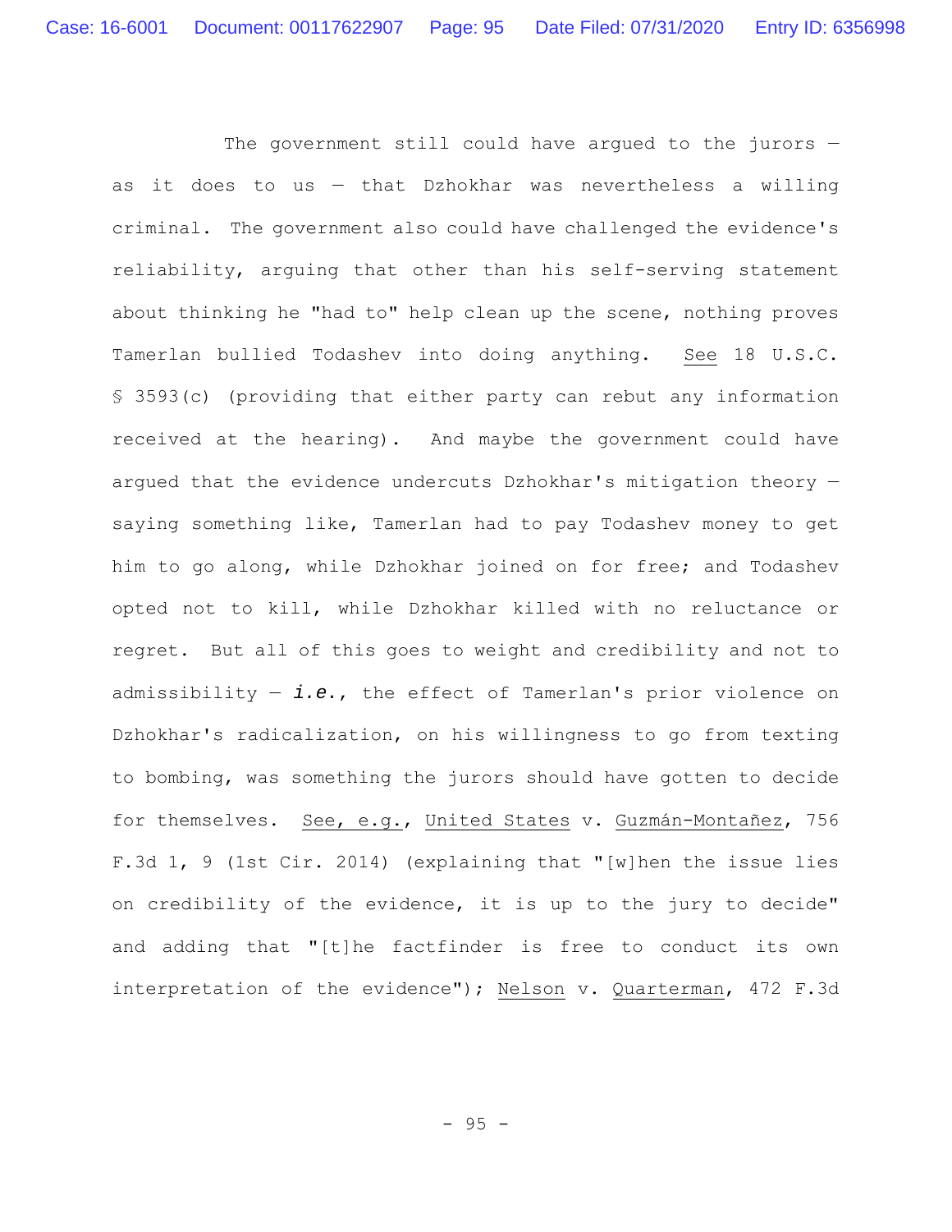The government still could have argued to the jurors — as it does to us — that Dzhokhar was nevertheless a willing criminal. The government also could have challenged the evidence's reliability, arguing that other than his self-serving statement about thinking he "had to" help clean up the scene, nothing proves Tamerlan bullied Todashev into doing anything. See 18 U.S.C. § 3593(c) (providing that either party can rebut any information received at the hearing). And maybe the government could have argued that the evidence undercuts Dzhokhar's mitigation theory — saying something like, Tamerlan had to pay Todashev money to get him to go along, while Dzhokhar joined on for free; and Todashev opted not to kill, while Dzhokhar killed with no reluctance or regret. But all of this goes to weight and credibility and not to admissibility — ***i.e.***, the effect of Tamerlan's prior violence on Dzhokhar's radicalization, on his willingness to go from texting to bombing, was something the jurors should have gotten to decide for themselves. See, e.g., United States v. Guzmán-Montañez, 756 F.3d 1, 9 (1st Cir. 2014) (explaining that "[w]hen the issue lies on credibility of the evidence, it is up to the jury to decide" and adding that "[t]he factfinder is free to conduct its own interpretation of the evidence"); Nelson v. Quarterman, 472 F.3d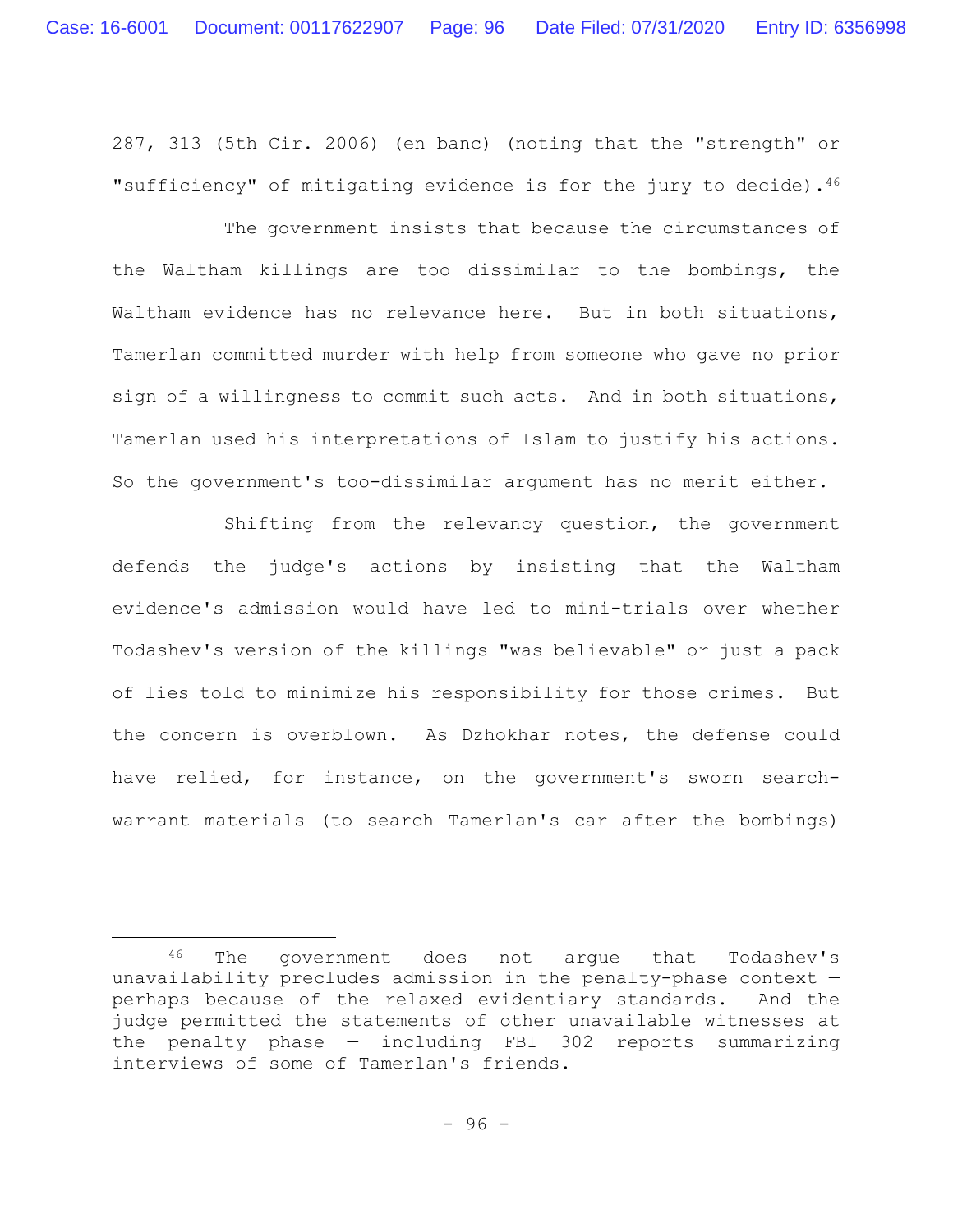287, 313 (5th Cir. 2006) (en banc) (noting that the "strength" or "sufficiency" of mitigating evidence is for the jury to decide).[46]

The government insists that because the circumstances of the Waltham killings are too dissimilar to the bombings, the Waltham evidence has no relevance here. But in both situations, Tamerlan committed murder with help from someone who gave no prior sign of a willingness to commit such acts. And in both situations, Tamerlan used his interpretations of Islam to justify his actions. So the government's too-dissimilar argument has no merit either.

Shifting from the relevancy question, the government defends the judge's actions by insisting that the Waltham evidence's admission would have led to mini-trials over whether Todashev's version of the killings "was believable" or just a pack of lies told to minimize his responsibility for those crimes. But the concern is overblown. As Dzhokhar notes, the defense could have relied, for instance, on the government's sworn search-warrant materials (to search Tamerlan's car after the bombings)

---

[46] The government does not argue that Todashev's unavailability precludes admission in the penalty-phase context — perhaps because of the relaxed evidentiary standards. And the judge permitted the statements of other unavailable witnesses at the penalty phase — including FBI 302 reports summarizing interviews of some of Tamerlan's friends.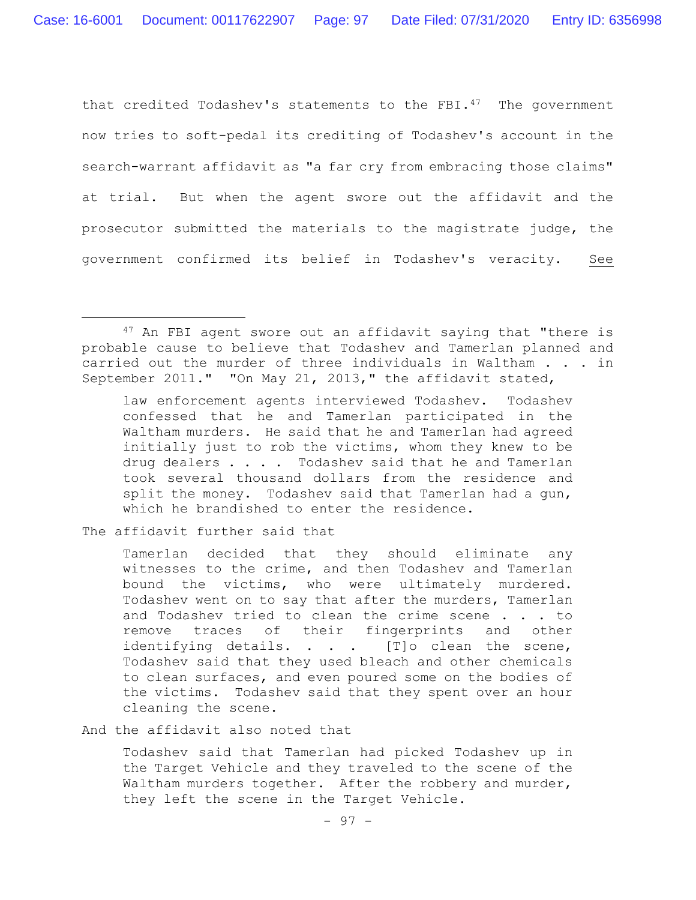that credited Todashev's statements to the FBI.[47] The government now tries to soft-pedal its crediting of Todashev's account in the search-warrant affidavit as "a far cry from embracing those claims" at trial. But when the agent swore out the affidavit and the prosecutor submitted the materials to the magistrate judge, the government confirmed its belief in Todashev's veracity. See

---

[47] An FBI agent swore out an affidavit saying that "there is probable cause to believe that Todashev and Tamerlan planned and carried out the murder of three individuals in Waltham . . . in September 2011." "On May 21, 2013," the affidavit stated,

> law enforcement agents interviewed Todashev. Todashev confessed that he and Tamerlan participated in the Waltham murders. He said that he and Tamerlan had agreed initially just to rob the victims, whom they knew to be drug dealers . . . . Todashev said that he and Tamerlan took several thousand dollars from the residence and split the money. Todashev said that Tamerlan had a gun, which he brandished to enter the residence.

The affidavit further said that

> Tamerlan decided that they should eliminate any witnesses to the crime, and then Todashev and Tamerlan bound the victims, who were ultimately murdered. Todashev went on to say that after the murders, Tamerlan and Todashev tried to clean the crime scene . . . to remove traces of their fingerprints and other identifying details. . . . [T]o clean the scene, Todashev said that they used bleach and other chemicals to clean surfaces, and even poured some on the bodies of the victims. Todashev said that they spent over an hour cleaning the scene.

And the affidavit also noted that

> Todashev said that Tamerlan had picked Todashev up in the Target Vehicle and they traveled to the scene of the Waltham murders together. After the robbery and murder, they left the scene in the Target Vehicle.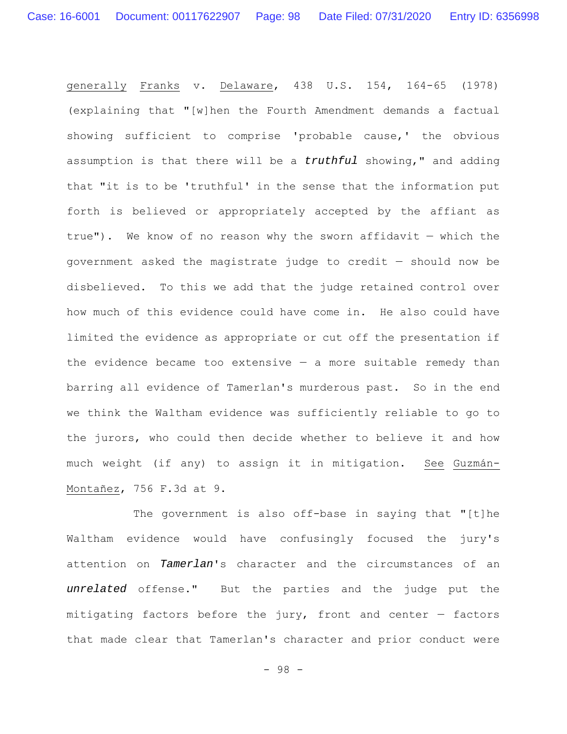generally Franks v. Delaware, 438 U.S. 154, 164-65 (1978) (explaining that "[w]hen the Fourth Amendment demands a factual showing sufficient to comprise 'probable cause,' the obvious assumption is that there will be a ***truthful*** showing," and adding that "it is to be 'truthful' in the sense that the information put forth is believed or appropriately accepted by the affiant as true"). We know of no reason why the sworn affidavit — which the government asked the magistrate judge to credit — should now be disbelieved. To this we add that the judge retained control over how much of this evidence could have come in. He also could have limited the evidence as appropriate or cut off the presentation if the evidence became too extensive — a more suitable remedy than barring all evidence of Tamerlan's murderous past. So in the end we think the Waltham evidence was sufficiently reliable to go to the jurors, who could then decide whether to believe it and how much weight (if any) to assign it in mitigation. See Guzmán-Montañez, 756 F.3d at 9.

The government is also off-base in saying that "[t]he Waltham evidence would have confusingly focused the jury's attention on ***Tamerlan***'s character and the circumstances of an ***unrelated*** offense." But the parties and the judge put the mitigating factors before the jury, front and center — factors that made clear that Tamerlan's character and prior conduct were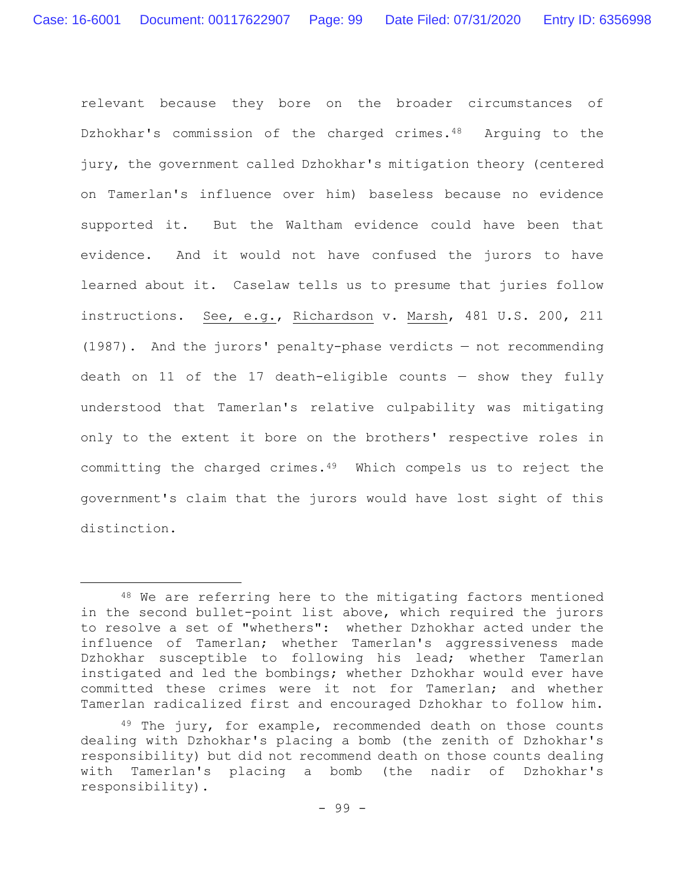relevant because they bore on the broader circumstances of Dzhokhar's commission of the charged crimes.[48] Arguing to the jury, the government called Dzhokhar's mitigation theory (centered on Tamerlan's influence over him) baseless because no evidence supported it. But the Waltham evidence could have been that evidence. And it would not have confused the jurors to have learned about it. Caselaw tells us to presume that juries follow instructions. See, e.g., Richardson v. Marsh, 481 U.S. 200, 211 (1987). And the jurors' penalty-phase verdicts — not recommending death on 11 of the 17 death-eligible counts — show they fully understood that Tamerlan's relative culpability was mitigating only to the extent it bore on the brothers' respective roles in committing the charged crimes.[49] Which compels us to reject the government's claim that the jurors would have lost sight of this distinction.

---

[48] We are referring here to the mitigating factors mentioned in the second bullet-point list above, which required the jurors to resolve a set of "whethers": whether Dzhokhar acted under the influence of Tamerlan; whether Tamerlan's aggressiveness made Dzhokhar susceptible to following his lead; whether Tamerlan instigated and led the bombings; whether Dzhokhar would ever have committed these crimes were it not for Tamerlan; and whether Tamerlan radicalized first and encouraged Dzhokhar to follow him.

[49] The jury, for example, recommended death on those counts dealing with Dzhokhar's placing a bomb (the zenith of Dzhokhar's responsibility) but did not recommend death on those counts dealing with Tamerlan's placing a bomb (the nadir of Dzhokhar's responsibility).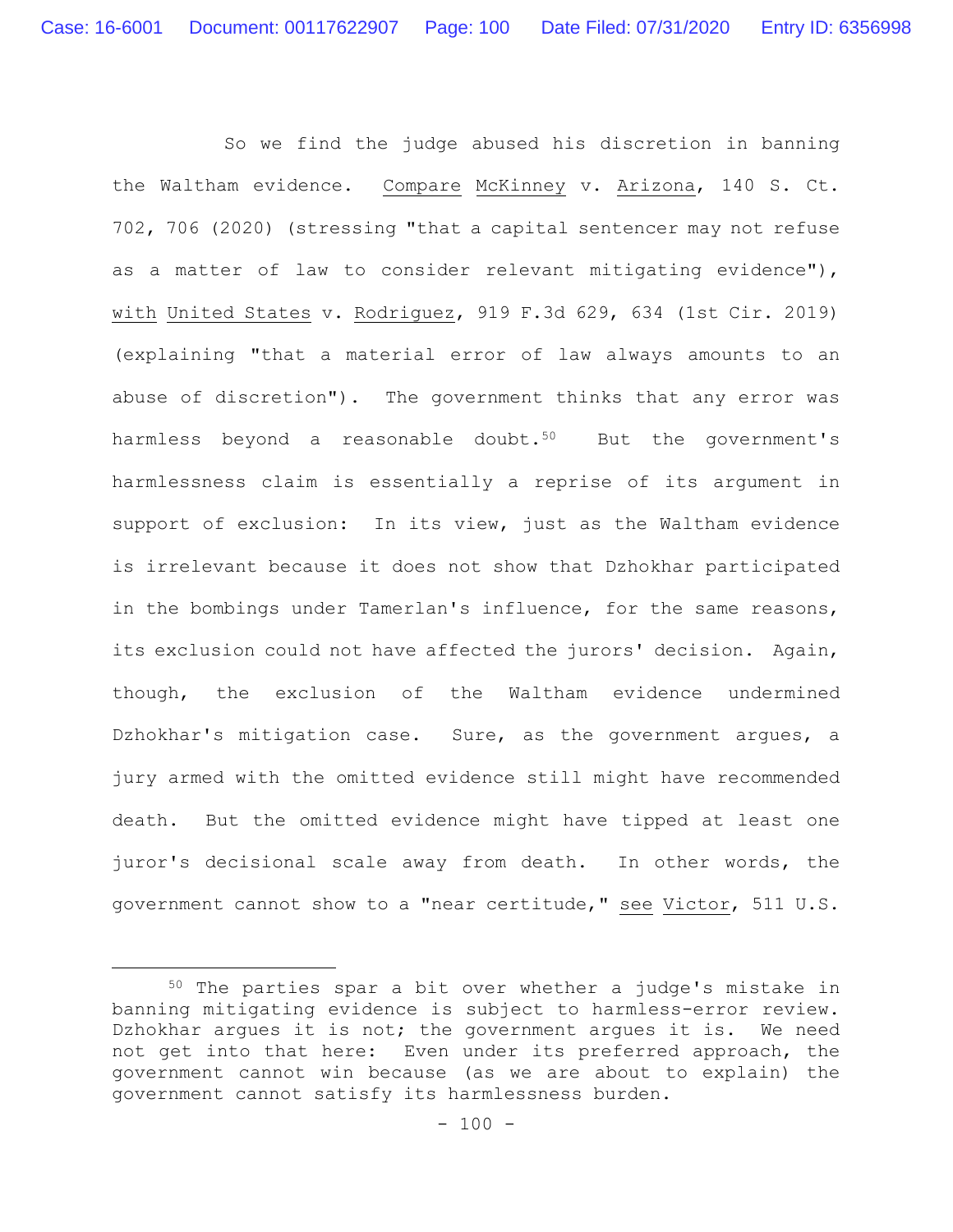So we find the judge abused his discretion in banning the Waltham evidence. Compare McKinney v. Arizona, 140 S. Ct. 702, 706 (2020) (stressing "that a capital sentencer may not refuse as a matter of law to consider relevant mitigating evidence"), with United States v. Rodriguez, 919 F.3d 629, 634 (1st Cir. 2019) (explaining "that a material error of law always amounts to an abuse of discretion"). The government thinks that any error was harmless beyond a reasonable doubt.[50] But the government's harmlessness claim is essentially a reprise of its argument in support of exclusion: In its view, just as the Waltham evidence is irrelevant because it does not show that Dzhokhar participated in the bombings under Tamerlan's influence, for the same reasons, its exclusion could not have affected the jurors' decision. Again, though, the exclusion of the Waltham evidence undermined Dzhokhar's mitigation case. Sure, as the government argues, a jury armed with the omitted evidence still might have recommended death. But the omitted evidence might have tipped at least one juror's decisional scale away from death. In other words, the government cannot show to a "near certitude," see Victor, 511 U.S.

---

[50] The parties spar a bit over whether a judge's mistake in banning mitigating evidence is subject to harmless-error review. Dzhokhar argues it is not; the government argues it is. We need not get into that here: Even under its preferred approach, the government cannot win because (as we are about to explain) the government cannot satisfy its harmlessness burden.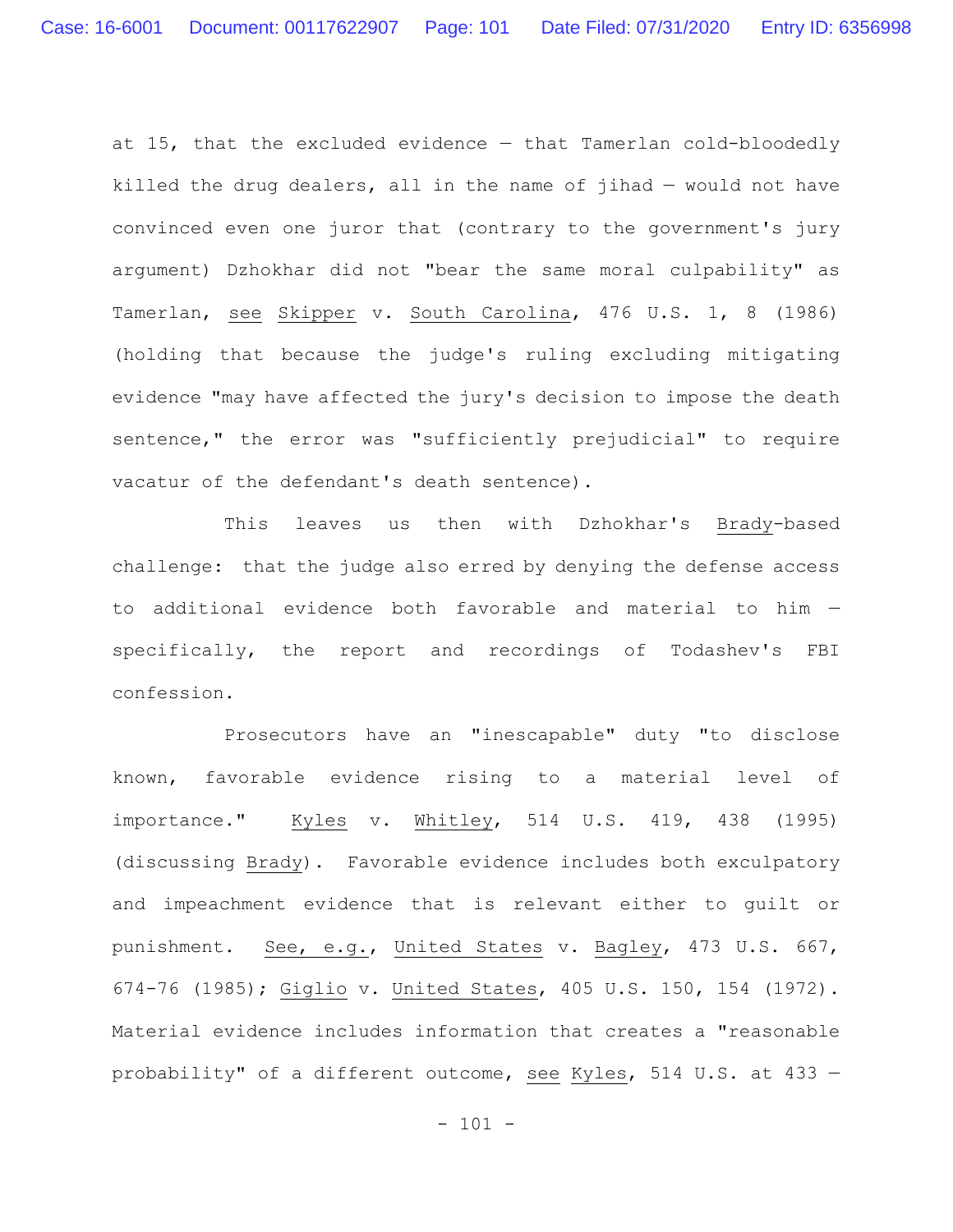at 15, that the excluded evidence — that Tamerlan cold-bloodedly killed the drug dealers, all in the name of jihad — would not have convinced even one juror that (contrary to the government's jury argument) Dzhokhar did not "bear the same moral culpability" as Tamerlan, see Skipper v. South Carolina, 476 U.S. 1, 8 (1986) (holding that because the judge's ruling excluding mitigating evidence "may have affected the jury's decision to impose the death sentence," the error was "sufficiently prejudicial" to require vacatur of the defendant's death sentence).

This leaves us then with Dzhokhar's Brady-based challenge: that the judge also erred by denying the defense access to additional evidence both favorable and material to him — specifically, the report and recordings of Todashev's FBI confession.

Prosecutors have an "inescapable" duty "to disclose known, favorable evidence rising to a material level of importance." Kyles v. Whitley, 514 U.S. 419, 438 (1995) (discussing Brady). Favorable evidence includes both exculpatory and impeachment evidence that is relevant either to guilt or punishment. See, e.g., United States v. Bagley, 473 U.S. 667, 674-76 (1985); Giglio v. United States, 405 U.S. 150, 154 (1972). Material evidence includes information that creates a "reasonable probability" of a different outcome, see Kyles, 514 U.S. at 433 —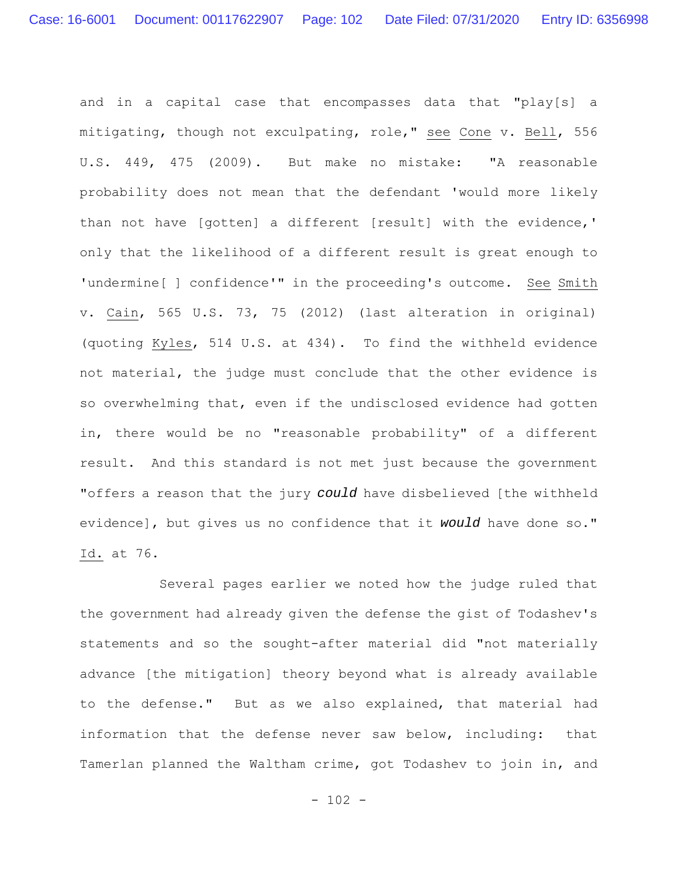and in a capital case that encompasses data that "play[s] a mitigating, though not exculpating, role," see Cone v. Bell, 556 U.S. 449, 475 (2009). But make no mistake: "A reasonable probability does not mean that the defendant 'would more likely than not have [gotten] a different [result] with the evidence,' only that the likelihood of a different result is great enough to 'undermine[ ] confidence'" in the proceeding's outcome. See Smith v. Cain, 565 U.S. 73, 75 (2012) (last alteration in original) (quoting Kyles, 514 U.S. at 434). To find the withheld evidence not material, the judge must conclude that the other evidence is so overwhelming that, even if the undisclosed evidence had gotten in, there would be no "reasonable probability" of a different result. And this standard is not met just because the government "offers a reason that the jury ***could*** have disbelieved [the withheld evidence], but gives us no confidence that it ***would*** have done so." Id. at 76.

Several pages earlier we noted how the judge ruled that the government had already given the defense the gist of Todashev's statements and so the sought-after material did "not materially advance [the mitigation] theory beyond what is already available to the defense." But as we also explained, that material had information that the defense never saw below, including: that Tamerlan planned the Waltham crime, got Todashev to join in, and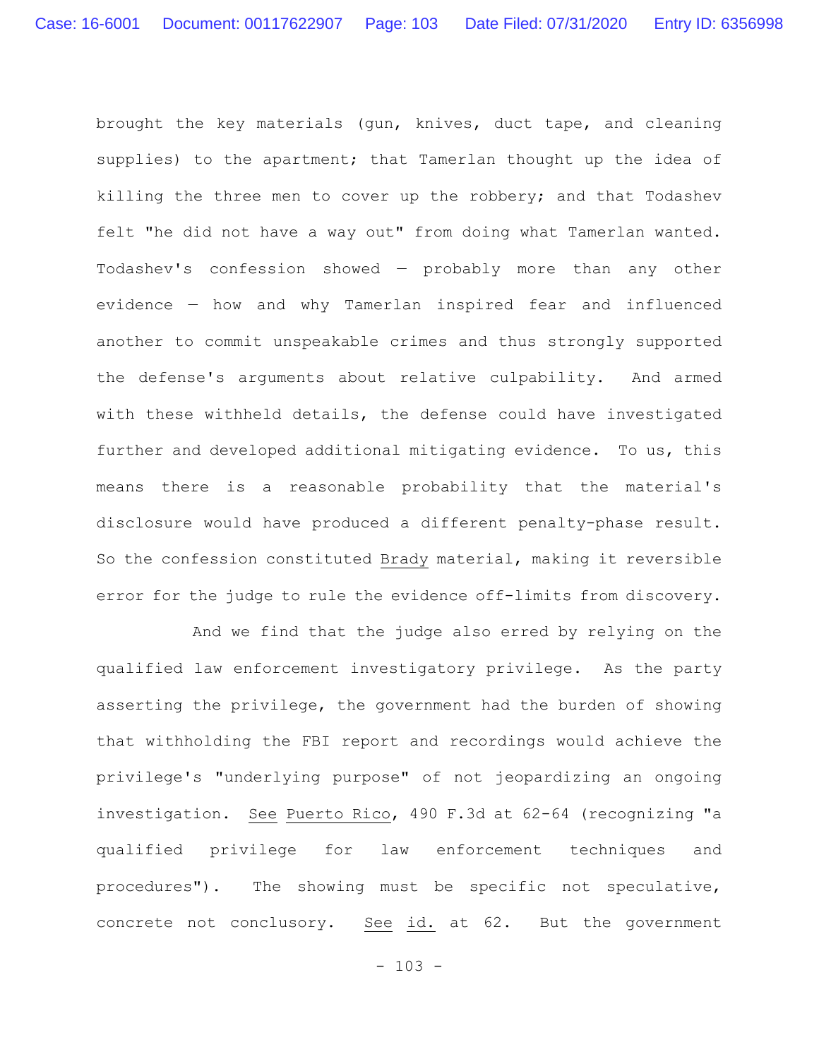brought the key materials (gun, knives, duct tape, and cleaning supplies) to the apartment; that Tamerlan thought up the idea of killing the three men to cover up the robbery; and that Todashev felt "he did not have a way out" from doing what Tamerlan wanted. Todashev's confession showed — probably more than any other evidence — how and why Tamerlan inspired fear and influenced another to commit unspeakable crimes and thus strongly supported the defense's arguments about relative culpability. And armed with these withheld details, the defense could have investigated further and developed additional mitigating evidence. To us, this means there is a reasonable probability that the material's disclosure would have produced a different penalty-phase result. So the confession constituted Brady material, making it reversible error for the judge to rule the evidence off-limits from discovery.

And we find that the judge also erred by relying on the qualified law enforcement investigatory privilege. As the party asserting the privilege, the government had the burden of showing that withholding the FBI report and recordings would achieve the privilege's "underlying purpose" of not jeopardizing an ongoing investigation. See Puerto Rico, 490 F.3d at 62-64 (recognizing "a qualified privilege for law enforcement techniques and procedures"). The showing must be specific not speculative, concrete not conclusory. See id. at 62. But the government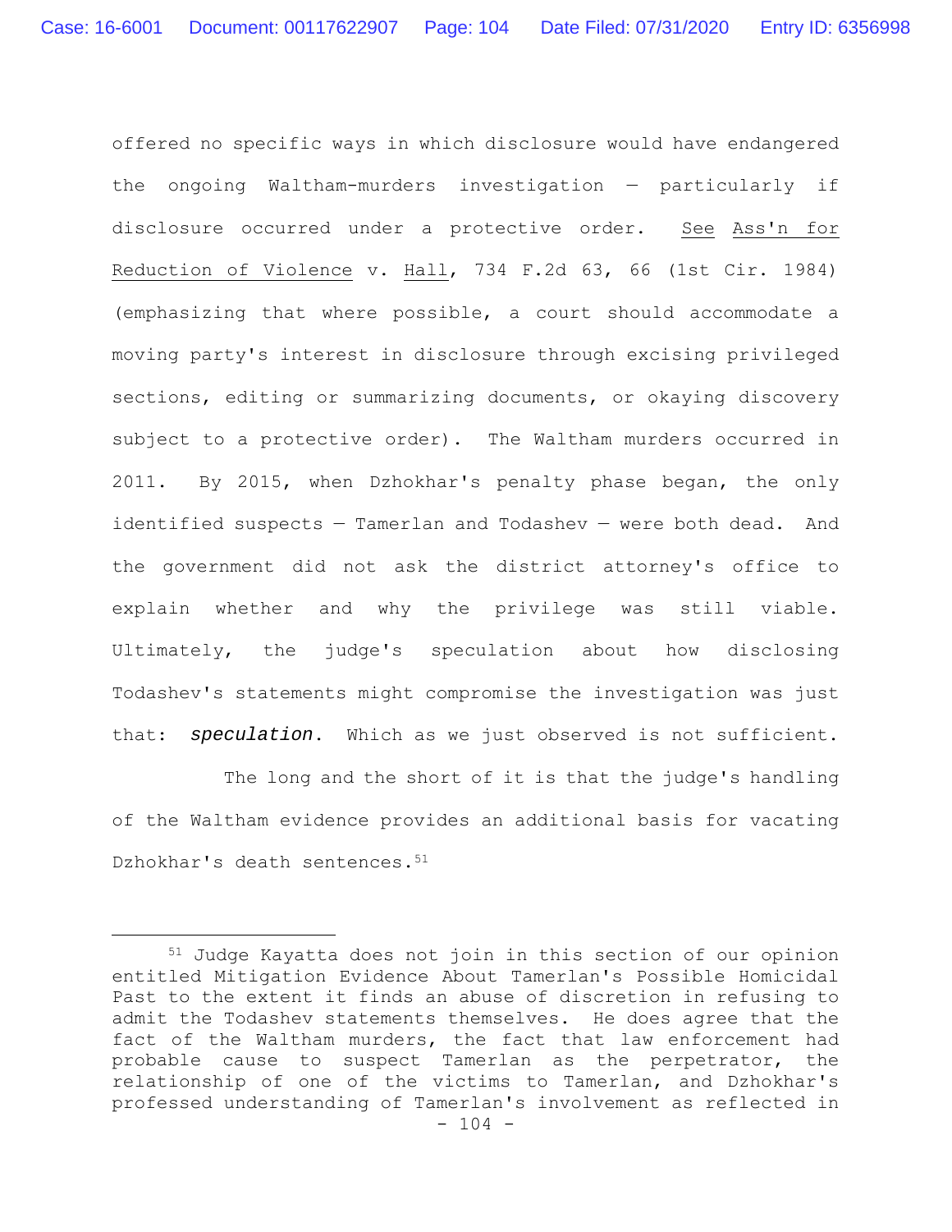offered no specific ways in which disclosure would have endangered the ongoing Waltham-murders investigation — particularly if disclosure occurred under a protective order. See Ass'n for Reduction of Violence v. Hall, 734 F.2d 63, 66 (1st Cir. 1984) (emphasizing that where possible, a court should accommodate a moving party's interest in disclosure through excising privileged sections, editing or summarizing documents, or okaying discovery subject to a protective order). The Waltham murders occurred in 2011. By 2015, when Dzhokhar's penalty phase began, the only identified suspects — Tamerlan and Todashev — were both dead. And the government did not ask the district attorney's office to explain whether and why the privilege was still viable. Ultimately, the judge's speculation about how disclosing Todashev's statements might compromise the investigation was just that: ***speculation***. Which as we just observed is not sufficient.

The long and the short of it is that the judge's handling of the Waltham evidence provides an additional basis for vacating Dzhokhar's death sentences.[51]

---

[51] Judge Kayatta does not join in this section of our opinion entitled Mitigation Evidence About Tamerlan's Possible Homicidal Past to the extent it finds an abuse of discretion in refusing to admit the Todashev statements themselves. He does agree that the fact of the Waltham murders, the fact that law enforcement had probable cause to suspect Tamerlan as the perpetrator, the relationship of one of the victims to Tamerlan, and Dzhokhar's professed understanding of Tamerlan's involvement as reflected in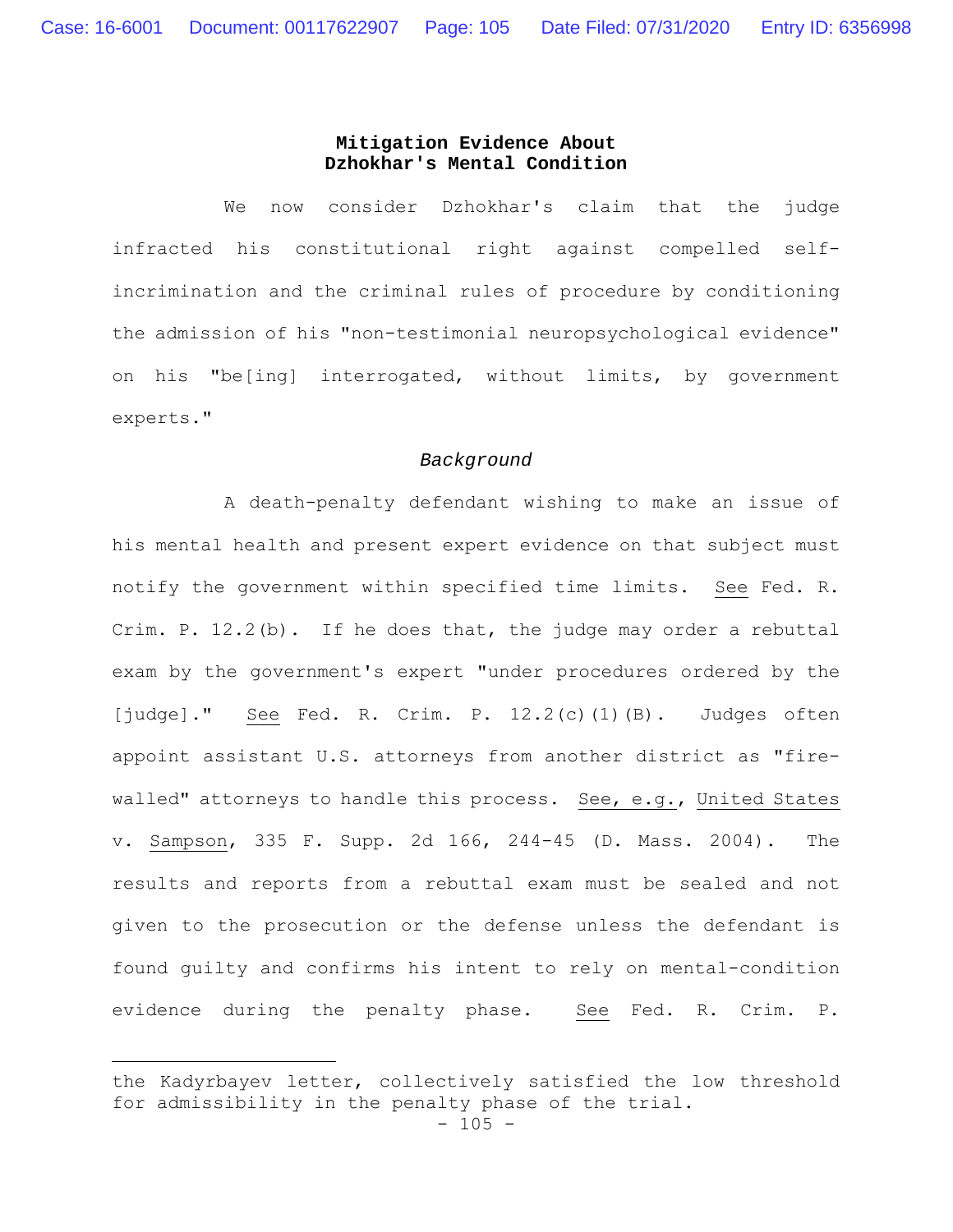## Mitigation Evidence About Dzhokhar's Mental Condition

We now consider Dzhokhar's claim that the judge infracted his constitutional right against compelled self-incrimination and the criminal rules of procedure by conditioning the admission of his "non-testimonial neuropsychological evidence" on his "be[ing] interrogated, without limits, by government experts."

*Background*

A death-penalty defendant wishing to make an issue of his mental health and present expert evidence on that subject must notify the government within specified time limits. See Fed. R. Crim. P. 12.2(b). If he does that, the judge may order a rebuttal exam by the government's expert "under procedures ordered by the [judge]." See Fed. R. Crim. P. 12.2(c)(1)(B). Judges often appoint assistant U.S. attorneys from another district as "fire-walled" attorneys to handle this process. See, e.g., United States v. Sampson, 335 F. Supp. 2d 166, 244-45 (D. Mass. 2004). The results and reports from a rebuttal exam must be sealed and not given to the prosecution or the defense unless the defendant is found guilty and confirms his intent to rely on mental-condition evidence during the penalty phase. See Fed. R. Crim. P.

---

the Kadyrbayev letter, collectively satisfied the low threshold for admissibility in the penalty phase of the trial.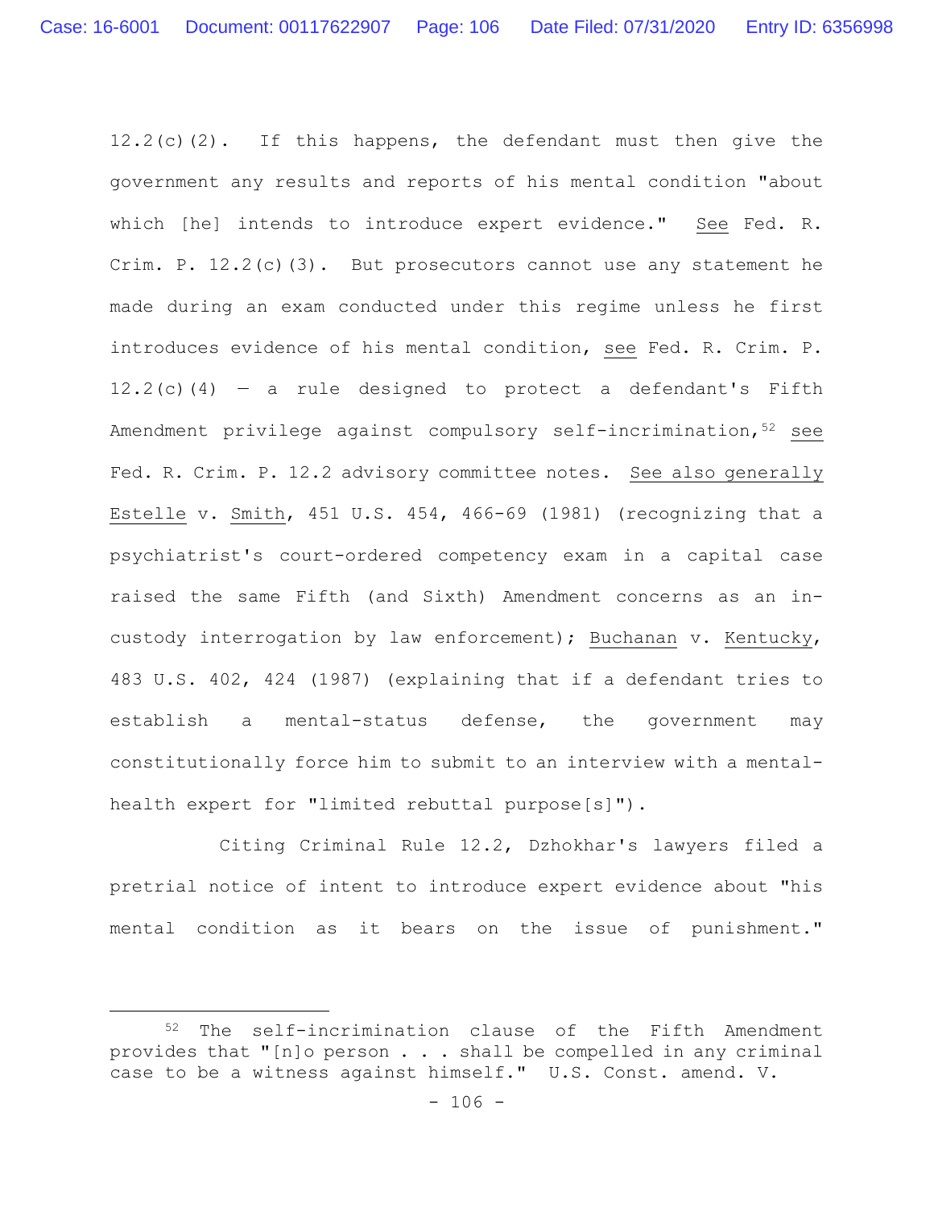12.2(c)(2). If this happens, the defendant must then give the government any results and reports of his mental condition "about which [he] intends to introduce expert evidence." See Fed. R. Crim. P. 12.2(c)(3). But prosecutors cannot use any statement he made during an exam conducted under this regime unless he first introduces evidence of his mental condition, see Fed. R. Crim. P. 12.2(c)(4) — a rule designed to protect a defendant's Fifth Amendment privilege against compulsory self-incrimination,[52] see Fed. R. Crim. P. 12.2 advisory committee notes. See also generally Estelle v. Smith, 451 U.S. 454, 466-69 (1981) (recognizing that a psychiatrist's court-ordered competency exam in a capital case raised the same Fifth (and Sixth) Amendment concerns as an in-custody interrogation by law enforcement); Buchanan v. Kentucky, 483 U.S. 402, 424 (1987) (explaining that if a defendant tries to establish a mental-status defense, the government may constitutionally force him to submit to an interview with a mental-health expert for "limited rebuttal purpose[s]").

Citing Criminal Rule 12.2, Dzhokhar's lawyers filed a pretrial notice of intent to introduce expert evidence about "his mental condition as it bears on the issue of punishment."

---

[52] The self-incrimination clause of the Fifth Amendment provides that "[n]o person . . . shall be compelled in any criminal case to be a witness against himself." U.S. Const. amend. V.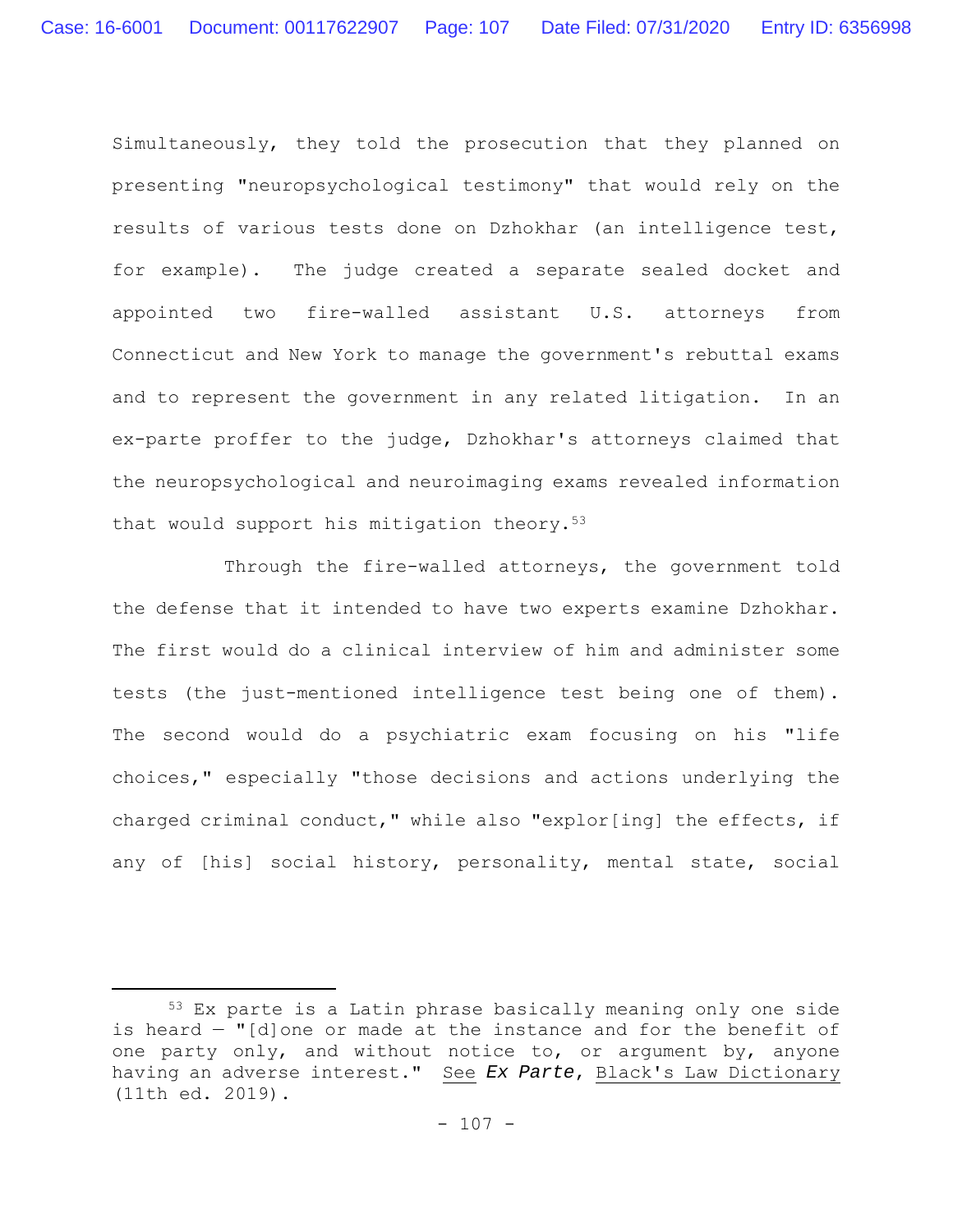Simultaneously, they told the prosecution that they planned on presenting "neuropsychological testimony" that would rely on the results of various tests done on Dzhokhar (an intelligence test, for example). The judge created a separate sealed docket and appointed two fire-walled assistant U.S. attorneys from Connecticut and New York to manage the government's rebuttal exams and to represent the government in any related litigation. In an ex-parte proffer to the judge, Dzhokhar's attorneys claimed that the neuropsychological and neuroimaging exams revealed information that would support his mitigation theory.[53]

Through the fire-walled attorneys, the government told the defense that it intended to have two experts examine Dzhokhar. The first would do a clinical interview of him and administer some tests (the just-mentioned intelligence test being one of them). The second would do a psychiatric exam focusing on his "life choices," especially "those decisions and actions underlying the charged criminal conduct," while also "explor[ing] the effects, if any of [his] social history, personality, mental state, social

---

[53] Ex parte is a Latin phrase basically meaning only one side is heard — "[d]one or made at the instance and for the benefit of one party only, and without notice to, or argument by, anyone having an adverse interest." See ***Ex Parte***, Black's Law Dictionary (11th ed. 2019).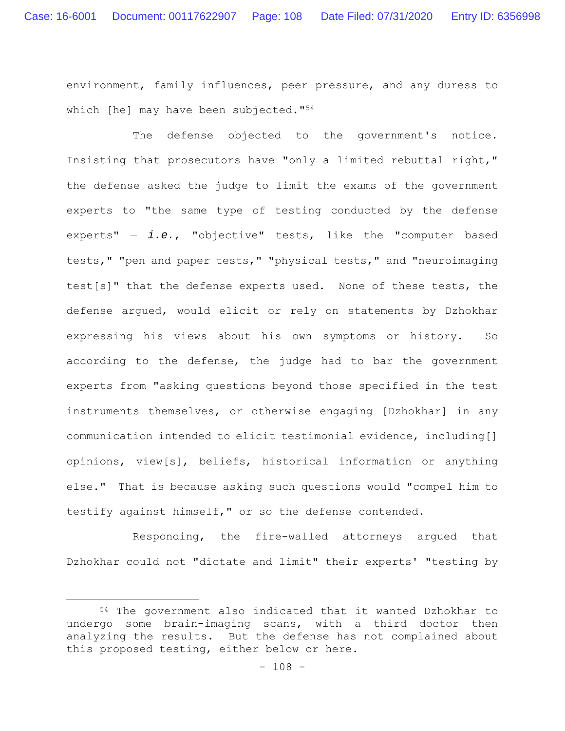environment, family influences, peer pressure, and any duress to which [he] may have been subjected."[54]

The defense objected to the government's notice. Insisting that prosecutors have "only a limited rebuttal right," the defense asked the judge to limit the exams of the government experts to "the same type of testing conducted by the defense experts" — *i.e.*, "objective" tests, like the "computer based tests," "pen and paper tests," "physical tests," and "neuroimaging test[s]" that the defense experts used. None of these tests, the defense argued, would elicit or rely on statements by Dzhokhar expressing his views about his own symptoms or history. So according to the defense, the judge had to bar the government experts from "asking questions beyond those specified in the test instruments themselves, or otherwise engaging [Dzhokhar] in any communication intended to elicit testimonial evidence, including[] opinions, view[s], beliefs, historical information or anything else." That is because asking such questions would "compel him to testify against himself," or so the defense contended.

Responding, the fire-walled attorneys argued that Dzhokhar could not "dictate and limit" their experts' "testing by

---

[54] The government also indicated that it wanted Dzhokhar to undergo some brain-imaging scans, with a third doctor then analyzing the results. But the defense has not complained about this proposed testing, either below or here.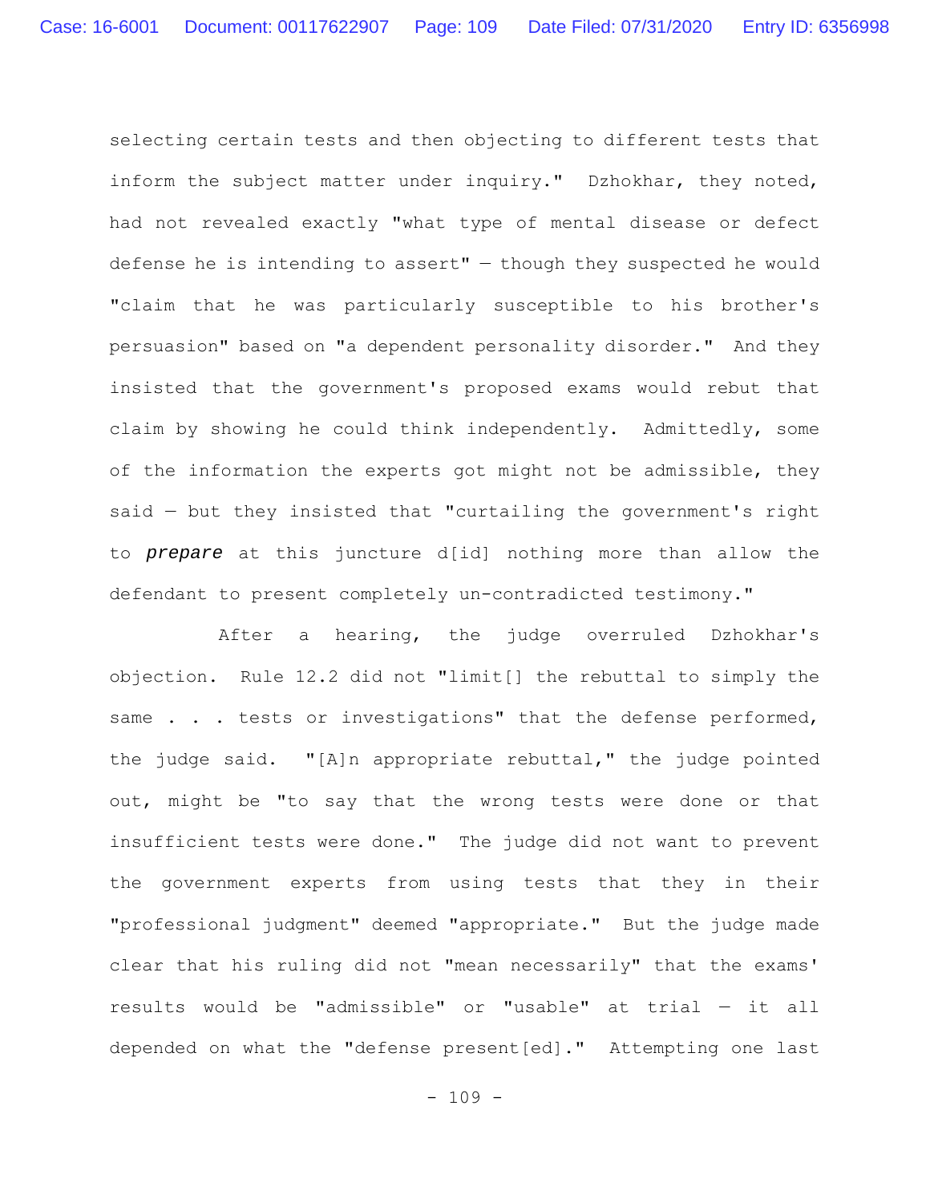selecting certain tests and then objecting to different tests that inform the subject matter under inquiry." Dzhokhar, they noted, had not revealed exactly "what type of mental disease or defect defense he is intending to assert" — though they suspected he would "claim that he was particularly susceptible to his brother's persuasion" based on "a dependent personality disorder." And they insisted that the government's proposed exams would rebut that claim by showing he could think independently. Admittedly, some of the information the experts got might not be admissible, they said — but they insisted that "curtailing the government's right to ***prepare*** at this juncture d[id] nothing more than allow the defendant to present completely un-contradicted testimony."

After a hearing, the judge overruled Dzhokhar's objection. Rule 12.2 did not "limit[] the rebuttal to simply the same . . . tests or investigations" that the defense performed, the judge said. "[A]n appropriate rebuttal," the judge pointed out, might be "to say that the wrong tests were done or that insufficient tests were done." The judge did not want to prevent the government experts from using tests that they in their "professional judgment" deemed "appropriate." But the judge made clear that his ruling did not "mean necessarily" that the exams' results would be "admissible" or "usable" at trial — it all depended on what the "defense present[ed]." Attempting one last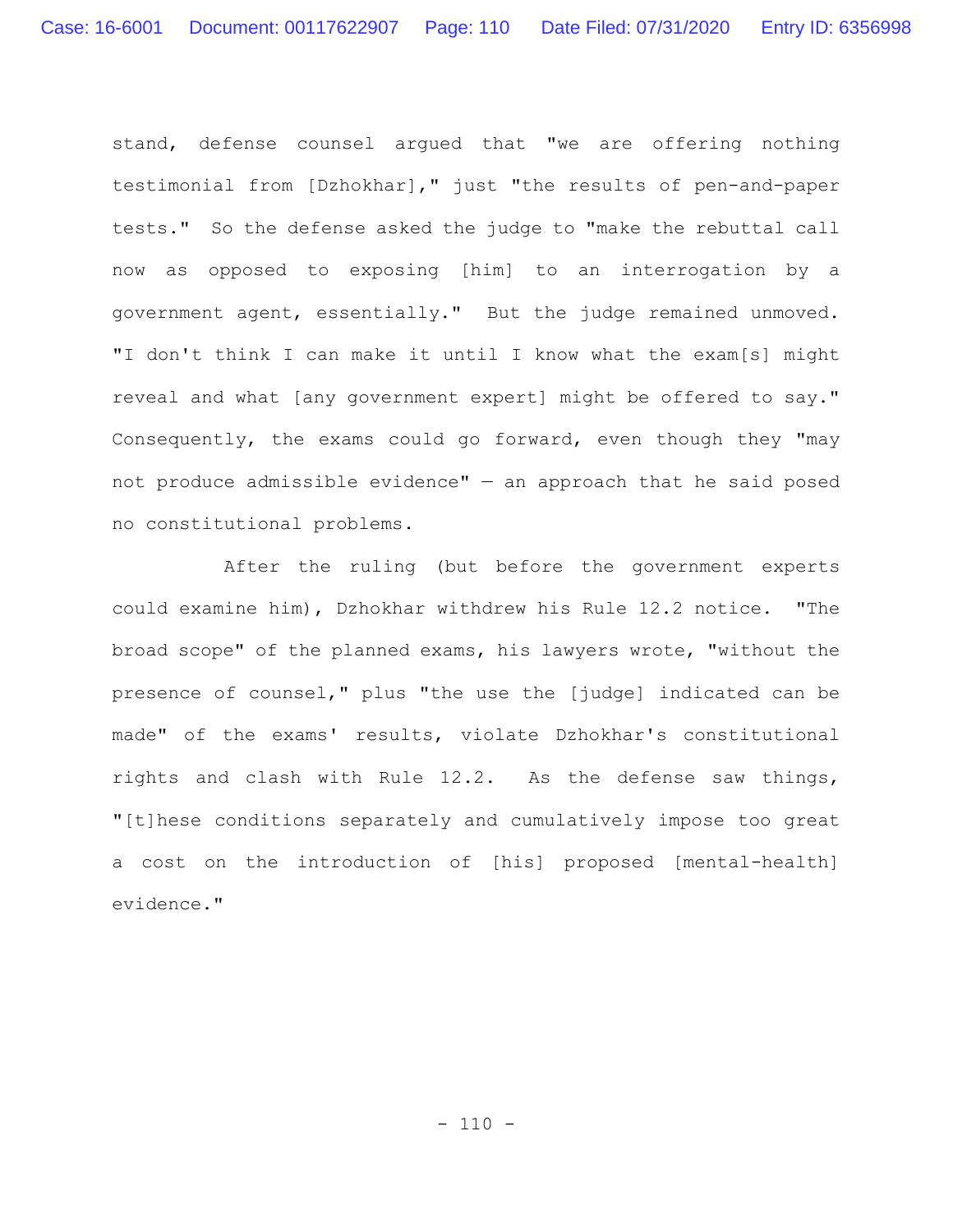stand, defense counsel argued that "we are offering nothing testimonial from [Dzhokhar]," just "the results of pen-and-paper tests." So the defense asked the judge to "make the rebuttal call now as opposed to exposing [him] to an interrogation by a government agent, essentially." But the judge remained unmoved. "I don't think I can make it until I know what the exam[s] might reveal and what [any government expert] might be offered to say." Consequently, the exams could go forward, even though they "may not produce admissible evidence" — an approach that he said posed no constitutional problems.

After the ruling (but before the government experts could examine him), Dzhokhar withdrew his Rule 12.2 notice. "The broad scope" of the planned exams, his lawyers wrote, "without the presence of counsel," plus "the use the [judge] indicated can be made" of the exams' results, violate Dzhokhar's constitutional rights and clash with Rule 12.2. As the defense saw things, "[t]hese conditions separately and cumulatively impose too great a cost on the introduction of [his] proposed [mental-health] evidence."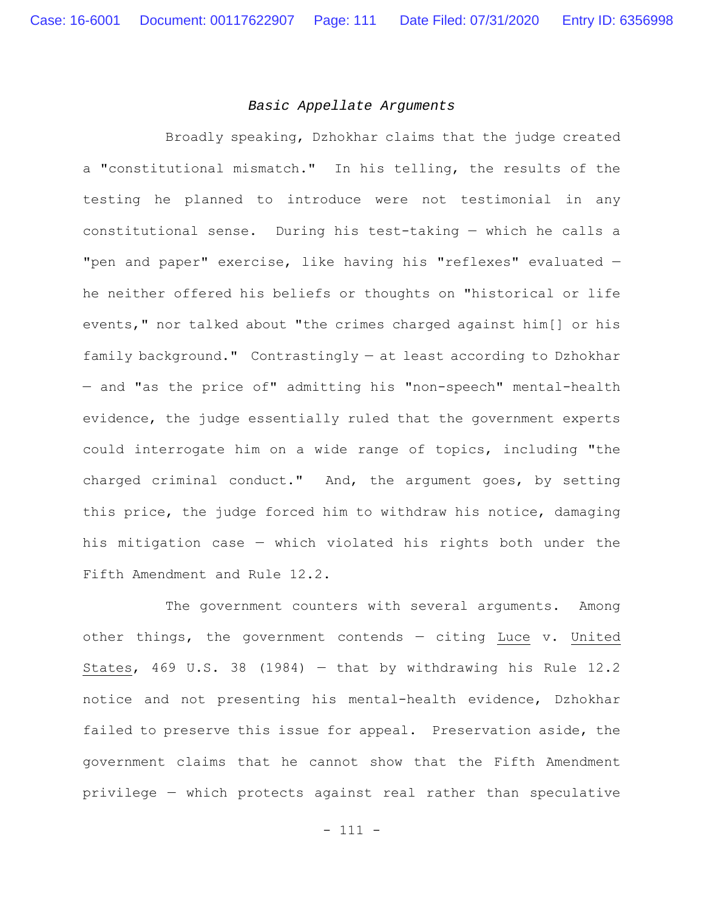### *Basic Appellate Arguments*

Broadly speaking, Dzhokhar claims that the judge created a "constitutional mismatch." In his telling, the results of the testing he planned to introduce were not testimonial in any constitutional sense. During his test-taking — which he calls a "pen and paper" exercise, like having his "reflexes" evaluated — he neither offered his beliefs or thoughts on "historical or life events," nor talked about "the crimes charged against him[] or his family background." Contrastingly — at least according to Dzhokhar — and "as the price of" admitting his "non-speech" mental-health evidence, the judge essentially ruled that the government experts could interrogate him on a wide range of topics, including "the charged criminal conduct." And, the argument goes, by setting this price, the judge forced him to withdraw his notice, damaging his mitigation case — which violated his rights both under the Fifth Amendment and Rule 12.2.

The government counters with several arguments. Among other things, the government contends — citing Luce v. United States, 469 U.S. 38 (1984) — that by withdrawing his Rule 12.2 notice and not presenting his mental-health evidence, Dzhokhar failed to preserve this issue for appeal. Preservation aside, the government claims that he cannot show that the Fifth Amendment privilege — which protects against real rather than speculative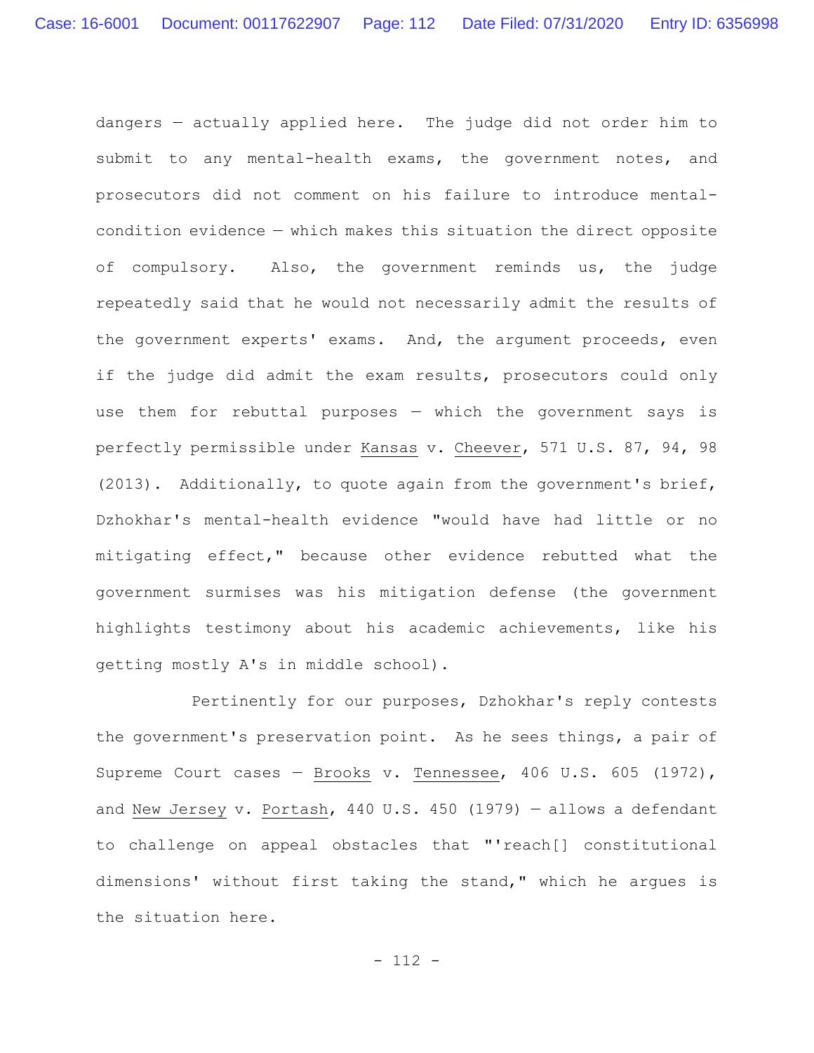dangers — actually applied here. The judge did not order him to submit to any mental-health exams, the government notes, and prosecutors did not comment on his failure to introduce mental-condition evidence — which makes this situation the direct opposite of compulsory. Also, the government reminds us, the judge repeatedly said that he would not necessarily admit the results of the government experts' exams. And, the argument proceeds, even if the judge did admit the exam results, prosecutors could only use them for rebuttal purposes — which the government says is perfectly permissible under Kansas v. Cheever, 571 U.S. 87, 94, 98 (2013). Additionally, to quote again from the government's brief, Dzhokhar's mental-health evidence "would have had little or no mitigating effect," because other evidence rebutted what the government surmises was his mitigation defense (the government highlights testimony about his academic achievements, like his getting mostly A's in middle school).

Pertinently for our purposes, Dzhokhar's reply contests the government's preservation point. As he sees things, a pair of Supreme Court cases — Brooks v. Tennessee, 406 U.S. 605 (1972), and New Jersey v. Portash, 440 U.S. 450 (1979) — allows a defendant to challenge on appeal obstacles that "'reach[] constitutional dimensions' without first taking the stand," which he argues is the situation here.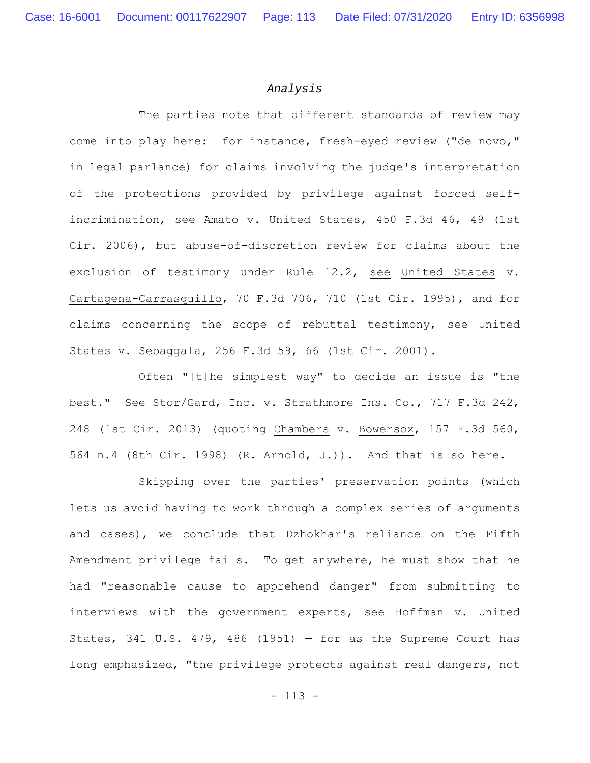*Analysis*

The parties note that different standards of review may come into play here: for instance, fresh-eyed review ("de novo," in legal parlance) for claims involving the judge's interpretation of the protections provided by privilege against forced self-incrimination, see Amato v. United States, 450 F.3d 46, 49 (1st Cir. 2006), but abuse-of-discretion review for claims about the exclusion of testimony under Rule 12.2, see United States v. Cartagena-Carrasquillo, 70 F.3d 706, 710 (1st Cir. 1995), and for claims concerning the scope of rebuttal testimony, see United States v. Sebaggala, 256 F.3d 59, 66 (1st Cir. 2001).

Often "[t]he simplest way" to decide an issue is "the best." See Stor/Gard, Inc. v. Strathmore Ins. Co., 717 F.3d 242, 248 (1st Cir. 2013) (quoting Chambers v. Bowersox, 157 F.3d 560, 564 n.4 (8th Cir. 1998) (R. Arnold, J.)). And that is so here.

Skipping over the parties' preservation points (which lets us avoid having to work through a complex series of arguments and cases), we conclude that Dzhokhar's reliance on the Fifth Amendment privilege fails. To get anywhere, he must show that he had "reasonable cause to apprehend danger" from submitting to interviews with the government experts, see Hoffman v. United States, 341 U.S. 479, 486 (1951) — for as the Supreme Court has long emphasized, "the privilege protects against real dangers, not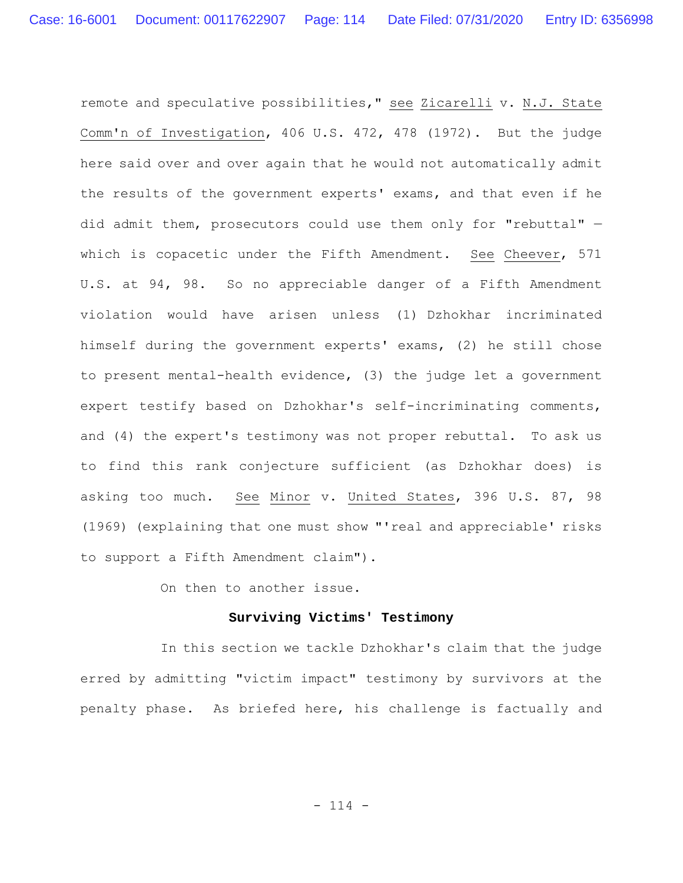remote and speculative possibilities," see Zicarelli v. N.J. State Comm'n of Investigation, 406 U.S. 472, 478 (1972). But the judge here said over and over again that he would not automatically admit the results of the government experts' exams, and that even if he did admit them, prosecutors could use them only for "rebuttal" — which is copacetic under the Fifth Amendment. See Cheever, 571 U.S. at 94, 98. So no appreciable danger of a Fifth Amendment violation would have arisen unless (1) Dzhokhar incriminated himself during the government experts' exams, (2) he still chose to present mental-health evidence, (3) the judge let a government expert testify based on Dzhokhar's self-incriminating comments, and (4) the expert's testimony was not proper rebuttal. To ask us to find this rank conjecture sufficient (as Dzhokhar does) is asking too much. See Minor v. United States, 396 U.S. 87, 98 (1969) (explaining that one must show "'real and appreciable' risks to support a Fifth Amendment claim").

On then to another issue.

**Surviving Victims' Testimony**

In this section we tackle Dzhokhar's claim that the judge erred by admitting "victim impact" testimony by survivors at the penalty phase. As briefed here, his challenge is factually and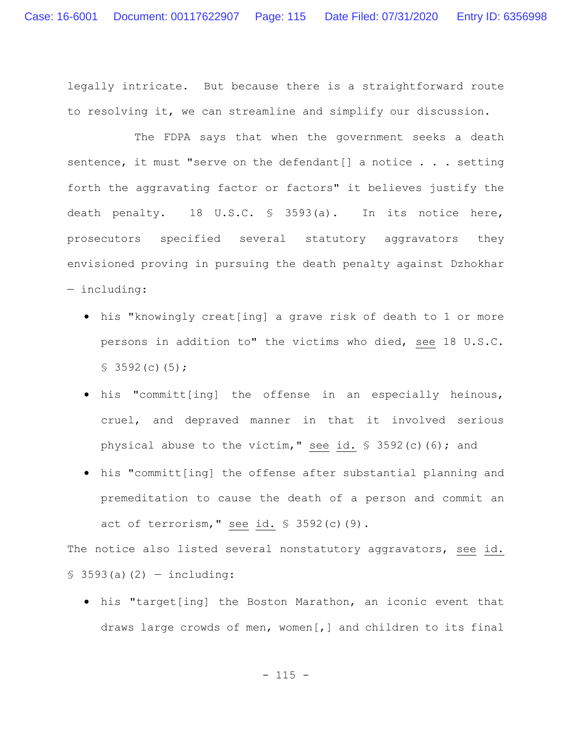legally intricate. But because there is a straightforward route to resolving it, we can streamline and simplify our discussion.

The FDPA says that when the government seeks a death sentence, it must "serve on the defendant[] a notice . . . setting forth the aggravating factor or factors" it believes justify the death penalty. 18 U.S.C. § 3593(a). In its notice here, prosecutors specified several statutory aggravators they envisioned proving in pursuing the death penalty against Dzhokhar — including:

- his "knowingly creat[ing] a grave risk of death to 1 or more persons in addition to" the victims who died, see 18 U.S.C. § 3592(c)(5);
- his "committ[ing] the offense in an especially heinous, cruel, and depraved manner in that it involved serious physical abuse to the victim," see id. § 3592(c)(6); and
- his "committ[ing] the offense after substantial planning and premeditation to cause the death of a person and commit an act of terrorism," see id. § 3592(c)(9).

The notice also listed several nonstatutory aggravators, see id. § 3593(a)(2) — including:

- his "target[ing] the Boston Marathon, an iconic event that draws large crowds of men, women[,] and children to its final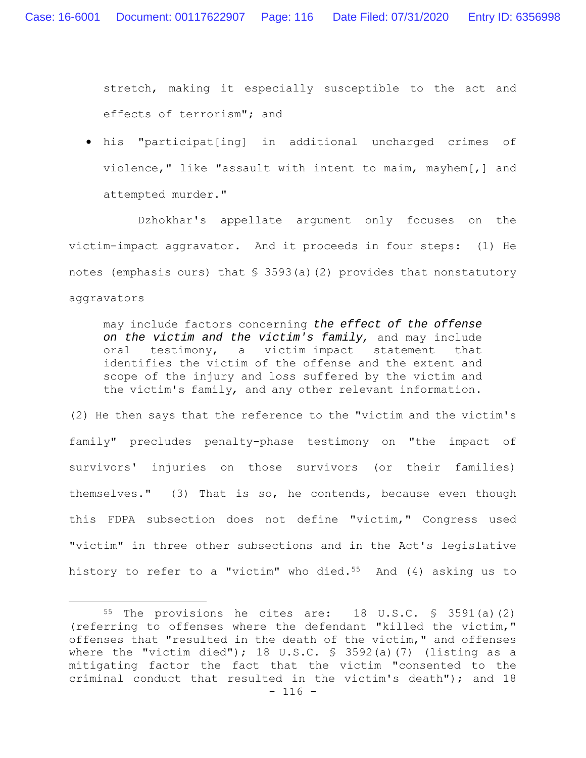stretch, making it especially susceptible to the act and effects of terrorism"; and

- his "participat[ing] in additional uncharged crimes of violence," like "assault with intent to maim, mayhem[,] and attempted murder."

Dzhokhar's appellate argument only focuses on the victim-impact aggravator. And it proceeds in four steps: (1) He notes (emphasis ours) that § 3593(a)(2) provides that nonstatutory aggravators

> may include factors concerning ***the effect of the offense on the victim and the victim's family,*** and may include oral testimony, a victim impact statement that identifies the victim of the offense and the extent and scope of the injury and loss suffered by the victim and the victim's family, and any other relevant information.

(2) He then says that the reference to the "victim and the victim's family" precludes penalty-phase testimony on "the impact of survivors' injuries on those survivors (or their families) themselves." (3) That is so, he contends, because even though this FDPA subsection does not define "victim," Congress used "victim" in three other subsections and in the Act's legislative history to refer to a "victim" who died.[55] And (4) asking us to

---

[55] The provisions he cites are: 18 U.S.C. § 3591(a)(2) (referring to offenses where the defendant "killed the victim," offenses that "resulted in the death of the victim," and offenses where the "victim died"); 18 U.S.C. § 3592(a)(7) (listing as a mitigating factor the fact that the victim "consented to the criminal conduct that resulted in the victim's death"); and 18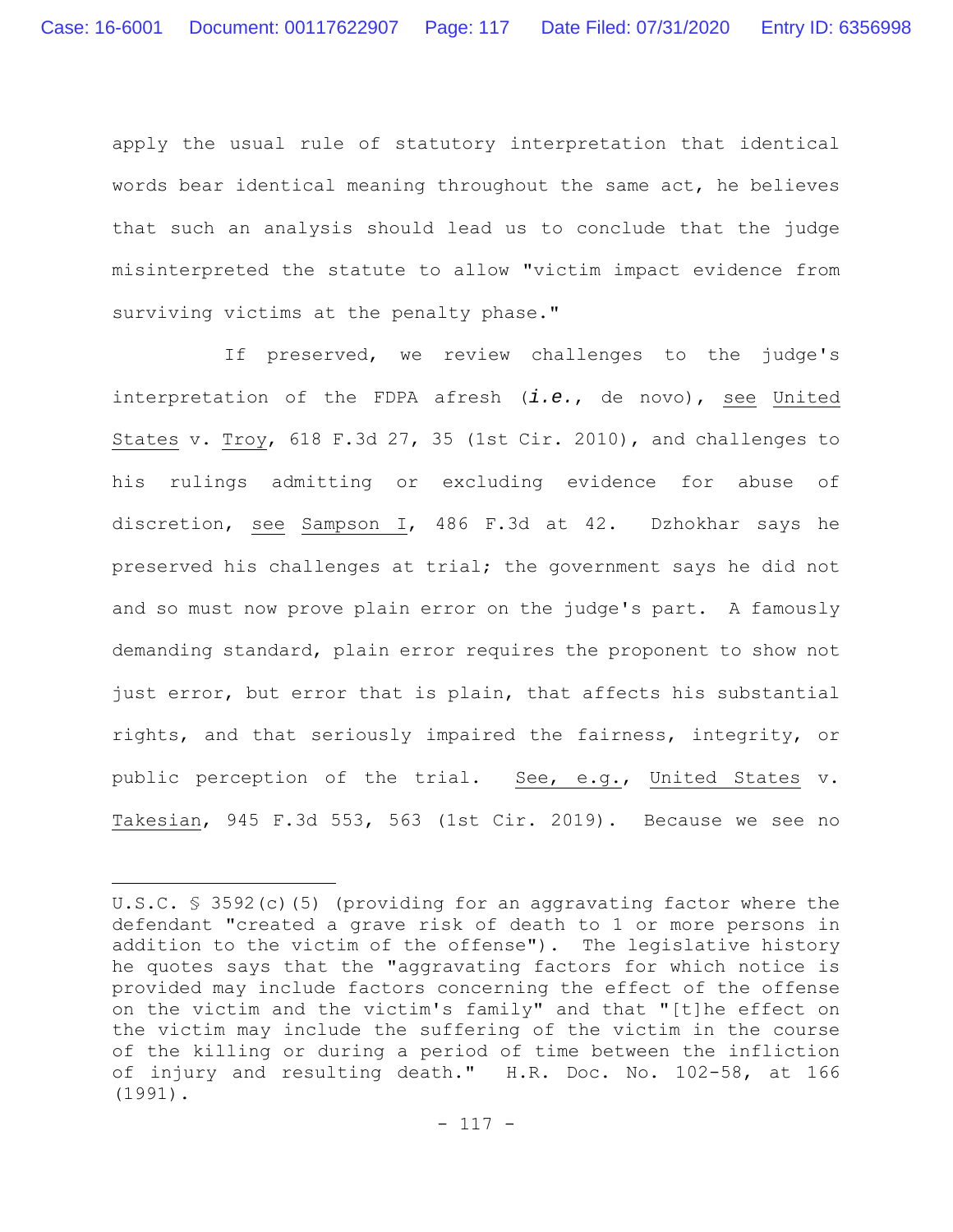apply the usual rule of statutory interpretation that identical words bear identical meaning throughout the same act, he believes that such an analysis should lead us to conclude that the judge misinterpreted the statute to allow "victim impact evidence from surviving victims at the penalty phase."

If preserved, we review challenges to the judge's interpretation of the FDPA afresh (*i.e.*, de novo), see United States v. Troy, 618 F.3d 27, 35 (1st Cir. 2010), and challenges to his rulings admitting or excluding evidence for abuse of discretion, see Sampson I, 486 F.3d at 42. Dzhokhar says he preserved his challenges at trial; the government says he did not and so must now prove plain error on the judge's part. A famously demanding standard, plain error requires the proponent to show not just error, but error that is plain, that affects his substantial rights, and that seriously impaired the fairness, integrity, or public perception of the trial. See, e.g., United States v. Takesian, 945 F.3d 553, 563 (1st Cir. 2019). Because we see no

---

U.S.C. § 3592(c)(5) (providing for an aggravating factor where the defendant "created a grave risk of death to 1 or more persons in addition to the victim of the offense"). The legislative history he quotes says that the "aggravating factors for which notice is provided may include factors concerning the effect of the offense on the victim and the victim's family" and that "[t]he effect on the victim may include the suffering of the victim in the course of the killing or during a period of time between the infliction of injury and resulting death." H.R. Doc. No. 102-58, at 166 (1991).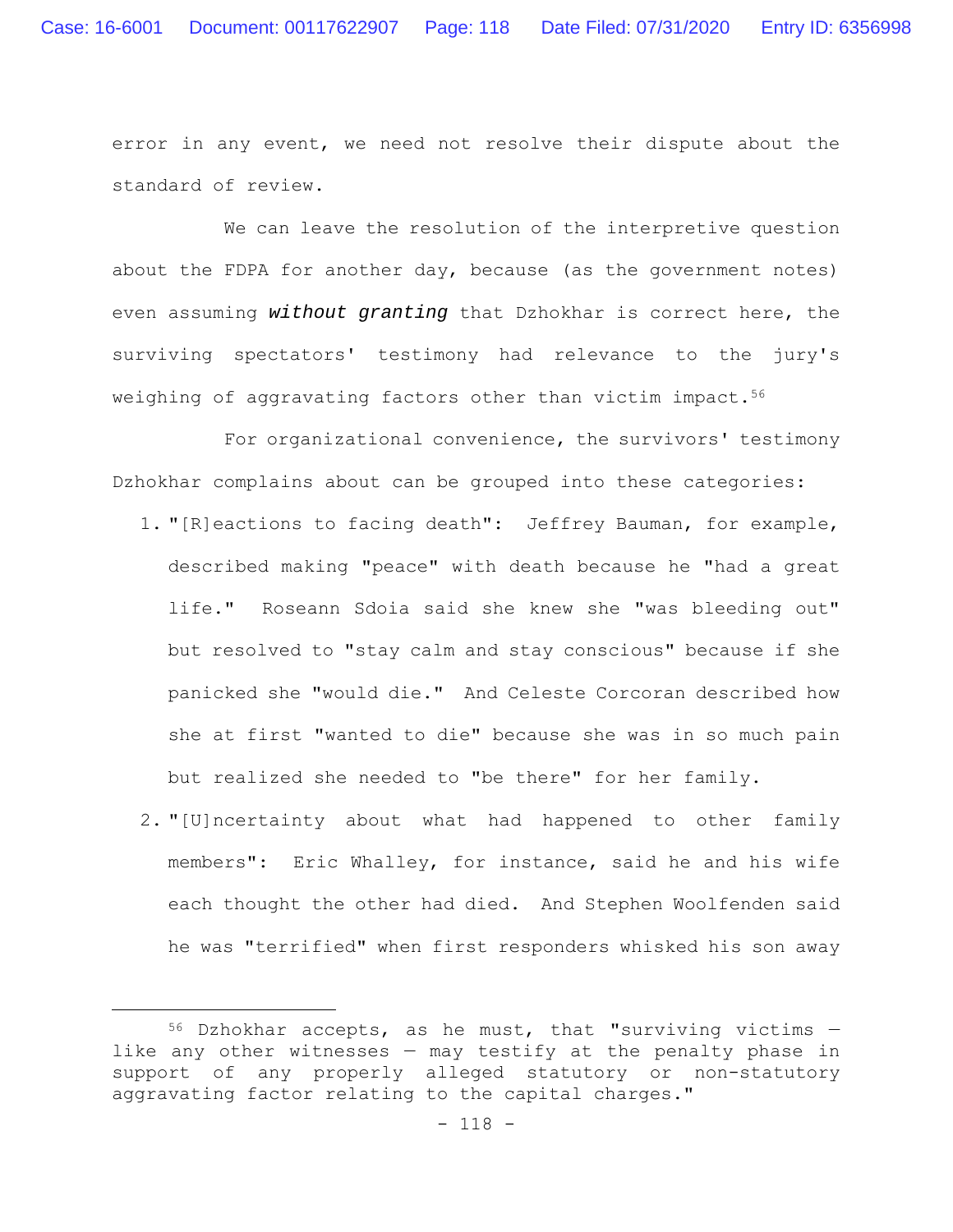error in any event, we need not resolve their dispute about the standard of review.

We can leave the resolution of the interpretive question about the FDPA for another day, because (as the government notes) even assuming ***without granting*** that Dzhokhar is correct here, the surviving spectators' testimony had relevance to the jury's weighing of aggravating factors other than victim impact.[56]

For organizational convenience, the survivors' testimony Dzhokhar complains about can be grouped into these categories:

1. "[R]eactions to facing death": Jeffrey Bauman, for example, described making "peace" with death because he "had a great life." Roseann Sdoia said she knew she "was bleeding out" but resolved to "stay calm and stay conscious" because if she panicked she "would die." And Celeste Corcoran described how she at first "wanted to die" because she was in so much pain but realized she needed to "be there" for her family.
2. "[U]ncertainty about what had happened to other family members": Eric Whalley, for instance, said he and his wife each thought the other had died. And Stephen Woolfenden said he was "terrified" when first responders whisked his son away

---

[56] Dzhokhar accepts, as he must, that "surviving victims — like any other witnesses — may testify at the penalty phase in support of any properly alleged statutory or non-statutory aggravating factor relating to the capital charges."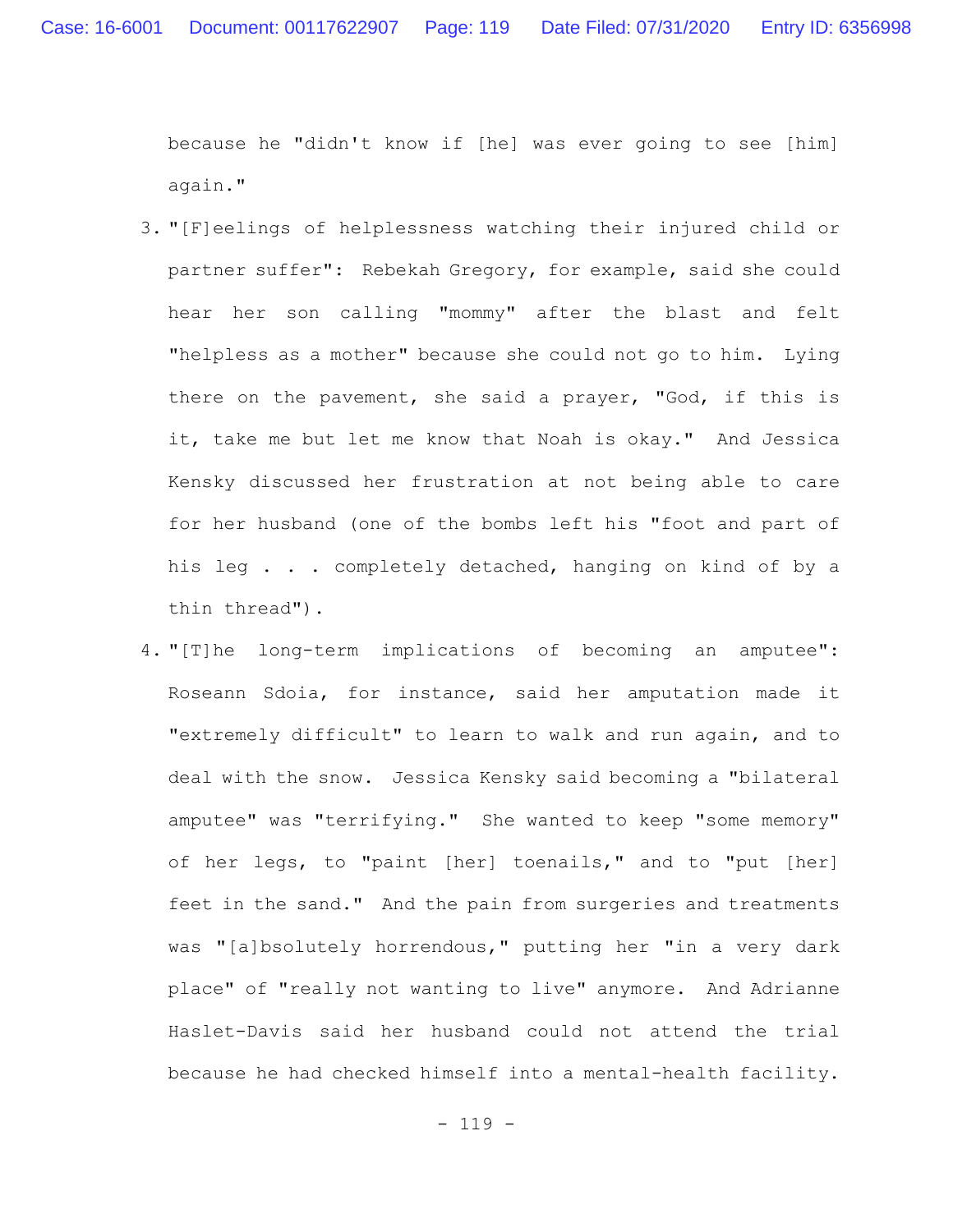because he "didn't know if [he] was ever going to see [him] again."

3. "[F]eelings of helplessness watching their injured child or partner suffer": Rebekah Gregory, for example, said she could hear her son calling "mommy" after the blast and felt "helpless as a mother" because she could not go to him. Lying there on the pavement, she said a prayer, "God, if this is it, take me but let me know that Noah is okay." And Jessica Kensky discussed her frustration at not being able to care for her husband (one of the bombs left his "foot and part of his leg . . . completely detached, hanging on kind of by a thin thread").

4. "[T]he long-term implications of becoming an amputee": Roseann Sdoia, for instance, said her amputation made it "extremely difficult" to learn to walk and run again, and to deal with the snow. Jessica Kensky said becoming a "bilateral amputee" was "terrifying." She wanted to keep "some memory" of her legs, to "paint [her] toenails," and to "put [her] feet in the sand." And the pain from surgeries and treatments was "[a]bsolutely horrendous," putting her "in a very dark place" of "really not wanting to live" anymore. And Adrianne Haslet-Davis said her husband could not attend the trial because he had checked himself into a mental-health facility.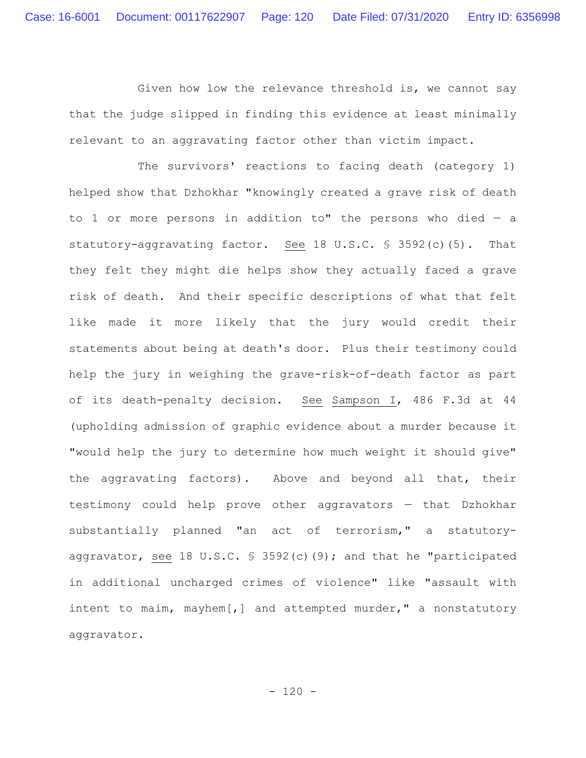Given how low the relevance threshold is, we cannot say that the judge slipped in finding this evidence at least minimally relevant to an aggravating factor other than victim impact.

The survivors' reactions to facing death (category 1) helped show that Dzhokhar "knowingly created a grave risk of death to 1 or more persons in addition to" the persons who died — a statutory-aggravating factor. See 18 U.S.C. § 3592(c)(5). That they felt they might die helps show they actually faced a grave risk of death. And their specific descriptions of what that felt like made it more likely that the jury would credit their statements about being at death's door. Plus their testimony could help the jury in weighing the grave-risk-of-death factor as part of its death-penalty decision. See Sampson I, 486 F.3d at 44 (upholding admission of graphic evidence about a murder because it "would help the jury to determine how much weight it should give" the aggravating factors). Above and beyond all that, their testimony could help prove other aggravators — that Dzhokhar substantially planned "an act of terrorism," a statutory-aggravator, see 18 U.S.C. § 3592(c)(9); and that he "participated in additional uncharged crimes of violence" like "assault with intent to maim, mayhem[,] and attempted murder," a nonstatutory aggravator.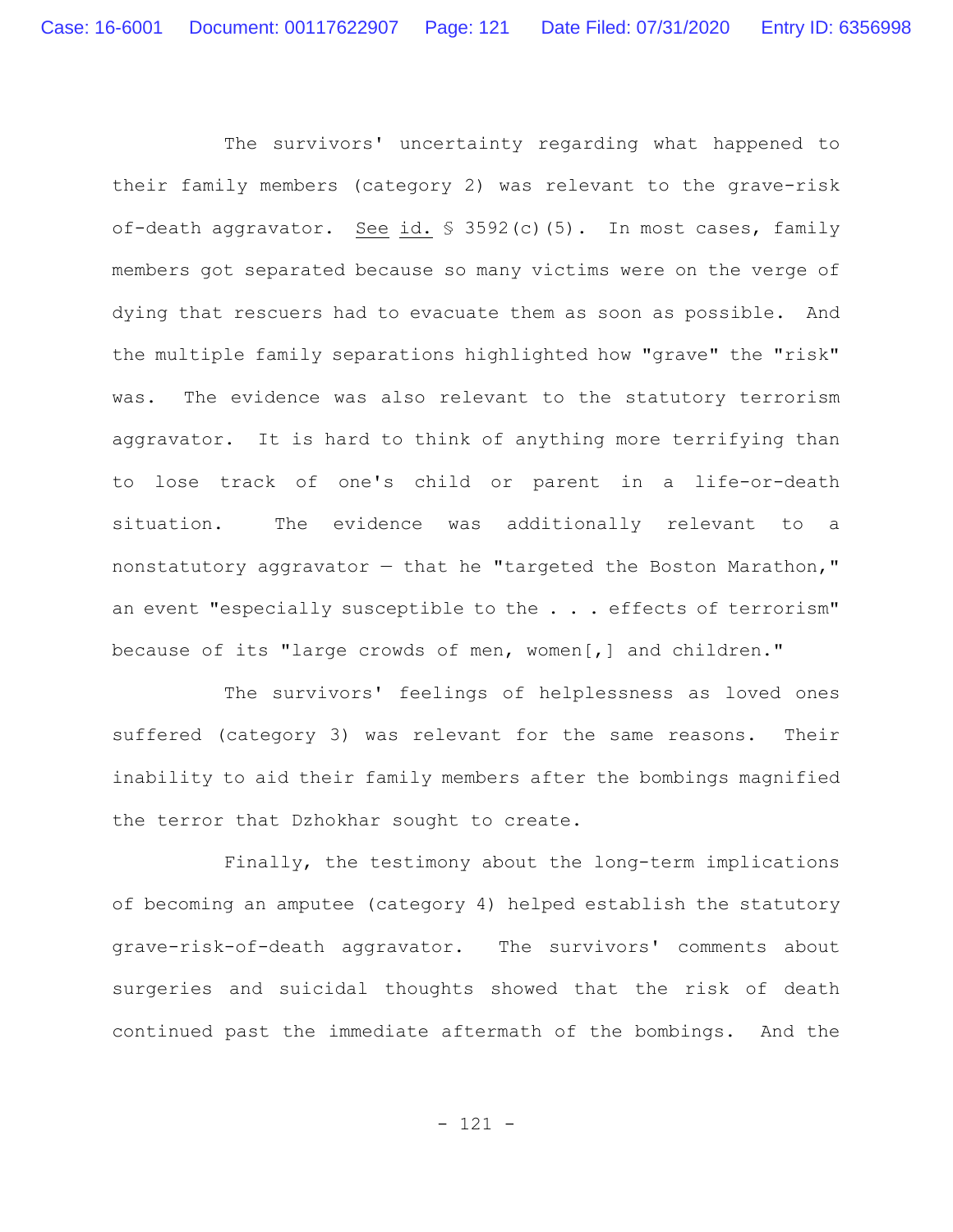The survivors' uncertainty regarding what happened to their family members (category 2) was relevant to the grave-risk of-death aggravator. See id. § 3592(c)(5). In most cases, family members got separated because so many victims were on the verge of dying that rescuers had to evacuate them as soon as possible. And the multiple family separations highlighted how "grave" the "risk" was. The evidence was also relevant to the statutory terrorism aggravator. It is hard to think of anything more terrifying than to lose track of one's child or parent in a life-or-death situation. The evidence was additionally relevant to a nonstatutory aggravator — that he "targeted the Boston Marathon," an event "especially susceptible to the . . . effects of terrorism" because of its "large crowds of men, women[,] and children."

The survivors' feelings of helplessness as loved ones suffered (category 3) was relevant for the same reasons. Their inability to aid their family members after the bombings magnified the terror that Dzhokhar sought to create.

Finally, the testimony about the long-term implications of becoming an amputee (category 4) helped establish the statutory grave-risk-of-death aggravator. The survivors' comments about surgeries and suicidal thoughts showed that the risk of death continued past the immediate aftermath of the bombings. And the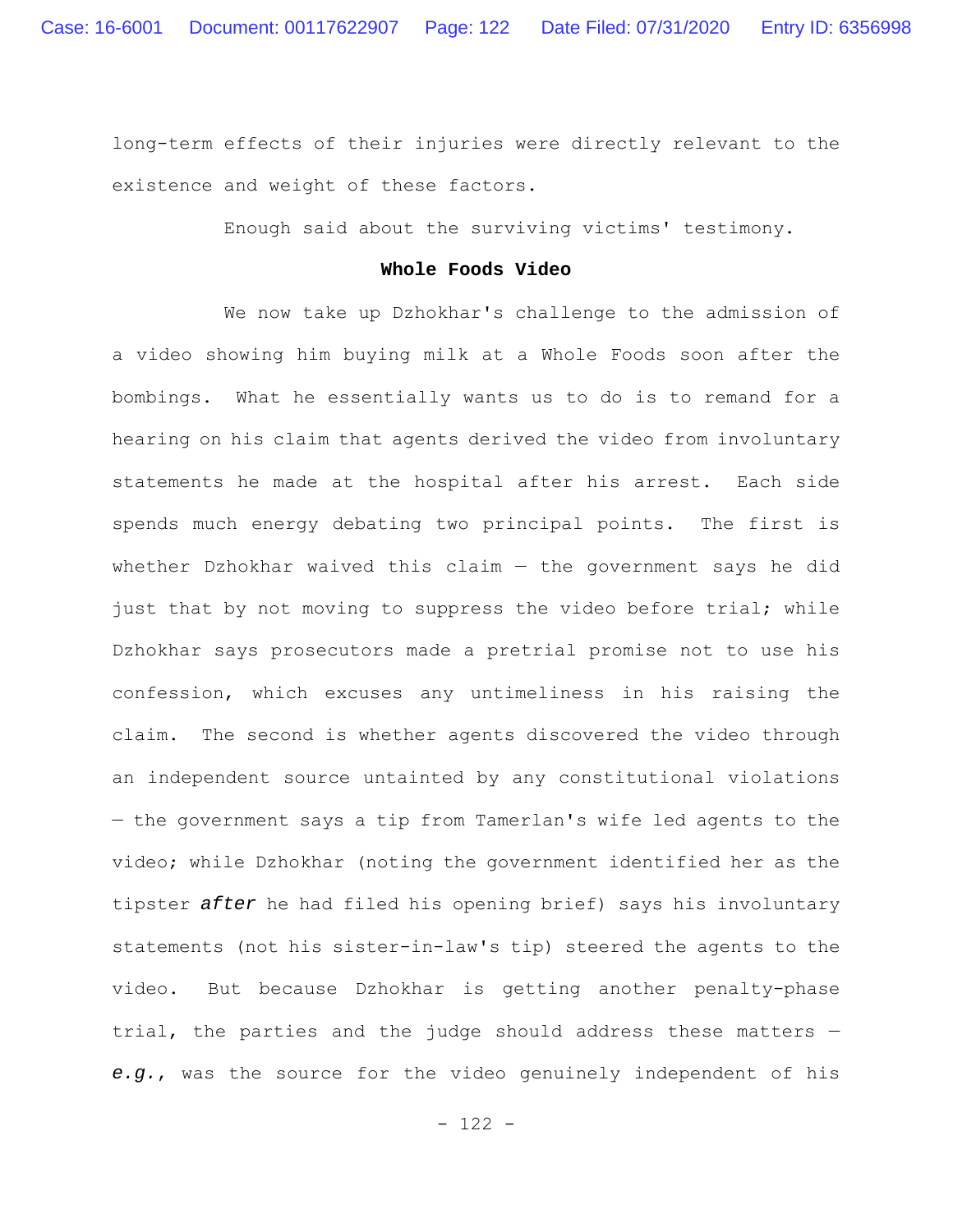long-term effects of their injuries were directly relevant to the existence and weight of these factors.

Enough said about the surviving victims' testimony.

**Whole Foods Video**

We now take up Dzhokhar's challenge to the admission of a video showing him buying milk at a Whole Foods soon after the bombings. What he essentially wants us to do is to remand for a hearing on his claim that agents derived the video from involuntary statements he made at the hospital after his arrest. Each side spends much energy debating two principal points. The first is whether Dzhokhar waived this claim — the government says he did just that by not moving to suppress the video before trial; while Dzhokhar says prosecutors made a pretrial promise not to use his confession, which excuses any untimeliness in his raising the claim. The second is whether agents discovered the video through an independent source untainted by any constitutional violations — the government says a tip from Tamerlan's wife led agents to the video; while Dzhokhar (noting the government identified her as the tipster ***after*** he had filed his opening brief) says his involuntary statements (not his sister-in-law's tip) steered the agents to the video. But because Dzhokhar is getting another penalty-phase trial, the parties and the judge should address these matters — ***e.g.***, was the source for the video genuinely independent of his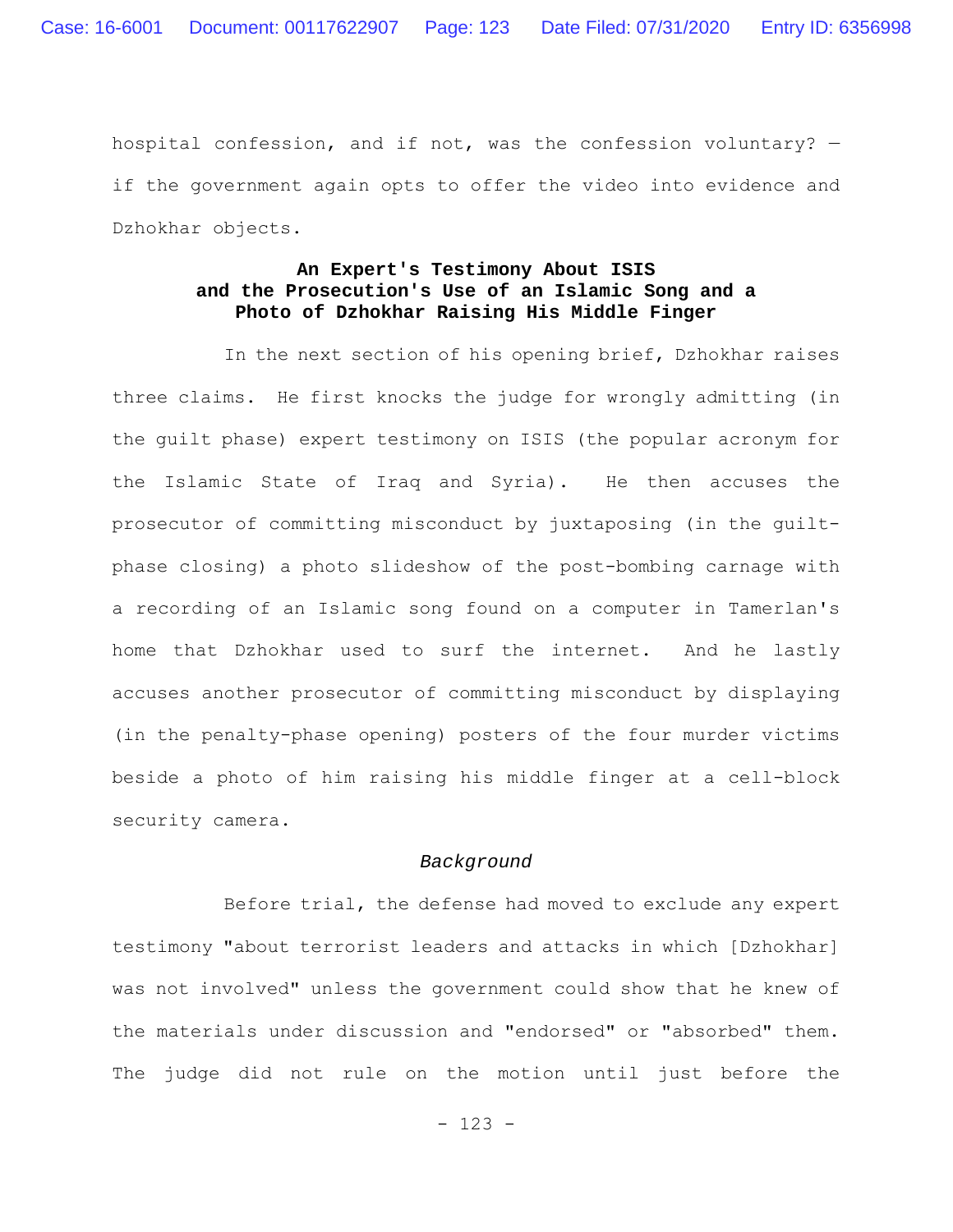hospital confession, and if not, was the confession voluntary? — if the government again opts to offer the video into evidence and Dzhokhar objects.

### An Expert's Testimony About ISIS and the Prosecution's Use of an Islamic Song and a Photo of Dzhokhar Raising His Middle Finger

In the next section of his opening brief, Dzhokhar raises three claims. He first knocks the judge for wrongly admitting (in the guilt phase) expert testimony on ISIS (the popular acronym for the Islamic State of Iraq and Syria). He then accuses the prosecutor of committing misconduct by juxtaposing (in the guilt-phase closing) a photo slideshow of the post-bombing carnage with a recording of an Islamic song found on a computer in Tamerlan's home that Dzhokhar used to surf the internet. And he lastly accuses another prosecutor of committing misconduct by displaying (in the penalty-phase opening) posters of the four murder victims beside a photo of him raising his middle finger at a cell-block security camera.

*Background*

Before trial, the defense had moved to exclude any expert testimony "about terrorist leaders and attacks in which [Dzhokhar] was not involved" unless the government could show that he knew of the materials under discussion and "endorsed" or "absorbed" them. The judge did not rule on the motion until just before the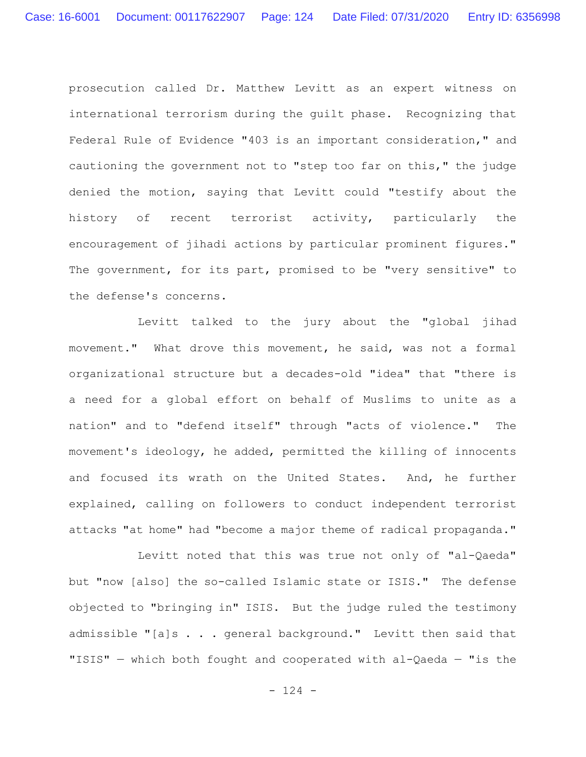prosecution called Dr. Matthew Levitt as an expert witness on international terrorism during the guilt phase. Recognizing that Federal Rule of Evidence "403 is an important consideration," and cautioning the government not to "step too far on this," the judge denied the motion, saying that Levitt could "testify about the history of recent terrorist activity, particularly the encouragement of jihadi actions by particular prominent figures." The government, for its part, promised to be "very sensitive" to the defense's concerns.

Levitt talked to the jury about the "global jihad movement." What drove this movement, he said, was not a formal organizational structure but a decades-old "idea" that "there is a need for a global effort on behalf of Muslims to unite as a nation" and to "defend itself" through "acts of violence." The movement's ideology, he added, permitted the killing of innocents and focused its wrath on the United States. And, he further explained, calling on followers to conduct independent terrorist attacks "at home" had "become a major theme of radical propaganda."

Levitt noted that this was true not only of "al-Qaeda" but "now [also] the so-called Islamic state or ISIS." The defense objected to "bringing in" ISIS. But the judge ruled the testimony admissible "[a]s . . . general background." Levitt then said that "ISIS" — which both fought and cooperated with al-Qaeda — "is the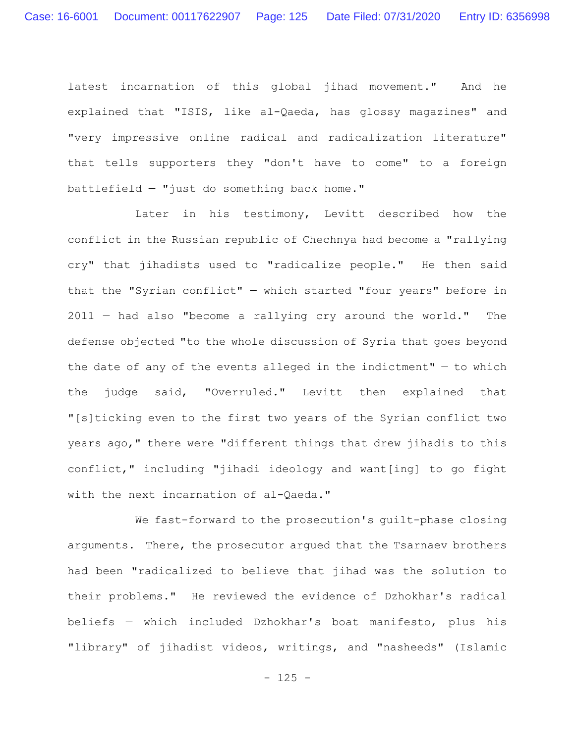latest incarnation of this global jihad movement." And he explained that "ISIS, like al-Qaeda, has glossy magazines" and "very impressive online radical and radicalization literature" that tells supporters they "don't have to come" to a foreign battlefield — "just do something back home."

Later in his testimony, Levitt described how the conflict in the Russian republic of Chechnya had become a "rallying cry" that jihadists used to "radicalize people." He then said that the "Syrian conflict" — which started "four years" before in 2011 — had also "become a rallying cry around the world." The defense objected "to the whole discussion of Syria that goes beyond the date of any of the events alleged in the indictment" — to which the judge said, "Overruled." Levitt then explained that "[s]ticking even to the first two years of the Syrian conflict two years ago," there were "different things that drew jihadis to this conflict," including "jihadi ideology and want[ing] to go fight with the next incarnation of al-Qaeda."

We fast-forward to the prosecution's guilt-phase closing arguments. There, the prosecutor argued that the Tsarnaev brothers had been "radicalized to believe that jihad was the solution to their problems." He reviewed the evidence of Dzhokhar's radical beliefs — which included Dzhokhar's boat manifesto, plus his "library" of jihadist videos, writings, and "nasheeds" (Islamic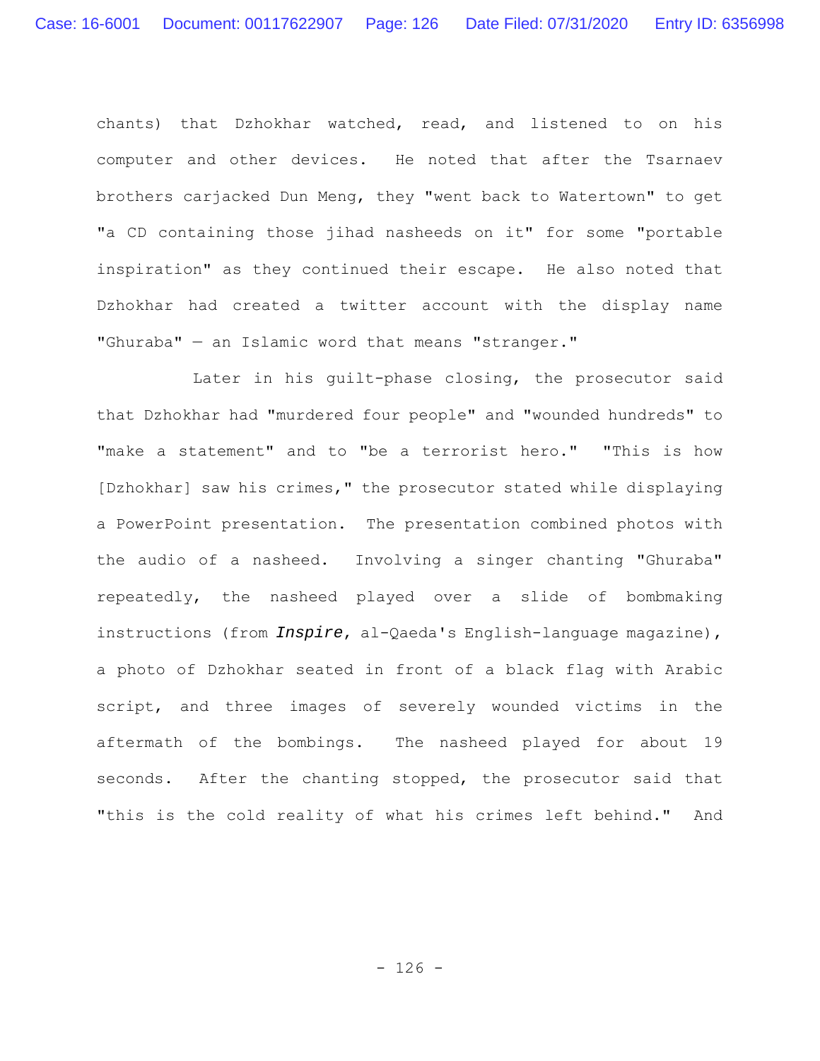chants) that Dzhokhar watched, read, and listened to on his computer and other devices. He noted that after the Tsarnaev brothers carjacked Dun Meng, they "went back to Watertown" to get "a CD containing those jihad nasheeds on it" for some "portable inspiration" as they continued their escape. He also noted that Dzhokhar had created a twitter account with the display name "Ghuraba" — an Islamic word that means "stranger."

Later in his guilt-phase closing, the prosecutor said that Dzhokhar had "murdered four people" and "wounded hundreds" to "make a statement" and to "be a terrorist hero." "This is how [Dzhokhar] saw his crimes," the prosecutor stated while displaying a PowerPoint presentation. The presentation combined photos with the audio of a nasheed. Involving a singer chanting "Ghuraba" repeatedly, the nasheed played over a slide of bombmaking instructions (from *Inspire*, al-Qaeda's English-language magazine), a photo of Dzhokhar seated in front of a black flag with Arabic script, and three images of severely wounded victims in the aftermath of the bombings. The nasheed played for about 19 seconds. After the chanting stopped, the prosecutor said that "this is the cold reality of what his crimes left behind." And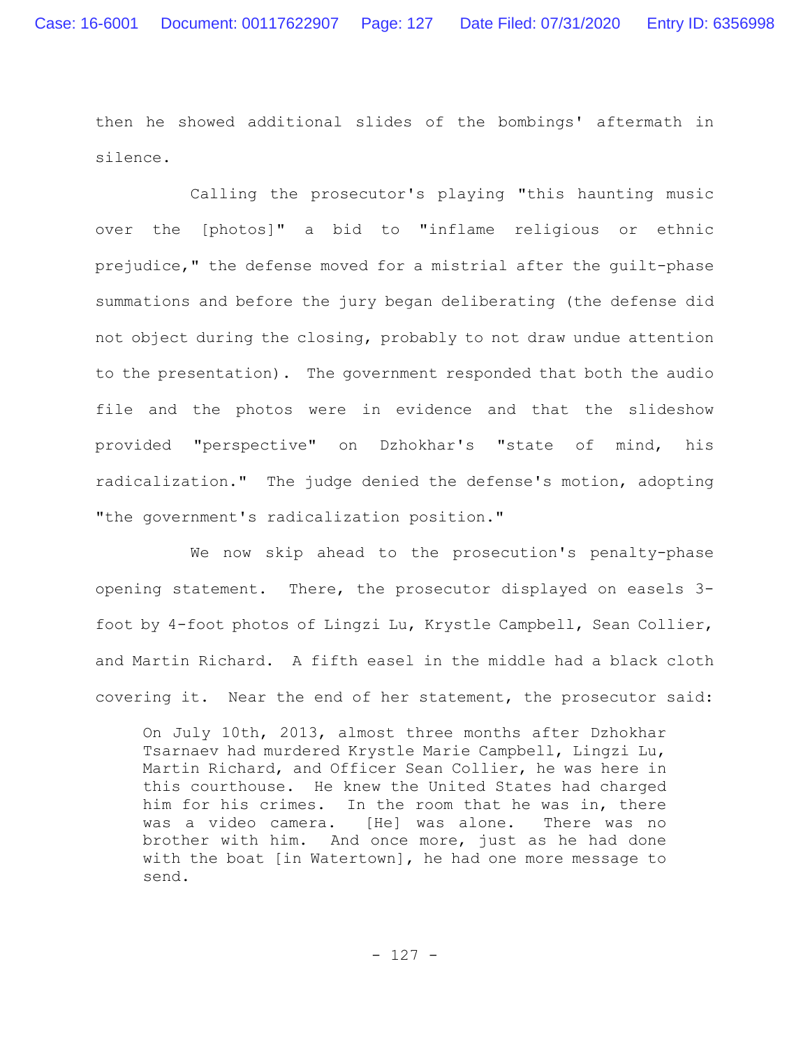then he showed additional slides of the bombings' aftermath in silence.

Calling the prosecutor's playing "this haunting music over the [photos]" a bid to "inflame religious or ethnic prejudice," the defense moved for a mistrial after the guilt-phase summations and before the jury began deliberating (the defense did not object during the closing, probably to not draw undue attention to the presentation). The government responded that both the audio file and the photos were in evidence and that the slideshow provided "perspective" on Dzhokhar's "state of mind, his radicalization." The judge denied the defense's motion, adopting "the government's radicalization position."

We now skip ahead to the prosecution's penalty-phase opening statement. There, the prosecutor displayed on easels 3-foot by 4-foot photos of Lingzi Lu, Krystle Campbell, Sean Collier, and Martin Richard. A fifth easel in the middle had a black cloth covering it. Near the end of her statement, the prosecutor said:

> On July 10th, 2013, almost three months after Dzhokhar Tsarnaev had murdered Krystle Marie Campbell, Lingzi Lu, Martin Richard, and Officer Sean Collier, he was here in this courthouse. He knew the United States had charged him for his crimes. In the room that he was in, there was a video camera. [He] was alone. There was no brother with him. And once more, just as he had done with the boat [in Watertown], he had one more message to send.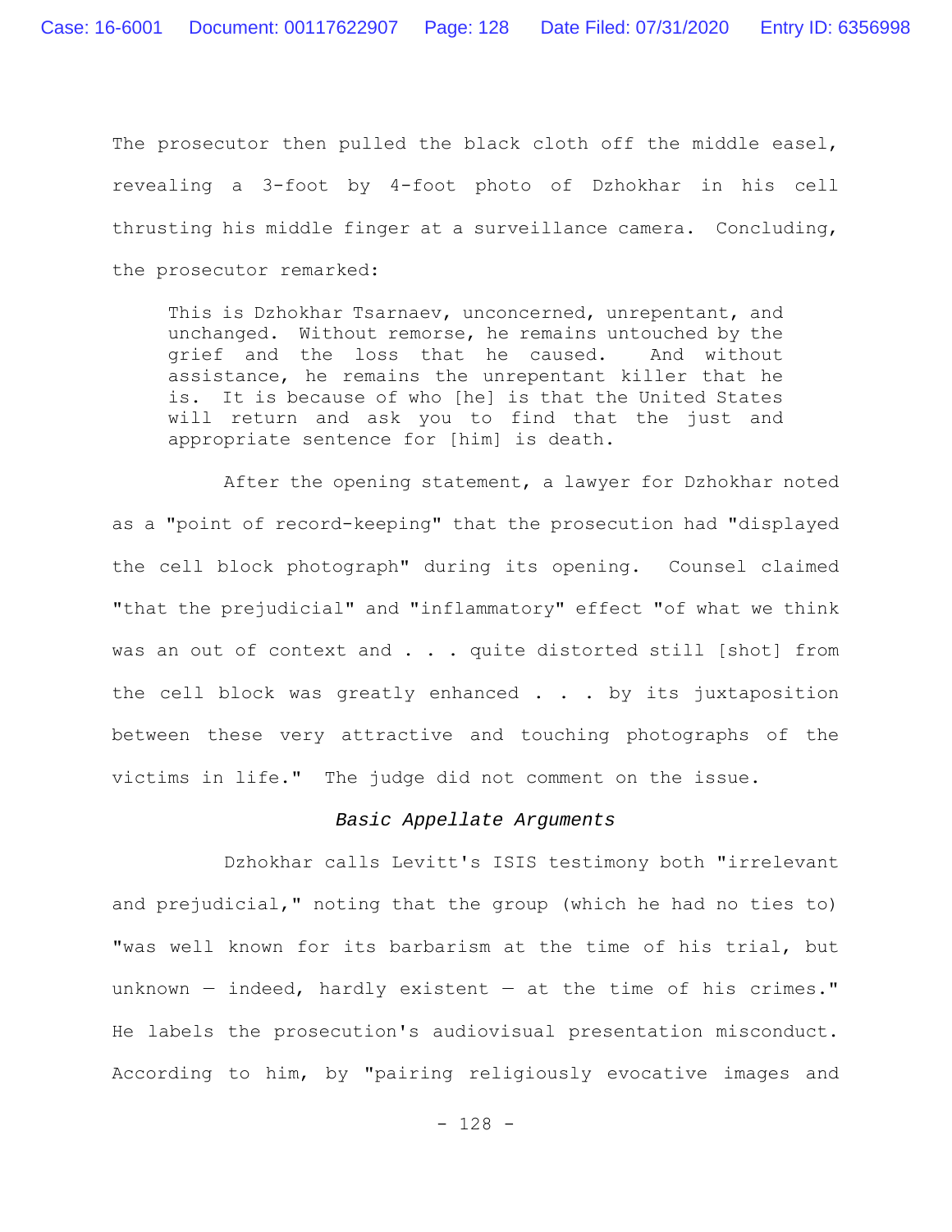The prosecutor then pulled the black cloth off the middle easel, revealing a 3-foot by 4-foot photo of Dzhokhar in his cell thrusting his middle finger at a surveillance camera. Concluding, the prosecutor remarked:

> This is Dzhokhar Tsarnaev, unconcerned, unrepentant, and unchanged. Without remorse, he remains untouched by the grief and the loss that he caused. And without assistance, he remains the unrepentant killer that he is. It is because of who [he] is that the United States will return and ask you to find that the just and appropriate sentence for [him] is death.

After the opening statement, a lawyer for Dzhokhar noted as a "point of record-keeping" that the prosecution had "displayed the cell block photograph" during its opening. Counsel claimed "that the prejudicial" and "inflammatory" effect "of what we think was an out of context and . . . quite distorted still [shot] from the cell block was greatly enhanced . . . by its juxtaposition between these very attractive and touching photographs of the victims in life." The judge did not comment on the issue.

### *Basic Appellate Arguments*

Dzhokhar calls Levitt's ISIS testimony both "irrelevant and prejudicial," noting that the group (which he had no ties to) "was well known for its barbarism at the time of his trial, but unknown — indeed, hardly existent — at the time of his crimes." He labels the prosecution's audiovisual presentation misconduct. According to him, by "pairing religiously evocative images and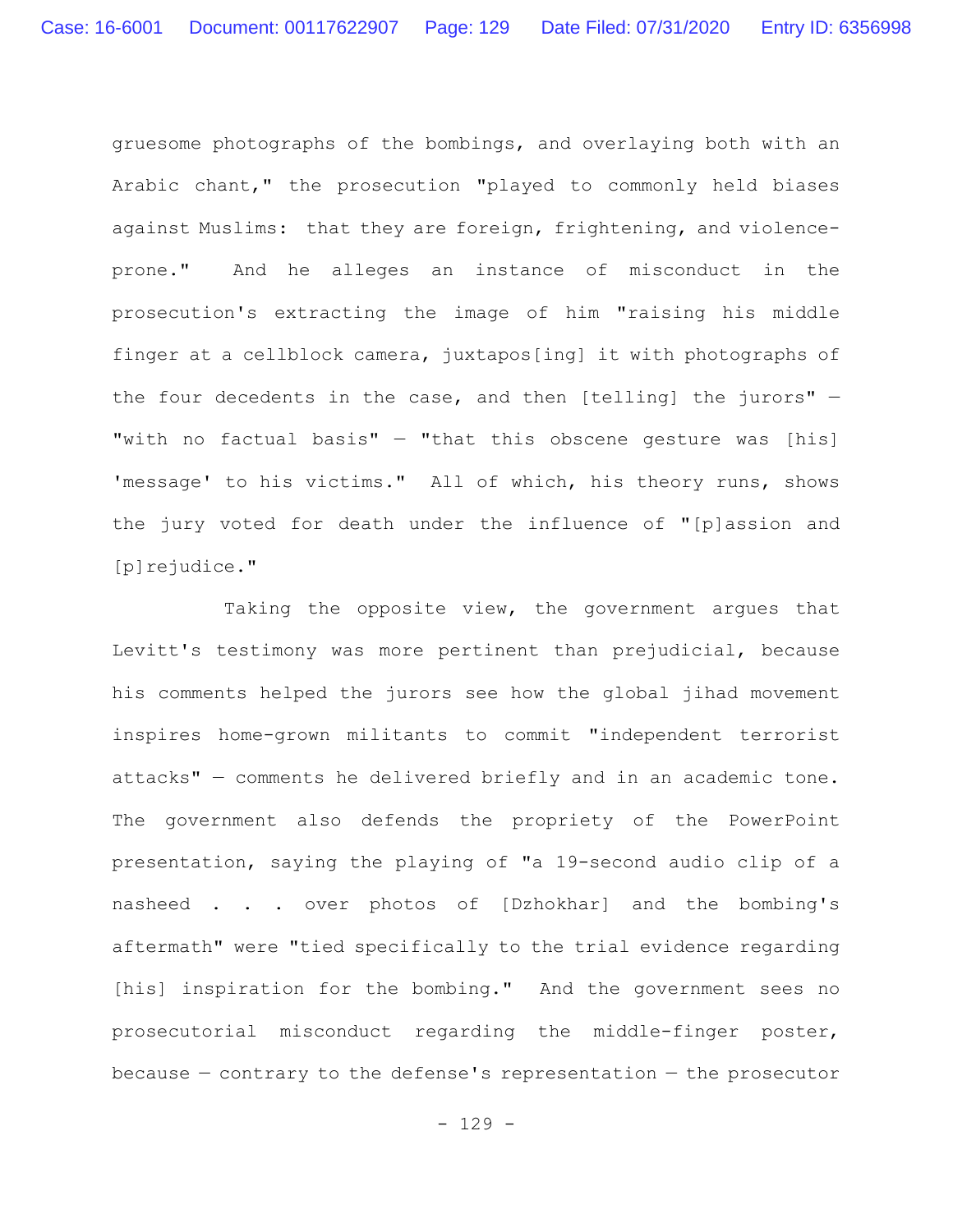gruesome photographs of the bombings, and overlaying both with an Arabic chant," the prosecution "played to commonly held biases against Muslims: that they are foreign, frightening, and violence-prone." And he alleges an instance of misconduct in the prosecution's extracting the image of him "raising his middle finger at a cellblock camera, juxtapos[ing] it with photographs of the four decedents in the case, and then [telling] the jurors" — "with no factual basis" — "that this obscene gesture was [his] 'message' to his victims." All of which, his theory runs, shows the jury voted for death under the influence of "[p]assion and [p]rejudice."

Taking the opposite view, the government argues that Levitt's testimony was more pertinent than prejudicial, because his comments helped the jurors see how the global jihad movement inspires home-grown militants to commit "independent terrorist attacks" — comments he delivered briefly and in an academic tone. The government also defends the propriety of the PowerPoint presentation, saying the playing of "a 19-second audio clip of a nasheed . . . over photos of [Dzhokhar] and the bombing's aftermath" were "tied specifically to the trial evidence regarding [his] inspiration for the bombing." And the government sees no prosecutorial misconduct regarding the middle-finger poster, because — contrary to the defense's representation — the prosecutor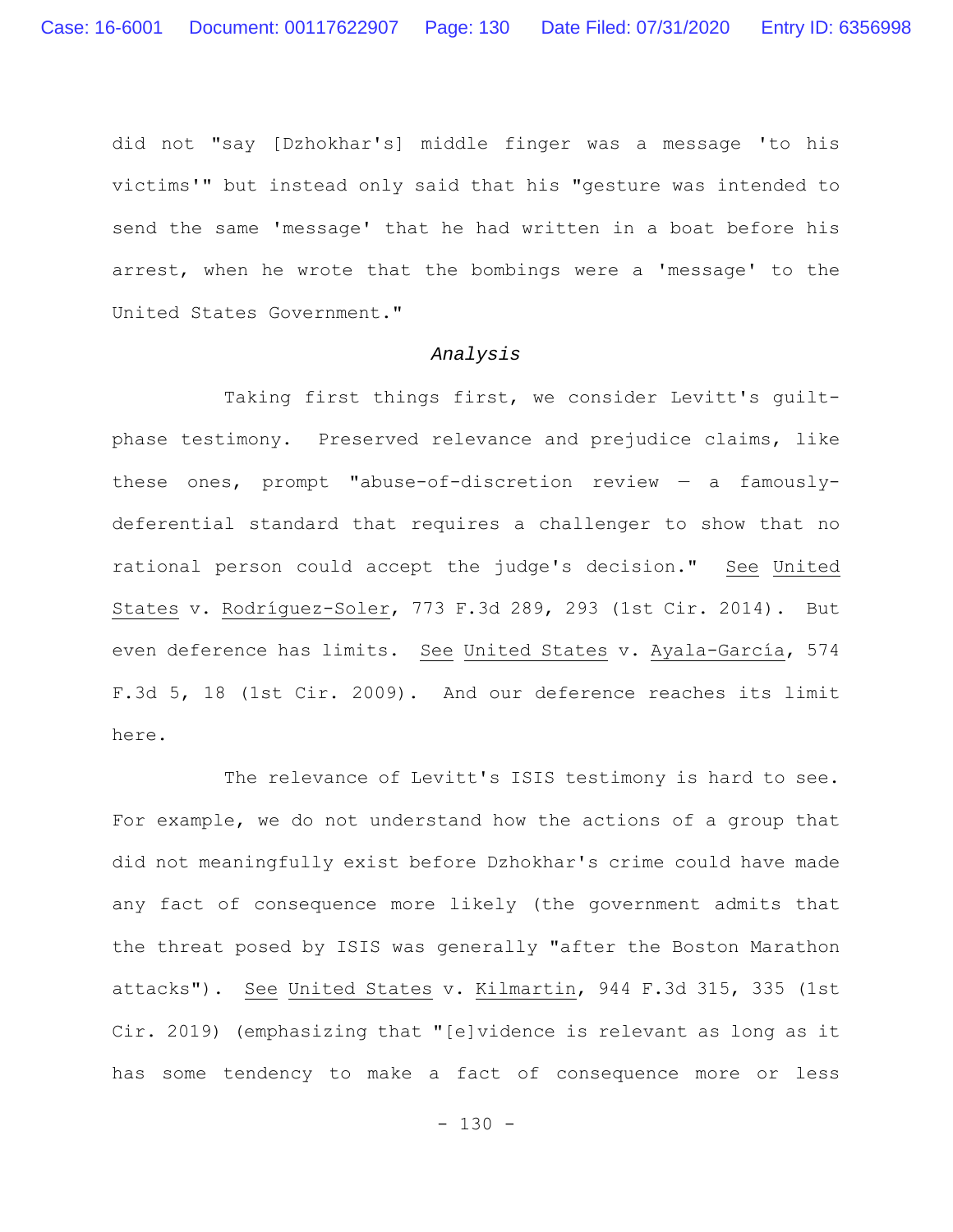did not "say [Dzhokhar's] middle finger was a message 'to his victims'" but instead only said that his "gesture was intended to send the same 'message' that he had written in a boat before his arrest, when he wrote that the bombings were a 'message' to the United States Government."

*Analysis*

Taking first things first, we consider Levitt's guilt-phase testimony. Preserved relevance and prejudice claims, like these ones, prompt "abuse-of-discretion review — a famously-deferential standard that requires a challenger to show that no rational person could accept the judge's decision." See United States v. Rodríguez-Soler, 773 F.3d 289, 293 (1st Cir. 2014). But even deference has limits. See United States v. Ayala-García, 574 F.3d 5, 18 (1st Cir. 2009). And our deference reaches its limit here.

The relevance of Levitt's ISIS testimony is hard to see. For example, we do not understand how the actions of a group that did not meaningfully exist before Dzhokhar's crime could have made any fact of consequence more likely (the government admits that the threat posed by ISIS was generally "after the Boston Marathon attacks"). See United States v. Kilmartin, 944 F.3d 315, 335 (1st Cir. 2019) (emphasizing that "[e]vidence is relevant as long as it has some tendency to make a fact of consequence more or less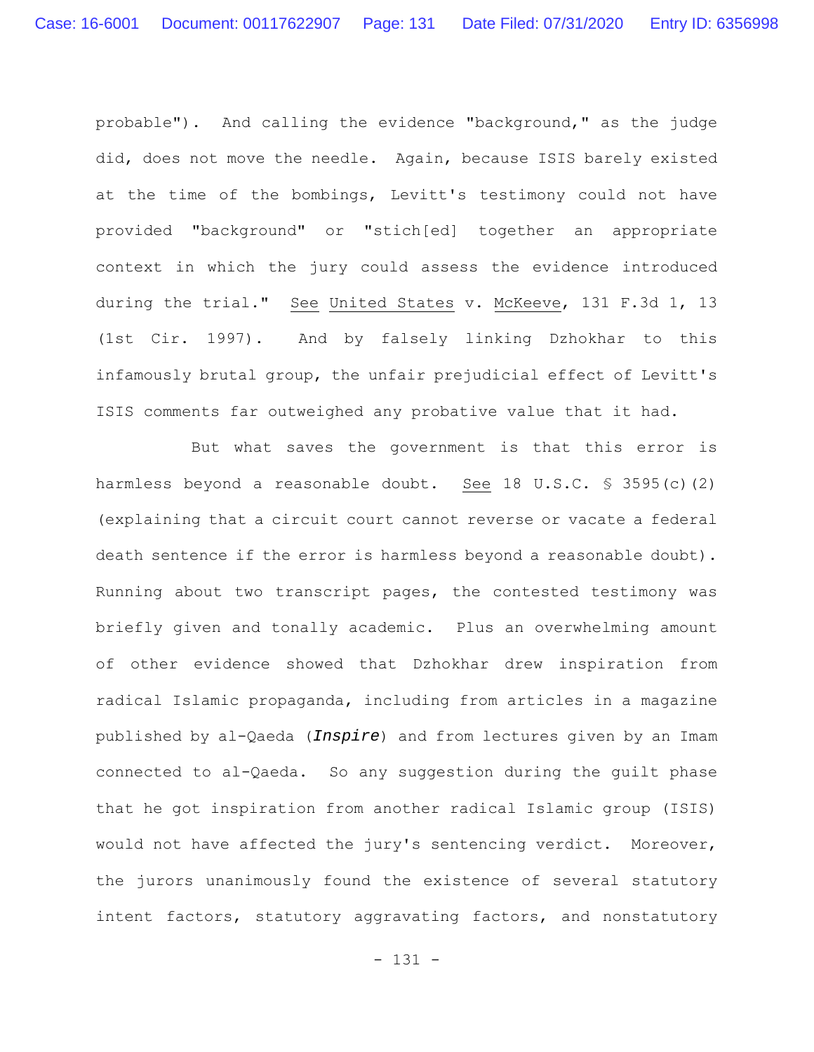probable"). And calling the evidence "background," as the judge did, does not move the needle. Again, because ISIS barely existed at the time of the bombings, Levitt's testimony could not have provided "background" or "stich[ed] together an appropriate context in which the jury could assess the evidence introduced during the trial." See United States v. McKeeve, 131 F.3d 1, 13 (1st Cir. 1997). And by falsely linking Dzhokhar to this infamously brutal group, the unfair prejudicial effect of Levitt's ISIS comments far outweighed any probative value that it had.

But what saves the government is that this error is harmless beyond a reasonable doubt. See 18 U.S.C. § 3595(c)(2) (explaining that a circuit court cannot reverse or vacate a federal death sentence if the error is harmless beyond a reasonable doubt). Running about two transcript pages, the contested testimony was briefly given and tonally academic. Plus an overwhelming amount of other evidence showed that Dzhokhar drew inspiration from radical Islamic propaganda, including from articles in a magazine published by al-Qaeda (***Inspire***) and from lectures given by an Imam connected to al-Qaeda. So any suggestion during the guilt phase that he got inspiration from another radical Islamic group (ISIS) would not have affected the jury's sentencing verdict. Moreover, the jurors unanimously found the existence of several statutory intent factors, statutory aggravating factors, and nonstatutory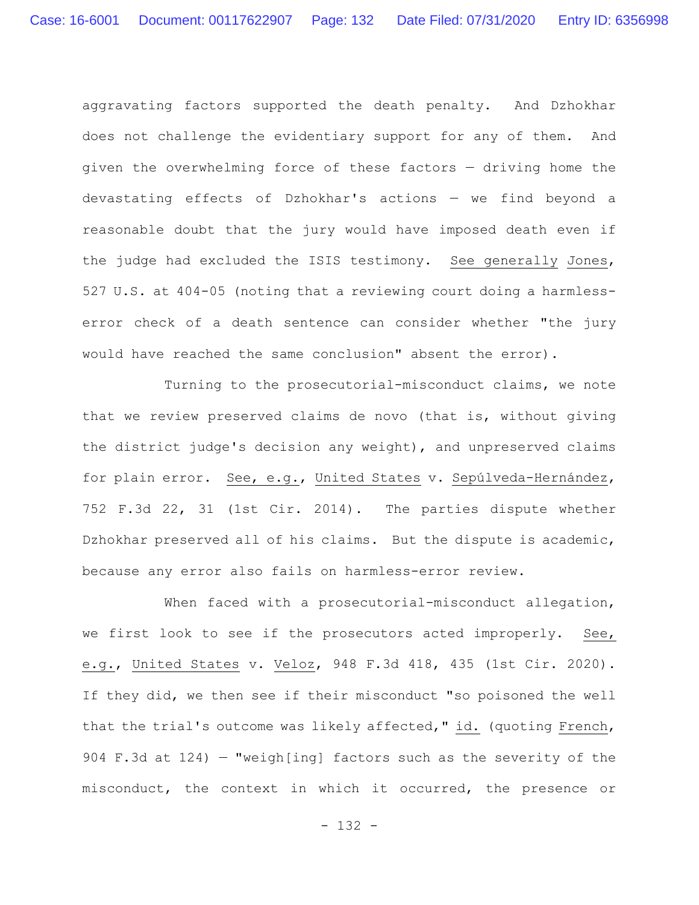aggravating factors supported the death penalty. And Dzhokhar does not challenge the evidentiary support for any of them. And given the overwhelming force of these factors — driving home the devastating effects of Dzhokhar's actions — we find beyond a reasonable doubt that the jury would have imposed death even if the judge had excluded the ISIS testimony. See generally Jones, 527 U.S. at 404-05 (noting that a reviewing court doing a harmless-error check of a death sentence can consider whether "the jury would have reached the same conclusion" absent the error).

Turning to the prosecutorial-misconduct claims, we note that we review preserved claims de novo (that is, without giving the district judge's decision any weight), and unpreserved claims for plain error. See, e.g., United States v. Sepúlveda-Hernández, 752 F.3d 22, 31 (1st Cir. 2014). The parties dispute whether Dzhokhar preserved all of his claims. But the dispute is academic, because any error also fails on harmless-error review.

When faced with a prosecutorial-misconduct allegation, we first look to see if the prosecutors acted improperly. See, e.g., United States v. Veloz, 948 F.3d 418, 435 (1st Cir. 2020). If they did, we then see if their misconduct "so poisoned the well that the trial's outcome was likely affected," id. (quoting French, 904 F.3d at 124) — "weigh[ing] factors such as the severity of the misconduct, the context in which it occurred, the presence or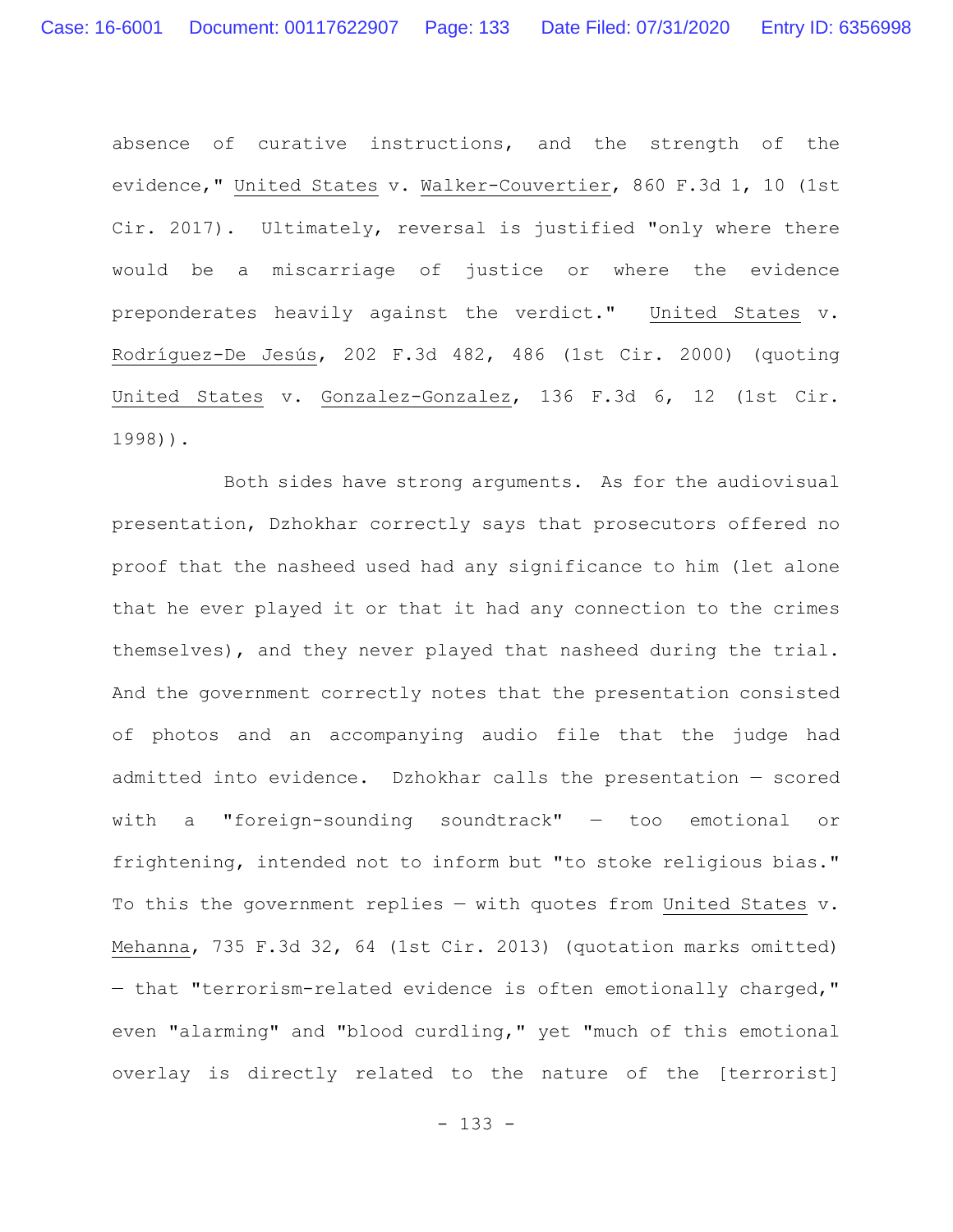absence of curative instructions, and the strength of the evidence," United States v. Walker-Couvertier, 860 F.3d 1, 10 (1st Cir. 2017). Ultimately, reversal is justified "only where there would be a miscarriage of justice or where the evidence preponderates heavily against the verdict." United States v. Rodríguez-De Jesús, 202 F.3d 482, 486 (1st Cir. 2000) (quoting United States v. Gonzalez-Gonzalez, 136 F.3d 6, 12 (1st Cir. 1998)).

Both sides have strong arguments. As for the audiovisual presentation, Dzhokhar correctly says that prosecutors offered no proof that the nasheed used had any significance to him (let alone that he ever played it or that it had any connection to the crimes themselves), and they never played that nasheed during the trial. And the government correctly notes that the presentation consisted of photos and an accompanying audio file that the judge had admitted into evidence. Dzhokhar calls the presentation — scored with a "foreign-sounding soundtrack" — too emotional or frightening, intended not to inform but "to stoke religious bias." To this the government replies — with quotes from United States v. Mehanna, 735 F.3d 32, 64 (1st Cir. 2013) (quotation marks omitted) — that "terrorism-related evidence is often emotionally charged," even "alarming" and "blood curdling," yet "much of this emotional overlay is directly related to the nature of the [terrorist]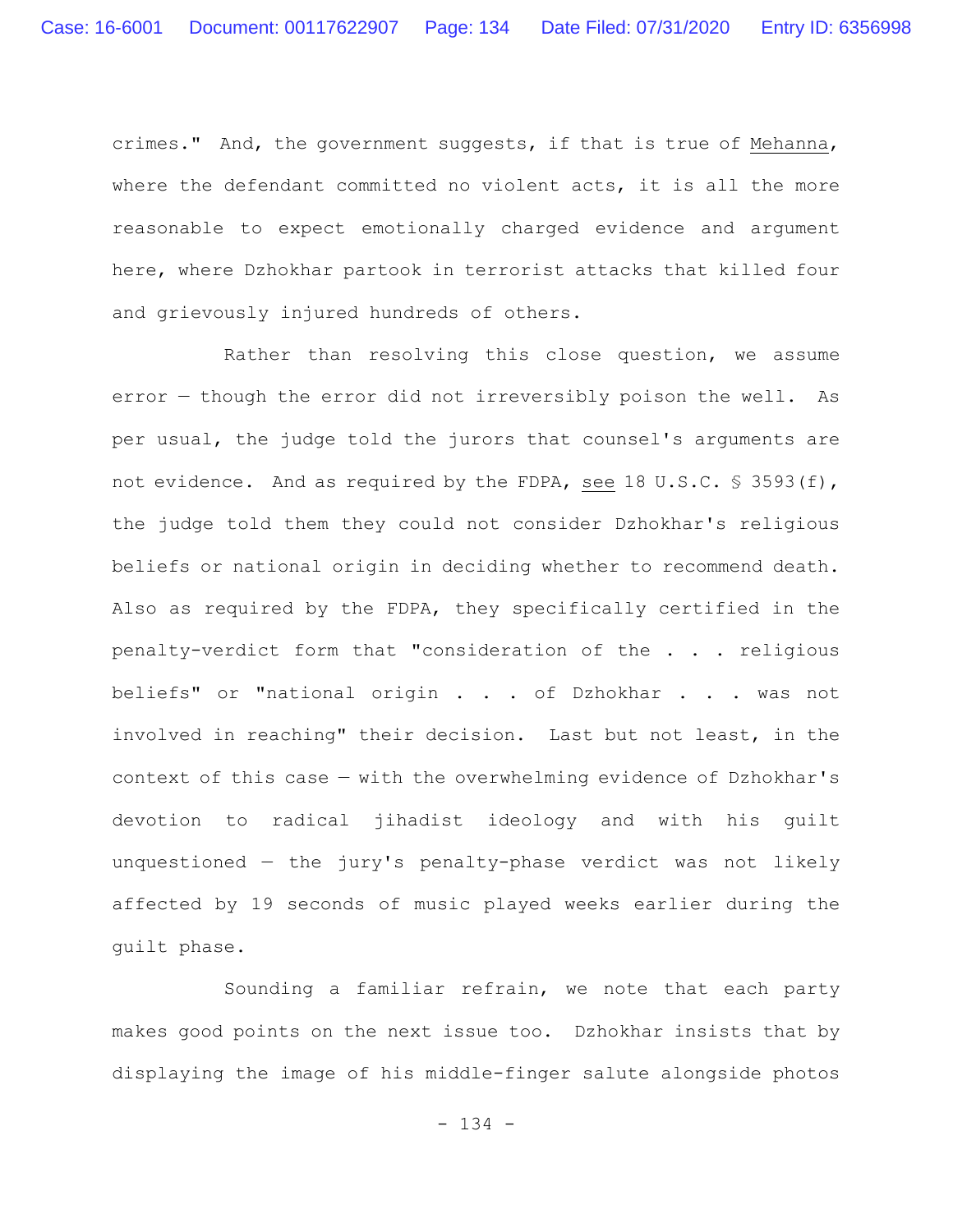crimes." And, the government suggests, if that is true of Mehanna, where the defendant committed no violent acts, it is all the more reasonable to expect emotionally charged evidence and argument here, where Dzhokhar partook in terrorist attacks that killed four and grievously injured hundreds of others.

Rather than resolving this close question, we assume error — though the error did not irreversibly poison the well. As per usual, the judge told the jurors that counsel's arguments are not evidence. And as required by the FDPA, see 18 U.S.C. § 3593(f), the judge told them they could not consider Dzhokhar's religious beliefs or national origin in deciding whether to recommend death. Also as required by the FDPA, they specifically certified in the penalty-verdict form that "consideration of the . . . religious beliefs" or "national origin . . . of Dzhokhar . . . was not involved in reaching" their decision. Last but not least, in the context of this case — with the overwhelming evidence of Dzhokhar's devotion to radical jihadist ideology and with his guilt unquestioned — the jury's penalty-phase verdict was not likely affected by 19 seconds of music played weeks earlier during the guilt phase.

Sounding a familiar refrain, we note that each party makes good points on the next issue too. Dzhokhar insists that by displaying the image of his middle-finger salute alongside photos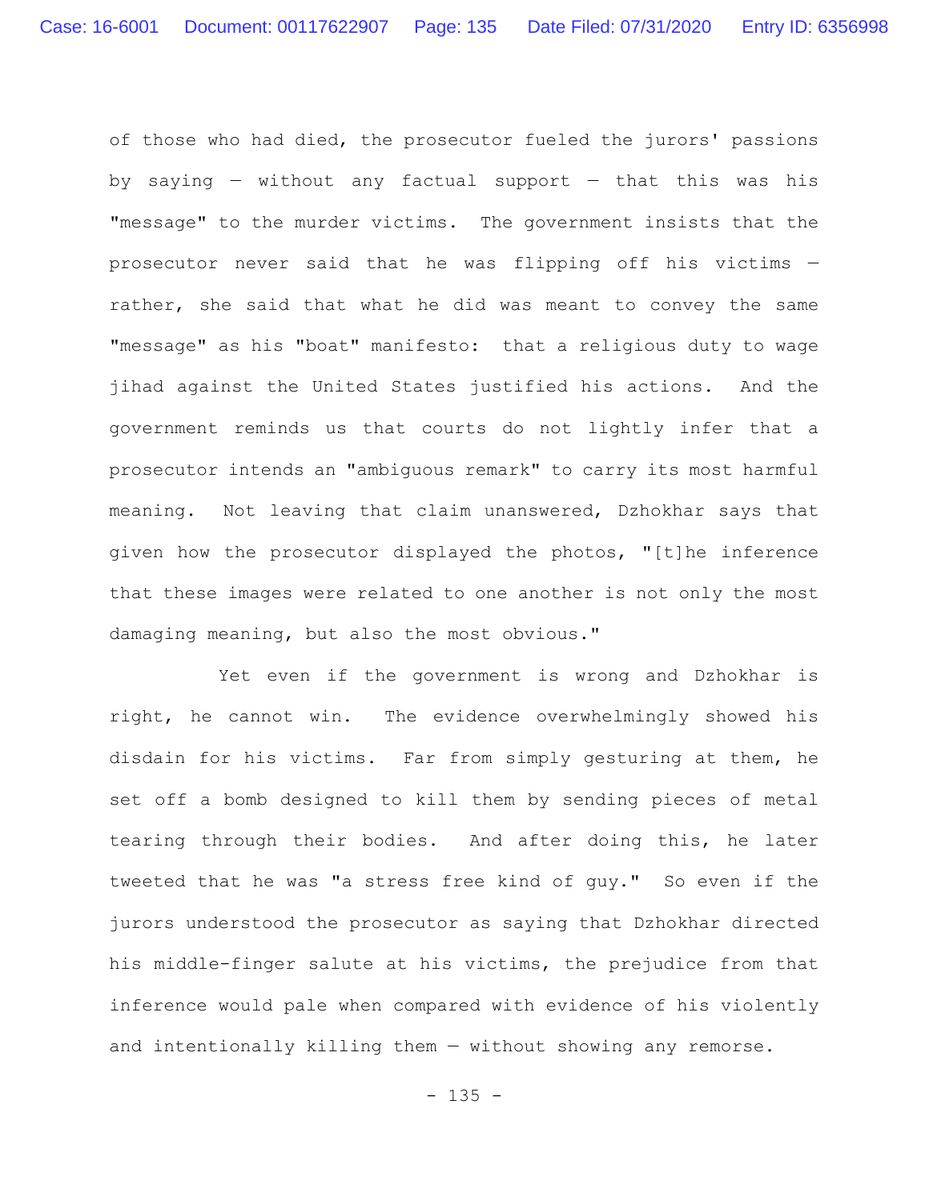of those who had died, the prosecutor fueled the jurors' passions by saying — without any factual support — that this was his "message" to the murder victims. The government insists that the prosecutor never said that he was flipping off his victims — rather, she said that what he did was meant to convey the same "message" as his "boat" manifesto: that a religious duty to wage jihad against the United States justified his actions. And the government reminds us that courts do not lightly infer that a prosecutor intends an "ambiguous remark" to carry its most harmful meaning. Not leaving that claim unanswered, Dzhokhar says that given how the prosecutor displayed the photos, "[t]he inference that these images were related to one another is not only the most damaging meaning, but also the most obvious."

Yet even if the government is wrong and Dzhokhar is right, he cannot win. The evidence overwhelmingly showed his disdain for his victims. Far from simply gesturing at them, he set off a bomb designed to kill them by sending pieces of metal tearing through their bodies. And after doing this, he later tweeted that he was "a stress free kind of guy." So even if the jurors understood the prosecutor as saying that Dzhokhar directed his middle-finger salute at his victims, the prejudice from that inference would pale when compared with evidence of his violently and intentionally killing them — without showing any remorse.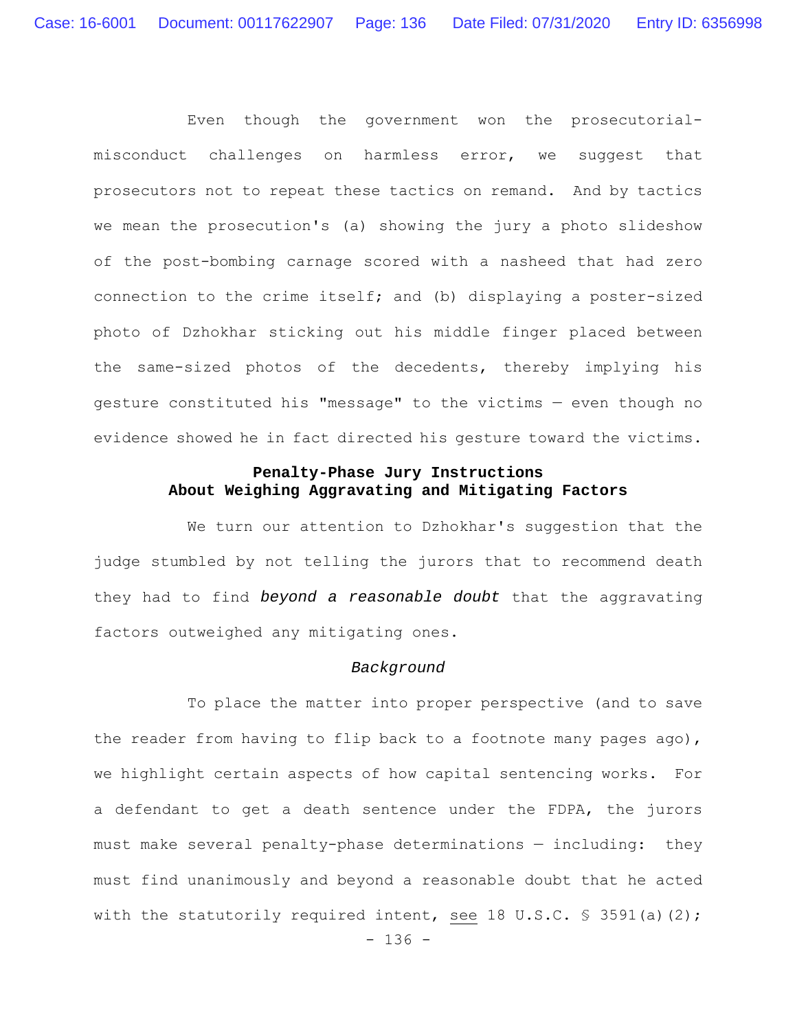Even though the government won the prosecutorial-misconduct challenges on harmless error, we suggest that prosecutors not to repeat these tactics on remand. And by tactics we mean the prosecution's (a) showing the jury a photo slideshow of the post-bombing carnage scored with a nasheed that had zero connection to the crime itself; and (b) displaying a poster-sized photo of Dzhokhar sticking out his middle finger placed between the same-sized photos of the decedents, thereby implying his gesture constituted his "message" to the victims — even though no evidence showed he in fact directed his gesture toward the victims.

**Penalty-Phase Jury Instructions**
**About Weighing Aggravating and Mitigating Factors**

We turn our attention to Dzhokhar's suggestion that the judge stumbled by not telling the jurors that to recommend death they had to find ***beyond a reasonable doubt*** that the aggravating factors outweighed any mitigating ones.

*Background*

To place the matter into proper perspective (and to save the reader from having to flip back to a footnote many pages ago), we highlight certain aspects of how capital sentencing works. For a defendant to get a death sentence under the FDPA, the jurors must make several penalty-phase determinations — including: they must find unanimously and beyond a reasonable doubt that he acted with the statutorily required intent, see 18 U.S.C. § 3591(a)(2);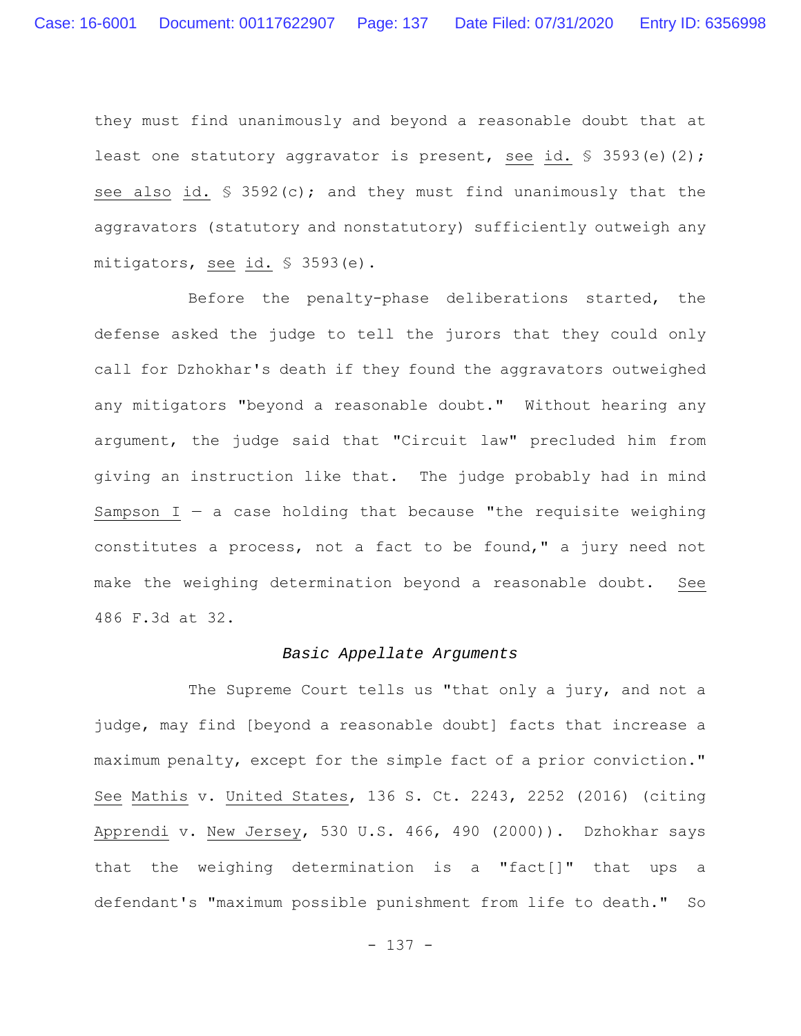they must find unanimously and beyond a reasonable doubt that at least one statutory aggravator is present, see id. § 3593(e)(2); see also id. § 3592(c); and they must find unanimously that the aggravators (statutory and nonstatutory) sufficiently outweigh any mitigators, see id. § 3593(e).

Before the penalty-phase deliberations started, the defense asked the judge to tell the jurors that they could only call for Dzhokhar's death if they found the aggravators outweighed any mitigators "beyond a reasonable doubt." Without hearing any argument, the judge said that "Circuit law" precluded him from giving an instruction like that. The judge probably had in mind Sampson I — a case holding that because "the requisite weighing constitutes a process, not a fact to be found," a jury need not make the weighing determination beyond a reasonable doubt. See 486 F.3d at 32.

*Basic Appellate Arguments*

The Supreme Court tells us "that only a jury, and not a judge, may find [beyond a reasonable doubt] facts that increase a maximum penalty, except for the simple fact of a prior conviction." See Mathis v. United States, 136 S. Ct. 2243, 2252 (2016) (citing Apprendi v. New Jersey, 530 U.S. 466, 490 (2000)). Dzhokhar says that the weighing determination is a "fact[]" that ups a defendant's "maximum possible punishment from life to death." So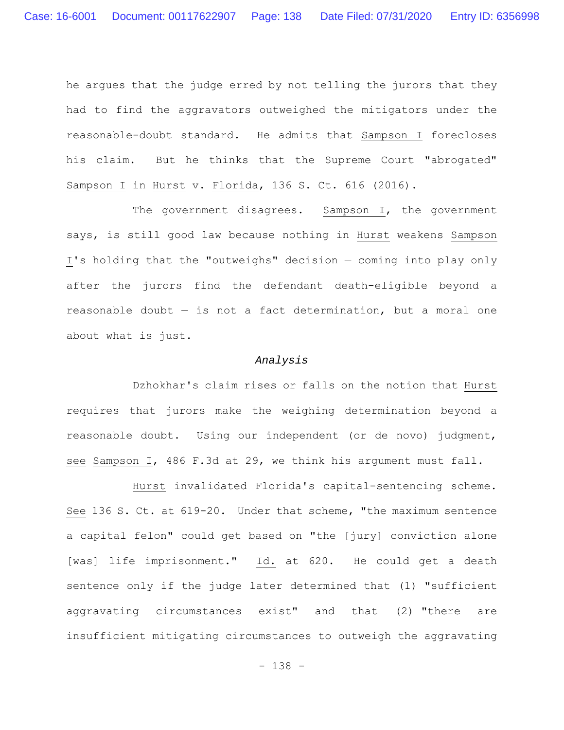he argues that the judge erred by not telling the jurors that they had to find the aggravators outweighed the mitigators under the reasonable-doubt standard. He admits that Sampson I forecloses his claim. But he thinks that the Supreme Court "abrogated" Sampson I in Hurst v. Florida, 136 S. Ct. 616 (2016).

The government disagrees. Sampson I, the government says, is still good law because nothing in Hurst weakens Sampson I's holding that the "outweighs" decision — coming into play only after the jurors find the defendant death-eligible beyond a reasonable doubt — is not a fact determination, but a moral one about what is just.

*Analysis*

Dzhokhar's claim rises or falls on the notion that Hurst requires that jurors make the weighing determination beyond a reasonable doubt. Using our independent (or de novo) judgment, see Sampson I, 486 F.3d at 29, we think his argument must fall.

Hurst invalidated Florida's capital-sentencing scheme. See 136 S. Ct. at 619-20. Under that scheme, "the maximum sentence a capital felon" could get based on "the [jury] conviction alone [was] life imprisonment." Id. at 620. He could get a death sentence only if the judge later determined that (1) "sufficient aggravating circumstances exist" and that (2) "there are insufficient mitigating circumstances to outweigh the aggravating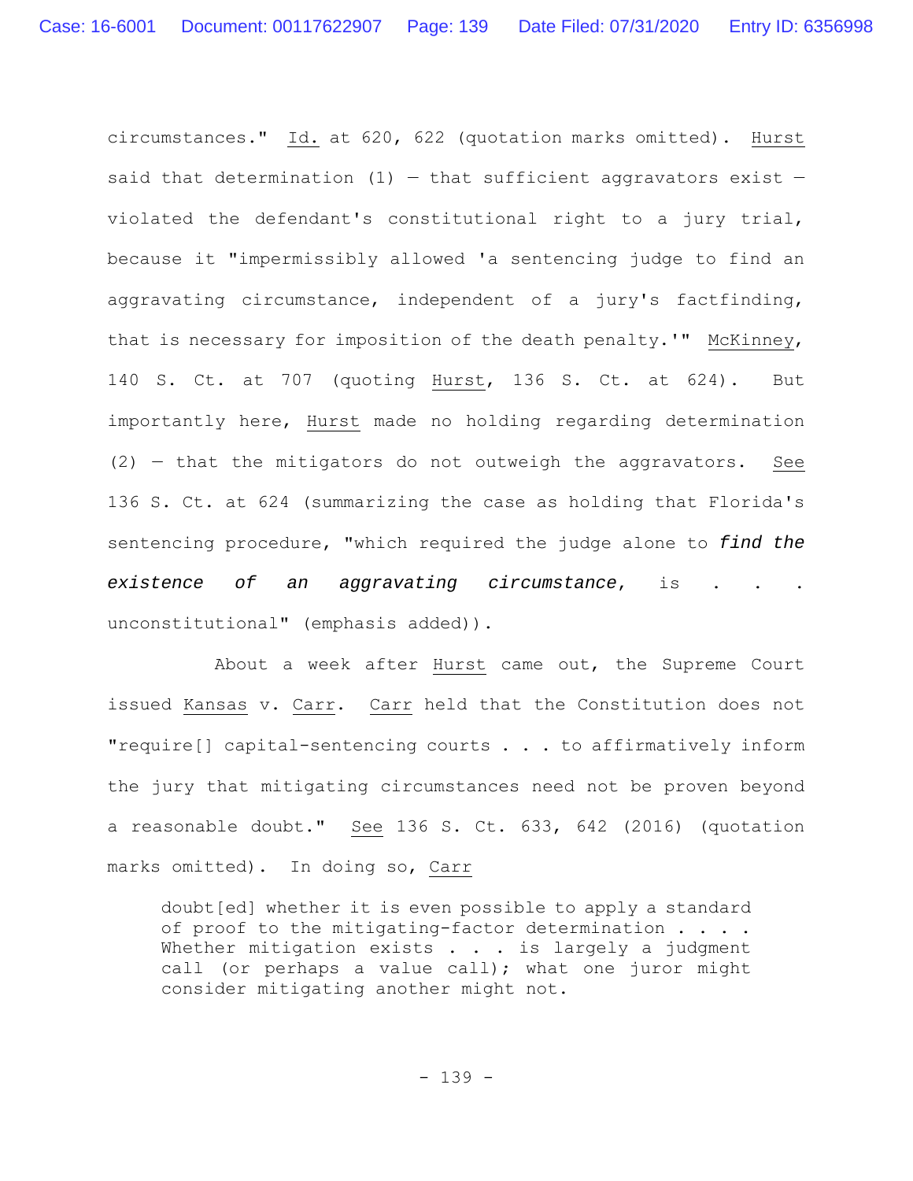circumstances." _Id._ at 620, 622 (quotation marks omitted). _Hurst_ said that determination (1) — that sufficient aggravators exist — violated the defendant's constitutional right to a jury trial, because it "impermissibly allowed 'a sentencing judge to find an aggravating circumstance, independent of a jury's factfinding, that is necessary for imposition of the death penalty.'" _McKinney_, 140 S. Ct. at 707 (quoting _Hurst_, 136 S. Ct. at 624). But importantly here, _Hurst_ made no holding regarding determination (2) — that the mitigators do not outweigh the aggravators. _See_ 136 S. Ct. at 624 (summarizing the case as holding that Florida's sentencing procedure, "which required the judge alone to ***find the existence of an aggravating circumstance***, is . . . unconstitutional" (emphasis added)).

About a week after _Hurst_ came out, the Supreme Court issued _Kansas_ v. _Carr_. _Carr_ held that the Constitution does not "require[] capital-sentencing courts . . . to affirmatively inform the jury that mitigating circumstances need not be proven beyond a reasonable doubt." _See_ 136 S. Ct. 633, 642 (2016) (quotation marks omitted). In doing so, _Carr_

> doubt[ed] whether it is even possible to apply a standard of proof to the mitigating-factor determination . . . . Whether mitigation exists . . . is largely a judgment call (or perhaps a value call); what one juror might consider mitigating another might not.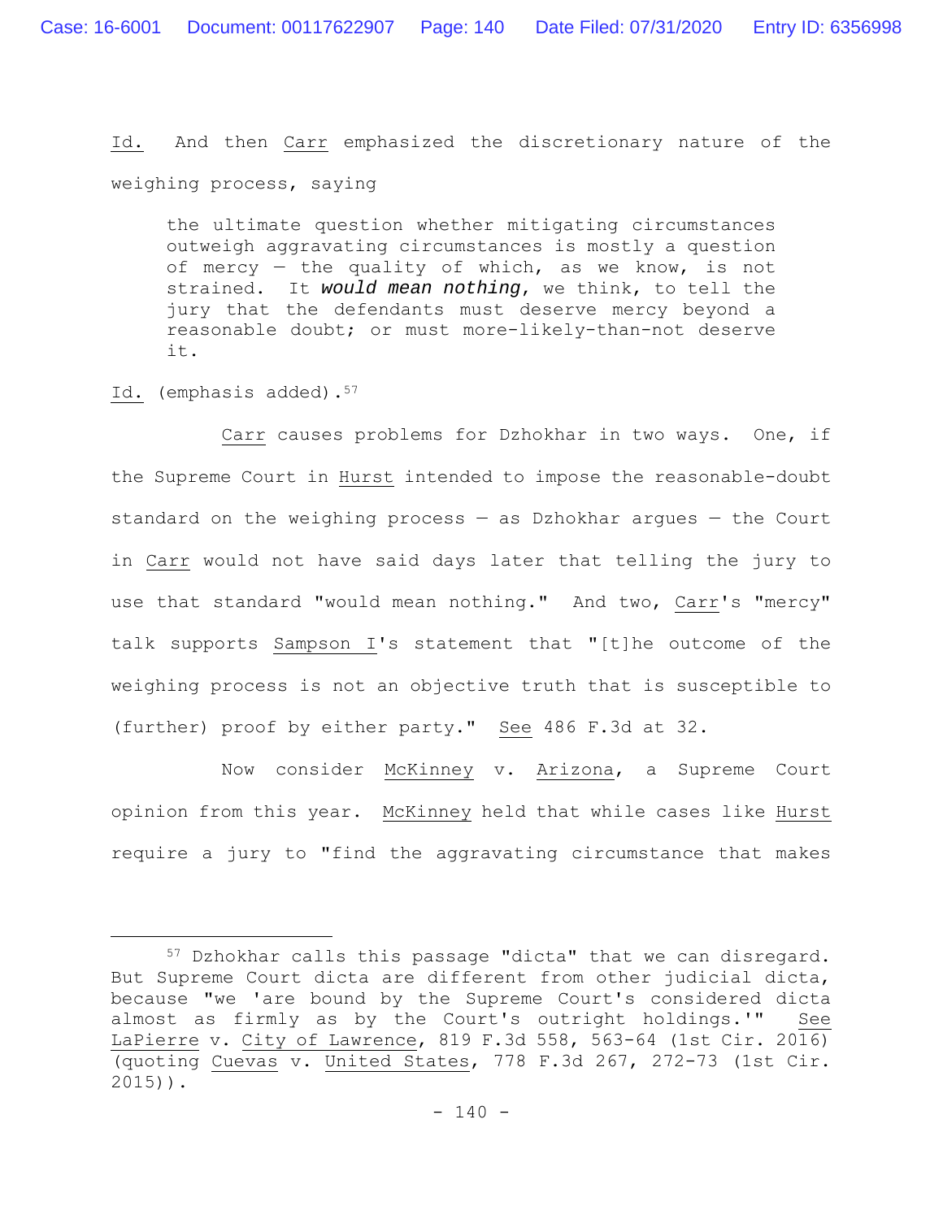*Id.* And then *Carr* emphasized the discretionary nature of the weighing process, saying

> the ultimate question whether mitigating circumstances outweigh aggravating circumstances is mostly a question of mercy — the quality of which, as we know, is not strained. It ***would mean nothing***, we think, to tell the jury that the defendants must deserve mercy beyond a reasonable doubt; or must more-likely-than-not deserve it.

*Id.* (emphasis added).[57]

*Carr* causes problems for Dzhokhar in two ways. One, if the Supreme Court in *Hurst* intended to impose the reasonable-doubt standard on the weighing process — as Dzhokhar argues — the Court in *Carr* would not have said days later that telling the jury to use that standard "would mean nothing." And two, *Carr*'s "mercy" talk supports *Sampson I*'s statement that "[t]he outcome of the weighing process is not an objective truth that is susceptible to (further) proof by either party." *See* 486 F.3d at 32.

Now consider *McKinney* v. *Arizona*, a Supreme Court opinion from this year. *McKinney* held that while cases like *Hurst* require a jury to "find the aggravating circumstance that makes

---

[57] Dzhokhar calls this passage "dicta" that we can disregard. But Supreme Court dicta are different from other judicial dicta, because "we 'are bound by the Supreme Court's considered dicta almost as firmly as by the Court's outright holdings.'" *See* *LaPierre* v. *City of Lawrence*, 819 F.3d 558, 563-64 (1st Cir. 2016) (quoting *Cuevas* v. *United States*, 778 F.3d 267, 272-73 (1st Cir. 2015)).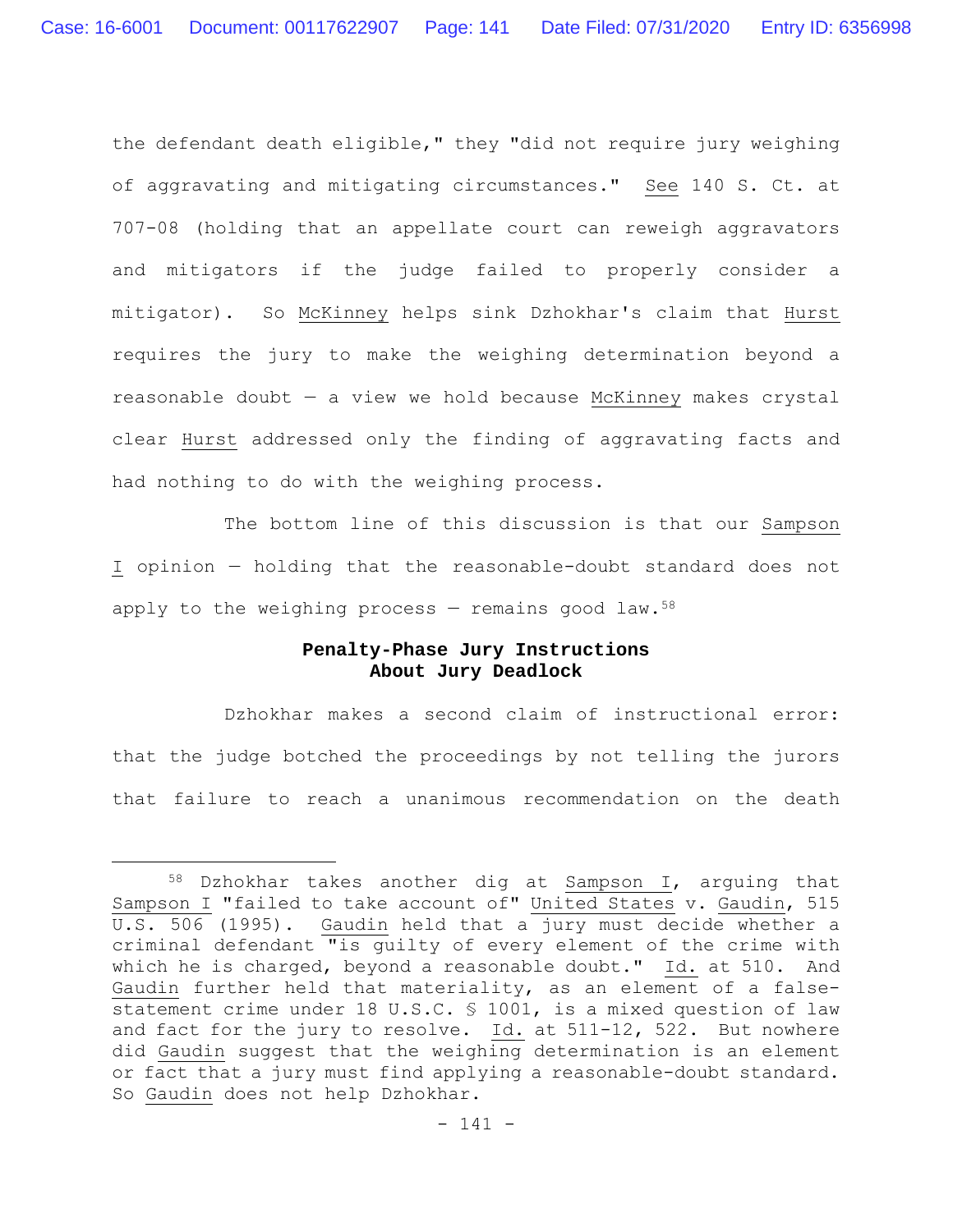the defendant death eligible," they "did not require jury weighing of aggravating and mitigating circumstances." See 140 S. Ct. at 707-08 (holding that an appellate court can reweigh aggravators and mitigators if the judge failed to properly consider a mitigator). So McKinney helps sink Dzhokhar's claim that Hurst requires the jury to make the weighing determination beyond a reasonable doubt — a view we hold because McKinney makes crystal clear Hurst addressed only the finding of aggravating facts and had nothing to do with the weighing process.

The bottom line of this discussion is that our Sampson I opinion — holding that the reasonable-doubt standard does not apply to the weighing process — remains good law.[58]

### Penalty-Phase Jury Instructions About Jury Deadlock

Dzhokhar makes a second claim of instructional error: that the judge botched the proceedings by not telling the jurors that failure to reach a unanimous recommendation on the death

---

[58] Dzhokhar takes another dig at Sampson I, arguing that Sampson I "failed to take account of" United States v. Gaudin, 515 U.S. 506 (1995). Gaudin held that a jury must decide whether a criminal defendant "is guilty of every element of the crime with which he is charged, beyond a reasonable doubt." Id. at 510. And Gaudin further held that materiality, as an element of a false-statement crime under 18 U.S.C. § 1001, is a mixed question of law and fact for the jury to resolve. Id. at 511-12, 522. But nowhere did Gaudin suggest that the weighing determination is an element or fact that a jury must find applying a reasonable-doubt standard. So Gaudin does not help Dzhokhar.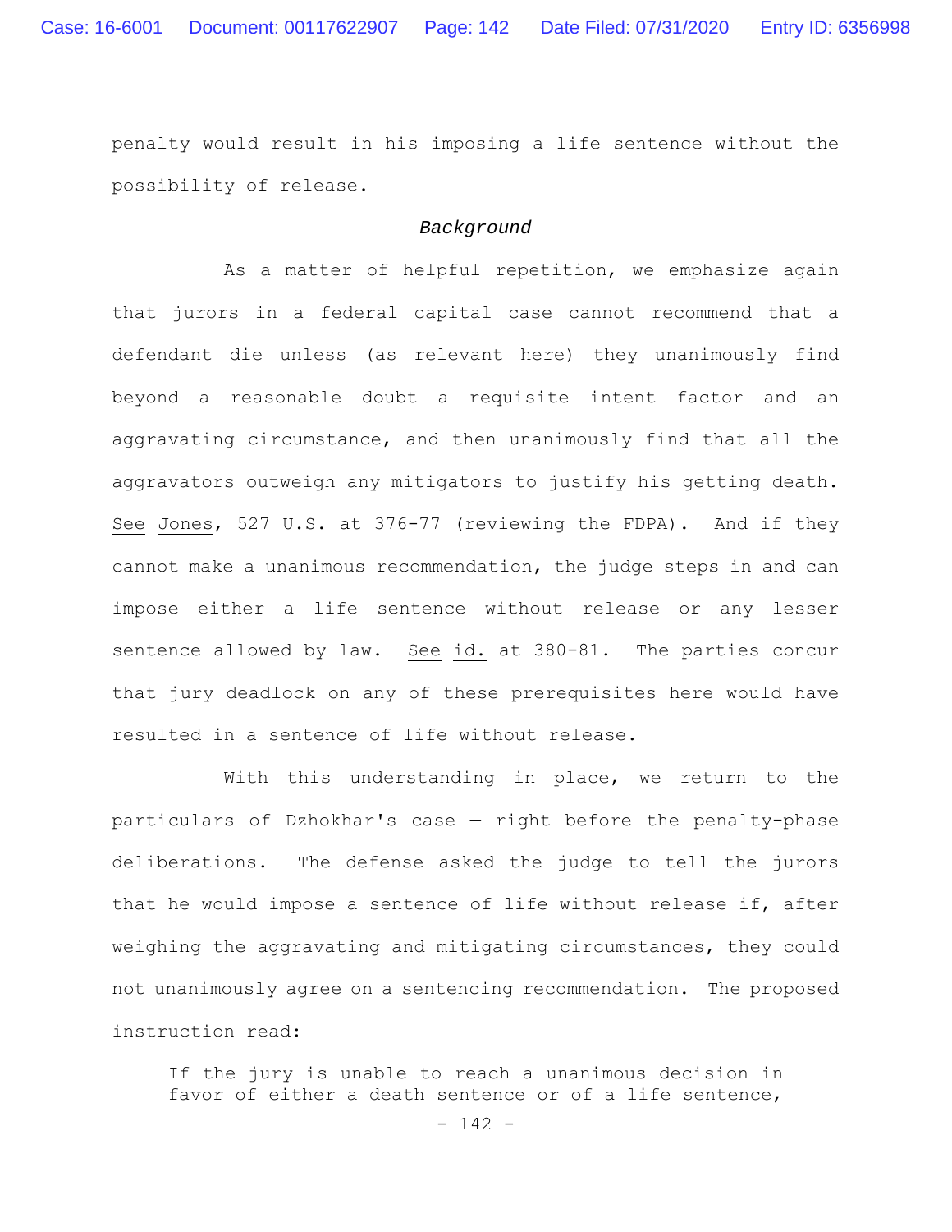penalty would result in his imposing a life sentence without the possibility of release.

*Background*

As a matter of helpful repetition, we emphasize again that jurors in a federal capital case cannot recommend that a defendant die unless (as relevant here) they unanimously find beyond a reasonable doubt a requisite intent factor and an aggravating circumstance, and then unanimously find that all the aggravators outweigh any mitigators to justify his getting death. See Jones, 527 U.S. at 376-77 (reviewing the FDPA). And if they cannot make a unanimous recommendation, the judge steps in and can impose either a life sentence without release or any lesser sentence allowed by law. See id. at 380-81. The parties concur that jury deadlock on any of these prerequisites here would have resulted in a sentence of life without release.

With this understanding in place, we return to the particulars of Dzhokhar's case — right before the penalty-phase deliberations. The defense asked the judge to tell the jurors that he would impose a sentence of life without release if, after weighing the aggravating and mitigating circumstances, they could not unanimously agree on a sentencing recommendation. The proposed instruction read:

> If the jury is unable to reach a unanimous decision in favor of either a death sentence or of a life sentence,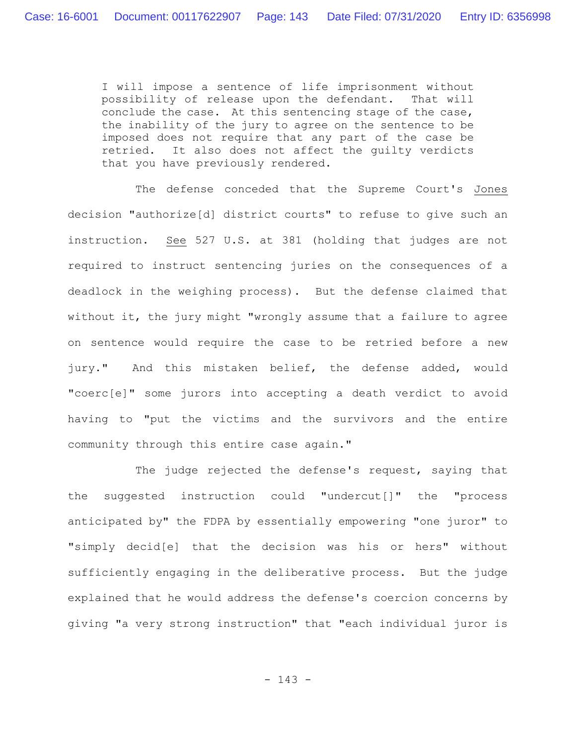> I will impose a sentence of life imprisonment without possibility of release upon the defendant. That will conclude the case. At this sentencing stage of the case, the inability of the jury to agree on the sentence to be imposed does not require that any part of the case be retried. It also does not affect the guilty verdicts that you have previously rendered.

The defense conceded that the Supreme Court's Jones decision "authorize[d] district courts" to refuse to give such an instruction. See 527 U.S. at 381 (holding that judges are not required to instruct sentencing juries on the consequences of a deadlock in the weighing process). But the defense claimed that without it, the jury might "wrongly assume that a failure to agree on sentence would require the case to be retried before a new jury." And this mistaken belief, the defense added, would "coerc[e]" some jurors into accepting a death verdict to avoid having to "put the victims and the survivors and the entire community through this entire case again."

The judge rejected the defense's request, saying that the suggested instruction could "undercut[]" the "process anticipated by" the FDPA by essentially empowering "one juror" to "simply decid[e] that the decision was his or hers" without sufficiently engaging in the deliberative process. But the judge explained that he would address the defense's coercion concerns by giving "a very strong instruction" that "each individual juror is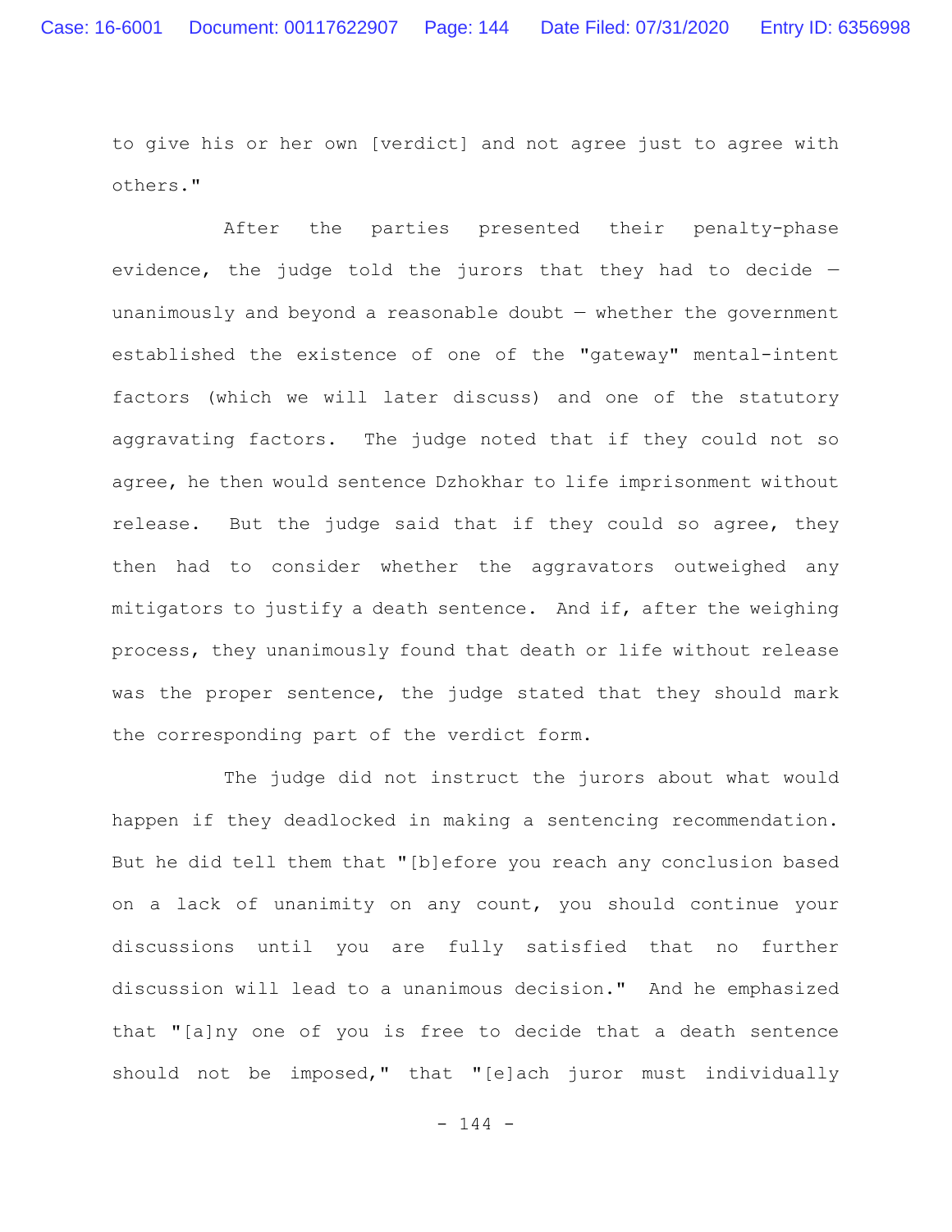to give his or her own [verdict] and not agree just to agree with others."

After the parties presented their penalty-phase evidence, the judge told the jurors that they had to decide — unanimously and beyond a reasonable doubt — whether the government established the existence of one of the "gateway" mental-intent factors (which we will later discuss) and one of the statutory aggravating factors. The judge noted that if they could not so agree, he then would sentence Dzhokhar to life imprisonment without release. But the judge said that if they could so agree, they then had to consider whether the aggravators outweighed any mitigators to justify a death sentence. And if, after the weighing process, they unanimously found that death or life without release was the proper sentence, the judge stated that they should mark the corresponding part of the verdict form.

The judge did not instruct the jurors about what would happen if they deadlocked in making a sentencing recommendation. But he did tell them that "[b]efore you reach any conclusion based on a lack of unanimity on any count, you should continue your discussions until you are fully satisfied that no further discussion will lead to a unanimous decision." And he emphasized that "[a]ny one of you is free to decide that a death sentence should not be imposed," that "[e]ach juror must individually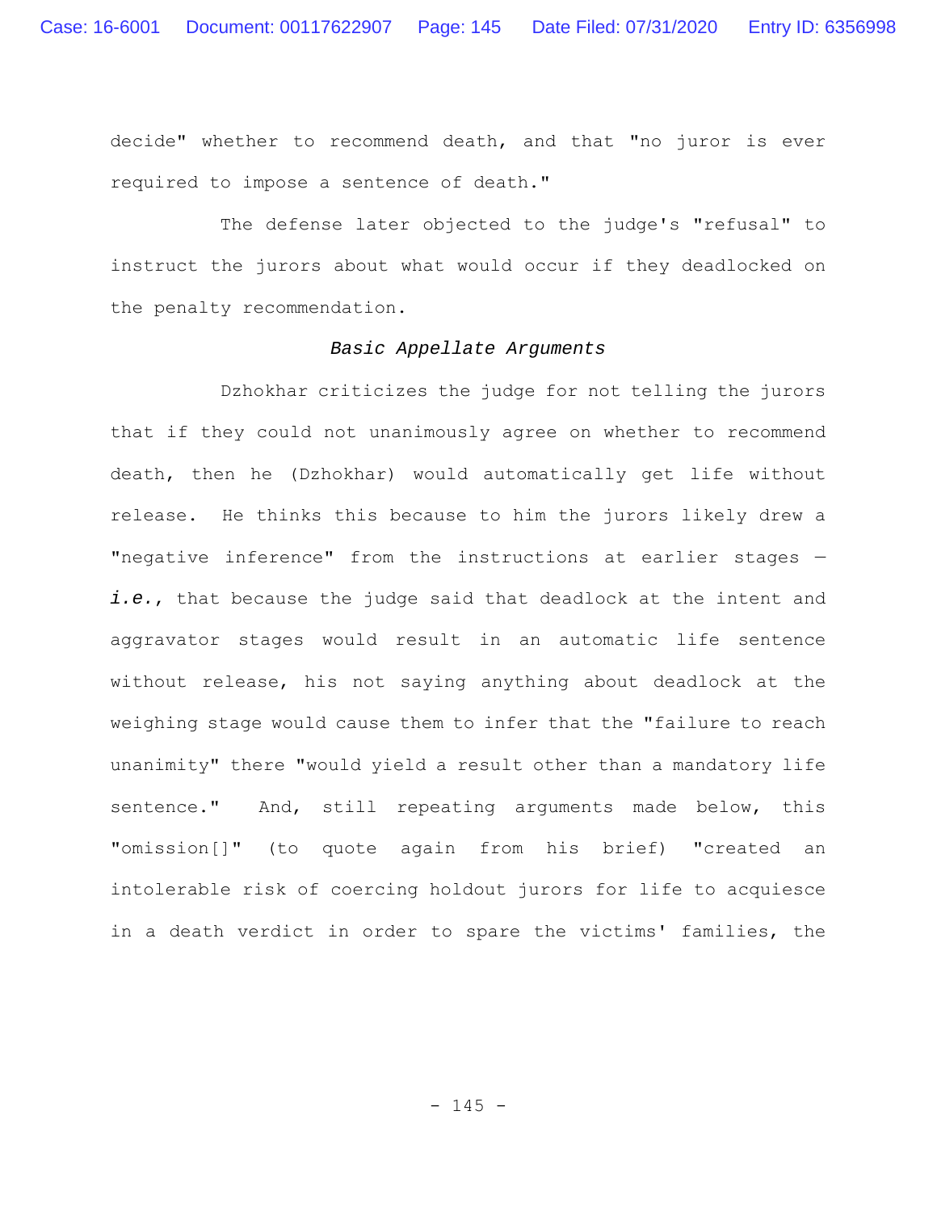decide" whether to recommend death, and that "no juror is ever required to impose a sentence of death."

The defense later objected to the judge's "refusal" to instruct the jurors about what would occur if they deadlocked on the penalty recommendation.

### *Basic Appellate Arguments*

Dzhokhar criticizes the judge for not telling the jurors that if they could not unanimously agree on whether to recommend death, then he (Dzhokhar) would automatically get life without release. He thinks this because to him the jurors likely drew a "negative inference" from the instructions at earlier stages — ***i.e.***, that because the judge said that deadlock at the intent and aggravator stages would result in an automatic life sentence without release, his not saying anything about deadlock at the weighing stage would cause them to infer that the "failure to reach unanimity" there "would yield a result other than a mandatory life sentence." And, still repeating arguments made below, this "omission[]" (to quote again from his brief) "created an intolerable risk of coercing holdout jurors for life to acquiesce in a death verdict in order to spare the victims' families, the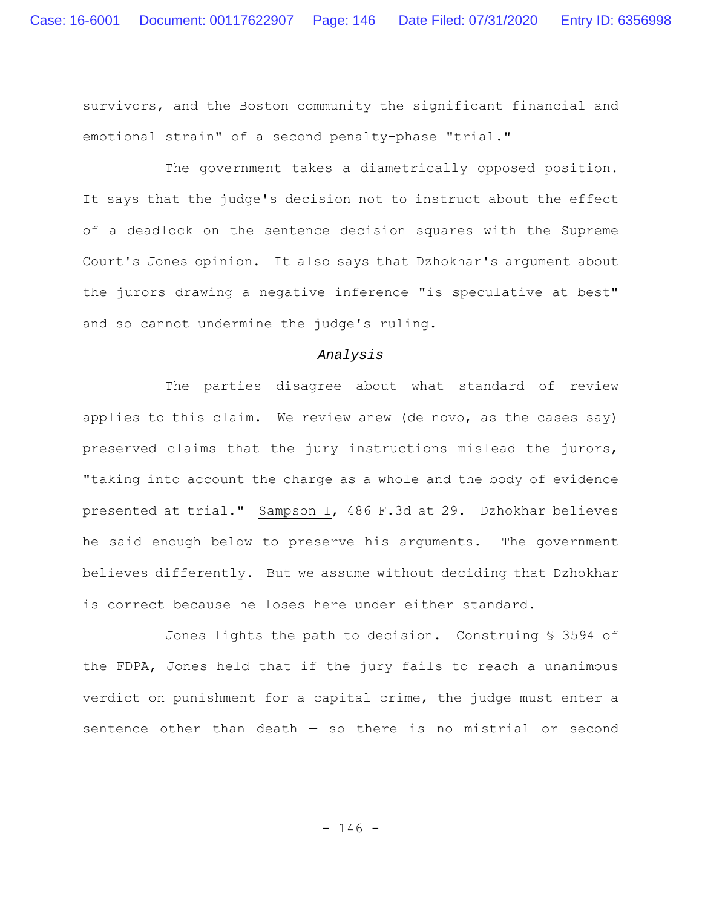survivors, and the Boston community the significant financial and emotional strain" of a second penalty-phase "trial."

The government takes a diametrically opposed position. It says that the judge's decision not to instruct about the effect of a deadlock on the sentence decision squares with the Supreme Court's Jones opinion. It also says that Dzhokhar's argument about the jurors drawing a negative inference "is speculative at best" and so cannot undermine the judge's ruling.

*Analysis*

The parties disagree about what standard of review applies to this claim. We review anew (de novo, as the cases say) preserved claims that the jury instructions mislead the jurors, "taking into account the charge as a whole and the body of evidence presented at trial." Sampson I, 486 F.3d at 29. Dzhokhar believes he said enough below to preserve his arguments. The government believes differently. But we assume without deciding that Dzhokhar is correct because he loses here under either standard.

Jones lights the path to decision. Construing § 3594 of the FDPA, Jones held that if the jury fails to reach a unanimous verdict on punishment for a capital crime, the judge must enter a sentence other than death — so there is no mistrial or second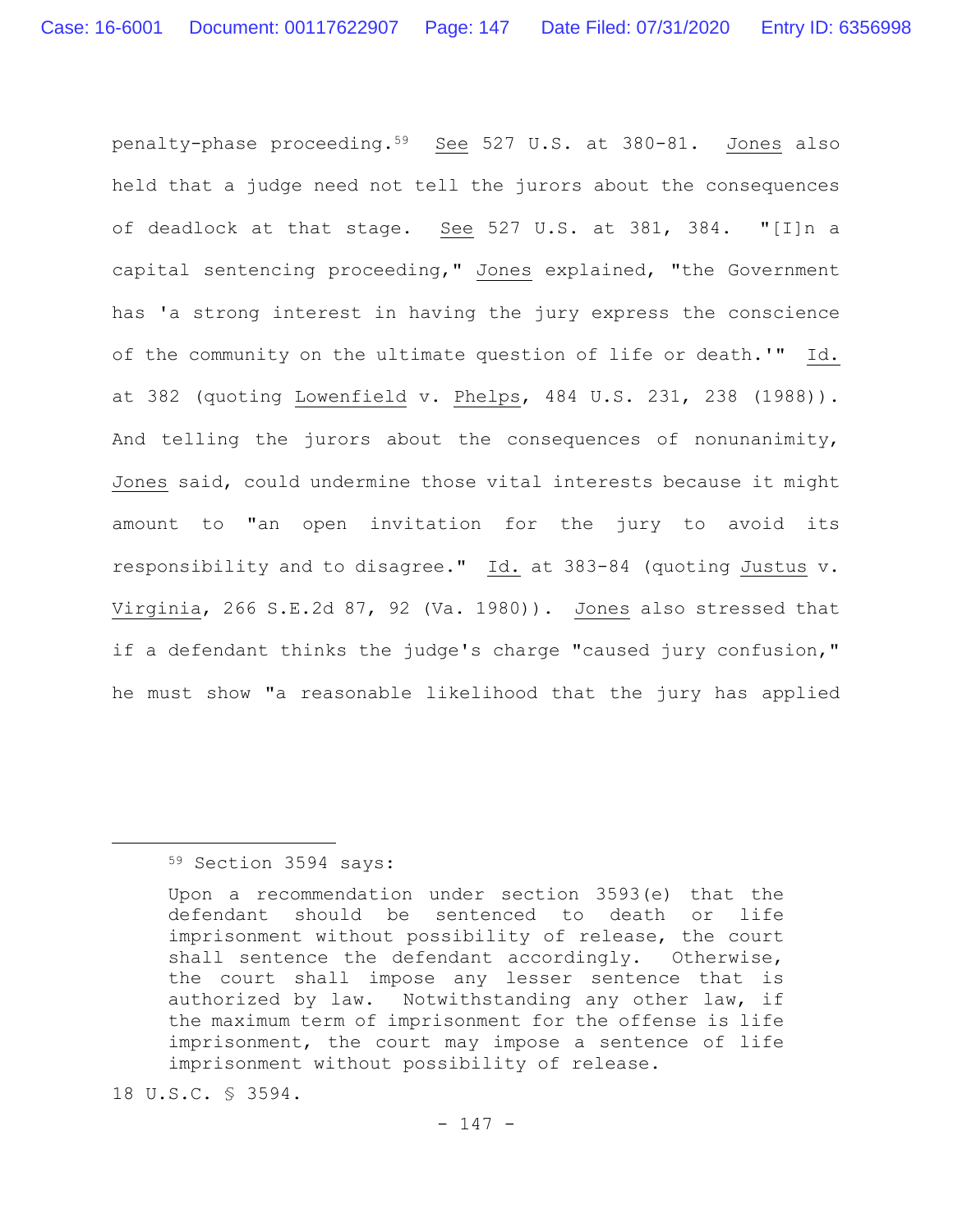penalty-phase proceeding.[59] See 527 U.S. at 380-81. Jones also held that a judge need not tell the jurors about the consequences of deadlock at that stage. See 527 U.S. at 381, 384. "[I]n a capital sentencing proceeding," Jones explained, "the Government has 'a strong interest in having the jury express the conscience of the community on the ultimate question of life or death.'" Id. at 382 (quoting Lowenfield v. Phelps, 484 U.S. 231, 238 (1988)). And telling the jurors about the consequences of nonunanimity, Jones said, could undermine those vital interests because it might amount to "an open invitation for the jury to avoid its responsibility and to disagree." Id. at 383-84 (quoting Justus v. Virginia, 266 S.E.2d 87, 92 (Va. 1980)). Jones also stressed that if a defendant thinks the judge's charge "caused jury confusion," he must show "a reasonable likelihood that the jury has applied

---

[59] Section 3594 says:

> Upon a recommendation under section 3593(e) that the defendant should be sentenced to death or life imprisonment without possibility of release, the court shall sentence the defendant accordingly. Otherwise, the court shall impose any lesser sentence that is authorized by law. Notwithstanding any other law, if the maximum term of imprisonment for the offense is life imprisonment, the court may impose a sentence of life imprisonment without possibility of release.

18 U.S.C. § 3594.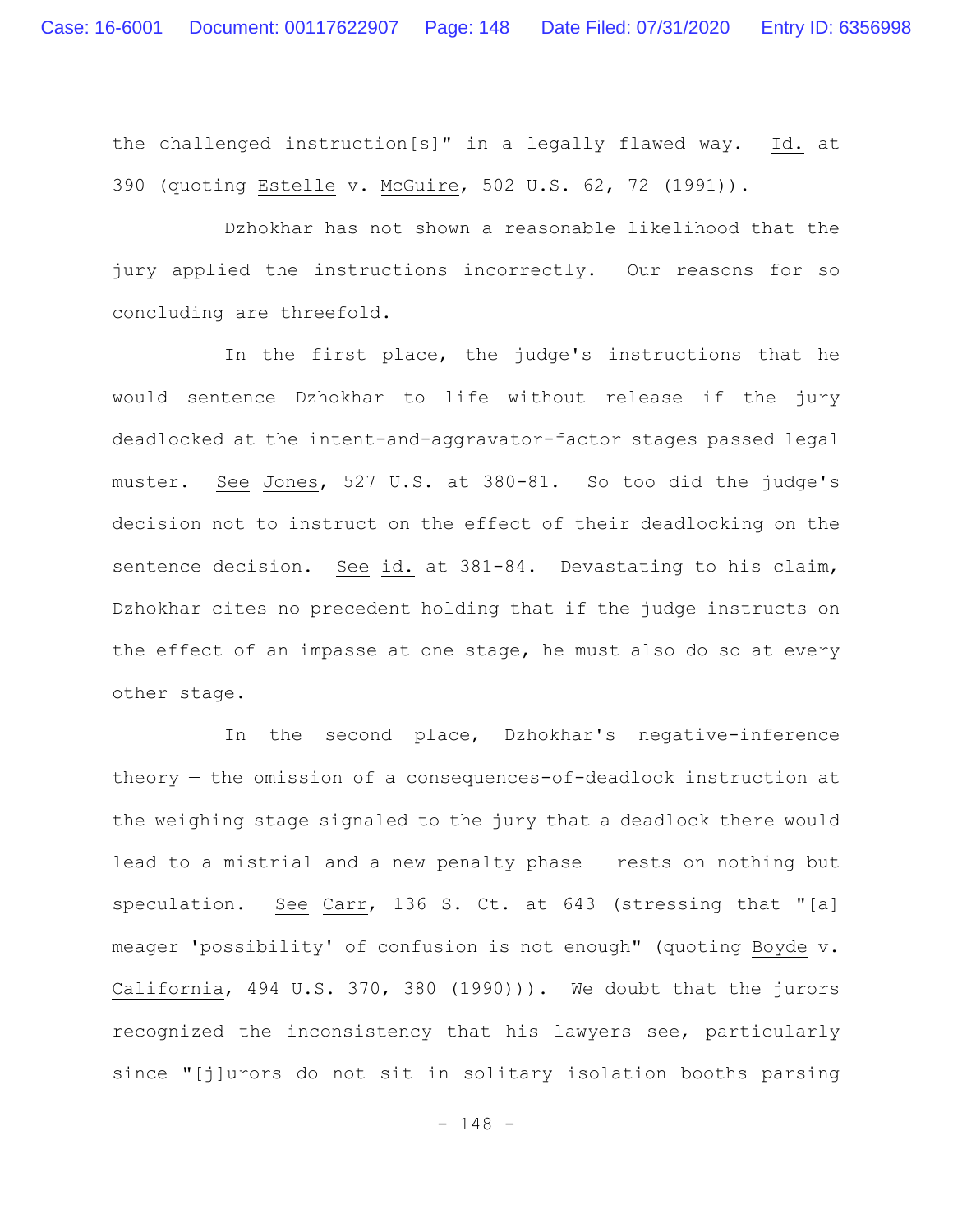the challenged instruction[s]" in a legally flawed way. Id. at 390 (quoting Estelle v. McGuire, 502 U.S. 62, 72 (1991)).

Dzhokhar has not shown a reasonable likelihood that the jury applied the instructions incorrectly. Our reasons for so concluding are threefold.

In the first place, the judge's instructions that he would sentence Dzhokhar to life without release if the jury deadlocked at the intent-and-aggravator-factor stages passed legal muster. See Jones, 527 U.S. at 380-81. So too did the judge's decision not to instruct on the effect of their deadlocking on the sentence decision. See id. at 381-84. Devastating to his claim, Dzhokhar cites no precedent holding that if the judge instructs on the effect of an impasse at one stage, he must also do so at every other stage.

In the second place, Dzhokhar's negative-inference theory — the omission of a consequences-of-deadlock instruction at the weighing stage signaled to the jury that a deadlock there would lead to a mistrial and a new penalty phase — rests on nothing but speculation. See Carr, 136 S. Ct. at 643 (stressing that "[a] meager 'possibility' of confusion is not enough" (quoting Boyde v. California, 494 U.S. 370, 380 (1990))). We doubt that the jurors recognized the inconsistency that his lawyers see, particularly since "[j]urors do not sit in solitary isolation booths parsing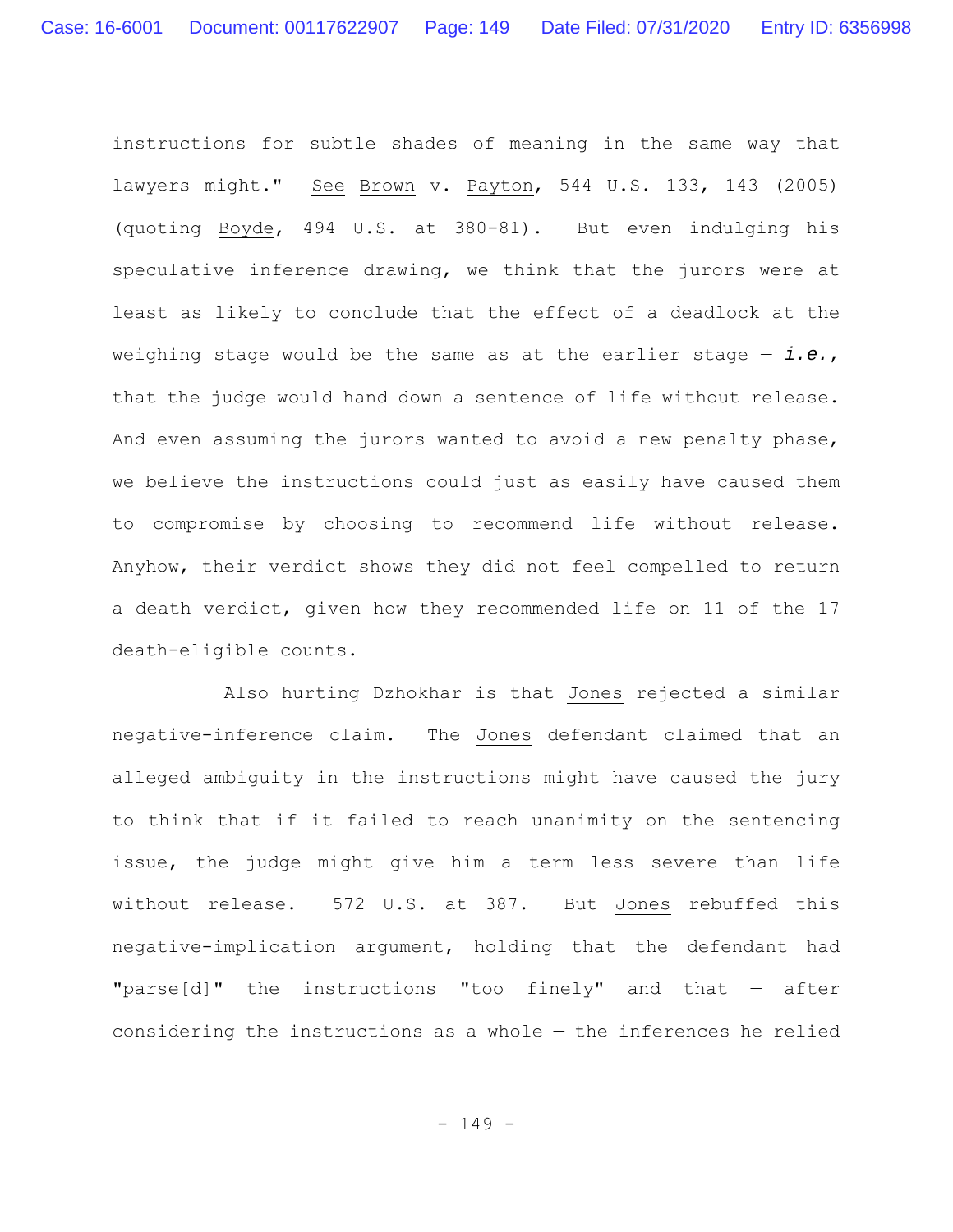instructions for subtle shades of meaning in the same way that lawyers might." See Brown v. Payton, 544 U.S. 133, 143 (2005) (quoting Boyde, 494 U.S. at 380-81). But even indulging his speculative inference drawing, we think that the jurors were at least as likely to conclude that the effect of a deadlock at the weighing stage would be the same as at the earlier stage — *i.e.*, that the judge would hand down a sentence of life without release. And even assuming the jurors wanted to avoid a new penalty phase, we believe the instructions could just as easily have caused them to compromise by choosing to recommend life without release. Anyhow, their verdict shows they did not feel compelled to return a death verdict, given how they recommended life on 11 of the 17 death-eligible counts.

Also hurting Dzhokhar is that Jones rejected a similar negative-inference claim. The Jones defendant claimed that an alleged ambiguity in the instructions might have caused the jury to think that if it failed to reach unanimity on the sentencing issue, the judge might give him a term less severe than life without release. 572 U.S. at 387. But Jones rebuffed this negative-implication argument, holding that the defendant had "parse[d]" the instructions "too finely" and that — after considering the instructions as a whole — the inferences he relied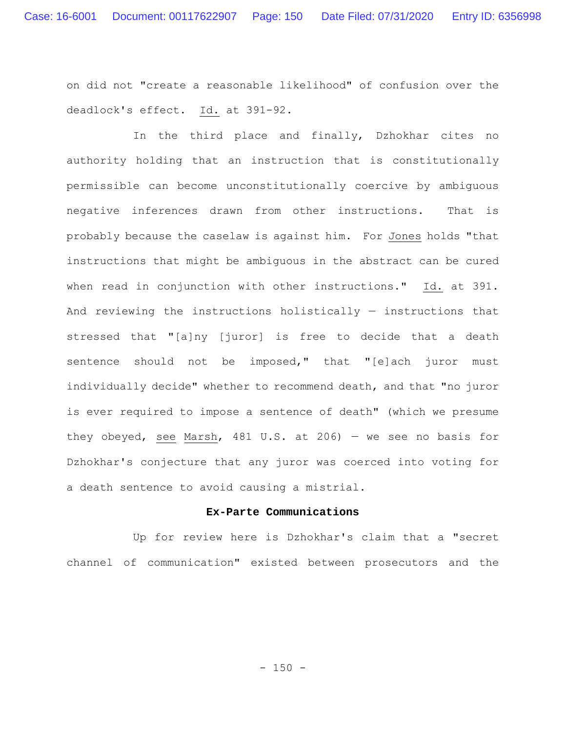on did not "create a reasonable likelihood" of confusion over the deadlock's effect. _Id._ at 391-92.

In the third place and finally, Dzhokhar cites no authority holding that an instruction that is constitutionally permissible can become unconstitutionally coercive by ambiguous negative inferences drawn from other instructions. That is probably because the caselaw is against him. For _Jones_ holds "that instructions that might be ambiguous in the abstract can be cured when read in conjunction with other instructions." _Id._ at 391. And reviewing the instructions holistically — instructions that stressed that "[a]ny [juror] is free to decide that a death sentence should not be imposed," that "[e]ach juror must individually decide" whether to recommend death, and that "no juror is ever required to impose a sentence of death" (which we presume they obeyed, _see_ _Marsh_, 481 U.S. at 206) — we see no basis for Dzhokhar's conjecture that any juror was coerced into voting for a death sentence to avoid causing a mistrial.

**Ex-Parte Communications**

Up for review here is Dzhokhar's claim that a "secret channel of communication" existed between prosecutors and the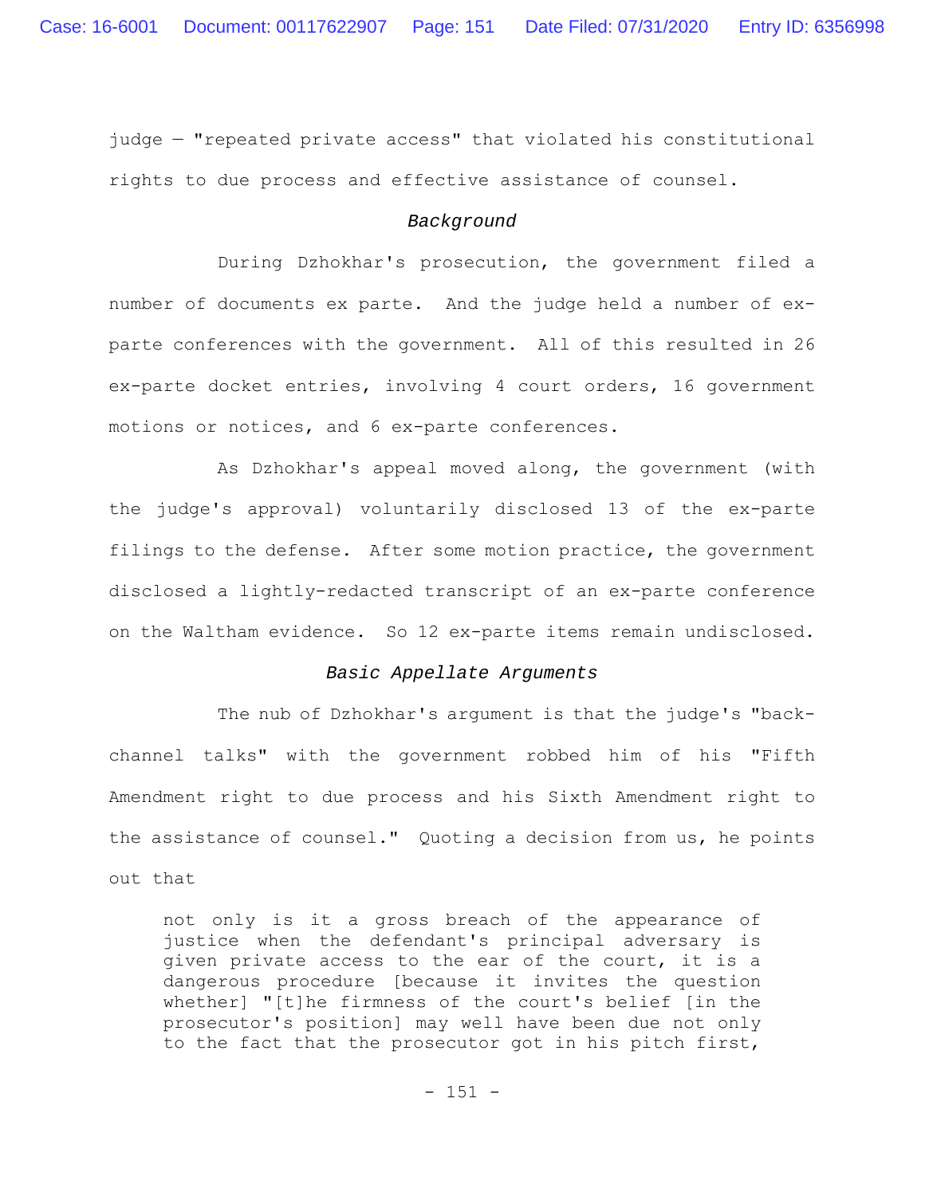judge — "repeated private access" that violated his constitutional rights to due process and effective assistance of counsel.

### *Background*

During Dzhokhar's prosecution, the government filed a number of documents ex parte. And the judge held a number of ex-parte conferences with the government. All of this resulted in 26 ex-parte docket entries, involving 4 court orders, 16 government motions or notices, and 6 ex-parte conferences.

As Dzhokhar's appeal moved along, the government (with the judge's approval) voluntarily disclosed 13 of the ex-parte filings to the defense. After some motion practice, the government disclosed a lightly-redacted transcript of an ex-parte conference on the Waltham evidence. So 12 ex-parte items remain undisclosed.

### *Basic Appellate Arguments*

The nub of Dzhokhar's argument is that the judge's "back-channel talks" with the government robbed him of his "Fifth Amendment right to due process and his Sixth Amendment right to the assistance of counsel." Quoting a decision from us, he points out that

> not only is it a gross breach of the appearance of justice when the defendant's principal adversary is given private access to the ear of the court, it is a dangerous procedure [because it invites the question whether] "[t]he firmness of the court's belief [in the prosecutor's position] may well have been due not only to the fact that the prosecutor got in his pitch first,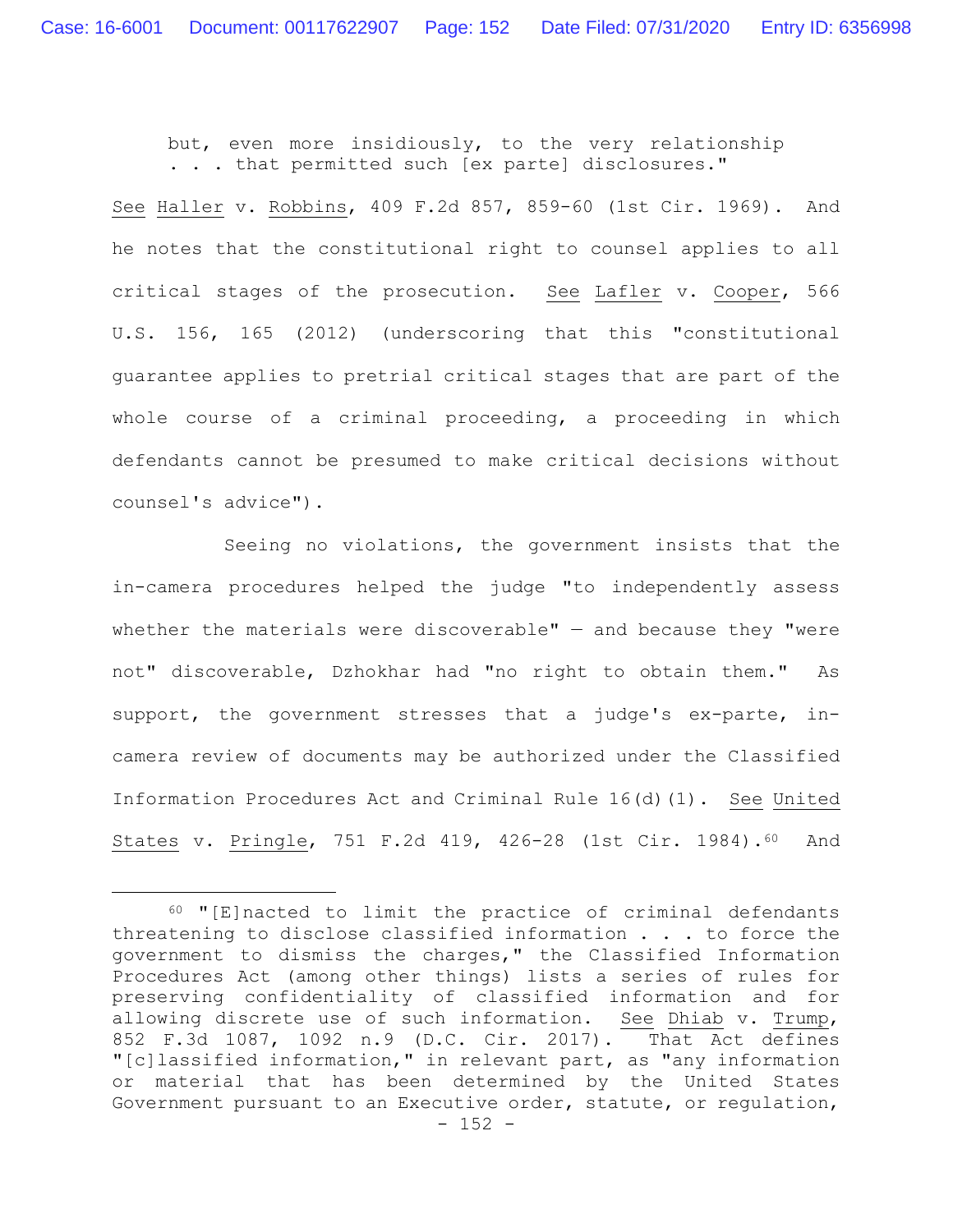> but, even more insidiously, to the very relationship . . . that permitted such [ex parte] disclosures."

See Haller v. Robbins, 409 F.2d 857, 859-60 (1st Cir. 1969). And he notes that the constitutional right to counsel applies to all critical stages of the prosecution. See Lafler v. Cooper, 566 U.S. 156, 165 (2012) (underscoring that this "constitutional guarantee applies to pretrial critical stages that are part of the whole course of a criminal proceeding, a proceeding in which defendants cannot be presumed to make critical decisions without counsel's advice").

Seeing no violations, the government insists that the in-camera procedures helped the judge "to independently assess whether the materials were discoverable" — and because they "were not" discoverable, Dzhokhar had "no right to obtain them." As support, the government stresses that a judge's ex-parte, in-camera review of documents may be authorized under the Classified Information Procedures Act and Criminal Rule 16(d)(1). See United States v. Pringle, 751 F.2d 419, 426-28 (1st Cir. 1984).[60] And

---

[60] "[E]nacted to limit the practice of criminal defendants threatening to disclose classified information . . . to force the government to dismiss the charges," the Classified Information Procedures Act (among other things) lists a series of rules for preserving confidentiality of classified information and for allowing discrete use of such information. See Dhiab v. Trump, 852 F.3d 1087, 1092 n.9 (D.C. Cir. 2017). That Act defines "[c]lassified information," in relevant part, as "any information or material that has been determined by the United States Government pursuant to an Executive order, statute, or regulation,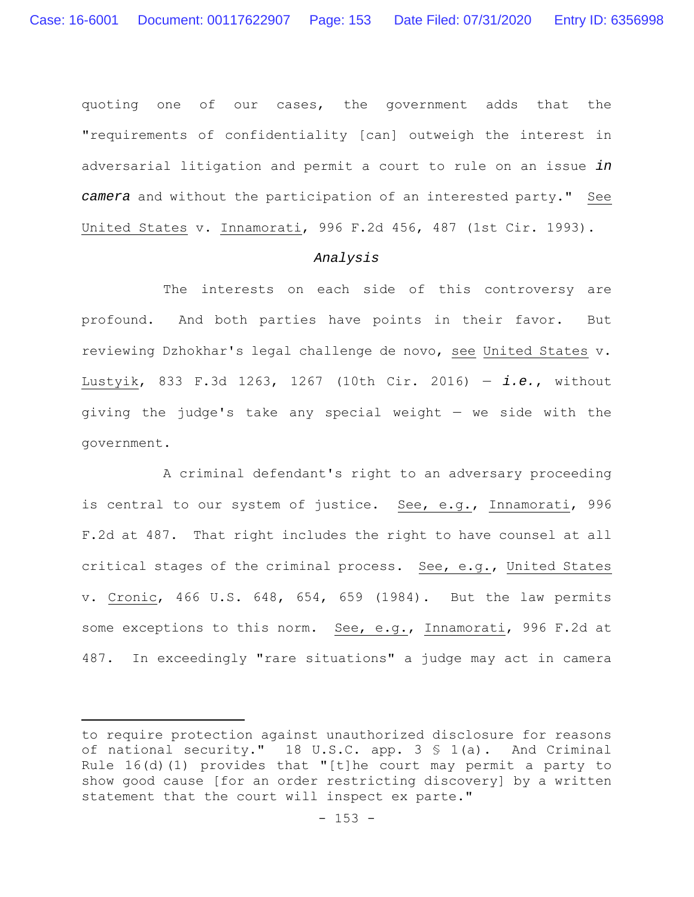quoting one of our cases, the government adds that the "requirements of confidentiality [can] outweigh the interest in adversarial litigation and permit a court to rule on an issue ***in camera*** and without the participation of an interested party." See United States v. Innamorati, 996 F.2d 456, 487 (1st Cir. 1993).

*Analysis*

The interests on each side of this controversy are profound. And both parties have points in their favor. But reviewing Dzhokhar's legal challenge de novo, see United States v. Lustyik, 833 F.3d 1263, 1267 (10th Cir. 2016) — ***i.e.***, without giving the judge's take any special weight — we side with the government.

A criminal defendant's right to an adversary proceeding is central to our system of justice. See, e.g., Innamorati, 996 F.2d at 487. That right includes the right to have counsel at all critical stages of the criminal process. See, e.g., United States v. Cronic, 466 U.S. 648, 654, 659 (1984). But the law permits some exceptions to this norm. See, e.g., Innamorati, 996 F.2d at 487. In exceedingly "rare situations" a judge may act in camera

---

to require protection against unauthorized disclosure for reasons of national security." 18 U.S.C. app. 3 § 1(a). And Criminal Rule 16(d)(1) provides that "[t]he court may permit a party to show good cause [for an order restricting discovery] by a written statement that the court will inspect ex parte."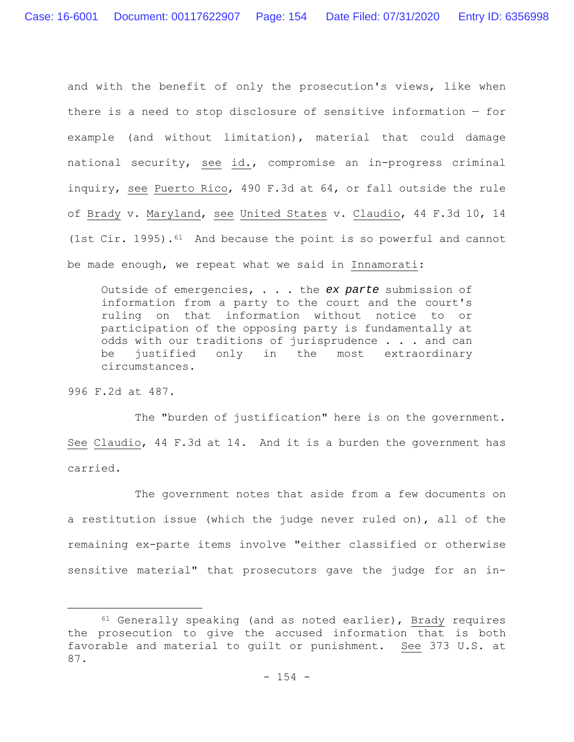and with the benefit of only the prosecution's views, like when there is a need to stop disclosure of sensitive information — for example (and without limitation), material that could damage national security, see id., compromise an in-progress criminal inquiry, see Puerto Rico, 490 F.3d at 64, or fall outside the rule of Brady v. Maryland, see United States v. Claudio, 44 F.3d 10, 14 (1st Cir. 1995).[61] And because the point is so powerful and cannot be made enough, we repeat what we said in Innamorati:

> Outside of emergencies, . . . the ***ex parte*** submission of information from a party to the court and the court's ruling on that information without notice to or participation of the opposing party is fundamentally at odds with our traditions of jurisprudence . . . and can be justified only in the most extraordinary circumstances.

996 F.2d at 487.

The "burden of justification" here is on the government. See Claudio, 44 F.3d at 14. And it is a burden the government has carried.

The government notes that aside from a few documents on a restitution issue (which the judge never ruled on), all of the remaining ex-parte items involve "either classified or otherwise sensitive material" that prosecutors gave the judge for an in-

---

[61] Generally speaking (and as noted earlier), Brady requires the prosecution to give the accused information that is both favorable and material to guilt or punishment. See 373 U.S. at 87.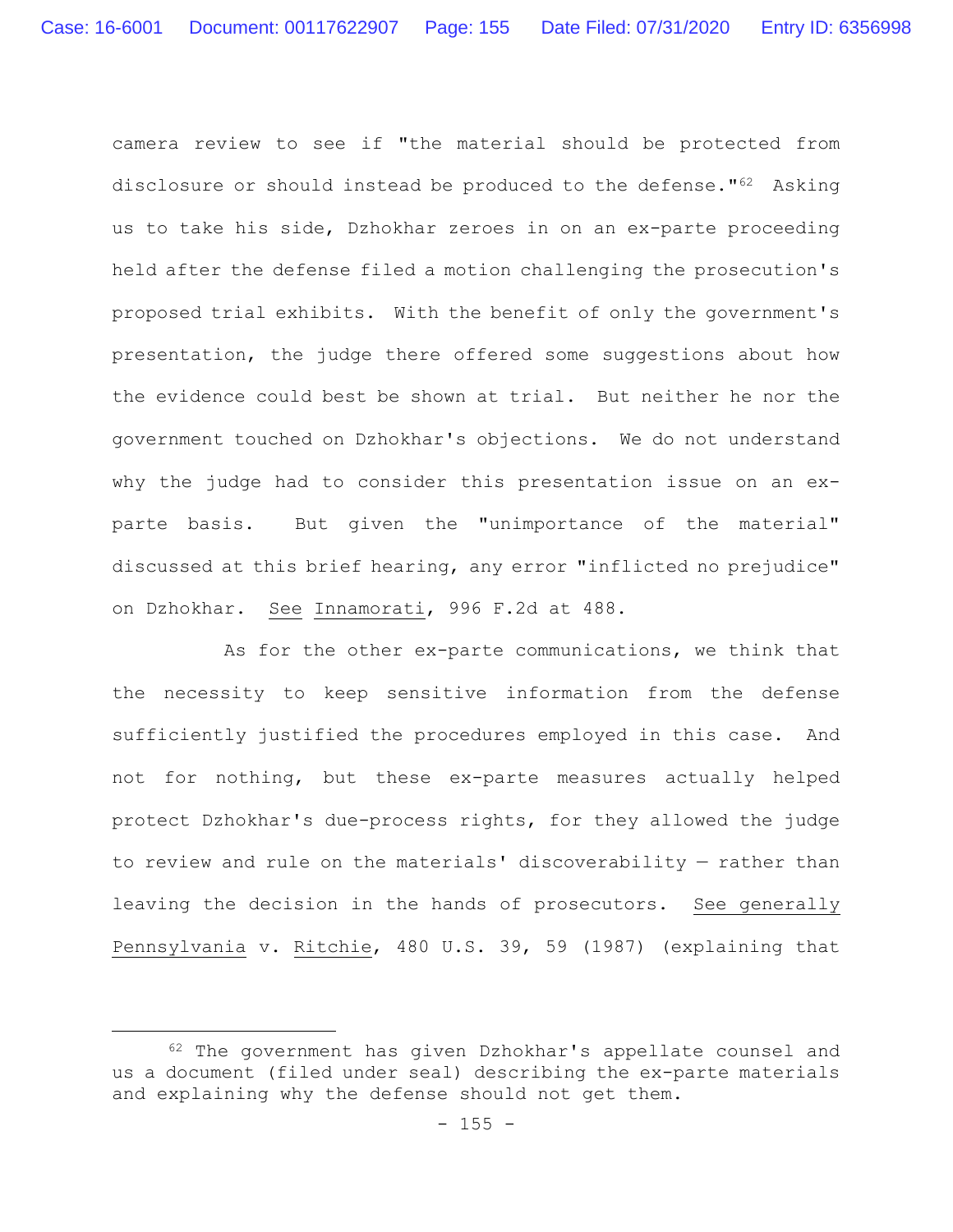camera review to see if "the material should be protected from disclosure or should instead be produced to the defense."[62] Asking us to take his side, Dzhokhar zeroes in on an ex-parte proceeding held after the defense filed a motion challenging the prosecution's proposed trial exhibits. With the benefit of only the government's presentation, the judge there offered some suggestions about how the evidence could best be shown at trial. But neither he nor the government touched on Dzhokhar's objections. We do not understand why the judge had to consider this presentation issue on an ex-parte basis. But given the "unimportance of the material" discussed at this brief hearing, any error "inflicted no prejudice" on Dzhokhar. See Innamorati, 996 F.2d at 488.

As for the other ex-parte communications, we think that the necessity to keep sensitive information from the defense sufficiently justified the procedures employed in this case. And not for nothing, but these ex-parte measures actually helped protect Dzhokhar's due-process rights, for they allowed the judge to review and rule on the materials' discoverability — rather than leaving the decision in the hands of prosecutors. See generally Pennsylvania v. Ritchie, 480 U.S. 39, 59 (1987) (explaining that

---

[62] The government has given Dzhokhar's appellate counsel and us a document (filed under seal) describing the ex-parte materials and explaining why the defense should not get them.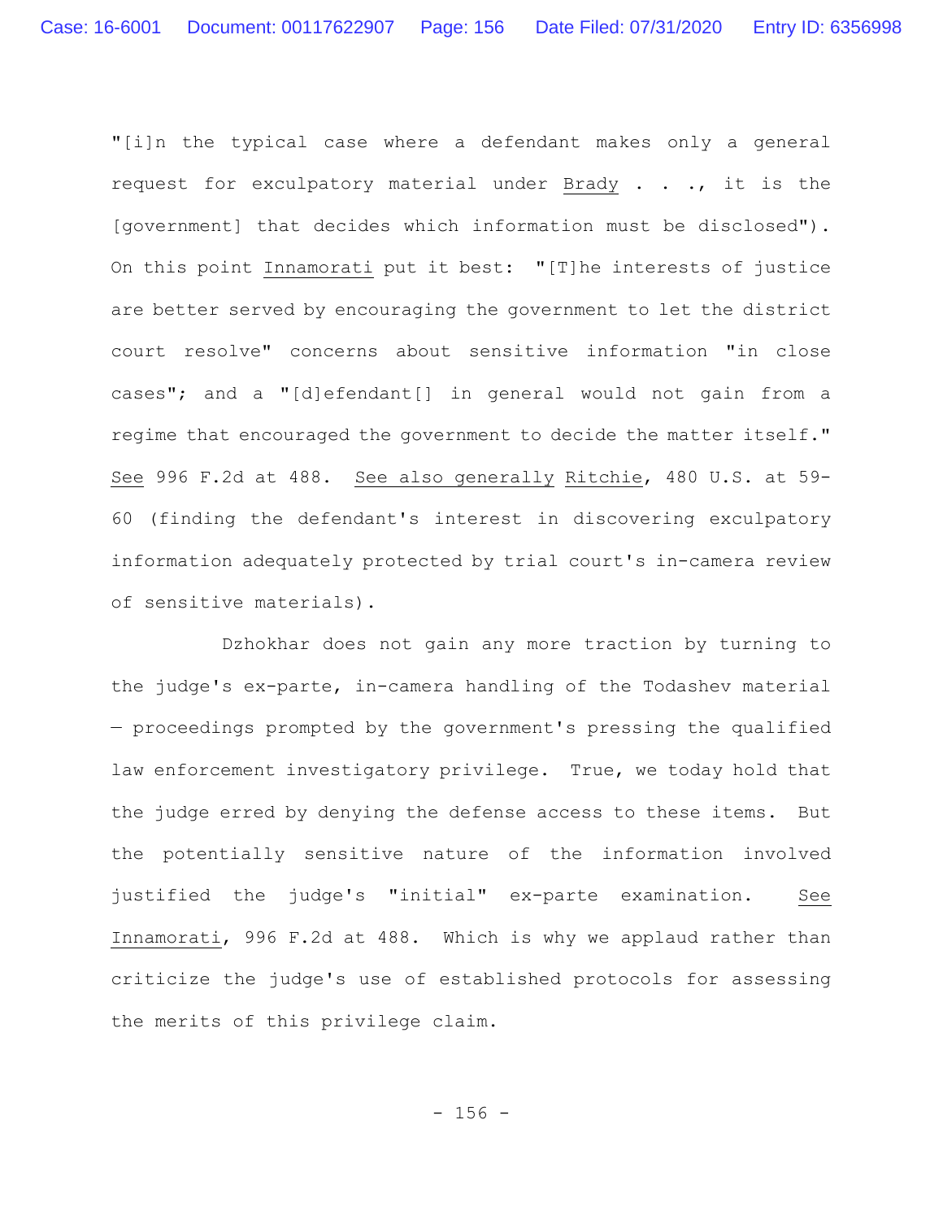"[i]n the typical case where a defendant makes only a general request for exculpatory material under Brady . . ., it is the [government] that decides which information must be disclosed"). On this point Innamorati put it best: "[T]he interests of justice are better served by encouraging the government to let the district court resolve" concerns about sensitive information "in close cases"; and a "[d]efendant[] in general would not gain from a regime that encouraged the government to decide the matter itself." See 996 F.2d at 488. See also generally Ritchie, 480 U.S. at 59-60 (finding the defendant's interest in discovering exculpatory information adequately protected by trial court's in-camera review of sensitive materials).

Dzhokhar does not gain any more traction by turning to the judge's ex-parte, in-camera handling of the Todashev material — proceedings prompted by the government's pressing the qualified law enforcement investigatory privilege. True, we today hold that the judge erred by denying the defense access to these items. But the potentially sensitive nature of the information involved justified the judge's "initial" ex-parte examination. See Innamorati, 996 F.2d at 488. Which is why we applaud rather than criticize the judge's use of established protocols for assessing the merits of this privilege claim.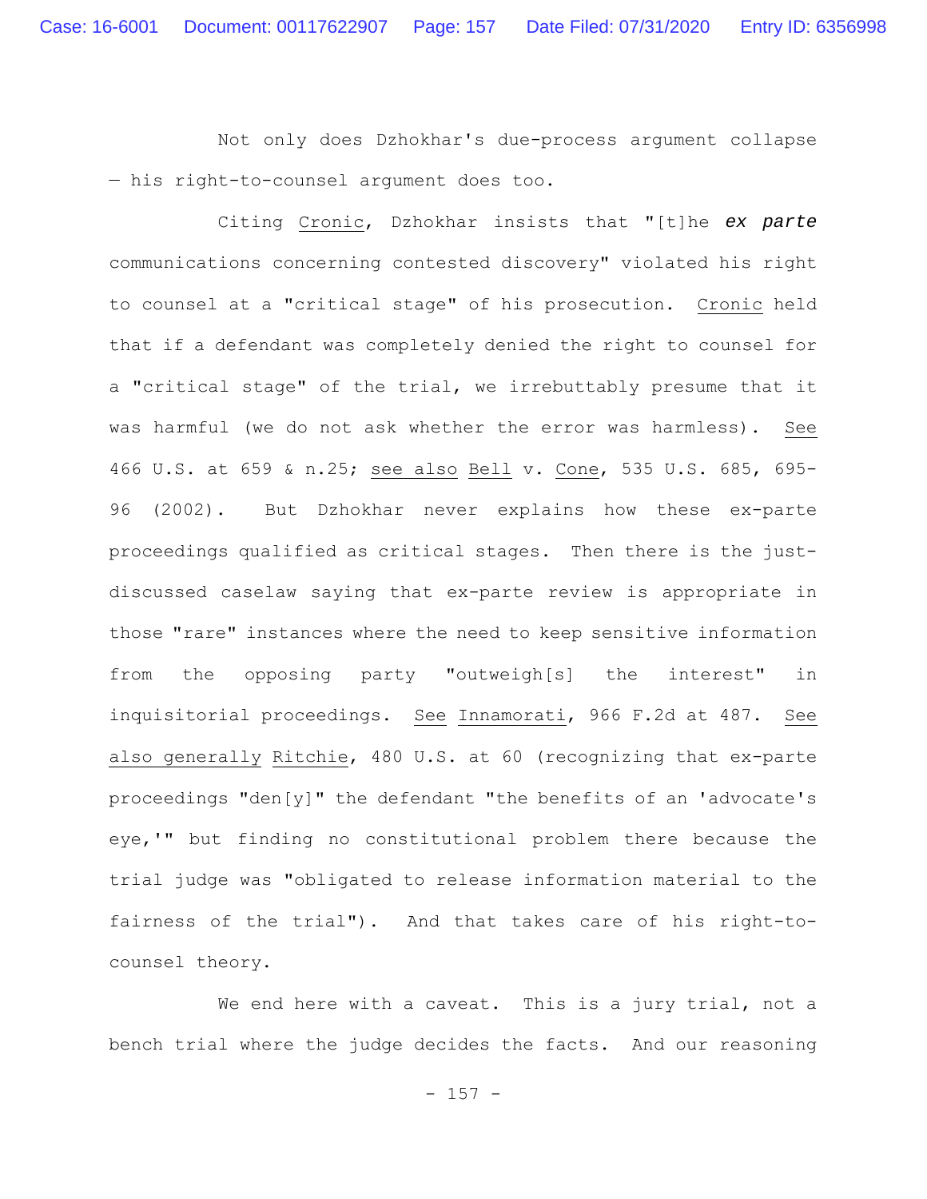Not only does Dzhokhar's due-process argument collapse — his right-to-counsel argument does too.

Citing Cronic, Dzhokhar insists that "[t]he ***ex parte*** communications concerning contested discovery" violated his right to counsel at a "critical stage" of his prosecution. Cronic held that if a defendant was completely denied the right to counsel for a "critical stage" of the trial, we irrebuttably presume that it was harmful (we do not ask whether the error was harmless). See 466 U.S. at 659 & n.25; see also Bell v. Cone, 535 U.S. 685, 695-96 (2002). But Dzhokhar never explains how these ex-parte proceedings qualified as critical stages. Then there is the just-discussed caselaw saying that ex-parte review is appropriate in those "rare" instances where the need to keep sensitive information from the opposing party "outweigh[s] the interest" in inquisitorial proceedings. See Innamorati, 966 F.2d at 487. See also generally Ritchie, 480 U.S. at 60 (recognizing that ex-parte proceedings "den[y]" the defendant "the benefits of an 'advocate's eye,'" but finding no constitutional problem there because the trial judge was "obligated to release information material to the fairness of the trial"). And that takes care of his right-to-counsel theory.

We end here with a caveat. This is a jury trial, not a bench trial where the judge decides the facts. And our reasoning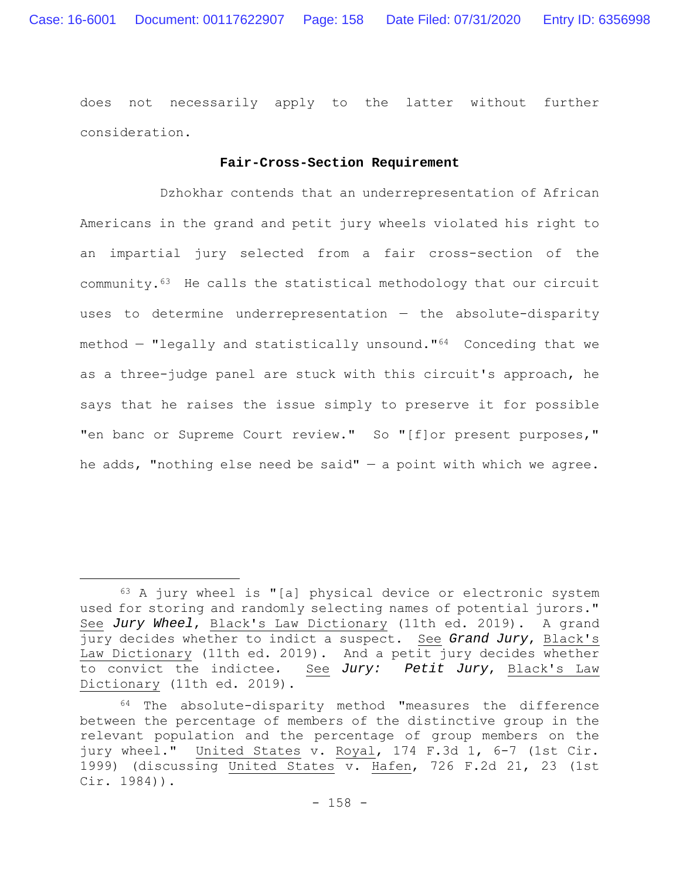does not necessarily apply to the latter without further consideration.

## Fair-Cross-Section Requirement

Dzhokhar contends that an underrepresentation of African Americans in the grand and petit jury wheels violated his right to an impartial jury selected from a fair cross-section of the community.[63] He calls the statistical methodology that our circuit uses to determine underrepresentation — the absolute-disparity method — "legally and statistically unsound."[64] Conceding that we as a three-judge panel are stuck with this circuit's approach, he says that he raises the issue simply to preserve it for possible "en banc or Supreme Court review." So "[f]or present purposes," he adds, "nothing else need be said" — a point with which we agree.

---

[63] A jury wheel is "[a] physical device or electronic system used for storing and randomly selecting names of potential jurors." See ***Jury Wheel***, Black's Law Dictionary (11th ed. 2019). A grand jury decides whether to indict a suspect. See ***Grand Jury***, Black's Law Dictionary (11th ed. 2019). And a petit jury decides whether to convict the indictee. See ***Jury: Petit Jury***, Black's Law Dictionary (11th ed. 2019).

[64] The absolute-disparity method "measures the difference between the percentage of members of the distinctive group in the relevant population and the percentage of group members on the jury wheel." United States v. Royal, 174 F.3d 1, 6-7 (1st Cir. 1999) (discussing United States v. Hafen, 726 F.2d 21, 23 (1st Cir. 1984)).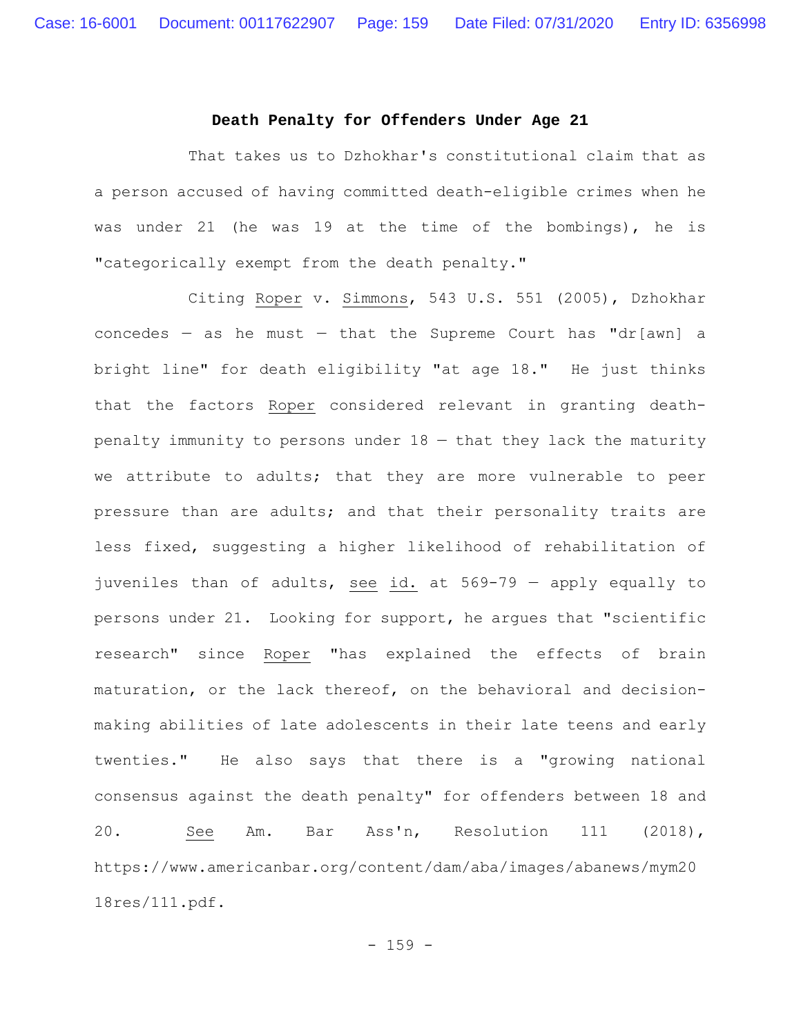## Death Penalty for Offenders Under Age 21

That takes us to Dzhokhar's constitutional claim that as a person accused of having committed death-eligible crimes when he was under 21 (he was 19 at the time of the bombings), he is "categorically exempt from the death penalty."

Citing Roper v. Simmons, 543 U.S. 551 (2005), Dzhokhar concedes — as he must — that the Supreme Court has "dr[awn] a bright line" for death eligibility "at age 18." He just thinks that the factors Roper considered relevant in granting death-penalty immunity to persons under 18 — that they lack the maturity we attribute to adults; that they are more vulnerable to peer pressure than are adults; and that their personality traits are less fixed, suggesting a higher likelihood of rehabilitation of juveniles than of adults, see id. at 569-79 — apply equally to persons under 21. Looking for support, he argues that "scientific research" since Roper "has explained the effects of brain maturation, or the lack thereof, on the behavioral and decision-making abilities of late adolescents in their late teens and early twenties." He also says that there is a "growing national consensus against the death penalty" for offenders between 18 and 20. See Am. Bar Ass'n, Resolution 111 (2018), https://www.americanbar.org/content/dam/aba/images/abanews/mym2018res/111.pdf.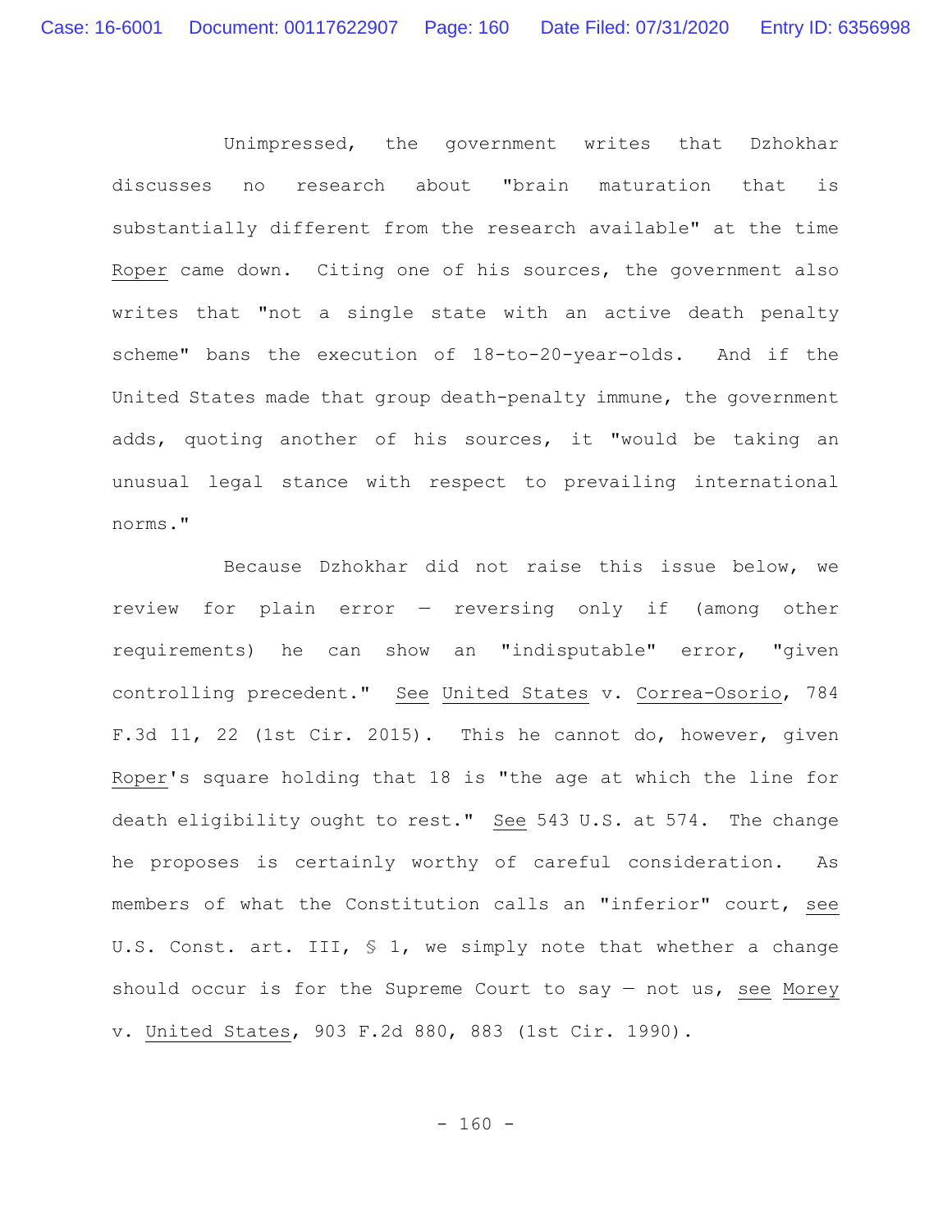Unimpressed, the government writes that Dzhokhar discusses no research about "brain maturation that is substantially different from the research available" at the time Roper came down. Citing one of his sources, the government also writes that "not a single state with an active death penalty scheme" bans the execution of 18-to-20-year-olds. And if the United States made that group death-penalty immune, the government adds, quoting another of his sources, it "would be taking an unusual legal stance with respect to prevailing international norms."

Because Dzhokhar did not raise this issue below, we review for plain error — reversing only if (among other requirements) he can show an "indisputable" error, "given controlling precedent." See United States v. Correa-Osorio, 784 F.3d 11, 22 (1st Cir. 2015). This he cannot do, however, given Roper's square holding that 18 is "the age at which the line for death eligibility ought to rest." See 543 U.S. at 574. The change he proposes is certainly worthy of careful consideration. As members of what the Constitution calls an "inferior" court, see U.S. Const. art. III, § 1, we simply note that whether a change should occur is for the Supreme Court to say — not us, see Morey v. United States, 903 F.2d 880, 883 (1st Cir. 1990).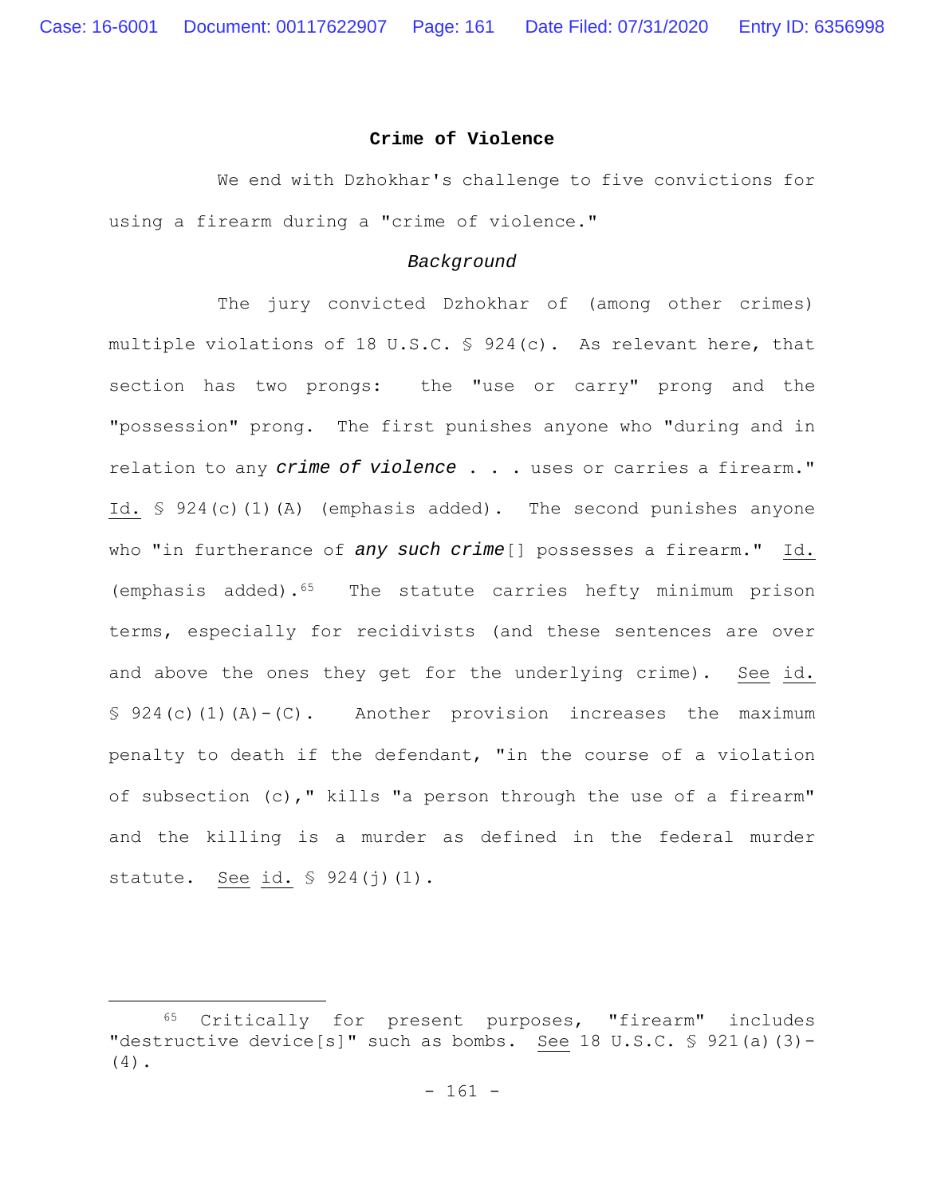**Crime of Violence**

We end with Dzhokhar's challenge to five convictions for using a firearm during a "crime of violence."

*Background*

The jury convicted Dzhokhar of (among other crimes) multiple violations of 18 U.S.C. § 924(c). As relevant here, that section has two prongs: the "use or carry" prong and the "possession" prong. The first punishes anyone who "during and in relation to any ***crime of violence*** . . . uses or carries a firearm." Id. § 924(c)(1)(A) (emphasis added). The second punishes anyone who "in furtherance of ***any such crime***[] possesses a firearm." Id. (emphasis added).[65] The statute carries hefty minimum prison terms, especially for recidivists (and these sentences are over and above the ones they get for the underlying crime). See id. § 924(c)(1)(A)-(C). Another provision increases the maximum penalty to death if the defendant, "in the course of a violation of subsection (c)," kills "a person through the use of a firearm" and the killing is a murder as defined in the federal murder statute. See id. § 924(j)(1).

---

[65] Critically for present purposes, "firearm" includes "destructive device[s]" such as bombs. See 18 U.S.C. § 921(a)(3)-(4).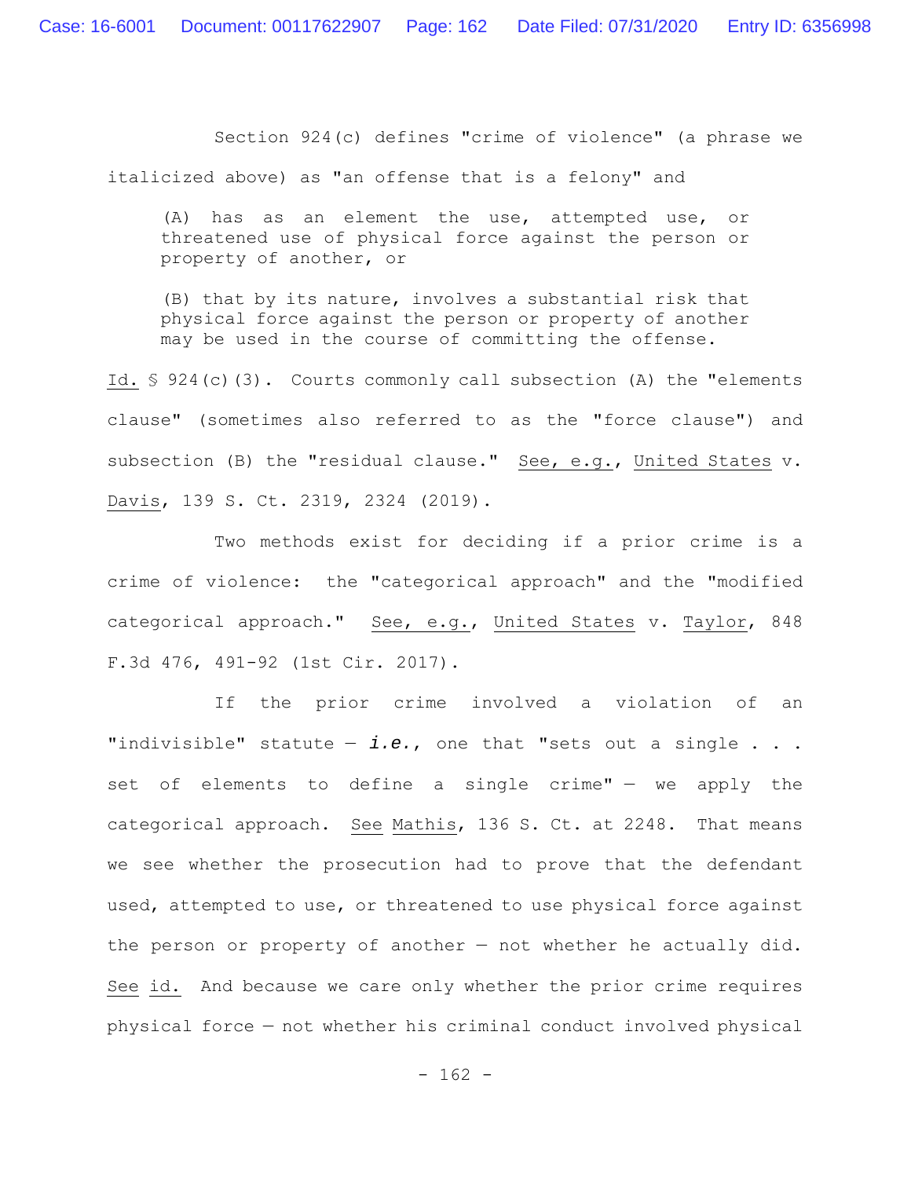Section 924(c) defines "crime of violence" (a phrase we italicized above) as "an offense that is a felony" and

> (A) has as an element the use, attempted use, or threatened use of physical force against the person or property of another, or
>
> (B) that by its nature, involves a substantial risk that physical force against the person or property of another may be used in the course of committing the offense.

Id. § 924(c)(3). Courts commonly call subsection (A) the "elements clause" (sometimes also referred to as the "force clause") and subsection (B) the "residual clause." See, e.g., United States v. Davis, 139 S. Ct. 2319, 2324 (2019).

Two methods exist for deciding if a prior crime is a crime of violence: the "categorical approach" and the "modified categorical approach." See, e.g., United States v. Taylor, 848 F.3d 476, 491-92 (1st Cir. 2017).

If the prior crime involved a violation of an "indivisible" statute — ***i.e.***, one that "sets out a single . . . set of elements to define a single crime" — we apply the categorical approach. See Mathis, 136 S. Ct. at 2248. That means we see whether the prosecution had to prove that the defendant used, attempted to use, or threatened to use physical force against the person or property of another — not whether he actually did. See id. And because we care only whether the prior crime requires physical force — not whether his criminal conduct involved physical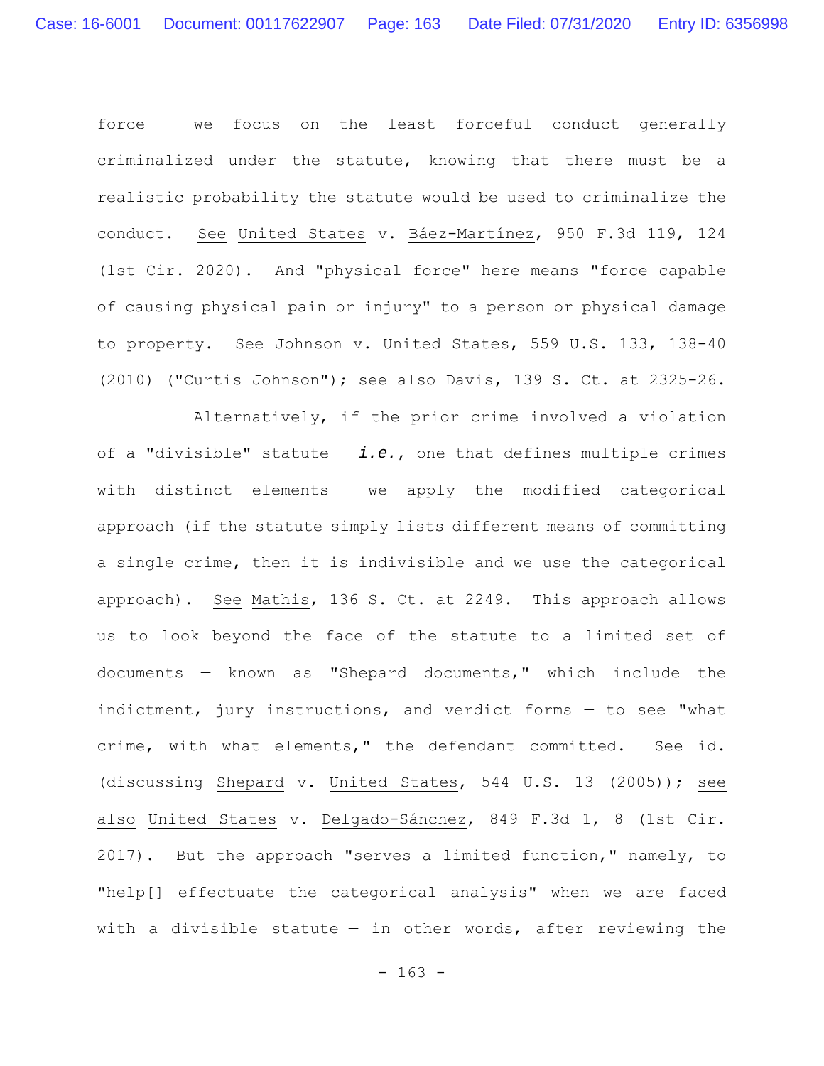force — we focus on the least forceful conduct generally criminalized under the statute, knowing that there must be a realistic probability the statute would be used to criminalize the conduct. See United States v. Báez-Martínez, 950 F.3d 119, 124 (1st Cir. 2020). And "physical force" here means "force capable of causing physical pain or injury" to a person or physical damage to property. See Johnson v. United States, 559 U.S. 133, 138-40 (2010) ("Curtis Johnson"); see also Davis, 139 S. Ct. at 2325-26.

Alternatively, if the prior crime involved a violation of a "divisible" statute — *i.e.*, one that defines multiple crimes with distinct elements — we apply the modified categorical approach (if the statute simply lists different means of committing a single crime, then it is indivisible and we use the categorical approach). See Mathis, 136 S. Ct. at 2249. This approach allows us to look beyond the face of the statute to a limited set of documents — known as "Shepard documents," which include the indictment, jury instructions, and verdict forms — to see "what crime, with what elements," the defendant committed. See id. (discussing Shepard v. United States, 544 U.S. 13 (2005)); see also United States v. Delgado-Sánchez, 849 F.3d 1, 8 (1st Cir. 2017). But the approach "serves a limited function," namely, to "help[] effectuate the categorical analysis" when we are faced with a divisible statute — in other words, after reviewing the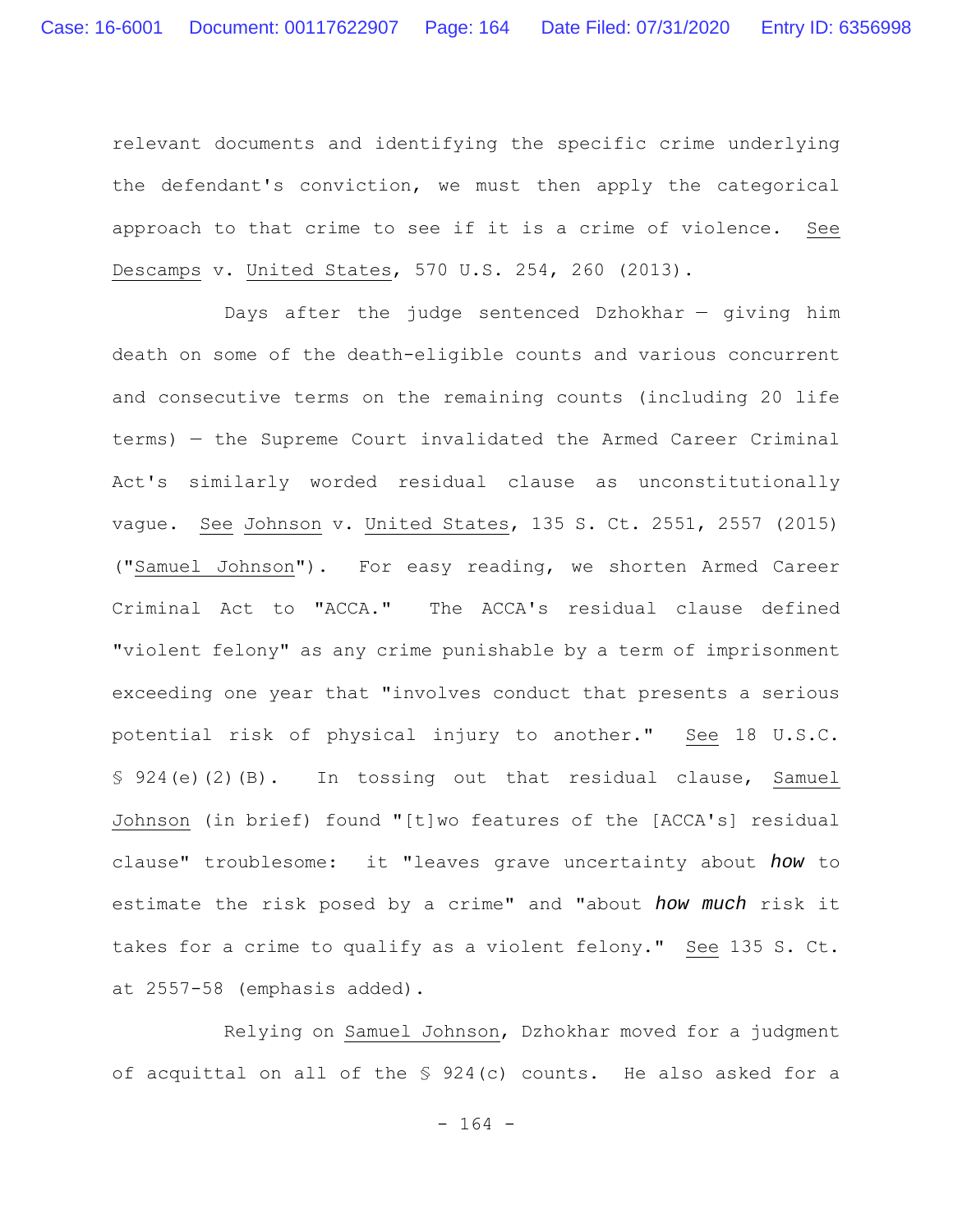relevant documents and identifying the specific crime underlying the defendant's conviction, we must then apply the categorical approach to that crime to see if it is a crime of violence. See Descamps v. United States, 570 U.S. 254, 260 (2013).

Days after the judge sentenced Dzhokhar — giving him death on some of the death-eligible counts and various concurrent and consecutive terms on the remaining counts (including 20 life terms) — the Supreme Court invalidated the Armed Career Criminal Act's similarly worded residual clause as unconstitutionally vague. See Johnson v. United States, 135 S. Ct. 2551, 2557 (2015) ("Samuel Johnson"). For easy reading, we shorten Armed Career Criminal Act to "ACCA." The ACCA's residual clause defined "violent felony" as any crime punishable by a term of imprisonment exceeding one year that "involves conduct that presents a serious potential risk of physical injury to another." See 18 U.S.C. § 924(e)(2)(B). In tossing out that residual clause, Samuel Johnson (in brief) found "[t]wo features of the [ACCA's] residual clause" troublesome: it "leaves grave uncertainty about ***how*** to estimate the risk posed by a crime" and "about ***how much*** risk it takes for a crime to qualify as a violent felony." See 135 S. Ct. at 2557-58 (emphasis added).

Relying on Samuel Johnson, Dzhokhar moved for a judgment of acquittal on all of the § 924(c) counts. He also asked for a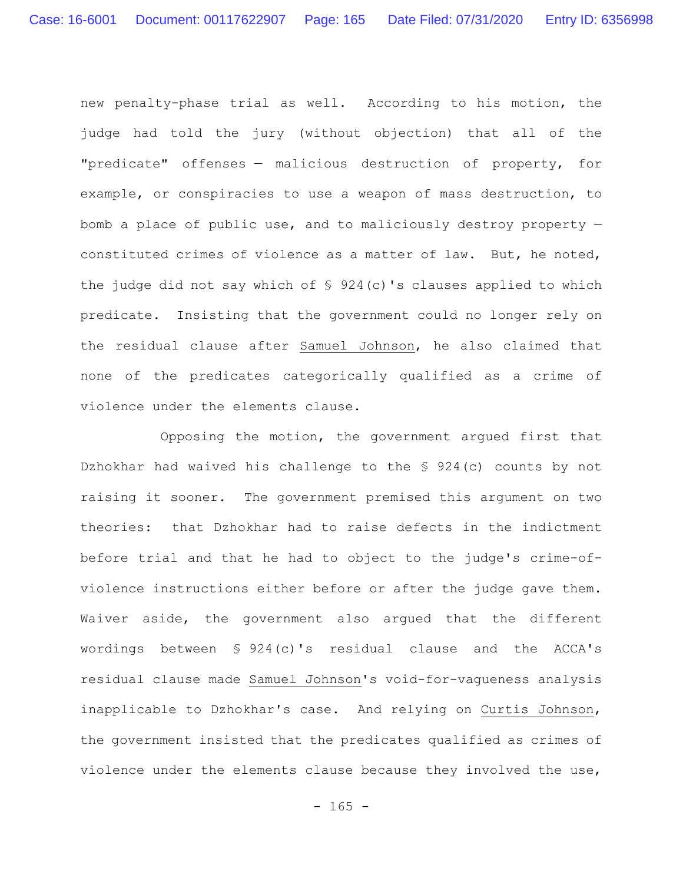new penalty-phase trial as well. According to his motion, the judge had told the jury (without objection) that all of the "predicate" offenses — malicious destruction of property, for example, or conspiracies to use a weapon of mass destruction, to bomb a place of public use, and to maliciously destroy property — constituted crimes of violence as a matter of law. But, he noted, the judge did not say which of § 924(c)'s clauses applied to which predicate. Insisting that the government could no longer rely on the residual clause after Samuel Johnson, he also claimed that none of the predicates categorically qualified as a crime of violence under the elements clause.

Opposing the motion, the government argued first that Dzhokhar had waived his challenge to the § 924(c) counts by not raising it sooner. The government premised this argument on two theories: that Dzhokhar had to raise defects in the indictment before trial and that he had to object to the judge's crime-of-violence instructions either before or after the judge gave them. Waiver aside, the government also argued that the different wordings between § 924(c)'s residual clause and the ACCA's residual clause made Samuel Johnson's void-for-vagueness analysis inapplicable to Dzhokhar's case. And relying on Curtis Johnson, the government insisted that the predicates qualified as crimes of violence under the elements clause because they involved the use,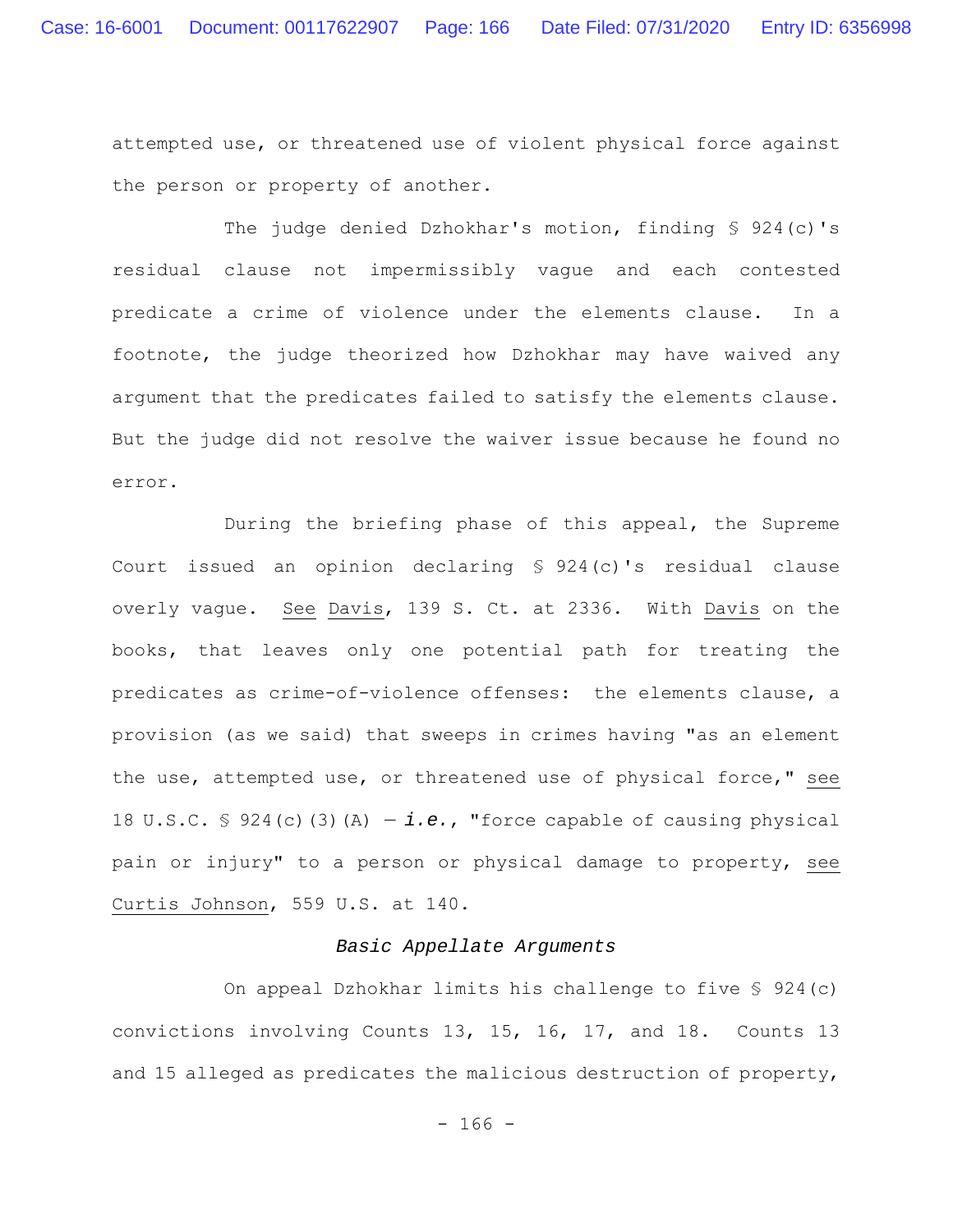attempted use, or threatened use of violent physical force against the person or property of another.

The judge denied Dzhokhar's motion, finding § 924(c)'s residual clause not impermissibly vague and each contested predicate a crime of violence under the elements clause. In a footnote, the judge theorized how Dzhokhar may have waived any argument that the predicates failed to satisfy the elements clause. But the judge did not resolve the waiver issue because he found no error.

During the briefing phase of this appeal, the Supreme Court issued an opinion declaring § 924(c)'s residual clause overly vague. See Davis, 139 S. Ct. at 2336. With Davis on the books, that leaves only one potential path for treating the predicates as crime-of-violence offenses: the elements clause, a provision (as we said) that sweeps in crimes having "as an element the use, attempted use, or threatened use of physical force," see 18 U.S.C. § 924(c)(3)(A) — ***i.e.***, "force capable of causing physical pain or injury" to a person or physical damage to property, see Curtis Johnson, 559 U.S. at 140.

*Basic Appellate Arguments*

On appeal Dzhokhar limits his challenge to five § 924(c) convictions involving Counts 13, 15, 16, 17, and 18. Counts 13 and 15 alleged as predicates the malicious destruction of property,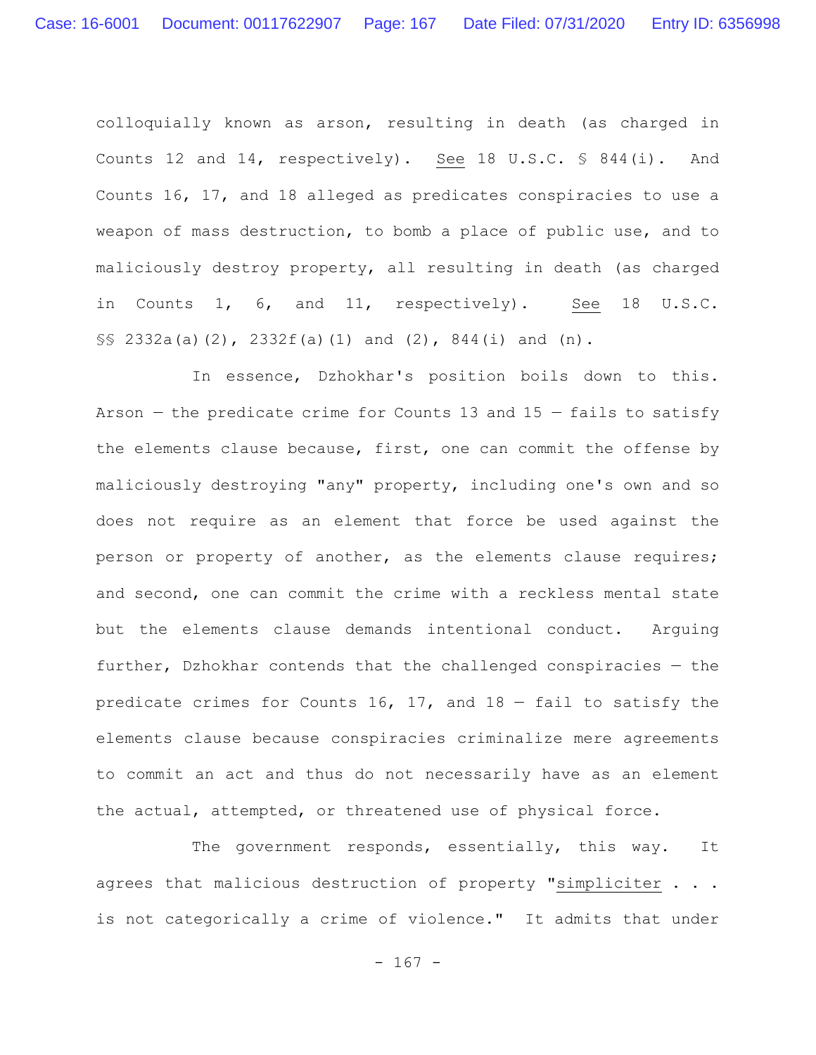colloquially known as arson, resulting in death (as charged in Counts 12 and 14, respectively). See 18 U.S.C. § 844(i). And Counts 16, 17, and 18 alleged as predicates conspiracies to use a weapon of mass destruction, to bomb a place of public use, and to maliciously destroy property, all resulting in death (as charged in Counts 1, 6, and 11, respectively). See 18 U.S.C. §§ 2332a(a)(2), 2332f(a)(1) and (2), 844(i) and (n).

In essence, Dzhokhar's position boils down to this. Arson — the predicate crime for Counts 13 and 15 — fails to satisfy the elements clause because, first, one can commit the offense by maliciously destroying "any" property, including one's own and so does not require as an element that force be used against the person or property of another, as the elements clause requires; and second, one can commit the crime with a reckless mental state but the elements clause demands intentional conduct. Arguing further, Dzhokhar contends that the challenged conspiracies — the predicate crimes for Counts 16, 17, and 18 — fail to satisfy the elements clause because conspiracies criminalize mere agreements to commit an act and thus do not necessarily have as an element the actual, attempted, or threatened use of physical force.

The government responds, essentially, this way. It agrees that malicious destruction of property "simpliciter . . . is not categorically a crime of violence." It admits that under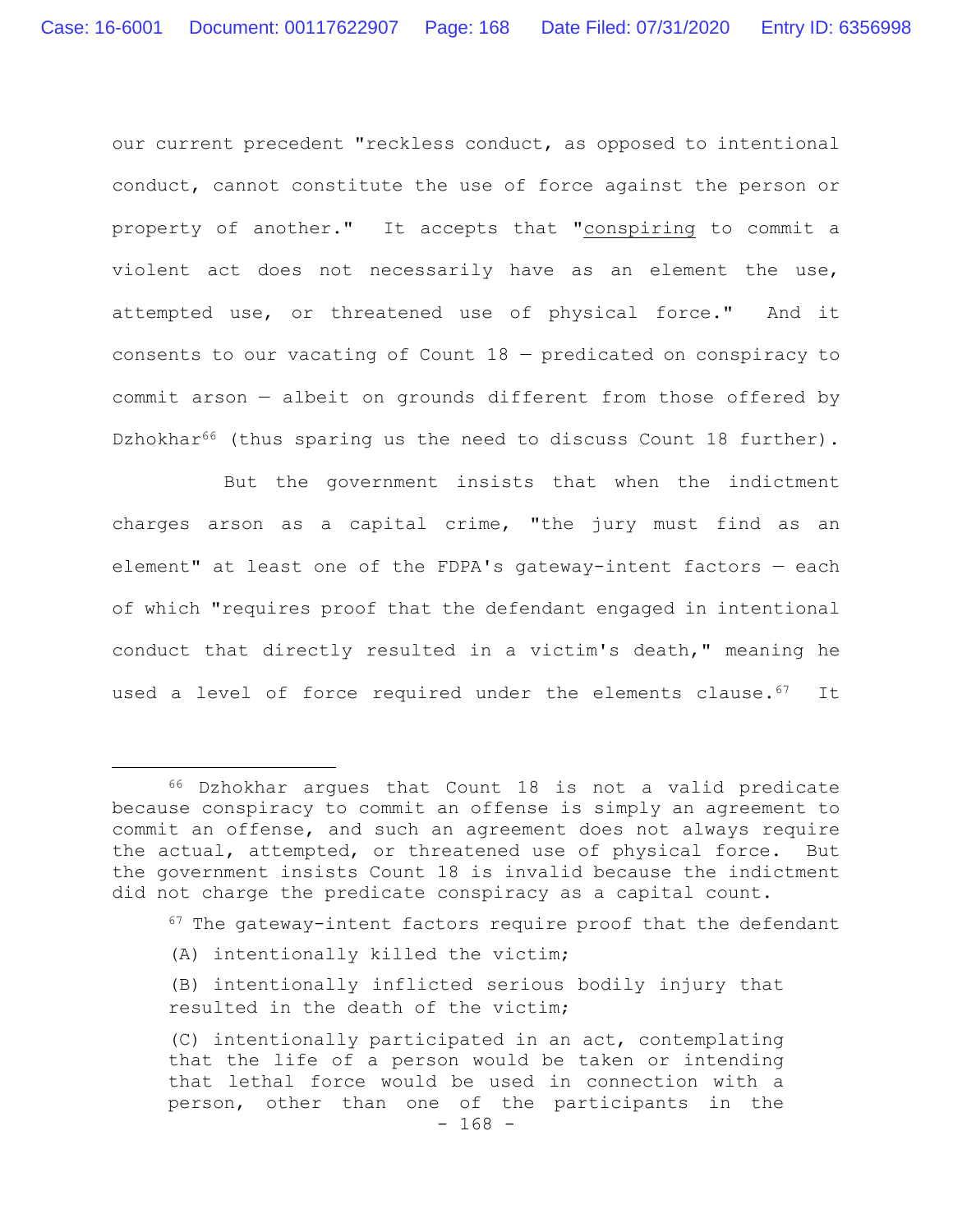our current precedent "reckless conduct, as opposed to intentional conduct, cannot constitute the use of force against the person or property of another." It accepts that "conspiring to commit a violent act does not necessarily have as an element the use, attempted use, or threatened use of physical force." And it consents to our vacating of Count 18 — predicated on conspiracy to commit arson — albeit on grounds different from those offered by Dzhokhar[66] (thus sparing us the need to discuss Count 18 further).

But the government insists that when the indictment charges arson as a capital crime, "the jury must find as an element" at least one of the FDPA's gateway-intent factors — each of which "requires proof that the defendant engaged in intentional conduct that directly resulted in a victim's death," meaning he used a level of force required under the elements clause.[67] It

---

[66] Dzhokhar argues that Count 18 is not a valid predicate because conspiracy to commit an offense is simply an agreement to commit an offense, and such an agreement does not always require the actual, attempted, or threatened use of physical force. But the government insists Count 18 is invalid because the indictment did not charge the predicate conspiracy as a capital count.

[67] The gateway-intent factors require proof that the defendant

> (A) intentionally killed the victim;
>
> (B) intentionally inflicted serious bodily injury that resulted in the death of the victim;
>
> (C) intentionally participated in an act, contemplating that the life of a person would be taken or intending that lethal force would be used in connection with a person, other than one of the participants in the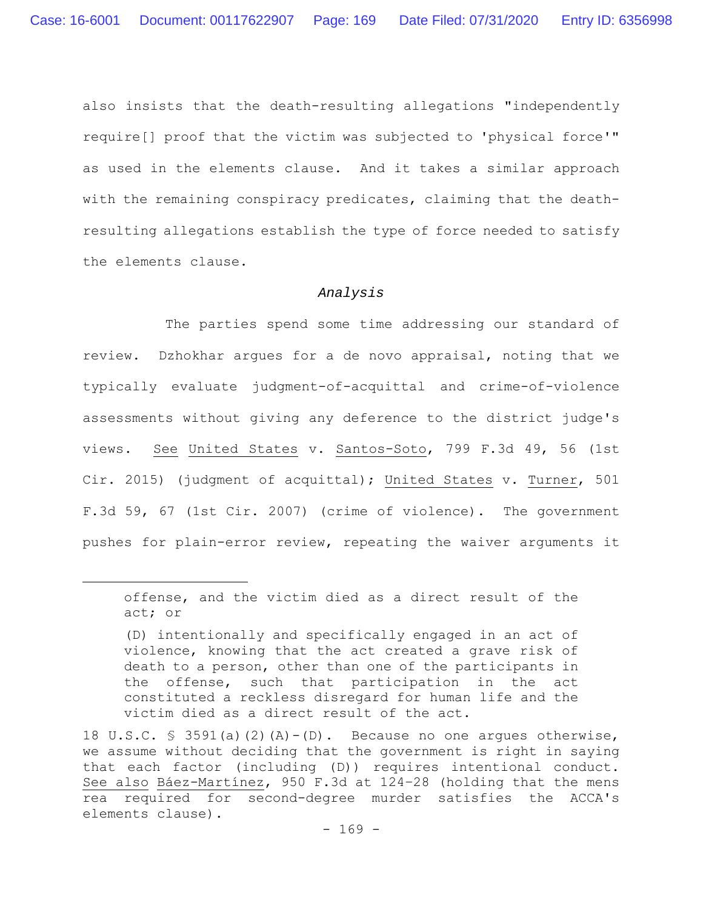also insists that the death-resulting allegations "independently require[] proof that the victim was subjected to 'physical force'" as used in the elements clause. And it takes a similar approach with the remaining conspiracy predicates, claiming that the death-resulting allegations establish the type of force needed to satisfy the elements clause.

*Analysis*

The parties spend some time addressing our standard of review. Dzhokhar argues for a de novo appraisal, noting that we typically evaluate judgment-of-acquittal and crime-of-violence assessments without giving any deference to the district judge's views. See United States v. Santos-Soto, 799 F.3d 49, 56 (1st Cir. 2015) (judgment of acquittal); United States v. Turner, 501 F.3d 59, 67 (1st Cir. 2007) (crime of violence). The government pushes for plain-error review, repeating the waiver arguments it

---

> offense, and the victim died as a direct result of the act; or
>
> (D) intentionally and specifically engaged in an act of violence, knowing that the act created a grave risk of death to a person, other than one of the participants in the offense, such that participation in the act constituted a reckless disregard for human life and the victim died as a direct result of the act.

18 U.S.C. § 3591(a)(2)(A)-(D). Because no one argues otherwise, we assume without deciding that the government is right in saying that each factor (including (D)) requires intentional conduct. See also Báez-Martínez, 950 F.3d at 124-28 (holding that the mens rea required for second-degree murder satisfies the ACCA's elements clause).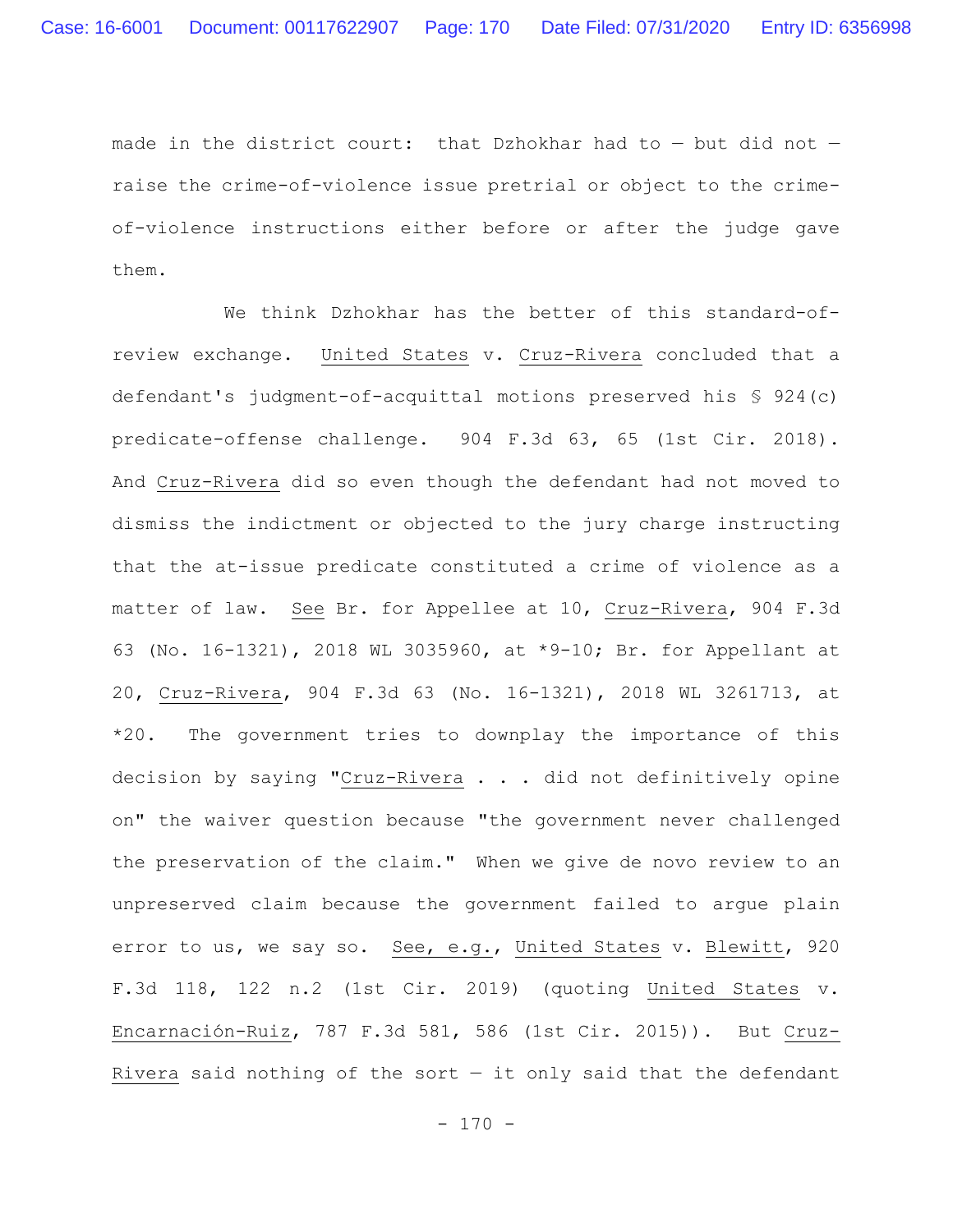made in the district court: that Dzhokhar had to — but did not — raise the crime-of-violence issue pretrial or object to the crime-of-violence instructions either before or after the judge gave them.

We think Dzhokhar has the better of this standard-of-review exchange. United States v. Cruz-Rivera concluded that a defendant's judgment-of-acquittal motions preserved his § 924(c) predicate-offense challenge. 904 F.3d 63, 65 (1st Cir. 2018). And Cruz-Rivera did so even though the defendant had not moved to dismiss the indictment or objected to the jury charge instructing that the at-issue predicate constituted a crime of violence as a matter of law. See Br. for Appellee at 10, Cruz-Rivera, 904 F.3d 63 (No. 16-1321), 2018 WL 3035960, at *9-10; Br. for Appellant at 20, Cruz-Rivera, 904 F.3d 63 (No. 16-1321), 2018 WL 3261713, at *20. The government tries to downplay the importance of this decision by saying "Cruz-Rivera . . . did not definitively opine on" the waiver question because "the government never challenged the preservation of the claim." When we give de novo review to an unpreserved claim because the government failed to argue plain error to us, we say so. See, e.g., United States v. Blewitt, 920 F.3d 118, 122 n.2 (1st Cir. 2019) (quoting United States v. Encarnación-Ruiz, 787 F.3d 581, 586 (1st Cir. 2015)). But Cruz-Rivera said nothing of the sort — it only said that the defendant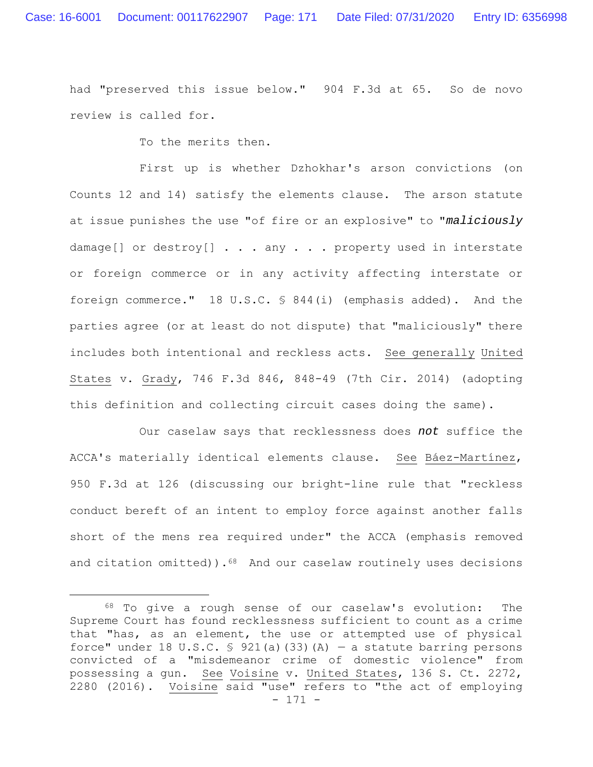had "preserved this issue below." 904 F.3d at 65. So de novo review is called for.

To the merits then.

First up is whether Dzhokhar's arson convictions (on Counts 12 and 14) satisfy the elements clause. The arson statute at issue punishes the use "of fire or an explosive" to "***maliciously*** damage[] or destroy[] . . . any . . . property used in interstate or foreign commerce or in any activity affecting interstate or foreign commerce." 18 U.S.C. § 844(i) (emphasis added). And the parties agree (or at least do not dispute) that "maliciously" there includes both intentional and reckless acts. See generally United States v. Grady, 746 F.3d 846, 848-49 (7th Cir. 2014) (adopting this definition and collecting circuit cases doing the same).

Our caselaw says that recklessness does ***not*** suffice the ACCA's materially identical elements clause. See Báez-Martínez, 950 F.3d at 126 (discussing our bright-line rule that "reckless conduct bereft of an intent to employ force against another falls short of the mens rea required under" the ACCA (emphasis removed and citation omitted)).[68] And our caselaw routinely uses decisions

---

[68] To give a rough sense of our caselaw's evolution: The Supreme Court has found recklessness sufficient to count as a crime that "has, as an element, the use or attempted use of physical force" under 18 U.S.C. § 921(a)(33)(A) — a statute barring persons convicted of a "misdemeanor crime of domestic violence" from possessing a gun. See Voisine v. United States, 136 S. Ct. 2272, 2280 (2016). Voisine said "use" refers to "the act of employing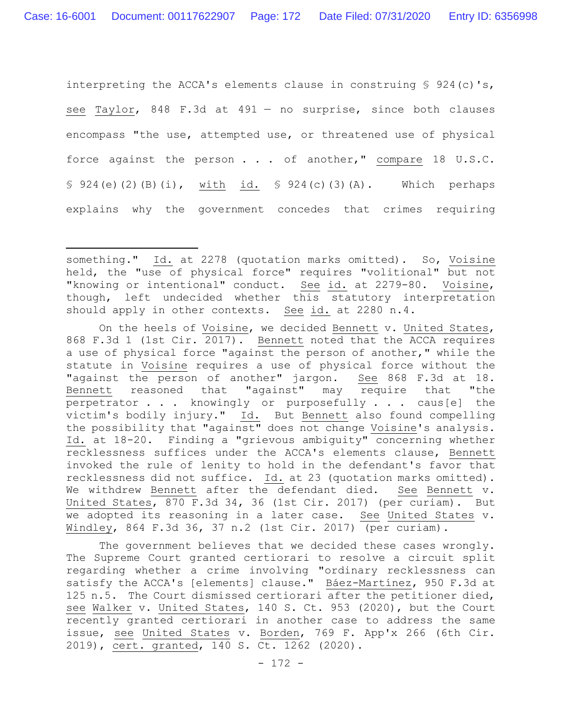interpreting the ACCA's elements clause in construing § 924(c)'s, see Taylor, 848 F.3d at 491 — no surprise, since both clauses encompass "the use, attempted use, or threatened use of physical force against the person . . . of another," compare 18 U.S.C. § 924(e)(2)(B)(i), with id. § 924(c)(3)(A). Which perhaps explains why the government concedes that crimes requiring

---

something." Id. at 2278 (quotation marks omitted). So, Voisine held, the "use of physical force" requires "volitional" but not "knowing or intentional" conduct. See id. at 2279-80. Voisine, though, left undecided whether this statutory interpretation should apply in other contexts. See id. at 2280 n.4.

On the heels of Voisine, we decided Bennett v. United States, 868 F.3d 1 (1st Cir. 2017). Bennett noted that the ACCA requires a use of physical force "against the person of another," while the statute in Voisine requires a use of physical force without the "against the person of another" jargon. See 868 F.3d at 18. Bennett reasoned that "against" may require that "the perpetrator . . . knowingly or purposefully . . . caus[e] the victim's bodily injury." Id. But Bennett also found compelling the possibility that "against" does not change Voisine's analysis. Id. at 18-20. Finding a "grievous ambiguity" concerning whether recklessness suffices under the ACCA's elements clause, Bennett invoked the rule of lenity to hold in the defendant's favor that recklessness did not suffice. Id. at 23 (quotation marks omitted). We withdrew Bennett after the defendant died. See Bennett v. United States, 870 F.3d 34, 36 (1st Cir. 2017) (per curiam). But we adopted its reasoning in a later case. See United States v. Windley, 864 F.3d 36, 37 n.2 (1st Cir. 2017) (per curiam).

The government believes that we decided these cases wrongly. The Supreme Court granted certiorari to resolve a circuit split regarding whether a crime involving "ordinary recklessness can satisfy the ACCA's [elements] clause." Báez-Martínez, 950 F.3d at 125 n.5. The Court dismissed certiorari after the petitioner died, see Walker v. United States, 140 S. Ct. 953 (2020), but the Court recently granted certiorari in another case to address the same issue, see United States v. Borden, 769 F. App'x 266 (6th Cir. 2019), cert. granted, 140 S. Ct. 1262 (2020).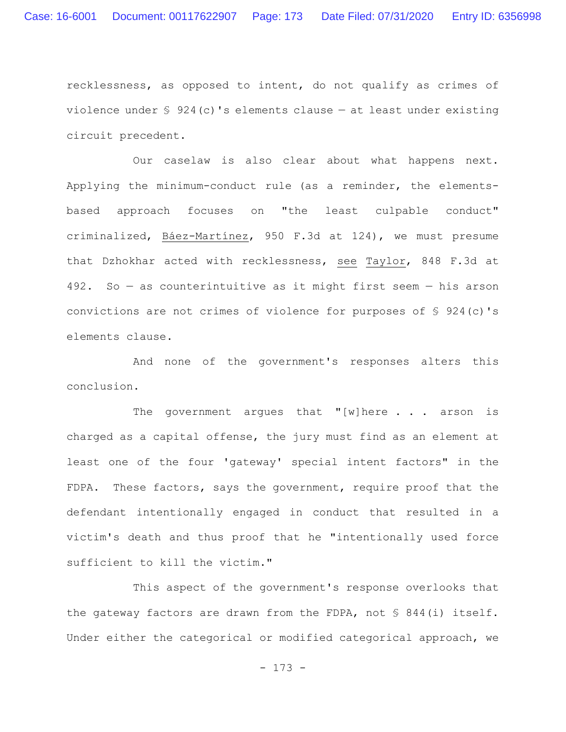recklessness, as opposed to intent, do not qualify as crimes of violence under § 924(c)'s elements clause — at least under existing circuit precedent.

Our caselaw is also clear about what happens next. Applying the minimum-conduct rule (as a reminder, the elements-based approach focuses on "the least culpable conduct" criminalized, Báez-Martínez, 950 F.3d at 124), we must presume that Dzhokhar acted with recklessness, see Taylor, 848 F.3d at 492. So — as counterintuitive as it might first seem — his arson convictions are not crimes of violence for purposes of § 924(c)'s elements clause.

And none of the government's responses alters this conclusion.

The government argues that "[w]here . . . arson is charged as a capital offense, the jury must find as an element at least one of the four 'gateway' special intent factors" in the FDPA. These factors, says the government, require proof that the defendant intentionally engaged in conduct that resulted in a victim's death and thus proof that he "intentionally used force sufficient to kill the victim."

This aspect of the government's response overlooks that the gateway factors are drawn from the FDPA, not § 844(i) itself. Under either the categorical or modified categorical approach, we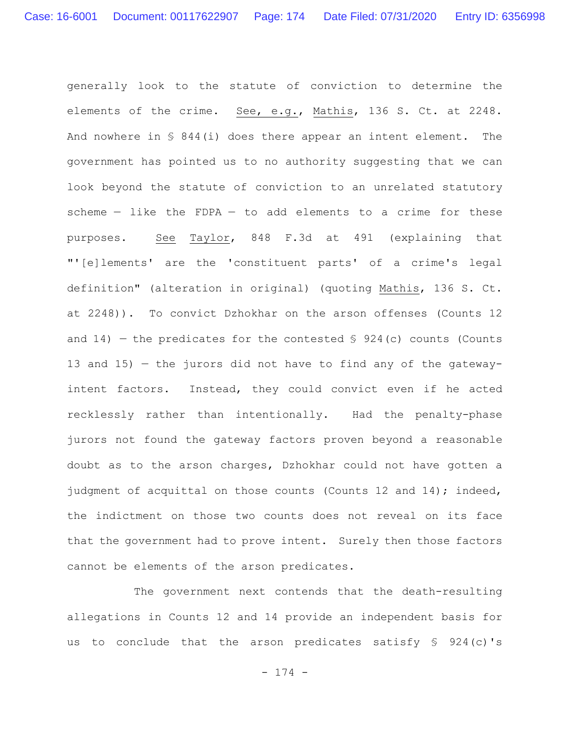generally look to the statute of conviction to determine the elements of the crime. See, e.g., Mathis, 136 S. Ct. at 2248. And nowhere in § 844(i) does there appear an intent element. The government has pointed us to no authority suggesting that we can look beyond the statute of conviction to an unrelated statutory scheme — like the FDPA — to add elements to a crime for these purposes. See Taylor, 848 F.3d at 491 (explaining that "'[e]lements' are the 'constituent parts' of a crime's legal definition" (alteration in original) (quoting Mathis, 136 S. Ct. at 2248)). To convict Dzhokhar on the arson offenses (Counts 12 and 14) — the predicates for the contested § 924(c) counts (Counts 13 and 15) — the jurors did not have to find any of the gateway-intent factors. Instead, they could convict even if he acted recklessly rather than intentionally. Had the penalty-phase jurors not found the gateway factors proven beyond a reasonable doubt as to the arson charges, Dzhokhar could not have gotten a judgment of acquittal on those counts (Counts 12 and 14); indeed, the indictment on those two counts does not reveal on its face that the government had to prove intent. Surely then those factors cannot be elements of the arson predicates.

The government next contends that the death-resulting allegations in Counts 12 and 14 provide an independent basis for us to conclude that the arson predicates satisfy § 924(c)'s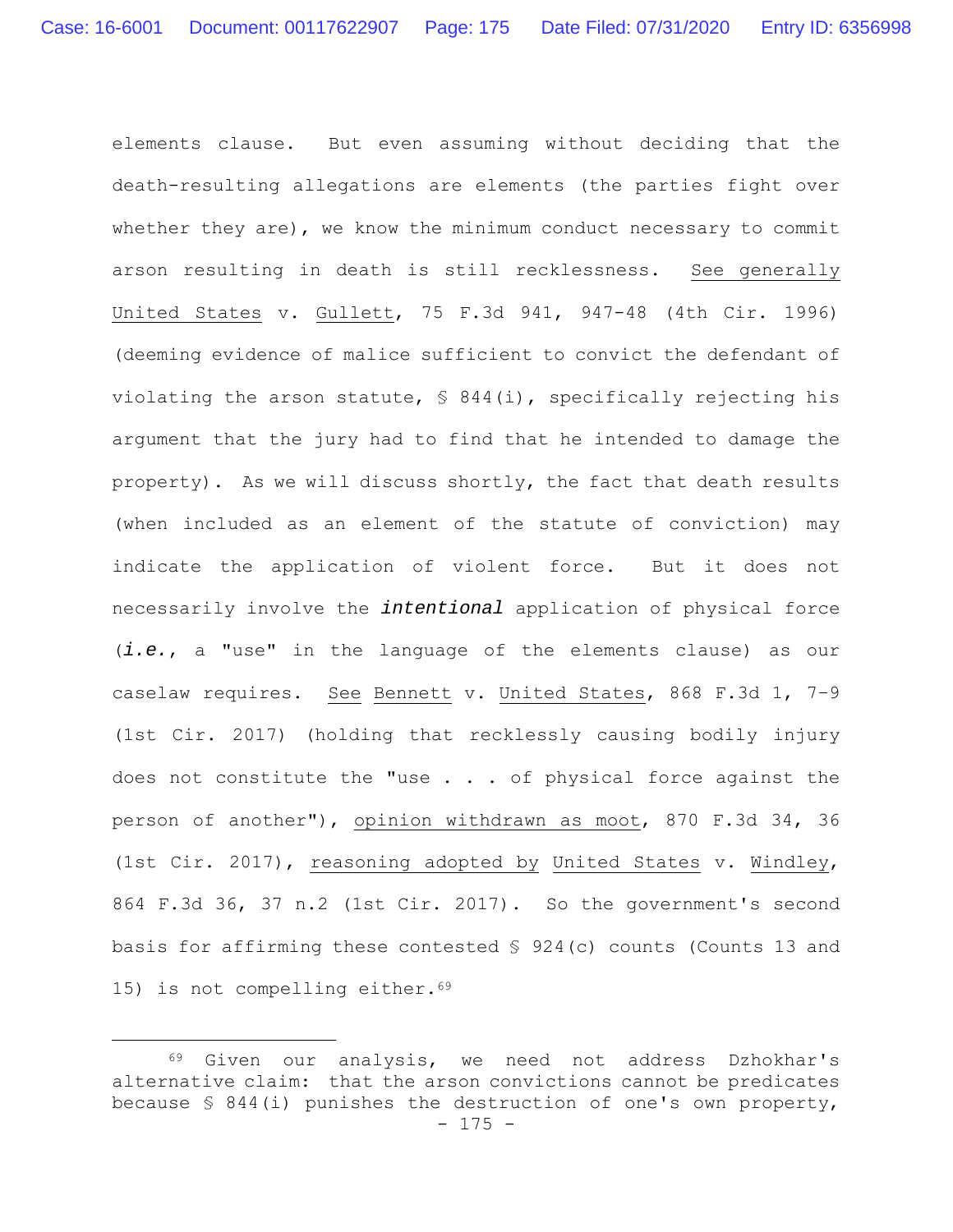elements clause. But even assuming without deciding that the death-resulting allegations are elements (the parties fight over whether they are), we know the minimum conduct necessary to commit arson resulting in death is still recklessness. See generally United States v. Gullett, 75 F.3d 941, 947-48 (4th Cir. 1996) (deeming evidence of malice sufficient to convict the defendant of violating the arson statute, § 844(i), specifically rejecting his argument that the jury had to find that he intended to damage the property). As we will discuss shortly, the fact that death results (when included as an element of the statute of conviction) may indicate the application of violent force. But it does not necessarily involve the ***intentional*** application of physical force (***i.e.***, a "use" in the language of the elements clause) as our caselaw requires. See Bennett v. United States, 868 F.3d 1, 7-9 (1st Cir. 2017) (holding that recklessly causing bodily injury does not constitute the "use . . . of physical force against the person of another"), opinion withdrawn as moot, 870 F.3d 34, 36 (1st Cir. 2017), reasoning adopted by United States v. Windley, 864 F.3d 36, 37 n.2 (1st Cir. 2017). So the government's second basis for affirming these contested § 924(c) counts (Counts 13 and 15) is not compelling either.[69]

---

[69] Given our analysis, we need not address Dzhokhar's alternative claim: that the arson convictions cannot be predicates because § 844(i) punishes the destruction of one's own property,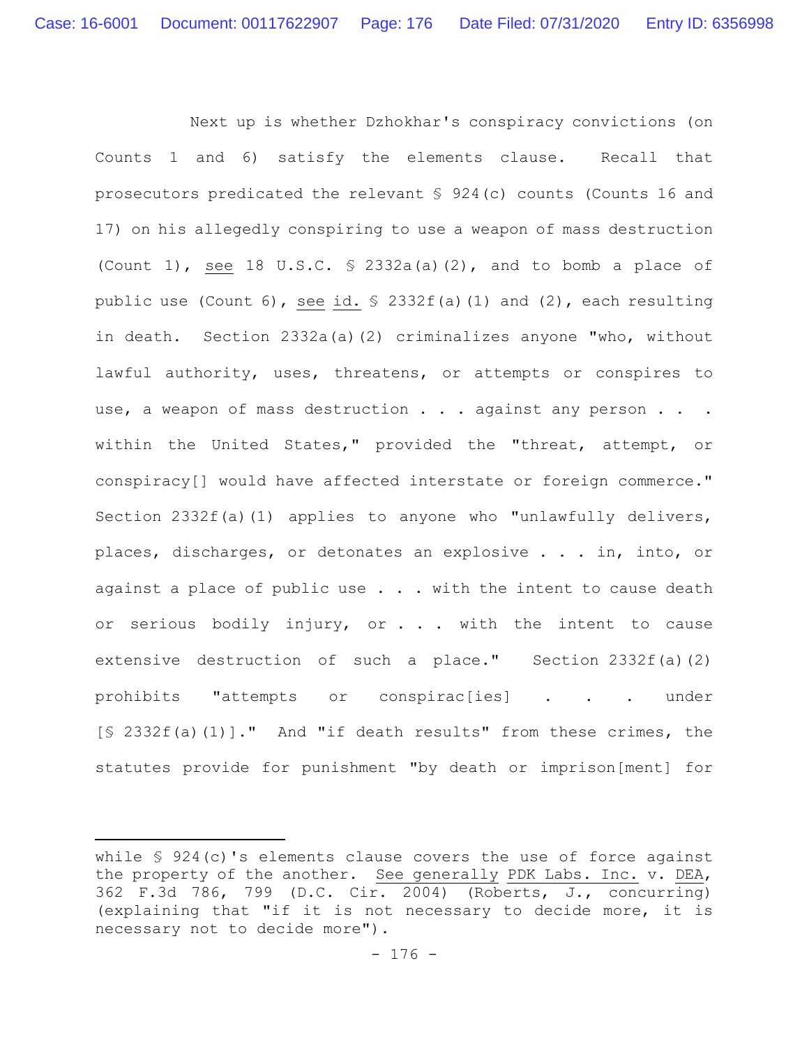Next up is whether Dzhokhar's conspiracy convictions (on Counts 1 and 6) satisfy the elements clause. Recall that prosecutors predicated the relevant § 924(c) counts (Counts 16 and 17) on his allegedly conspiring to use a weapon of mass destruction (Count 1), see 18 U.S.C. § 2332a(a)(2), and to bomb a place of public use (Count 6), see id. § 2332f(a)(1) and (2), each resulting in death. Section 2332a(a)(2) criminalizes anyone "who, without lawful authority, uses, threatens, or attempts or conspires to use, a weapon of mass destruction . . . against any person . . . within the United States," provided the "threat, attempt, or conspiracy[] would have affected interstate or foreign commerce." Section 2332f(a)(1) applies to anyone who "unlawfully delivers, places, discharges, or detonates an explosive . . . in, into, or against a place of public use . . . with the intent to cause death or serious bodily injury, or . . . with the intent to cause extensive destruction of such a place." Section 2332f(a)(2) prohibits "attempts or conspirac[ies] . . . under [§ 2332f(a)(1)]." And "if death results" from these crimes, the statutes provide for punishment "by death or imprison[ment] for

---

while § 924(c)'s elements clause covers the use of force against the property of the another. See generally PDK Labs. Inc. v. DEA, 362 F.3d 786, 799 (D.C. Cir. 2004) (Roberts, J., concurring) (explaining that "if it is not necessary to decide more, it is necessary not to decide more").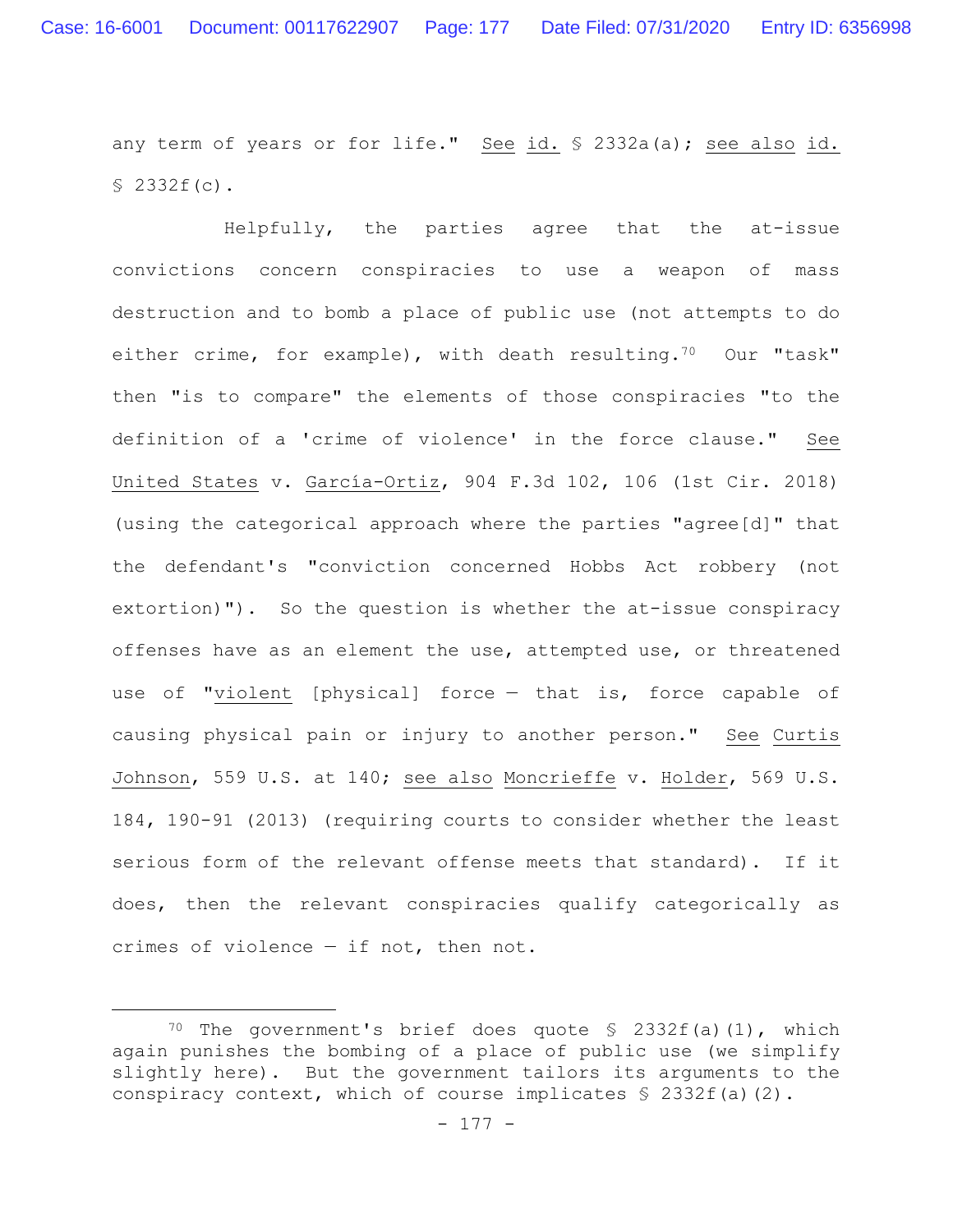any term of years or for life." See id. § 2332a(a); see also id. § 2332f(c).

Helpfully, the parties agree that the at-issue convictions concern conspiracies to use a weapon of mass destruction and to bomb a place of public use (not attempts to do either crime, for example), with death resulting.[70] Our "task" then "is to compare" the elements of those conspiracies "to the definition of a 'crime of violence' in the force clause." See United States v. García-Ortiz, 904 F.3d 102, 106 (1st Cir. 2018) (using the categorical approach where the parties "agree[d]" that the defendant's "conviction concerned Hobbs Act robbery (not extortion)"). So the question is whether the at-issue conspiracy offenses have as an element the use, attempted use, or threatened use of "violent [physical] force — that is, force capable of causing physical pain or injury to another person." See Curtis Johnson, 559 U.S. at 140; see also Moncrieffe v. Holder, 569 U.S. 184, 190-91 (2013) (requiring courts to consider whether the least serious form of the relevant offense meets that standard). If it does, then the relevant conspiracies qualify categorically as crimes of violence — if not, then not.

---

[70] The government's brief does quote § 2332f(a)(1), which again punishes the bombing of a place of public use (we simplify slightly here). But the government tailors its arguments to the conspiracy context, which of course implicates § 2332f(a)(2).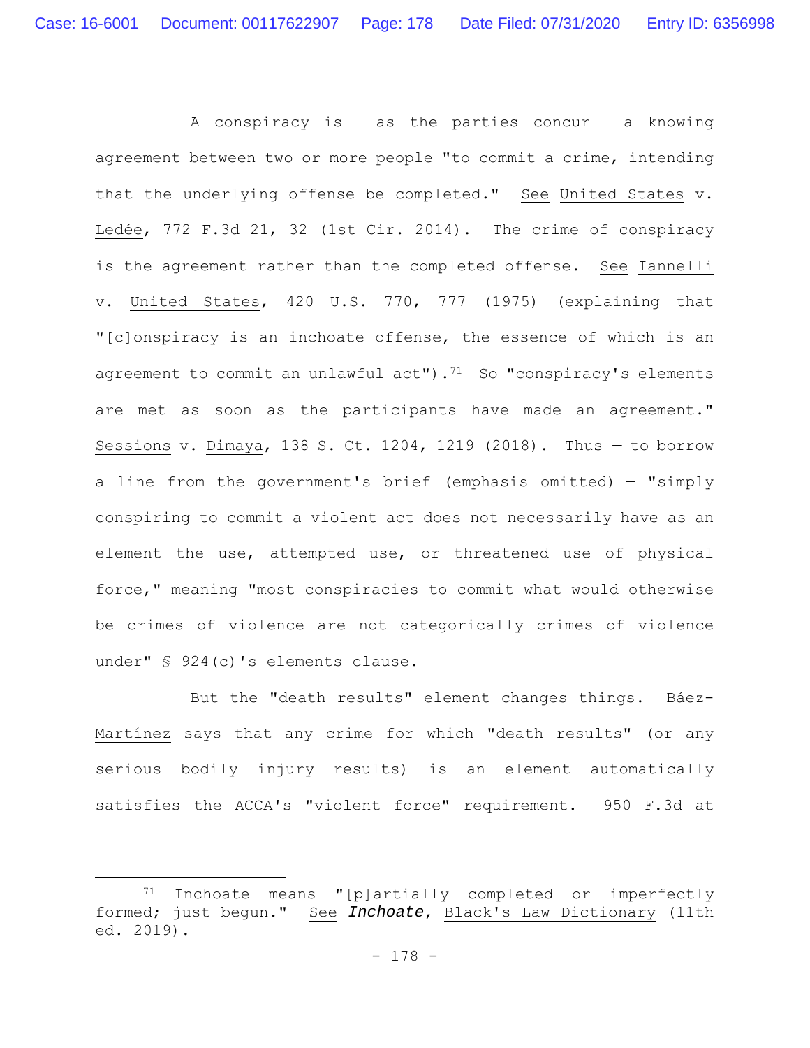A conspiracy is — as the parties concur — a knowing agreement between two or more people "to commit a crime, intending that the underlying offense be completed." See United States v. Ledée, 772 F.3d 21, 32 (1st Cir. 2014). The crime of conspiracy is the agreement rather than the completed offense. See Iannelli v. United States, 420 U.S. 770, 777 (1975) (explaining that "[c]onspiracy is an inchoate offense, the essence of which is an agreement to commit an unlawful act").[71] So "conspiracy's elements are met as soon as the participants have made an agreement." Sessions v. Dimaya, 138 S. Ct. 1204, 1219 (2018). Thus — to borrow a line from the government's brief (emphasis omitted) — "simply conspiring to commit a violent act does not necessarily have as an element the use, attempted use, or threatened use of physical force," meaning "most conspiracies to commit what would otherwise be crimes of violence are not categorically crimes of violence under" § 924(c)'s elements clause.

But the "death results" element changes things. Báez-Martínez says that any crime for which "death results" (or any serious bodily injury results) is an element automatically satisfies the ACCA's "violent force" requirement. 950 F.3d at

---

[71] Inchoate means "[p]artially completed or imperfectly formed; just begun." See *Inchoate*, Black's Law Dictionary (11th ed. 2019).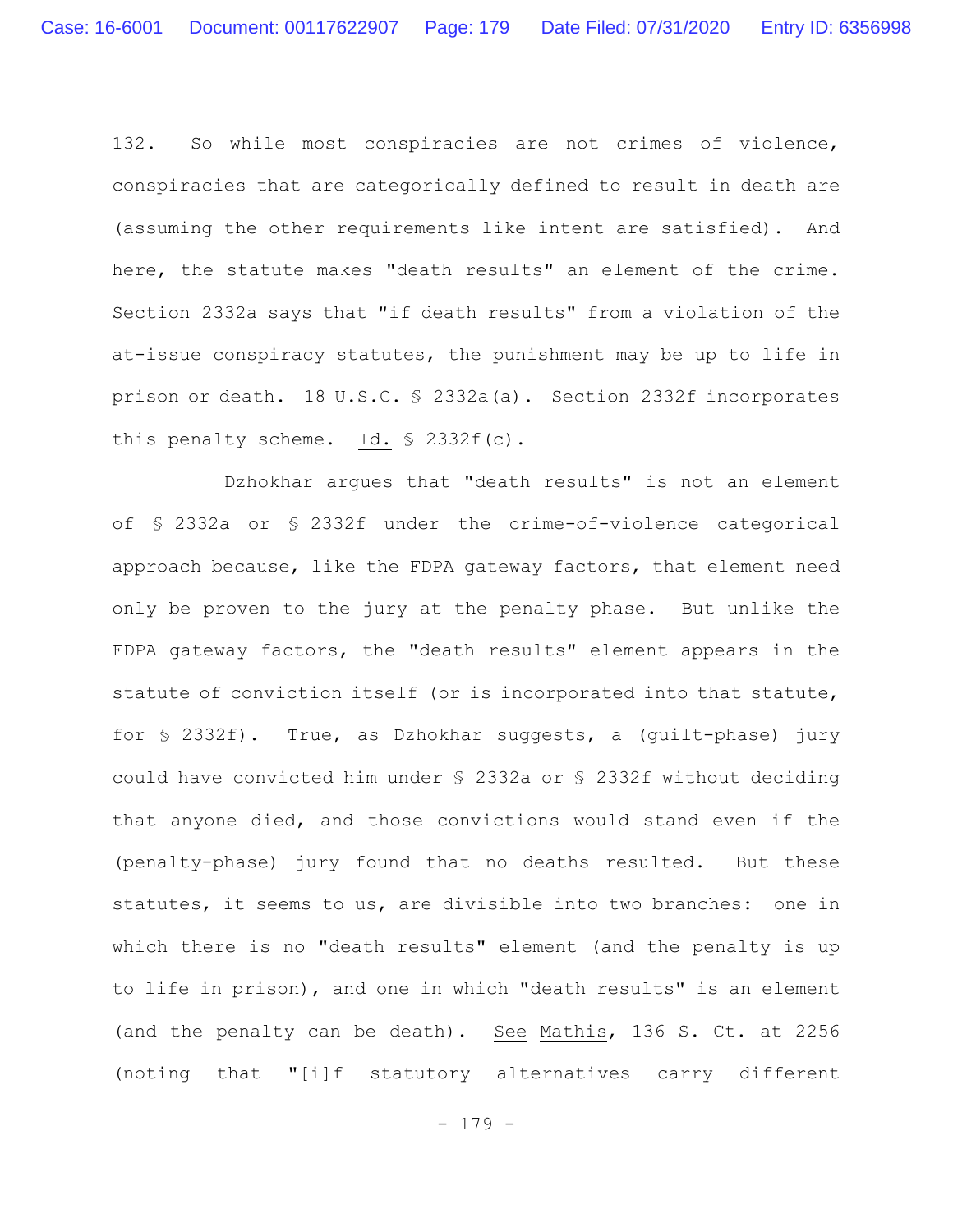132. So while most conspiracies are not crimes of violence, conspiracies that are categorically defined to result in death are (assuming the other requirements like intent are satisfied). And here, the statute makes "death results" an element of the crime. Section 2332a says that "if death results" from a violation of the at-issue conspiracy statutes, the punishment may be up to life in prison or death. 18 U.S.C. § 2332a(a). Section 2332f incorporates this penalty scheme. Id. § 2332f(c).

Dzhokhar argues that "death results" is not an element of § 2332a or § 2332f under the crime-of-violence categorical approach because, like the FDPA gateway factors, that element need only be proven to the jury at the penalty phase. But unlike the FDPA gateway factors, the "death results" element appears in the statute of conviction itself (or is incorporated into that statute, for § 2332f). True, as Dzhokhar suggests, a (guilt-phase) jury could have convicted him under § 2332a or § 2332f without deciding that anyone died, and those convictions would stand even if the (penalty-phase) jury found that no deaths resulted. But these statutes, it seems to us, are divisible into two branches: one in which there is no "death results" element (and the penalty is up to life in prison), and one in which "death results" is an element (and the penalty can be death). See Mathis, 136 S. Ct. at 2256 (noting that "[i]f statutory alternatives carry different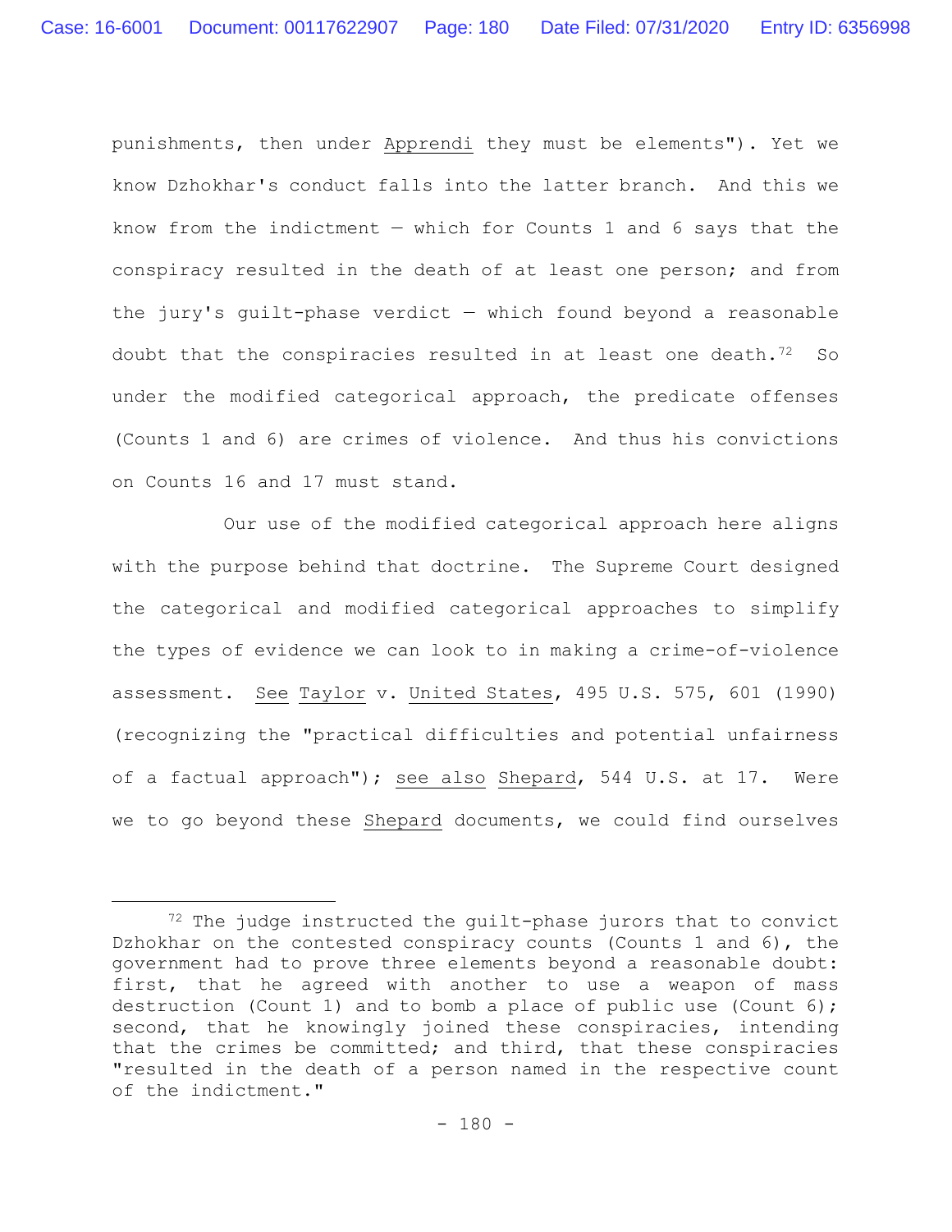punishments, then under Apprendi they must be elements"). Yet we know Dzhokhar's conduct falls into the latter branch. And this we know from the indictment — which for Counts 1 and 6 says that the conspiracy resulted in the death of at least one person; and from the jury's guilt-phase verdict — which found beyond a reasonable doubt that the conspiracies resulted in at least one death.[72] So under the modified categorical approach, the predicate offenses (Counts 1 and 6) are crimes of violence. And thus his convictions on Counts 16 and 17 must stand.

Our use of the modified categorical approach here aligns with the purpose behind that doctrine. The Supreme Court designed the categorical and modified categorical approaches to simplify the types of evidence we can look to in making a crime-of-violence assessment. See Taylor v. United States, 495 U.S. 575, 601 (1990) (recognizing the "practical difficulties and potential unfairness of a factual approach"); see also Shepard, 544 U.S. at 17. Were we to go beyond these Shepard documents, we could find ourselves

---

[72] The judge instructed the guilt-phase jurors that to convict Dzhokhar on the contested conspiracy counts (Counts 1 and 6), the government had to prove three elements beyond a reasonable doubt: first, that he agreed with another to use a weapon of mass destruction (Count 1) and to bomb a place of public use (Count 6); second, that he knowingly joined these conspiracies, intending that the crimes be committed; and third, that these conspiracies "resulted in the death of a person named in the respective count of the indictment."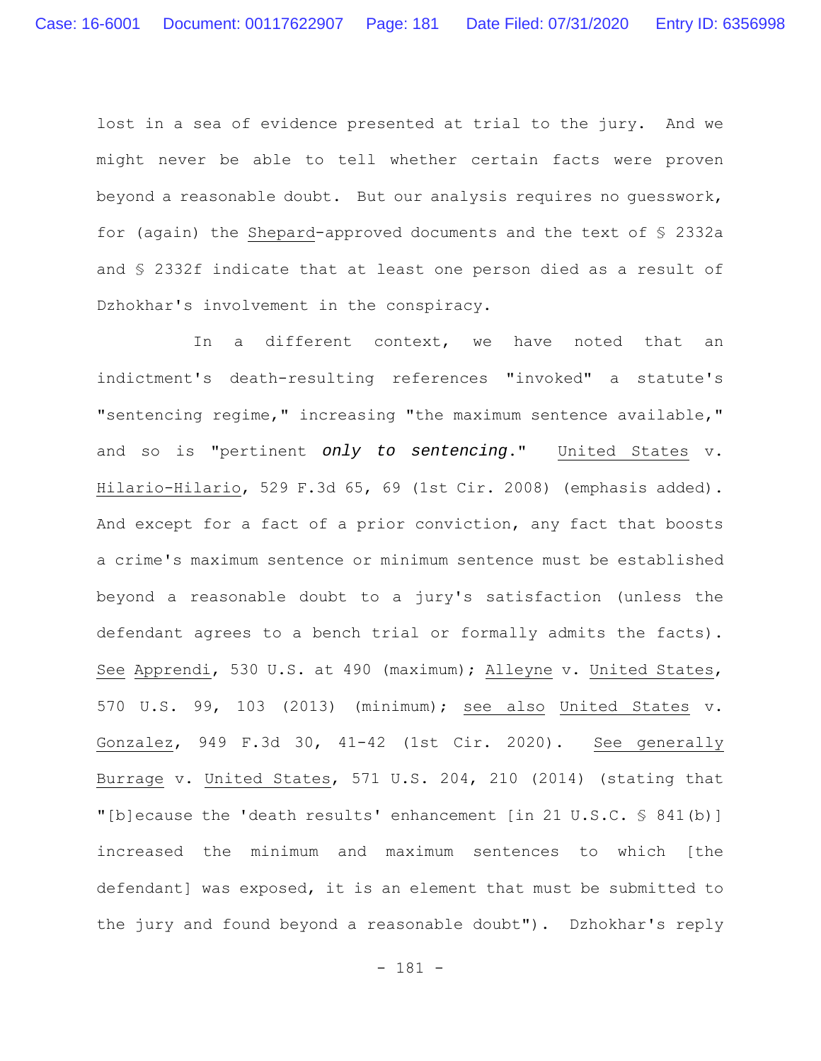lost in a sea of evidence presented at trial to the jury. And we might never be able to tell whether certain facts were proven beyond a reasonable doubt. But our analysis requires no guesswork, for (again) the Shepard-approved documents and the text of § 2332a and § 2332f indicate that at least one person died as a result of Dzhokhar's involvement in the conspiracy.

In a different context, we have noted that an indictment's death-resulting references "invoked" a statute's "sentencing regime," increasing "the maximum sentence available," and so is "pertinent ***only to sentencing***." United States v. Hilario-Hilario, 529 F.3d 65, 69 (1st Cir. 2008) (emphasis added). And except for a fact of a prior conviction, any fact that boosts a crime's maximum sentence or minimum sentence must be established beyond a reasonable doubt to a jury's satisfaction (unless the defendant agrees to a bench trial or formally admits the facts). See Apprendi, 530 U.S. at 490 (maximum); Alleyne v. United States, 570 U.S. 99, 103 (2013) (minimum); see also United States v. Gonzalez, 949 F.3d 30, 41-42 (1st Cir. 2020). See generally Burrage v. United States, 571 U.S. 204, 210 (2014) (stating that "[b]ecause the 'death results' enhancement [in 21 U.S.C. § 841(b)] increased the minimum and maximum sentences to which [the defendant] was exposed, it is an element that must be submitted to the jury and found beyond a reasonable doubt"). Dzhokhar's reply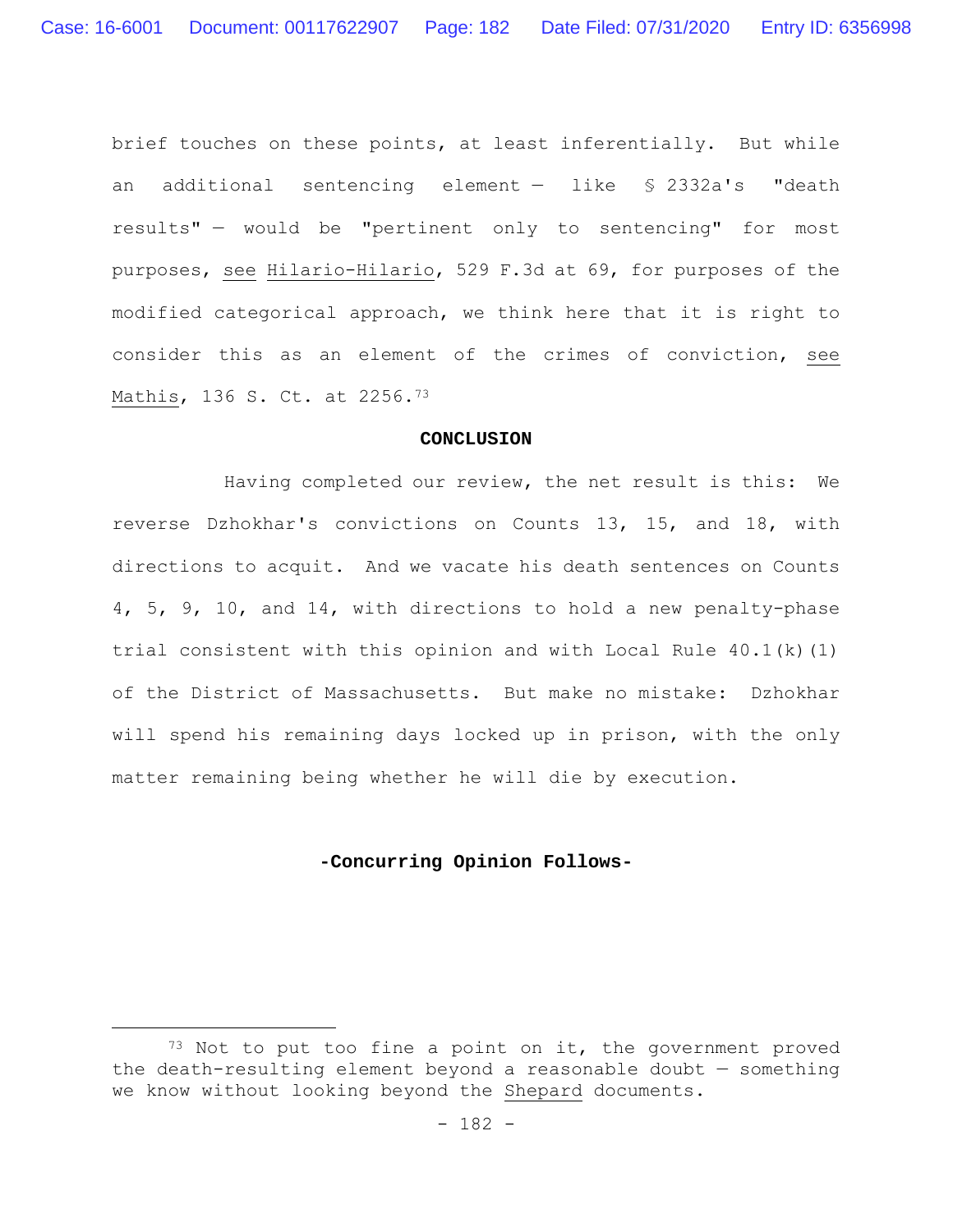brief touches on these points, at least inferentially. But while an additional sentencing element — like § 2332a's "death results" — would be "pertinent only to sentencing" for most purposes, see Hilario-Hilario, 529 F.3d at 69, for purposes of the modified categorical approach, we think here that it is right to consider this as an element of the crimes of conviction, see Mathis, 136 S. Ct. at 2256.[73]

## CONCLUSION

Having completed our review, the net result is this: We reverse Dzhokhar's convictions on Counts 13, 15, and 18, with directions to acquit. And we vacate his death sentences on Counts 4, 5, 9, 10, and 14, with directions to hold a new penalty-phase trial consistent with this opinion and with Local Rule 40.1(k)(1) of the District of Massachusetts. But make no mistake: Dzhokhar will spend his remaining days locked up in prison, with the only matter remaining being whether he will die by execution.

**-Concurring Opinion Follows-**

---

[73] Not to put too fine a point on it, the government proved the death-resulting element beyond a reasonable doubt — something we know without looking beyond the Shepard documents.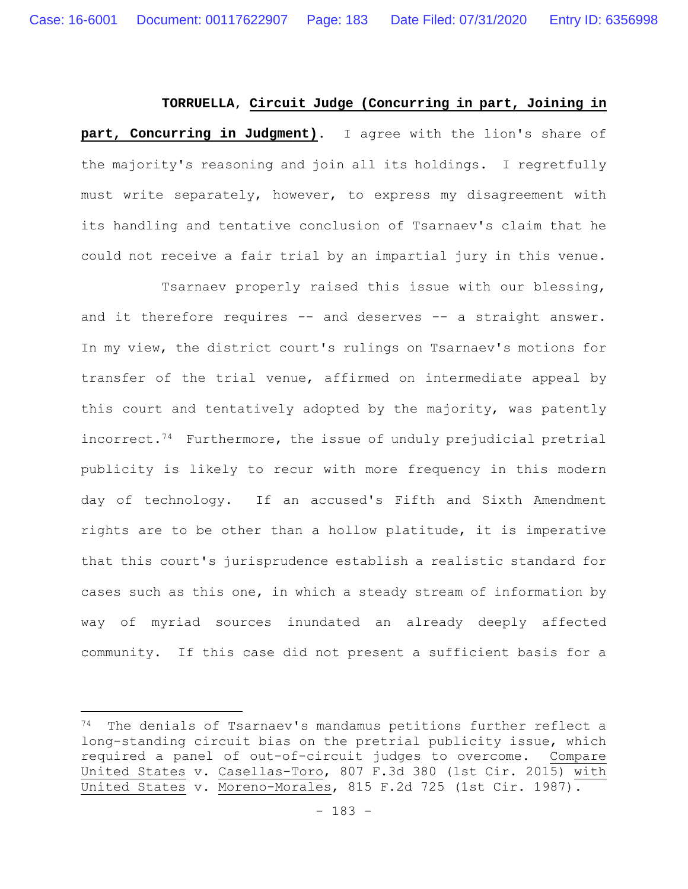**TORRUELLA**, **Circuit Judge (Concurring in part, Joining in part, Concurring in Judgment)**. I agree with the lion's share of the majority's reasoning and join all its holdings. I regretfully must write separately, however, to express my disagreement with its handling and tentative conclusion of Tsarnaev's claim that he could not receive a fair trial by an impartial jury in this venue.

Tsarnaev properly raised this issue with our blessing, and it therefore requires -- and deserves -- a straight answer. In my view, the district court's rulings on Tsarnaev's motions for transfer of the trial venue, affirmed on intermediate appeal by this court and tentatively adopted by the majority, was patently incorrect.[74] Furthermore, the issue of unduly prejudicial pretrial publicity is likely to recur with more frequency in this modern day of technology. If an accused's Fifth and Sixth Amendment rights are to be other than a hollow platitude, it is imperative that this court's jurisprudence establish a realistic standard for cases such as this one, in which a steady stream of information by way of myriad sources inundated an already deeply affected community. If this case did not present a sufficient basis for a

---

[74] The denials of Tsarnaev's mandamus petitions further reflect a long-standing circuit bias on the pretrial publicity issue, which required a panel of out-of-circuit judges to overcome. Compare United States v. Casellas-Toro, 807 F.3d 380 (1st Cir. 2015) with United States v. Moreno-Morales, 815 F.2d 725 (1st Cir. 1987).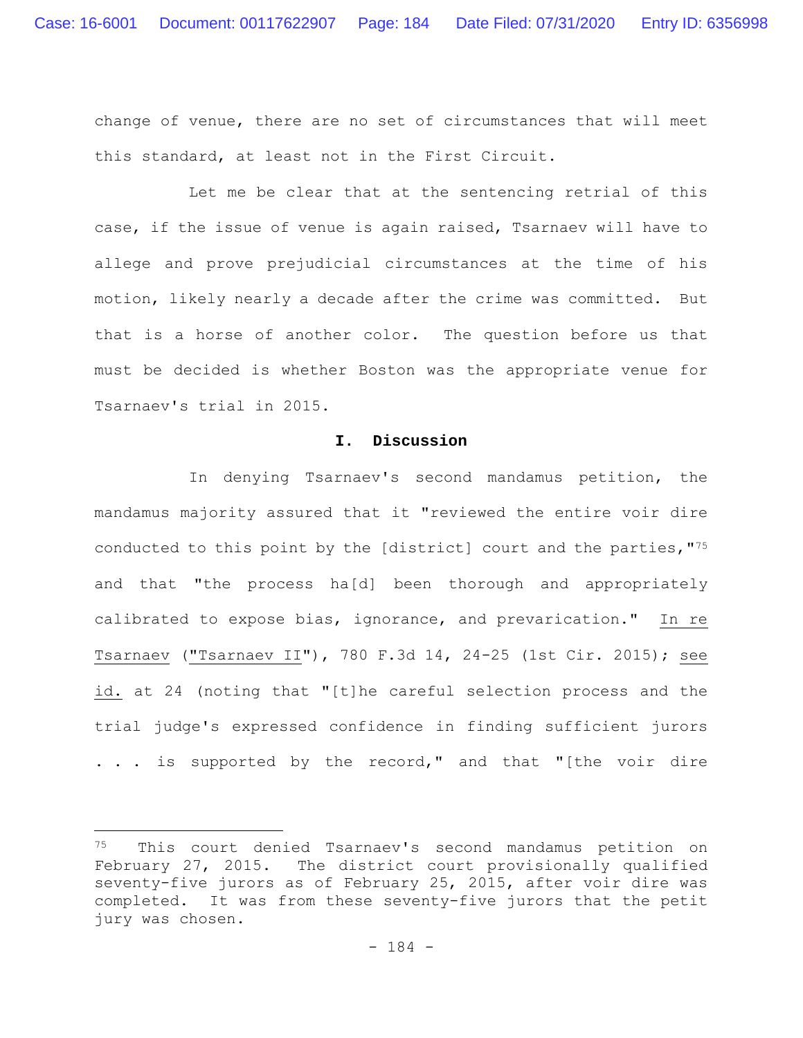change of venue, there are no set of circumstances that will meet this standard, at least not in the First Circuit.

Let me be clear that at the sentencing retrial of this case, if the issue of venue is again raised, Tsarnaev will have to allege and prove prejudicial circumstances at the time of his motion, likely nearly a decade after the crime was committed. But that is a horse of another color. The question before us that must be decided is whether Boston was the appropriate venue for Tsarnaev's trial in 2015.

## I. Discussion

In denying Tsarnaev's second mandamus petition, the mandamus majority assured that it "reviewed the entire voir dire conducted to this point by the [district] court and the parties,"[75] and that "the process ha[d] been thorough and appropriately calibrated to expose bias, ignorance, and prevarication." In re Tsarnaev ("Tsarnaev II"), 780 F.3d 14, 24-25 (1st Cir. 2015); see id. at 24 (noting that "[t]he careful selection process and the trial judge's expressed confidence in finding sufficient jurors . . . is supported by the record," and that "[the voir dire

---

[75] This court denied Tsarnaev's second mandamus petition on February 27, 2015. The district court provisionally qualified seventy-five jurors as of February 25, 2015, after voir dire was completed. It was from these seventy-five jurors that the petit jury was chosen.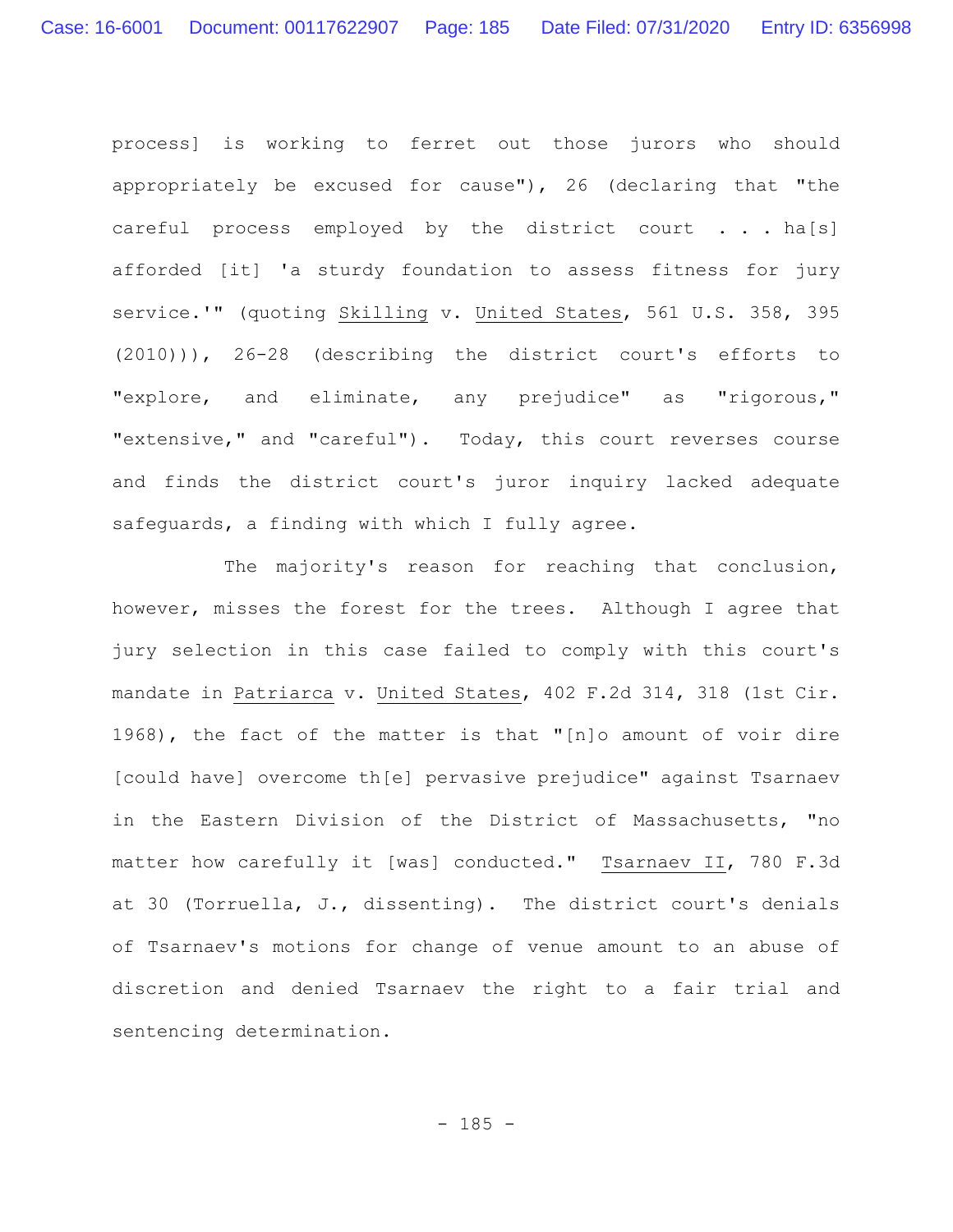process] is working to ferret out those jurors who should appropriately be excused for cause"), 26 (declaring that "the careful process employed by the district court . . . ha[s] afforded [it] 'a sturdy foundation to assess fitness for jury service.'" (quoting Skilling v. United States, 561 U.S. 358, 395 (2010))), 26-28 (describing the district court's efforts to "explore, and eliminate, any prejudice" as "rigorous," "extensive," and "careful"). Today, this court reverses course and finds the district court's juror inquiry lacked adequate safeguards, a finding with which I fully agree.

The majority's reason for reaching that conclusion, however, misses the forest for the trees. Although I agree that jury selection in this case failed to comply with this court's mandate in Patriarca v. United States, 402 F.2d 314, 318 (1st Cir. 1968), the fact of the matter is that "[n]o amount of voir dire [could have] overcome th[e] pervasive prejudice" against Tsarnaev in the Eastern Division of the District of Massachusetts, "no matter how carefully it [was] conducted." Tsarnaev II, 780 F.3d at 30 (Torruella, J., dissenting). The district court's denials of Tsarnaev's motions for change of venue amount to an abuse of discretion and denied Tsarnaev the right to a fair trial and sentencing determination.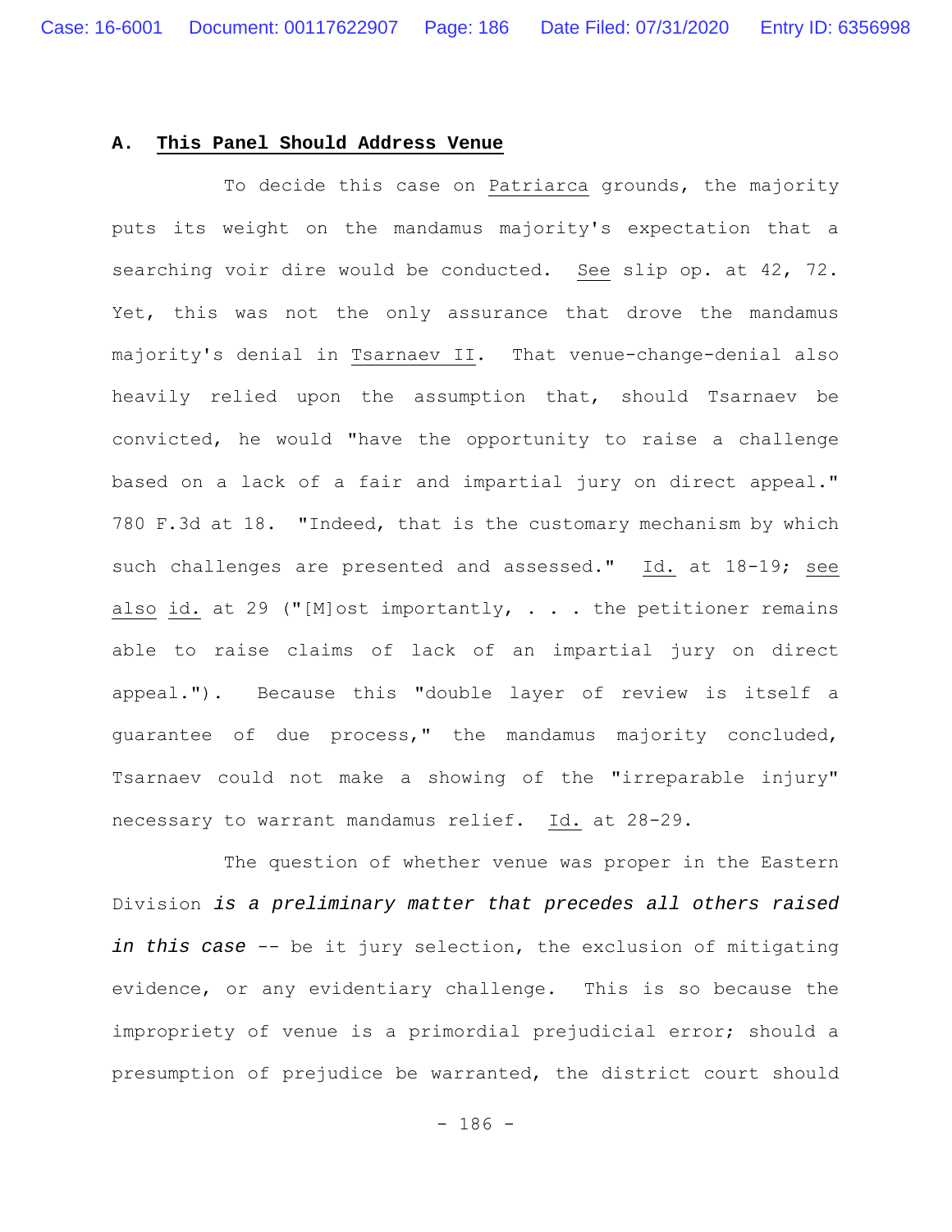### A. This Panel Should Address Venue

To decide this case on Patriarca grounds, the majority puts its weight on the mandamus majority's expectation that a searching voir dire would be conducted. See slip op. at 42, 72. Yet, this was not the only assurance that drove the mandamus majority's denial in Tsarnaev II. That venue-change-denial also heavily relied upon the assumption that, should Tsarnaev be convicted, he would "have the opportunity to raise a challenge based on a lack of a fair and impartial jury on direct appeal." 780 F.3d at 18. "Indeed, that is the customary mechanism by which such challenges are presented and assessed." Id. at 18-19; see also id. at 29 ("[M]ost importantly, . . . the petitioner remains able to raise claims of lack of an impartial jury on direct appeal."). Because this "double layer of review is itself a guarantee of due process," the mandamus majority concluded, Tsarnaev could not make a showing of the "irreparable injury" necessary to warrant mandamus relief. Id. at 28-29.

The question of whether venue was proper in the Eastern Division ***is a preliminary matter that precedes all others raised in this case*** -- be it jury selection, the exclusion of mitigating evidence, or any evidentiary challenge. This is so because the impropriety of venue is a primordial prejudicial error; should a presumption of prejudice be warranted, the district court should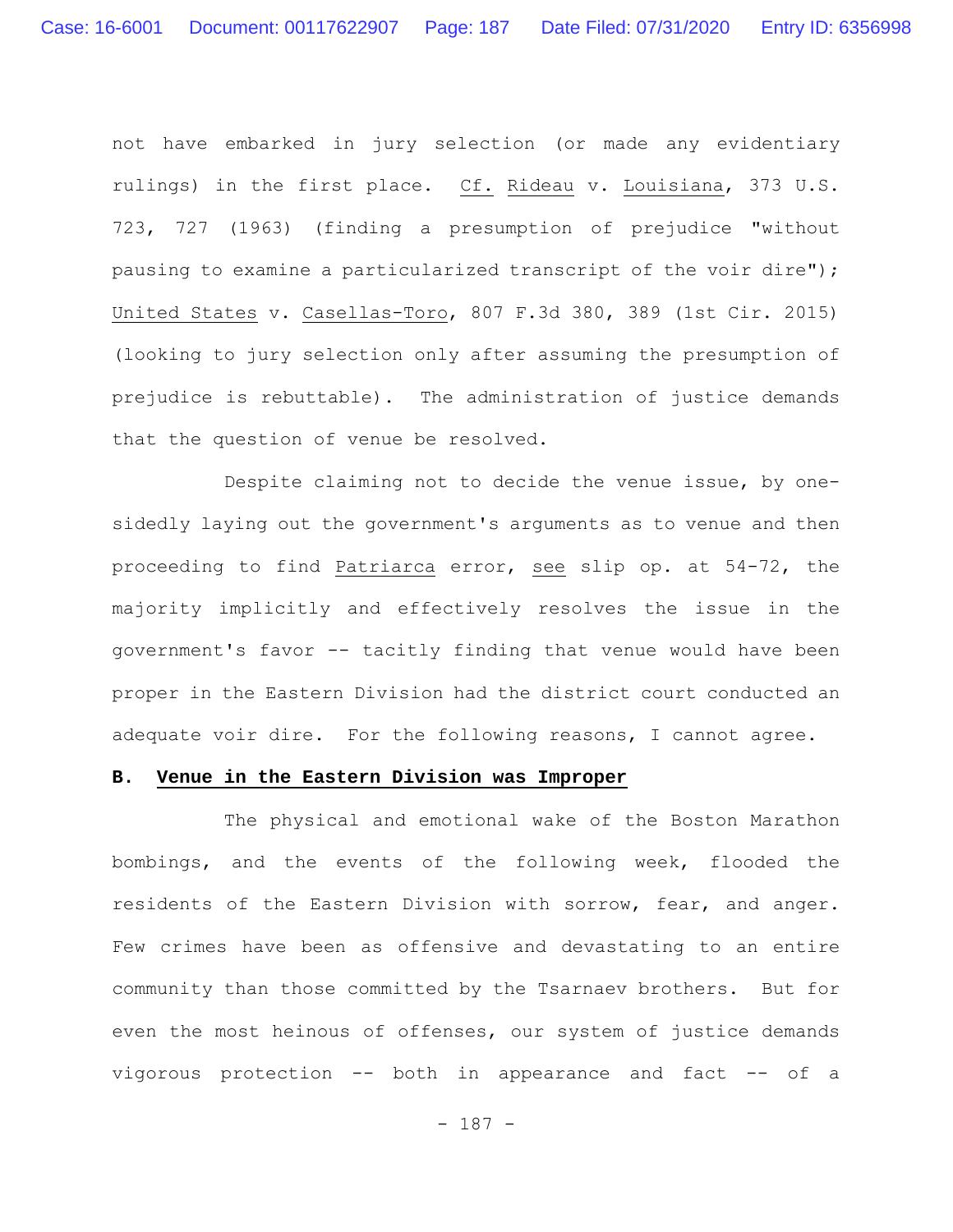not have embarked in jury selection (or made any evidentiary rulings) in the first place. _Cf._ _Rideau_ v. _Louisiana_, 373 U.S. 723, 727 (1963) (finding a presumption of prejudice "without pausing to examine a particularized transcript of the voir dire"); _United States_ v. _Casellas-Toro_, 807 F.3d 380, 389 (1st Cir. 2015) (looking to jury selection only after assuming the presumption of prejudice is rebuttable). The administration of justice demands that the question of venue be resolved.

Despite claiming not to decide the venue issue, by one-sidedly laying out the government's arguments as to venue and then proceeding to find _Patriarca_ error, _see_ slip op. at 54-72, the majority implicitly and effectively resolves the issue in the government's favor -- tacitly finding that venue would have been proper in the Eastern Division had the district court conducted an adequate voir dire. For the following reasons, I cannot agree.

**B. Venue in the Eastern Division was Improper**

The physical and emotional wake of the Boston Marathon bombings, and the events of the following week, flooded the residents of the Eastern Division with sorrow, fear, and anger. Few crimes have been as offensive and devastating to an entire community than those committed by the Tsarnaev brothers. But for even the most heinous of offenses, our system of justice demands vigorous protection -- both in appearance and fact -- of a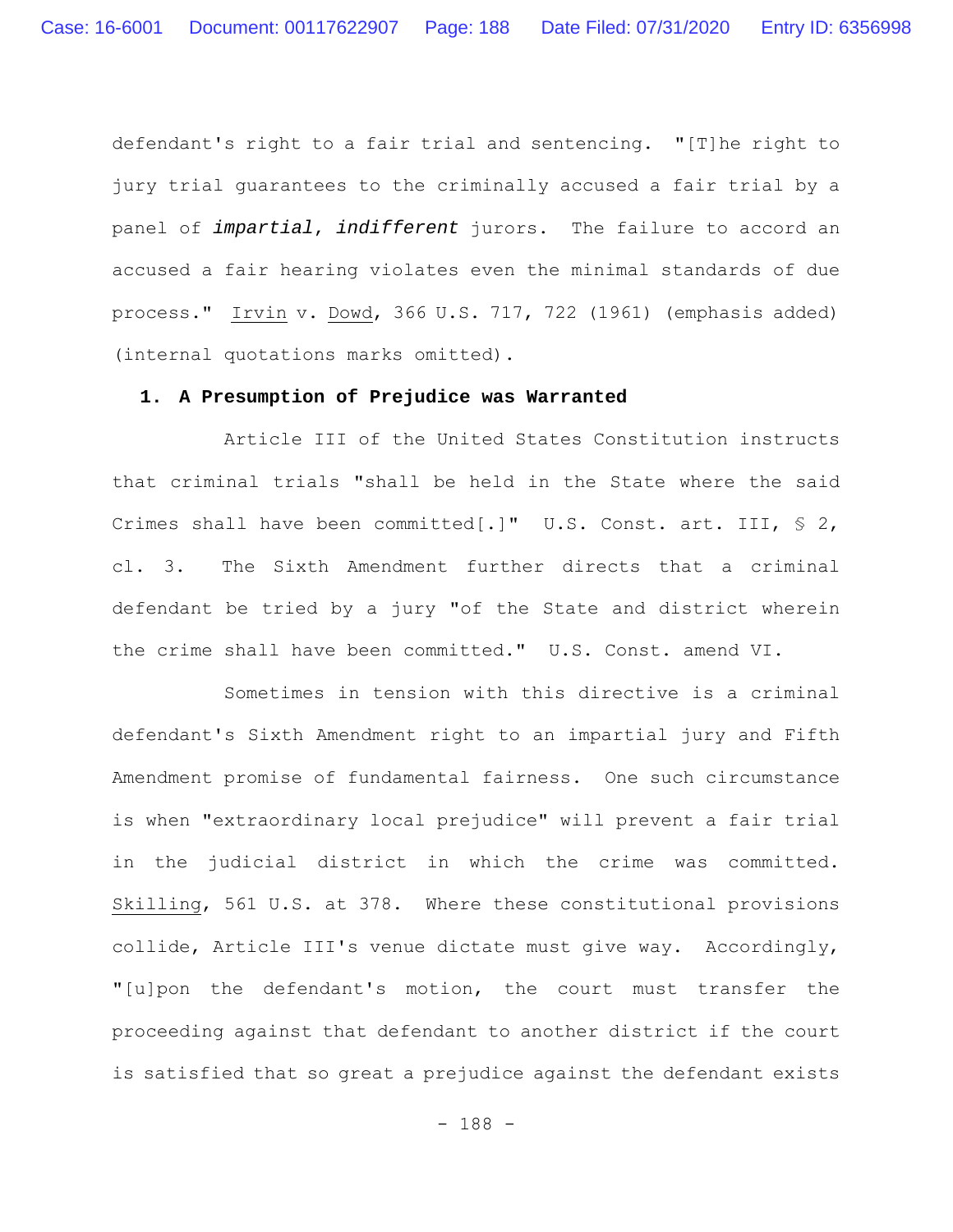defendant's right to a fair trial and sentencing. "[T]he right to jury trial guarantees to the criminally accused a fair trial by a panel of ***impartial***, ***indifferent*** jurors. The failure to accord an accused a fair hearing violates even the minimal standards of due process." Irvin v. Dowd, 366 U.S. 717, 722 (1961) (emphasis added) (internal quotations marks omitted).

**1. A Presumption of Prejudice was Warranted**

Article III of the United States Constitution instructs that criminal trials "shall be held in the State where the said Crimes shall have been committed[.]" U.S. Const. art. III, § 2, cl. 3. The Sixth Amendment further directs that a criminal defendant be tried by a jury "of the State and district wherein the crime shall have been committed." U.S. Const. amend VI.

Sometimes in tension with this directive is a criminal defendant's Sixth Amendment right to an impartial jury and Fifth Amendment promise of fundamental fairness. One such circumstance is when "extraordinary local prejudice" will prevent a fair trial in the judicial district in which the crime was committed. Skilling, 561 U.S. at 378. Where these constitutional provisions collide, Article III's venue dictate must give way. Accordingly, "[u]pon the defendant's motion, the court must transfer the proceeding against that defendant to another district if the court is satisfied that so great a prejudice against the defendant exists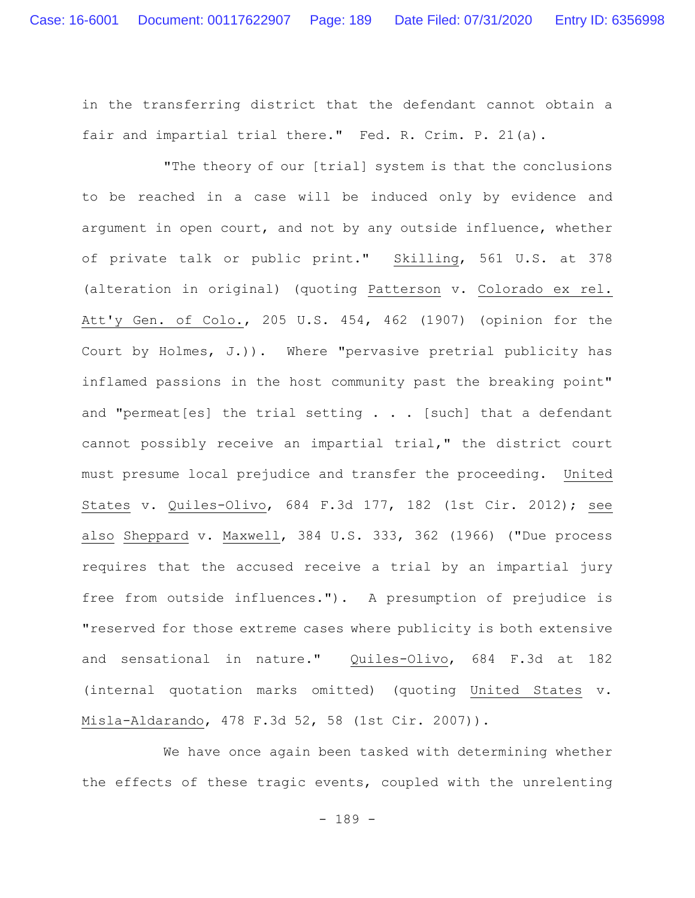in the transferring district that the defendant cannot obtain a fair and impartial trial there." Fed. R. Crim. P. 21(a).

"The theory of our [trial] system is that the conclusions to be reached in a case will be induced only by evidence and argument in open court, and not by any outside influence, whether of private talk or public print." Skilling, 561 U.S. at 378 (alteration in original) (quoting Patterson v. Colorado ex rel. Att'y Gen. of Colo., 205 U.S. 454, 462 (1907) (opinion for the Court by Holmes, J.)). Where "pervasive pretrial publicity has inflamed passions in the host community past the breaking point" and "permeat[es] the trial setting . . . [such] that a defendant cannot possibly receive an impartial trial," the district court must presume local prejudice and transfer the proceeding. United States v. Quiles-Olivo, 684 F.3d 177, 182 (1st Cir. 2012); see also Sheppard v. Maxwell, 384 U.S. 333, 362 (1966) ("Due process requires that the accused receive a trial by an impartial jury free from outside influences."). A presumption of prejudice is "reserved for those extreme cases where publicity is both extensive and sensational in nature." Quiles-Olivo, 684 F.3d at 182 (internal quotation marks omitted) (quoting United States v. Misla-Aldarando, 478 F.3d 52, 58 (1st Cir. 2007)).

We have once again been tasked with determining whether the effects of these tragic events, coupled with the unrelenting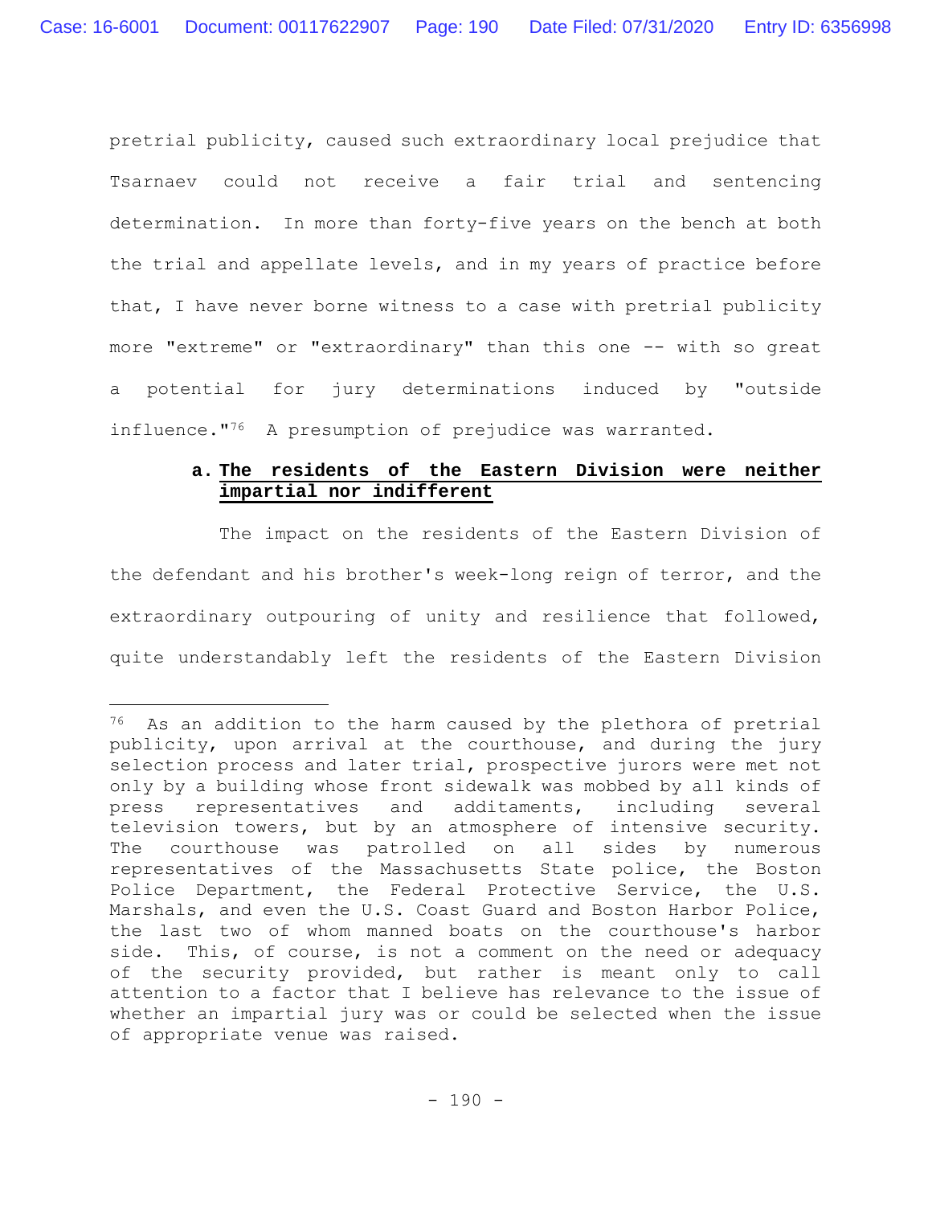pretrial publicity, caused such extraordinary local prejudice that Tsarnaev could not receive a fair trial and sentencing determination. In more than forty-five years on the bench at both the trial and appellate levels, and in my years of practice before that, I have never borne witness to a case with pretrial publicity more "extreme" or "extraordinary" than this one -- with so great a potential for jury determinations induced by "outside influence."[76] A presumption of prejudice was warranted.

**a. <u>The residents of the Eastern Division were neither impartial nor indifferent</u>**

The impact on the residents of the Eastern Division of the defendant and his brother's week-long reign of terror, and the extraordinary outpouring of unity and resilience that followed, quite understandably left the residents of the Eastern Division

---

[76] As an addition to the harm caused by the plethora of pretrial publicity, upon arrival at the courthouse, and during the jury selection process and later trial, prospective jurors were met not only by a building whose front sidewalk was mobbed by all kinds of press representatives and additaments, including several television towers, but by an atmosphere of intensive security. The courthouse was patrolled on all sides by numerous representatives of the Massachusetts State police, the Boston Police Department, the Federal Protective Service, the U.S. Marshals, and even the U.S. Coast Guard and Boston Harbor Police, the last two of whom manned boats on the courthouse's harbor side. This, of course, is not a comment on the need or adequacy of the security provided, but rather is meant only to call attention to a factor that I believe has relevance to the issue of whether an impartial jury was or could be selected when the issue of appropriate venue was raised.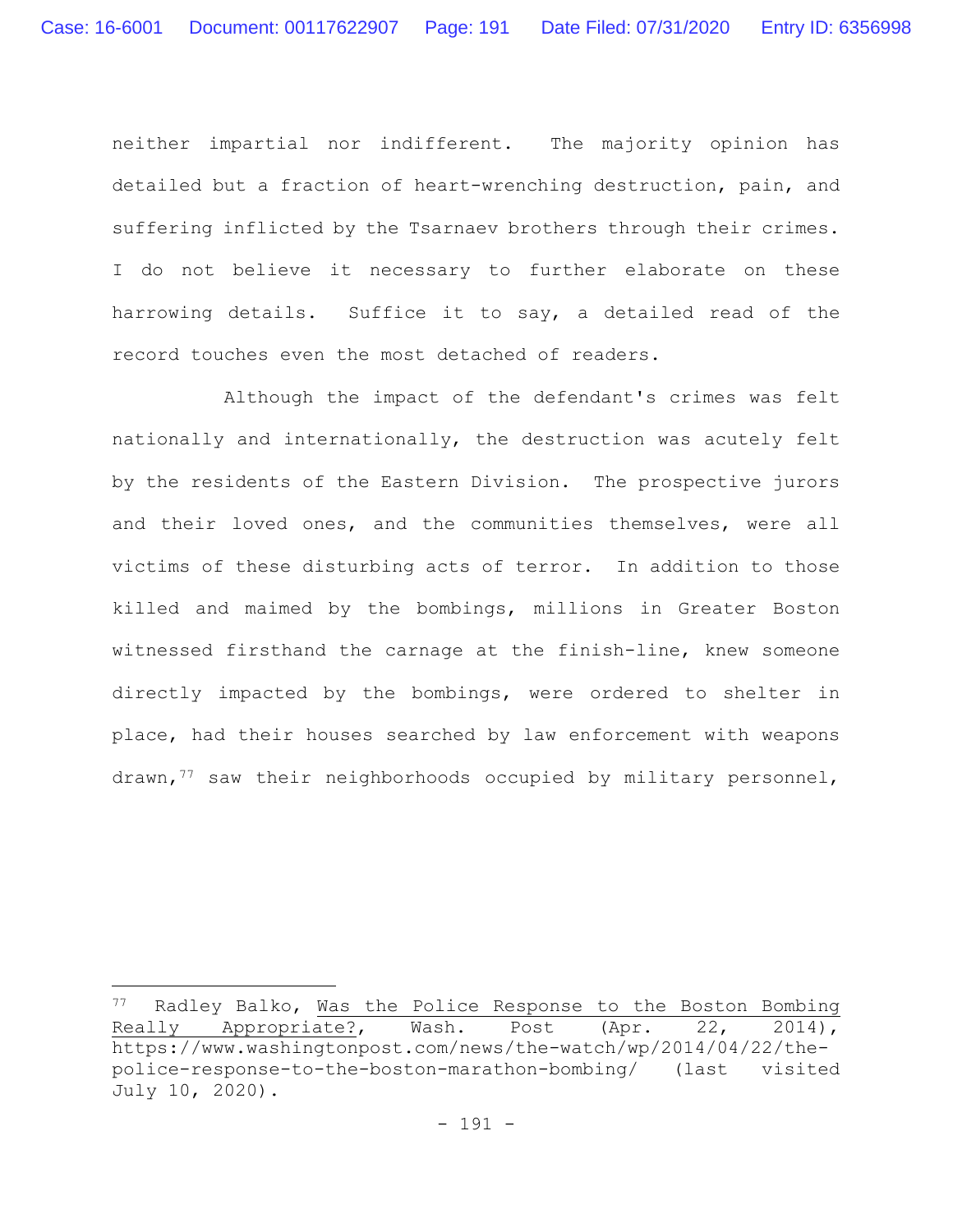neither impartial nor indifferent. The majority opinion has detailed but a fraction of heart-wrenching destruction, pain, and suffering inflicted by the Tsarnaev brothers through their crimes. I do not believe it necessary to further elaborate on these harrowing details. Suffice it to say, a detailed read of the record touches even the most detached of readers.

Although the impact of the defendant's crimes was felt nationally and internationally, the destruction was acutely felt by the residents of the Eastern Division. The prospective jurors and their loved ones, and the communities themselves, were all victims of these disturbing acts of terror. In addition to those killed and maimed by the bombings, millions in Greater Boston witnessed firsthand the carnage at the finish-line, knew someone directly impacted by the bombings, were ordered to shelter in place, had their houses searched by law enforcement with weapons drawn,[77] saw their neighborhoods occupied by military personnel,

---

[77] Radley Balko, Was the Police Response to the Boston Bombing Really Appropriate?, Wash. Post (Apr. 22, 2014), https://www.washingtonpost.com/news/the-watch/wp/2014/04/22/the-police-response-to-the-boston-marathon-bombing/ (last visited July 10, 2020).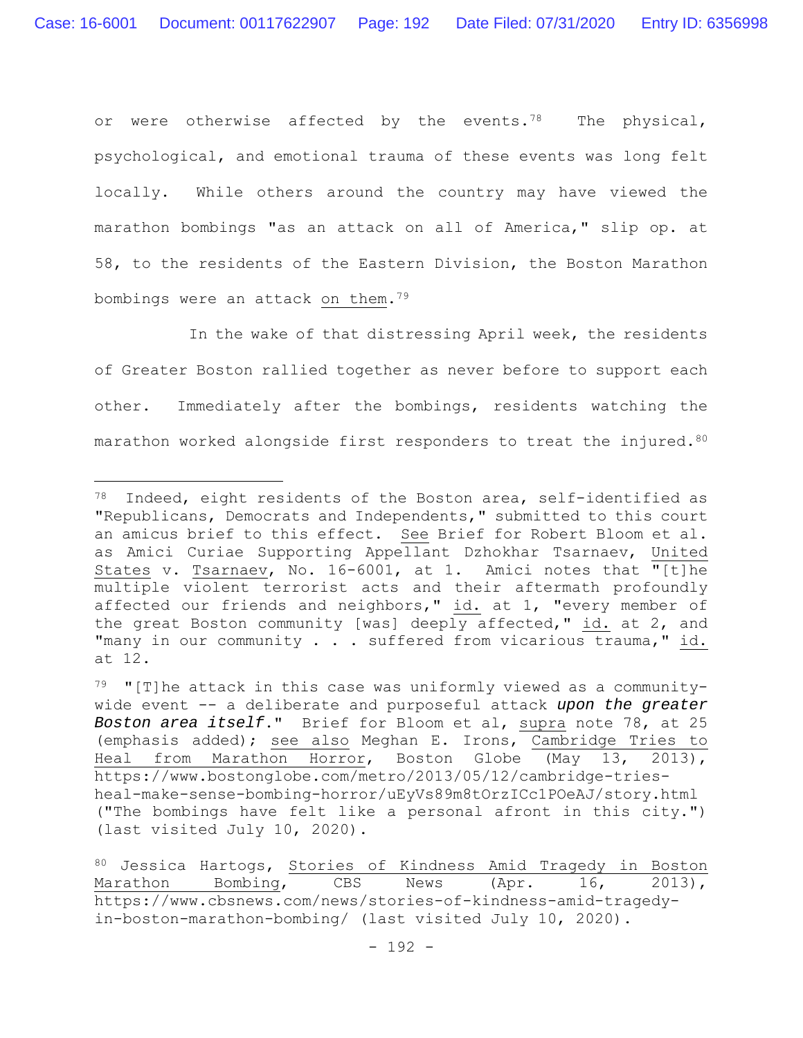or were otherwise affected by the events.[78] The physical, psychological, and emotional trauma of these events was long felt locally. While others around the country may have viewed the marathon bombings "as an attack on all of America," slip op. at 58, to the residents of the Eastern Division, the Boston Marathon bombings were an attack on them.[79]

In the wake of that distressing April week, the residents of Greater Boston rallied together as never before to support each other. Immediately after the bombings, residents watching the marathon worked alongside first responders to treat the injured.[80]

---

[78] Indeed, eight residents of the Boston area, self-identified as "Republicans, Democrats and Independents," submitted to this court an amicus brief to this effect. See Brief for Robert Bloom et al. as Amici Curiae Supporting Appellant Dzhokhar Tsarnaev, United States v. Tsarnaev, No. 16-6001, at 1. Amici notes that "[t]he multiple violent terrorist acts and their aftermath profoundly affected our friends and neighbors," id. at 1, "every member of the great Boston community [was] deeply affected," id. at 2, and "many in our community . . . suffered from vicarious trauma," id. at 12.

[79] "[T]he attack in this case was uniformly viewed as a community-wide event -- a deliberate and purposeful attack ***upon the greater Boston area itself***." Brief for Bloom et al, supra note 78, at 25 (emphasis added); see also Meghan E. Irons, Cambridge Tries to Heal from Marathon Horror, Boston Globe (May 13, 2013), https://www.bostonglobe.com/metro/2013/05/12/cambridge-tries-heal-make-sense-bombing-horror/uEyVs89m8tOrzICc1POeAJ/story.html ("The bombings have felt like a personal afront in this city.") (last visited July 10, 2020).

[80] Jessica Hartogs, Stories of Kindness Amid Tragedy in Boston Marathon Bombing, CBS News (Apr. 16, 2013), https://www.cbsnews.com/news/stories-of-kindness-amid-tragedy-in-boston-marathon-bombing/ (last visited July 10, 2020).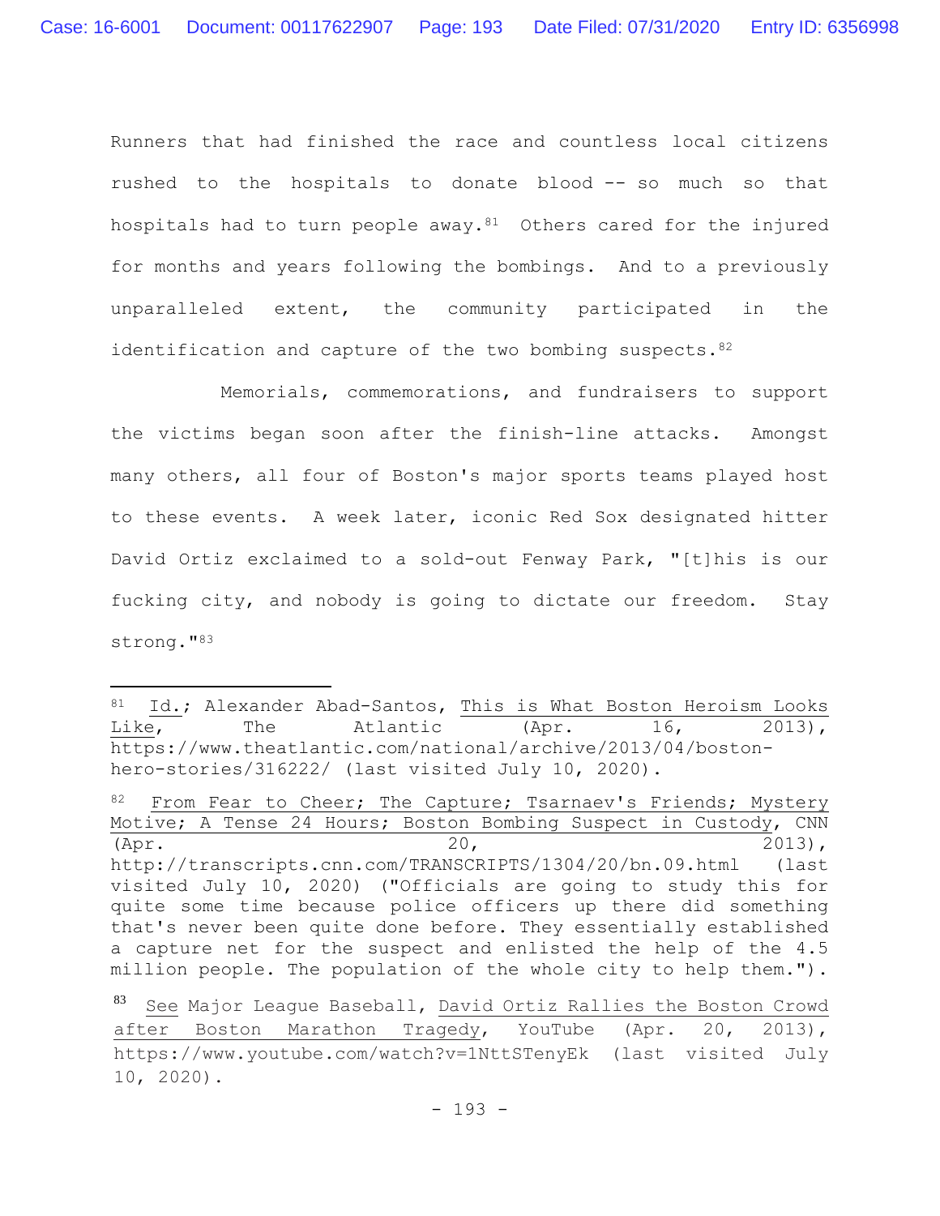Runners that had finished the race and countless local citizens rushed to the hospitals to donate blood -- so much so that hospitals had to turn people away.[81] Others cared for the injured for months and years following the bombings. And to a previously unparalleled extent, the community participated in the identification and capture of the two bombing suspects.[82]

Memorials, commemorations, and fundraisers to support the victims began soon after the finish-line attacks. Amongst many others, all four of Boston's major sports teams played host to these events. A week later, iconic Red Sox designated hitter David Ortiz exclaimed to a sold-out Fenway Park, "[t]his is our fucking city, and nobody is going to dictate our freedom. Stay strong."[83]

---

[81] Id.; Alexander Abad-Santos, This is What Boston Heroism Looks Like, The Atlantic (Apr. 16, 2013), https://www.theatlantic.com/national/archive/2013/04/boston-hero-stories/316222/ (last visited July 10, 2020).

[82] From Fear to Cheer; The Capture; Tsarnaev's Friends; Mystery Motive; A Tense 24 Hours; Boston Bombing Suspect in Custody, CNN (Apr. 20, 2013), http://transcripts.cnn.com/TRANSCRIPTS/1304/20/bn.09.html (last visited July 10, 2020) ("Officials are going to study this for quite some time because police officers up there did something that's never been quite done before. They essentially established a capture net for the suspect and enlisted the help of the 4.5 million people. The population of the whole city to help them.").

[83] See Major League Baseball, David Ortiz Rallies the Boston Crowd after Boston Marathon Tragedy, YouTube (Apr. 20, 2013), https://www.youtube.com/watch?v=1NttSTenyEk (last visited July 10, 2020).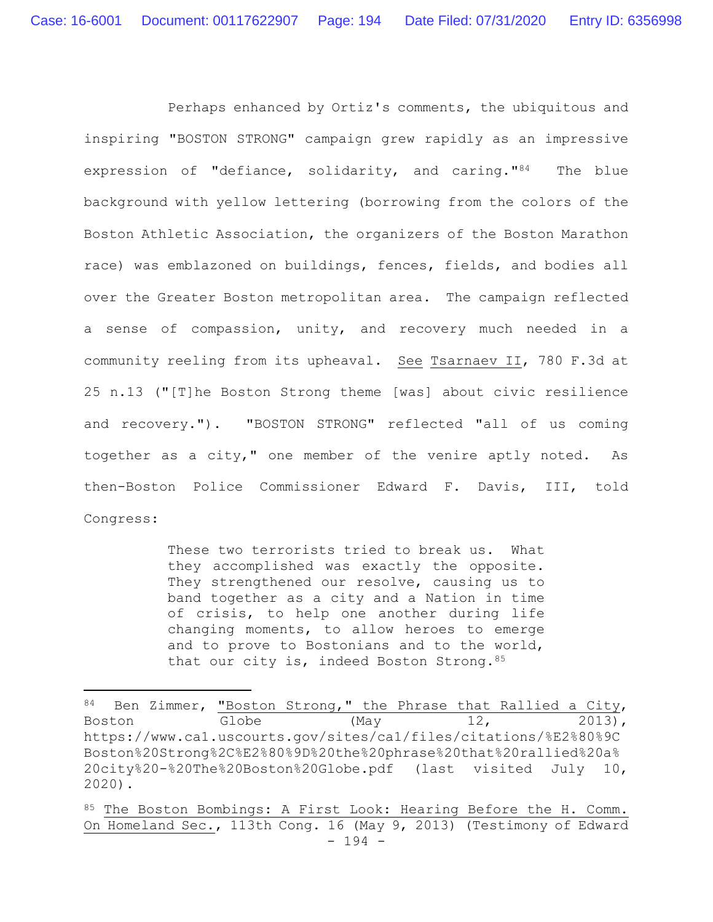Perhaps enhanced by Ortiz's comments, the ubiquitous and inspiring "BOSTON STRONG" campaign grew rapidly as an impressive expression of "defiance, solidarity, and caring."[84] The blue background with yellow lettering (borrowing from the colors of the Boston Athletic Association, the organizers of the Boston Marathon race) was emblazoned on buildings, fences, fields, and bodies all over the Greater Boston metropolitan area. The campaign reflected a sense of compassion, unity, and recovery much needed in a community reeling from its upheaval. See Tsarnaev II, 780 F.3d at 25 n.13 ("[T]he Boston Strong theme [was] about civic resilience and recovery."). "BOSTON STRONG" reflected "all of us coming together as a city," one member of the venire aptly noted. As then-Boston Police Commissioner Edward F. Davis, III, told Congress:

> These two terrorists tried to break us. What they accomplished was exactly the opposite. They strengthened our resolve, causing us to band together as a city and a Nation in time of crisis, to help one another during life changing moments, to allow heroes to emerge and to prove to Bostonians and to the world, that our city is, indeed Boston Strong.[85]

---

[84] Ben Zimmer, "Boston Strong," the Phrase that Rallied a City, Boston Globe (May 12, 2013), https://www.ca1.uscourts.gov/sites/ca1/files/citations/%E2%80%9CBoston%20Strong%2C%E2%80%9D%20the%20phrase%20that%20rallied%20a%20city%20-%20The%20Boston%20Globe.pdf (last visited July 10, 2020).

[85] The Boston Bombings: A First Look: Hearing Before the H. Comm. On Homeland Sec., 113th Cong. 16 (May 9, 2013) (Testimony of Edward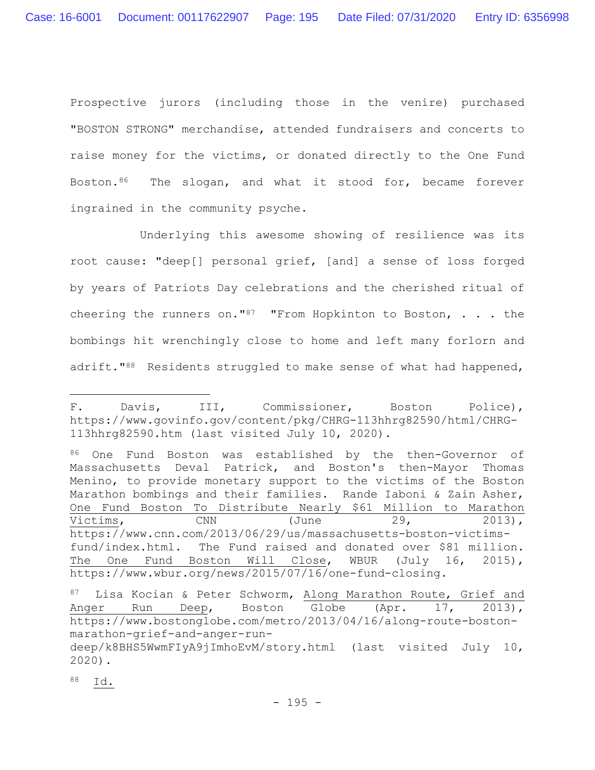Prospective jurors (including those in the venire) purchased "BOSTON STRONG" merchandise, attended fundraisers and concerts to raise money for the victims, or donated directly to the One Fund Boston.[86] The slogan, and what it stood for, became forever ingrained in the community psyche.

Underlying this awesome showing of resilience was its root cause: "deep[] personal grief, [and] a sense of loss forged by years of Patriots Day celebrations and the cherished ritual of cheering the runners on."[87] "From Hopkinton to Boston, . . . the bombings hit wrenchingly close to home and left many forlorn and adrift."[88] Residents struggled to make sense of what had happened,

---

F. Davis, III, Commissioner, Boston Police), https://www.govinfo.gov/content/pkg/CHRG-113hhrg82590/html/CHRG-113hhrg82590.htm (last visited July 10, 2020).

[86] One Fund Boston was established by the then-Governor of Massachusetts Deval Patrick, and Boston's then-Mayor Thomas Menino, to provide monetary support to the victims of the Boston Marathon bombings and their families. Rande Iaboni & Zain Asher, One Fund Boston To Distribute Nearly $61 Million to Marathon Victims, CNN (June 29, 2013), https://www.cnn.com/2013/06/29/us/massachusetts-boston-victims-fund/index.html. The Fund raised and donated over $81 million. The One Fund Boston Will Close, WBUR (July 16, 2015), https://www.wbur.org/news/2015/07/16/one-fund-closing.

[87] Lisa Kocian & Peter Schworm, Along Marathon Route, Grief and Anger Run Deep, Boston Globe (Apr. 17, 2013), https://www.bostonglobe.com/metro/2013/04/16/along-route-boston-marathon-grief-and-anger-run-deep/k8BHS5WwmFIyA9jImhoEvM/story.html (last visited July 10, 2020).

[88] Id.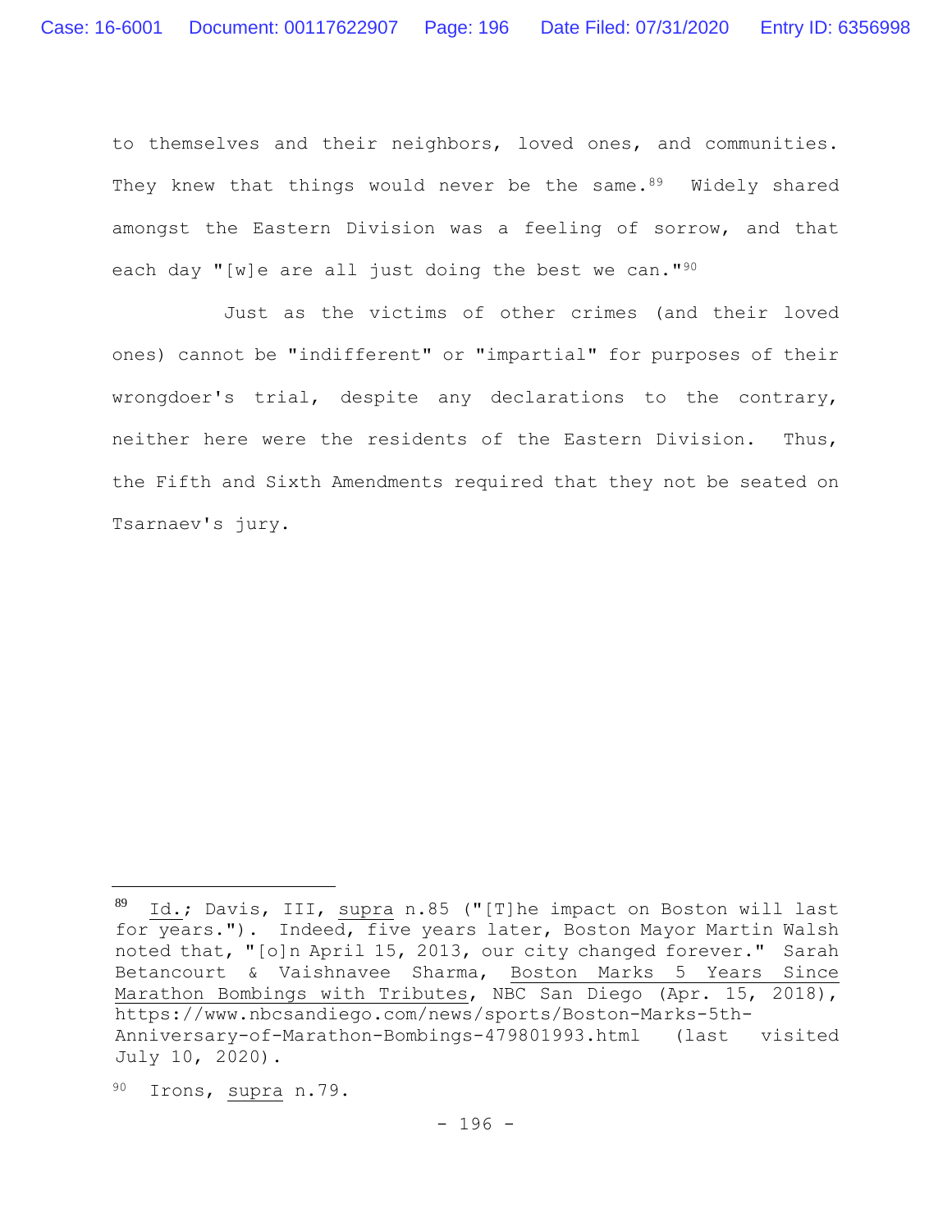to themselves and their neighbors, loved ones, and communities. They knew that things would never be the same.[89] Widely shared amongst the Eastern Division was a feeling of sorrow, and that each day "[w]e are all just doing the best we can."[90]

Just as the victims of other crimes (and their loved ones) cannot be "indifferent" or "impartial" for purposes of their wrongdoer's trial, despite any declarations to the contrary, neither here were the residents of the Eastern Division. Thus, the Fifth and Sixth Amendments required that they not be seated on Tsarnaev's jury.

---

[89] Id.; Davis, III, supra n.85 ("[T]he impact on Boston will last for years."). Indeed, five years later, Boston Mayor Martin Walsh noted that, "[o]n April 15, 2013, our city changed forever." Sarah Betancourt & Vaishnavee Sharma, Boston Marks 5 Years Since Marathon Bombings with Tributes, NBC San Diego (Apr. 15, 2018), https://www.nbcsandiego.com/news/sports/Boston-Marks-5th-Anniversary-of-Marathon-Bombings-479801993.html (last visited July 10, 2020).

[90] Irons, supra n.79.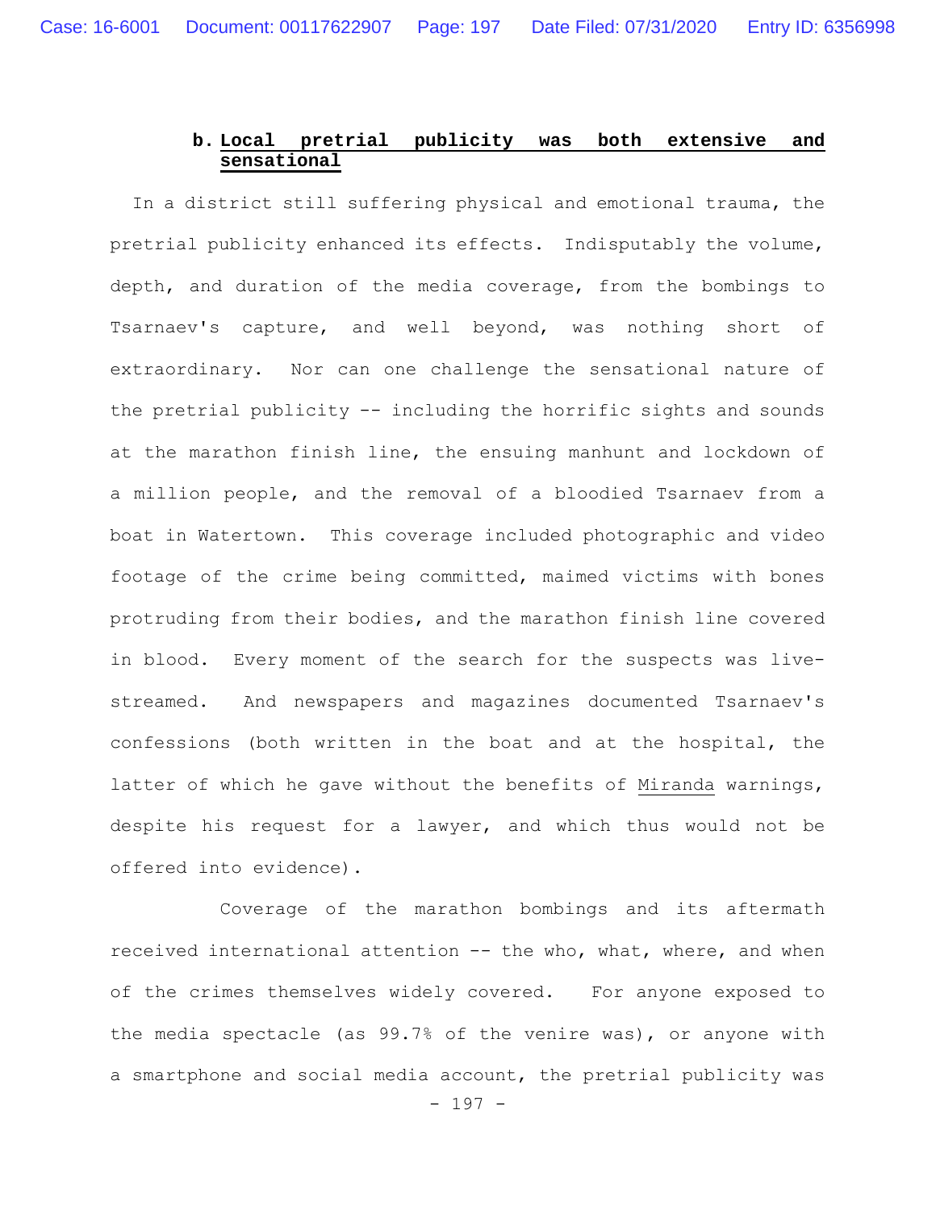**b. Local pretrial publicity was both extensive and sensational**

In a district still suffering physical and emotional trauma, the pretrial publicity enhanced its effects. Indisputably the volume, depth, and duration of the media coverage, from the bombings to Tsarnaev's capture, and well beyond, was nothing short of extraordinary. Nor can one challenge the sensational nature of the pretrial publicity -- including the horrific sights and sounds at the marathon finish line, the ensuing manhunt and lockdown of a million people, and the removal of a bloodied Tsarnaev from a boat in Watertown. This coverage included photographic and video footage of the crime being committed, maimed victims with bones protruding from their bodies, and the marathon finish line covered in blood. Every moment of the search for the suspects was live-streamed. And newspapers and magazines documented Tsarnaev's confessions (both written in the boat and at the hospital, the latter of which he gave without the benefits of Miranda warnings, despite his request for a lawyer, and which thus would not be offered into evidence).

Coverage of the marathon bombings and its aftermath received international attention -- the who, what, where, and when of the crimes themselves widely covered. For anyone exposed to the media spectacle (as 99.7% of the venire was), or anyone with a smartphone and social media account, the pretrial publicity was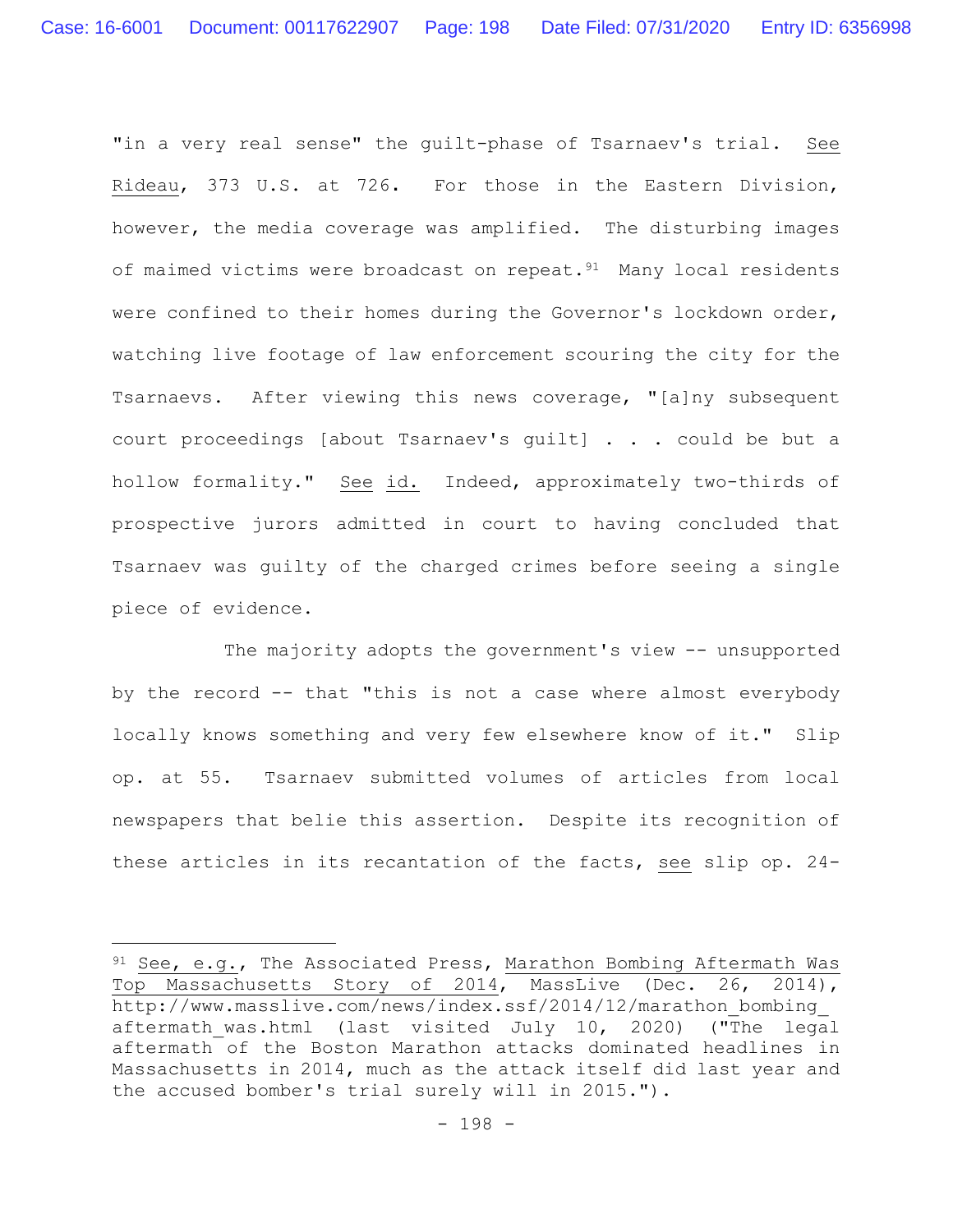"in a very real sense" the guilt-phase of Tsarnaev's trial. See Rideau, 373 U.S. at 726. For those in the Eastern Division, however, the media coverage was amplified. The disturbing images of maimed victims were broadcast on repeat.[91] Many local residents were confined to their homes during the Governor's lockdown order, watching live footage of law enforcement scouring the city for the Tsarnaevs. After viewing this news coverage, "[a]ny subsequent court proceedings [about Tsarnaev's guilt] . . . could be but a hollow formality." See id. Indeed, approximately two-thirds of prospective jurors admitted in court to having concluded that Tsarnaev was guilty of the charged crimes before seeing a single piece of evidence.

The majority adopts the government's view -- unsupported by the record -- that "this is not a case where almost everybody locally knows something and very few elsewhere know of it." Slip op. at 55. Tsarnaev submitted volumes of articles from local newspapers that belie this assertion. Despite its recognition of these articles in its recantation of the facts, see slip op. 24-

---

[91] See, e.g., The Associated Press, Marathon Bombing Aftermath Was Top Massachusetts Story of 2014, MassLive (Dec. 26, 2014), http://www.masslive.com/news/index.ssf/2014/12/marathon_bombing_aftermath_was.html (last visited July 10, 2020) ("The legal aftermath of the Boston Marathon attacks dominated headlines in Massachusetts in 2014, much as the attack itself did last year and the accused bomber's trial surely will in 2015.").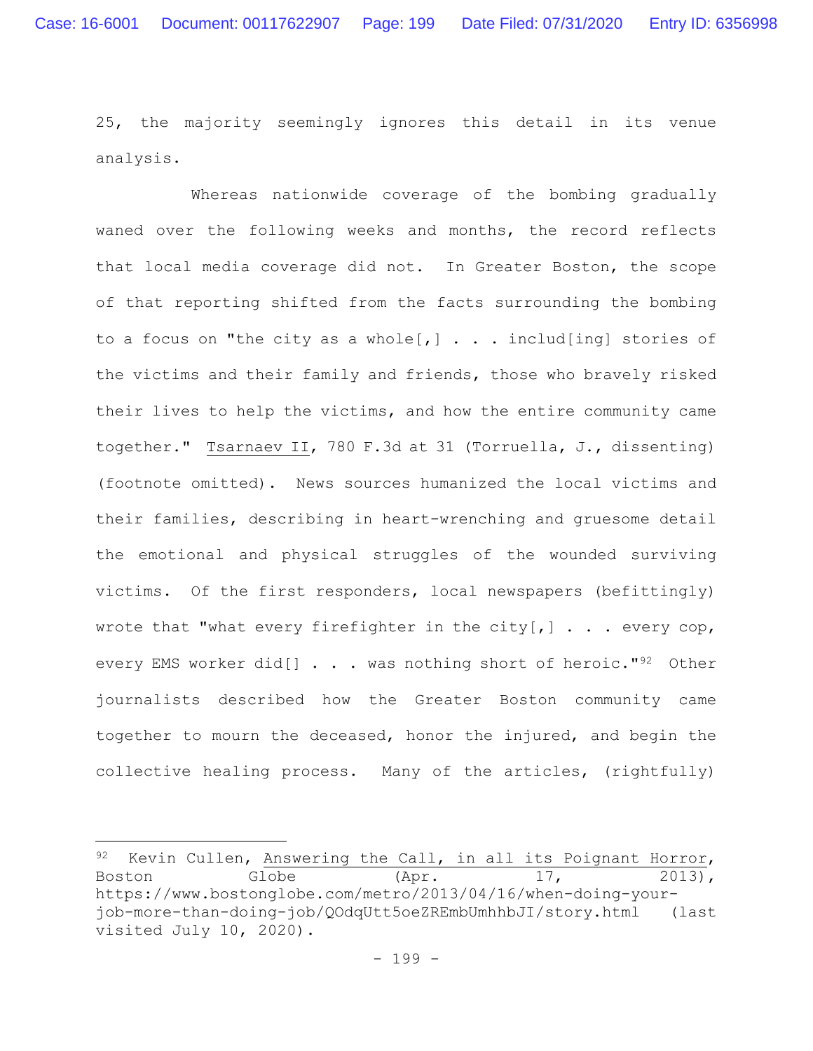25, the majority seemingly ignores this detail in its venue analysis.

Whereas nationwide coverage of the bombing gradually waned over the following weeks and months, the record reflects that local media coverage did not. In Greater Boston, the scope of that reporting shifted from the facts surrounding the bombing to a focus on "the city as a whole[,] . . . includ[ing] stories of the victims and their family and friends, those who bravely risked their lives to help the victims, and how the entire community came together." Tsarnaev II, 780 F.3d at 31 (Torruella, J., dissenting) (footnote omitted). News sources humanized the local victims and their families, describing in heart-wrenching and gruesome detail the emotional and physical struggles of the wounded surviving victims. Of the first responders, local newspapers (befittingly) wrote that "what every firefighter in the city[,] . . . every cop, every EMS worker did[] . . . was nothing short of heroic."[92] Other journalists described how the Greater Boston community came together to mourn the deceased, honor the injured, and begin the collective healing process. Many of the articles, (rightfully)

---

[92] Kevin Cullen, Answering the Call, in all its Poignant Horror, Boston Globe (Apr. 17, 2013), https://www.bostonglobe.com/metro/2013/04/16/when-doing-your-job-more-than-doing-job/QOdqUtt5oeZREmbUmhhbJI/story.html (last visited July 10, 2020).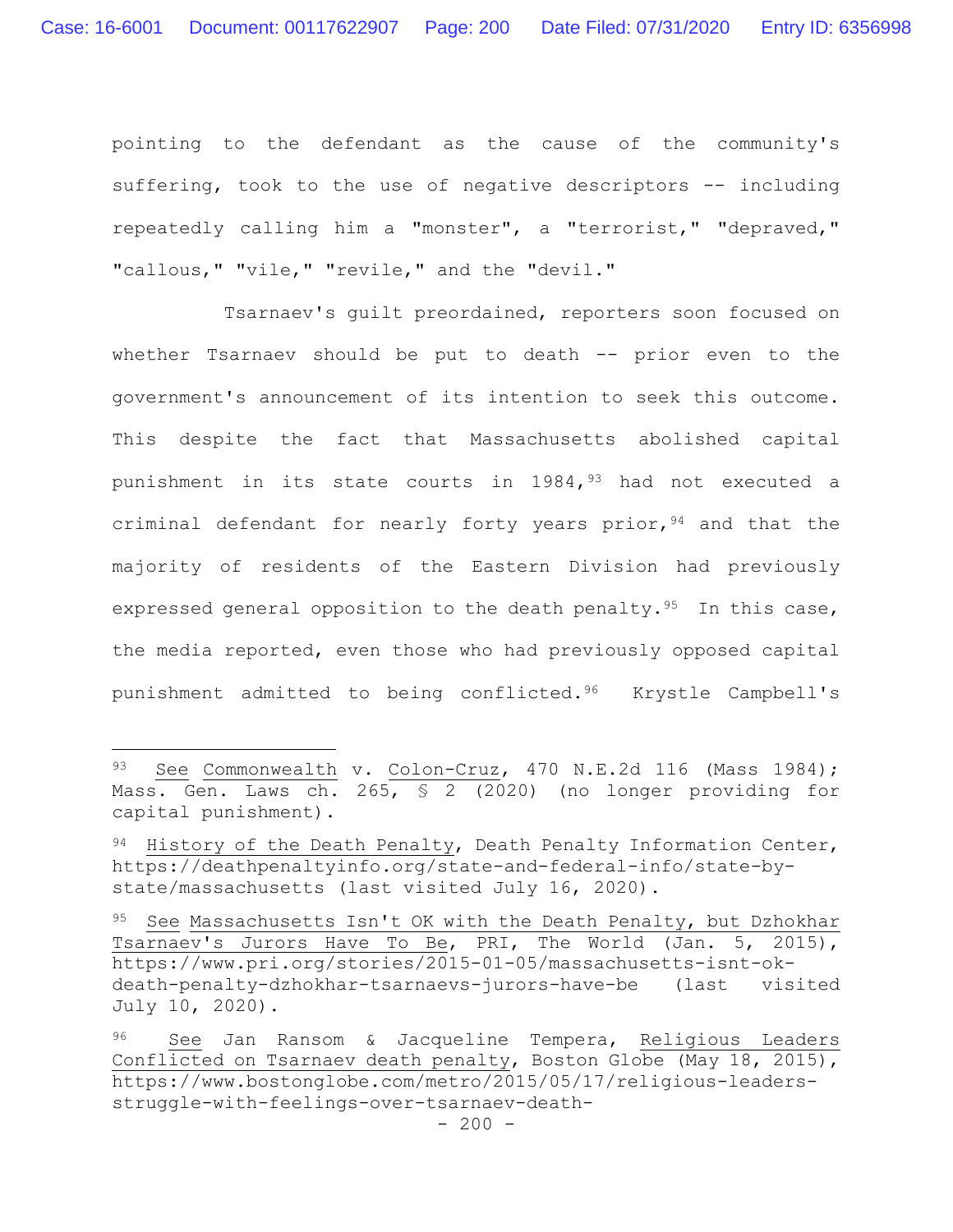pointing to the defendant as the cause of the community's suffering, took to the use of negative descriptors -- including repeatedly calling him a "monster", a "terrorist," "depraved," "callous," "vile," "revile," and the "devil."

Tsarnaev's guilt preordained, reporters soon focused on whether Tsarnaev should be put to death -- prior even to the government's announcement of its intention to seek this outcome. This despite the fact that Massachusetts abolished capital punishment in its state courts in 1984,[93] had not executed a criminal defendant for nearly forty years prior,[94] and that the majority of residents of the Eastern Division had previously expressed general opposition to the death penalty.[95] In this case, the media reported, even those who had previously opposed capital punishment admitted to being conflicted.[96] Krystle Campbell's

---

[93] See Commonwealth v. Colon-Cruz, 470 N.E.2d 116 (Mass 1984); Mass. Gen. Laws ch. 265, § 2 (2020) (no longer providing for capital punishment).

[94] History of the Death Penalty, Death Penalty Information Center, https://deathpenaltyinfo.org/state-and-federal-info/state-by-state/massachusetts (last visited July 16, 2020).

[95] See Massachusetts Isn't OK with the Death Penalty, but Dzhokhar Tsarnaev's Jurors Have To Be, PRI, The World (Jan. 5, 2015), https://www.pri.org/stories/2015-01-05/massachusetts-isnt-ok-death-penalty-dzhokhar-tsarnaevs-jurors-have-be (last visited July 10, 2020).

[96] See Jan Ransom & Jacqueline Tempera, Religious Leaders Conflicted on Tsarnaev death penalty, Boston Globe (May 18, 2015), https://www.bostonglobe.com/metro/2015/05/17/religious-leaders-struggle-with-feelings-over-tsarnaev-death-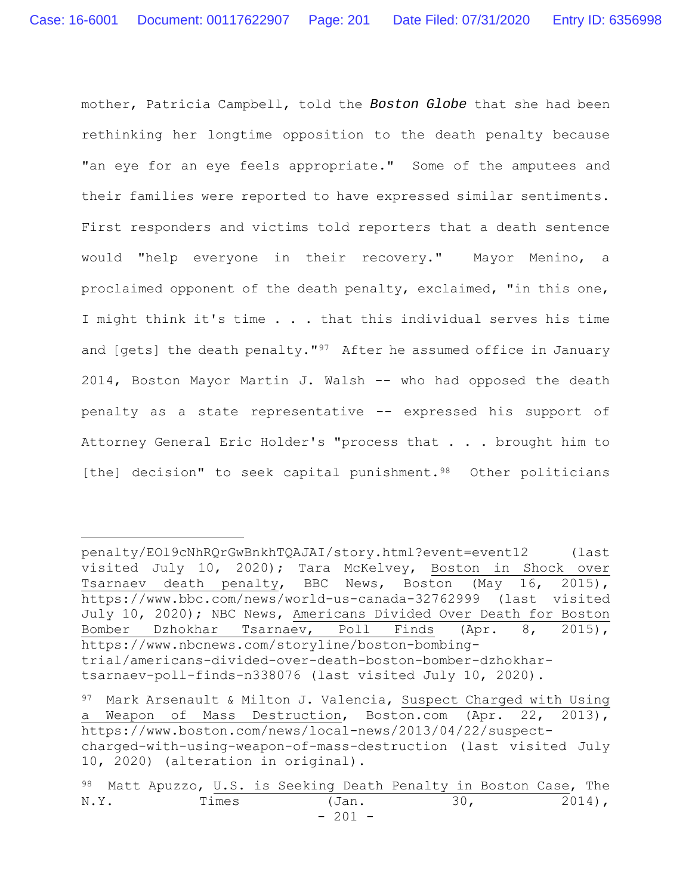mother, Patricia Campbell, told the ***Boston Globe*** that she had been rethinking her longtime opposition to the death penalty because "an eye for an eye feels appropriate." Some of the amputees and their families were reported to have expressed similar sentiments. First responders and victims told reporters that a death sentence would "help everyone in their recovery." Mayor Menino, a proclaimed opponent of the death penalty, exclaimed, "in this one, I might think it's time . . . that this individual serves his time and [gets] the death penalty."[97] After he assumed office in January 2014, Boston Mayor Martin J. Walsh -- who had opposed the death penalty as a state representative -- expressed his support of Attorney General Eric Holder's "process that . . . brought him to [the] decision" to seek capital punishment.[98] Other politicians

---

penalty/EOl9cNhRQrGwBnkhTQAJAI/story.html?event=event12 (last visited July 10, 2020); Tara McKelvey, Boston in Shock over Tsarnaev death penalty, BBC News, Boston (May 16, 2015), https://www.bbc.com/news/world-us-canada-32762999 (last visited July 10, 2020); NBC News, Americans Divided Over Death for Boston Bomber Dzhokhar Tsarnaev, Poll Finds (Apr. 8, 2015), https://www.nbcnews.com/storyline/boston-bombing-trial/americans-divided-over-death-boston-bomber-dzhokhar-tsarnaev-poll-finds-n338076 (last visited July 10, 2020).

[97] Mark Arsenault & Milton J. Valencia, Suspect Charged with Using a Weapon of Mass Destruction, Boston.com (Apr. 22, 2013), https://www.boston.com/news/local-news/2013/04/22/suspect-charged-with-using-weapon-of-mass-destruction (last visited July 10, 2020) (alteration in original).

[98] Matt Apuzzo, U.S. is Seeking Death Penalty in Boston Case, The N.Y. Times (Jan. 30, 2014),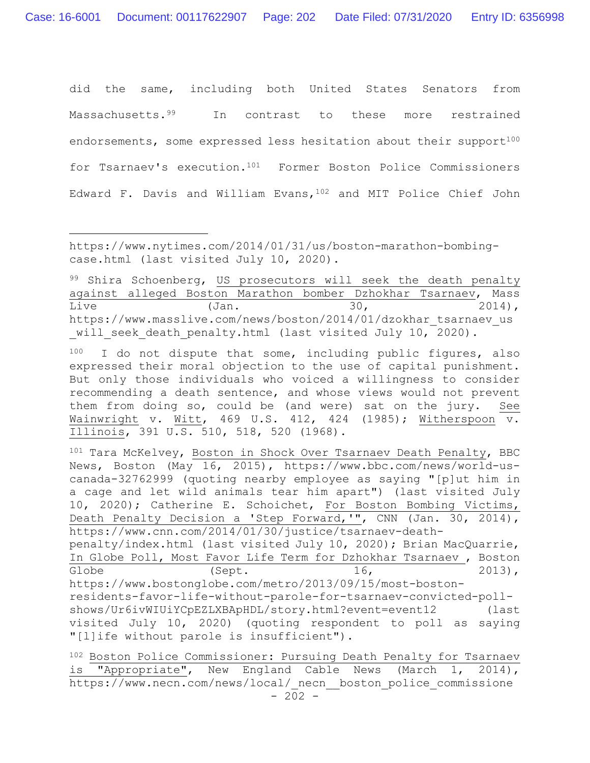did the same, including both United States Senators from Massachusetts.[99] In contrast to these more restrained endorsements, some expressed less hesitation about their support[100] for Tsarnaev's execution.[101] Former Boston Police Commissioners Edward F. Davis and William Evans,[102] and MIT Police Chief John

---

https://www.nytimes.com/2014/01/31/us/boston-marathon-bombing-case.html (last visited July 10, 2020).

[99] Shira Schoenberg, US prosecutors will seek the death penalty against alleged Boston Marathon bomber Dzhokhar Tsarnaev, Mass Live (Jan. 30, 2014), https://www.masslive.com/news/boston/2014/01/dzokhar_tsarnaev_us_will_seek_death_penalty.html (last visited July 10, 2020).

[100] I do not dispute that some, including public figures, also expressed their moral objection to the use of capital punishment. But only those individuals who voiced a willingness to consider recommending a death sentence, and whose views would not prevent them from doing so, could be (and were) sat on the jury. See Wainwright v. Witt, 469 U.S. 412, 424 (1985); Witherspoon v. Illinois, 391 U.S. 510, 518, 520 (1968).

[101] Tara McKelvey, Boston in Shock Over Tsarnaev Death Penalty, BBC News, Boston (May 16, 2015), https://www.bbc.com/news/world-us-canada-32762999 (quoting nearby employee as saying "[p]ut him in a cage and let wild animals tear him apart") (last visited July 10, 2020); Catherine E. Schoichet, For Boston Bombing Victims, Death Penalty Decision a 'Step Forward,'", CNN (Jan. 30, 2014), https://www.cnn.com/2014/01/30/justice/tsarnaev-death-penalty/index.html (last visited July 10, 2020); Brian MacQuarrie, In Globe Poll, Most Favor Life Term for Dzhokhar Tsarnaev , Boston Globe (Sept. 16, 2013), https://www.bostonglobe.com/metro/2013/09/15/most-boston-residents-favor-life-without-parole-for-tsarnaev-convicted-poll-shows/Ur6ivWIUiYCpEZLXBApHDL/story.html?event=event12 (last visited July 10, 2020) (quoting respondent to poll as saying "[l]ife without parole is insufficient").

[102] Boston Police Commissioner: Pursuing Death Penalty for Tsarnaev is "Appropriate", New England Cable News (March 1, 2014), https://www.necn.com/news/local/_necn__boston_police_commissione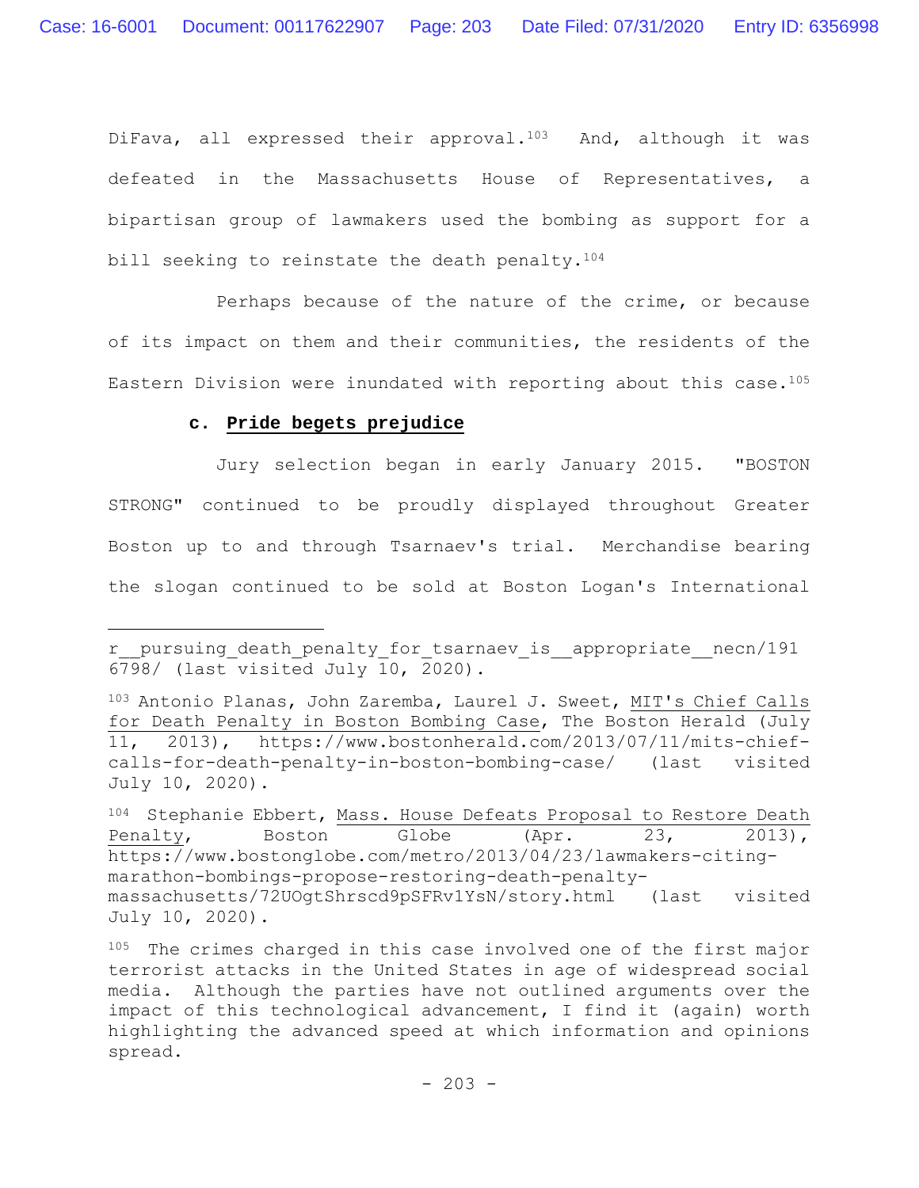DiFava, all expressed their approval.[103] And, although it was defeated in the Massachusetts House of Representatives, a bipartisan group of lawmakers used the bombing as support for a bill seeking to reinstate the death penalty.[104]

Perhaps because of the nature of the crime, or because of its impact on them and their communities, the residents of the Eastern Division were inundated with reporting about this case.[105]

**c. <u>Pride begets prejudice</u>**

Jury selection began in early January 2015. "BOSTON STRONG" continued to be proudly displayed throughout Greater Boston up to and through Tsarnaev's trial. Merchandise bearing the slogan continued to be sold at Boston Logan's International

---

r__pursuing_death_penalty_for_tsarnaev_is__appropriate__necn/1916798/ (last visited July 10, 2020).

[103] Antonio Planas, John Zaremba, Laurel J. Sweet, <u>MIT's Chief Calls for Death Penalty in Boston Bombing Case</u>, The Boston Herald (July 11, 2013), https://www.bostonherald.com/2013/07/11/mits-chief-calls-for-death-penalty-in-boston-bombing-case/ (last visited July 10, 2020).

[104] Stephanie Ebbert, <u>Mass. House Defeats Proposal to Restore Death Penalty</u>, Boston Globe (Apr. 23, 2013), https://www.bostonglobe.com/metro/2013/04/23/lawmakers-citing-marathon-bombings-propose-restoring-death-penalty-massachusetts/72UOgtShrscd9pSFRv1YsN/story.html (last visited July 10, 2020).

[105] The crimes charged in this case involved one of the first major terrorist attacks in the United States in age of widespread social media. Although the parties have not outlined arguments over the impact of this technological advancement, I find it (again) worth highlighting the advanced speed at which information and opinions spread.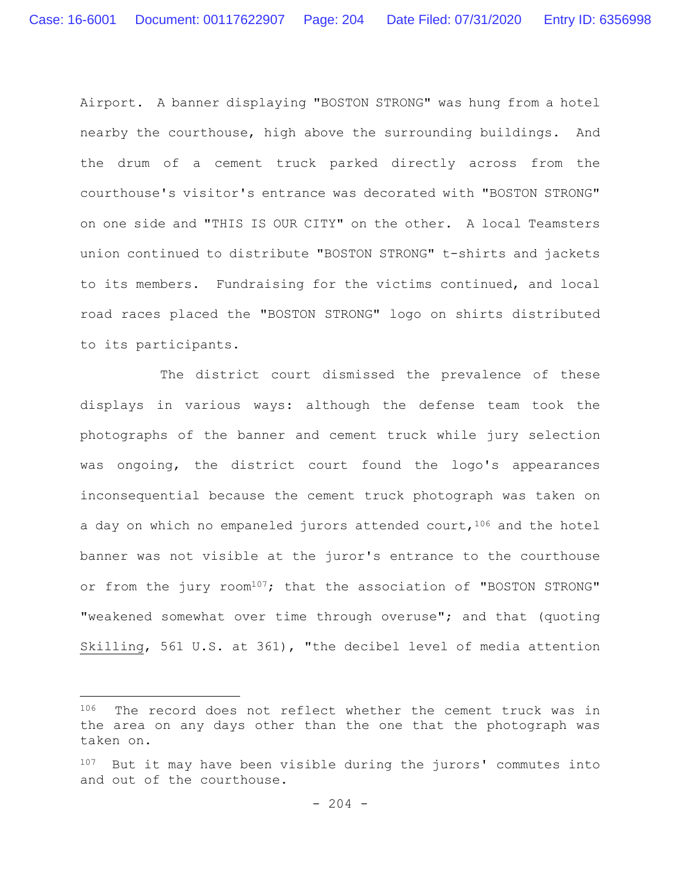Airport. A banner displaying "BOSTON STRONG" was hung from a hotel nearby the courthouse, high above the surrounding buildings. And the drum of a cement truck parked directly across from the courthouse's visitor's entrance was decorated with "BOSTON STRONG" on one side and "THIS IS OUR CITY" on the other. A local Teamsters union continued to distribute "BOSTON STRONG" t-shirts and jackets to its members. Fundraising for the victims continued, and local road races placed the "BOSTON STRONG" logo on shirts distributed to its participants.

The district court dismissed the prevalence of these displays in various ways: although the defense team took the photographs of the banner and cement truck while jury selection was ongoing, the district court found the logo's appearances inconsequential because the cement truck photograph was taken on a day on which no empaneled jurors attended court,[106] and the hotel banner was not visible at the juror's entrance to the courthouse or from the jury room[107]; that the association of "BOSTON STRONG" "weakened somewhat over time through overuse"; and that (quoting Skilling, 561 U.S. at 361), "the decibel level of media attention

---

[106] The record does not reflect whether the cement truck was in the area on any days other than the one that the photograph was taken on.

[107] But it may have been visible during the jurors' commutes into and out of the courthouse.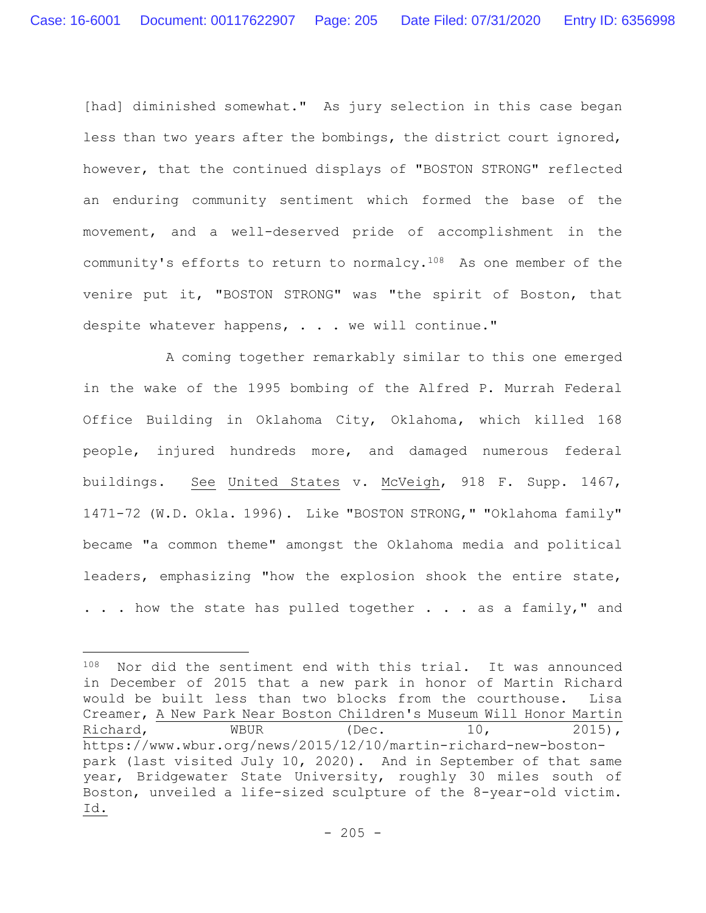[had] diminished somewhat." As jury selection in this case began less than two years after the bombings, the district court ignored, however, that the continued displays of "BOSTON STRONG" reflected an enduring community sentiment which formed the base of the movement, and a well-deserved pride of accomplishment in the community's efforts to return to normalcy.[108] As one member of the venire put it, "BOSTON STRONG" was "the spirit of Boston, that despite whatever happens, . . . we will continue."

A coming together remarkably similar to this one emerged in the wake of the 1995 bombing of the Alfred P. Murrah Federal Office Building in Oklahoma City, Oklahoma, which killed 168 people, injured hundreds more, and damaged numerous federal buildings. See United States v. McVeigh, 918 F. Supp. 1467, 1471-72 (W.D. Okla. 1996). Like "BOSTON STRONG," "Oklahoma family" became "a common theme" amongst the Oklahoma media and political leaders, emphasizing "how the explosion shook the entire state, . . . how the state has pulled together . . . as a family," and

---

[108] Nor did the sentiment end with this trial. It was announced in December of 2015 that a new park in honor of Martin Richard would be built less than two blocks from the courthouse. Lisa Creamer, A New Park Near Boston Children's Museum Will Honor Martin Richard, WBUR (Dec. 10, 2015), https://www.wbur.org/news/2015/12/10/martin-richard-new-boston-park (last visited July 10, 2020). And in September of that same year, Bridgewater State University, roughly 30 miles south of Boston, unveiled a life-sized sculpture of the 8-year-old victim. Id.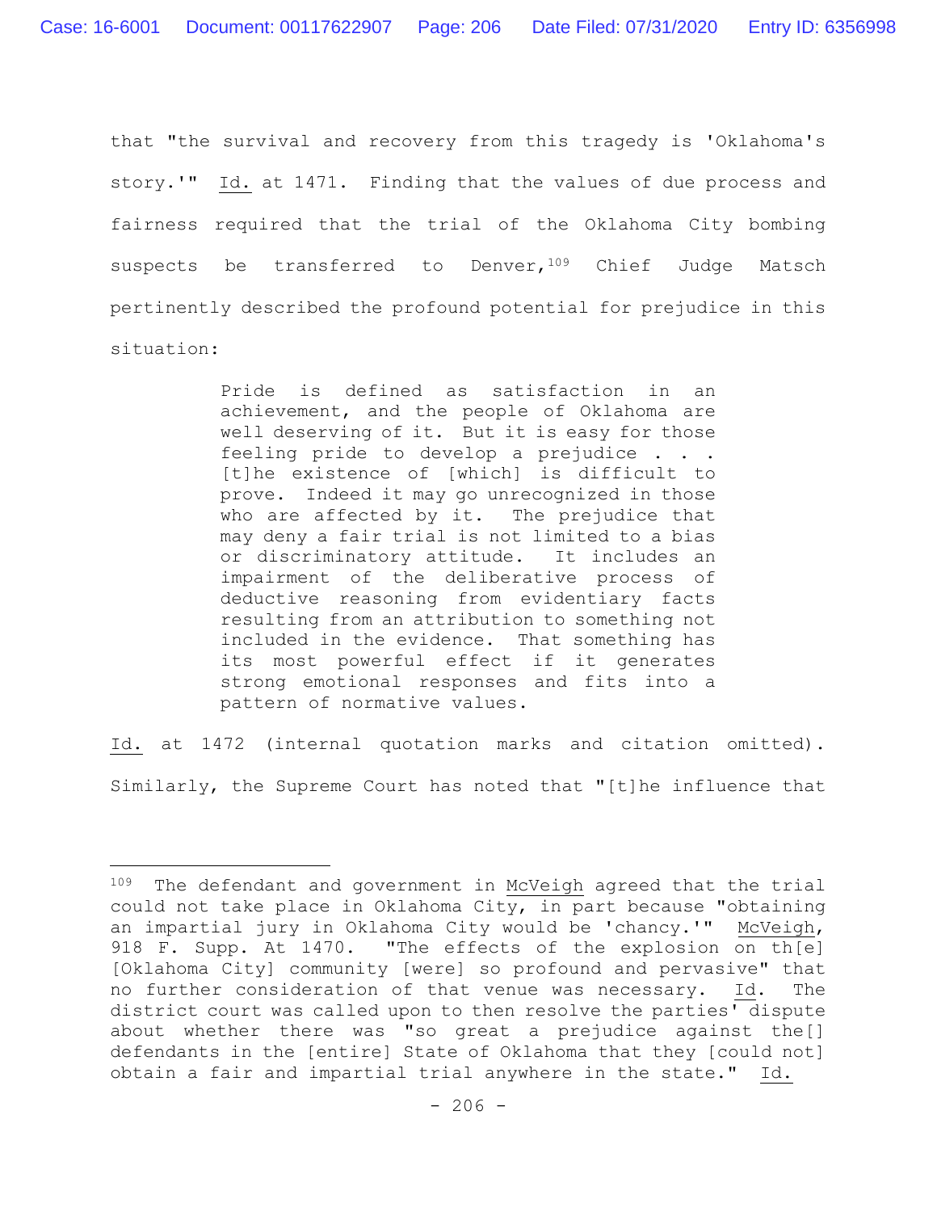that "the survival and recovery from this tragedy is 'Oklahoma's story.'" Id. at 1471. Finding that the values of due process and fairness required that the trial of the Oklahoma City bombing suspects be transferred to Denver,[109] Chief Judge Matsch pertinently described the profound potential for prejudice in this situation:

> Pride is defined as satisfaction in an achievement, and the people of Oklahoma are well deserving of it. But it is easy for those feeling pride to develop a prejudice . . . [t]he existence of [which] is difficult to prove. Indeed it may go unrecognized in those who are affected by it. The prejudice that may deny a fair trial is not limited to a bias or discriminatory attitude. It includes an impairment of the deliberative process of deductive reasoning from evidentiary facts resulting from an attribution to something not included in the evidence. That something has its most powerful effect if it generates strong emotional responses and fits into a pattern of normative values.

Id. at 1472 (internal quotation marks and citation omitted). Similarly, the Supreme Court has noted that "[t]he influence that

---

[109] The defendant and government in McVeigh agreed that the trial could not take place in Oklahoma City, in part because "obtaining an impartial jury in Oklahoma City would be 'chancy.'" McVeigh, 918 F. Supp. At 1470. "The effects of the explosion on th[e] [Oklahoma City] community [were] so profound and pervasive" that no further consideration of that venue was necessary. Id. The district court was called upon to then resolve the parties' dispute about whether there was "so great a prejudice against the[] defendants in the [entire] State of Oklahoma that they [could not] obtain a fair and impartial trial anywhere in the state." Id.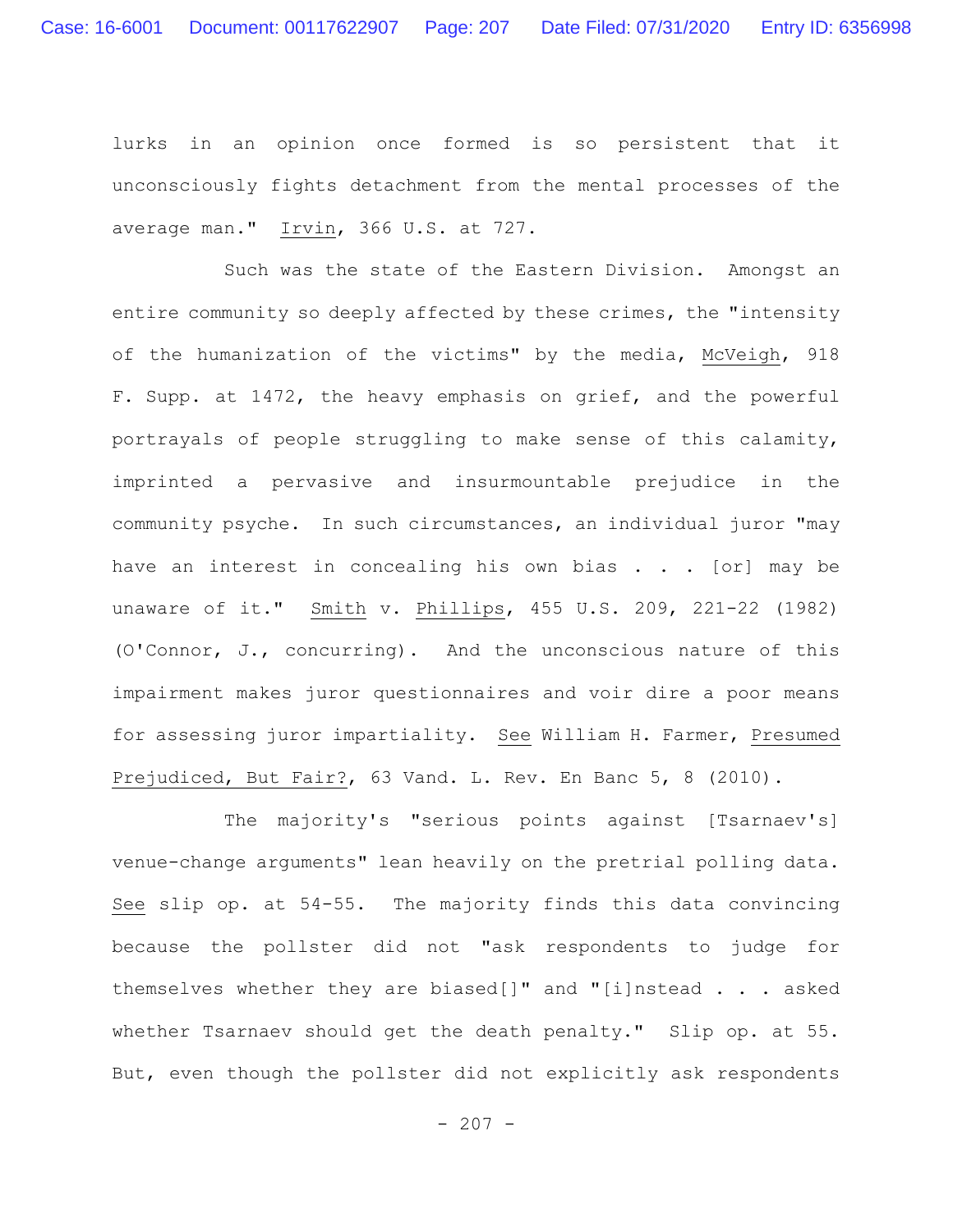lurks in an opinion once formed is so persistent that it unconsciously fights detachment from the mental processes of the average man." Irvin, 366 U.S. at 727.

Such was the state of the Eastern Division. Amongst an entire community so deeply affected by these crimes, the "intensity of the humanization of the victims" by the media, McVeigh, 918 F. Supp. at 1472, the heavy emphasis on grief, and the powerful portrayals of people struggling to make sense of this calamity, imprinted a pervasive and insurmountable prejudice in the community psyche. In such circumstances, an individual juror "may have an interest in concealing his own bias . . . [or] may be unaware of it." Smith v. Phillips, 455 U.S. 209, 221-22 (1982) (O'Connor, J., concurring). And the unconscious nature of this impairment makes juror questionnaires and voir dire a poor means for assessing juror impartiality. See William H. Farmer, Presumed Prejudiced, But Fair?, 63 Vand. L. Rev. En Banc 5, 8 (2010).

The majority's "serious points against [Tsarnaev's] venue-change arguments" lean heavily on the pretrial polling data. See slip op. at 54-55. The majority finds this data convincing because the pollster did not "ask respondents to judge for themselves whether they are biased[]" and "[i]nstead . . . asked whether Tsarnaev should get the death penalty." Slip op. at 55. But, even though the pollster did not explicitly ask respondents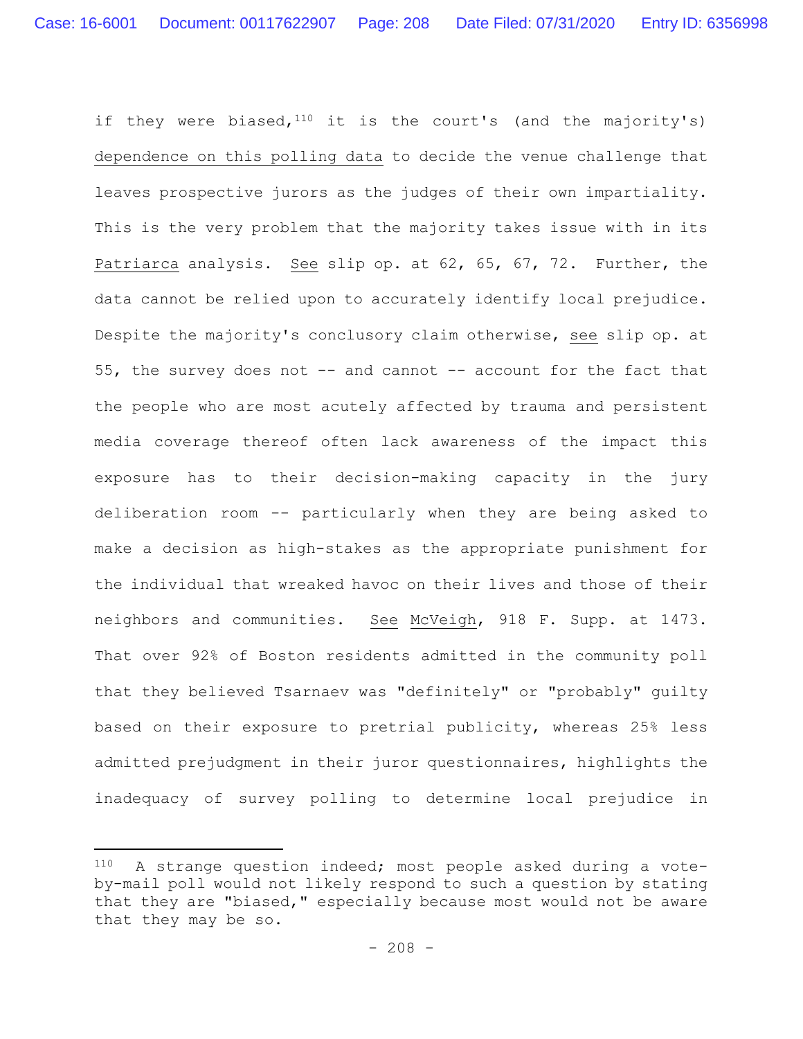if they were biased,[110] it is the court's (and the majority's) <u>dependence on this polling data</u> to decide the venue challenge that leaves prospective jurors as the judges of their own impartiality. This is the very problem that the majority takes issue with in its <u>Patriarca</u> analysis. <u>See</u> slip op. at 62, 65, 67, 72. Further, the data cannot be relied upon to accurately identify local prejudice. Despite the majority's conclusory claim otherwise, <u>see</u> slip op. at 55, the survey does not -- and cannot -- account for the fact that the people who are most acutely affected by trauma and persistent media coverage thereof often lack awareness of the impact this exposure has to their decision-making capacity in the jury deliberation room -- particularly when they are being asked to make a decision as high-stakes as the appropriate punishment for the individual that wreaked havoc on their lives and those of their neighbors and communities. <u>See</u> <u>McVeigh</u>, 918 F. Supp. at 1473. That over 92% of Boston residents admitted in the community poll that they believed Tsarnaev was "definitely" or "probably" guilty based on their exposure to pretrial publicity, whereas 25% less admitted prejudgment in their juror questionnaires, highlights the inadequacy of survey polling to determine local prejudice in

---

[110] A strange question indeed; most people asked during a vote-by-mail poll would not likely respond to such a question by stating that they are "biased," especially because most would not be aware that they may be so.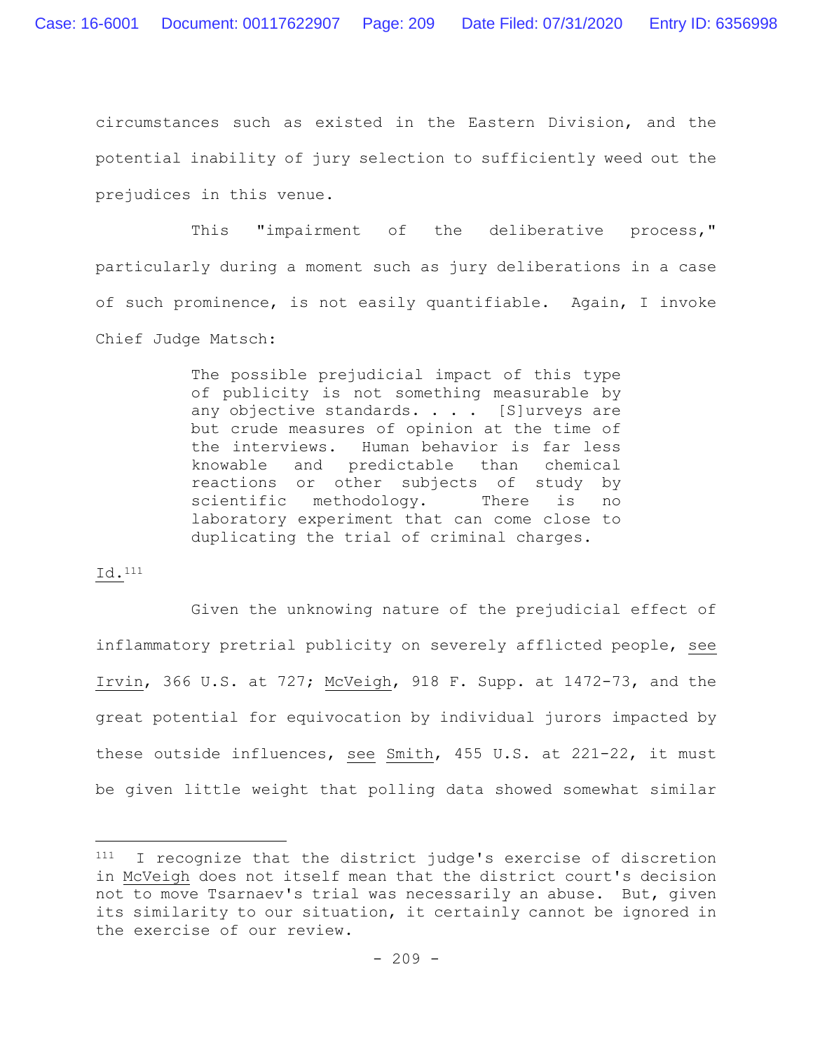circumstances such as existed in the Eastern Division, and the potential inability of jury selection to sufficiently weed out the prejudices in this venue.

This "impairment of the deliberative process," particularly during a moment such as jury deliberations in a case of such prominence, is not easily quantifiable. Again, I invoke Chief Judge Matsch:

> The possible prejudicial impact of this type of publicity is not something measurable by any objective standards. . . . [S]urveys are but crude measures of opinion at the time of the interviews. Human behavior is far less knowable and predictable than chemical reactions or other subjects of study by scientific methodology. There is no laboratory experiment that can come close to duplicating the trial of criminal charges.

Id.[111]

Given the unknowing nature of the prejudicial effect of inflammatory pretrial publicity on severely afflicted people, see Irvin, 366 U.S. at 727; McVeigh, 918 F. Supp. at 1472-73, and the great potential for equivocation by individual jurors impacted by these outside influences, see Smith, 455 U.S. at 221-22, it must be given little weight that polling data showed somewhat similar

---

[111] I recognize that the district judge's exercise of discretion in McVeigh does not itself mean that the district court's decision not to move Tsarnaev's trial was necessarily an abuse. But, given its similarity to our situation, it certainly cannot be ignored in the exercise of our review.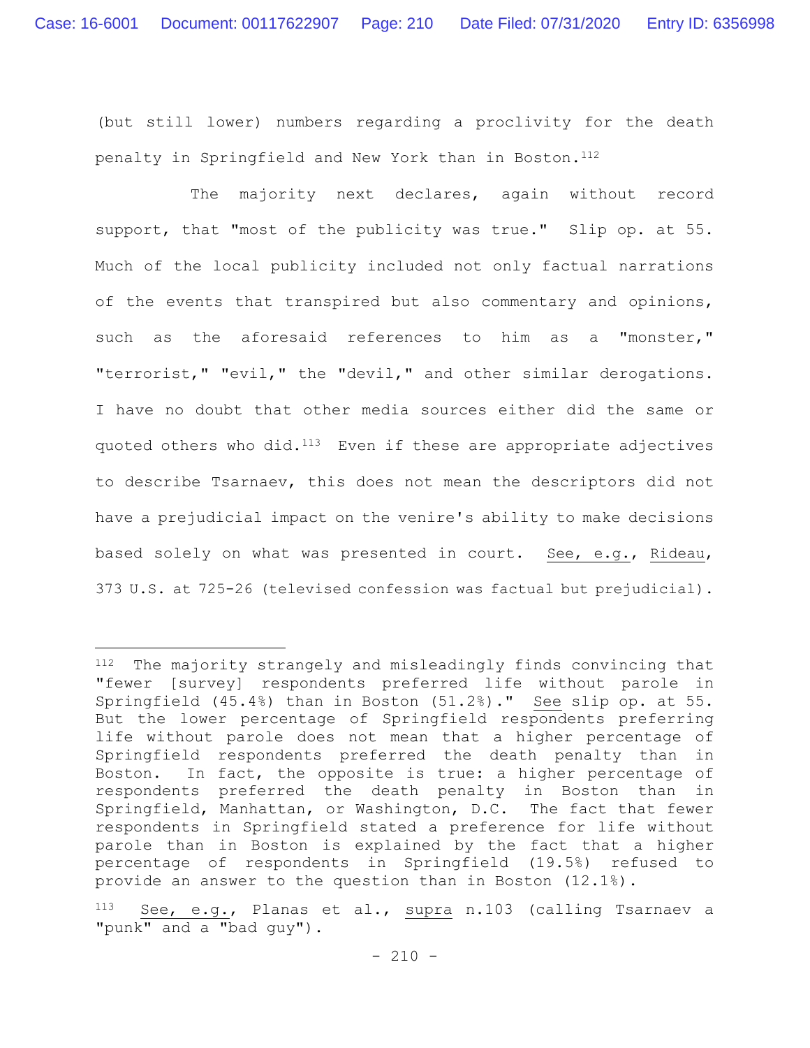(but still lower) numbers regarding a proclivity for the death penalty in Springfield and New York than in Boston.[112]

The majority next declares, again without record support, that "most of the publicity was true." Slip op. at 55. Much of the local publicity included not only factual narrations of the events that transpired but also commentary and opinions, such as the aforesaid references to him as a "monster," "terrorist," "evil," the "devil," and other similar derogations. I have no doubt that other media sources either did the same or quoted others who did.[113] Even if these are appropriate adjectives to describe Tsarnaev, this does not mean the descriptors did not have a prejudicial impact on the venire's ability to make decisions based solely on what was presented in court. See, e.g., Rideau, 373 U.S. at 725-26 (televised confession was factual but prejudicial).

---

[112] The majority strangely and misleadingly finds convincing that "fewer [survey] respondents preferred life without parole in Springfield (45.4%) than in Boston (51.2%)." See slip op. at 55. But the lower percentage of Springfield respondents preferring life without parole does not mean that a higher percentage of Springfield respondents preferred the death penalty than in Boston. In fact, the opposite is true: a higher percentage of respondents preferred the death penalty in Boston than in Springfield, Manhattan, or Washington, D.C. The fact that fewer respondents in Springfield stated a preference for life without parole than in Boston is explained by the fact that a higher percentage of respondents in Springfield (19.5%) refused to provide an answer to the question than in Boston (12.1%).

[113] See, e.g., Planas et al., supra n.103 (calling Tsarnaev a "punk" and a "bad guy").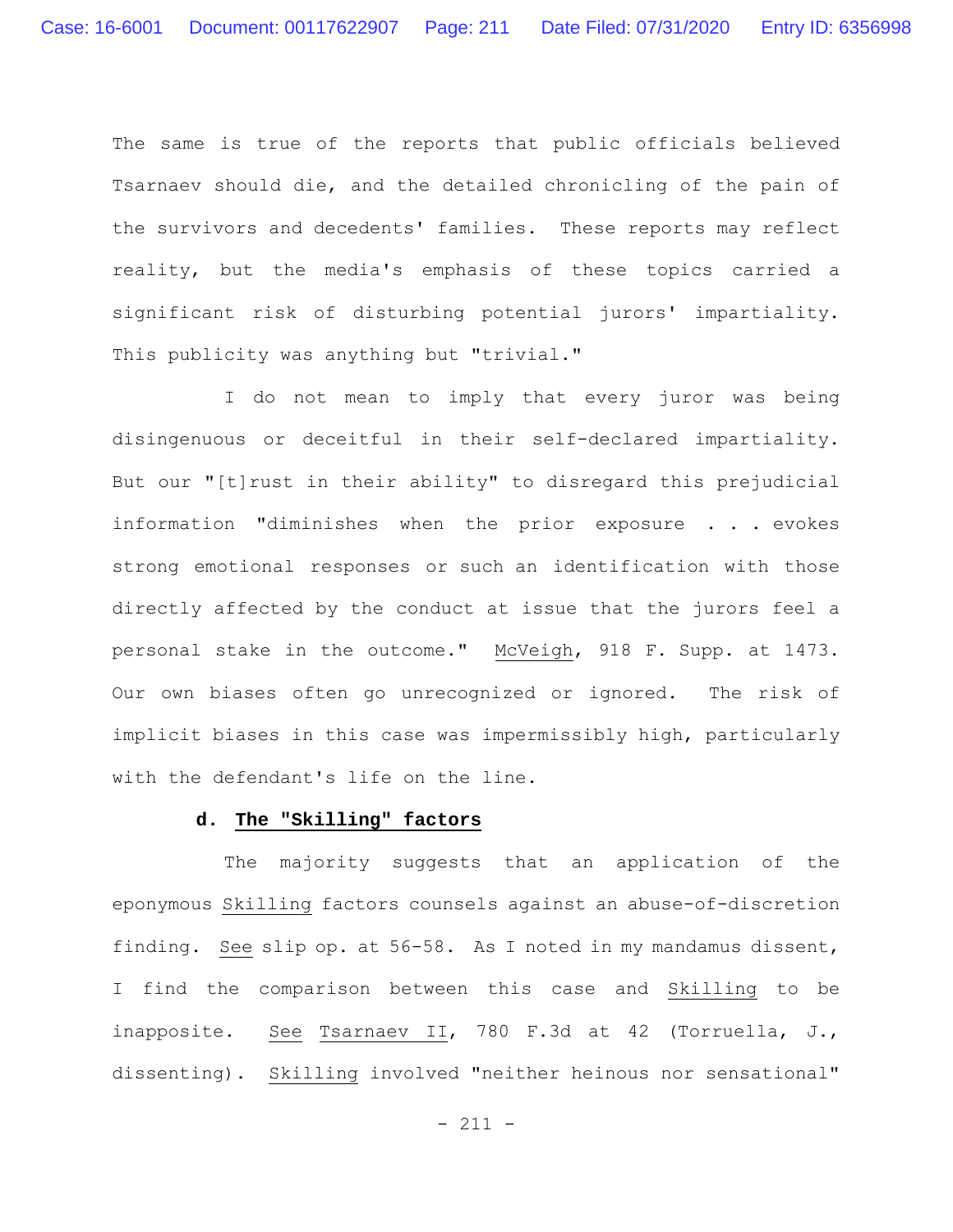The same is true of the reports that public officials believed Tsarnaev should die, and the detailed chronicling of the pain of the survivors and decedents' families. These reports may reflect reality, but the media's emphasis of these topics carried a significant risk of disturbing potential jurors' impartiality. This publicity was anything but "trivial."

I do not mean to imply that every juror was being disingenuous or deceitful in their self-declared impartiality. But our "[t]rust in their ability" to disregard this prejudicial information "diminishes when the prior exposure . . . evokes strong emotional responses or such an identification with those directly affected by the conduct at issue that the jurors feel a personal stake in the outcome." McVeigh, 918 F. Supp. at 1473. Our own biases often go unrecognized or ignored. The risk of implicit biases in this case was impermissibly high, particularly with the defendant's life on the line.

**d. The "Skilling" factors**

The majority suggests that an application of the eponymous Skilling factors counsels against an abuse-of-discretion finding. See slip op. at 56-58. As I noted in my mandamus dissent, I find the comparison between this case and Skilling to be inapposite. See Tsarnaev II, 780 F.3d at 42 (Torruella, J., dissenting). Skilling involved "neither heinous nor sensational"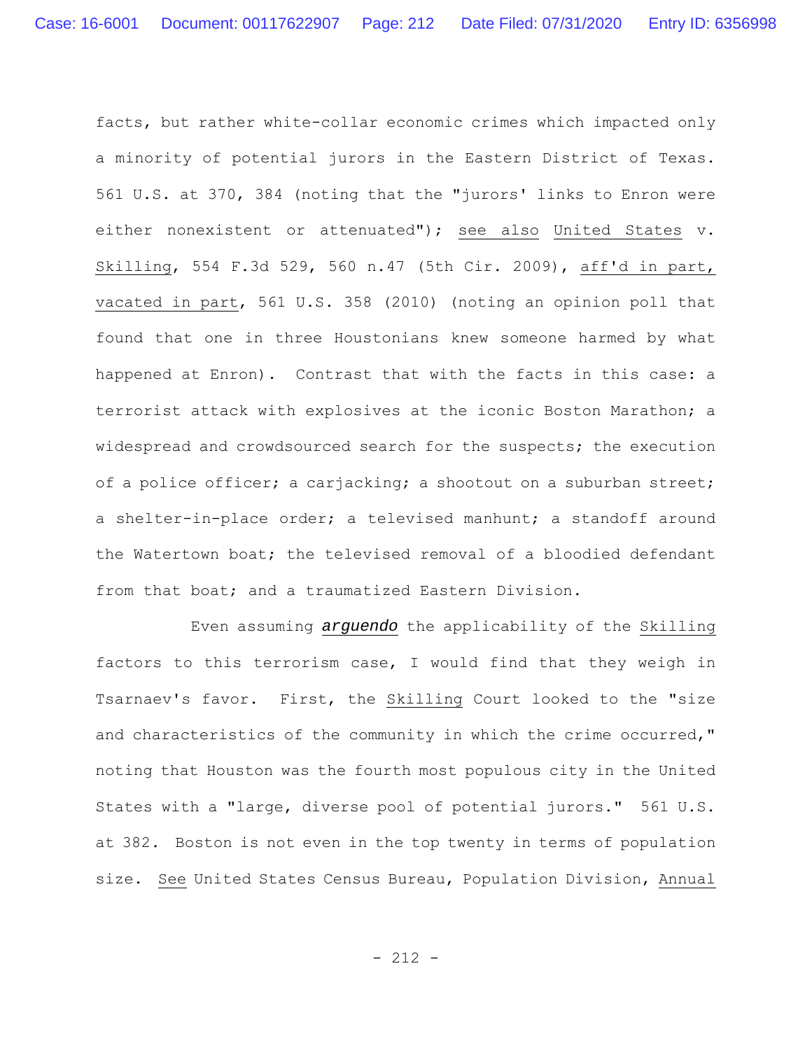facts, but rather white-collar economic crimes which impacted only a minority of potential jurors in the Eastern District of Texas. 561 U.S. at 370, 384 (noting that the "jurors' links to Enron were either nonexistent or attenuated"); see also United States v. Skilling, 554 F.3d 529, 560 n.47 (5th Cir. 2009), aff'd in part, vacated in part, 561 U.S. 358 (2010) (noting an opinion poll that found that one in three Houstonians knew someone harmed by what happened at Enron). Contrast that with the facts in this case: a terrorist attack with explosives at the iconic Boston Marathon; a widespread and crowdsourced search for the suspects; the execution of a police officer; a carjacking; a shootout on a suburban street; a shelter-in-place order; a televised manhunt; a standoff around the Watertown boat; the televised removal of a bloodied defendant from that boat; and a traumatized Eastern Division.

Even assuming ***arguendo*** the applicability of the Skilling factors to this terrorism case, I would find that they weigh in Tsarnaev's favor. First, the Skilling Court looked to the "size and characteristics of the community in which the crime occurred," noting that Houston was the fourth most populous city in the United States with a "large, diverse pool of potential jurors." 561 U.S. at 382. Boston is not even in the top twenty in terms of population size. See United States Census Bureau, Population Division, Annual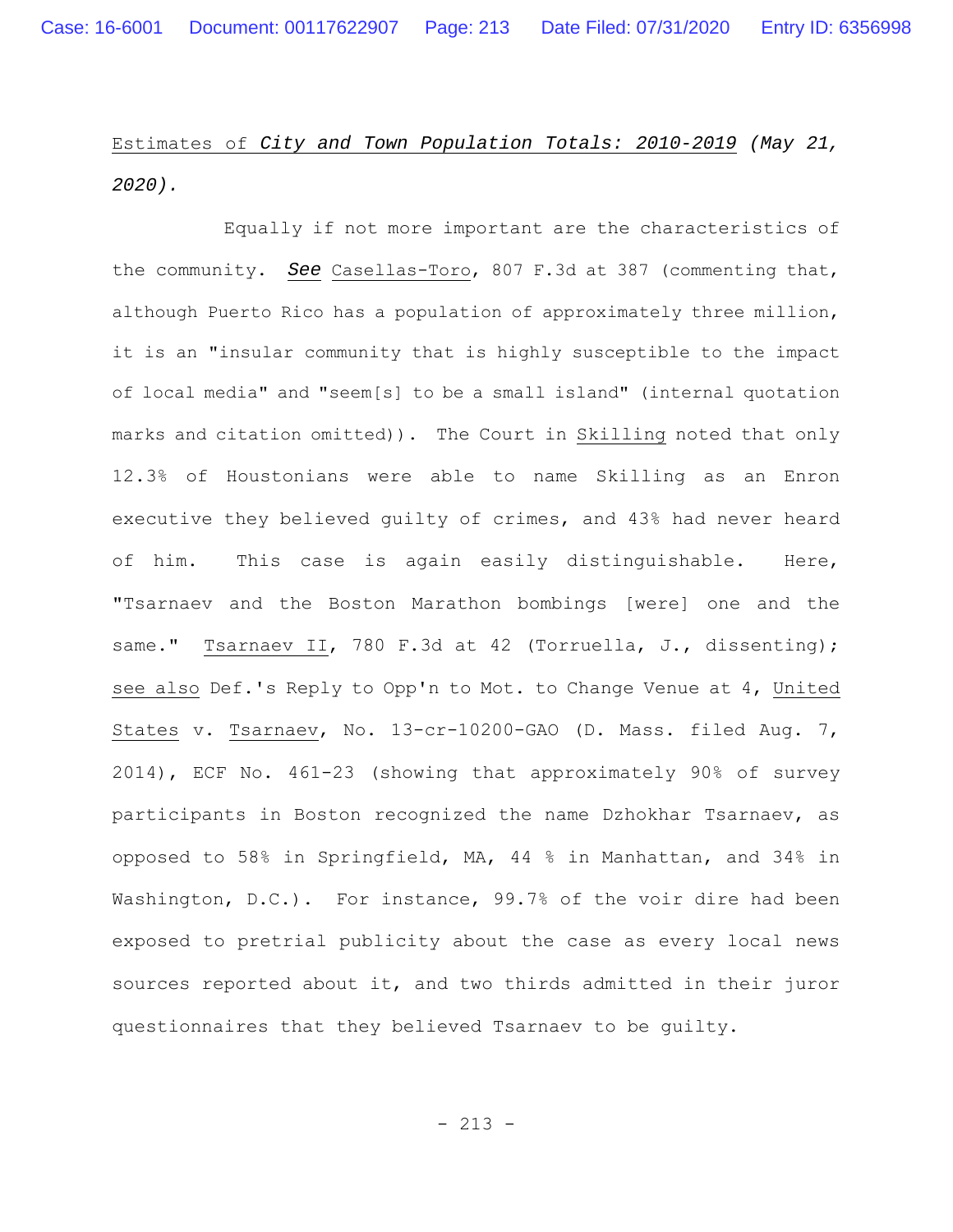Estimates of ***City and Town Population Totals: 2010-2019*** *(May 21, 2020).*

Equally if not more important are the characteristics of the community. ***See*** Casellas-Toro, 807 F.3d at 387 (commenting that, although Puerto Rico has a population of approximately three million, it is an "insular community that is highly susceptible to the impact of local media" and "seem[s] to be a small island" (internal quotation marks and citation omitted)). The Court in Skilling noted that only 12.3% of Houstonians were able to name Skilling as an Enron executive they believed guilty of crimes, and 43% had never heard of him. This case is again easily distinguishable. Here, "Tsarnaev and the Boston Marathon bombings [were] one and the same." Tsarnaev II, 780 F.3d at 42 (Torruella, J., dissenting); see also Def.'s Reply to Opp'n to Mot. to Change Venue at 4, United States v. Tsarnaev, No. 13-cr-10200-GAO (D. Mass. filed Aug. 7, 2014), ECF No. 461-23 (showing that approximately 90% of survey participants in Boston recognized the name Dzhokhar Tsarnaev, as opposed to 58% in Springfield, MA, 44 % in Manhattan, and 34% in Washington, D.C.). For instance, 99.7% of the voir dire had been exposed to pretrial publicity about the case as every local news sources reported about it, and two thirds admitted in their juror questionnaires that they believed Tsarnaev to be guilty.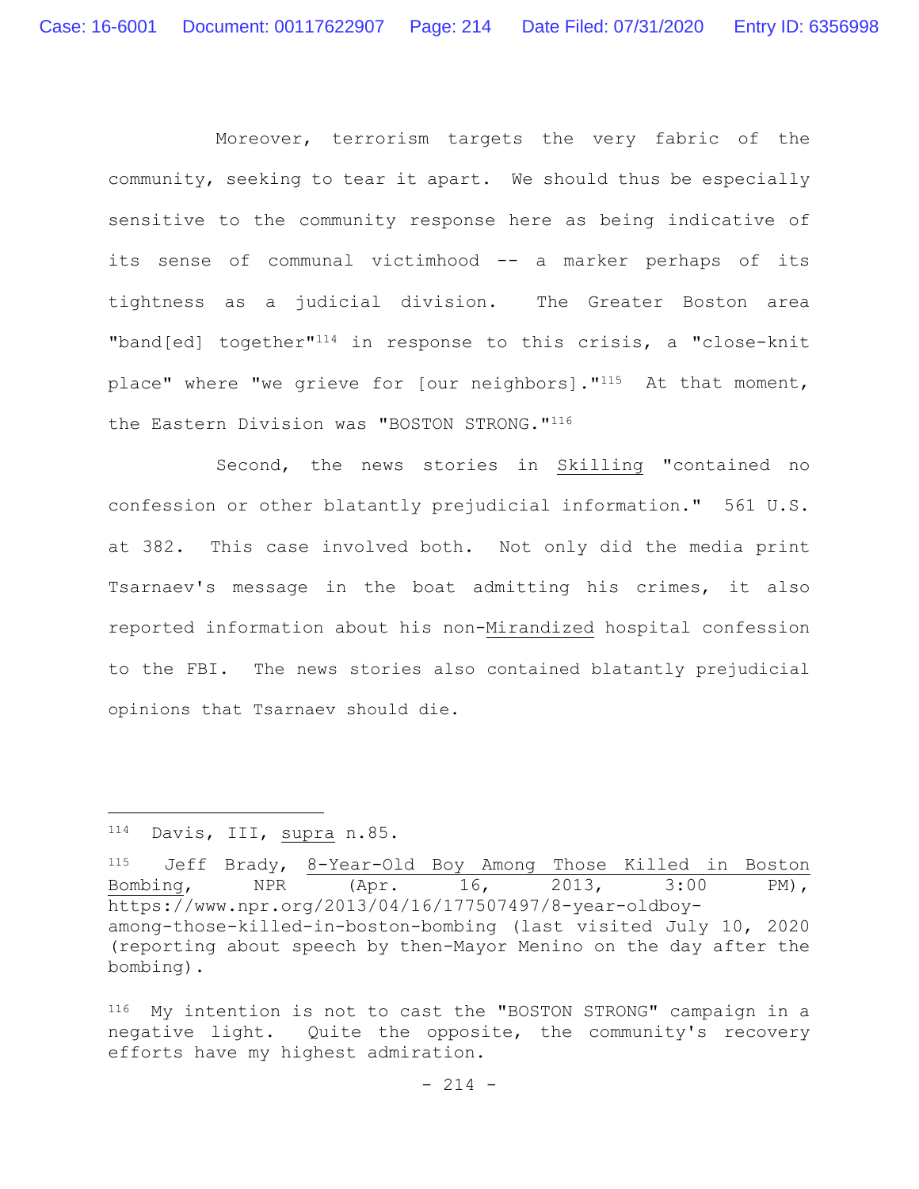Moreover, terrorism targets the very fabric of the community, seeking to tear it apart. We should thus be especially sensitive to the community response here as being indicative of its sense of communal victimhood -- a marker perhaps of its tightness as a judicial division. The Greater Boston area "band[ed] together"[114] in response to this crisis, a "close-knit place" where "we grieve for [our neighbors]."[115] At that moment, the Eastern Division was "BOSTON STRONG."[116]

Second, the news stories in Skilling "contained no confession or other blatantly prejudicial information." 561 U.S. at 382. This case involved both. Not only did the media print Tsarnaev's message in the boat admitting his crimes, it also reported information about his non-Mirandized hospital confession to the FBI. The news stories also contained blatantly prejudicial opinions that Tsarnaev should die.

---

[114] Davis, III, supra n.85.

[115] Jeff Brady, 8-Year-Old Boy Among Those Killed in Boston Bombing, NPR (Apr. 16, 2013, 3:00 PM), https://www.npr.org/2013/04/16/177507497/8-year-oldboy-among-those-killed-in-boston-bombing (last visited July 10, 2020 (reporting about speech by then-Mayor Menino on the day after the bombing).

[116] My intention is not to cast the "BOSTON STRONG" campaign in a negative light. Quite the opposite, the community's recovery efforts have my highest admiration.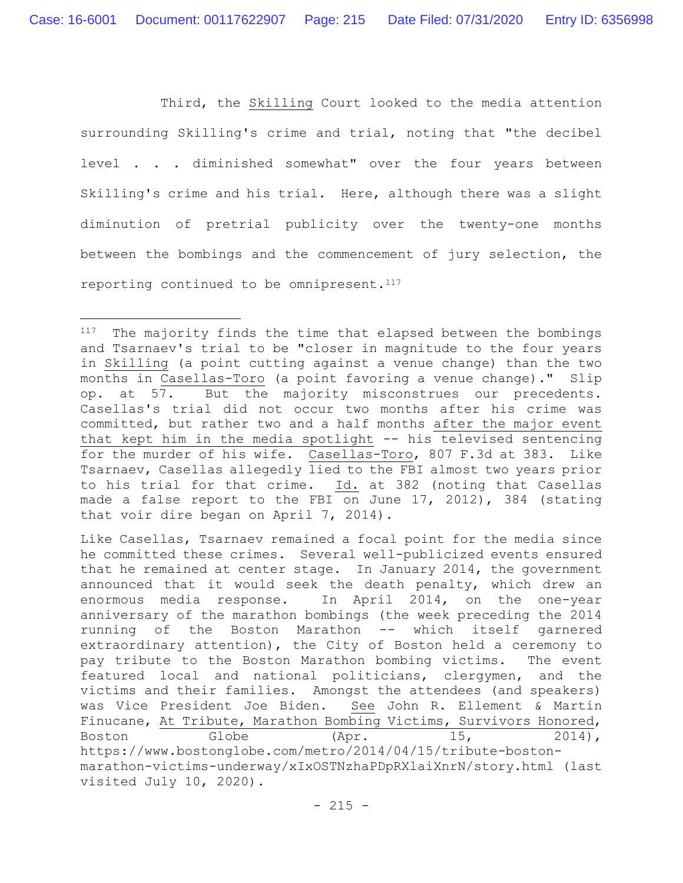Third, the Skilling Court looked to the media attention surrounding Skilling's crime and trial, noting that "the decibel level . . . diminished somewhat" over the four years between Skilling's crime and his trial. Here, although there was a slight diminution of pretrial publicity over the twenty-one months between the bombings and the commencement of jury selection, the reporting continued to be omnipresent.[117]

---

[117] The majority finds the time that elapsed between the bombings and Tsarnaev's trial to be "closer in magnitude to the four years in Skilling (a point cutting against a venue change) than the two months in Casellas-Toro (a point favoring a venue change)." Slip op. at 57. But the majority misconstrues our precedents. Casellas's trial did not occur two months after his crime was committed, but rather two and a half months after the major event that kept him in the media spotlight -- his televised sentencing for the murder of his wife. Casellas-Toro, 807 F.3d at 383. Like Tsarnaev, Casellas allegedly lied to the FBI almost two years prior to his trial for that crime. Id. at 382 (noting that Casellas made a false report to the FBI on June 17, 2012), 384 (stating that voir dire began on April 7, 2014).

Like Casellas, Tsarnaev remained a focal point for the media since he committed these crimes. Several well-publicized events ensured that he remained at center stage. In January 2014, the government announced that it would seek the death penalty, which drew an enormous media response. In April 2014, on the one-year anniversary of the marathon bombings (the week preceding the 2014 running of the Boston Marathon -- which itself garnered extraordinary attention), the City of Boston held a ceremony to pay tribute to the Boston Marathon bombing victims. The event featured local and national politicians, clergymen, and the victims and their families. Amongst the attendees (and speakers) was Vice President Joe Biden. See John R. Ellement & Martin Finucane, At Tribute, Marathon Bombing Victims, Survivors Honored, Boston Globe (Apr. 15, 2014), https://www.bostonglobe.com/metro/2014/04/15/tribute-boston-marathon-victims-underway/xIxOSTNzhaPDpRXlaiXnrN/story.html (last visited July 10, 2020).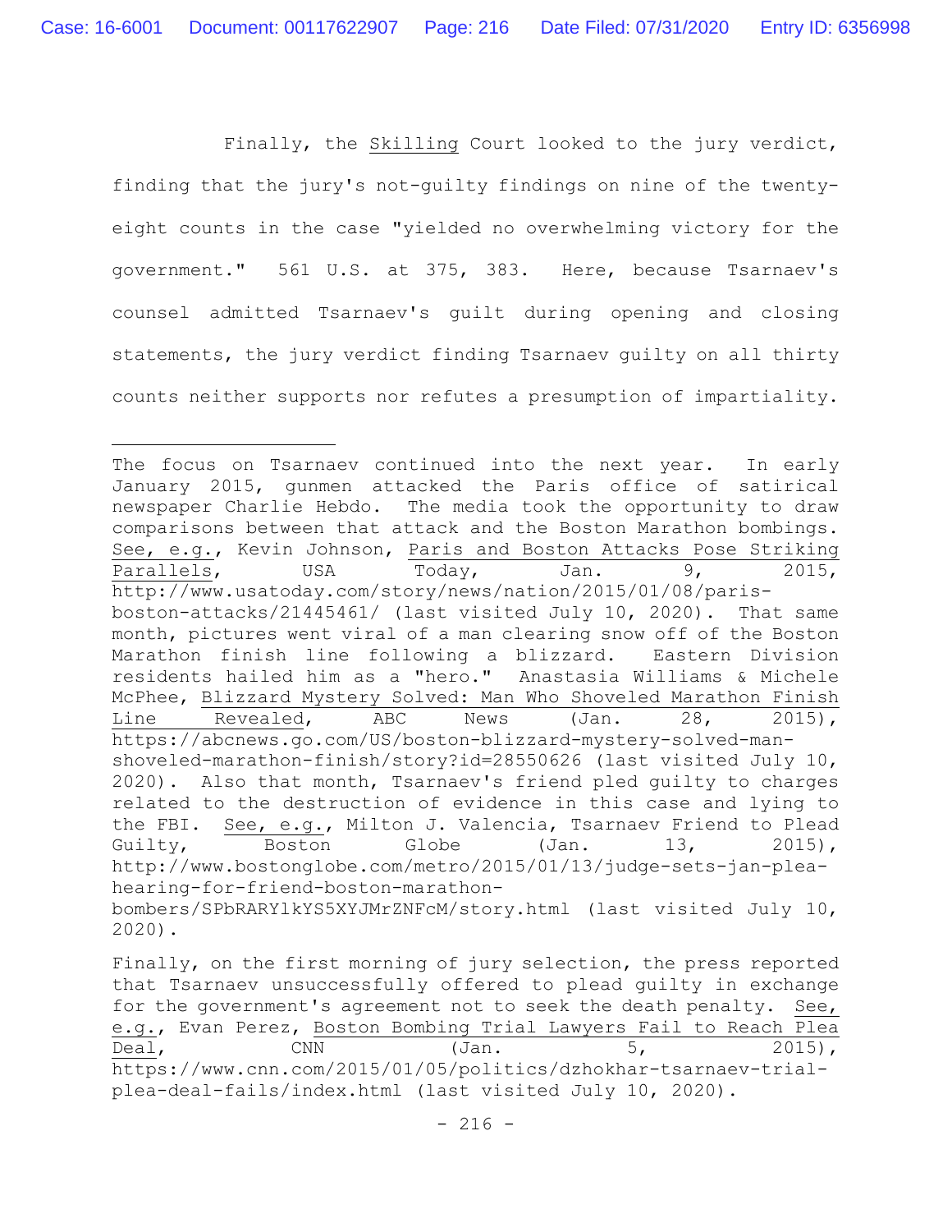Finally, the Skilling Court looked to the jury verdict, finding that the jury's not-guilty findings on nine of the twenty-eight counts in the case "yielded no overwhelming victory for the government." 561 U.S. at 375, 383. Here, because Tsarnaev's counsel admitted Tsarnaev's guilt during opening and closing statements, the jury verdict finding Tsarnaev guilty on all thirty counts neither supports nor refutes a presumption of impartiality.

---

The focus on Tsarnaev continued into the next year. In early January 2015, gunmen attacked the Paris office of satirical newspaper Charlie Hebdo. The media took the opportunity to draw comparisons between that attack and the Boston Marathon bombings. See, e.g., Kevin Johnson, Paris and Boston Attacks Pose Striking Parallels, USA Today, Jan. 9, 2015, http://www.usatoday.com/story/news/nation/2015/01/08/paris-boston-attacks/21445461/ (last visited July 10, 2020). That same month, pictures went viral of a man clearing snow off of the Boston Marathon finish line following a blizzard. Eastern Division residents hailed him as a "hero." Anastasia Williams & Michele McPhee, Blizzard Mystery Solved: Man Who Shoveled Marathon Finish Line Revealed, ABC News (Jan. 28, 2015), https://abcnews.go.com/US/boston-blizzard-mystery-solved-man-shoveled-marathon-finish/story?id=28550626 (last visited July 10, 2020). Also that month, Tsarnaev's friend pled guilty to charges related to the destruction of evidence in this case and lying to the FBI. See, e.g., Milton J. Valencia, Tsarnaev Friend to Plead Guilty, Boston Globe (Jan. 13, 2015), http://www.bostonglobe.com/metro/2015/01/13/judge-sets-jan-plea-hearing-for-friend-boston-marathon-bombers/SPbRARYlkYS5XYJMrZNFcM/story.html (last visited July 10, 2020).

Finally, on the first morning of jury selection, the press reported that Tsarnaev unsuccessfully offered to plead guilty in exchange for the government's agreement not to seek the death penalty. See, e.g., Evan Perez, Boston Bombing Trial Lawyers Fail to Reach Plea Deal, CNN (Jan. 5, 2015), https://www.cnn.com/2015/01/05/politics/dzhokhar-tsarnaev-trial-plea-deal-fails/index.html (last visited July 10, 2020).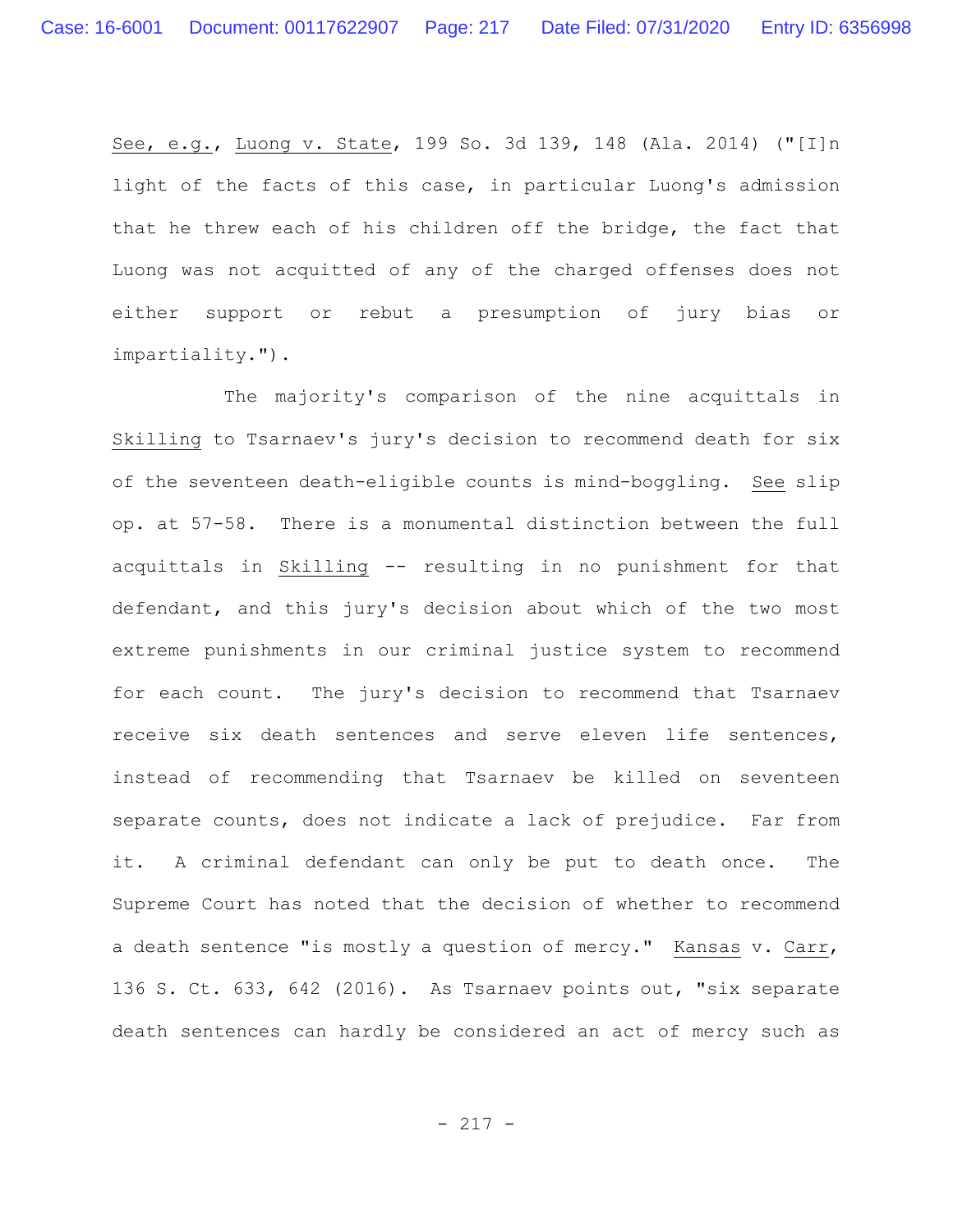See, e.g., Luong v. State, 199 So. 3d 139, 148 (Ala. 2014) ("[I]n light of the facts of this case, in particular Luong's admission that he threw each of his children off the bridge, the fact that Luong was not acquitted of any of the charged offenses does not either support or rebut a presumption of jury bias or impartiality.").

The majority's comparison of the nine acquittals in Skilling to Tsarnaev's jury's decision to recommend death for six of the seventeen death-eligible counts is mind-boggling. See slip op. at 57-58. There is a monumental distinction between the full acquittals in Skilling -- resulting in no punishment for that defendant, and this jury's decision about which of the two most extreme punishments in our criminal justice system to recommend for each count. The jury's decision to recommend that Tsarnaev receive six death sentences and serve eleven life sentences, instead of recommending that Tsarnaev be killed on seventeen separate counts, does not indicate a lack of prejudice. Far from it. A criminal defendant can only be put to death once. The Supreme Court has noted that the decision of whether to recommend a death sentence "is mostly a question of mercy." Kansas v. Carr, 136 S. Ct. 633, 642 (2016). As Tsarnaev points out, "six separate death sentences can hardly be considered an act of mercy such as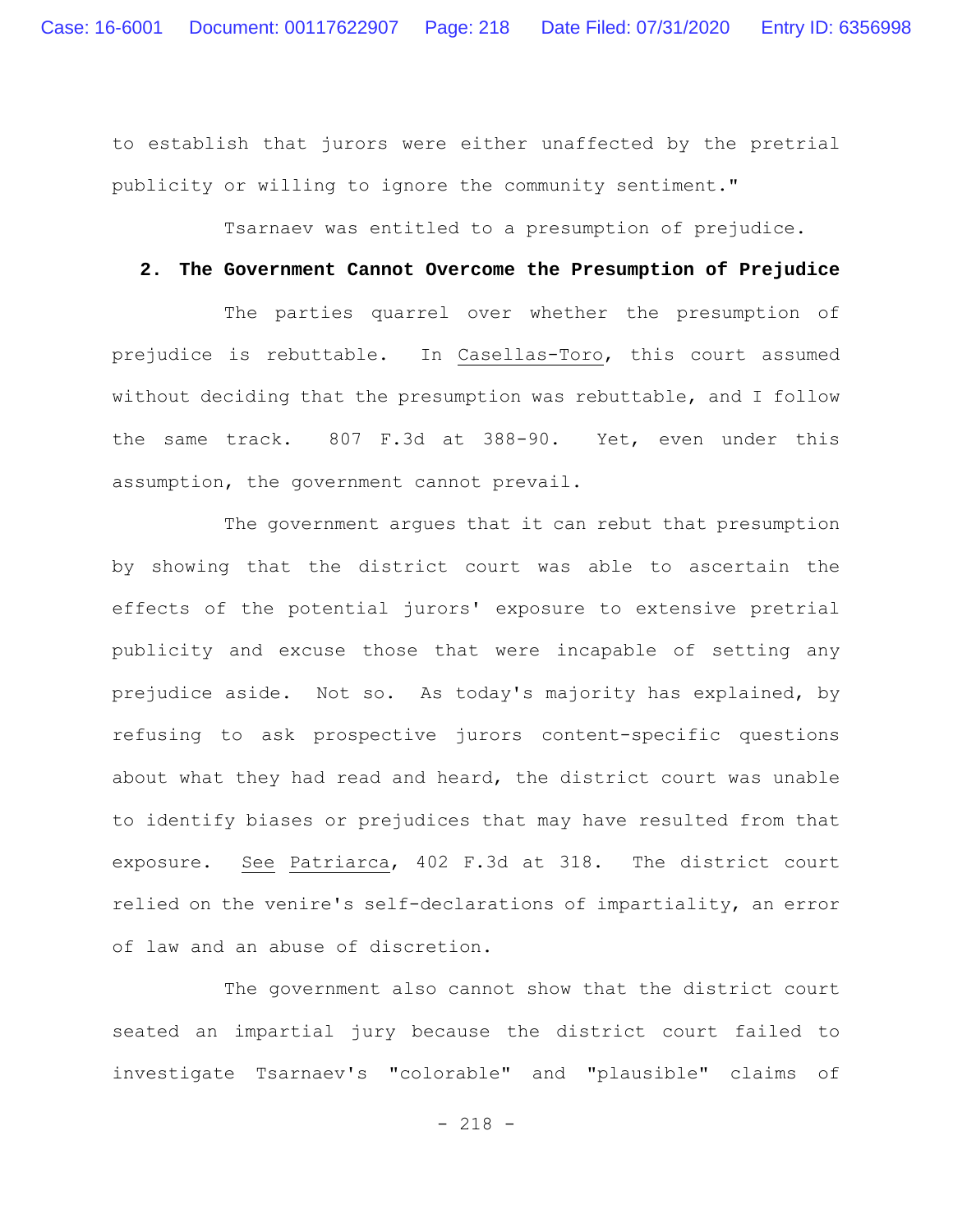to establish that jurors were either unaffected by the pretrial publicity or willing to ignore the community sentiment."

Tsarnaev was entitled to a presumption of prejudice.

**2. The Government Cannot Overcome the Presumption of Prejudice**

The parties quarrel over whether the presumption of prejudice is rebuttable. In Casellas-Toro, this court assumed without deciding that the presumption was rebuttable, and I follow the same track. 807 F.3d at 388-90. Yet, even under this assumption, the government cannot prevail.

The government argues that it can rebut that presumption by showing that the district court was able to ascertain the effects of the potential jurors' exposure to extensive pretrial publicity and excuse those that were incapable of setting any prejudice aside. Not so. As today's majority has explained, by refusing to ask prospective jurors content-specific questions about what they had read and heard, the district court was unable to identify biases or prejudices that may have resulted from that exposure. See Patriarca, 402 F.3d at 318. The district court relied on the venire's self-declarations of impartiality, an error of law and an abuse of discretion.

The government also cannot show that the district court seated an impartial jury because the district court failed to investigate Tsarnaev's "colorable" and "plausible" claims of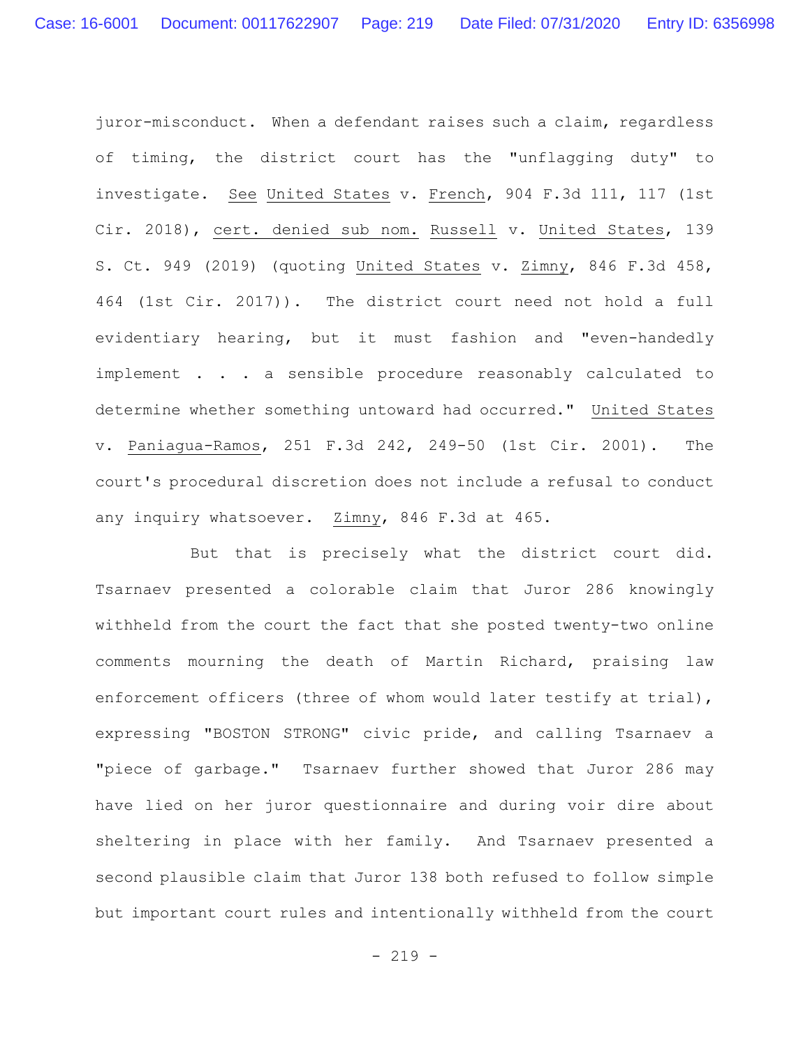juror-misconduct. When a defendant raises such a claim, regardless of timing, the district court has the "unflagging duty" to investigate. _See_ _United States_ v. _French_, 904 F.3d 111, 117 (1st Cir. 2018), _cert. denied sub nom._ _Russell_ v. _United States_, 139 S. Ct. 949 (2019) (quoting _United States_ v. _Zimny_, 846 F.3d 458, 464 (1st Cir. 2017)). The district court need not hold a full evidentiary hearing, but it must fashion and "even-handedly implement . . . a sensible procedure reasonably calculated to determine whether something untoward had occurred." _United States_ v. _Paniagua-Ramos_, 251 F.3d 242, 249-50 (1st Cir. 2001). The court's procedural discretion does not include a refusal to conduct any inquiry whatsoever. _Zimny_, 846 F.3d at 465.

But that is precisely what the district court did. Tsarnaev presented a colorable claim that Juror 286 knowingly withheld from the court the fact that she posted twenty-two online comments mourning the death of Martin Richard, praising law enforcement officers (three of whom would later testify at trial), expressing "BOSTON STRONG" civic pride, and calling Tsarnaev a "piece of garbage." Tsarnaev further showed that Juror 286 may have lied on her juror questionnaire and during voir dire about sheltering in place with her family. And Tsarnaev presented a second plausible claim that Juror 138 both refused to follow simple but important court rules and intentionally withheld from the court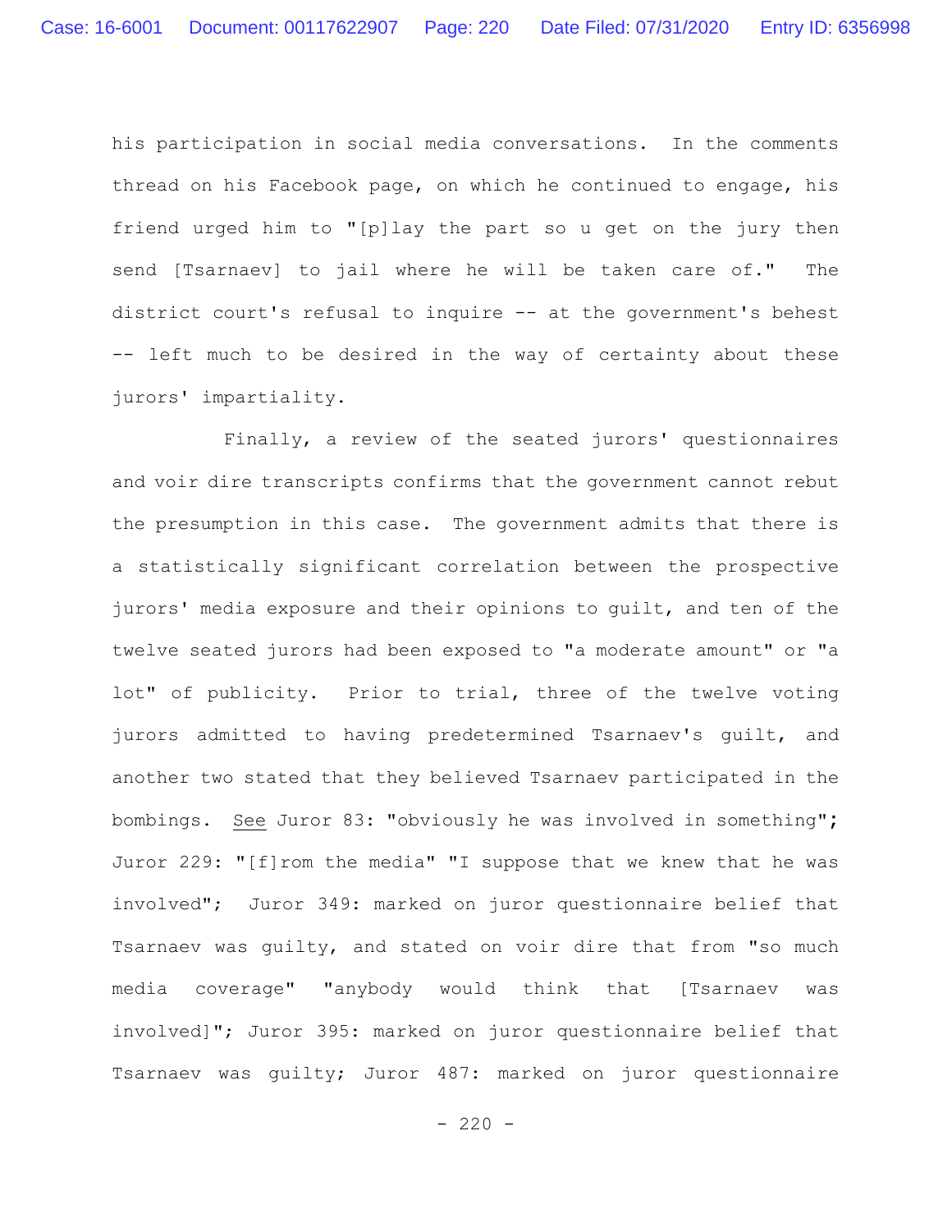his participation in social media conversations. In the comments thread on his Facebook page, on which he continued to engage, his friend urged him to "[p]lay the part so u get on the jury then send [Tsarnaev] to jail where he will be taken care of." The district court's refusal to inquire -- at the government's behest -- left much to be desired in the way of certainty about these jurors' impartiality.

Finally, a review of the seated jurors' questionnaires and voir dire transcripts confirms that the government cannot rebut the presumption in this case. The government admits that there is a statistically significant correlation between the prospective jurors' media exposure and their opinions to guilt, and ten of the twelve seated jurors had been exposed to "a moderate amount" or "a lot" of publicity. Prior to trial, three of the twelve voting jurors admitted to having predetermined Tsarnaev's guilt, and another two stated that they believed Tsarnaev participated in the bombings. See Juror 83: "obviously he was involved in something"; Juror 229: "[f]rom the media" "I suppose that we knew that he was involved"; Juror 349: marked on juror questionnaire belief that Tsarnaev was guilty, and stated on voir dire that from "so much media coverage" "anybody would think that [Tsarnaev was involved]"; Juror 395: marked on juror questionnaire belief that Tsarnaev was guilty; Juror 487: marked on juror questionnaire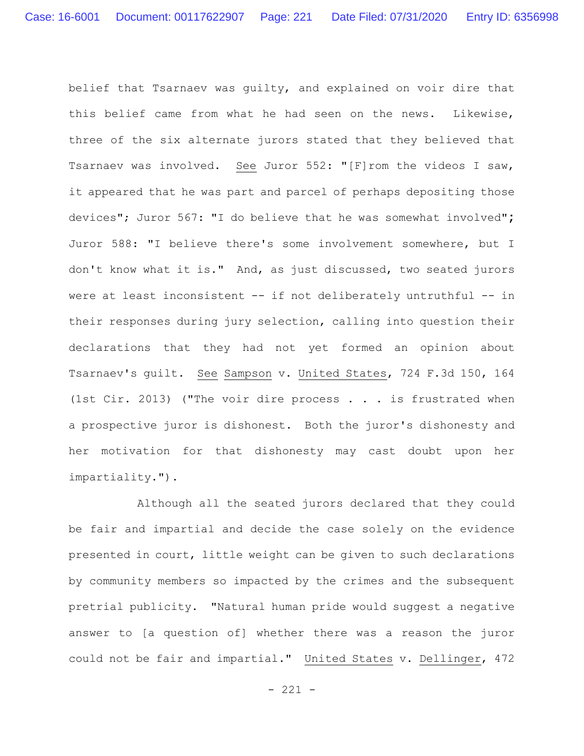belief that Tsarnaev was guilty, and explained on voir dire that this belief came from what he had seen on the news. Likewise, three of the six alternate jurors stated that they believed that Tsarnaev was involved. See Juror 552: "[F]rom the videos I saw, it appeared that he was part and parcel of perhaps depositing those devices"; Juror 567: "I do believe that he was somewhat involved"; Juror 588: "I believe there's some involvement somewhere, but I don't know what it is." And, as just discussed, two seated jurors were at least inconsistent -- if not deliberately untruthful -- in their responses during jury selection, calling into question their declarations that they had not yet formed an opinion about Tsarnaev's guilt. See Sampson v. United States, 724 F.3d 150, 164 (1st Cir. 2013) ("The voir dire process . . . is frustrated when a prospective juror is dishonest. Both the juror's dishonesty and her motivation for that dishonesty may cast doubt upon her impartiality.").

Although all the seated jurors declared that they could be fair and impartial and decide the case solely on the evidence presented in court, little weight can be given to such declarations by community members so impacted by the crimes and the subsequent pretrial publicity. "Natural human pride would suggest a negative answer to [a question of] whether there was a reason the juror could not be fair and impartial." United States v. Dellinger, 472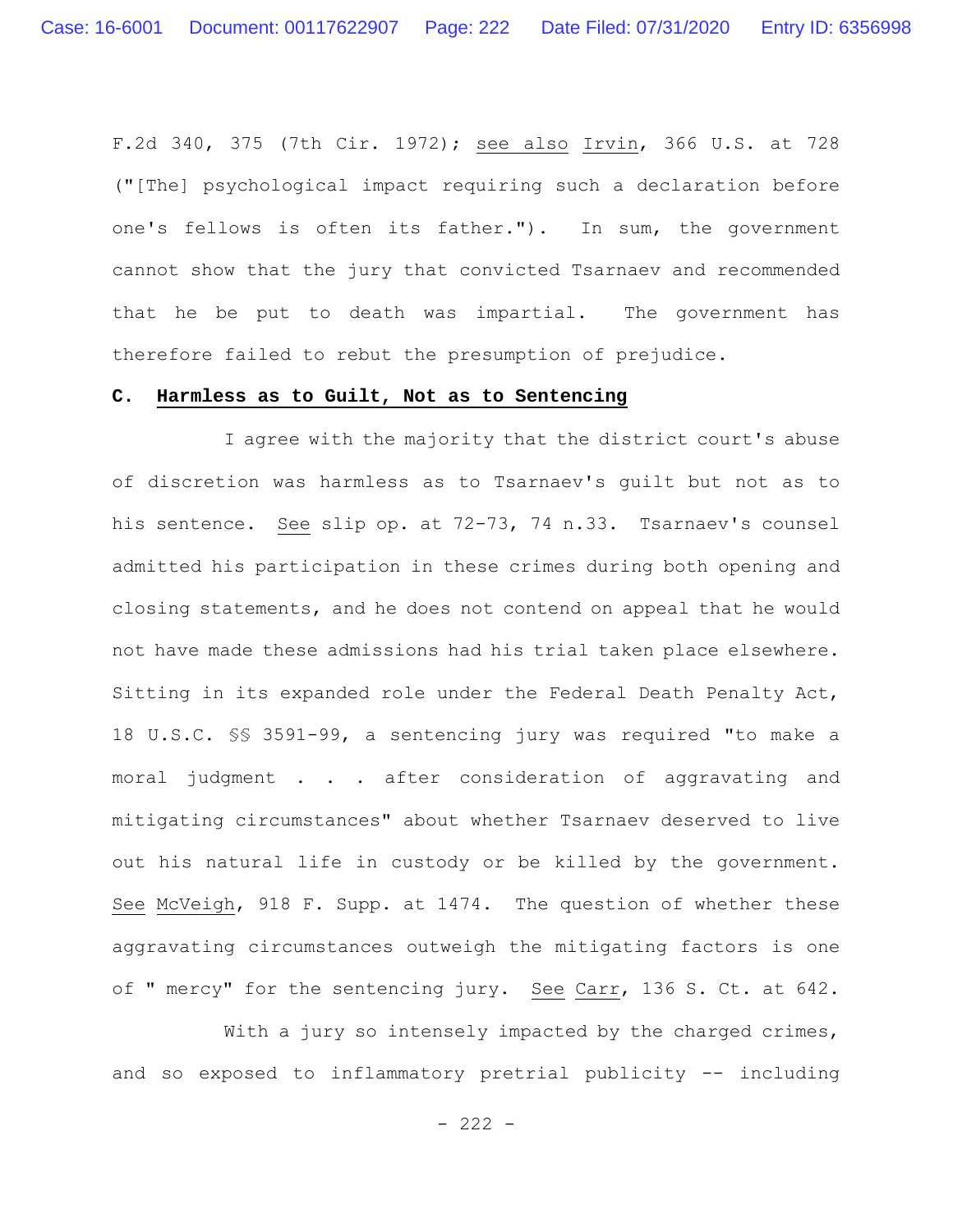F.2d 340, 375 (7th Cir. 1972); see also Irvin, 366 U.S. at 728 ("[The] psychological impact requiring such a declaration before one's fellows is often its father."). In sum, the government cannot show that the jury that convicted Tsarnaev and recommended that he be put to death was impartial. The government has therefore failed to rebut the presumption of prejudice.

**C. Harmless as to Guilt, Not as to Sentencing**

I agree with the majority that the district court's abuse of discretion was harmless as to Tsarnaev's guilt but not as to his sentence. See slip op. at 72-73, 74 n.33. Tsarnaev's counsel admitted his participation in these crimes during both opening and closing statements, and he does not contend on appeal that he would not have made these admissions had his trial taken place elsewhere. Sitting in its expanded role under the Federal Death Penalty Act, 18 U.S.C. §§ 3591-99, a sentencing jury was required "to make a moral judgment . . . after consideration of aggravating and mitigating circumstances" about whether Tsarnaev deserved to live out his natural life in custody or be killed by the government. See McVeigh, 918 F. Supp. at 1474. The question of whether these aggravating circumstances outweigh the mitigating factors is one of " mercy" for the sentencing jury. See Carr, 136 S. Ct. at 642.

With a jury so intensely impacted by the charged crimes, and so exposed to inflammatory pretrial publicity -- including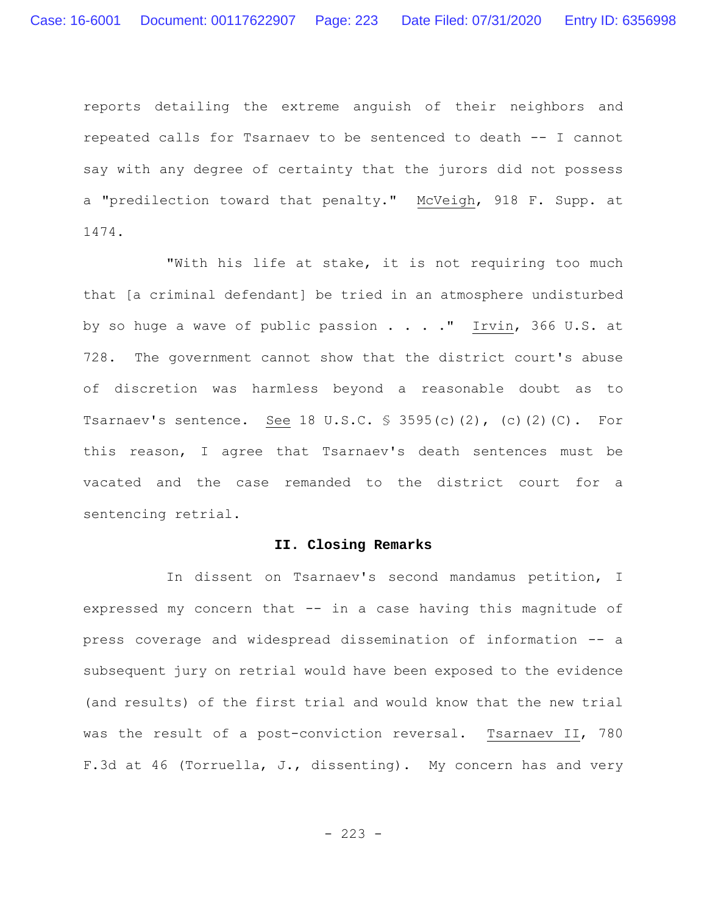reports detailing the extreme anguish of their neighbors and repeated calls for Tsarnaev to be sentenced to death -- I cannot say with any degree of certainty that the jurors did not possess a "predilection toward that penalty." McVeigh, 918 F. Supp. at 1474.

"With his life at stake, it is not requiring too much that [a criminal defendant] be tried in an atmosphere undisturbed by so huge a wave of public passion . . . ." Irvin, 366 U.S. at 728. The government cannot show that the district court's abuse of discretion was harmless beyond a reasonable doubt as to Tsarnaev's sentence. See 18 U.S.C. § 3595(c)(2), (c)(2)(C). For this reason, I agree that Tsarnaev's death sentences must be vacated and the case remanded to the district court for a sentencing retrial.

## II. Closing Remarks

In dissent on Tsarnaev's second mandamus petition, I expressed my concern that -- in a case having this magnitude of press coverage and widespread dissemination of information -- a subsequent jury on retrial would have been exposed to the evidence (and results) of the first trial and would know that the new trial was the result of a post-conviction reversal. Tsarnaev II, 780 F.3d at 46 (Torruella, J., dissenting). My concern has and very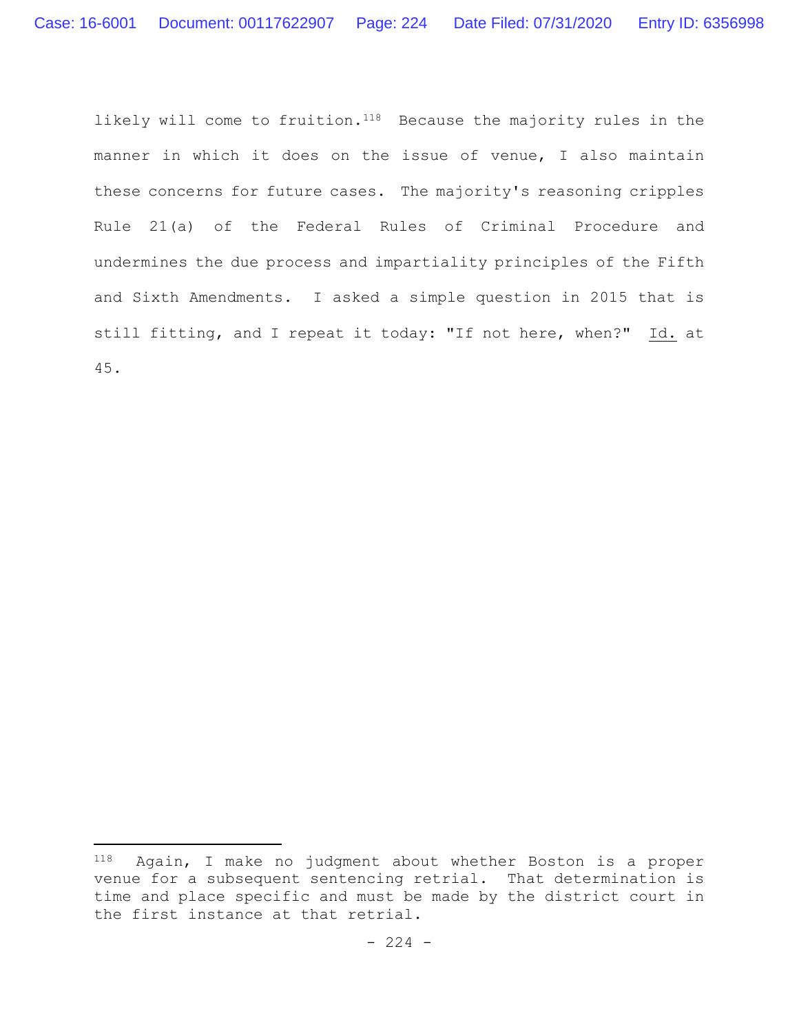likely will come to fruition.[118] Because the majority rules in the manner in which it does on the issue of venue, I also maintain these concerns for future cases. The majority's reasoning cripples Rule 21(a) of the Federal Rules of Criminal Procedure and undermines the due process and impartiality principles of the Fifth and Sixth Amendments. I asked a simple question in 2015 that is still fitting, and I repeat it today: "If not here, when?" Id. at 45.

---

[118] Again, I make no judgment about whether Boston is a proper venue for a subsequent sentencing retrial. That determination is time and place specific and must be made by the district court in the first instance at that retrial.